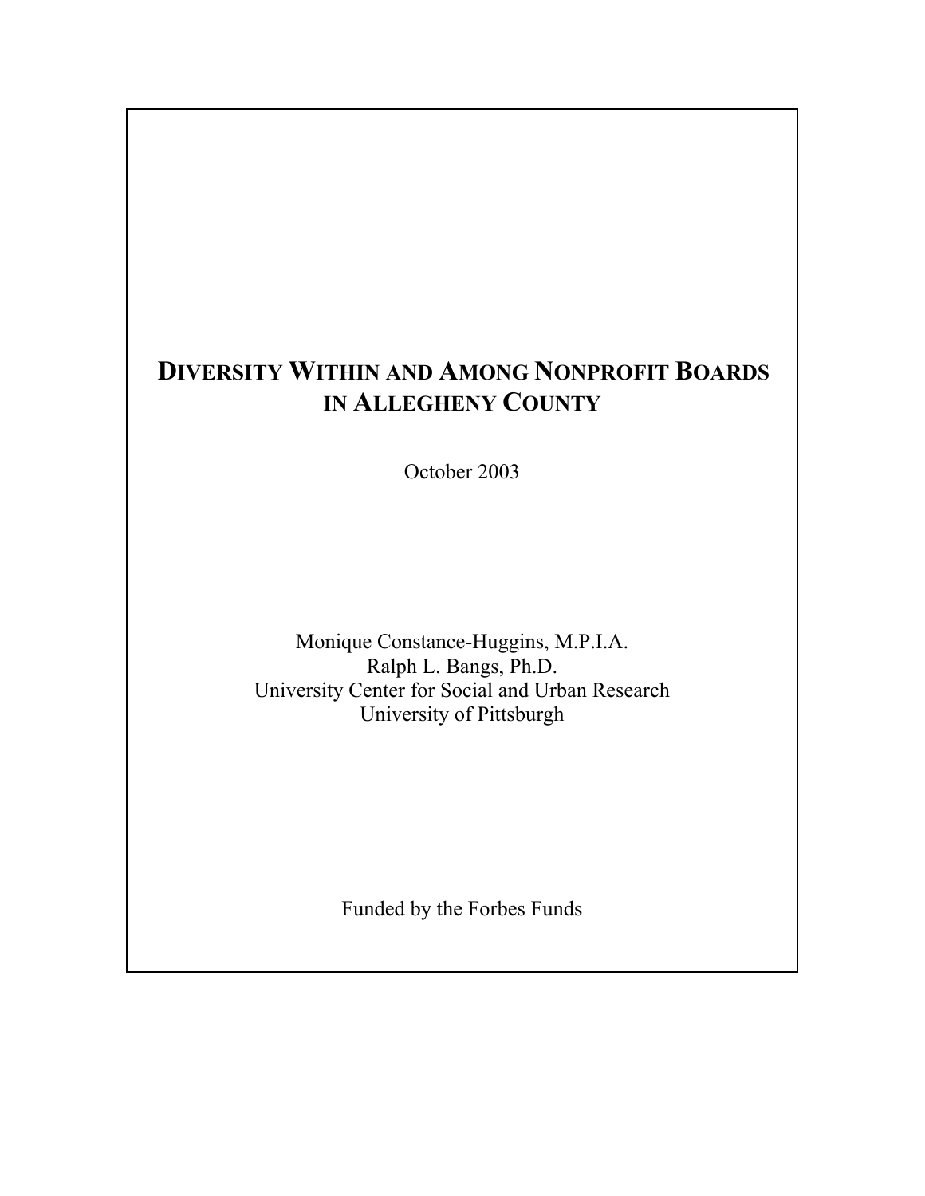# DIVERSITY WITHIN AND AMONG NONPROFIT BOARDS IN ALLEGHENY COUNTY

October 2003

Monique Constance-Huggins, M.P.I.A.
Ralph L. Bangs, Ph.D.
University Center for Social and Urban Research
University of Pittsburgh

Funded by the Forbes Funds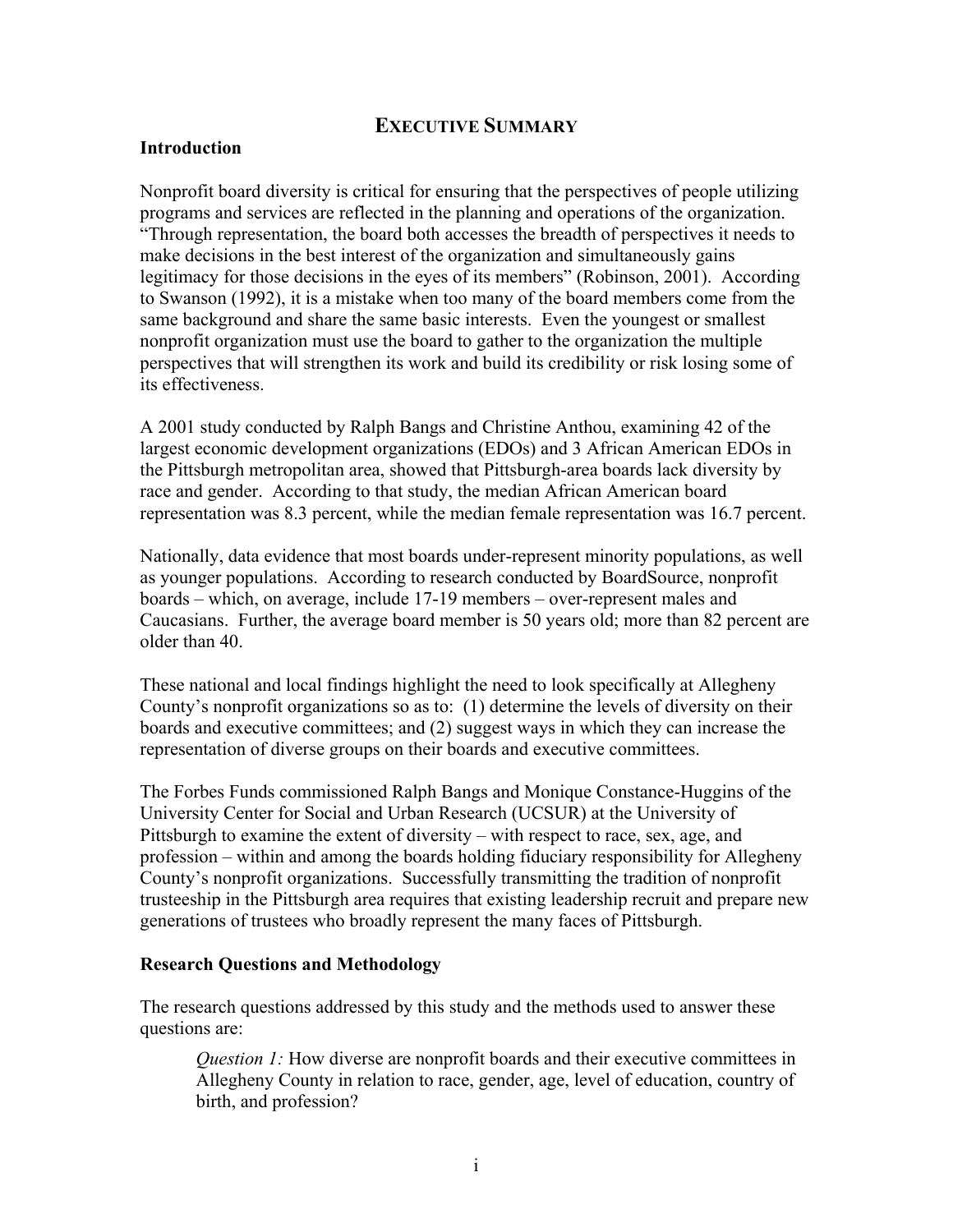# EXECUTIVE SUMMARY

## Introduction

Nonprofit board diversity is critical for ensuring that the perspectives of people utilizing programs and services are reflected in the planning and operations of the organization. "Through representation, the board both accesses the breadth of perspectives it needs to make decisions in the best interest of the organization and simultaneously gains legitimacy for those decisions in the eyes of its members" (Robinson, 2001). According to Swanson (1992), it is a mistake when too many of the board members come from the same background and share the same basic interests. Even the youngest or smallest nonprofit organization must use the board to gather to the organization the multiple perspectives that will strengthen its work and build its credibility or risk losing some of its effectiveness.

A 2001 study conducted by Ralph Bangs and Christine Anthou, examining 42 of the largest economic development organizations (EDOs) and 3 African American EDOs in the Pittsburgh metropolitan area, showed that Pittsburgh-area boards lack diversity by race and gender. According to that study, the median African American board representation was 8.3 percent, while the median female representation was 16.7 percent.

Nationally, data evidence that most boards under-represent minority populations, as well as younger populations. According to research conducted by BoardSource, nonprofit boards – which, on average, include 17-19 members – over-represent males and Caucasians. Further, the average board member is 50 years old; more than 82 percent are older than 40.

These national and local findings highlight the need to look specifically at Allegheny County's nonprofit organizations so as to: (1) determine the levels of diversity on their boards and executive committees; and (2) suggest ways in which they can increase the representation of diverse groups on their boards and executive committees.

The Forbes Funds commissioned Ralph Bangs and Monique Constance-Huggins of the University Center for Social and Urban Research (UCSUR) at the University of Pittsburgh to examine the extent of diversity – with respect to race, sex, age, and profession – within and among the boards holding fiduciary responsibility for Allegheny County's nonprofit organizations. Successfully transmitting the tradition of nonprofit trusteeship in the Pittsburgh area requires that existing leadership recruit and prepare new generations of trustees who broadly represent the many faces of Pittsburgh.

## Research Questions and Methodology

The research questions addressed by this study and the methods used to answer these questions are:

> *Question 1:* How diverse are nonprofit boards and their executive committees in Allegheny County in relation to race, gender, age, level of education, country of birth, and profession?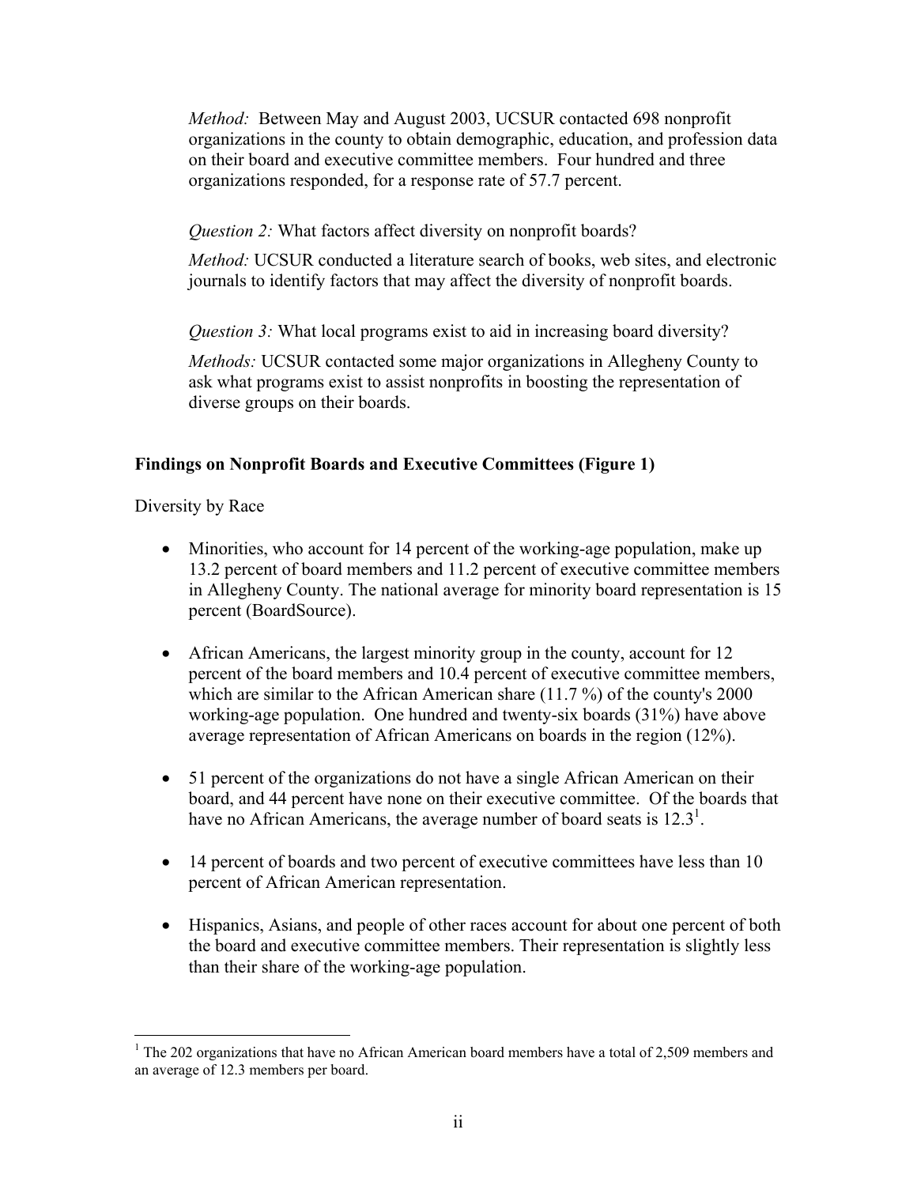*Method:* Between May and August 2003, UCSUR contacted 698 nonprofit organizations in the county to obtain demographic, education, and profession data on their board and executive committee members. Four hundred and three organizations responded, for a response rate of 57.7 percent.

*Question 2:* What factors affect diversity on nonprofit boards?

*Method:* UCSUR conducted a literature search of books, web sites, and electronic journals to identify factors that may affect the diversity of nonprofit boards.

*Question 3:* What local programs exist to aid in increasing board diversity?

*Methods:* UCSUR contacted some major organizations in Allegheny County to ask what programs exist to assist nonprofits in boosting the representation of diverse groups on their boards.

**Findings on Nonprofit Boards and Executive Committees (Figure 1)**

Diversity by Race

- Minorities, who account for 14 percent of the working-age population, make up 13.2 percent of board members and 11.2 percent of executive committee members in Allegheny County. The national average for minority board representation is 15 percent (BoardSource).

- African Americans, the largest minority group in the county, account for 12 percent of the board members and 10.4 percent of executive committee members, which are similar to the African American share (11.7 %) of the county's 2000 working-age population. One hundred and twenty-six boards (31%) have above average representation of African Americans on boards in the region (12%).

- 51 percent of the organizations do not have a single African American on their board, and 44 percent have none on their executive committee. Of the boards that have no African Americans, the average number of board seats is 12.3[1].

- 14 percent of boards and two percent of executive committees have less than 10 percent of African American representation.

- Hispanics, Asians, and people of other races account for about one percent of both the board and executive committee members. Their representation is slightly less than their share of the working-age population.

[1] The 202 organizations that have no African American board members have a total of 2,509 members and an average of 12.3 members per board.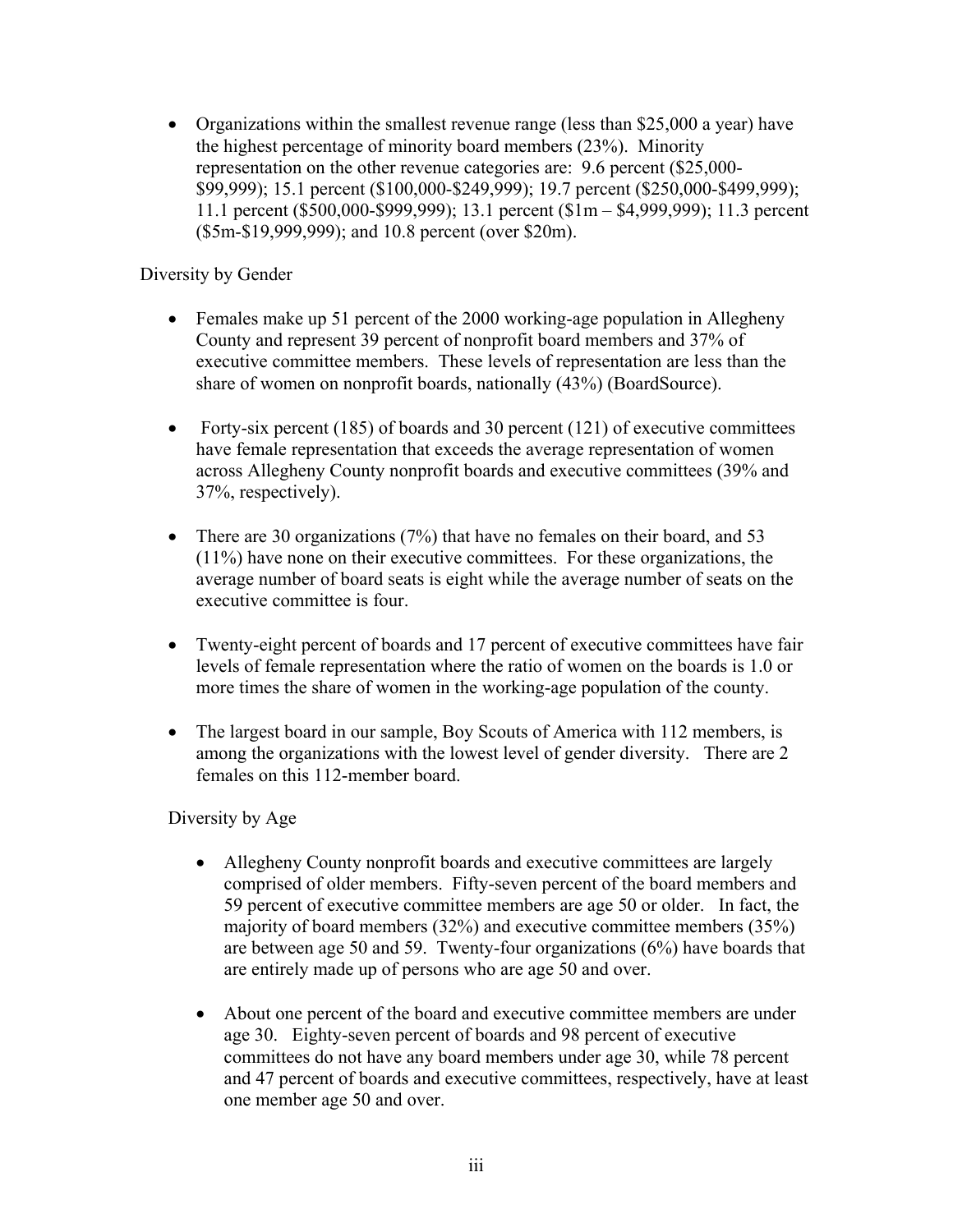- Organizations within the smallest revenue range (less than $25,000 a year) have the highest percentage of minority board members (23%). Minority representation on the other revenue categories are: 9.6 percent ($25,000-$99,999); 15.1 percent ($100,000-$249,999); 19.7 percent ($250,000-$499,999); 11.1 percent ($500,000-$999,999); 13.1 percent ($1m – $4,999,999); 11.3 percent ($5m-$19,999,999); and 10.8 percent (over $20m).

Diversity by Gender

- Females make up 51 percent of the 2000 working-age population in Allegheny County and represent 39 percent of nonprofit board members and 37% of executive committee members. These levels of representation are less than the share of women on nonprofit boards, nationally (43%) (BoardSource).

- Forty-six percent (185) of boards and 30 percent (121) of executive committees have female representation that exceeds the average representation of women across Allegheny County nonprofit boards and executive committees (39% and 37%, respectively).

- There are 30 organizations (7%) that have no females on their board, and 53 (11%) have none on their executive committees. For these organizations, the average number of board seats is eight while the average number of seats on the executive committee is four.

- Twenty-eight percent of boards and 17 percent of executive committees have fair levels of female representation where the ratio of women on the boards is 1.0 or more times the share of women in the working-age population of the county.

- The largest board in our sample, Boy Scouts of America with 112 members, is among the organizations with the lowest level of gender diversity. There are 2 females on this 112-member board.

Diversity by Age

- Allegheny County nonprofit boards and executive committees are largely comprised of older members. Fifty-seven percent of the board members and 59 percent of executive committee members are age 50 or older. In fact, the majority of board members (32%) and executive committee members (35%) are between age 50 and 59. Twenty-four organizations (6%) have boards that are entirely made up of persons who are age 50 and over.

- About one percent of the board and executive committee members are under age 30. Eighty-seven percent of boards and 98 percent of executive committees do not have any board members under age 30, while 78 percent and 47 percent of boards and executive committees, respectively, have at least one member age 50 and over.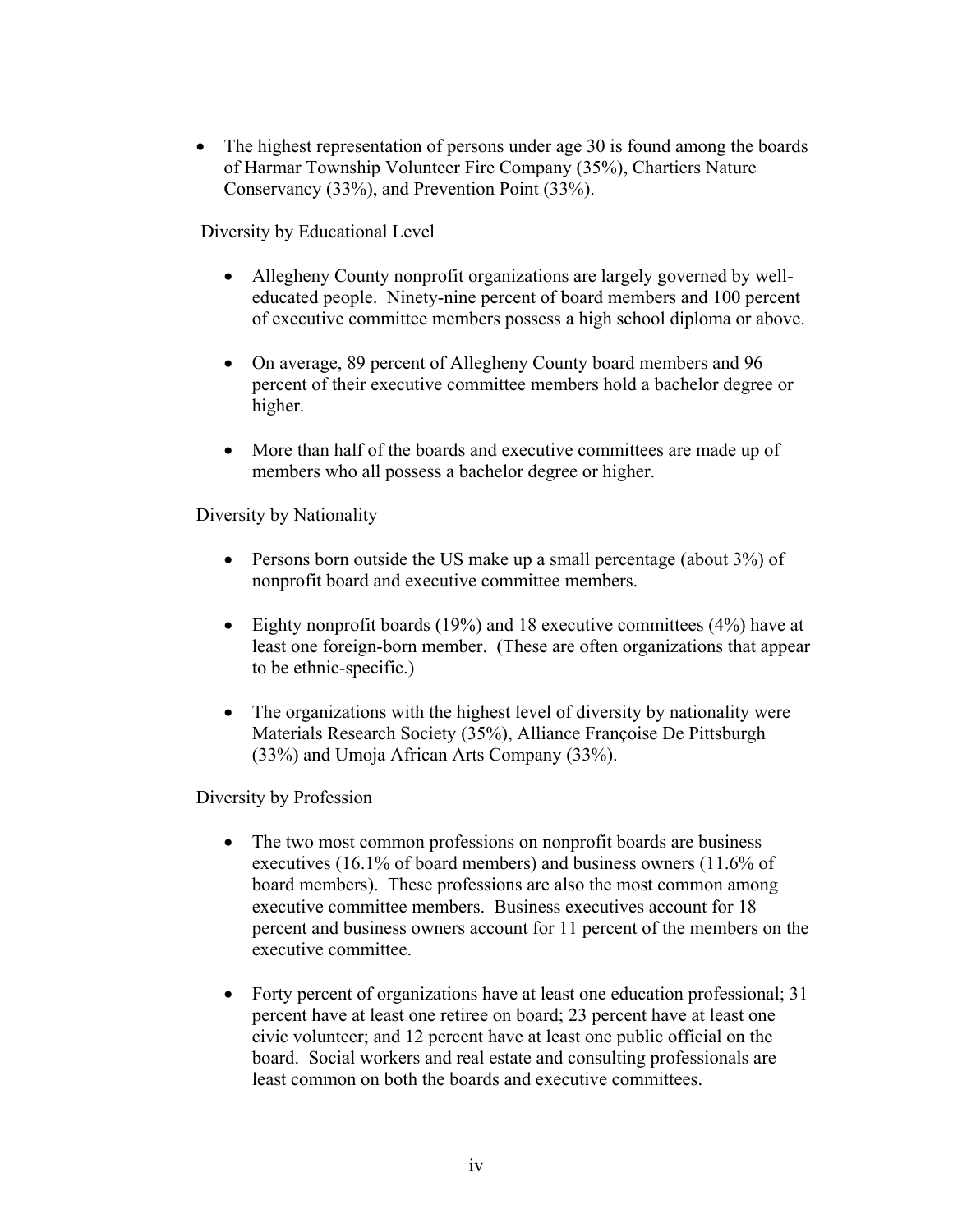- The highest representation of persons under age 30 is found among the boards of Harmar Township Volunteer Fire Company (35%), Chartiers Nature Conservancy (33%), and Prevention Point (33%).

Diversity by Educational Level

- Allegheny County nonprofit organizations are largely governed by well-educated people. Ninety-nine percent of board members and 100 percent of executive committee members possess a high school diploma or above.
- On average, 89 percent of Allegheny County board members and 96 percent of their executive committee members hold a bachelor degree or higher.
- More than half of the boards and executive committees are made up of members who all possess a bachelor degree or higher.

Diversity by Nationality

- Persons born outside the US make up a small percentage (about 3%) of nonprofit board and executive committee members.
- Eighty nonprofit boards (19%) and 18 executive committees (4%) have at least one foreign-born member. (These are often organizations that appear to be ethnic-specific.)
- The organizations with the highest level of diversity by nationality were Materials Research Society (35%), Alliance Française De Pittsburgh (33%) and Umoja African Arts Company (33%).

Diversity by Profession

- The two most common professions on nonprofit boards are business executives (16.1% of board members) and business owners (11.6% of board members). These professions are also the most common among executive committee members. Business executives account for 18 percent and business owners account for 11 percent of the members on the executive committee.
- Forty percent of organizations have at least one education professional; 31 percent have at least one retiree on board; 23 percent have at least one civic volunteer; and 12 percent have at least one public official on the board. Social workers and real estate and consulting professionals are least common on both the boards and executive committees.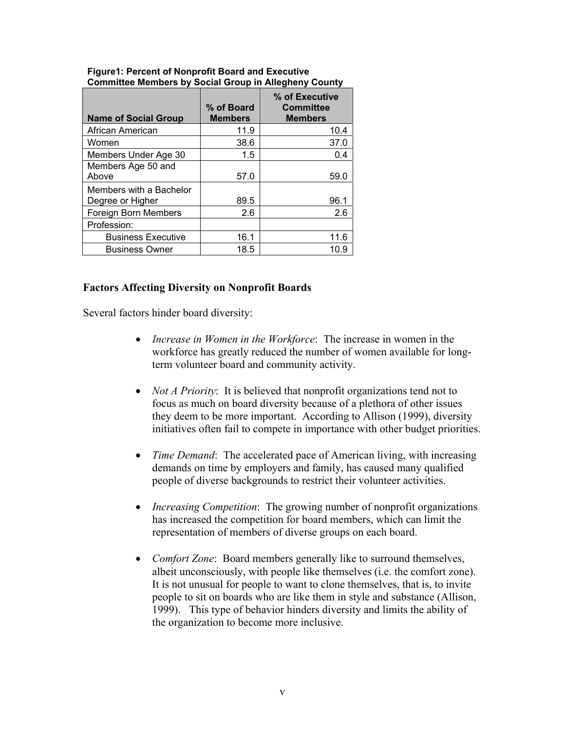**Figure1: Percent of Nonprofit Board and Executive Committee Members by Social Group in Allegheny County**

| Name of Social Group | % of Board Members | % of Executive Committee Members |
|---|---|---|
| African American | 11.9 | 10.4 |
| Women | 38.6 | 37.0 |
| Members Under Age 30 | 1.5 | 0.4 |
| Members Age 50 and Above | 57.0 | 59.0 |
| Members with a Bachelor Degree or Higher | 89.5 | 96.1 |
| Foreign Born Members | 2.6 | 2.6 |
| Profession: | | |
| Business Executive | 16.1 | 11.6 |
| Business Owner | 18.5 | 10.9 |

**Factors Affecting Diversity on Nonprofit Boards**

Several factors hinder board diversity:

- *Increase in Women in the Workforce*: The increase in women in the workforce has greatly reduced the number of women available for long-term volunteer board and community activity.

- *Not A Priority*: It is believed that nonprofit organizations tend not to focus as much on board diversity because of a plethora of other issues they deem to be more important. According to Allison (1999), diversity initiatives often fail to compete in importance with other budget priorities.

- *Time Demand*: The accelerated pace of American living, with increasing demands on time by employers and family, has caused many qualified people of diverse backgrounds to restrict their volunteer activities.

- *Increasing Competition*: The growing number of nonprofit organizations has increased the competition for board members, which can limit the representation of members of diverse groups on each board.

- *Comfort Zone*: Board members generally like to surround themselves, albeit unconsciously, with people like themselves (i.e. the comfort zone). It is not unusual for people to want to clone themselves, that is, to invite people to sit on boards who are like them in style and substance (Allison, 1999). This type of behavior hinders diversity and limits the ability of the organization to become more inclusive.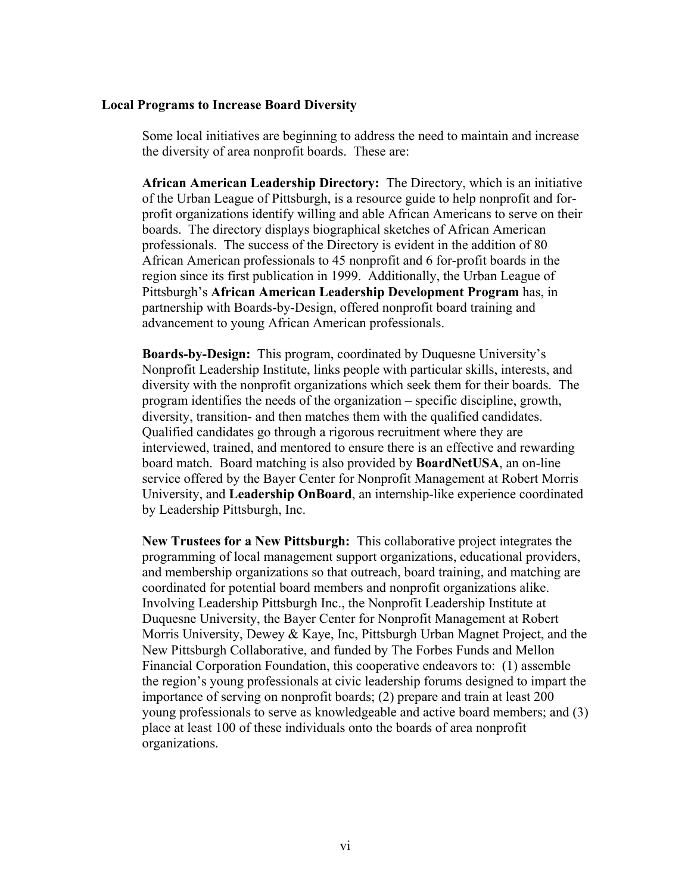### Local Programs to Increase Board Diversity

Some local initiatives are beginning to address the need to maintain and increase the diversity of area nonprofit boards. These are:

**African American Leadership Directory:** The Directory, which is an initiative of the Urban League of Pittsburgh, is a resource guide to help nonprofit and for-profit organizations identify willing and able African Americans to serve on their boards. The directory displays biographical sketches of African American professionals. The success of the Directory is evident in the addition of 80 African American professionals to 45 nonprofit and 6 for-profit boards in the region since its first publication in 1999. Additionally, the Urban League of Pittsburgh's **African American Leadership Development Program** has, in partnership with Boards-by-Design, offered nonprofit board training and advancement to young African American professionals.

**Boards-by-Design:** This program, coordinated by Duquesne University's Nonprofit Leadership Institute, links people with particular skills, interests, and diversity with the nonprofit organizations which seek them for their boards. The program identifies the needs of the organization – specific discipline, growth, diversity, transition- and then matches them with the qualified candidates. Qualified candidates go through a rigorous recruitment where they are interviewed, trained, and mentored to ensure there is an effective and rewarding board match. Board matching is also provided by **BoardNetUSA**, an on-line service offered by the Bayer Center for Nonprofit Management at Robert Morris University, and **Leadership OnBoard**, an internship-like experience coordinated by Leadership Pittsburgh, Inc.

**New Trustees for a New Pittsburgh:** This collaborative project integrates the programming of local management support organizations, educational providers, and membership organizations so that outreach, board training, and matching are coordinated for potential board members and nonprofit organizations alike. Involving Leadership Pittsburgh Inc., the Nonprofit Leadership Institute at Duquesne University, the Bayer Center for Nonprofit Management at Robert Morris University, Dewey & Kaye, Inc, Pittsburgh Urban Magnet Project, and the New Pittsburgh Collaborative, and funded by The Forbes Funds and Mellon Financial Corporation Foundation, this cooperative endeavors to: (1) assemble the region's young professionals at civic leadership forums designed to impart the importance of serving on nonprofit boards; (2) prepare and train at least 200 young professionals to serve as knowledgeable and active board members; and (3) place at least 100 of these individuals onto the boards of area nonprofit organizations.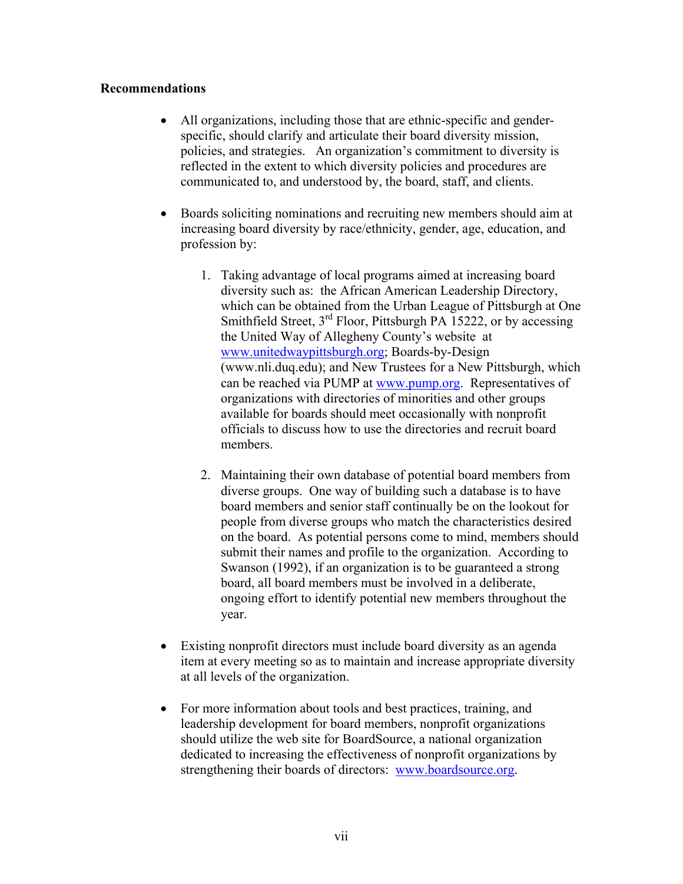**Recommendations**

- All organizations, including those that are ethnic-specific and gender-specific, should clarify and articulate their board diversity mission, policies, and strategies. An organization's commitment to diversity is reflected in the extent to which diversity policies and procedures are communicated to, and understood by, the board, staff, and clients.

- Boards soliciting nominations and recruiting new members should aim at increasing board diversity by race/ethnicity, gender, age, education, and profession by:

    1. Taking advantage of local programs aimed at increasing board diversity such as: the African American Leadership Directory, which can be obtained from the Urban League of Pittsburgh at One Smithfield Street, 3rd Floor, Pittsburgh PA 15222, or by accessing the United Way of Allegheny County's website at www.unitedwaypittsburgh.org; Boards-by-Design (www.nli.duq.edu); and New Trustees for a New Pittsburgh, which can be reached via PUMP at www.pump.org. Representatives of organizations with directories of minorities and other groups available for boards should meet occasionally with nonprofit officials to discuss how to use the directories and recruit board members.

    2. Maintaining their own database of potential board members from diverse groups. One way of building such a database is to have board members and senior staff continually be on the lookout for people from diverse groups who match the characteristics desired on the board. As potential persons come to mind, members should submit their names and profile to the organization. According to Swanson (1992), if an organization is to be guaranteed a strong board, all board members must be involved in a deliberate, ongoing effort to identify potential new members throughout the year.

- Existing nonprofit directors must include board diversity as an agenda item at every meeting so as to maintain and increase appropriate diversity at all levels of the organization.

- For more information about tools and best practices, training, and leadership development for board members, nonprofit organizations should utilize the web site for BoardSource, a national organization dedicated to increasing the effectiveness of nonprofit organizations by strengthening their boards of directors: www.boardsource.org.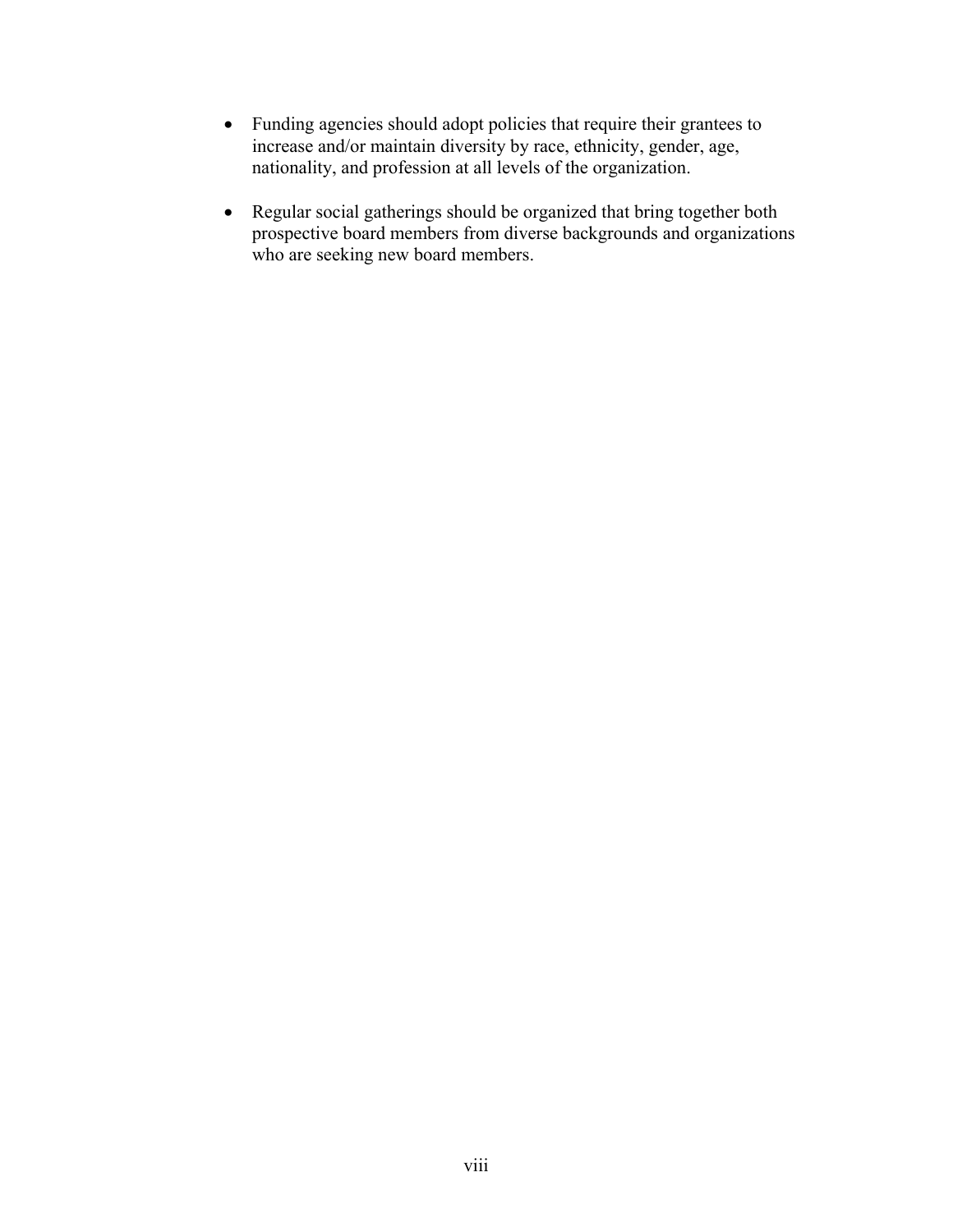- Funding agencies should adopt policies that require their grantees to increase and/or maintain diversity by race, ethnicity, gender, age, nationality, and profession at all levels of the organization.

- Regular social gatherings should be organized that bring together both prospective board members from diverse backgrounds and organizations who are seeking new board members.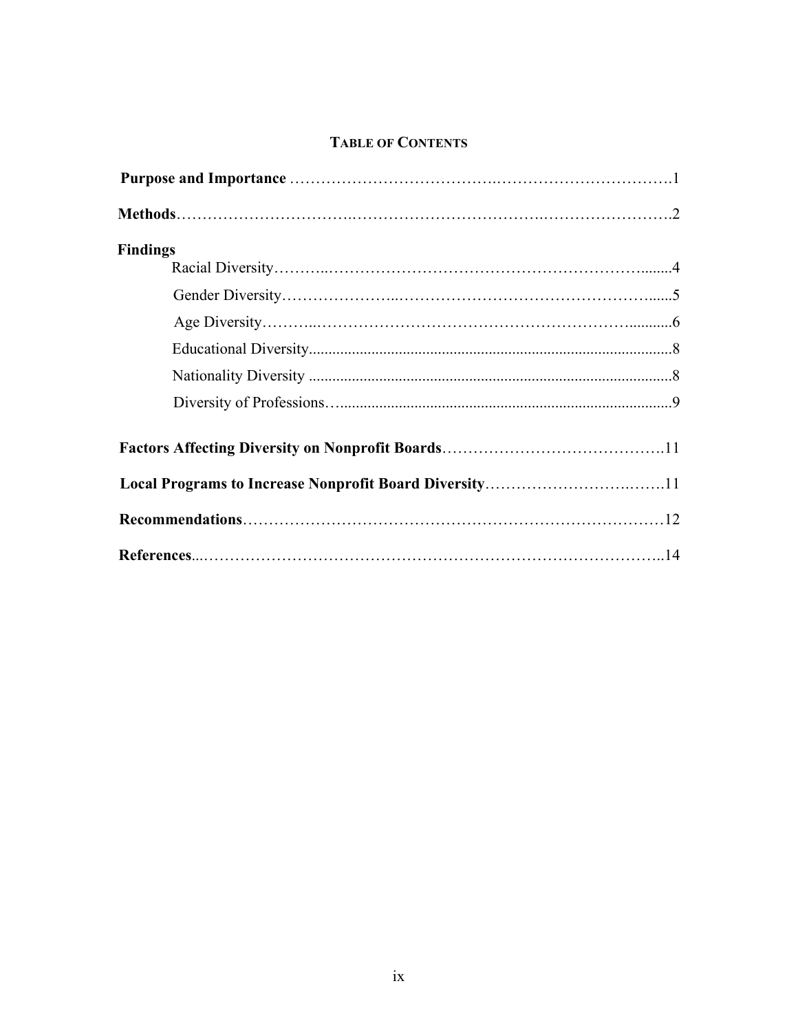## TABLE OF CONTENTS

**Purpose and Importance** ........................................................................1

**Methods**........................................................................................2

**Findings**

- Racial Diversity................................................................4
- Gender Diversity...............................................................5
- Age Diversity...................................................................6
- Educational Diversity.........................................................8
- Nationality Diversity .........................................................8
- Diversity of Professions.....................................................9

**Factors Affecting Diversity on Nonprofit Boards**.....................................11

**Local Programs to Increase Nonprofit Board Diversity**..............................11

**Recommendations**..............................................................................12

**References**.......................................................................................14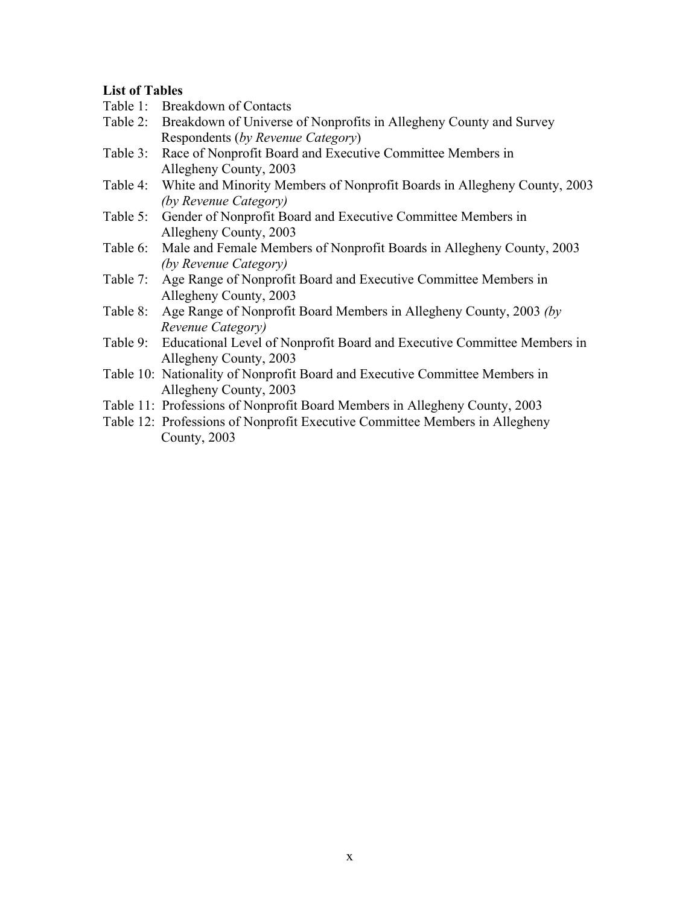**List of Tables**

Table 1: Breakdown of Contacts

Table 2: Breakdown of Universe of Nonprofits in Allegheny County and Survey Respondents (*by Revenue Category*)

Table 3: Race of Nonprofit Board and Executive Committee Members in Allegheny County, 2003

Table 4: White and Minority Members of Nonprofit Boards in Allegheny County, 2003 *(by Revenue Category)*

Table 5: Gender of Nonprofit Board and Executive Committee Members in Allegheny County, 2003

Table 6: Male and Female Members of Nonprofit Boards in Allegheny County, 2003 *(by Revenue Category)*

Table 7: Age Range of Nonprofit Board and Executive Committee Members in Allegheny County, 2003

Table 8: Age Range of Nonprofit Board Members in Allegheny County, 2003 *(by Revenue Category)*

Table 9: Educational Level of Nonprofit Board and Executive Committee Members in Allegheny County, 2003

Table 10: Nationality of Nonprofit Board and Executive Committee Members in Allegheny County, 2003

Table 11: Professions of Nonprofit Board Members in Allegheny County, 2003

Table 12: Professions of Nonprofit Executive Committee Members in Allegheny County, 2003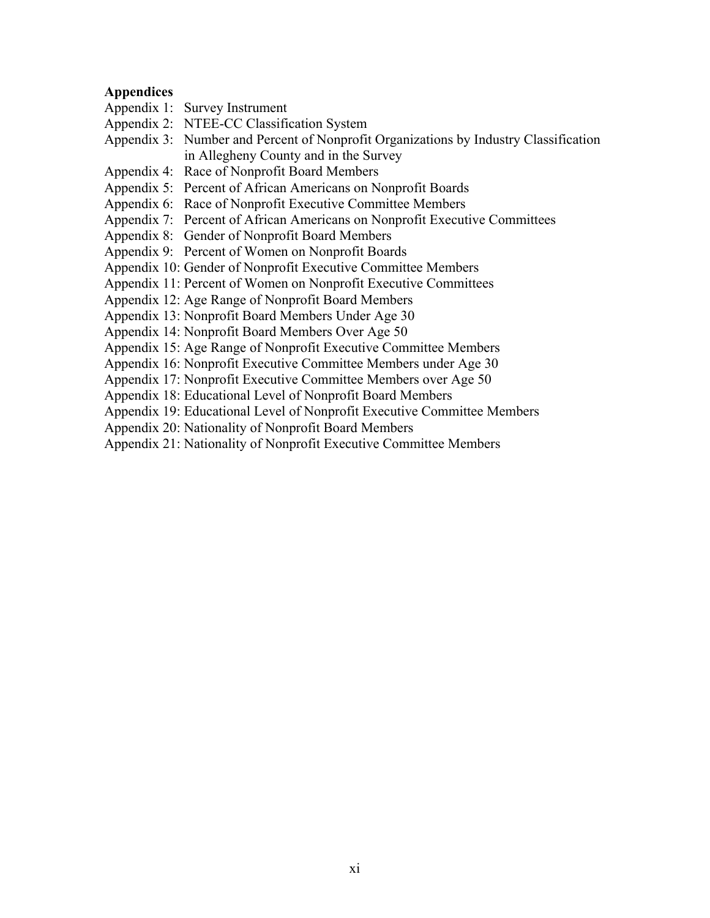**Appendices**

Appendix 1: Survey Instrument
Appendix 2: NTEE-CC Classification System
Appendix 3: Number and Percent of Nonprofit Organizations by Industry Classification in Allegheny County and in the Survey
Appendix 4: Race of Nonprofit Board Members
Appendix 5: Percent of African Americans on Nonprofit Boards
Appendix 6: Race of Nonprofit Executive Committee Members
Appendix 7: Percent of African Americans on Nonprofit Executive Committees
Appendix 8: Gender of Nonprofit Board Members
Appendix 9: Percent of Women on Nonprofit Boards
Appendix 10: Gender of Nonprofit Executive Committee Members
Appendix 11: Percent of Women on Nonprofit Executive Committees
Appendix 12: Age Range of Nonprofit Board Members
Appendix 13: Nonprofit Board Members Under Age 30
Appendix 14: Nonprofit Board Members Over Age 50
Appendix 15: Age Range of Nonprofit Executive Committee Members
Appendix 16: Nonprofit Executive Committee Members under Age 30
Appendix 17: Nonprofit Executive Committee Members over Age 50
Appendix 18: Educational Level of Nonprofit Board Members
Appendix 19: Educational Level of Nonprofit Executive Committee Members
Appendix 20: Nationality of Nonprofit Board Members
Appendix 21: Nationality of Nonprofit Executive Committee Members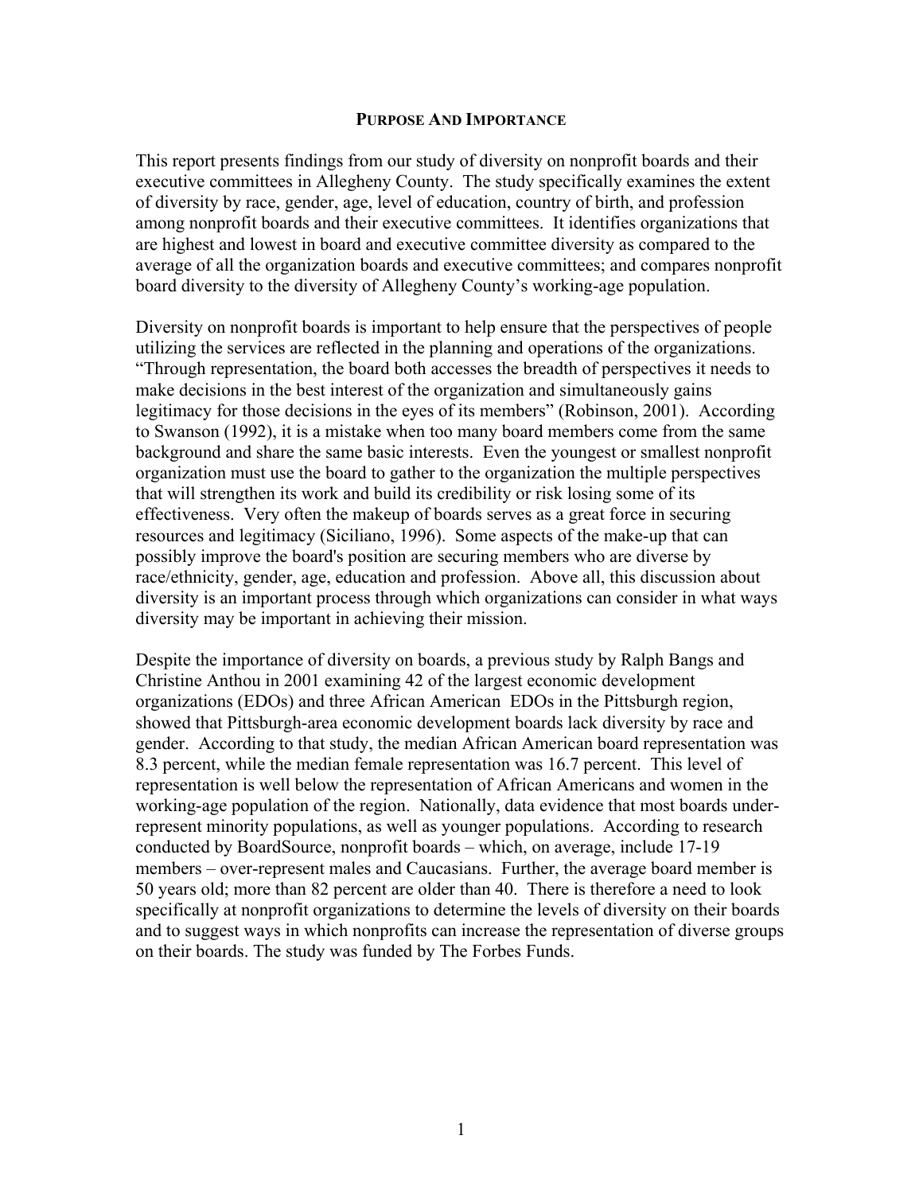## PURPOSE AND IMPORTANCE

This report presents findings from our study of diversity on nonprofit boards and their executive committees in Allegheny County. The study specifically examines the extent of diversity by race, gender, age, level of education, country of birth, and profession among nonprofit boards and their executive committees. It identifies organizations that are highest and lowest in board and executive committee diversity as compared to the average of all the organization boards and executive committees; and compares nonprofit board diversity to the diversity of Allegheny County's working-age population.

Diversity on nonprofit boards is important to help ensure that the perspectives of people utilizing the services are reflected in the planning and operations of the organizations. "Through representation, the board both accesses the breadth of perspectives it needs to make decisions in the best interest of the organization and simultaneously gains legitimacy for those decisions in the eyes of its members" (Robinson, 2001). According to Swanson (1992), it is a mistake when too many board members come from the same background and share the same basic interests. Even the youngest or smallest nonprofit organization must use the board to gather to the organization the multiple perspectives that will strengthen its work and build its credibility or risk losing some of its effectiveness. Very often the makeup of boards serves as a great force in securing resources and legitimacy (Siciliano, 1996). Some aspects of the make-up that can possibly improve the board's position are securing members who are diverse by race/ethnicity, gender, age, education and profession. Above all, this discussion about diversity is an important process through which organizations can consider in what ways diversity may be important in achieving their mission.

Despite the importance of diversity on boards, a previous study by Ralph Bangs and Christine Anthou in 2001 examining 42 of the largest economic development organizations (EDOs) and three African American EDOs in the Pittsburgh region, showed that Pittsburgh-area economic development boards lack diversity by race and gender. According to that study, the median African American board representation was 8.3 percent, while the median female representation was 16.7 percent. This level of representation is well below the representation of African Americans and women in the working-age population of the region. Nationally, data evidence that most boards under-represent minority populations, as well as younger populations. According to research conducted by BoardSource, nonprofit boards – which, on average, include 17-19 members – over-represent males and Caucasians. Further, the average board member is 50 years old; more than 82 percent are older than 40. There is therefore a need to look specifically at nonprofit organizations to determine the levels of diversity on their boards and to suggest ways in which nonprofits can increase the representation of diverse groups on their boards. The study was funded by The Forbes Funds.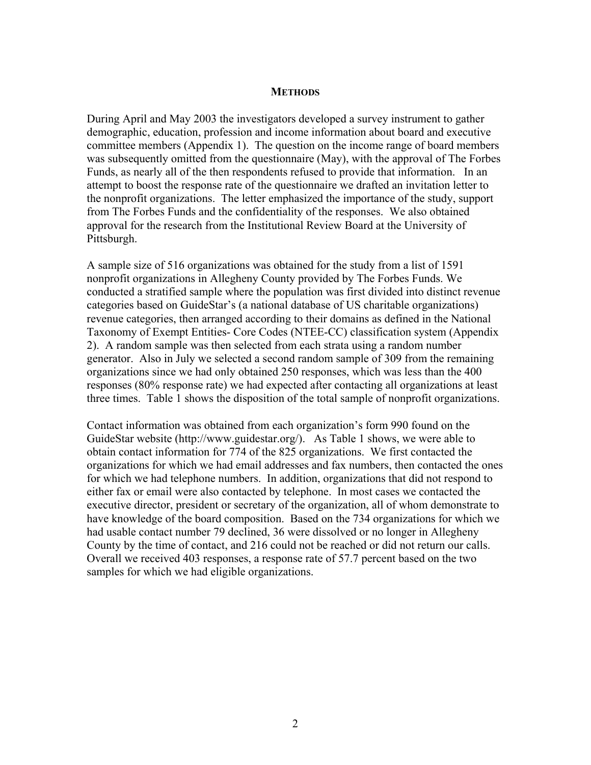## METHODS

During April and May 2003 the investigators developed a survey instrument to gather demographic, education, profession and income information about board and executive committee members (Appendix 1). The question on the income range of board members was subsequently omitted from the questionnaire (May), with the approval of The Forbes Funds, as nearly all of the then respondents refused to provide that information. In an attempt to boost the response rate of the questionnaire we drafted an invitation letter to the nonprofit organizations. The letter emphasized the importance of the study, support from The Forbes Funds and the confidentiality of the responses. We also obtained approval for the research from the Institutional Review Board at the University of Pittsburgh.

A sample size of 516 organizations was obtained for the study from a list of 1591 nonprofit organizations in Allegheny County provided by The Forbes Funds. We conducted a stratified sample where the population was first divided into distinct revenue categories based on GuideStar's (a national database of US charitable organizations) revenue categories, then arranged according to their domains as defined in the National Taxonomy of Exempt Entities- Core Codes (NTEE-CC) classification system (Appendix 2). A random sample was then selected from each strata using a random number generator. Also in July we selected a second random sample of 309 from the remaining organizations since we had only obtained 250 responses, which was less than the 400 responses (80% response rate) we had expected after contacting all organizations at least three times. Table 1 shows the disposition of the total sample of nonprofit organizations.

Contact information was obtained from each organization's form 990 found on the GuideStar website (http://www.guidestar.org/). As Table 1 shows, we were able to obtain contact information for 774 of the 825 organizations. We first contacted the organizations for which we had email addresses and fax numbers, then contacted the ones for which we had telephone numbers. In addition, organizations that did not respond to either fax or email were also contacted by telephone. In most cases we contacted the executive director, president or secretary of the organization, all of whom demonstrate to have knowledge of the board composition. Based on the 734 organizations for which we had usable contact number 79 declined, 36 were dissolved or no longer in Allegheny County by the time of contact, and 216 could not be reached or did not return our calls. Overall we received 403 responses, a response rate of 57.7 percent based on the two samples for which we had eligible organizations.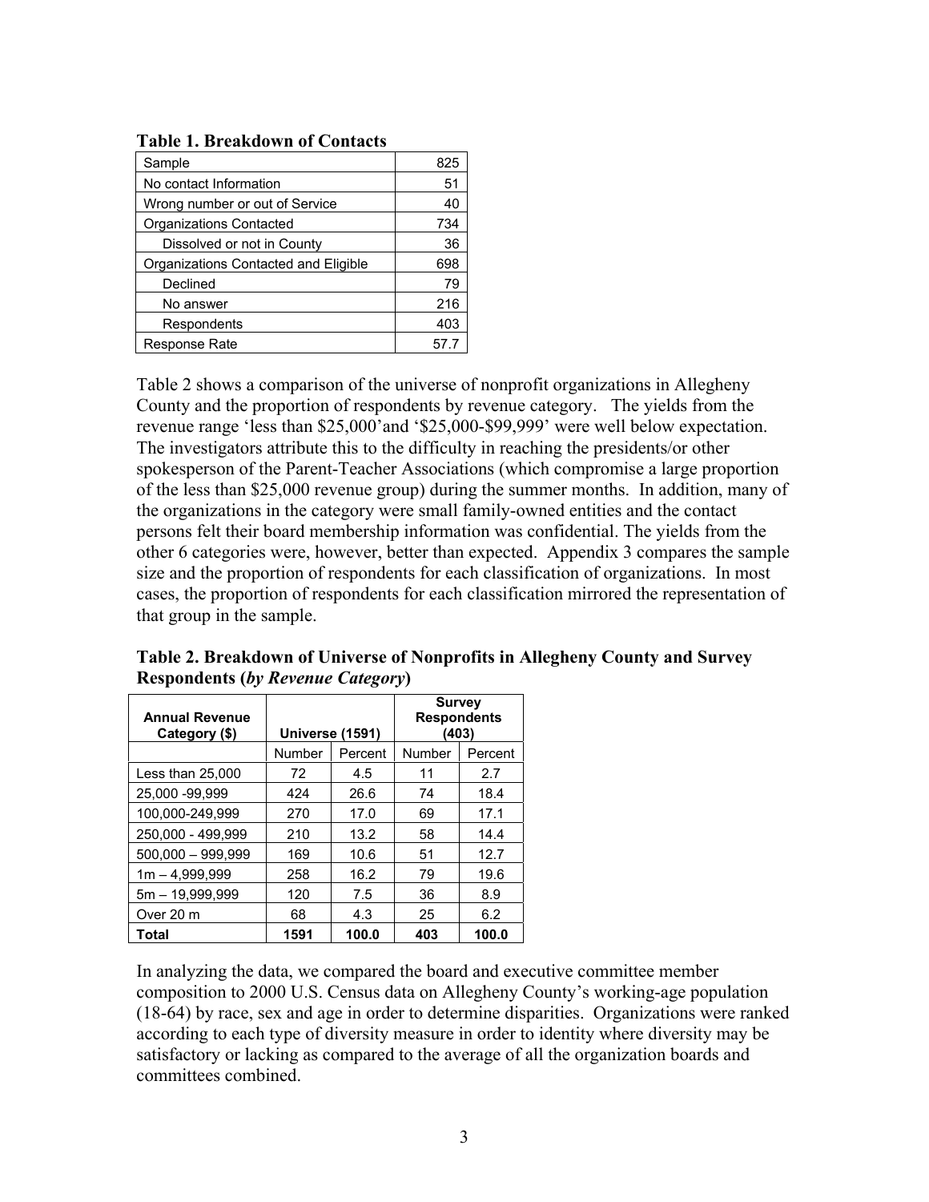**Table 1. Breakdown of Contacts**

| | |
|---|---|
| Sample | 825 |
| No contact Information | 51 |
| Wrong number or out of Service | 40 |
| Organizations Contacted | 734 |
| Dissolved or not in County | 36 |
| Organizations Contacted and Eligible | 698 |
| Declined | 79 |
| No answer | 216 |
| Respondents | 403 |
| Response Rate | 57.7 |

Table 2 shows a comparison of the universe of nonprofit organizations in Allegheny County and the proportion of respondents by revenue category. The yields from the revenue range 'less than $25,000'and '$25,000-$99,999' were well below expectation. The investigators attribute this to the difficulty in reaching the presidents/or other spokesperson of the Parent-Teacher Associations (which compromise a large proportion of the less than $25,000 revenue group) during the summer months. In addition, many of the organizations in the category were small family-owned entities and the contact persons felt their board membership information was confidential. The yields from the other 6 categories were, however, better than expected. Appendix 3 compares the sample size and the proportion of respondents for each classification of organizations. In most cases, the proportion of respondents for each classification mirrored the representation of that group in the sample.

**Table 2. Breakdown of Universe of Nonprofits in Allegheny County and Survey Respondents (*by Revenue Category*)**

| Annual Revenue Category ($) | Universe (1591) | | Survey Respondents (403) | |
|---|---|---|---|---|
| | Number | Percent | Number | Percent |
| Less than 25,000 | 72 | 4.5 | 11 | 2.7 |
| 25,000 -99,999 | 424 | 26.6 | 74 | 18.4 |
| 100,000-249,999 | 270 | 17.0 | 69 | 17.1 |
| 250,000 - 499,999 | 210 | 13.2 | 58 | 14.4 |
| 500,000 – 999,999 | 169 | 10.6 | 51 | 12.7 |
| 1m – 4,999,999 | 258 | 16.2 | 79 | 19.6 |
| 5m – 19,999,999 | 120 | 7.5 | 36 | 8.9 |
| Over 20 m | 68 | 4.3 | 25 | 6.2 |
| **Total** | **1591** | **100.0** | **403** | **100.0** |

In analyzing the data, we compared the board and executive committee member composition to 2000 U.S. Census data on Allegheny County's working-age population (18-64) by race, sex and age in order to determine disparities. Organizations were ranked according to each type of diversity measure in order to identity where diversity may be satisfactory or lacking as compared to the average of all the organization boards and committees combined.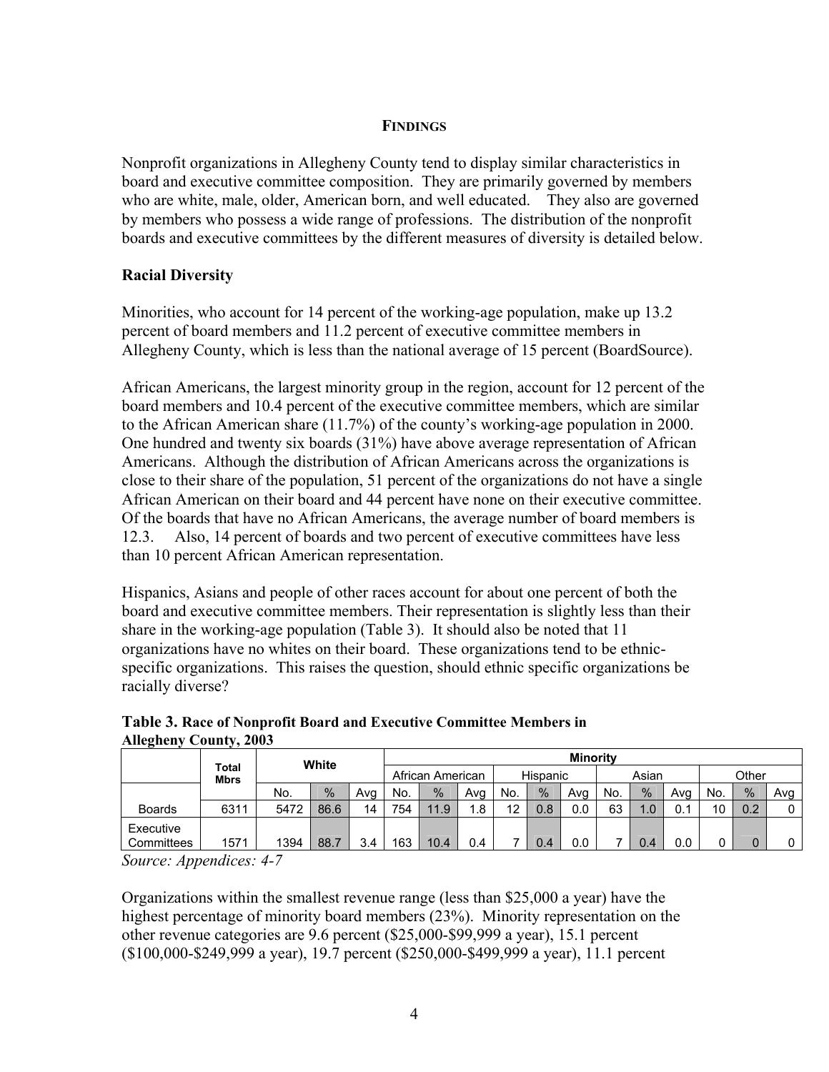## Findings

Nonprofit organizations in Allegheny County tend to display similar characteristics in board and executive committee composition. They are primarily governed by members who are white, male, older, American born, and well educated. They also are governed by members who possess a wide range of professions. The distribution of the nonprofit boards and executive committees by the different measures of diversity is detailed below.

### Racial Diversity

Minorities, who account for 14 percent of the working-age population, make up 13.2 percent of board members and 11.2 percent of executive committee members in Allegheny County, which is less than the national average of 15 percent (BoardSource).

African Americans, the largest minority group in the region, account for 12 percent of the board members and 10.4 percent of the executive committee members, which are similar to the African American share (11.7%) of the county's working-age population in 2000. One hundred and twenty six boards (31%) have above average representation of African Americans. Although the distribution of African Americans across the organizations is close to their share of the population, 51 percent of the organizations do not have a single African American on their board and 44 percent have none on their executive committee. Of the boards that have no African Americans, the average number of board members is 12.3. Also, 14 percent of boards and two percent of executive committees have less than 10 percent African American representation.

Hispanics, Asians and people of other races account for about one percent of both the board and executive committee members. Their representation is slightly less than their share in the working-age population (Table 3). It should also be noted that 11 organizations have no whites on their board. These organizations tend to be ethnic-specific organizations. This raises the question, should ethnic specific organizations be racially diverse?

**Table 3.** **Race of Nonprofit Board and Executive Committee Members in Allegheny County, 2003**

| | Total Mbrs | White | | | Minority | | | | | | | | | | | |
|---|---|---|---|---|---|---|---|---|---|---|---|---|---|---|---|---|
| | | | | | African American | | | Hispanic | | | Asian | | | Other | | |
| | | No. | % | Avg | No. | % | Avg | No. | % | Avg | No. | % | Avg | No. | % | Avg |
| Boards | 6311 | 5472 | 86.6 | 14 | 754 | 11.9 | 1.8 | 12 | 0.8 | 0.0 | 63 | 1.0 | 0.1 | 10 | 0.2 | 0 |
| Executive Committees | 1571 | 1394 | 88.7 | 3.4 | 163 | 10.4 | 0.4 | 7 | 0.4 | 0.0 | 7 | 0.4 | 0.0 | 0 | 0 | 0 |

*Source: Appendices: 4-7*

Organizations within the smallest revenue range (less than $25,000 a year) have the highest percentage of minority board members (23%). Minority representation on the other revenue categories are 9.6 percent ($25,000-$99,999 a year), 15.1 percent ($100,000-$249,999 a year), 19.7 percent ($250,000-$499,999 a year), 11.1 percent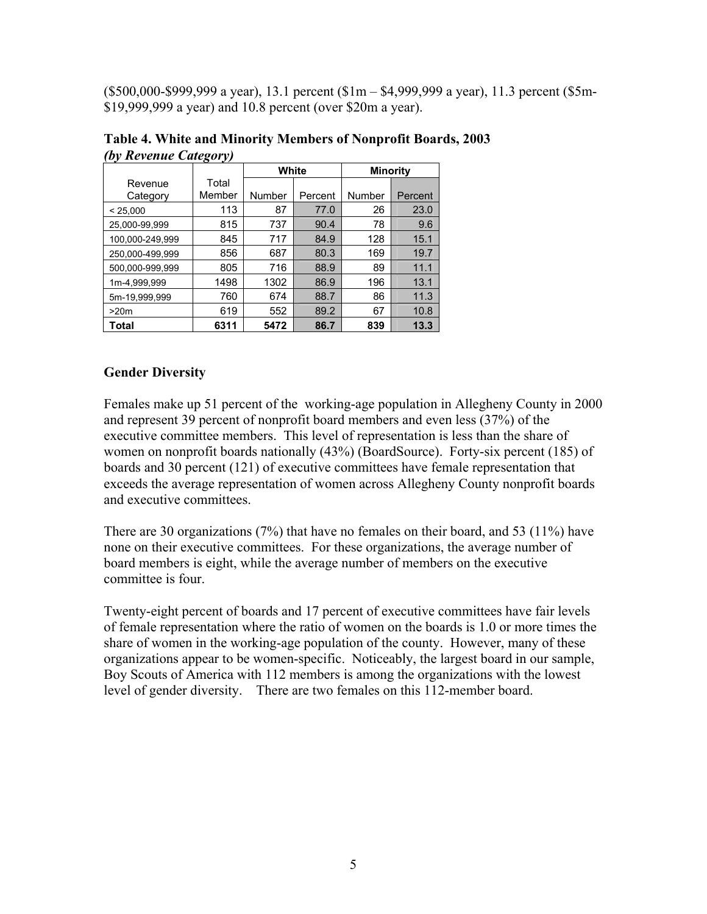($500,000-$999,999 a year), 13.1 percent ($1m – $4,999,999 a year), 11.3 percent ($5m-$19,999,999 a year) and 10.8 percent (over $20m a year).

**Table 4. White and Minority Members of Nonprofit Boards, 2003**
***(by Revenue Category)***

| Revenue Category | Total Member | White | | Minority | |
|---|---|---|---|---|---|
| | | Number | Percent | Number | Percent |
| < 25,000 | 113 | 87 | 77.0 | 26 | 23.0 |
| 25,000-99,999 | 815 | 737 | 90.4 | 78 | 9.6 |
| 100,000-249,999 | 845 | 717 | 84.9 | 128 | 15.1 |
| 250,000-499,999 | 856 | 687 | 80.3 | 169 | 19.7 |
| 500,000-999,999 | 805 | 716 | 88.9 | 89 | 11.1 |
| 1m-4,999,999 | 1498 | 1302 | 86.9 | 196 | 13.1 |
| 5m-19,999,999 | 760 | 674 | 88.7 | 86 | 11.3 |
| >20m | 619 | 552 | 89.2 | 67 | 10.8 |
| **Total** | **6311** | **5472** | **86.7** | **839** | **13.3** |

### Gender Diversity

Females make up 51 percent of the working-age population in Allegheny County in 2000 and represent 39 percent of nonprofit board members and even less (37%) of the executive committee members. This level of representation is less than the share of women on nonprofit boards nationally (43%) (BoardSource). Forty-six percent (185) of boards and 30 percent (121) of executive committees have female representation that exceeds the average representation of women across Allegheny County nonprofit boards and executive committees.

There are 30 organizations (7%) that have no females on their board, and 53 (11%) have none on their executive committees. For these organizations, the average number of board members is eight, while the average number of members on the executive committee is four.

Twenty-eight percent of boards and 17 percent of executive committees have fair levels of female representation where the ratio of women on the boards is 1.0 or more times the share of women in the working-age population of the county. However, many of these organizations appear to be women-specific. Noticeably, the largest board in our sample, Boy Scouts of America with 112 members is among the organizations with the lowest level of gender diversity. There are two females on this 112-member board.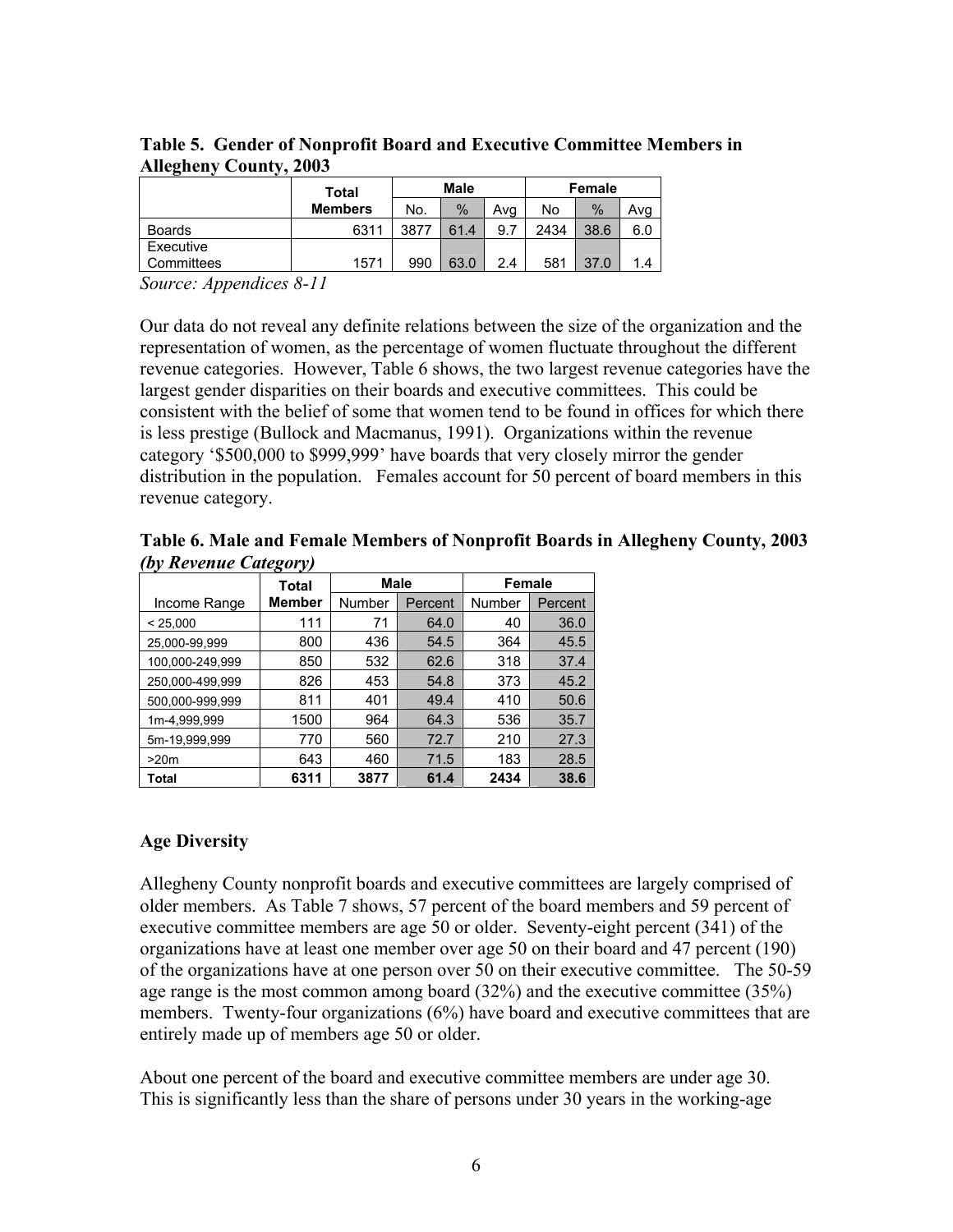**Table 5. Gender of Nonprofit Board and Executive Committee Members in Allegheny County, 2003**

| | Total Members | Male | | | Female | | |
|---|---|---|---|---|---|---|---|
| | | No. | % | Avg | No | % | Avg |
| Boards | 6311 | 3877 | 61.4 | 9.7 | 2434 | 38.6 | 6.0 |
| Executive Committees | 1571 | 990 | 63.0 | 2.4 | 581 | 37.0 | 1.4 |

*Source: Appendices 8-11*

Our data do not reveal any definite relations between the size of the organization and the representation of women, as the percentage of women fluctuate throughout the different revenue categories. However, Table 6 shows, the two largest revenue categories have the largest gender disparities on their boards and executive committees. This could be consistent with the belief of some that women tend to be found in offices for which there is less prestige (Bullock and Macmanus, 1991). Organizations within the revenue category '$500,000 to $999,999' have boards that very closely mirror the gender distribution in the population. Females account for 50 percent of board members in this revenue category.

**Table 6. Male and Female Members of Nonprofit Boards in Allegheny County, 2003 *(by Revenue Category)***

| Income Range | Total Member | Male | | Female | |
|---|---|---|---|---|---|
| | | Number | Percent | Number | Percent |
| < 25,000 | 111 | 71 | 64.0 | 40 | 36.0 |
| 25,000-99,999 | 800 | 436 | 54.5 | 364 | 45.5 |
| 100,000-249,999 | 850 | 532 | 62.6 | 318 | 37.4 |
| 250,000-499,999 | 826 | 453 | 54.8 | 373 | 45.2 |
| 500,000-999,999 | 811 | 401 | 49.4 | 410 | 50.6 |
| 1m-4,999,999 | 1500 | 964 | 64.3 | 536 | 35.7 |
| 5m-19,999,999 | 770 | 560 | 72.7 | 210 | 27.3 |
| >20m | 643 | 460 | 71.5 | 183 | 28.5 |
| **Total** | **6311** | **3877** | **61.4** | **2434** | **38.6** |

## Age Diversity

Allegheny County nonprofit boards and executive committees are largely comprised of older members. As Table 7 shows, 57 percent of the board members and 59 percent of executive committee members are age 50 or older. Seventy-eight percent (341) of the organizations have at least one member over age 50 on their board and 47 percent (190) of the organizations have at one person over 50 on their executive committee. The 50-59 age range is the most common among board (32%) and the executive committee (35%) members. Twenty-four organizations (6%) have board and executive committees that are entirely made up of members age 50 or older.

About one percent of the board and executive committee members are under age 30. This is significantly less than the share of persons under 30 years in the working-age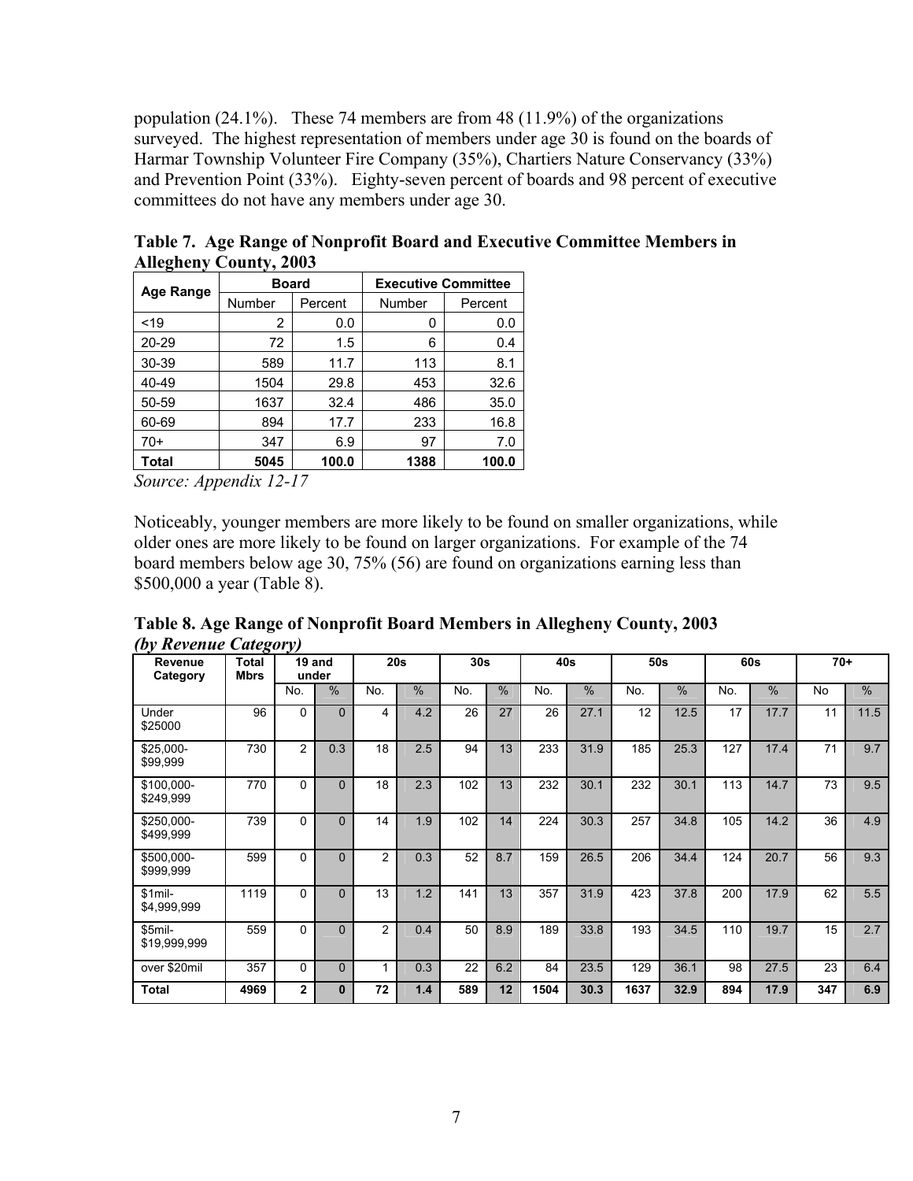population (24.1%). These 74 members are from 48 (11.9%) of the organizations surveyed. The highest representation of members under age 30 is found on the boards of Harmar Township Volunteer Fire Company (35%), Chartiers Nature Conservancy (33%) and Prevention Point (33%). Eighty-seven percent of boards and 98 percent of executive committees do not have any members under age 30.

**Table 7. Age Range of Nonprofit Board and Executive Committee Members in Allegheny County, 2003**

| Age Range | Board | | Executive Committee | |
|---|---|---|---|---|
| | Number | Percent | Number | Percent |
| <19 | 2 | 0.0 | 0 | 0.0 |
| 20-29 | 72 | 1.5 | 6 | 0.4 |
| 30-39 | 589 | 11.7 | 113 | 8.1 |
| 40-49 | 1504 | 29.8 | 453 | 32.6 |
| 50-59 | 1637 | 32.4 | 486 | 35.0 |
| 60-69 | 894 | 17.7 | 233 | 16.8 |
| 70+ | 347 | 6.9 | 97 | 7.0 |
| **Total** | **5045** | **100.0** | **1388** | **100.0** |

*Source: Appendix 12-17*

Noticeably, younger members are more likely to be found on smaller organizations, while older ones are more likely to be found on larger organizations. For example of the 74 board members below age 30, 75% (56) are found on organizations earning less than $500,000 a year (Table 8).

**Table 8. Age Range of Nonprofit Board Members in Allegheny County, 2003**
***(by Revenue Category)***

| Revenue Category | Total Mbrs | 19 and under | | 20s | | 30s | | 40s | | 50s | | 60s | | 70+ | |
|---|---|---|---|---|---|---|---|---|---|---|---|---|---|---|---|
| | | No. | % | No. | % | No. | % | No. | % | No. | % | No. | % | No | % |
| Under $25000 | 96 | 0 | 0 | 4 | 4.2 | 26 | 27 | 26 | 27.1 | 12 | 12.5 | 17 | 17.7 | 11 | 11.5 |
| $25,000-$99,999 | 730 | 2 | 0.3 | 18 | 2.5 | 94 | 13 | 233 | 31.9 | 185 | 25.3 | 127 | 17.4 | 71 | 9.7 |
| $100,000-$249,999 | 770 | 0 | 0 | 18 | 2.3 | 102 | 13 | 232 | 30.1 | 232 | 30.1 | 113 | 14.7 | 73 | 9.5 |
| $250,000-$499,999 | 739 | 0 | 0 | 14 | 1.9 | 102 | 14 | 224 | 30.3 | 257 | 34.8 | 105 | 14.2 | 36 | 4.9 |
| $500,000-$999,999 | 599 | 0 | 0 | 2 | 0.3 | 52 | 8.7 | 159 | 26.5 | 206 | 34.4 | 124 | 20.7 | 56 | 9.3 |
| $1mil-$4,999,999 | 1119 | 0 | 0 | 13 | 1.2 | 141 | 13 | 357 | 31.9 | 423 | 37.8 | 200 | 17.9 | 62 | 5.5 |
| $5mil-$19,999,999 | 559 | 0 | 0 | 2 | 0.4 | 50 | 8.9 | 189 | 33.8 | 193 | 34.5 | 110 | 19.7 | 15 | 2.7 |
| over $20mil | 357 | 0 | 0 | 1 | 0.3 | 22 | 6.2 | 84 | 23.5 | 129 | 36.1 | 98 | 27.5 | 23 | 6.4 |
| **Total** | **4969** | **2** | **0** | **72** | **1.4** | **589** | **12** | **1504** | **30.3** | **1637** | **32.9** | **894** | **17.9** | **347** | **6.9** |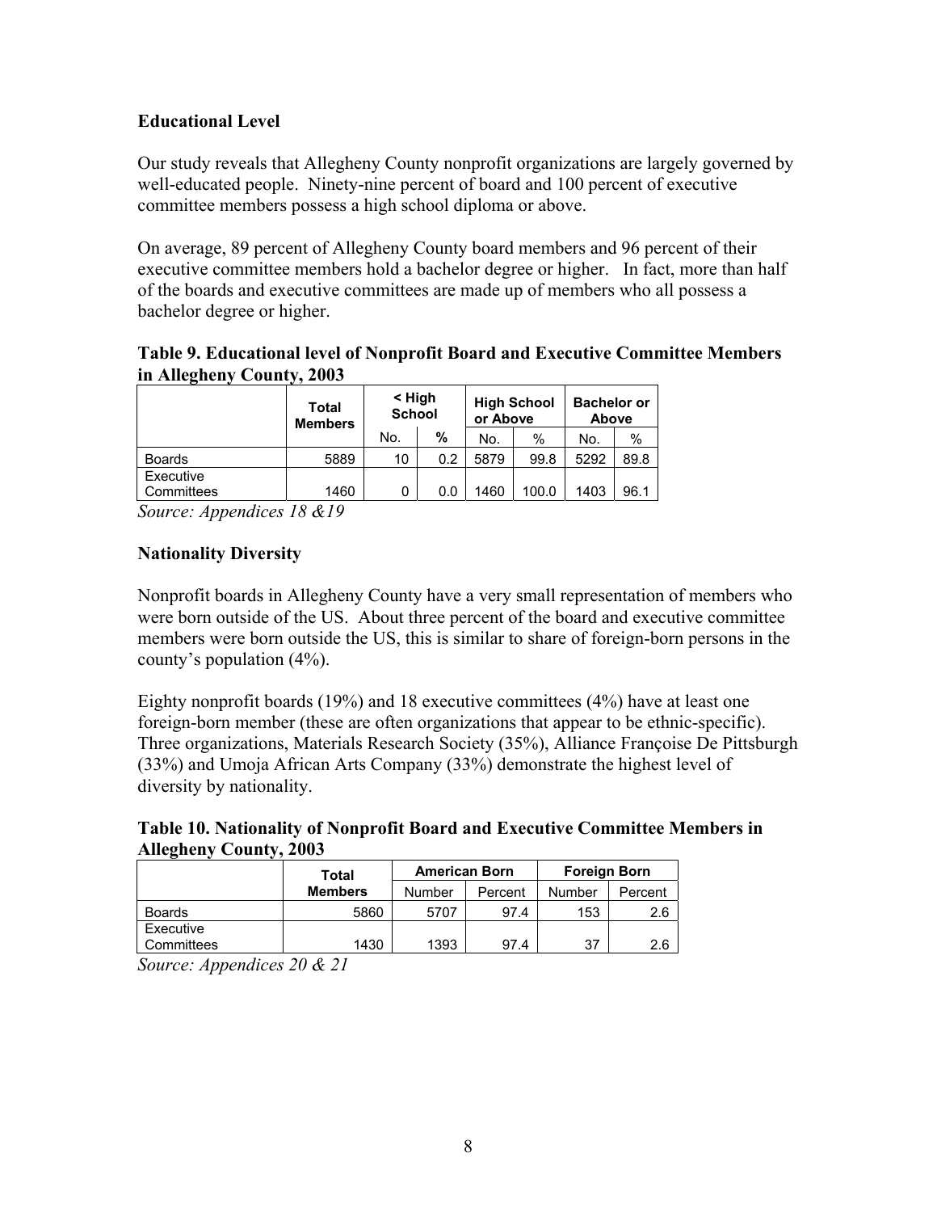### Educational Level

Our study reveals that Allegheny County nonprofit organizations are largely governed by well-educated people. Ninety-nine percent of board and 100 percent of executive committee members possess a high school diploma or above.

On average, 89 percent of Allegheny County board members and 96 percent of their executive committee members hold a bachelor degree or higher. In fact, more than half of the boards and executive committees are made up of members who all possess a bachelor degree or higher.

**Table 9. Educational level of Nonprofit Board and Executive Committee Members in Allegheny County, 2003**

| | Total Members | < High School | | High School or Above | | Bachelor or Above | |
|---|---|---|---|---|---|---|---|
| | | No. | % | No. | % | No. | % |
| Boards | 5889 | 10 | 0.2 | 5879 | 99.8 | 5292 | 89.8 |
| Executive Committees | 1460 | 0 | 0.0 | 1460 | 100.0 | 1403 | 96.1 |

*Source: Appendices 18 &19*

### Nationality Diversity

Nonprofit boards in Allegheny County have a very small representation of members who were born outside of the US. About three percent of the board and executive committee members were born outside the US, this is similar to share of foreign-born persons in the county's population (4%).

Eighty nonprofit boards (19%) and 18 executive committees (4%) have at least one foreign-born member (these are often organizations that appear to be ethnic-specific). Three organizations, Materials Research Society (35%), Alliance Françoise De Pittsburgh (33%) and Umoja African Arts Company (33%) demonstrate the highest level of diversity by nationality.

**Table 10. Nationality of Nonprofit Board and Executive Committee Members in Allegheny County, 2003**

| | Total Members | American Born | | Foreign Born | |
|---|---|---|---|---|---|
| | | Number | Percent | Number | Percent |
| Boards | 5860 | 5707 | 97.4 | 153 | 2.6 |
| Executive Committees | 1430 | 1393 | 97.4 | 37 | 2.6 |

*Source: Appendices 20 & 21*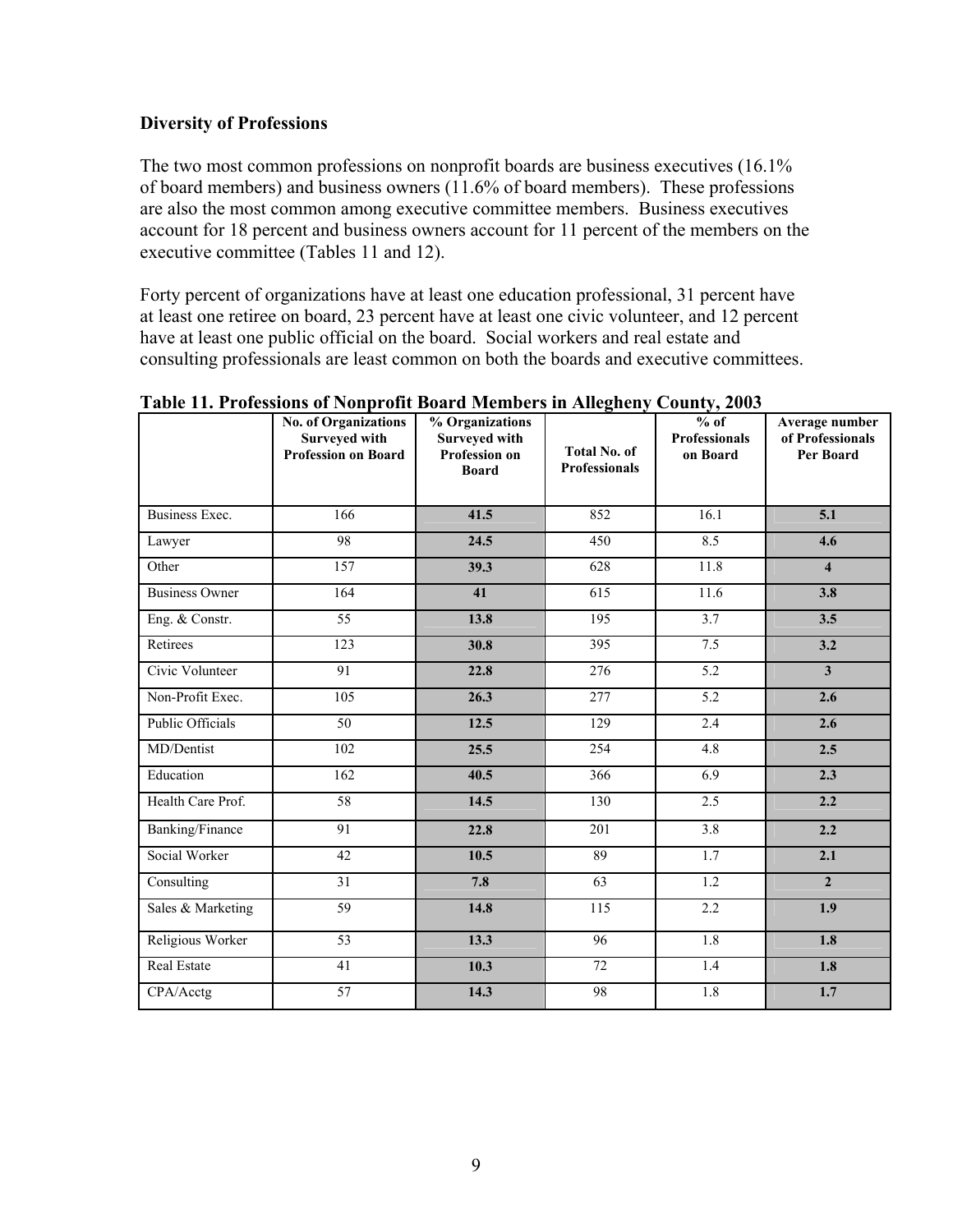## Diversity of Professions

The two most common professions on nonprofit boards are business executives (16.1% of board members) and business owners (11.6% of board members). These professions are also the most common among executive committee members. Business executives account for 18 percent and business owners account for 11 percent of the members on the executive committee (Tables 11 and 12).

Forty percent of organizations have at least one education professional, 31 percent have at least one retiree on board, 23 percent have at least one civic volunteer, and 12 percent have at least one public official on the board. Social workers and real estate and consulting professionals are least common on both the boards and executive committees.

**Table 11. Professions of Nonprofit Board Members in Allegheny County, 2003**

| | No. of Organizations Surveyed with Profession on Board | % Organizations Surveyed with Profession on Board | Total No. of Professionals | % of Professionals on Board | Average number of Professionals Per Board |
|---|---|---|---|---|---|
| Business Exec. | 166 | **41.5** | 852 | 16.1 | **5.1** |
| Lawyer | 98 | **24.5** | 450 | 8.5 | **4.6** |
| Other | 157 | **39.3** | 628 | 11.8 | **4** |
| Business Owner | 164 | **41** | 615 | 11.6 | **3.8** |
| Eng. & Constr. | 55 | **13.8** | 195 | 3.7 | **3.5** |
| Retirees | 123 | **30.8** | 395 | 7.5 | **3.2** |
| Civic Volunteer | 91 | **22.8** | 276 | 5.2 | **3** |
| Non-Profit Exec. | 105 | **26.3** | 277 | 5.2 | **2.6** |
| Public Officials | 50 | **12.5** | 129 | 2.4 | **2.6** |
| MD/Dentist | 102 | **25.5** | 254 | 4.8 | **2.5** |
| Education | 162 | **40.5** | 366 | 6.9 | **2.3** |
| Health Care Prof. | 58 | **14.5** | 130 | 2.5 | **2.2** |
| Banking/Finance | 91 | **22.8** | 201 | 3.8 | **2.2** |
| Social Worker | 42 | **10.5** | 89 | 1.7 | **2.1** |
| Consulting | 31 | **7.8** | 63 | 1.2 | **2** |
| Sales & Marketing | 59 | **14.8** | 115 | 2.2 | **1.9** |
| Religious Worker | 53 | **13.3** | 96 | 1.8 | **1.8** |
| Real Estate | 41 | **10.3** | 72 | 1.4 | **1.8** |
| CPA/Acctg | 57 | **14.3** | 98 | 1.8 | **1.7** |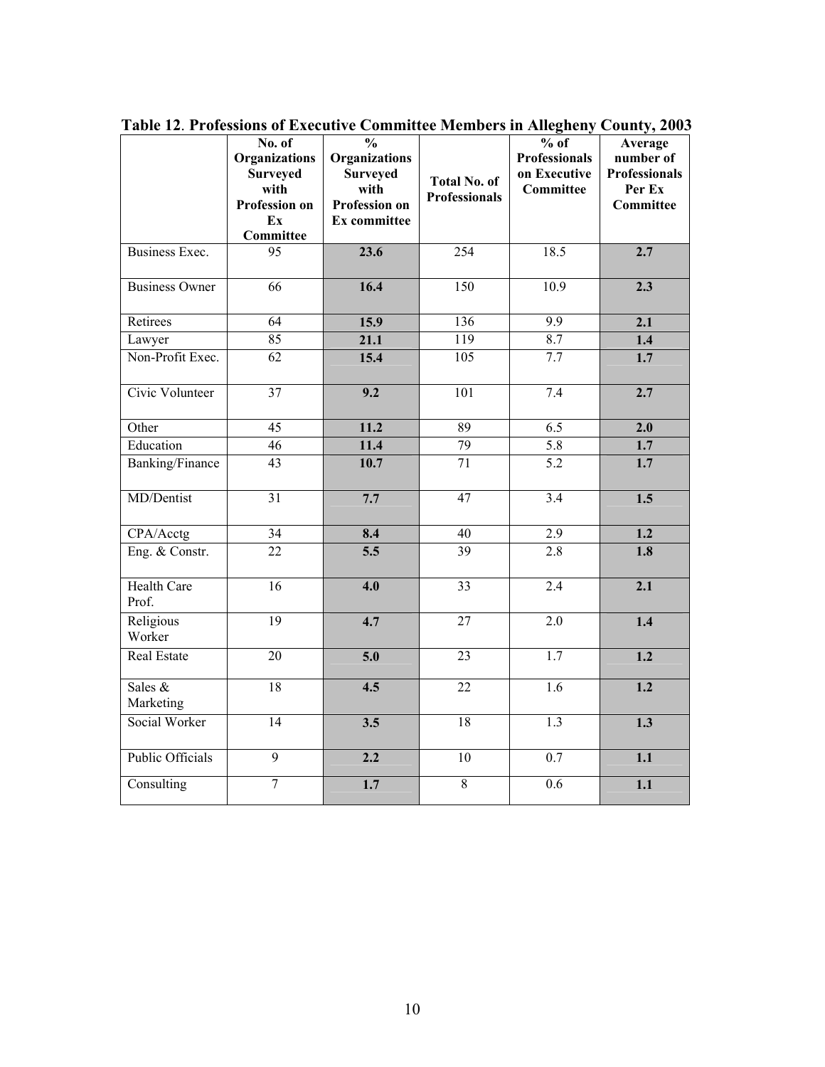**Table 12. Professions of Executive Committee Members in Allegheny County, 2003**

| | No. of Organizations Surveyed with Profession on Ex Committee | % Organizations Surveyed with Profession on Ex committee | Total No. of Professionals | % of Professionals on Executive Committee | Average number of Professionals Per Ex Committee |
|---|---|---|---|---|---|
| Business Exec. | 95 | **23.6** | 254 | 18.5 | **2.7** |
| Business Owner | 66 | **16.4** | 150 | 10.9 | **2.3** |
| Retirees | 64 | **15.9** | 136 | 9.9 | **2.1** |
| Lawyer | 85 | **21.1** | 119 | 8.7 | **1.4** |
| Non-Profit Exec. | 62 | **15.4** | 105 | 7.7 | **1.7** |
| Civic Volunteer | 37 | **9.2** | 101 | 7.4 | **2.7** |
| Other | 45 | **11.2** | 89 | 6.5 | **2.0** |
| Education | 46 | **11.4** | 79 | 5.8 | **1.7** |
| Banking/Finance | 43 | **10.7** | 71 | 5.2 | **1.7** |
| MD/Dentist | 31 | **7.7** | 47 | 3.4 | **1.5** |
| CPA/Acctg | 34 | **8.4** | 40 | 2.9 | **1.2** |
| Eng. & Constr. | 22 | **5.5** | 39 | 2.8 | **1.8** |
| Health Care Prof. | 16 | **4.0** | 33 | 2.4 | **2.1** |
| Religious Worker | 19 | **4.7** | 27 | 2.0 | **1.4** |
| Real Estate | 20 | **5.0** | 23 | 1.7 | **1.2** |
| Sales & Marketing | 18 | **4.5** | 22 | 1.6 | **1.2** |
| Social Worker | 14 | **3.5** | 18 | 1.3 | **1.3** |
| Public Officials | 9 | **2.2** | 10 | 0.7 | **1.1** |
| Consulting | 7 | **1.7** | 8 | 0.6 | **1.1** |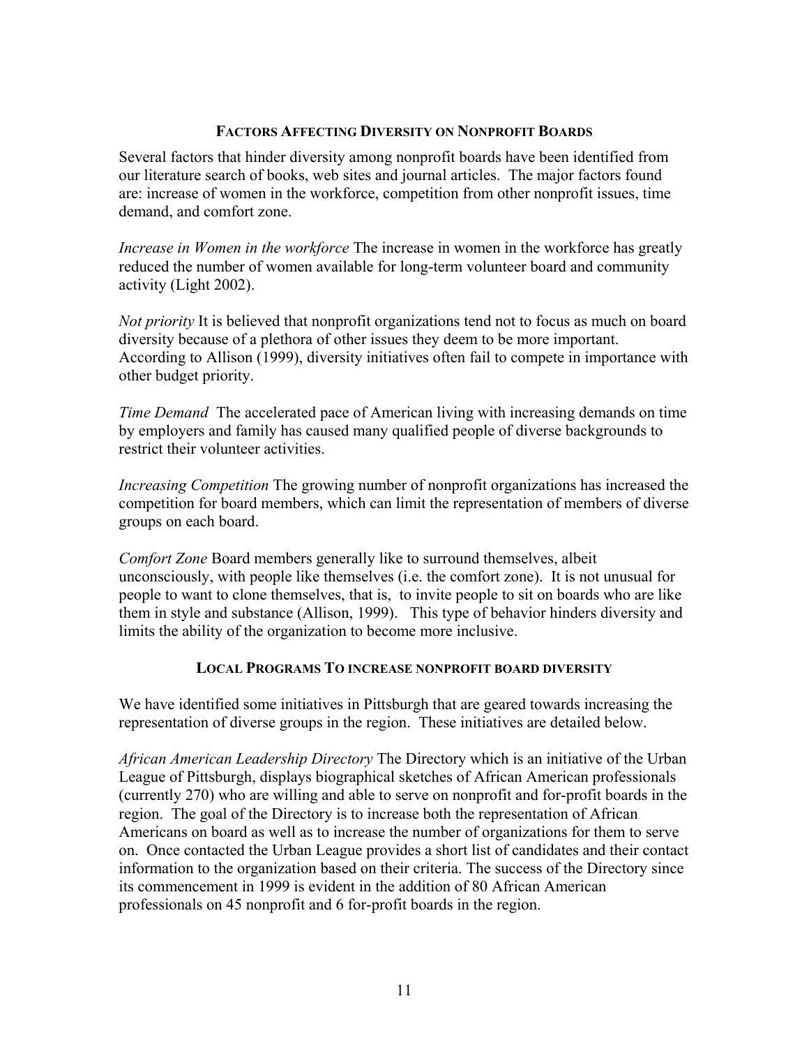## Factors Affecting Diversity on Nonprofit Boards

Several factors that hinder diversity among nonprofit boards have been identified from our literature search of books, web sites and journal articles. The major factors found are: increase of women in the workforce, competition from other nonprofit issues, time demand, and comfort zone.

*Increase in Women in the workforce* The increase in women in the workforce has greatly reduced the number of women available for long-term volunteer board and community activity (Light 2002).

*Not priority* It is believed that nonprofit organizations tend not to focus as much on board diversity because of a plethora of other issues they deem to be more important. According to Allison (1999), diversity initiatives often fail to compete in importance with other budget priority.

*Time Demand* The accelerated pace of American living with increasing demands on time by employers and family has caused many qualified people of diverse backgrounds to restrict their volunteer activities.

*Increasing Competition* The growing number of nonprofit organizations has increased the competition for board members, which can limit the representation of members of diverse groups on each board.

*Comfort Zone* Board members generally like to surround themselves, albeit unconsciously, with people like themselves (i.e. the comfort zone). It is not unusual for people to want to clone themselves, that is, to invite people to sit on boards who are like them in style and substance (Allison, 1999). This type of behavior hinders diversity and limits the ability of the organization to become more inclusive.

## Local Programs To increase nonprofit board diversity

We have identified some initiatives in Pittsburgh that are geared towards increasing the representation of diverse groups in the region. These initiatives are detailed below.

*African American Leadership Directory* The Directory which is an initiative of the Urban League of Pittsburgh, displays biographical sketches of African American professionals (currently 270) who are willing and able to serve on nonprofit and for-profit boards in the region. The goal of the Directory is to increase both the representation of African Americans on board as well as to increase the number of organizations for them to serve on. Once contacted the Urban League provides a short list of candidates and their contact information to the organization based on their criteria. The success of the Directory since its commencement in 1999 is evident in the addition of 80 African American professionals on 45 nonprofit and 6 for-profit boards in the region.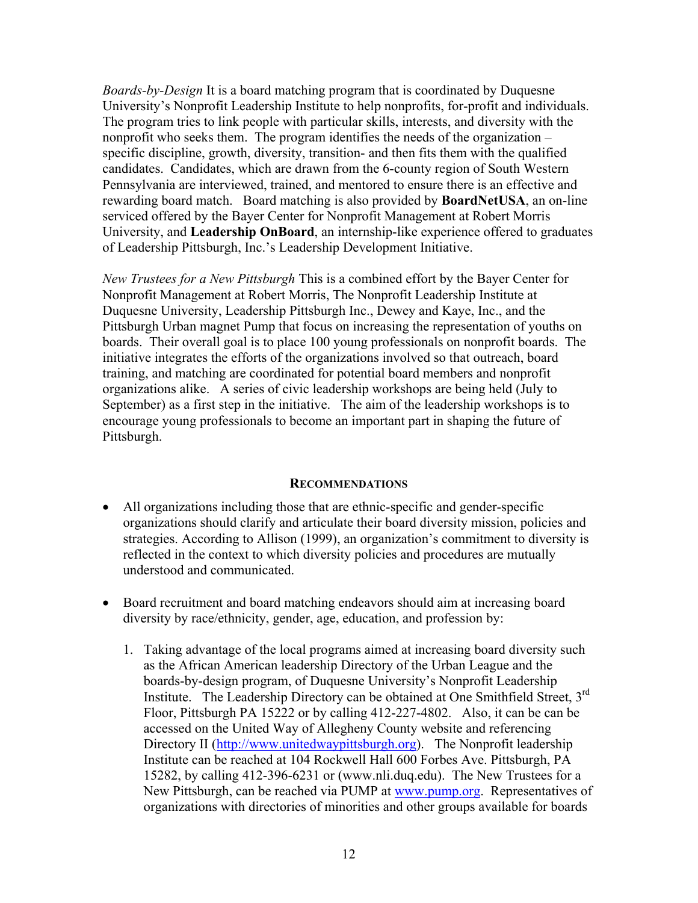*Boards-by-Design* It is a board matching program that is coordinated by Duquesne University's Nonprofit Leadership Institute to help nonprofits, for-profit and individuals. The program tries to link people with particular skills, interests, and diversity with the nonprofit who seeks them. The program identifies the needs of the organization – specific discipline, growth, diversity, transition- and then fits them with the qualified candidates. Candidates, which are drawn from the 6-county region of South Western Pennsylvania are interviewed, trained, and mentored to ensure there is an effective and rewarding board match. Board matching is also provided by **BoardNetUSA**, an on-line serviced offered by the Bayer Center for Nonprofit Management at Robert Morris University, and **Leadership OnBoard**, an internship-like experience offered to graduates of Leadership Pittsburgh, Inc.'s Leadership Development Initiative.

*New Trustees for a New Pittsburgh* This is a combined effort by the Bayer Center for Nonprofit Management at Robert Morris, The Nonprofit Leadership Institute at Duquesne University, Leadership Pittsburgh Inc., Dewey and Kaye, Inc., and the Pittsburgh Urban magnet Pump that focus on increasing the representation of youths on boards. Their overall goal is to place 100 young professionals on nonprofit boards. The initiative integrates the efforts of the organizations involved so that outreach, board training, and matching are coordinated for potential board members and nonprofit organizations alike. A series of civic leadership workshops are being held (July to September) as a first step in the initiative. The aim of the leadership workshops is to encourage young professionals to become an important part in shaping the future of Pittsburgh.

## RECOMMENDATIONS

- All organizations including those that are ethnic-specific and gender-specific organizations should clarify and articulate their board diversity mission, policies and strategies. According to Allison (1999), an organization's commitment to diversity is reflected in the context to which diversity policies and procedures are mutually understood and communicated.

- Board recruitment and board matching endeavors should aim at increasing board diversity by race/ethnicity, gender, age, education, and profession by:

    1. Taking advantage of the local programs aimed at increasing board diversity such as the African American leadership Directory of the Urban League and the boards-by-design program, of Duquesne University's Nonprofit Leadership Institute. The Leadership Directory can be obtained at One Smithfield Street, 3rd Floor, Pittsburgh PA 15222 or by calling 412-227-4802. Also, it can be can be accessed on the United Way of Allegheny County website and referencing Directory II (http://www.unitedwaypittsburgh.org). The Nonprofit leadership Institute can be reached at 104 Rockwell Hall 600 Forbes Ave. Pittsburgh, PA 15282, by calling 412-396-6231 or (www.nli.duq.edu). The New Trustees for a New Pittsburgh, can be reached via PUMP at www.pump.org. Representatives of organizations with directories of minorities and other groups available for boards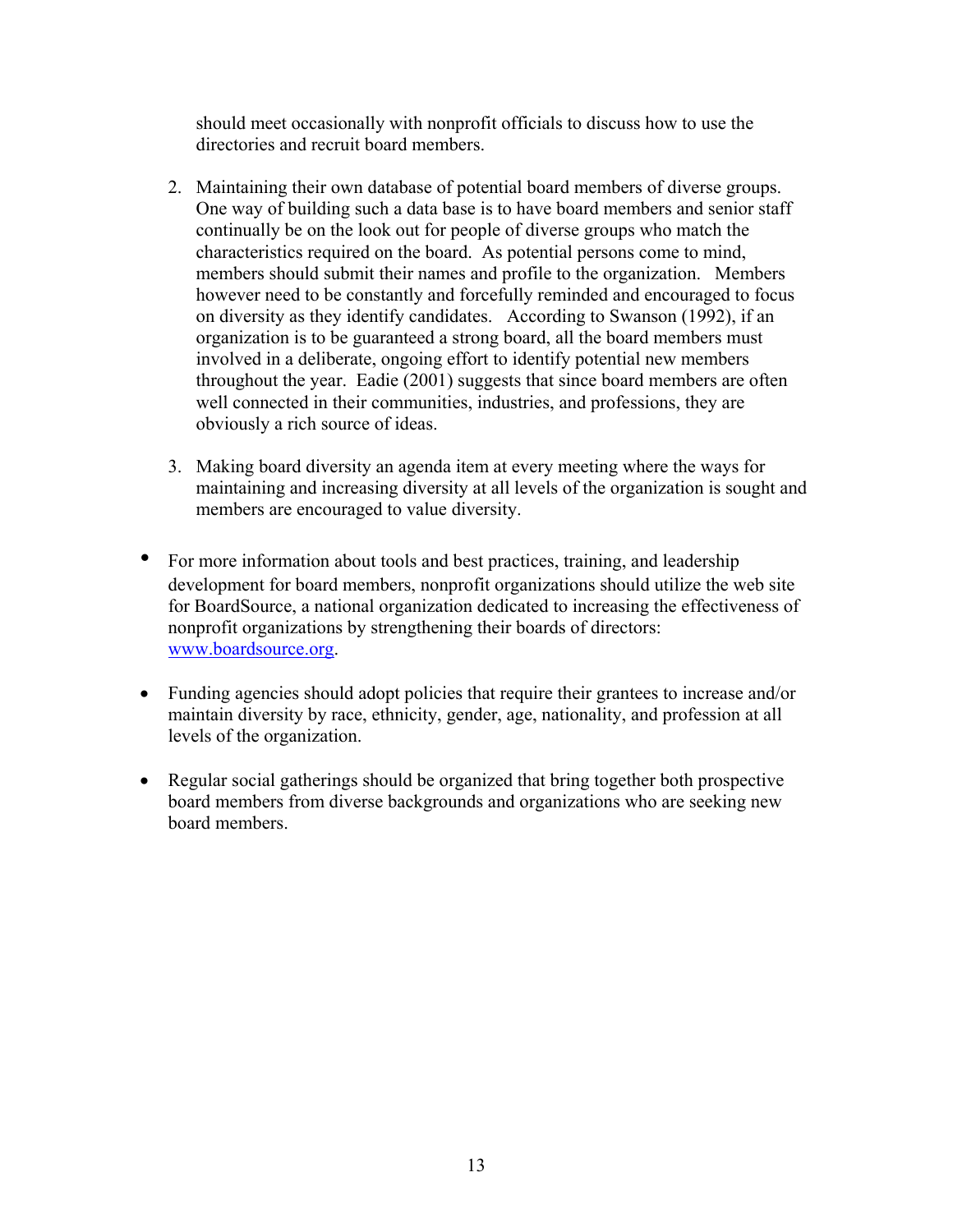should meet occasionally with nonprofit officials to discuss how to use the directories and recruit board members.

2. Maintaining their own database of potential board members of diverse groups. One way of building such a data base is to have board members and senior staff continually be on the look out for people of diverse groups who match the characteristics required on the board. As potential persons come to mind, members should submit their names and profile to the organization. Members however need to be constantly and forcefully reminded and encouraged to focus on diversity as they identify candidates. According to Swanson (1992), if an organization is to be guaranteed a strong board, all the board members must involved in a deliberate, ongoing effort to identify potential new members throughout the year. Eadie (2001) suggests that since board members are often well connected in their communities, industries, and professions, they are obviously a rich source of ideas.

3. Making board diversity an agenda item at every meeting where the ways for maintaining and increasing diversity at all levels of the organization is sought and members are encouraged to value diversity.

- For more information about tools and best practices, training, and leadership development for board members, nonprofit organizations should utilize the web site for BoardSource, a national organization dedicated to increasing the effectiveness of nonprofit organizations by strengthening their boards of directors: www.boardsource.org.

- Funding agencies should adopt policies that require their grantees to increase and/or maintain diversity by race, ethnicity, gender, age, nationality, and profession at all levels of the organization.

- Regular social gatherings should be organized that bring together both prospective board members from diverse backgrounds and organizations who are seeking new board members.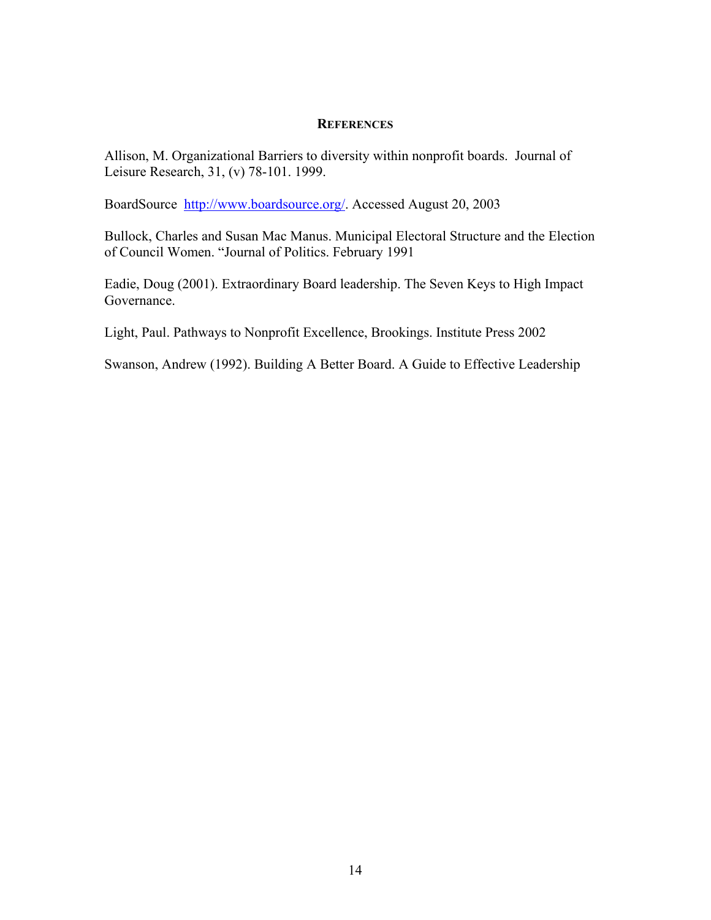## REFERENCES

Allison, M. Organizational Barriers to diversity within nonprofit boards. Journal of Leisure Research, 31, (v) 78-101. 1999.

BoardSource http://www.boardsource.org/. Accessed August 20, 2003

Bullock, Charles and Susan Mac Manus. Municipal Electoral Structure and the Election of Council Women. "Journal of Politics. February 1991

Eadie, Doug (2001). Extraordinary Board leadership. The Seven Keys to High Impact Governance.

Light, Paul. Pathways to Nonprofit Excellence, Brookings. Institute Press 2002

Swanson, Andrew (1992). Building A Better Board. A Guide to Effective Leadership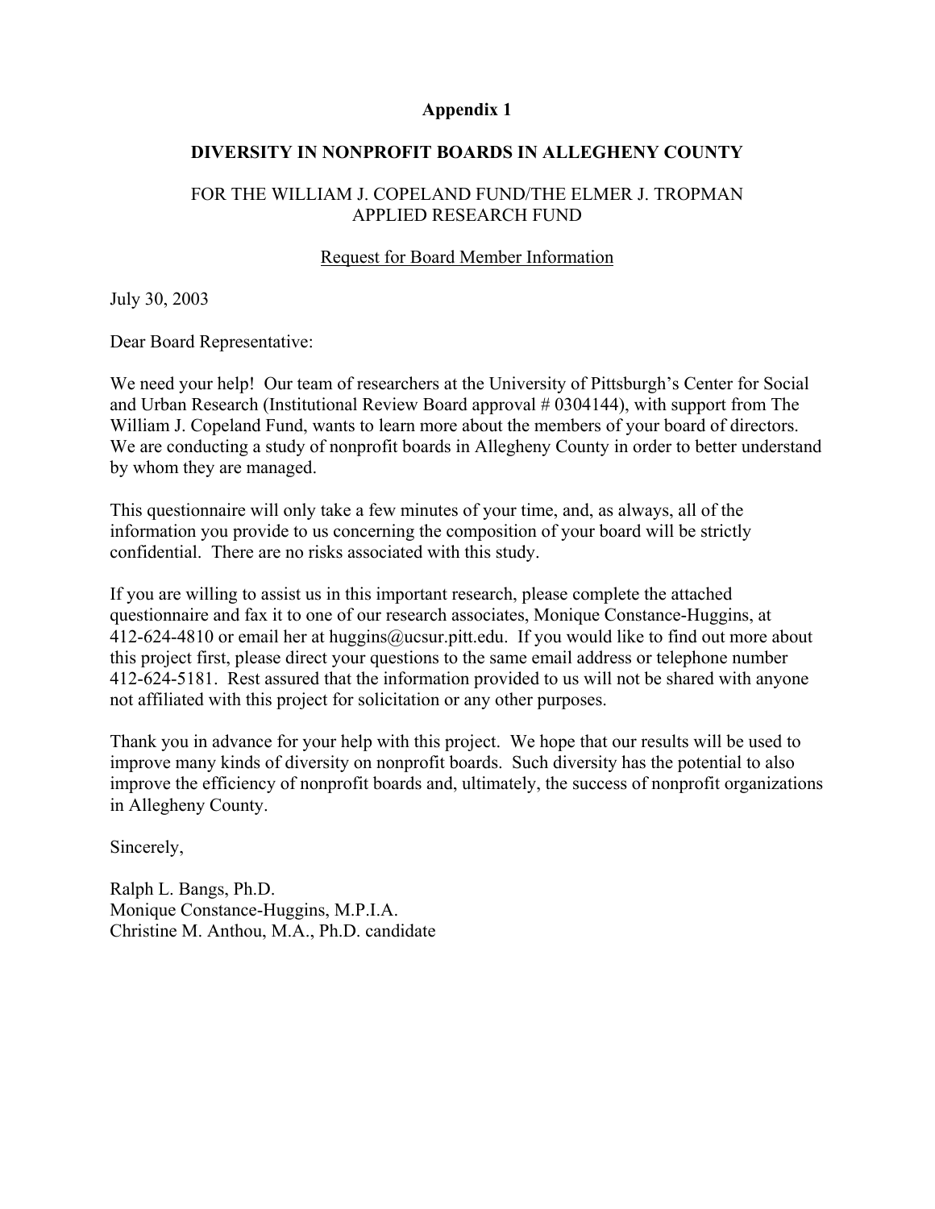**Appendix 1**

**DIVERSITY IN NONPROFIT BOARDS IN ALLEGHENY COUNTY**

FOR THE WILLIAM J. COPELAND FUND/THE ELMER J. TROPMAN APPLIED RESEARCH FUND

Request for Board Member Information

July 30, 2003

Dear Board Representative:

We need your help! Our team of researchers at the University of Pittsburgh's Center for Social and Urban Research (Institutional Review Board approval # 0304144), with support from The William J. Copeland Fund, wants to learn more about the members of your board of directors. We are conducting a study of nonprofit boards in Allegheny County in order to better understand by whom they are managed.

This questionnaire will only take a few minutes of your time, and, as always, all of the information you provide to us concerning the composition of your board will be strictly confidential. There are no risks associated with this study.

If you are willing to assist us in this important research, please complete the attached questionnaire and fax it to one of our research associates, Monique Constance-Huggins, at 412-624-4810 or email her at huggins@ucsur.pitt.edu. If you would like to find out more about this project first, please direct your questions to the same email address or telephone number 412-624-5181. Rest assured that the information provided to us will not be shared with anyone not affiliated with this project for solicitation or any other purposes.

Thank you in advance for your help with this project. We hope that our results will be used to improve many kinds of diversity on nonprofit boards. Such diversity has the potential to also improve the efficiency of nonprofit boards and, ultimately, the success of nonprofit organizations in Allegheny County.

Sincerely,

Ralph L. Bangs, Ph.D.
Monique Constance-Huggins, M.P.I.A.
Christine M. Anthou, M.A., Ph.D. candidate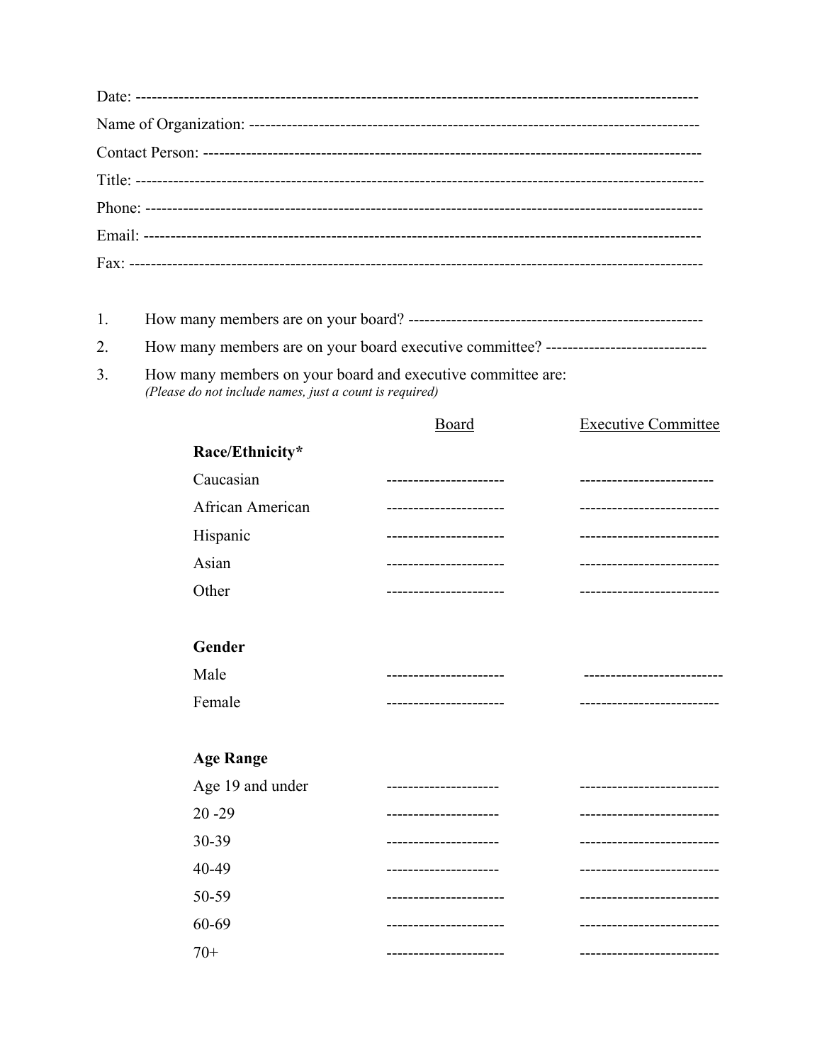Date: ----------------------------------------------------------------------------------------------------------

Name of Organization: ----------------------------------------------------------------------------------

Contact Person: -----------------------------------------------------------------------------------------------

Title: -------------------------------------------------------------------------------------------------------------

Phone: -----------------------------------------------------------------------------------------------------------

Email: -----------------------------------------------------------------------------------------------------------

Fax: ---------------------------------------------------------------------------------------------------------------

1. How many members are on your board? -------------------------------------------------------
2. How many members are on your board executive committee? ------------------------------
3. How many members on your board and executive committee are:
   *(Please do not include names, just a count is required)*

| | Board | Executive Committee |
|---|---|---|
| **Race/Ethnicity*** | | |
| Caucasian | ---------------------- | ------------------------- |
| African American | ---------------------- | -------------------------- |
| Hispanic | ---------------------- | -------------------------- |
| Asian | ---------------------- | -------------------------- |
| Other | ---------------------- | -------------------------- |
| **Gender** | | |
| Male | ---------------------- | -------------------------- |
| Female | ---------------------- | -------------------------- |
| **Age Range** | | |
| Age 19 and under | --------------------- | -------------------------- |
| 20 -29 | --------------------- | -------------------------- |
| 30-39 | --------------------- | -------------------------- |
| 40-49 | --------------------- | -------------------------- |
| 50-59 | ---------------------- | -------------------------- |
| 60-69 | ---------------------- | -------------------------- |
| 70+ | ---------------------- | -------------------------- |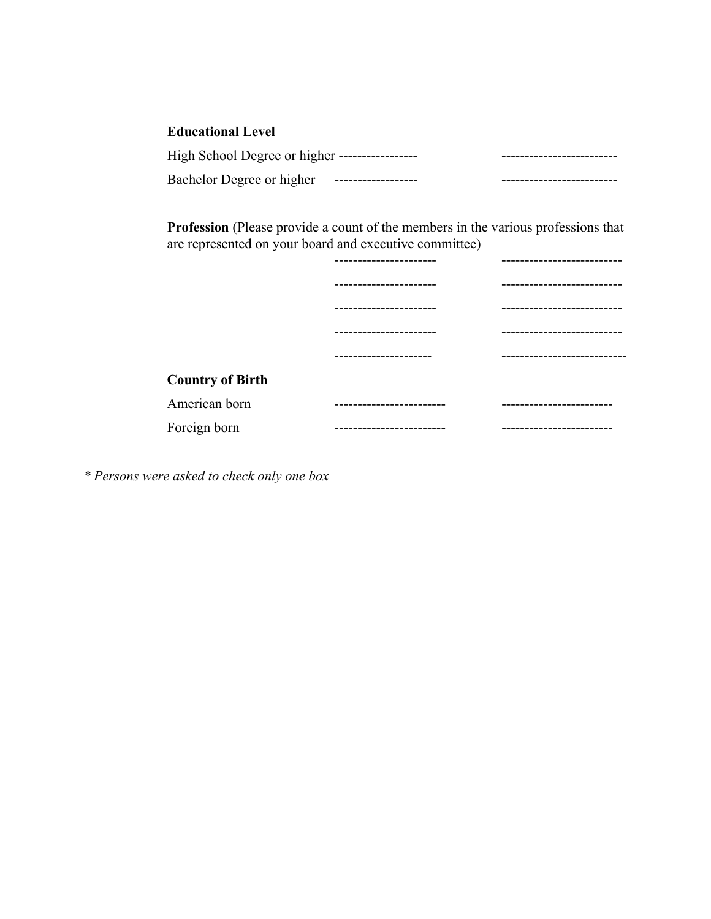**Educational Level**

High School Degree or higher ----------------- -------------------------

Bachelor Degree or higher ------------------ -------------------------

**Profession** (Please provide a count of the members in the various professions that are represented on your board and executive committee)

---------------------- --------------------------

---------------------- --------------------------

---------------------- --------------------------

---------------------- --------------------------

--------------------- ---------------------------

**Country of Birth**

American born ------------------------ ------------------------

Foreign born ------------------------ ------------------------

* *Persons were asked to check only one box*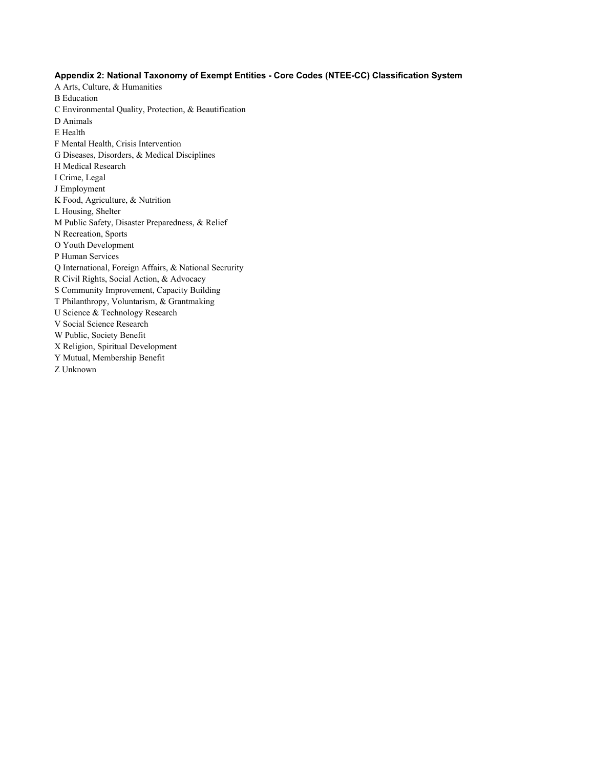**Appendix 2: National Taxonomy of Exempt Entities - Core Codes (NTEE-CC) Classification System**

A Arts, Culture, & Humanities
B Education
C Environmental Quality, Protection, & Beautification
D Animals
E Health
F Mental Health, Crisis Intervention
G Diseases, Disorders, & Medical Disciplines
H Medical Research
I Crime, Legal
J Employment
K Food, Agriculture, & Nutrition
L Housing, Shelter
M Public Safety, Disaster Preparedness, & Relief
N Recreation, Sports
O Youth Development
P Human Services
Q International, Foreign Affairs, & National Secrurity
R Civil Rights, Social Action, & Advocacy
S Community Improvement, Capacity Building
T Philanthropy, Voluntarism, & Grantmaking
U Science & Technology Research
V Social Science Research
W Public, Society Benefit
X Religion, Spiritual Development
Y Mutual, Membership Benefit
Z Unknown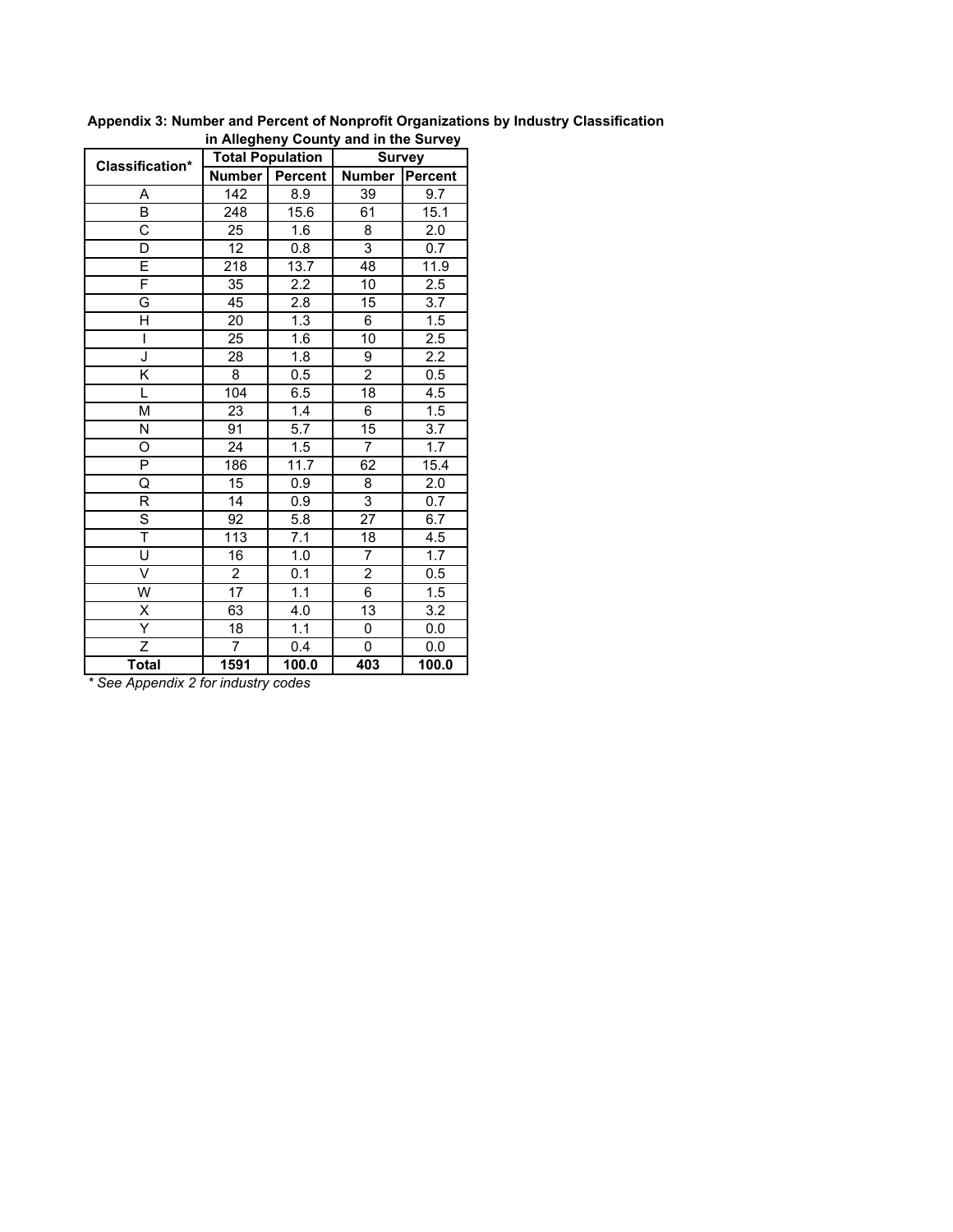**Appendix 3: Number and Percent of Nonprofit Organizations by Industry Classification in Allegheny County and in the Survey**

| Classification* | Total Population | | Survey | |
|---|---|---|---|---|
| | Number | Percent | Number | Percent |
| A | 142 | 8.9 | 39 | 9.7 |
| B | 248 | 15.6 | 61 | 15.1 |
| C | 25 | 1.6 | 8 | 2.0 |
| D | 12 | 0.8 | 3 | 0.7 |
| E | 218 | 13.7 | 48 | 11.9 |
| F | 35 | 2.2 | 10 | 2.5 |
| G | 45 | 2.8 | 15 | 3.7 |
| H | 20 | 1.3 | 6 | 1.5 |
| I | 25 | 1.6 | 10 | 2.5 |
| J | 28 | 1.8 | 9 | 2.2 |
| K | 8 | 0.5 | 2 | 0.5 |
| L | 104 | 6.5 | 18 | 4.5 |
| M | 23 | 1.4 | 6 | 1.5 |
| N | 91 | 5.7 | 15 | 3.7 |
| O | 24 | 1.5 | 7 | 1.7 |
| P | 186 | 11.7 | 62 | 15.4 |
| Q | 15 | 0.9 | 8 | 2.0 |
| R | 14 | 0.9 | 3 | 0.7 |
| S | 92 | 5.8 | 27 | 6.7 |
| T | 113 | 7.1 | 18 | 4.5 |
| U | 16 | 1.0 | 7 | 1.7 |
| V | 2 | 0.1 | 2 | 0.5 |
| W | 17 | 1.1 | 6 | 1.5 |
| X | 63 | 4.0 | 13 | 3.2 |
| Y | 18 | 1.1 | 0 | 0.0 |
| Z | 7 | 0.4 | 0 | 0.0 |
| **Total** | **1591** | **100.0** | **403** | **100.0** |

*\* See Appendix 2 for industry codes*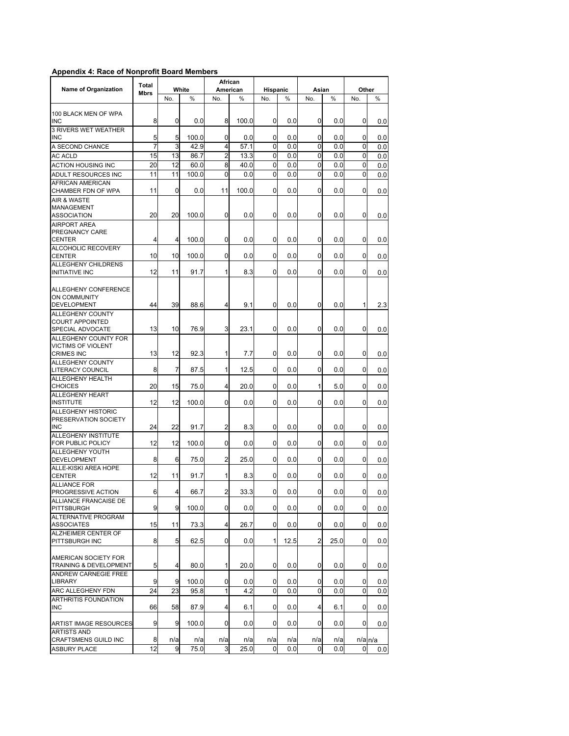**Appendix 4: Race of Nonprofit Board Members**

| Name of Organization | Total Mbrs | White | | African American | | Hispanic | | Asian | | Other | |
|---|---|---|---|---|---|---|---|---|---|---|---|
| | | No. | % | No. | % | No. | % | No. | % | No. | % |
| 100 BLACK MEN OF WPA INC | 8 | 0 | 0.0 | 8 | 100.0 | 0 | 0.0 | 0 | 0.0 | 0 | 0.0 |
| 3 RIVERS WET WEATHER INC | 5 | 5 | 100.0 | 0 | 0.0 | 0 | 0.0 | 0 | 0.0 | 0 | 0.0 |
| A SECOND CHANCE | 7 | 3 | 42.9 | 4 | 57.1 | 0 | 0.0 | 0 | 0.0 | 0 | 0.0 |
| AC ACLD | 15 | 13 | 86.7 | 2 | 13.3 | 0 | 0.0 | 0 | 0.0 | 0 | 0.0 |
| ACTION HOUSING INC | 20 | 12 | 60.0 | 8 | 40.0 | 0 | 0.0 | 0 | 0.0 | 0 | 0.0 |
| ADULT RESOURCES INC | 11 | 11 | 100.0 | 0 | 0.0 | 0 | 0.0 | 0 | 0.0 | 0 | 0.0 |
| AFRICAN AMERICAN CHAMBER FDN OF WPA | 11 | 0 | 0.0 | 11 | 100.0 | 0 | 0.0 | 0 | 0.0 | 0 | 0.0 |
| AIR & WASTE MANAGEMENT ASSOCIATION | 20 | 20 | 100.0 | 0 | 0.0 | 0 | 0.0 | 0 | 0.0 | 0 | 0.0 |
| AIRPORT AREA PREGNANCY CARE CENTER | 4 | 4 | 100.0 | 0 | 0.0 | 0 | 0.0 | 0 | 0.0 | 0 | 0.0 |
| ALCOHOLIC RECOVERY CENTER | 10 | 10 | 100.0 | 0 | 0.0 | 0 | 0.0 | 0 | 0.0 | 0 | 0.0 |
| ALLEGHENY CHILDRENS INITIATIVE INC | 12 | 11 | 91.7 | 1 | 8.3 | 0 | 0.0 | 0 | 0.0 | 0 | 0.0 |
| ALLEGHENY CONFERENCE ON COMMUNITY DEVELOPMENT | 44 | 39 | 88.6 | 4 | 9.1 | 0 | 0.0 | 0 | 0.0 | 1 | 2.3 |
| ALLEGHENY COUNTY COURT APPOINTED SPECIAL ADVOCATE | 13 | 10 | 76.9 | 3 | 23.1 | 0 | 0.0 | 0 | 0.0 | 0 | 0.0 |
| ALLEGHENY COUNTY FOR VICTIMS OF VIOLENT CRIMES INC | 13 | 12 | 92.3 | 1 | 7.7 | 0 | 0.0 | 0 | 0.0 | 0 | 0.0 |
| ALLEGHENY COUNTY LITERACY COUNCIL | 8 | 7 | 87.5 | 1 | 12.5 | 0 | 0.0 | 0 | 0.0 | 0 | 0.0 |
| ALLEGHENY HEALTH CHOICES | 20 | 15 | 75.0 | 4 | 20.0 | 0 | 0.0 | 1 | 5.0 | 0 | 0.0 |
| ALLEGHENY HEART INSTITUTE | 12 | 12 | 100.0 | 0 | 0.0 | 0 | 0.0 | 0 | 0.0 | 0 | 0.0 |
| ALLEGHENY HISTORIC PRESERVATION SOCIETY INC | 24 | 22 | 91.7 | 2 | 8.3 | 0 | 0.0 | 0 | 0.0 | 0 | 0.0 |
| ALLEGHENY INSTITUTE FOR PUBLIC POLICY | 12 | 12 | 100.0 | 0 | 0.0 | 0 | 0.0 | 0 | 0.0 | 0 | 0.0 |
| ALLEGHENY YOUTH DEVELOPMENT | 8 | 6 | 75.0 | 2 | 25.0 | 0 | 0.0 | 0 | 0.0 | 0 | 0.0 |
| ALLE-KISKI AREA HOPE CENTER | 12 | 11 | 91.7 | 1 | 8.3 | 0 | 0.0 | 0 | 0.0 | 0 | 0.0 |
| ALLIANCE FOR PROGRESSIVE ACTION | 6 | 4 | 66.7 | 2 | 33.3 | 0 | 0.0 | 0 | 0.0 | 0 | 0.0 |
| ALLIANCE FRANCAISE DE PITTSBURGH | 9 | 9 | 100.0 | 0 | 0.0 | 0 | 0.0 | 0 | 0.0 | 0 | 0.0 |
| ALTERNATIVE PROGRAM ASSOCIATES | 15 | 11 | 73.3 | 4 | 26.7 | 0 | 0.0 | 0 | 0.0 | 0 | 0.0 |
| ALZHEIMER CENTER OF PITTSBURGH INC | 8 | 5 | 62.5 | 0 | 0.0 | 1 | 12.5 | 2 | 25.0 | 0 | 0.0 |
| AMERICAN SOCIETY FOR TRAINING & DEVELOPMENT | 5 | 4 | 80.0 | 1 | 20.0 | 0 | 0.0 | 0 | 0.0 | 0 | 0.0 |
| ANDREW CARNEGIE FREE LIBRARY | 9 | 9 | 100.0 | 0 | 0.0 | 0 | 0.0 | 0 | 0.0 | 0 | 0.0 |
| ARC ALLEGHENY FDN | 24 | 23 | 95.8 | 1 | 4.2 | 0 | 0.0 | 0 | 0.0 | 0 | 0.0 |
| ARTHRITIS FOUNDATION INC | 66 | 58 | 87.9 | 4 | 6.1 | 0 | 0.0 | 4 | 6.1 | 0 | 0.0 |
| ARTIST IMAGE RESOURCES | 9 | 9 | 100.0 | 0 | 0.0 | 0 | 0.0 | 0 | 0.0 | 0 | 0.0 |
| ARTISTS AND CRAFTSMENS GUILD INC | 8 | n/a | n/a | n/a | n/a | n/a | n/a | n/a | n/a | n/a | n/a |
| ASBURY PLACE | 12 | 9 | 75.0 | 3 | 25.0 | 0 | 0.0 | 0 | 0.0 | 0 | 0.0 |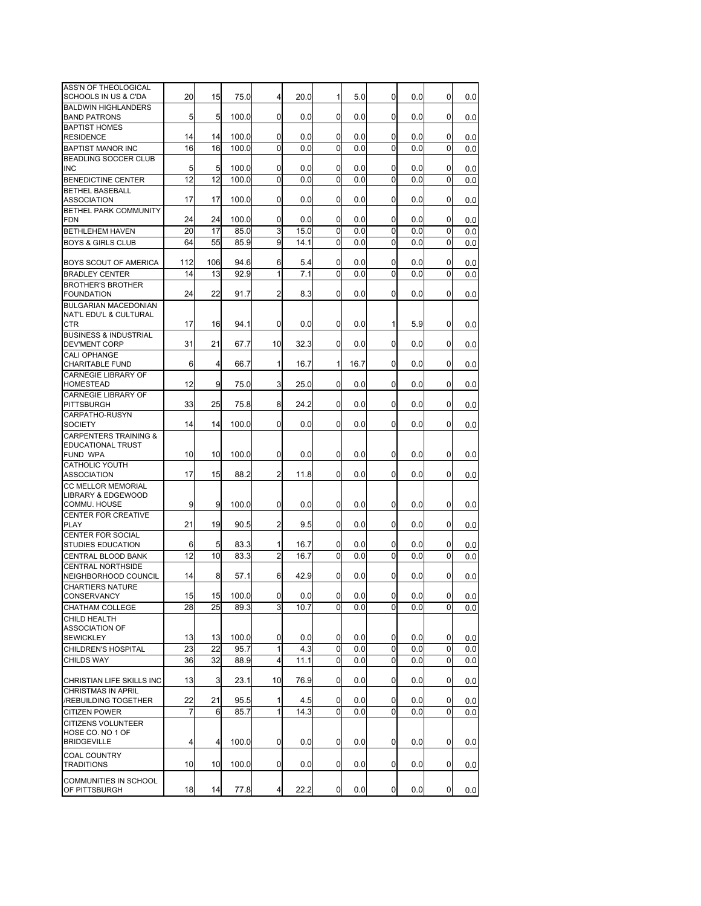| | | | | | | | | | | | |
|---|---|---|---|---|---|---|---|---|---|---|---|
| ASS'N OF THEOLOGICAL SCHOOLS IN US & C'DA | 20 | 15 | 75.0 | 4 | 20.0 | 1 | 5.0 | 0 | 0.0 | 0 | 0.0 |
| BALDWIN HIGHLANDERS BAND PATRONS | 5 | 5 | 100.0 | 0 | 0.0 | 0 | 0.0 | 0 | 0.0 | 0 | 0.0 |
| BAPTIST HOMES RESIDENCE | 14 | 14 | 100.0 | 0 | 0.0 | 0 | 0.0 | 0 | 0.0 | 0 | 0.0 |
| BAPTIST MANOR INC | 16 | 16 | 100.0 | 0 | 0.0 | 0 | 0.0 | 0 | 0.0 | 0 | 0.0 |
| BEADLING SOCCER CLUB INC | 5 | 5 | 100.0 | 0 | 0.0 | 0 | 0.0 | 0 | 0.0 | 0 | 0.0 |
| BENEDICTINE CENTER | 12 | 12 | 100.0 | 0 | 0.0 | 0 | 0.0 | 0 | 0.0 | 0 | 0.0 |
| BETHEL BASEBALL ASSOCIATION | 17 | 17 | 100.0 | 0 | 0.0 | 0 | 0.0 | 0 | 0.0 | 0 | 0.0 |
| BETHEL PARK COMMUNITY FDN | 24 | 24 | 100.0 | 0 | 0.0 | 0 | 0.0 | 0 | 0.0 | 0 | 0.0 |
| BETHLEHEM HAVEN | 20 | 17 | 85.0 | 3 | 15.0 | 0 | 0.0 | 0 | 0.0 | 0 | 0.0 |
| BOYS & GIRLS CLUB | 64 | 55 | 85.9 | 9 | 14.1 | 0 | 0.0 | 0 | 0.0 | 0 | 0.0 |
| BOYS SCOUT OF AMERICA | 112 | 106 | 94.6 | 6 | 5.4 | 0 | 0.0 | 0 | 0.0 | 0 | 0.0 |
| BRADLEY CENTER | 14 | 13 | 92.9 | 1 | 7.1 | 0 | 0.0 | 0 | 0.0 | 0 | 0.0 |
| BROTHER'S BROTHER FOUNDATION | 24 | 22 | 91.7 | 2 | 8.3 | 0 | 0.0 | 0 | 0.0 | 0 | 0.0 |
| BULGARIAN MACEDONIAN NAT'L EDU'L & CULTURAL CTR | 17 | 16 | 94.1 | 0 | 0.0 | 0 | 0.0 | 1 | 5.9 | 0 | 0.0 |
| BUSINESS & INDUSTRIAL DEV'MENT CORP | 31 | 21 | 67.7 | 10 | 32.3 | 0 | 0.0 | 0 | 0.0 | 0 | 0.0 |
| CALI OPHANGE CHARITABLE FUND | 6 | 4 | 66.7 | 1 | 16.7 | 1 | 16.7 | 0 | 0.0 | 0 | 0.0 |
| CARNEGIE LIBRARY OF HOMESTEAD | 12 | 9 | 75.0 | 3 | 25.0 | 0 | 0.0 | 0 | 0.0 | 0 | 0.0 |
| CARNEGIE LIBRARY OF PITTSBURGH | 33 | 25 | 75.8 | 8 | 24.2 | 0 | 0.0 | 0 | 0.0 | 0 | 0.0 |
| CARPATHO-RUSYN SOCIETY | 14 | 14 | 100.0 | 0 | 0.0 | 0 | 0.0 | 0 | 0.0 | 0 | 0.0 |
| CARPENTERS TRAINING & EDUCATIONAL TRUST FUND WPA | 10 | 10 | 100.0 | 0 | 0.0 | 0 | 0.0 | 0 | 0.0 | 0 | 0.0 |
| CATHOLIC YOUTH ASSOCIATION | 17 | 15 | 88.2 | 2 | 11.8 | 0 | 0.0 | 0 | 0.0 | 0 | 0.0 |
| CC MELLOR MEMORIAL LIBRARY & EDGEWOOD COMMU. HOUSE | 9 | 9 | 100.0 | 0 | 0.0 | 0 | 0.0 | 0 | 0.0 | 0 | 0.0 |
| CENTER FOR CREATIVE PLAY | 21 | 19 | 90.5 | 2 | 9.5 | 0 | 0.0 | 0 | 0.0 | 0 | 0.0 |
| CENTER FOR SOCIAL STUDIES EDUCATION | 6 | 5 | 83.3 | 1 | 16.7 | 0 | 0.0 | 0 | 0.0 | 0 | 0.0 |
| CENTRAL BLOOD BANK | 12 | 10 | 83.3 | 2 | 16.7 | 0 | 0.0 | 0 | 0.0 | 0 | 0.0 |
| CENTRAL NORTHSIDE NEIGHBORHOOD COUNCIL | 14 | 8 | 57.1 | 6 | 42.9 | 0 | 0.0 | 0 | 0.0 | 0 | 0.0 |
| CHARTIERS NATURE CONSERVANCY | 15 | 15 | 100.0 | 0 | 0.0 | 0 | 0.0 | 0 | 0.0 | 0 | 0.0 |
| CHATHAM COLLEGE | 28 | 25 | 89.3 | 3 | 10.7 | 0 | 0.0 | 0 | 0.0 | 0 | 0.0 |
| CHILD HEALTH ASSOCIATION OF SEWICKLEY | 13 | 13 | 100.0 | 0 | 0.0 | 0 | 0.0 | 0 | 0.0 | 0 | 0.0 |
| CHILDREN'S HOSPITAL | 23 | 22 | 95.7 | 1 | 4.3 | 0 | 0.0 | 0 | 0.0 | 0 | 0.0 |
| CHILDS WAY | 36 | 32 | 88.9 | 4 | 11.1 | 0 | 0.0 | 0 | 0.0 | 0 | 0.0 |
| CHRISTIAN LIFE SKILLS INC | 13 | 3 | 23.1 | 10 | 76.9 | 0 | 0.0 | 0 | 0.0 | 0 | 0.0 |
| CHRISTMAS IN APRIL /REBUILDING TOGETHER | 22 | 21 | 95.5 | 1 | 4.5 | 0 | 0.0 | 0 | 0.0 | 0 | 0.0 |
| CITIZEN POWER | 7 | 6 | 85.7 | 1 | 14.3 | 0 | 0.0 | 0 | 0.0 | 0 | 0.0 |
| CITIZENS VOLUNTEER HOSE CO. NO 1 OF BRIDGEVILLE | 4 | 4 | 100.0 | 0 | 0.0 | 0 | 0.0 | 0 | 0.0 | 0 | 0.0 |
| COAL COUNTRY TRADITIONS | 10 | 10 | 100.0 | 0 | 0.0 | 0 | 0.0 | 0 | 0.0 | 0 | 0.0 |
| COMMUNITIES IN SCHOOL OF PITTSBURGH | 18 | 14 | 77.8 | 4 | 22.2 | 0 | 0.0 | 0 | 0.0 | 0 | 0.0 |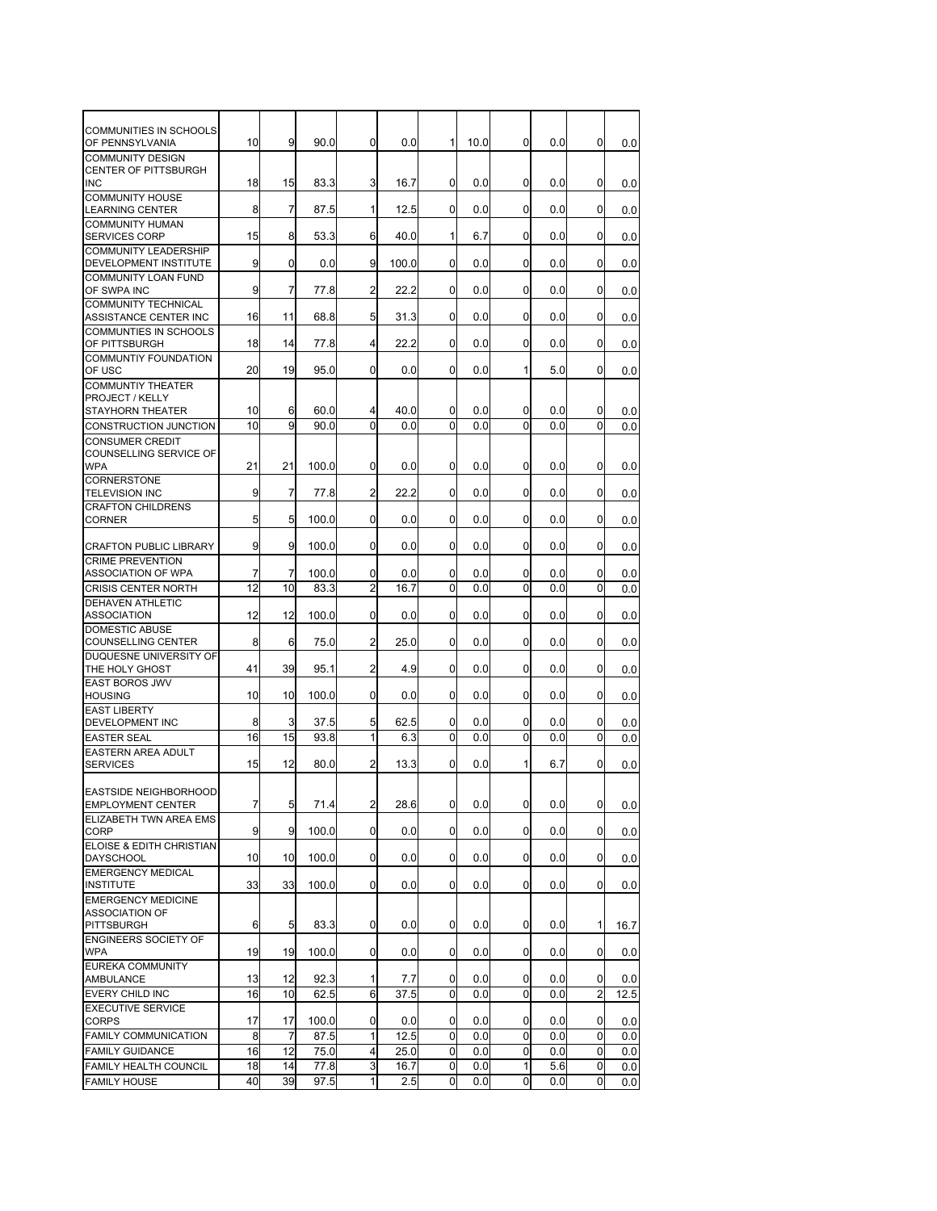| | | | | | | | | | | | |
|---|---|---|---|---|---|---|---|---|---|---|---|
| COMMUNITIES IN SCHOOLS OF PENNSYLVANIA | 10 | 9 | 90.0 | 0 | 0.0 | 1 | 10.0 | 0 | 0.0 | 0 | 0.0 |
| COMMUNITY DESIGN CENTER OF PITTSBURGH INC | 18 | 15 | 83.3 | 3 | 16.7 | 0 | 0.0 | 0 | 0.0 | 0 | 0.0 |
| COMMUNITY HOUSE LEARNING CENTER | 8 | 7 | 87.5 | 1 | 12.5 | 0 | 0.0 | 0 | 0.0 | 0 | 0.0 |
| COMMUNITY HUMAN SERVICES CORP | 15 | 8 | 53.3 | 6 | 40.0 | 1 | 6.7 | 0 | 0.0 | 0 | 0.0 |
| COMMUNITY LEADERSHIP DEVELOPMENT INSTITUTE | 9 | 0 | 0.0 | 9 | 100.0 | 0 | 0.0 | 0 | 0.0 | 0 | 0.0 |
| COMMUNITY LOAN FUND OF SWPA INC | 9 | 7 | 77.8 | 2 | 22.2 | 0 | 0.0 | 0 | 0.0 | 0 | 0.0 |
| COMMUNITY TECHNICAL ASSISTANCE CENTER INC | 16 | 11 | 68.8 | 5 | 31.3 | 0 | 0.0 | 0 | 0.0 | 0 | 0.0 |
| COMMUNTIES IN SCHOOLS OF PITTSBURGH | 18 | 14 | 77.8 | 4 | 22.2 | 0 | 0.0 | 0 | 0.0 | 0 | 0.0 |
| COMMUNTIY FOUNDATION OF USC | 20 | 19 | 95.0 | 0 | 0.0 | 0 | 0.0 | 1 | 5.0 | 0 | 0.0 |
| COMMUNTIY THEATER PROJECT / KELLY STAYHORN THEATER | 10 | 6 | 60.0 | 4 | 40.0 | 0 | 0.0 | 0 | 0.0 | 0 | 0.0 |
| CONSTRUCTION JUNCTION | 10 | 9 | 90.0 | 0 | 0.0 | 0 | 0.0 | 0 | 0.0 | 0 | 0.0 |
| CONSUMER CREDIT COUNSELLING SERVICE OF WPA | 21 | 21 | 100.0 | 0 | 0.0 | 0 | 0.0 | 0 | 0.0 | 0 | 0.0 |
| CORNERSTONE TELEVISION INC | 9 | 7 | 77.8 | 2 | 22.2 | 0 | 0.0 | 0 | 0.0 | 0 | 0.0 |
| CRAFTON CHILDRENS CORNER | 5 | 5 | 100.0 | 0 | 0.0 | 0 | 0.0 | 0 | 0.0 | 0 | 0.0 |
| CRAFTON PUBLIC LIBRARY | 9 | 9 | 100.0 | 0 | 0.0 | 0 | 0.0 | 0 | 0.0 | 0 | 0.0 |
| CRIME PREVENTION ASSOCIATION OF WPA | 7 | 7 | 100.0 | 0 | 0.0 | 0 | 0.0 | 0 | 0.0 | 0 | 0.0 |
| CRISIS CENTER NORTH | 12 | 10 | 83.3 | 2 | 16.7 | 0 | 0.0 | 0 | 0.0 | 0 | 0.0 |
| DEHAVEN ATHLETIC ASSOCIATION | 12 | 12 | 100.0 | 0 | 0.0 | 0 | 0.0 | 0 | 0.0 | 0 | 0.0 |
| DOMESTIC ABUSE COUNSELLING CENTER | 8 | 6 | 75.0 | 2 | 25.0 | 0 | 0.0 | 0 | 0.0 | 0 | 0.0 |
| DUQUESNE UNIVERSITY OF THE HOLY GHOST | 41 | 39 | 95.1 | 2 | 4.9 | 0 | 0.0 | 0 | 0.0 | 0 | 0.0 |
| EAST BOROS JWV HOUSING | 10 | 10 | 100.0 | 0 | 0.0 | 0 | 0.0 | 0 | 0.0 | 0 | 0.0 |
| EAST LIBERTY DEVELOPMENT INC | 8 | 3 | 37.5 | 5 | 62.5 | 0 | 0.0 | 0 | 0.0 | 0 | 0.0 |
| EASTER SEAL | 16 | 15 | 93.8 | 1 | 6.3 | 0 | 0.0 | 0 | 0.0 | 0 | 0.0 |
| EASTERN AREA ADULT SERVICES | 15 | 12 | 80.0 | 2 | 13.3 | 0 | 0.0 | 1 | 6.7 | 0 | 0.0 |
| EASTSIDE NEIGHBORHOOD EMPLOYMENT CENTER | 7 | 5 | 71.4 | 2 | 28.6 | 0 | 0.0 | 0 | 0.0 | 0 | 0.0 |
| ELIZABETH TWN AREA EMS CORP | 9 | 9 | 100.0 | 0 | 0.0 | 0 | 0.0 | 0 | 0.0 | 0 | 0.0 |
| ELOISE & EDITH CHRISTIAN DAYSCHOOL | 10 | 10 | 100.0 | 0 | 0.0 | 0 | 0.0 | 0 | 0.0 | 0 | 0.0 |
| EMERGENCY MEDICAL INSTITUTE | 33 | 33 | 100.0 | 0 | 0.0 | 0 | 0.0 | 0 | 0.0 | 0 | 0.0 |
| EMERGENCY MEDICINE ASSOCIATION OF PITTSBURGH | 6 | 5 | 83.3 | 0 | 0.0 | 0 | 0.0 | 0 | 0.0 | 1 | 16.7 |
| ENGINEERS SOCIETY OF WPA | 19 | 19 | 100.0 | 0 | 0.0 | 0 | 0.0 | 0 | 0.0 | 0 | 0.0 |
| EUREKA COMMUNITY AMBULANCE | 13 | 12 | 92.3 | 1 | 7.7 | 0 | 0.0 | 0 | 0.0 | 0 | 0.0 |
| EVERY CHILD INC | 16 | 10 | 62.5 | 6 | 37.5 | 0 | 0.0 | 0 | 0.0 | 2 | 12.5 |
| EXECUTIVE SERVICE CORPS | 17 | 17 | 100.0 | 0 | 0.0 | 0 | 0.0 | 0 | 0.0 | 0 | 0.0 |
| FAMILY COMMUNICATION | 8 | 7 | 87.5 | 1 | 12.5 | 0 | 0.0 | 0 | 0.0 | 0 | 0.0 |
| FAMILY GUIDANCE | 16 | 12 | 75.0 | 4 | 25.0 | 0 | 0.0 | 0 | 0.0 | 0 | 0.0 |
| FAMILY HEALTH COUNCIL | 18 | 14 | 77.8 | 3 | 16.7 | 0 | 0.0 | 1 | 5.6 | 0 | 0.0 |
| FAMILY HOUSE | 40 | 39 | 97.5 | 1 | 2.5 | 0 | 0.0 | 0 | 0.0 | 0 | 0.0 |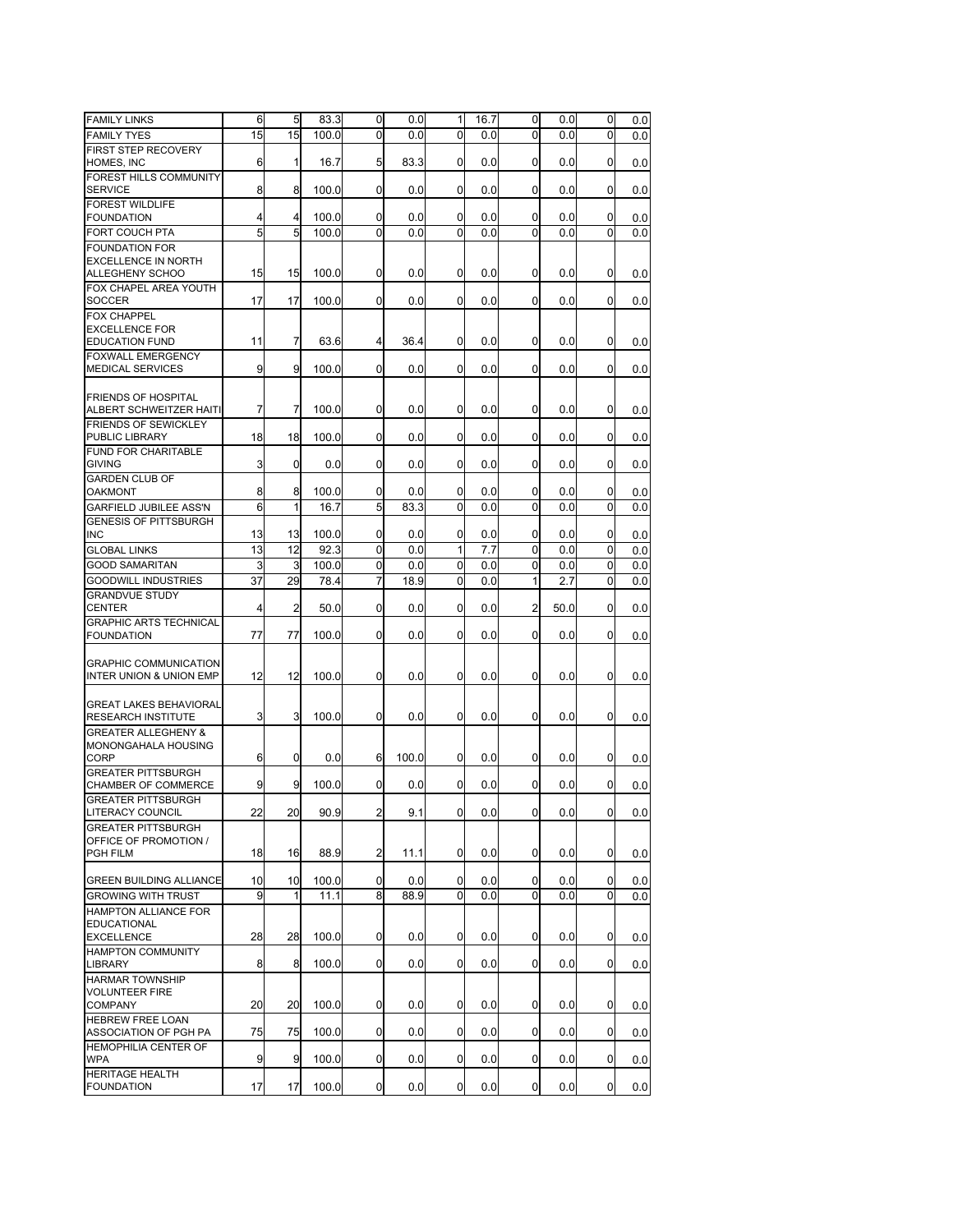| | | | | | | | | | | | |
|---|---|---|---|---|---|---|---|---|---|---|---|
| FAMILY LINKS | 6 | 5 | 83.3 | 0 | 0.0 | 1 | 16.7 | 0 | 0.0 | 0 | 0.0 |
| FAMILY TYES | 15 | 15 | 100.0 | 0 | 0.0 | 0 | 0.0 | 0 | 0.0 | 0 | 0.0 |
| FIRST STEP RECOVERY HOMES, INC | 6 | 1 | 16.7 | 5 | 83.3 | 0 | 0.0 | 0 | 0.0 | 0 | 0.0 |
| FOREST HILLS COMMUNITY SERVICE | 8 | 8 | 100.0 | 0 | 0.0 | 0 | 0.0 | 0 | 0.0 | 0 | 0.0 |
| FOREST WILDLIFE FOUNDATION | 4 | 4 | 100.0 | 0 | 0.0 | 0 | 0.0 | 0 | 0.0 | 0 | 0.0 |
| FORT COUCH PTA | 5 | 5 | 100.0 | 0 | 0.0 | 0 | 0.0 | 0 | 0.0 | 0 | 0.0 |
| FOUNDATION FOR EXCELLENCE IN NORTH ALLEGHENY SCHOO | 15 | 15 | 100.0 | 0 | 0.0 | 0 | 0.0 | 0 | 0.0 | 0 | 0.0 |
| FOX CHAPEL AREA YOUTH SOCCER | 17 | 17 | 100.0 | 0 | 0.0 | 0 | 0.0 | 0 | 0.0 | 0 | 0.0 |
| FOX CHAPPEL EXCELLENCE FOR EDUCATION FUND | 11 | 7 | 63.6 | 4 | 36.4 | 0 | 0.0 | 0 | 0.0 | 0 | 0.0 |
| FOXWALL EMERGENCY MEDICAL SERVICES | 9 | 9 | 100.0 | 0 | 0.0 | 0 | 0.0 | 0 | 0.0 | 0 | 0.0 |
| FRIENDS OF HOSPITAL ALBERT SCHWEITZER HAITI | 7 | 7 | 100.0 | 0 | 0.0 | 0 | 0.0 | 0 | 0.0 | 0 | 0.0 |
| FRIENDS OF SEWICKLEY PUBLIC LIBRARY | 18 | 18 | 100.0 | 0 | 0.0 | 0 | 0.0 | 0 | 0.0 | 0 | 0.0 |
| FUND FOR CHARITABLE GIVING | 3 | 0 | 0.0 | 0 | 0.0 | 0 | 0.0 | 0 | 0.0 | 0 | 0.0 |
| GARDEN CLUB OF OAKMONT | 8 | 8 | 100.0 | 0 | 0.0 | 0 | 0.0 | 0 | 0.0 | 0 | 0.0 |
| GARFIELD JUBILEE ASS'N | 6 | 1 | 16.7 | 5 | 83.3 | 0 | 0.0 | 0 | 0.0 | 0 | 0.0 |
| GENESIS OF PITTSBURGH INC | 13 | 13 | 100.0 | 0 | 0.0 | 0 | 0.0 | 0 | 0.0 | 0 | 0.0 |
| GLOBAL LINKS | 13 | 12 | 92.3 | 0 | 0.0 | 1 | 7.7 | 0 | 0.0 | 0 | 0.0 |
| GOOD SAMARITAN | 3 | 3 | 100.0 | 0 | 0.0 | 0 | 0.0 | 0 | 0.0 | 0 | 0.0 |
| GOODWILL INDUSTRIES | 37 | 29 | 78.4 | 7 | 18.9 | 0 | 0.0 | 1 | 2.7 | 0 | 0.0 |
| GRANDVUE STUDY CENTER | 4 | 2 | 50.0 | 0 | 0.0 | 0 | 0.0 | 2 | 50.0 | 0 | 0.0 |
| GRAPHIC ARTS TECHNICAL FOUNDATION | 77 | 77 | 100.0 | 0 | 0.0 | 0 | 0.0 | 0 | 0.0 | 0 | 0.0 |
| GRAPHIC COMMUNICATION INTER UNION & UNION EMP | 12 | 12 | 100.0 | 0 | 0.0 | 0 | 0.0 | 0 | 0.0 | 0 | 0.0 |
| GREAT LAKES BEHAVIORAL RESEARCH INSTITUTE | 3 | 3 | 100.0 | 0 | 0.0 | 0 | 0.0 | 0 | 0.0 | 0 | 0.0 |
| GREATER ALLEGHENY & MONONGAHALA HOUSING CORP | 6 | 0 | 0.0 | 6 | 100.0 | 0 | 0.0 | 0 | 0.0 | 0 | 0.0 |
| GREATER PITTSBURGH CHAMBER OF COMMERCE | 9 | 9 | 100.0 | 0 | 0.0 | 0 | 0.0 | 0 | 0.0 | 0 | 0.0 |
| GREATER PITTSBURGH LITERACY COUNCIL | 22 | 20 | 90.9 | 2 | 9.1 | 0 | 0.0 | 0 | 0.0 | 0 | 0.0 |
| GREATER PITTSBURGH OFFICE OF PROMOTION / PGH FILM | 18 | 16 | 88.9 | 2 | 11.1 | 0 | 0.0 | 0 | 0.0 | 0 | 0.0 |
| GREEN BUILDING ALLIANCE | 10 | 10 | 100.0 | 0 | 0.0 | 0 | 0.0 | 0 | 0.0 | 0 | 0.0 |
| GROWING WITH TRUST | 9 | 1 | 11.1 | 8 | 88.9 | 0 | 0.0 | 0 | 0.0 | 0 | 0.0 |
| HAMPTON ALLIANCE FOR EDUCATIONAL EXCELLENCE | 28 | 28 | 100.0 | 0 | 0.0 | 0 | 0.0 | 0 | 0.0 | 0 | 0.0 |
| HAMPTON COMMUNITY LIBRARY | 8 | 8 | 100.0 | 0 | 0.0 | 0 | 0.0 | 0 | 0.0 | 0 | 0.0 |
| HARMAR TOWNSHIP VOLUNTEER FIRE COMPANY | 20 | 20 | 100.0 | 0 | 0.0 | 0 | 0.0 | 0 | 0.0 | 0 | 0.0 |
| HEBREW FREE LOAN ASSOCIATION OF PGH PA | 75 | 75 | 100.0 | 0 | 0.0 | 0 | 0.0 | 0 | 0.0 | 0 | 0.0 |
| HEMOPHILIA CENTER OF WPA | 9 | 9 | 100.0 | 0 | 0.0 | 0 | 0.0 | 0 | 0.0 | 0 | 0.0 |
| HERITAGE HEALTH FOUNDATION | 17 | 17 | 100.0 | 0 | 0.0 | 0 | 0.0 | 0 | 0.0 | 0 | 0.0 |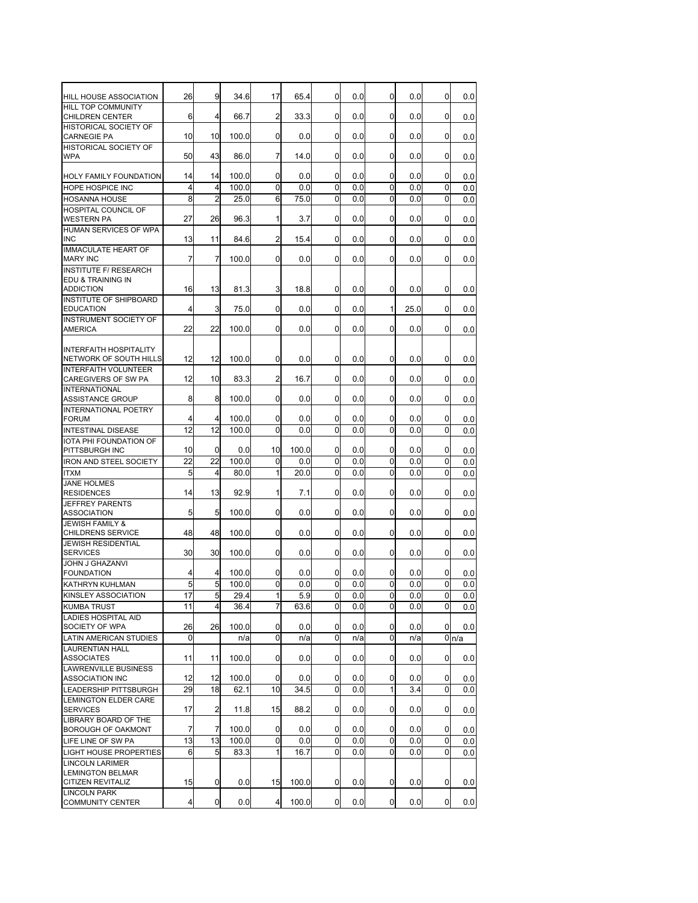| | | | | | | | | | | | |
|---|---|---|---|---|---|---|---|---|---|---|---|
| HILL HOUSE ASSOCIATION | 26 | 9 | 34.6 | 17 | 65.4 | 0 | 0.0 | 0 | 0.0 | 0 | 0.0 |
| HILL TOP COMMUNITY CHILDREN CENTER | 6 | 4 | 66.7 | 2 | 33.3 | 0 | 0.0 | 0 | 0.0 | 0 | 0.0 |
| HISTORICAL SOCIETY OF CARNEGIE PA | 10 | 10 | 100.0 | 0 | 0.0 | 0 | 0.0 | 0 | 0.0 | 0 | 0.0 |
| HISTORICAL SOCIETY OF WPA | 50 | 43 | 86.0 | 7 | 14.0 | 0 | 0.0 | 0 | 0.0 | 0 | 0.0 |
| HOLY FAMILY FOUNDATION | 14 | 14 | 100.0 | 0 | 0.0 | 0 | 0.0 | 0 | 0.0 | 0 | 0.0 |
| HOPE HOSPICE INC | 4 | 4 | 100.0 | 0 | 0.0 | 0 | 0.0 | 0 | 0.0 | 0 | 0.0 |
| HOSANNA HOUSE | 8 | 2 | 25.0 | 6 | 75.0 | 0 | 0.0 | 0 | 0.0 | 0 | 0.0 |
| HOSPITAL COUNCIL OF WESTERN PA | 27 | 26 | 96.3 | 1 | 3.7 | 0 | 0.0 | 0 | 0.0 | 0 | 0.0 |
| HUMAN SERVICES OF WPA INC | 13 | 11 | 84.6 | 2 | 15.4 | 0 | 0.0 | 0 | 0.0 | 0 | 0.0 |
| IMMACULATE HEART OF MARY INC | 7 | 7 | 100.0 | 0 | 0.0 | 0 | 0.0 | 0 | 0.0 | 0 | 0.0 |
| INSTITUTE F/ RESEARCH EDU & TRAINING IN ADDICTION | 16 | 13 | 81.3 | 3 | 18.8 | 0 | 0.0 | 0 | 0.0 | 0 | 0.0 |
| INSTITUTE OF SHIPBOARD EDUCATION | 4 | 3 | 75.0 | 0 | 0.0 | 0 | 0.0 | 1 | 25.0 | 0 | 0.0 |
| INSTRUMENT SOCIETY OF AMERICA | 22 | 22 | 100.0 | 0 | 0.0 | 0 | 0.0 | 0 | 0.0 | 0 | 0.0 |
| INTERFAITH HOSPITALITY NETWORK OF SOUTH HILLS | 12 | 12 | 100.0 | 0 | 0.0 | 0 | 0.0 | 0 | 0.0 | 0 | 0.0 |
| INTERFAITH VOLUNTEER CAREGIVERS OF SW PA | 12 | 10 | 83.3 | 2 | 16.7 | 0 | 0.0 | 0 | 0.0 | 0 | 0.0 |
| INTERNATIONAL ASSISTANCE GROUP | 8 | 8 | 100.0 | 0 | 0.0 | 0 | 0.0 | 0 | 0.0 | 0 | 0.0 |
| INTERNATIONAL POETRY FORUM | 4 | 4 | 100.0 | 0 | 0.0 | 0 | 0.0 | 0 | 0.0 | 0 | 0.0 |
| INTESTINAL DISEASE | 12 | 12 | 100.0 | 0 | 0.0 | 0 | 0.0 | 0 | 0.0 | 0 | 0.0 |
| IOTA PHI FOUNDATION OF PITTSBURGH INC | 10 | 0 | 0.0 | 10 | 100.0 | 0 | 0.0 | 0 | 0.0 | 0 | 0.0 |
| IRON AND STEEL SOCIETY | 22 | 22 | 100.0 | 0 | 0.0 | 0 | 0.0 | 0 | 0.0 | 0 | 0.0 |
| ITXM | 5 | 4 | 80.0 | 1 | 20.0 | 0 | 0.0 | 0 | 0.0 | 0 | 0.0 |
| JANE HOLMES RESIDENCES | 14 | 13 | 92.9 | 1 | 7.1 | 0 | 0.0 | 0 | 0.0 | 0 | 0.0 |
| JEFFREY PARENTS ASSOCIATION | 5 | 5 | 100.0 | 0 | 0.0 | 0 | 0.0 | 0 | 0.0 | 0 | 0.0 |
| JEWISH FAMILY & CHILDRENS SERVICE | 48 | 48 | 100.0 | 0 | 0.0 | 0 | 0.0 | 0 | 0.0 | 0 | 0.0 |
| JEWISH RESIDENTIAL SERVICES | 30 | 30 | 100.0 | 0 | 0.0 | 0 | 0.0 | 0 | 0.0 | 0 | 0.0 |
| JOHN J GHAZANVI FOUNDATION | 4 | 4 | 100.0 | 0 | 0.0 | 0 | 0.0 | 0 | 0.0 | 0 | 0.0 |
| KATHRYN KUHLMAN | 5 | 5 | 100.0 | 0 | 0.0 | 0 | 0.0 | 0 | 0.0 | 0 | 0.0 |
| KINSLEY ASSOCIATION | 17 | 5 | 29.4 | 1 | 5.9 | 0 | 0.0 | 0 | 0.0 | 0 | 0.0 |
| KUMBA TRUST | 11 | 4 | 36.4 | 7 | 63.6 | 0 | 0.0 | 0 | 0.0 | 0 | 0.0 |
| LADIES HOSPITAL AID SOCIETY OF WPA | 26 | 26 | 100.0 | 0 | 0.0 | 0 | 0.0 | 0 | 0.0 | 0 | 0.0 |
| LATIN AMERICAN STUDIES | 0 | | n/a | 0 | n/a | 0 | n/a | 0 | n/a | 0 | n/a |
| LAURENTIAN HALL ASSOCIATES | 11 | 11 | 100.0 | 0 | 0.0 | 0 | 0.0 | 0 | 0.0 | 0 | 0.0 |
| LAWRENVILLE BUSINESS ASSOCIATION INC | 12 | 12 | 100.0 | 0 | 0.0 | 0 | 0.0 | 0 | 0.0 | 0 | 0.0 |
| LEADERSHIP PITTSBURGH | 29 | 18 | 62.1 | 10 | 34.5 | 0 | 0.0 | 1 | 3.4 | 0 | 0.0 |
| LEMINGTON ELDER CARE SERVICES | 17 | 2 | 11.8 | 15 | 88.2 | 0 | 0.0 | 0 | 0.0 | 0 | 0.0 |
| LIBRARY BOARD OF THE BOROUGH OF OAKMONT | 7 | 7 | 100.0 | 0 | 0.0 | 0 | 0.0 | 0 | 0.0 | 0 | 0.0 |
| LIFE LINE OF SW PA | 13 | 13 | 100.0 | 0 | 0.0 | 0 | 0.0 | 0 | 0.0 | 0 | 0.0 |
| LIGHT HOUSE PROPERTIES | 6 | 5 | 83.3 | 1 | 16.7 | 0 | 0.0 | 0 | 0.0 | 0 | 0.0 |
| LINCOLN LARIMER LEMINGTON BELMAR CITIZEN REVITALIZ | 15 | 0 | 0.0 | 15 | 100.0 | 0 | 0.0 | 0 | 0.0 | 0 | 0.0 |
| LINCOLN PARK COMMUNITY CENTER | 4 | 0 | 0.0 | 4 | 100.0 | 0 | 0.0 | 0 | 0.0 | 0 | 0.0 |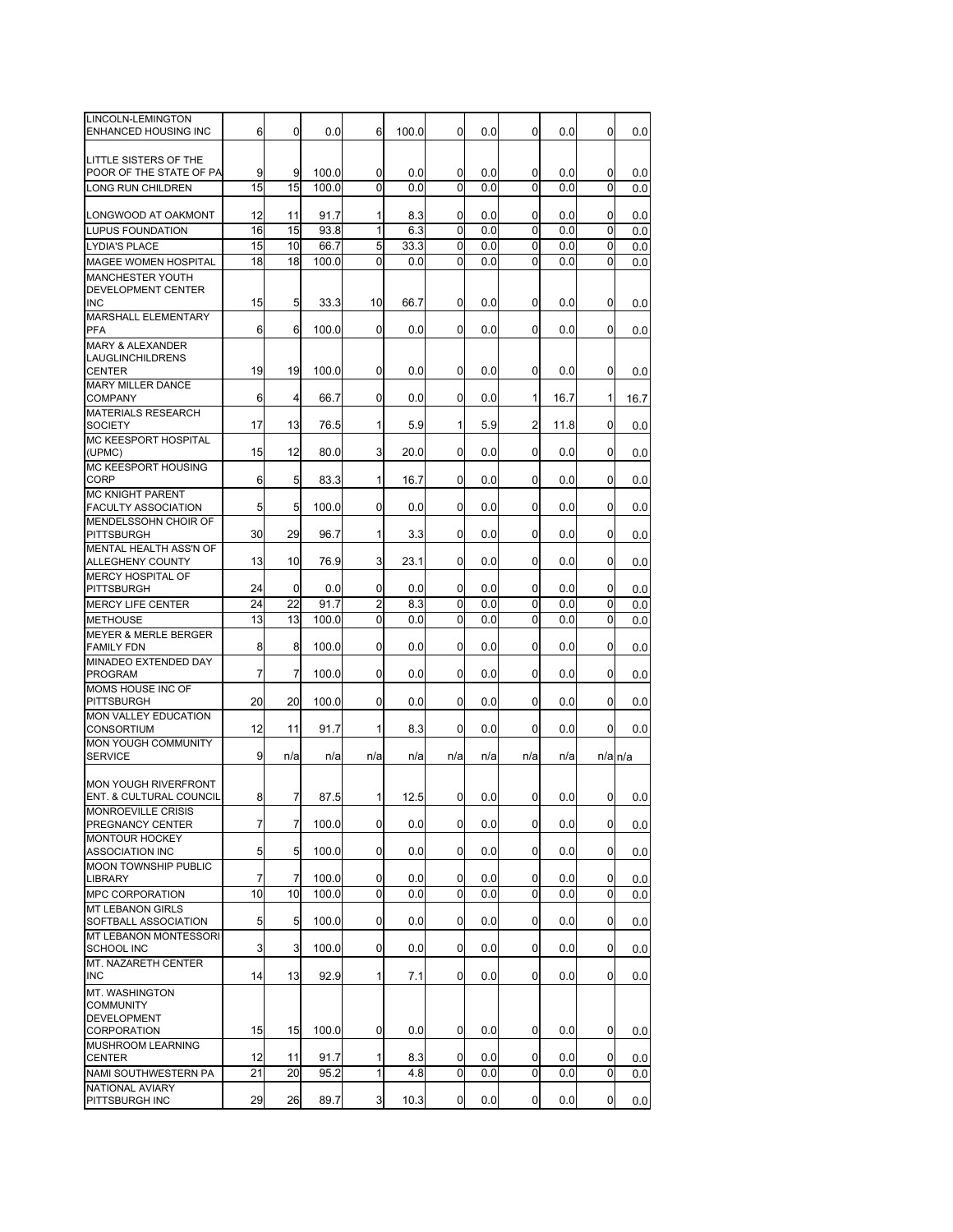| | | | | | | | | | | | |
|---|---|---|---|---|---|---|---|---|---|---|---|
| LINCOLN-LEMINGTON ENHANCED HOUSING INC | 6 | 0 | 0.0 | 6 | 100.0 | 0 | 0.0 | 0 | 0.0 | 0 | 0.0 |
| LITTLE SISTERS OF THE POOR OF THE STATE OF PA | 9 | 9 | 100.0 | 0 | 0.0 | 0 | 0.0 | 0 | 0.0 | 0 | 0.0 |
| LONG RUN CHILDREN | 15 | 15 | 100.0 | 0 | 0.0 | 0 | 0.0 | 0 | 0.0 | 0 | 0.0 |
| LONGWOOD AT OAKMONT | 12 | 11 | 91.7 | 1 | 8.3 | 0 | 0.0 | 0 | 0.0 | 0 | 0.0 |
| LUPUS FOUNDATION | 16 | 15 | 93.8 | 1 | 6.3 | 0 | 0.0 | 0 | 0.0 | 0 | 0.0 |
| LYDIA'S PLACE | 15 | 10 | 66.7 | 5 | 33.3 | 0 | 0.0 | 0 | 0.0 | 0 | 0.0 |
| MAGEE WOMEN HOSPITAL | 18 | 18 | 100.0 | 0 | 0.0 | 0 | 0.0 | 0 | 0.0 | 0 | 0.0 |
| MANCHESTER YOUTH DEVELOPMENT CENTER INC | 15 | 5 | 33.3 | 10 | 66.7 | 0 | 0.0 | 0 | 0.0 | 0 | 0.0 |
| MARSHALL ELEMENTARY PFA | 6 | 6 | 100.0 | 0 | 0.0 | 0 | 0.0 | 0 | 0.0 | 0 | 0.0 |
| MARY & ALEXANDER LAUGLINCHILDRENS CENTER | 19 | 19 | 100.0 | 0 | 0.0 | 0 | 0.0 | 0 | 0.0 | 0 | 0.0 |
| MARY MILLER DANCE COMPANY | 6 | 4 | 66.7 | 0 | 0.0 | 0 | 0.0 | 1 | 16.7 | 1 | 16.7 |
| MATERIALS RESEARCH SOCIETY | 17 | 13 | 76.5 | 1 | 5.9 | 1 | 5.9 | 2 | 11.8 | 0 | 0.0 |
| MC KEESPORT HOSPITAL (UPMC) | 15 | 12 | 80.0 | 3 | 20.0 | 0 | 0.0 | 0 | 0.0 | 0 | 0.0 |
| MC KEESPORT HOUSING CORP | 6 | 5 | 83.3 | 1 | 16.7 | 0 | 0.0 | 0 | 0.0 | 0 | 0.0 |
| MC KNIGHT PARENT FACULTY ASSOCIATION | 5 | 5 | 100.0 | 0 | 0.0 | 0 | 0.0 | 0 | 0.0 | 0 | 0.0 |
| MENDELSSOHN CHOIR OF PITTSBURGH | 30 | 29 | 96.7 | 1 | 3.3 | 0 | 0.0 | 0 | 0.0 | 0 | 0.0 |
| MENTAL HEALTH ASS'N OF ALLEGHENY COUNTY | 13 | 10 | 76.9 | 3 | 23.1 | 0 | 0.0 | 0 | 0.0 | 0 | 0.0 |
| MERCY HOSPITAL OF PITTSBURGH | 24 | 0 | 0.0 | 0 | 0.0 | 0 | 0.0 | 0 | 0.0 | 0 | 0.0 |
| MERCY LIFE CENTER | 24 | 22 | 91.7 | 2 | 8.3 | 0 | 0.0 | 0 | 0.0 | 0 | 0.0 |
| METHOUSE | 13 | 13 | 100.0 | 0 | 0.0 | 0 | 0.0 | 0 | 0.0 | 0 | 0.0 |
| MEYER & MERLE BERGER FAMILY FDN | 8 | 8 | 100.0 | 0 | 0.0 | 0 | 0.0 | 0 | 0.0 | 0 | 0.0 |
| MINADEO EXTENDED DAY PROGRAM | 7 | 7 | 100.0 | 0 | 0.0 | 0 | 0.0 | 0 | 0.0 | 0 | 0.0 |
| MOMS HOUSE INC OF PITTSBURGH | 20 | 20 | 100.0 | 0 | 0.0 | 0 | 0.0 | 0 | 0.0 | 0 | 0.0 |
| MON VALLEY EDUCATION CONSORTIUM | 12 | 11 | 91.7 | 1 | 8.3 | 0 | 0.0 | 0 | 0.0 | 0 | 0.0 |
| MON YOUGH COMMUNITY SERVICE | 9 | n/a | n/a | n/a | n/a | n/a | n/a | n/a | n/a | n/a | n/a |
| MON YOUGH RIVERFRONT ENT. & CULTURAL COUNCIL | 8 | 7 | 87.5 | 1 | 12.5 | 0 | 0.0 | 0 | 0.0 | 0 | 0.0 |
| MONROEVILLE CRISIS PREGNANCY CENTER | 7 | 7 | 100.0 | 0 | 0.0 | 0 | 0.0 | 0 | 0.0 | 0 | 0.0 |
| MONTOUR HOCKEY ASSOCIATION INC | 5 | 5 | 100.0 | 0 | 0.0 | 0 | 0.0 | 0 | 0.0 | 0 | 0.0 |
| MOON TOWNSHIP PUBLIC LIBRARY | 7 | 7 | 100.0 | 0 | 0.0 | 0 | 0.0 | 0 | 0.0 | 0 | 0.0 |
| MPC CORPORATION | 10 | 10 | 100.0 | 0 | 0.0 | 0 | 0.0 | 0 | 0.0 | 0 | 0.0 |
| MT LEBANON GIRLS SOFTBALL ASSOCIATION | 5 | 5 | 100.0 | 0 | 0.0 | 0 | 0.0 | 0 | 0.0 | 0 | 0.0 |
| MT LEBANON MONTESSORI SCHOOL INC | 3 | 3 | 100.0 | 0 | 0.0 | 0 | 0.0 | 0 | 0.0 | 0 | 0.0 |
| MT. NAZARETH CENTER INC | 14 | 13 | 92.9 | 1 | 7.1 | 0 | 0.0 | 0 | 0.0 | 0 | 0.0 |
| MT. WASHINGTON COMMUNITY DEVELOPMENT CORPORATION | 15 | 15 | 100.0 | 0 | 0.0 | 0 | 0.0 | 0 | 0.0 | 0 | 0.0 |
| MUSHROOM LEARNING CENTER | 12 | 11 | 91.7 | 1 | 8.3 | 0 | 0.0 | 0 | 0.0 | 0 | 0.0 |
| NAMI SOUTHWESTERN PA | 21 | 20 | 95.2 | 1 | 4.8 | 0 | 0.0 | 0 | 0.0 | 0 | 0.0 |
| NATIONAL AVIARY PITTSBURGH INC | 29 | 26 | 89.7 | 3 | 10.3 | 0 | 0.0 | 0 | 0.0 | 0 | 0.0 |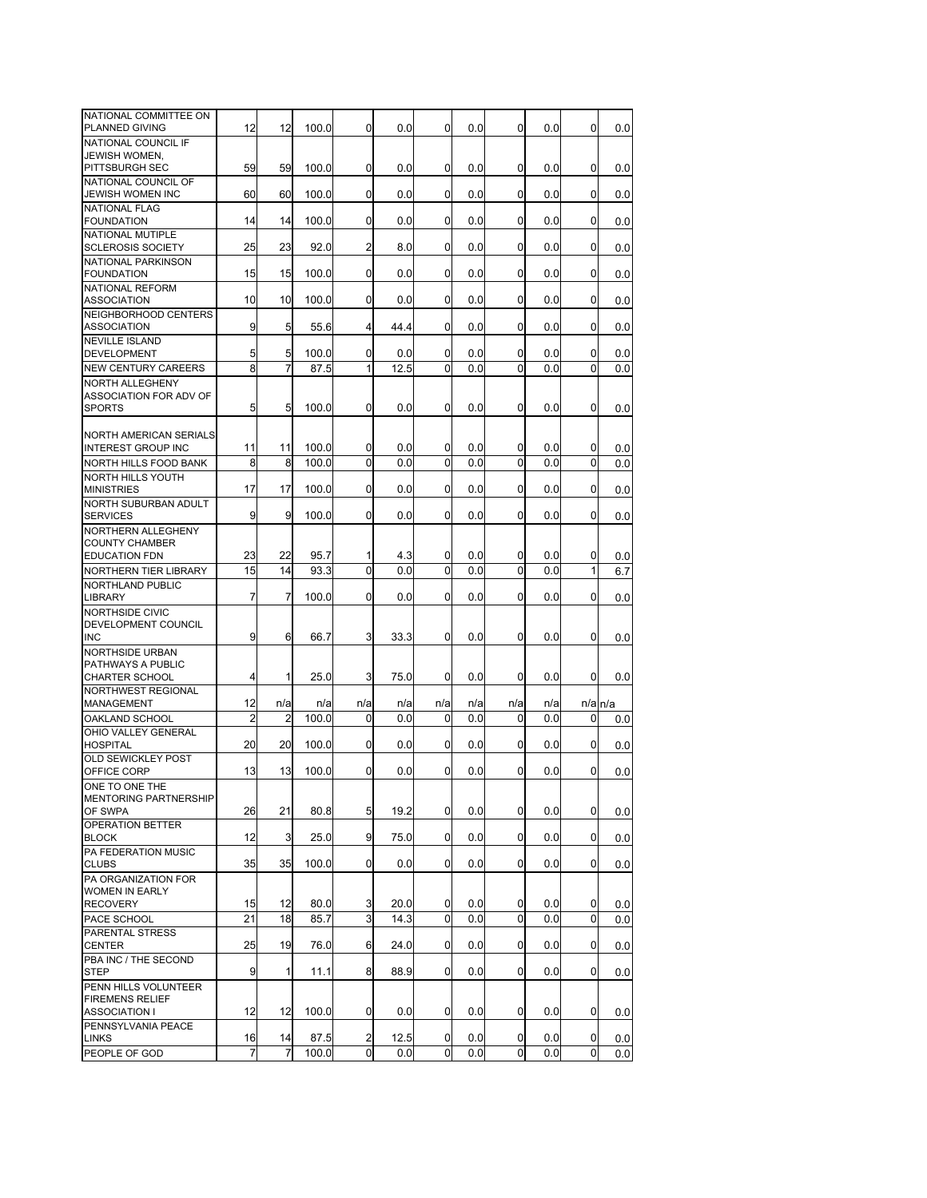| | | | | | | | | | | | |
|---|---|---|---|---|---|---|---|---|---|---|---|
| NATIONAL COMMITTEE ON PLANNED GIVING | 12 | 12 | 100.0 | 0 | 0.0 | 0 | 0.0 | 0 | 0.0 | 0 | 0.0 |
| NATIONAL COUNCIL IF JEWISH WOMEN, PITTSBURGH SEC | 59 | 59 | 100.0 | 0 | 0.0 | 0 | 0.0 | 0 | 0.0 | 0 | 0.0 |
| NATIONAL COUNCIL OF JEWISH WOMEN INC | 60 | 60 | 100.0 | 0 | 0.0 | 0 | 0.0 | 0 | 0.0 | 0 | 0.0 |
| NATIONAL FLAG FOUNDATION | 14 | 14 | 100.0 | 0 | 0.0 | 0 | 0.0 | 0 | 0.0 | 0 | 0.0 |
| NATIONAL MUTIPLE SCLEROSIS SOCIETY | 25 | 23 | 92.0 | 2 | 8.0 | 0 | 0.0 | 0 | 0.0 | 0 | 0.0 |
| NATIONAL PARKINSON FOUNDATION | 15 | 15 | 100.0 | 0 | 0.0 | 0 | 0.0 | 0 | 0.0 | 0 | 0.0 |
| NATIONAL REFORM ASSOCIATION | 10 | 10 | 100.0 | 0 | 0.0 | 0 | 0.0 | 0 | 0.0 | 0 | 0.0 |
| NEIGHBORHOOD CENTERS ASSOCIATION | 9 | 5 | 55.6 | 4 | 44.4 | 0 | 0.0 | 0 | 0.0 | 0 | 0.0 |
| NEVILLE ISLAND DEVELOPMENT | 5 | 5 | 100.0 | 0 | 0.0 | 0 | 0.0 | 0 | 0.0 | 0 | 0.0 |
| NEW CENTURY CAREERS | 8 | 7 | 87.5 | 1 | 12.5 | 0 | 0.0 | 0 | 0.0 | 0 | 0.0 |
| NORTH ALLEGHENY ASSOCIATION FOR ADV OF SPORTS | 5 | 5 | 100.0 | 0 | 0.0 | 0 | 0.0 | 0 | 0.0 | 0 | 0.0 |
| NORTH AMERICAN SERIALS INTEREST GROUP INC | 11 | 11 | 100.0 | 0 | 0.0 | 0 | 0.0 | 0 | 0.0 | 0 | 0.0 |
| NORTH HILLS FOOD BANK | 8 | 8 | 100.0 | 0 | 0.0 | 0 | 0.0 | 0 | 0.0 | 0 | 0.0 |
| NORTH HILLS YOUTH MINISTRIES | 17 | 17 | 100.0 | 0 | 0.0 | 0 | 0.0 | 0 | 0.0 | 0 | 0.0 |
| NORTH SUBURBAN ADULT SERVICES | 9 | 9 | 100.0 | 0 | 0.0 | 0 | 0.0 | 0 | 0.0 | 0 | 0.0 |
| NORTHERN ALLEGHENY COUNTY CHAMBER EDUCATION FDN | 23 | 22 | 95.7 | 1 | 4.3 | 0 | 0.0 | 0 | 0.0 | 0 | 0.0 |
| NORTHERN TIER LIBRARY | 15 | 14 | 93.3 | 0 | 0.0 | 0 | 0.0 | 0 | 0.0 | 1 | 6.7 |
| NORTHLAND PUBLIC LIBRARY | 7 | 7 | 100.0 | 0 | 0.0 | 0 | 0.0 | 0 | 0.0 | 0 | 0.0 |
| NORTHSIDE CIVIC DEVELOPMENT COUNCIL INC | 9 | 6 | 66.7 | 3 | 33.3 | 0 | 0.0 | 0 | 0.0 | 0 | 0.0 |
| NORTHSIDE URBAN PATHWAYS A PUBLIC CHARTER SCHOOL | 4 | 1 | 25.0 | 3 | 75.0 | 0 | 0.0 | 0 | 0.0 | 0 | 0.0 |
| NORTHWEST REGIONAL MANAGEMENT | 12 | n/a | n/a | n/a | n/a | n/a | n/a | n/a | n/a | n/a | n/a |
| OAKLAND SCHOOL | 2 | 2 | 100.0 | 0 | 0.0 | 0 | 0.0 | 0 | 0.0 | 0 | 0.0 |
| OHIO VALLEY GENERAL HOSPITAL | 20 | 20 | 100.0 | 0 | 0.0 | 0 | 0.0 | 0 | 0.0 | 0 | 0.0 |
| OLD SEWICKLEY POST OFFICE CORP | 13 | 13 | 100.0 | 0 | 0.0 | 0 | 0.0 | 0 | 0.0 | 0 | 0.0 |
| ONE TO ONE THE MENTORING PARTNERSHIP OF SWPA | 26 | 21 | 80.8 | 5 | 19.2 | 0 | 0.0 | 0 | 0.0 | 0 | 0.0 |
| OPERATION BETTER BLOCK | 12 | 3 | 25.0 | 9 | 75.0 | 0 | 0.0 | 0 | 0.0 | 0 | 0.0 |
| PA FEDERATION MUSIC CLUBS | 35 | 35 | 100.0 | 0 | 0.0 | 0 | 0.0 | 0 | 0.0 | 0 | 0.0 |
| PA ORGANIZATION FOR WOMEN IN EARLY RECOVERY | 15 | 12 | 80.0 | 3 | 20.0 | 0 | 0.0 | 0 | 0.0 | 0 | 0.0 |
| PACE SCHOOL | 21 | 18 | 85.7 | 3 | 14.3 | 0 | 0.0 | 0 | 0.0 | 0 | 0.0 |
| PARENTAL STRESS CENTER | 25 | 19 | 76.0 | 6 | 24.0 | 0 | 0.0 | 0 | 0.0 | 0 | 0.0 |
| PBA INC / THE SECOND STEP | 9 | 1 | 11.1 | 8 | 88.9 | 0 | 0.0 | 0 | 0.0 | 0 | 0.0 |
| PENN HILLS VOLUNTEER FIREMENS RELIEF ASSOCIATION I | 12 | 12 | 100.0 | 0 | 0.0 | 0 | 0.0 | 0 | 0.0 | 0 | 0.0 |
| PENNSYLVANIA PEACE LINKS | 16 | 14 | 87.5 | 2 | 12.5 | 0 | 0.0 | 0 | 0.0 | 0 | 0.0 |
| PEOPLE OF GOD | 7 | 7 | 100.0 | 0 | 0.0 | 0 | 0.0 | 0 | 0.0 | 0 | 0.0 |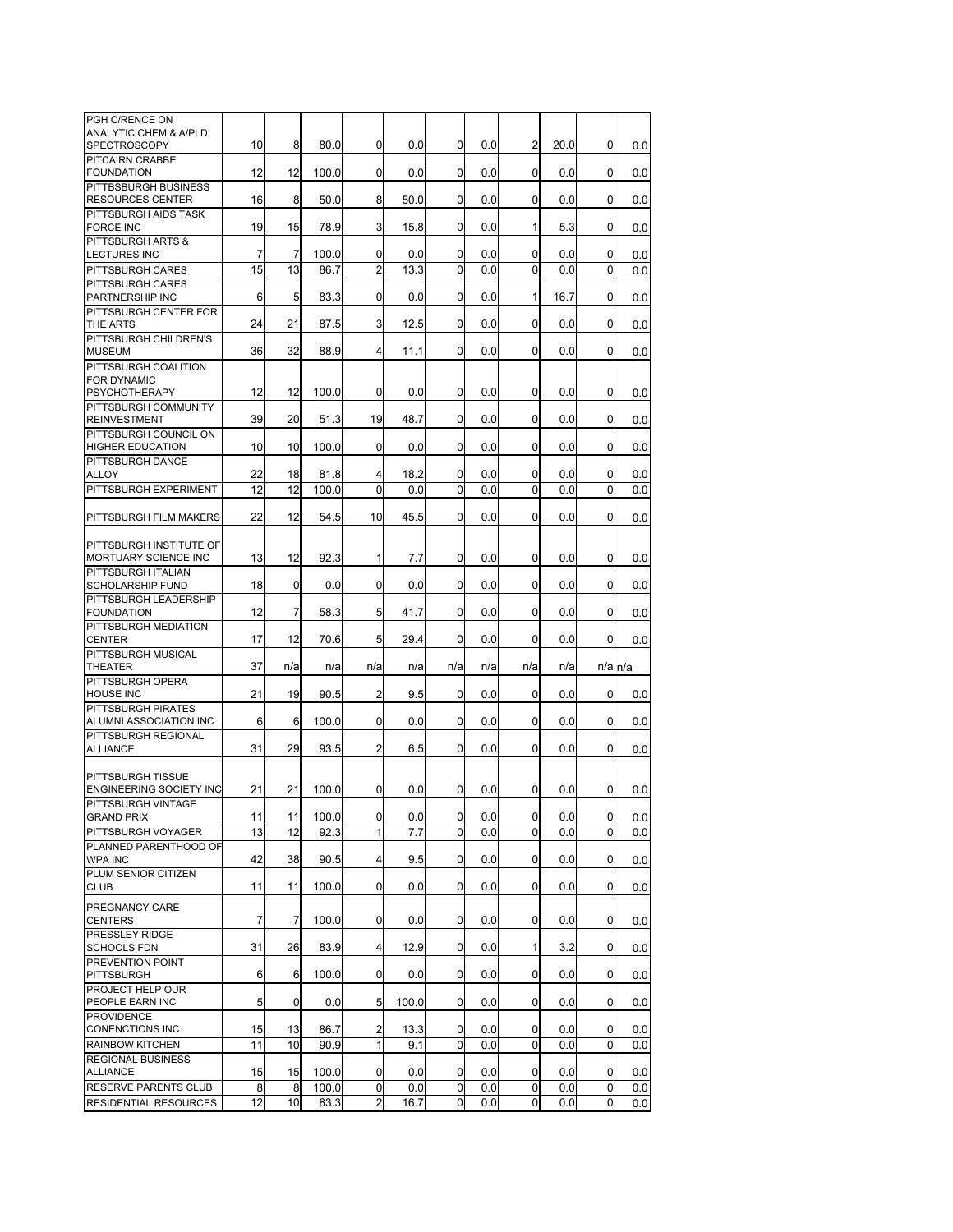| | | | | | | | | | | | |
|---|---|---|---|---|---|---|---|---|---|---|---|
| PGH C/RENCE ON ANALYTIC CHEM & A/PLD SPECTROSCOPY | 10 | 8 | 80.0 | 0 | 0.0 | 0 | 0.0 | 2 | 20.0 | 0 | 0.0 |
| PITCAIRN CRABBE FOUNDATION | 12 | 12 | 100.0 | 0 | 0.0 | 0 | 0.0 | 0 | 0.0 | 0 | 0.0 |
| PITTBSBURGH BUSINESS RESOURCES CENTER | 16 | 8 | 50.0 | 8 | 50.0 | 0 | 0.0 | 0 | 0.0 | 0 | 0.0 |
| PITTSBURGH AIDS TASK FORCE INC | 19 | 15 | 78.9 | 3 | 15.8 | 0 | 0.0 | 1 | 5.3 | 0 | 0.0 |
| PITTSBURGH ARTS & LECTURES INC | 7 | 7 | 100.0 | 0 | 0.0 | 0 | 0.0 | 0 | 0.0 | 0 | 0.0 |
| PITTSBURGH CARES | 15 | 13 | 86.7 | 2 | 13.3 | 0 | 0.0 | 0 | 0.0 | 0 | 0.0 |
| PITTSBURGH CARES PARTNERSHIP INC | 6 | 5 | 83.3 | 0 | 0.0 | 0 | 0.0 | 1 | 16.7 | 0 | 0.0 |
| PITTSBURGH CENTER FOR THE ARTS | 24 | 21 | 87.5 | 3 | 12.5 | 0 | 0.0 | 0 | 0.0 | 0 | 0.0 |
| PITTSBURGH CHILDREN'S MUSEUM | 36 | 32 | 88.9 | 4 | 11.1 | 0 | 0.0 | 0 | 0.0 | 0 | 0.0 |
| PITTSBURGH COALITION FOR DYNAMIC PSYCHOTHERAPY | 12 | 12 | 100.0 | 0 | 0.0 | 0 | 0.0 | 0 | 0.0 | 0 | 0.0 |
| PITTSBURGH COMMUNITY REINVESTMENT | 39 | 20 | 51.3 | 19 | 48.7 | 0 | 0.0 | 0 | 0.0 | 0 | 0.0 |
| PITTSBURGH COUNCIL ON HIGHER EDUCATION | 10 | 10 | 100.0 | 0 | 0.0 | 0 | 0.0 | 0 | 0.0 | 0 | 0.0 |
| PITTSBURGH DANCE ALLOY | 22 | 18 | 81.8 | 4 | 18.2 | 0 | 0.0 | 0 | 0.0 | 0 | 0.0 |
| PITTSBURGH EXPERIMENT | 12 | 12 | 100.0 | 0 | 0.0 | 0 | 0.0 | 0 | 0.0 | 0 | 0.0 |
| PITTSBURGH FILM MAKERS | 22 | 12 | 54.5 | 10 | 45.5 | 0 | 0.0 | 0 | 0.0 | 0 | 0.0 |
| PITTSBURGH INSTITUTE OF MORTUARY SCIENCE INC | 13 | 12 | 92.3 | 1 | 7.7 | 0 | 0.0 | 0 | 0.0 | 0 | 0.0 |
| PITTSBURGH ITALIAN SCHOLARSHIP FUND | 18 | 0 | 0.0 | 0 | 0.0 | 0 | 0.0 | 0 | 0.0 | 0 | 0.0 |
| PITTSBURGH LEADERSHIP FOUNDATION | 12 | 7 | 58.3 | 5 | 41.7 | 0 | 0.0 | 0 | 0.0 | 0 | 0.0 |
| PITTSBURGH MEDIATION CENTER | 17 | 12 | 70.6 | 5 | 29.4 | 0 | 0.0 | 0 | 0.0 | 0 | 0.0 |
| PITTSBURGH MUSICAL THEATER | 37 | n/a | n/a | n/a | n/a | n/a | n/a | n/a | n/a | n/a | n/a |
| PITTSBURGH OPERA HOUSE INC | 21 | 19 | 90.5 | 2 | 9.5 | 0 | 0.0 | 0 | 0.0 | 0 | 0.0 |
| PITTSBURGH PIRATES ALUMNI ASSOCIATION INC | 6 | 6 | 100.0 | 0 | 0.0 | 0 | 0.0 | 0 | 0.0 | 0 | 0.0 |
| PITTSBURGH REGIONAL ALLIANCE | 31 | 29 | 93.5 | 2 | 6.5 | 0 | 0.0 | 0 | 0.0 | 0 | 0.0 |
| PITTSBURGH TISSUE ENGINEERING SOCIETY INC | 21 | 21 | 100.0 | 0 | 0.0 | 0 | 0.0 | 0 | 0.0 | 0 | 0.0 |
| PITTSBURGH VINTAGE GRAND PRIX | 11 | 11 | 100.0 | 0 | 0.0 | 0 | 0.0 | 0 | 0.0 | 0 | 0.0 |
| PITTSBURGH VOYAGER | 13 | 12 | 92.3 | 1 | 7.7 | 0 | 0.0 | 0 | 0.0 | 0 | 0.0 |
| PLANNED PARENTHOOD OF WPA INC | 42 | 38 | 90.5 | 4 | 9.5 | 0 | 0.0 | 0 | 0.0 | 0 | 0.0 |
| PLUM SENIOR CITIZEN CLUB | 11 | 11 | 100.0 | 0 | 0.0 | 0 | 0.0 | 0 | 0.0 | 0 | 0.0 |
| PREGNANCY CARE CENTERS | 7 | 7 | 100.0 | 0 | 0.0 | 0 | 0.0 | 0 | 0.0 | 0 | 0.0 |
| PRESSLEY RIDGE SCHOOLS FDN | 31 | 26 | 83.9 | 4 | 12.9 | 0 | 0.0 | 1 | 3.2 | 0 | 0.0 |
| PREVENTION POINT PITTSBURGH | 6 | 6 | 100.0 | 0 | 0.0 | 0 | 0.0 | 0 | 0.0 | 0 | 0.0 |
| PROJECT HELP OUR PEOPLE EARN INC | 5 | 0 | 0.0 | 5 | 100.0 | 0 | 0.0 | 0 | 0.0 | 0 | 0.0 |
| PROVIDENCE CONENCTIONS INC | 15 | 13 | 86.7 | 2 | 13.3 | 0 | 0.0 | 0 | 0.0 | 0 | 0.0 |
| RAINBOW KITCHEN | 11 | 10 | 90.9 | 1 | 9.1 | 0 | 0.0 | 0 | 0.0 | 0 | 0.0 |
| REGIONAL BUSINESS ALLIANCE | 15 | 15 | 100.0 | 0 | 0.0 | 0 | 0.0 | 0 | 0.0 | 0 | 0.0 |
| RESERVE PARENTS CLUB | 8 | 8 | 100.0 | 0 | 0.0 | 0 | 0.0 | 0 | 0.0 | 0 | 0.0 |
| RESIDENTIAL RESOURCES | 12 | 10 | 83.3 | 2 | 16.7 | 0 | 0.0 | 0 | 0.0 | 0 | 0.0 |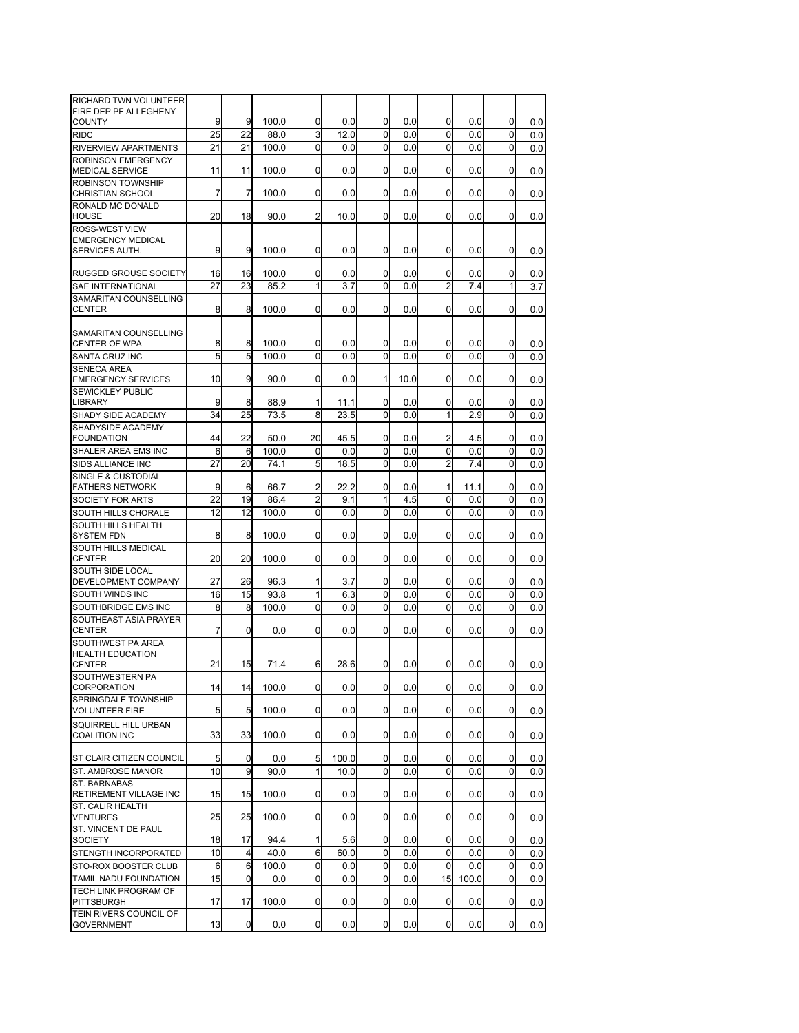| | | | | | | | | | | | |
|---|---|---|---|---|---|---|---|---|---|---|---|
| RICHARD TWN VOLUNTEER FIRE DEP PF ALLEGHENY COUNTY | 9 | 9 | 100.0 | 0 | 0.0 | 0 | 0.0 | 0 | 0.0 | 0 | 0.0 |
| RIDC | 25 | 22 | 88.0 | 3 | 12.0 | 0 | 0.0 | 0 | 0.0 | 0 | 0.0 |
| RIVERVIEW APARTMENTS | 21 | 21 | 100.0 | 0 | 0.0 | 0 | 0.0 | 0 | 0.0 | 0 | 0.0 |
| ROBINSON EMERGENCY MEDICAL SERVICE | 11 | 11 | 100.0 | 0 | 0.0 | 0 | 0.0 | 0 | 0.0 | 0 | 0.0 |
| ROBINSON TOWNSHIP CHRISTIAN SCHOOL | 7 | 7 | 100.0 | 0 | 0.0 | 0 | 0.0 | 0 | 0.0 | 0 | 0.0 |
| RONALD MC DONALD HOUSE | 20 | 18 | 90.0 | 2 | 10.0 | 0 | 0.0 | 0 | 0.0 | 0 | 0.0 |
| ROSS-WEST VIEW EMERGENCY MEDICAL SERVICES AUTH. | 9 | 9 | 100.0 | 0 | 0.0 | 0 | 0.0 | 0 | 0.0 | 0 | 0.0 |
| RUGGED GROUSE SOCIETY | 16 | 16 | 100.0 | 0 | 0.0 | 0 | 0.0 | 0 | 0.0 | 0 | 0.0 |
| SAE INTERNATIONAL | 27 | 23 | 85.2 | 1 | 3.7 | 0 | 0.0 | 2 | 7.4 | 1 | 3.7 |
| SAMARITAN COUNSELLING CENTER | 8 | 8 | 100.0 | 0 | 0.0 | 0 | 0.0 | 0 | 0.0 | 0 | 0.0 |
| SAMARITAN COUNSELLING CENTER OF WPA | 8 | 8 | 100.0 | 0 | 0.0 | 0 | 0.0 | 0 | 0.0 | 0 | 0.0 |
| SANTA CRUZ INC | 5 | 5 | 100.0 | 0 | 0.0 | 0 | 0.0 | 0 | 0.0 | 0 | 0.0 |
| SENECA AREA EMERGENCY SERVICES | 10 | 9 | 90.0 | 0 | 0.0 | 1 | 10.0 | 0 | 0.0 | 0 | 0.0 |
| SEWICKLEY PUBLIC LIBRARY | 9 | 8 | 88.9 | 1 | 11.1 | 0 | 0.0 | 0 | 0.0 | 0 | 0.0 |
| SHADY SIDE ACADEMY | 34 | 25 | 73.5 | 8 | 23.5 | 0 | 0.0 | 1 | 2.9 | 0 | 0.0 |
| SHADYSIDE ACADEMY FOUNDATION | 44 | 22 | 50.0 | 20 | 45.5 | 0 | 0.0 | 2 | 4.5 | 0 | 0.0 |
| SHALER AREA EMS INC | 6 | 6 | 100.0 | 0 | 0.0 | 0 | 0.0 | 0 | 0.0 | 0 | 0.0 |
| SIDS ALLIANCE INC | 27 | 20 | 74.1 | 5 | 18.5 | 0 | 0.0 | 2 | 7.4 | 0 | 0.0 |
| SINGLE & CUSTODIAL FATHERS NETWORK | 9 | 6 | 66.7 | 2 | 22.2 | 0 | 0.0 | 1 | 11.1 | 0 | 0.0 |
| SOCIETY FOR ARTS | 22 | 19 | 86.4 | 2 | 9.1 | 1 | 4.5 | 0 | 0.0 | 0 | 0.0 |
| SOUTH HILLS CHORALE | 12 | 12 | 100.0 | 0 | 0.0 | 0 | 0.0 | 0 | 0.0 | 0 | 0.0 |
| SOUTH HILLS HEALTH SYSTEM FDN | 8 | 8 | 100.0 | 0 | 0.0 | 0 | 0.0 | 0 | 0.0 | 0 | 0.0 |
| SOUTH HILLS MEDICAL CENTER | 20 | 20 | 100.0 | 0 | 0.0 | 0 | 0.0 | 0 | 0.0 | 0 | 0.0 |
| SOUTH SIDE LOCAL DEVELOPMENT COMPANY | 27 | 26 | 96.3 | 1 | 3.7 | 0 | 0.0 | 0 | 0.0 | 0 | 0.0 |
| SOUTH WINDS INC | 16 | 15 | 93.8 | 1 | 6.3 | 0 | 0.0 | 0 | 0.0 | 0 | 0.0 |
| SOUTHBRIDGE EMS INC | 8 | 8 | 100.0 | 0 | 0.0 | 0 | 0.0 | 0 | 0.0 | 0 | 0.0 |
| SOUTHEAST ASIA PRAYER CENTER | 7 | 0 | 0.0 | 0 | 0.0 | 0 | 0.0 | 0 | 0.0 | 0 | 0.0 |
| SOUTHWEST PA AREA HEALTH EDUCATION CENTER | 21 | 15 | 71.4 | 6 | 28.6 | 0 | 0.0 | 0 | 0.0 | 0 | 0.0 |
| SOUTHWESTERN PA CORPORATION | 14 | 14 | 100.0 | 0 | 0.0 | 0 | 0.0 | 0 | 0.0 | 0 | 0.0 |
| SPRINGDALE TOWNSHIP VOLUNTEER FIRE | 5 | 5 | 100.0 | 0 | 0.0 | 0 | 0.0 | 0 | 0.0 | 0 | 0.0 |
| SQUIRRELL HILL URBAN COALITION INC | 33 | 33 | 100.0 | 0 | 0.0 | 0 | 0.0 | 0 | 0.0 | 0 | 0.0 |
| ST CLAIR CITIZEN COUNCIL | 5 | 0 | 0.0 | 5 | 100.0 | 0 | 0.0 | 0 | 0.0 | 0 | 0.0 |
| ST. AMBROSE MANOR | 10 | 9 | 90.0 | 1 | 10.0 | 0 | 0.0 | 0 | 0.0 | 0 | 0.0 |
| ST. BARNABAS RETIREMENT VILLAGE INC | 15 | 15 | 100.0 | 0 | 0.0 | 0 | 0.0 | 0 | 0.0 | 0 | 0.0 |
| ST. CALIR HEALTH VENTURES | 25 | 25 | 100.0 | 0 | 0.0 | 0 | 0.0 | 0 | 0.0 | 0 | 0.0 |
| ST. VINCENT DE PAUL SOCIETY | 18 | 17 | 94.4 | 1 | 5.6 | 0 | 0.0 | 0 | 0.0 | 0 | 0.0 |
| STENGTH INCORPORATED | 10 | 4 | 40.0 | 6 | 60.0 | 0 | 0.0 | 0 | 0.0 | 0 | 0.0 |
| STO-ROX BOOSTER CLUB | 6 | 6 | 100.0 | 0 | 0.0 | 0 | 0.0 | 0 | 0.0 | 0 | 0.0 |
| TAMIL NADU FOUNDATION | 15 | 0 | 0.0 | 0 | 0.0 | 0 | 0.0 | 15 | 100.0 | 0 | 0.0 |
| TECH LINK PROGRAM OF PITTSBURGH | 17 | 17 | 100.0 | 0 | 0.0 | 0 | 0.0 | 0 | 0.0 | 0 | 0.0 |
| TEIN RIVERS COUNCIL OF GOVERNMENT | 13 | 0 | 0.0 | 0 | 0.0 | 0 | 0.0 | 0 | 0.0 | 0 | 0.0 |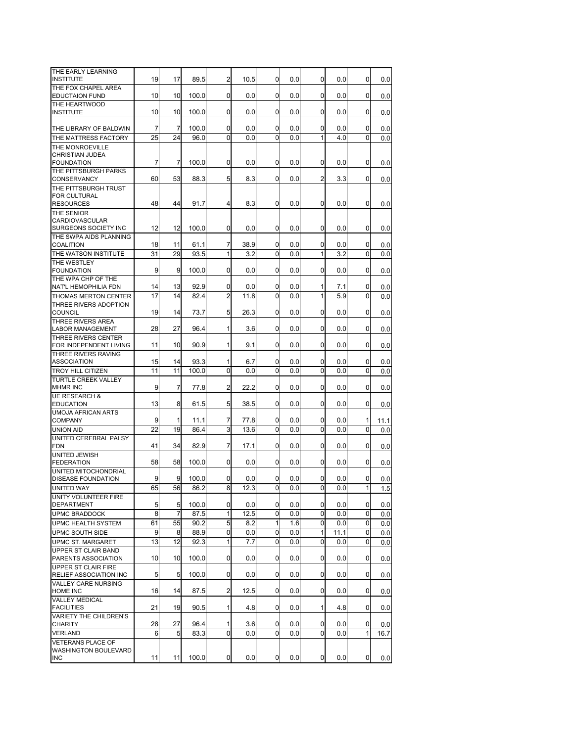| | | | | | | | | | | |
|---|---|---|---|---|---|---|---|---|---|---|
| THE EARLY LEARNING INSTITUTE | 19 | 17 | 89.5 | 2 | 10.5 | 0 | 0.0 | 0 | 0.0 | 0 | 0.0 |
| THE FOX CHAPEL AREA EDUCTAION FUND | 10 | 10 | 100.0 | 0 | 0.0 | 0 | 0.0 | 0 | 0.0 | 0 | 0.0 |
| THE HEARTWOOD INSTITUTE | 10 | 10 | 100.0 | 0 | 0.0 | 0 | 0.0 | 0 | 0.0 | 0 | 0.0 |
| THE LIBRARY OF BALDWIN | 7 | 7 | 100.0 | 0 | 0.0 | 0 | 0.0 | 0 | 0.0 | 0 | 0.0 |
| THE MATTRESS FACTORY | 25 | 24 | 96.0 | 0 | 0.0 | 0 | 0.0 | 1 | 4.0 | 0 | 0.0 |
| THE MONROEVILLE CHRISTIAN JUDEA FOUNDATION | 7 | 7 | 100.0 | 0 | 0.0 | 0 | 0.0 | 0 | 0.0 | 0 | 0.0 |
| THE PITTSBURGH PARKS CONSERVANCY | 60 | 53 | 88.3 | 5 | 8.3 | 0 | 0.0 | 2 | 3.3 | 0 | 0.0 |
| THE PITTSBURGH TRUST FOR CULTURAL RESOURCES | 48 | 44 | 91.7 | 4 | 8.3 | 0 | 0.0 | 0 | 0.0 | 0 | 0.0 |
| THE SENIOR CARDIOVASCULAR SURGEONS SOCIETY INC | 12 | 12 | 100.0 | 0 | 0.0 | 0 | 0.0 | 0 | 0.0 | 0 | 0.0 |
| THE SWPA AIDS PLANNING COALITION | 18 | 11 | 61.1 | 7 | 38.9 | 0 | 0.0 | 0 | 0.0 | 0 | 0.0 |
| THE WATSON INSTITUTE | 31 | 29 | 93.5 | 1 | 3.2 | 0 | 0.0 | 1 | 3.2 | 0 | 0.0 |
| THE WESTLEY FOUNDATION | 9 | 9 | 100.0 | 0 | 0.0 | 0 | 0.0 | 0 | 0.0 | 0 | 0.0 |
| THE WPA CHP OF THE NAT'L HEMOPHILIA FDN | 14 | 13 | 92.9 | 0 | 0.0 | 0 | 0.0 | 1 | 7.1 | 0 | 0.0 |
| THOMAS MERTON CENTER | 17 | 14 | 82.4 | 2 | 11.8 | 0 | 0.0 | 1 | 5.9 | 0 | 0.0 |
| THREE RIVERS ADOPTION COUNCIL | 19 | 14 | 73.7 | 5 | 26.3 | 0 | 0.0 | 0 | 0.0 | 0 | 0.0 |
| THREE RIVERS AREA LABOR MANAGEMENT | 28 | 27 | 96.4 | 1 | 3.6 | 0 | 0.0 | 0 | 0.0 | 0 | 0.0 |
| THREE RIVERS CENTER FOR INDEPENDENT LIVING | 11 | 10 | 90.9 | 1 | 9.1 | 0 | 0.0 | 0 | 0.0 | 0 | 0.0 |
| THREE RIVERS RAVING ASSOCIATION | 15 | 14 | 93.3 | 1 | 6.7 | 0 | 0.0 | 0 | 0.0 | 0 | 0.0 |
| TROY HILL CITIZEN | 11 | 11 | 100.0 | 0 | 0.0 | 0 | 0.0 | 0 | 0.0 | 0 | 0.0 |
| TURTLE CREEK VALLEY MHMR INC | 9 | 7 | 77.8 | 2 | 22.2 | 0 | 0.0 | 0 | 0.0 | 0 | 0.0 |
| UE RESEARCH & EDUCATION | 13 | 8 | 61.5 | 5 | 38.5 | 0 | 0.0 | 0 | 0.0 | 0 | 0.0 |
| UMOJA AFRICAN ARTS COMPANY | 9 | 1 | 11.1 | 7 | 77.8 | 0 | 0.0 | 0 | 0.0 | 1 | 11.1 |
| UNION AID | 22 | 19 | 86.4 | 3 | 13.6 | 0 | 0.0 | 0 | 0.0 | 0 | 0.0 |
| UNITED CEREBRAL PALSY FDN | 41 | 34 | 82.9 | 7 | 17.1 | 0 | 0.0 | 0 | 0.0 | 0 | 0.0 |
| UNITED JEWISH FEDERATION | 58 | 58 | 100.0 | 0 | 0.0 | 0 | 0.0 | 0 | 0.0 | 0 | 0.0 |
| UNITED MITOCHONDRIAL DISEASE FOUNDATION | 9 | 9 | 100.0 | 0 | 0.0 | 0 | 0.0 | 0 | 0.0 | 0 | 0.0 |
| UNITED WAY | 65 | 56 | 86.2 | 8 | 12.3 | 0 | 0.0 | 0 | 0.0 | 1 | 1.5 |
| UNITY VOLUNTEER FIRE DEPARTMENT | 5 | 5 | 100.0 | 0 | 0.0 | 0 | 0.0 | 0 | 0.0 | 0 | 0.0 |
| UPMC BRADDOCK | 8 | 7 | 87.5 | 1 | 12.5 | 0 | 0.0 | 0 | 0.0 | 0 | 0.0 |
| UPMC HEALTH SYSTEM | 61 | 55 | 90.2 | 5 | 8.2 | 1 | 1.6 | 0 | 0.0 | 0 | 0.0 |
| UPMC SOUTH SIDE | 9 | 8 | 88.9 | 0 | 0.0 | 0 | 0.0 | 1 | 11.1 | 0 | 0.0 |
| UPMC ST. MARGARET | 13 | 12 | 92.3 | 1 | 7.7 | 0 | 0.0 | 0 | 0.0 | 0 | 0.0 |
| UPPER ST CLAIR BAND PARENTS ASSOCIATION | 10 | 10 | 100.0 | 0 | 0.0 | 0 | 0.0 | 0 | 0.0 | 0 | 0.0 |
| UPPER ST CLAIR FIRE RELIEF ASSOCIATION INC | 5 | 5 | 100.0 | 0 | 0.0 | 0 | 0.0 | 0 | 0.0 | 0 | 0.0 |
| VALLEY CARE NURSING HOME INC | 16 | 14 | 87.5 | 2 | 12.5 | 0 | 0.0 | 0 | 0.0 | 0 | 0.0 |
| VALLEY MEDICAL FACILITIES | 21 | 19 | 90.5 | 1 | 4.8 | 0 | 0.0 | 1 | 4.8 | 0 | 0.0 |
| VARIETY THE CHILDREN'S CHARITY | 28 | 27 | 96.4 | 1 | 3.6 | 0 | 0.0 | 0 | 0.0 | 0 | 0.0 |
| VERLAND | 6 | 5 | 83.3 | 0 | 0.0 | 0 | 0.0 | 0 | 0.0 | 1 | 16.7 |
| VETERANS PLACE OF WASHINGTON BOULEVARD INC | 11 | 11 | 100.0 | 0 | 0.0 | 0 | 0.0 | 0 | 0.0 | 0 | 0.0 |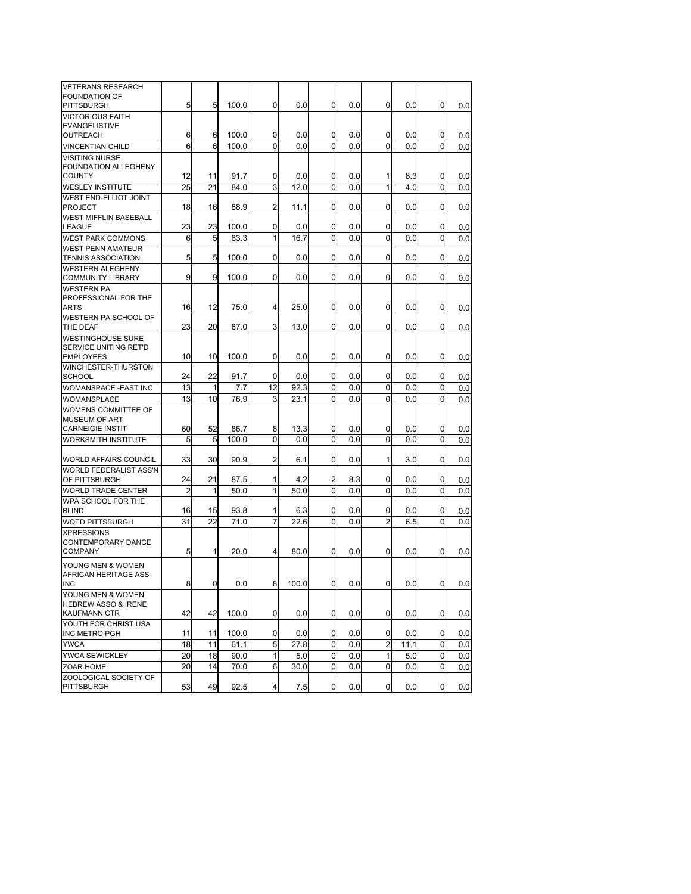| | | | | | | | | | | | |
|---|---|---|---|---|---|---|---|---|---|---|---|
| VETERANS RESEARCH FOUNDATION OF PITTSBURGH | 5 | 5 | 100.0 | 0 | 0.0 | 0 | 0.0 | 0 | 0.0 | 0 | 0.0 |
| VICTORIOUS FAITH EVANGELISTIVE OUTREACH | 6 | 6 | 100.0 | 0 | 0.0 | 0 | 0.0 | 0 | 0.0 | 0 | 0.0 |
| VINCENTIAN CHILD | 6 | 6 | 100.0 | 0 | 0.0 | 0 | 0.0 | 0 | 0.0 | 0 | 0.0 |
| VISITING NURSE FOUNDATION ALLEGHENY COUNTY | 12 | 11 | 91.7 | 0 | 0.0 | 0 | 0.0 | 1 | 8.3 | 0 | 0.0 |
| WESLEY INSTITUTE | 25 | 21 | 84.0 | 3 | 12.0 | 0 | 0.0 | 1 | 4.0 | 0 | 0.0 |
| WEST END-ELLIOT JOINT PROJECT | 18 | 16 | 88.9 | 2 | 11.1 | 0 | 0.0 | 0 | 0.0 | 0 | 0.0 |
| WEST MIFFLIN BASEBALL LEAGUE | 23 | 23 | 100.0 | 0 | 0.0 | 0 | 0.0 | 0 | 0.0 | 0 | 0.0 |
| WEST PARK COMMONS | 6 | 5 | 83.3 | 1 | 16.7 | 0 | 0.0 | 0 | 0.0 | 0 | 0.0 |
| WEST PENN AMATEUR TENNIS ASSOCIATION | 5 | 5 | 100.0 | 0 | 0.0 | 0 | 0.0 | 0 | 0.0 | 0 | 0.0 |
| WESTERN ALEGHENY COMMUNITY LIBRARY | 9 | 9 | 100.0 | 0 | 0.0 | 0 | 0.0 | 0 | 0.0 | 0 | 0.0 |
| WESTERN PA PROFESSIONAL FOR THE ARTS | 16 | 12 | 75.0 | 4 | 25.0 | 0 | 0.0 | 0 | 0.0 | 0 | 0.0 |
| WESTERN PA SCHOOL OF THE DEAF | 23 | 20 | 87.0 | 3 | 13.0 | 0 | 0.0 | 0 | 0.0 | 0 | 0.0 |
| WESTINGHOUSE SURE SERVICE UNITING RET'D EMPLOYEES | 10 | 10 | 100.0 | 0 | 0.0 | 0 | 0.0 | 0 | 0.0 | 0 | 0.0 |
| WINCHESTER-THURSTON SCHOOL | 24 | 22 | 91.7 | 0 | 0.0 | 0 | 0.0 | 0 | 0.0 | 0 | 0.0 |
| WOMANSPACE -EAST INC | 13 | 1 | 7.7 | 12 | 92.3 | 0 | 0.0 | 0 | 0.0 | 0 | 0.0 |
| WOMANSPLACE | 13 | 10 | 76.9 | 3 | 23.1 | 0 | 0.0 | 0 | 0.0 | 0 | 0.0 |
| WOMENS COMMITTEE OF MUSEUM OF ART CARNEGIE INSTIT | 60 | 52 | 86.7 | 8 | 13.3 | 0 | 0.0 | 0 | 0.0 | 0 | 0.0 |
| WORKSMITH INSTITUTE | 5 | 5 | 100.0 | 0 | 0.0 | 0 | 0.0 | 0 | 0.0 | 0 | 0.0 |
| WORLD AFFAIRS COUNCIL | 33 | 30 | 90.9 | 2 | 6.1 | 0 | 0.0 | 1 | 3.0 | 0 | 0.0 |
| WORLD FEDERALIST ASS'N OF PITTSBURGH | 24 | 21 | 87.5 | 1 | 4.2 | 2 | 8.3 | 0 | 0.0 | 0 | 0.0 |
| WORLD TRADE CENTER | 2 | 1 | 50.0 | 1 | 50.0 | 0 | 0.0 | 0 | 0.0 | 0 | 0.0 |
| WPA SCHOOL FOR THE BLIND | 16 | 15 | 93.8 | 1 | 6.3 | 0 | 0.0 | 0 | 0.0 | 0 | 0.0 |
| WQED PITTSBURGH | 31 | 22 | 71.0 | 7 | 22.6 | 0 | 0.0 | 2 | 6.5 | 0 | 0.0 |
| XPRESSIONS CONTEMPORARY DANCE COMPANY | 5 | 1 | 20.0 | 4 | 80.0 | 0 | 0.0 | 0 | 0.0 | 0 | 0.0 |
| YOUNG MEN & WOMEN AFRICAN HERITAGE ASS INC | 8 | 0 | 0.0 | 8 | 100.0 | 0 | 0.0 | 0 | 0.0 | 0 | 0.0 |
| YOUNG MEN & WOMEN HEBREW ASSO & IRENE KAUFMANN CTR | 42 | 42 | 100.0 | 0 | 0.0 | 0 | 0.0 | 0 | 0.0 | 0 | 0.0 |
| YOUTH FOR CHRIST USA INC METRO PGH | 11 | 11 | 100.0 | 0 | 0.0 | 0 | 0.0 | 0 | 0.0 | 0 | 0.0 |
| YWCA | 18 | 11 | 61.1 | 5 | 27.8 | 0 | 0.0 | 2 | 11.1 | 0 | 0.0 |
| YWCA SEWICKLEY | 20 | 18 | 90.0 | 1 | 5.0 | 0 | 0.0 | 1 | 5.0 | 0 | 0.0 |
| ZOAR HOME | 20 | 14 | 70.0 | 6 | 30.0 | 0 | 0.0 | 0 | 0.0 | 0 | 0.0 |
| ZOOLOGICAL SOCIETY OF PITTSBURGH | 53 | 49 | 92.5 | 4 | 7.5 | 0 | 0.0 | 0 | 0.0 | 0 | 0.0 |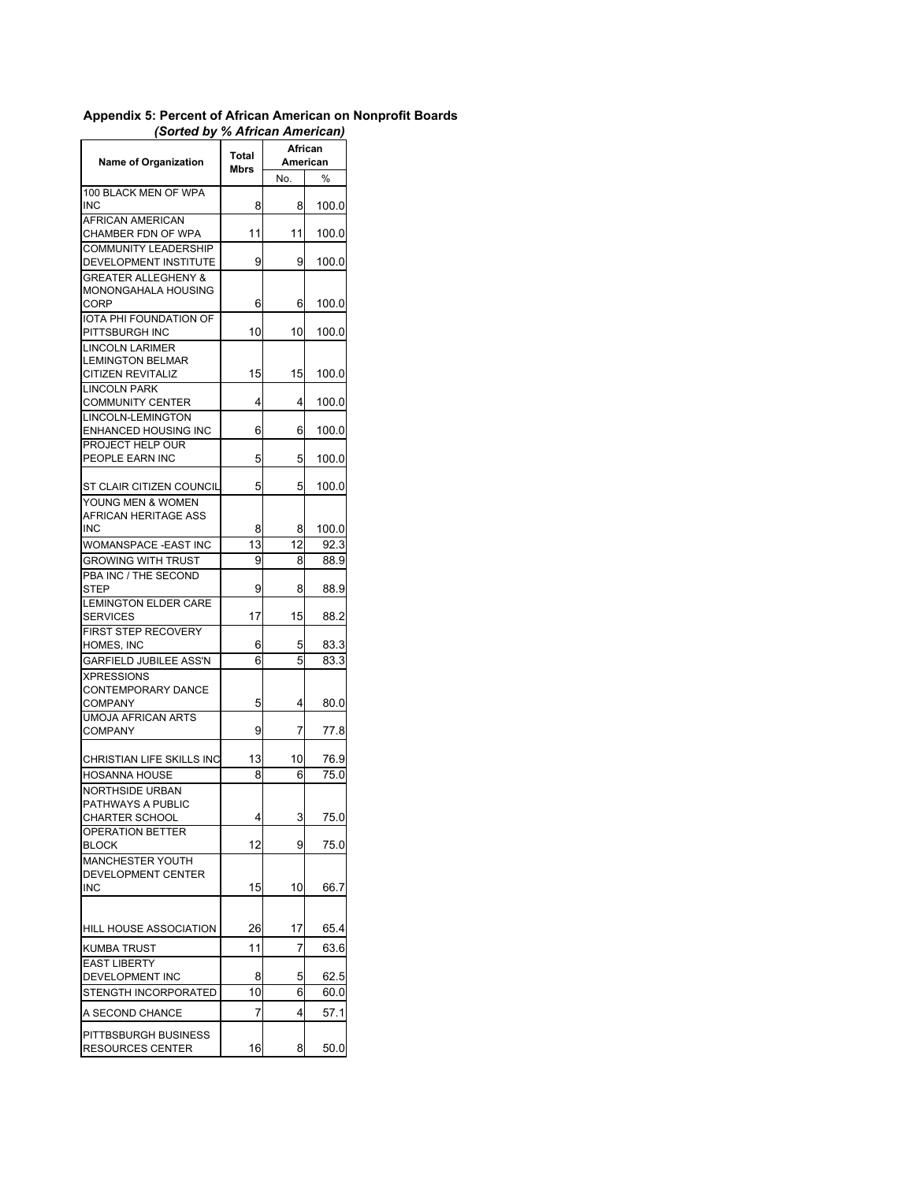**Appendix 5: Percent of African American on Nonprofit Boards**
*(Sorted by % African American)*

| Name of Organization | Total Mbrs | African American | |
|---|---|---|---|
| | | No. | % |
| 100 BLACK MEN OF WPA INC | 8 | 8 | 100.0 |
| AFRICAN AMERICAN CHAMBER FDN OF WPA | 11 | 11 | 100.0 |
| COMMUNITY LEADERSHIP DEVELOPMENT INSTITUTE | 9 | 9 | 100.0 |
| GREATER ALLEGHENY & MONONGAHALA HOUSING CORP | 6 | 6 | 100.0 |
| IOTA PHI FOUNDATION OF PITTSBURGH INC | 10 | 10 | 100.0 |
| LINCOLN LARIMER LEMINGTON BELMAR CITIZEN REVITALIZ | 15 | 15 | 100.0 |
| LINCOLN PARK COMMUNITY CENTER | 4 | 4 | 100.0 |
| LINCOLN-LEMINGTON ENHANCED HOUSING INC | 6 | 6 | 100.0 |
| PROJECT HELP OUR PEOPLE EARN INC | 5 | 5 | 100.0 |
| ST CLAIR CITIZEN COUNCIL | 5 | 5 | 100.0 |
| YOUNG MEN & WOMEN AFRICAN HERITAGE ASS INC | 8 | 8 | 100.0 |
| WOMANSPACE -EAST INC | 13 | 12 | 92.3 |
| GROWING WITH TRUST | 9 | 8 | 88.9 |
| PBA INC / THE SECOND STEP | 9 | 8 | 88.9 |
| LEMINGTON ELDER CARE SERVICES | 17 | 15 | 88.2 |
| FIRST STEP RECOVERY HOMES, INC | 6 | 5 | 83.3 |
| GARFIELD JUBILEE ASS'N | 6 | 5 | 83.3 |
| XPRESSIONS CONTEMPORARY DANCE COMPANY | 5 | 4 | 80.0 |
| UMOJA AFRICAN ARTS COMPANY | 9 | 7 | 77.8 |
| CHRISTIAN LIFE SKILLS INC | 13 | 10 | 76.9 |
| HOSANNA HOUSE | 8 | 6 | 75.0 |
| NORTHSIDE URBAN PATHWAYS A PUBLIC CHARTER SCHOOL | 4 | 3 | 75.0 |
| OPERATION BETTER BLOCK | 12 | 9 | 75.0 |
| MANCHESTER YOUTH DEVELOPMENT CENTER INC | 15 | 10 | 66.7 |
| HILL HOUSE ASSOCIATION | 26 | 17 | 65.4 |
| KUMBA TRUST | 11 | 7 | 63.6 |
| EAST LIBERTY DEVELOPMENT INC | 8 | 5 | 62.5 |
| STENGTH INCORPORATED | 10 | 6 | 60.0 |
| A SECOND CHANCE | 7 | 4 | 57.1 |
| PITTBSBURGH BUSINESS RESOURCES CENTER | 16 | 8 | 50.0 |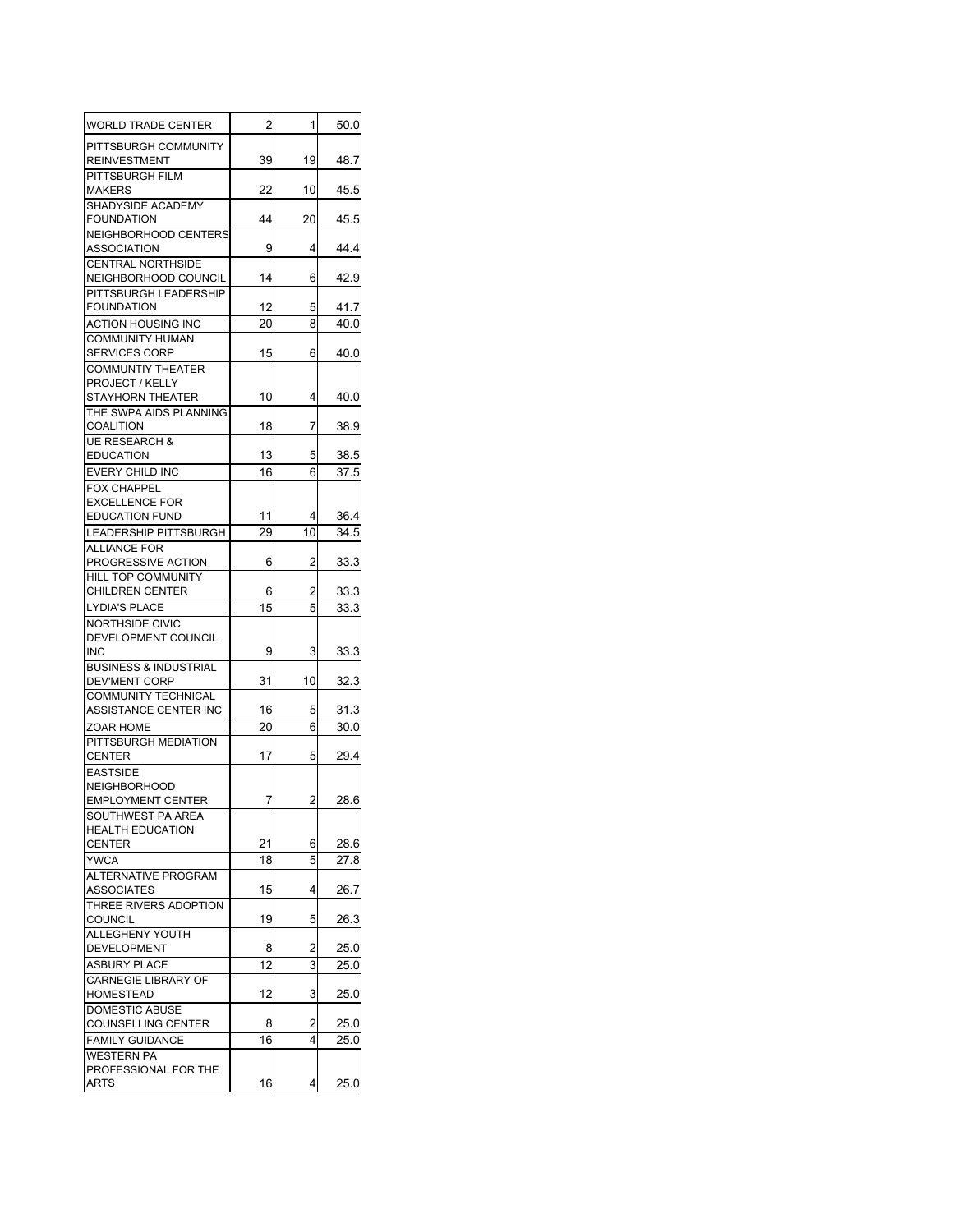| | | | |
|---|---|---|---|
| WORLD TRADE CENTER | 2 | 1 | 50.0 |
| PITTSBURGH COMMUNITY REINVESTMENT | 39 | 19 | 48.7 |
| PITTSBURGH FILM MAKERS | 22 | 10 | 45.5 |
| SHADYSIDE ACADEMY FOUNDATION | 44 | 20 | 45.5 |
| NEIGHBORHOOD CENTERS ASSOCIATION | 9 | 4 | 44.4 |
| CENTRAL NORTHSIDE NEIGHBORHOOD COUNCIL | 14 | 6 | 42.9 |
| PITTSBURGH LEADERSHIP FOUNDATION | 12 | 5 | 41.7 |
| ACTION HOUSING INC | 20 | 8 | 40.0 |
| COMMUNITY HUMAN SERVICES CORP | 15 | 6 | 40.0 |
| COMMUNTIY THEATER PROJECT / KELLY STAYHORN THEATER | 10 | 4 | 40.0 |
| THE SWPA AIDS PLANNING COALITION | 18 | 7 | 38.9 |
| UE RESEARCH & EDUCATION | 13 | 5 | 38.5 |
| EVERY CHILD INC | 16 | 6 | 37.5 |
| FOX CHAPPEL EXCELLENCE FOR EDUCATION FUND | 11 | 4 | 36.4 |
| LEADERSHIP PITTSBURGH | 29 | 10 | 34.5 |
| ALLIANCE FOR PROGRESSIVE ACTION | 6 | 2 | 33.3 |
| HILL TOP COMMUNITY CHILDREN CENTER | 6 | 2 | 33.3 |
| LYDIA'S PLACE | 15 | 5 | 33.3 |
| NORTHSIDE CIVIC DEVELOPMENT COUNCIL INC | 9 | 3 | 33.3 |
| BUSINESS & INDUSTRIAL DEV'MENT CORP | 31 | 10 | 32.3 |
| COMMUNITY TECHNICAL ASSISTANCE CENTER INC | 16 | 5 | 31.3 |
| ZOAR HOME | 20 | 6 | 30.0 |
| PITTSBURGH MEDIATION CENTER | 17 | 5 | 29.4 |
| EASTSIDE NEIGHBORHOOD EMPLOYMENT CENTER | 7 | 2 | 28.6 |
| SOUTHWEST PA AREA HEALTH EDUCATION CENTER | 21 | 6 | 28.6 |
| YWCA | 18 | 5 | 27.8 |
| ALTERNATIVE PROGRAM ASSOCIATES | 15 | 4 | 26.7 |
| THREE RIVERS ADOPTION COUNCIL | 19 | 5 | 26.3 |
| ALLEGHENY YOUTH DEVELOPMENT | 8 | 2 | 25.0 |
| ASBURY PLACE | 12 | 3 | 25.0 |
| CARNEGIE LIBRARY OF HOMESTEAD | 12 | 3 | 25.0 |
| DOMESTIC ABUSE COUNSELLING CENTER | 8 | 2 | 25.0 |
| FAMILY GUIDANCE | 16 | 4 | 25.0 |
| WESTERN PA PROFESSIONAL FOR THE ARTS | 16 | 4 | 25.0 |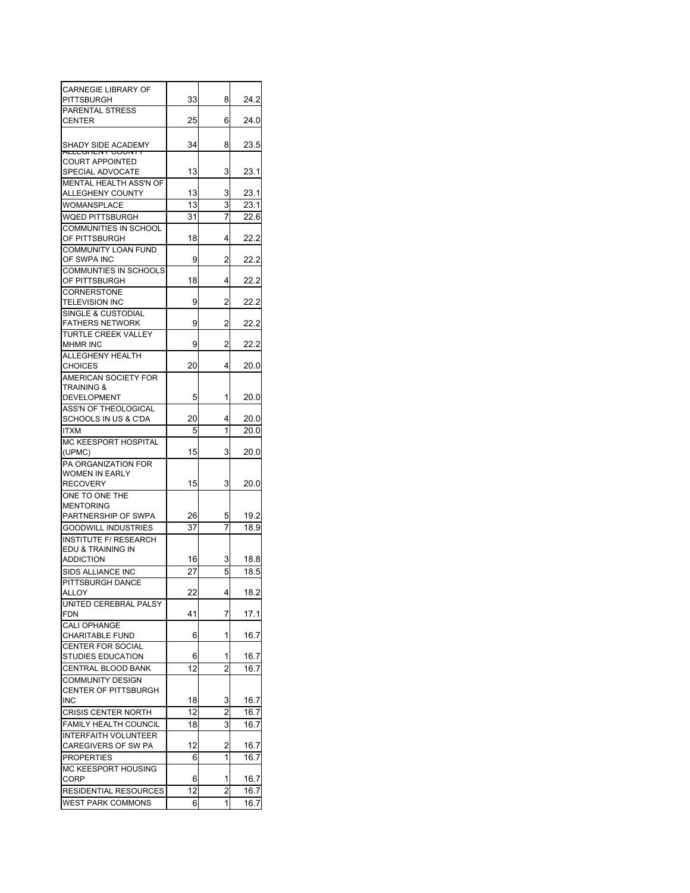| | | | |
|---|---|---|---|
| CARNEGIE LIBRARY OF PITTSBURGH | 33 | 8 | 24.2 |
| PARENTAL STRESS CENTER | 25 | 6 | 24.0 |
| SHADY SIDE ACADEMY | 34 | 8 | 23.5 |
| ALLEGHENY COUNTY COURT APPOINTED SPECIAL ADVOCATE | 13 | 3 | 23.1 |
| MENTAL HEALTH ASS'N OF ALLEGHENY COUNTY | 13 | 3 | 23.1 |
| WOMANSPLACE | 13 | 3 | 23.1 |
| WQED PITTSBURGH | 31 | 7 | 22.6 |
| COMMUNITIES IN SCHOOL OF PITTSBURGH | 18 | 4 | 22.2 |
| COMMUNITY LOAN FUND OF SWPA INC | 9 | 2 | 22.2 |
| COMMUNTIES IN SCHOOLS OF PITTSBURGH | 18 | 4 | 22.2 |
| CORNERSTONE TELEVISION INC | 9 | 2 | 22.2 |
| SINGLE & CUSTODIAL FATHERS NETWORK | 9 | 2 | 22.2 |
| TURTLE CREEK VALLEY MHMR INC | 9 | 2 | 22.2 |
| ALLEGHENY HEALTH CHOICES | 20 | 4 | 20.0 |
| AMERICAN SOCIETY FOR TRAINING & DEVELOPMENT | 5 | 1 | 20.0 |
| ASS'N OF THEOLOGICAL SCHOOLS IN US & C'DA | 20 | 4 | 20.0 |
| ITXM | 5 | 1 | 20.0 |
| MC KEESPORT HOSPITAL (UPMC) | 15 | 3 | 20.0 |
| PA ORGANIZATION FOR WOMEN IN EARLY RECOVERY | 15 | 3 | 20.0 |
| ONE TO ONE THE MENTORING PARTNERSHIP OF SWPA | 26 | 5 | 19.2 |
| GOODWILL INDUSTRIES | 37 | 7 | 18.9 |
| INSTITUTE F/ RESEARCH EDU & TRAINING IN ADDICTION | 16 | 3 | 18.8 |
| SIDS ALLIANCE INC | 27 | 5 | 18.5 |
| PITTSBURGH DANCE ALLOY | 22 | 4 | 18.2 |
| UNITED CEREBRAL PALSY FDN | 41 | 7 | 17.1 |
| CALI OPHANGE CHARITABLE FUND | 6 | 1 | 16.7 |
| CENTER FOR SOCIAL STUDIES EDUCATION | 6 | 1 | 16.7 |
| CENTRAL BLOOD BANK | 12 | 2 | 16.7 |
| COMMUNITY DESIGN CENTER OF PITTSBURGH INC | 18 | 3 | 16.7 |
| CRISIS CENTER NORTH | 12 | 2 | 16.7 |
| FAMILY HEALTH COUNCIL | 18 | 3 | 16.7 |
| INTERFAITH VOLUNTEER CAREGIVERS OF SW PA | 12 | 2 | 16.7 |
| PROPERTIES | 6 | 1 | 16.7 |
| MC KEESPORT HOUSING CORP | 6 | 1 | 16.7 |
| RESIDENTIAL RESOURCES | 12 | 2 | 16.7 |
| WEST PARK COMMONS | 6 | 1 | 16.7 |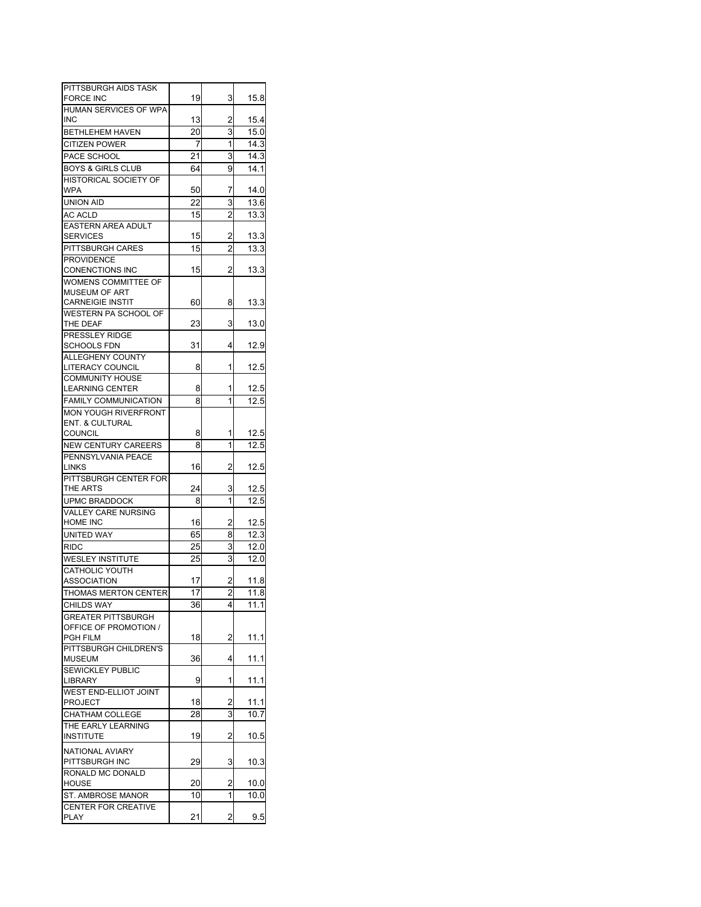| | | | |
|---|---|---|---|
| PITTSBURGH AIDS TASK FORCE INC | 19 | 3 | 15.8 |
| HUMAN SERVICES OF WPA INC | 13 | 2 | 15.4 |
| BETHLEHEM HAVEN | 20 | 3 | 15.0 |
| CITIZEN POWER | 7 | 1 | 14.3 |
| PACE SCHOOL | 21 | 3 | 14.3 |
| BOYS & GIRLS CLUB | 64 | 9 | 14.1 |
| HISTORICAL SOCIETY OF WPA | 50 | 7 | 14.0 |
| UNION AID | 22 | 3 | 13.6 |
| AC ACLD | 15 | 2 | 13.3 |
| EASTERN AREA ADULT SERVICES | 15 | 2 | 13.3 |
| PITTSBURGH CARES | 15 | 2 | 13.3 |
| PROVIDENCE CONENCTIONS INC | 15 | 2 | 13.3 |
| WOMENS COMMITTEE OF MUSEUM OF ART CARNEIGIE INSTIT | 60 | 8 | 13.3 |
| WESTERN PA SCHOOL OF THE DEAF | 23 | 3 | 13.0 |
| PRESSLEY RIDGE SCHOOLS FDN | 31 | 4 | 12.9 |
| ALLEGHENY COUNTY LITERACY COUNCIL | 8 | 1 | 12.5 |
| COMMUNITY HOUSE LEARNING CENTER | 8 | 1 | 12.5 |
| FAMILY COMMUNICATION | 8 | 1 | 12.5 |
| MON YOUGH RIVERFRONT ENT. & CULTURAL COUNCIL | 8 | 1 | 12.5 |
| NEW CENTURY CAREERS | 8 | 1 | 12.5 |
| PENNSYLVANIA PEACE LINKS | 16 | 2 | 12.5 |
| PITTSBURGH CENTER FOR THE ARTS | 24 | 3 | 12.5 |
| UPMC BRADDOCK | 8 | 1 | 12.5 |
| VALLEY CARE NURSING HOME INC | 16 | 2 | 12.5 |
| UNITED WAY | 65 | 8 | 12.3 |
| RIDC | 25 | 3 | 12.0 |
| WESLEY INSTITUTE | 25 | 3 | 12.0 |
| CATHOLIC YOUTH ASSOCIATION | 17 | 2 | 11.8 |
| THOMAS MERTON CENTER | 17 | 2 | 11.8 |
| CHILDS WAY | 36 | 4 | 11.1 |
| GREATER PITTSBURGH OFFICE OF PROMOTION / PGH FILM | 18 | 2 | 11.1 |
| PITTSBURGH CHILDREN'S MUSEUM | 36 | 4 | 11.1 |
| SEWICKLEY PUBLIC LIBRARY | 9 | 1 | 11.1 |
| WEST END-ELLIOT JOINT PROJECT | 18 | 2 | 11.1 |
| CHATHAM COLLEGE | 28 | 3 | 10.7 |
| THE EARLY LEARNING INSTITUTE | 19 | 2 | 10.5 |
| NATIONAL AVIARY PITTSBURGH INC | 29 | 3 | 10.3 |
| RONALD MC DONALD HOUSE | 20 | 2 | 10.0 |
| ST. AMBROSE MANOR | 10 | 1 | 10.0 |
| CENTER FOR CREATIVE PLAY | 21 | 2 | 9.5 |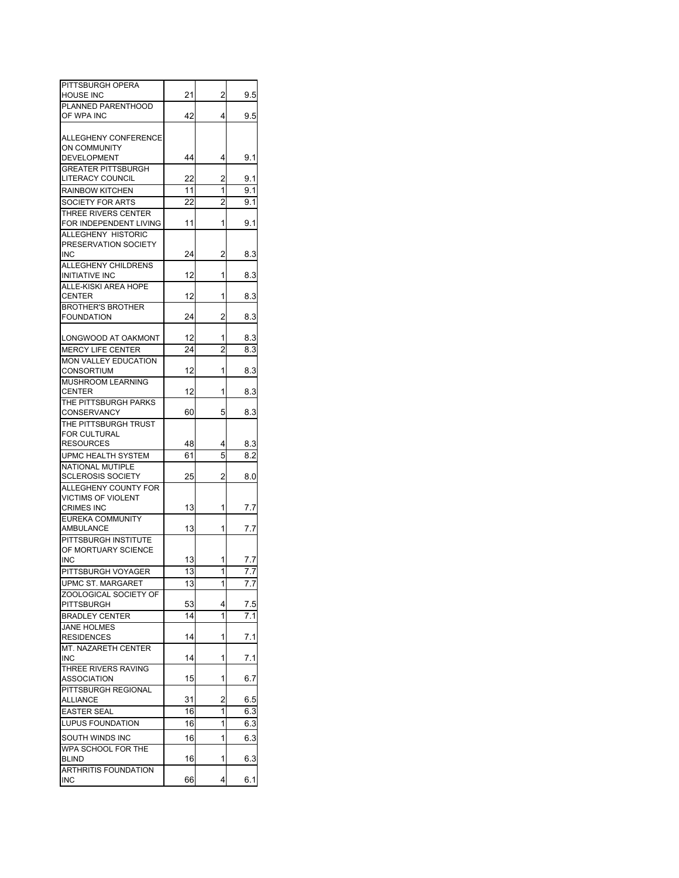| | | | |
|---|---|---|---|
| PITTSBURGH OPERA HOUSE INC | 21 | 2 | 9.5 |
| PLANNED PARENTHOOD OF WPA INC | 42 | 4 | 9.5 |
| ALLEGHENY CONFERENCE ON COMMUNITY DEVELOPMENT | 44 | 4 | 9.1 |
| GREATER PITTSBURGH LITERACY COUNCIL | 22 | 2 | 9.1 |
| RAINBOW KITCHEN | 11 | 1 | 9.1 |
| SOCIETY FOR ARTS | 22 | 2 | 9.1 |
| THREE RIVERS CENTER FOR INDEPENDENT LIVING | 11 | 1 | 9.1 |
| ALLEGHENY HISTORIC PRESERVATION SOCIETY INC | 24 | 2 | 8.3 |
| ALLEGHENY CHILDRENS INITIATIVE INC | 12 | 1 | 8.3 |
| ALLE-KISKI AREA HOPE CENTER | 12 | 1 | 8.3 |
| BROTHER'S BROTHER FOUNDATION | 24 | 2 | 8.3 |
| LONGWOOD AT OAKMONT | 12 | 1 | 8.3 |
| MERCY LIFE CENTER | 24 | 2 | 8.3 |
| MON VALLEY EDUCATION CONSORTIUM | 12 | 1 | 8.3 |
| MUSHROOM LEARNING CENTER | 12 | 1 | 8.3 |
| THE PITTSBURGH PARKS CONSERVANCY | 60 | 5 | 8.3 |
| THE PITTSBURGH TRUST FOR CULTURAL RESOURCES | 48 | 4 | 8.3 |
| UPMC HEALTH SYSTEM | 61 | 5 | 8.2 |
| NATIONAL MUTIPLE SCLEROSIS SOCIETY | 25 | 2 | 8.0 |
| ALLEGHENY COUNTY FOR VICTIMS OF VIOLENT CRIMES INC | 13 | 1 | 7.7 |
| EUREKA COMMUNITY AMBULANCE | 13 | 1 | 7.7 |
| PITTSBURGH INSTITUTE OF MORTUARY SCIENCE INC | 13 | 1 | 7.7 |
| PITTSBURGH VOYAGER | 13 | 1 | 7.7 |
| UPMC ST. MARGARET | 13 | 1 | 7.7 |
| ZOOLOGICAL SOCIETY OF PITTSBURGH | 53 | 4 | 7.5 |
| BRADLEY CENTER | 14 | 1 | 7.1 |
| JANE HOLMES RESIDENCES | 14 | 1 | 7.1 |
| MT. NAZARETH CENTER INC | 14 | 1 | 7.1 |
| THREE RIVERS RAVING ASSOCIATION | 15 | 1 | 6.7 |
| PITTSBURGH REGIONAL ALLIANCE | 31 | 2 | 6.5 |
| EASTER SEAL | 16 | 1 | 6.3 |
| LUPUS FOUNDATION | 16 | 1 | 6.3 |
| SOUTH WINDS INC | 16 | 1 | 6.3 |
| WPA SCHOOL FOR THE BLIND | 16 | 1 | 6.3 |
| ARTHRITIS FOUNDATION INC | 66 | 4 | 6.1 |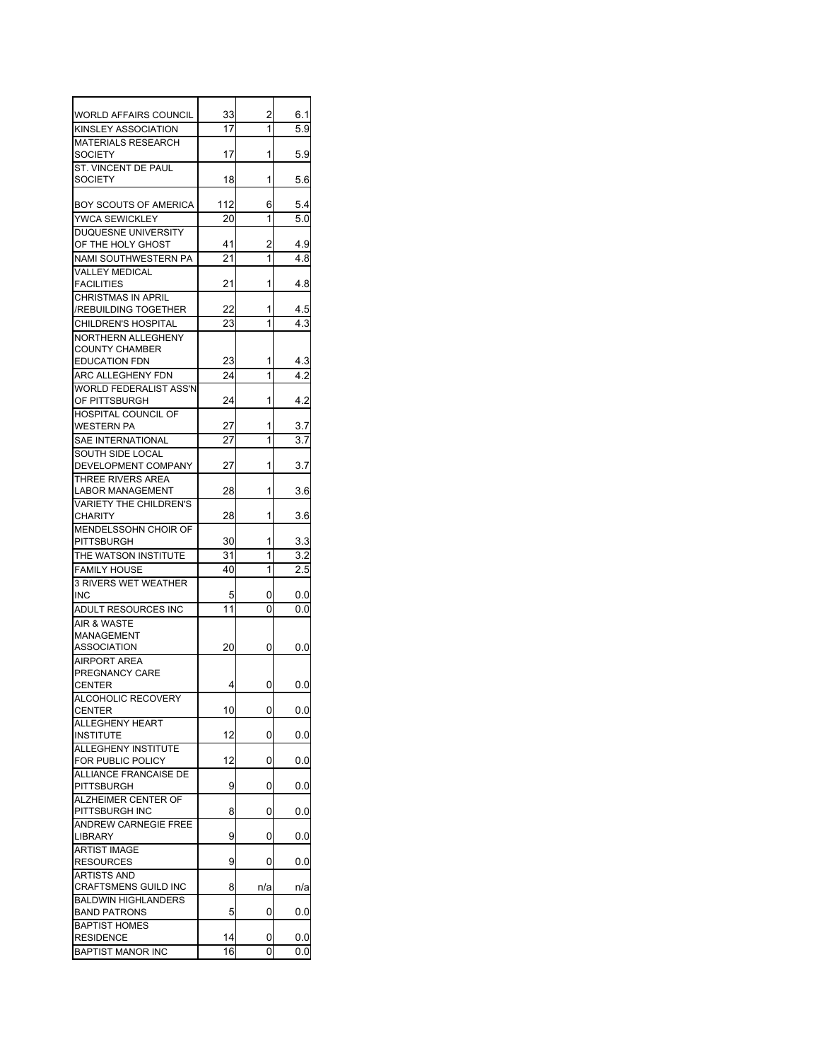| | | | |
|---|---|---|---|
| WORLD AFFAIRS COUNCIL | 33 | 2 | 6.1 |
| KINSLEY ASSOCIATION | 17 | 1 | 5.9 |
| MATERIALS RESEARCH SOCIETY | 17 | 1 | 5.9 |
| ST. VINCENT DE PAUL SOCIETY | 18 | 1 | 5.6 |
| BOY SCOUTS OF AMERICA | 112 | 6 | 5.4 |
| YWCA SEWICKLEY | 20 | 1 | 5.0 |
| DUQUESNE UNIVERSITY OF THE HOLY GHOST | 41 | 2 | 4.9 |
| NAMI SOUTHWESTERN PA | 21 | 1 | 4.8 |
| VALLEY MEDICAL FACILITIES | 21 | 1 | 4.8 |
| CHRISTMAS IN APRIL /REBUILDING TOGETHER | 22 | 1 | 4.5 |
| CHILDREN'S HOSPITAL | 23 | 1 | 4.3 |
| NORTHERN ALLEGHENY COUNTY CHAMBER EDUCATION FDN | 23 | 1 | 4.3 |
| ARC ALLEGHENY FDN | 24 | 1 | 4.2 |
| WORLD FEDERALIST ASS'N OF PITTSBURGH | 24 | 1 | 4.2 |
| HOSPITAL COUNCIL OF WESTERN PA | 27 | 1 | 3.7 |
| SAE INTERNATIONAL | 27 | 1 | 3.7 |
| SOUTH SIDE LOCAL DEVELOPMENT COMPANY | 27 | 1 | 3.7 |
| THREE RIVERS AREA LABOR MANAGEMENT | 28 | 1 | 3.6 |
| VARIETY THE CHILDREN'S CHARITY | 28 | 1 | 3.6 |
| MENDELSSOHN CHOIR OF PITTSBURGH | 30 | 1 | 3.3 |
| THE WATSON INSTITUTE | 31 | 1 | 3.2 |
| FAMILY HOUSE | 40 | 1 | 2.5 |
| 3 RIVERS WET WEATHER INC | 5 | 0 | 0.0 |
| ADULT RESOURCES INC | 11 | 0 | 0.0 |
| AIR & WASTE MANAGEMENT ASSOCIATION | 20 | 0 | 0.0 |
| AIRPORT AREA PREGNANCY CARE CENTER | 4 | 0 | 0.0 |
| ALCOHOLIC RECOVERY CENTER | 10 | 0 | 0.0 |
| ALLEGHENY HEART INSTITUTE | 12 | 0 | 0.0 |
| ALLEGHENY INSTITUTE FOR PUBLIC POLICY | 12 | 0 | 0.0 |
| ALLIANCE FRANCAISE DE PITTSBURGH | 9 | 0 | 0.0 |
| ALZHEIMER CENTER OF PITTSBURGH INC | 8 | 0 | 0.0 |
| ANDREW CARNEGIE FREE LIBRARY | 9 | 0 | 0.0 |
| ARTIST IMAGE RESOURCES | 9 | 0 | 0.0 |
| ARTISTS AND CRAFTSMENS GUILD INC | 8 | n/a | n/a |
| BALDWIN HIGHLANDERS BAND PATRONS | 5 | 0 | 0.0 |
| BAPTIST HOMES RESIDENCE | 14 | 0 | 0.0 |
| BAPTIST MANOR INC | 16 | 0 | 0.0 |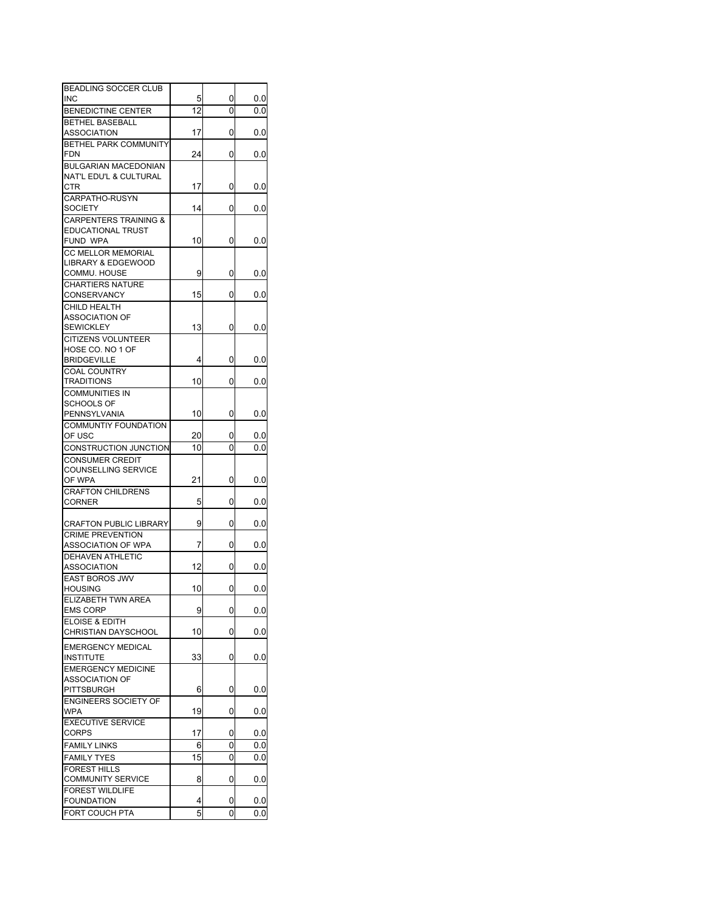| | | | |
|---|---|---|---|
| BEADLING SOCCER CLUB INC | 5 | 0 | 0.0 |
| BENEDICTINE CENTER | 12 | 0 | 0.0 |
| BETHEL BASEBALL ASSOCIATION | 17 | 0 | 0.0 |
| BETHEL PARK COMMUNITY FDN | 24 | 0 | 0.0 |
| BULGARIAN MACEDONIAN NAT'L EDU'L & CULTURAL CTR | 17 | 0 | 0.0 |
| CARPATHO-RUSYN SOCIETY | 14 | 0 | 0.0 |
| CARPENTERS TRAINING & EDUCATIONAL TRUST FUND WPA | 10 | 0 | 0.0 |
| CC MELLOR MEMORIAL LIBRARY & EDGEWOOD COMMU. HOUSE | 9 | 0 | 0.0 |
| CHARTIERS NATURE CONSERVANCY | 15 | 0 | 0.0 |
| CHILD HEALTH ASSOCIATION OF SEWICKLEY | 13 | 0 | 0.0 |
| CITIZENS VOLUNTEER HOSE CO. NO 1 OF BRIDGEVILLE | 4 | 0 | 0.0 |
| COAL COUNTRY TRADITIONS | 10 | 0 | 0.0 |
| COMMUNITIES IN SCHOOLS OF PENNSYLVANIA | 10 | 0 | 0.0 |
| COMMUNTIY FOUNDATION OF USC | 20 | 0 | 0.0 |
| CONSTRUCTION JUNCTION | 10 | 0 | 0.0 |
| CONSUMER CREDIT COUNSELLING SERVICE OF WPA | 21 | 0 | 0.0 |
| CRAFTON CHILDRENS CORNER | 5 | 0 | 0.0 |
| CRAFTON PUBLIC LIBRARY | 9 | 0 | 0.0 |
| CRIME PREVENTION ASSOCIATION OF WPA | 7 | 0 | 0.0 |
| DEHAVEN ATHLETIC ASSOCIATION | 12 | 0 | 0.0 |
| EAST BOROS JWV HOUSING | 10 | 0 | 0.0 |
| ELIZABETH TWN AREA EMS CORP | 9 | 0 | 0.0 |
| ELOISE & EDITH CHRISTIAN DAYSCHOOL | 10 | 0 | 0.0 |
| EMERGENCY MEDICAL INSTITUTE | 33 | 0 | 0.0 |
| EMERGENCY MEDICINE ASSOCIATION OF PITTSBURGH | 6 | 0 | 0.0 |
| ENGINEERS SOCIETY OF WPA | 19 | 0 | 0.0 |
| EXECUTIVE SERVICE CORPS | 17 | 0 | 0.0 |
| FAMILY LINKS | 6 | 0 | 0.0 |
| FAMILY TYES | 15 | 0 | 0.0 |
| FOREST HILLS COMMUNITY SERVICE | 8 | 0 | 0.0 |
| FOREST WILDLIFE FOUNDATION | 4 | 0 | 0.0 |
| FORT COUCH PTA | 5 | 0 | 0.0 |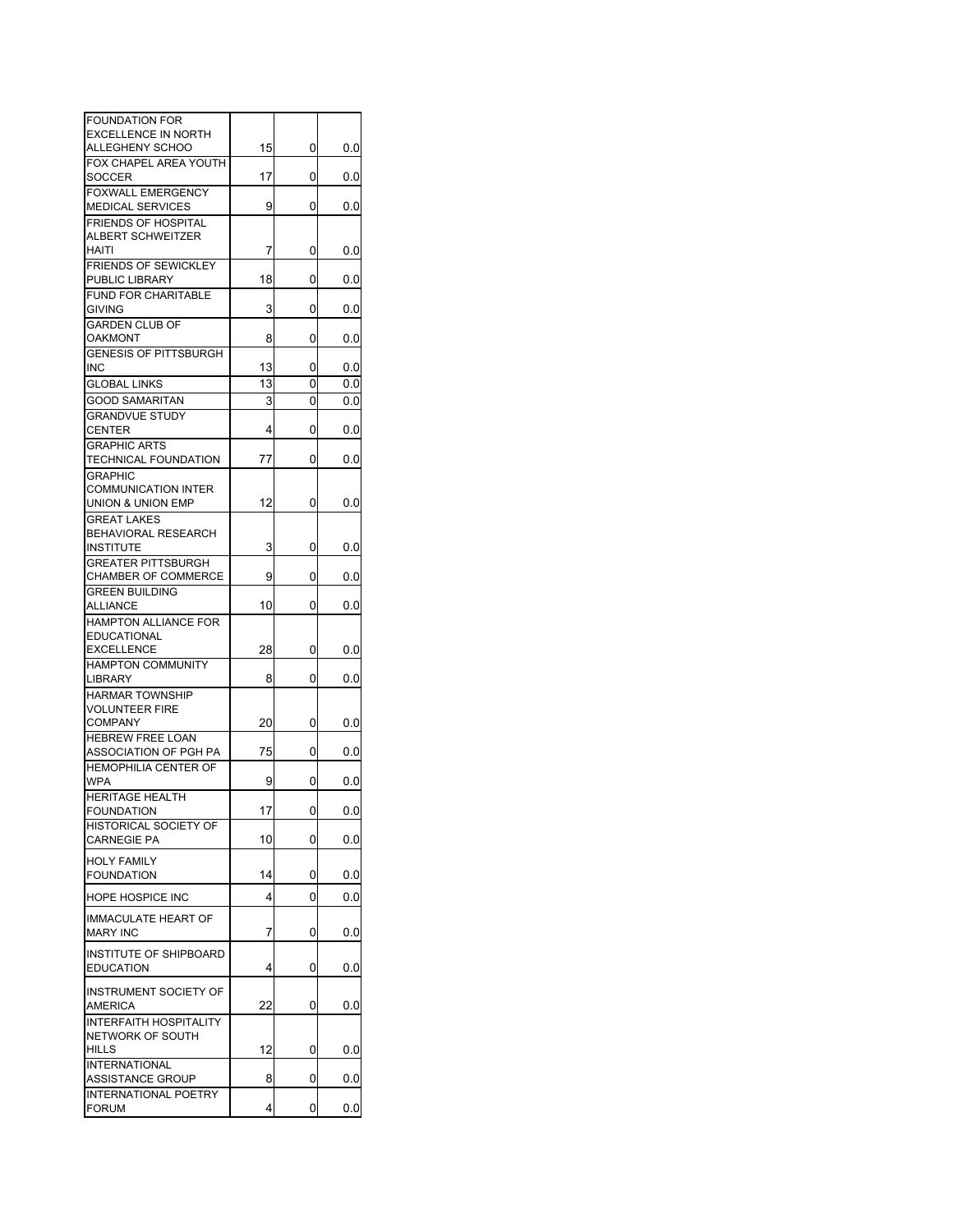| | | | |
|---|---|---|---|
| FOUNDATION FOR EXCELLENCE IN NORTH ALLEGHENY SCHOO | 15 | 0 | 0.0 |
| FOX CHAPEL AREA YOUTH SOCCER | 17 | 0 | 0.0 |
| FOXWALL EMERGENCY MEDICAL SERVICES | 9 | 0 | 0.0 |
| FRIENDS OF HOSPITAL ALBERT SCHWEITZER HAITI | 7 | 0 | 0.0 |
| FRIENDS OF SEWICKLEY PUBLIC LIBRARY | 18 | 0 | 0.0 |
| FUND FOR CHARITABLE GIVING | 3 | 0 | 0.0 |
| GARDEN CLUB OF OAKMONT | 8 | 0 | 0.0 |
| GENESIS OF PITTSBURGH INC | 13 | 0 | 0.0 |
| GLOBAL LINKS | 13 | 0 | 0.0 |
| GOOD SAMARITAN | 3 | 0 | 0.0 |
| GRANDVUE STUDY CENTER | 4 | 0 | 0.0 |
| GRAPHIC ARTS TECHNICAL FOUNDATION | 77 | 0 | 0.0 |
| GRAPHIC COMMUNICATION INTER UNION & UNION EMP | 12 | 0 | 0.0 |
| GREAT LAKES BEHAVIORAL RESEARCH INSTITUTE | 3 | 0 | 0.0 |
| GREATER PITTSBURGH CHAMBER OF COMMERCE | 9 | 0 | 0.0 |
| GREEN BUILDING ALLIANCE | 10 | 0 | 0.0 |
| HAMPTON ALLIANCE FOR EDUCATIONAL EXCELLENCE | 28 | 0 | 0.0 |
| HAMPTON COMMUNITY LIBRARY | 8 | 0 | 0.0 |
| HARMAR TOWNSHIP VOLUNTEER FIRE COMPANY | 20 | 0 | 0.0 |
| HEBREW FREE LOAN ASSOCIATION OF PGH PA | 75 | 0 | 0.0 |
| HEMOPHILIA CENTER OF WPA | 9 | 0 | 0.0 |
| HERITAGE HEALTH FOUNDATION | 17 | 0 | 0.0 |
| HISTORICAL SOCIETY OF CARNEGIE PA | 10 | 0 | 0.0 |
| HOLY FAMILY FOUNDATION | 14 | 0 | 0.0 |
| HOPE HOSPICE INC | 4 | 0 | 0.0 |
| IMMACULATE HEART OF MARY INC | 7 | 0 | 0.0 |
| INSTITUTE OF SHIPBOARD EDUCATION | 4 | 0 | 0.0 |
| INSTRUMENT SOCIETY OF AMERICA | 22 | 0 | 0.0 |
| INTERFAITH HOSPITALITY NETWORK OF SOUTH HILLS | 12 | 0 | 0.0 |
| INTERNATIONAL ASSISTANCE GROUP | 8 | 0 | 0.0 |
| INTERNATIONAL POETRY FORUM | 4 | 0 | 0.0 |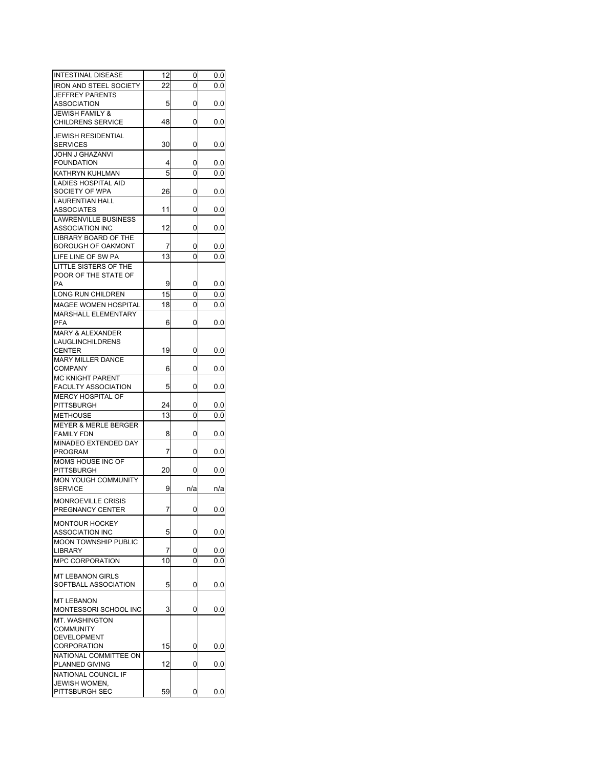| | | | |
|---|---|---|---|
| INTESTINAL DISEASE | 12 | 0 | 0.0 |
| IRON AND STEEL SOCIETY | 22 | 0 | 0.0 |
| JEFFREY PARENTS ASSOCIATION | 5 | 0 | 0.0 |
| JEWISH FAMILY & CHILDRENS SERVICE | 48 | 0 | 0.0 |
| JEWISH RESIDENTIAL SERVICES | 30 | 0 | 0.0 |
| JOHN J GHAZANVI FOUNDATION | 4 | 0 | 0.0 |
| KATHRYN KUHLMAN | 5 | 0 | 0.0 |
| LADIES HOSPITAL AID SOCIETY OF WPA | 26 | 0 | 0.0 |
| LAURENTIAN HALL ASSOCIATES | 11 | 0 | 0.0 |
| LAWRENVILLE BUSINESS ASSOCIATION INC | 12 | 0 | 0.0 |
| LIBRARY BOARD OF THE BOROUGH OF OAKMONT | 7 | 0 | 0.0 |
| LIFE LINE OF SW PA | 13 | 0 | 0.0 |
| LITTLE SISTERS OF THE POOR OF THE STATE OF PA | 9 | 0 | 0.0 |
| LONG RUN CHILDREN | 15 | 0 | 0.0 |
| MAGEE WOMEN HOSPITAL | 18 | 0 | 0.0 |
| MARSHALL ELEMENTARY PFA | 6 | 0 | 0.0 |
| MARY & ALEXANDER LAUGLINCHILDRENS CENTER | 19 | 0 | 0.0 |
| MARY MILLER DANCE COMPANY | 6 | 0 | 0.0 |
| MC KNIGHT PARENT FACULTY ASSOCIATION | 5 | 0 | 0.0 |
| MERCY HOSPITAL OF PITTSBURGH | 24 | 0 | 0.0 |
| METHOUSE | 13 | 0 | 0.0 |
| MEYER & MERLE BERGER FAMILY FDN | 8 | 0 | 0.0 |
| MINADEO EXTENDED DAY PROGRAM | 7 | 0 | 0.0 |
| MOMS HOUSE INC OF PITTSBURGH | 20 | 0 | 0.0 |
| MON YOUGH COMMUNITY SERVICE | 9 | n/a | n/a |
| MONROEVILLE CRISIS PREGNANCY CENTER | 7 | 0 | 0.0 |
| MONTOUR HOCKEY ASSOCIATION INC | 5 | 0 | 0.0 |
| MOON TOWNSHIP PUBLIC LIBRARY | 7 | 0 | 0.0 |
| MPC CORPORATION | 10 | 0 | 0.0 |
| MT LEBANON GIRLS SOFTBALL ASSOCIATION | 5 | 0 | 0.0 |
| MT LEBANON MONTESSORI SCHOOL INC | 3 | 0 | 0.0 |
| MT. WASHINGTON COMMUNITY DEVELOPMENT CORPORATION | 15 | 0 | 0.0 |
| NATIONAL COMMITTEE ON PLANNED GIVING | 12 | 0 | 0.0 |
| NATIONAL COUNCIL IF JEWISH WOMEN, PITTSBURGH SEC | 59 | 0 | 0.0 |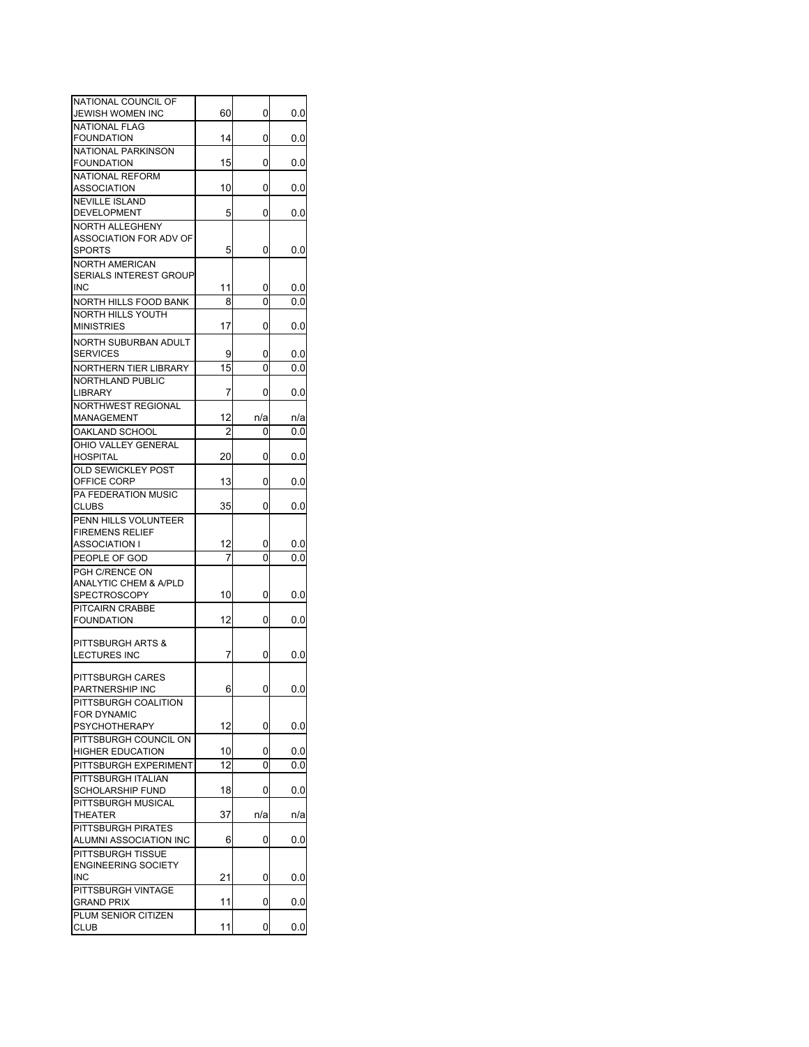| | | | |
|---|---|---|---|
| NATIONAL COUNCIL OF JEWISH WOMEN INC | 60 | 0 | 0.0 |
| NATIONAL FLAG FOUNDATION | 14 | 0 | 0.0 |
| NATIONAL PARKINSON FOUNDATION | 15 | 0 | 0.0 |
| NATIONAL REFORM ASSOCIATION | 10 | 0 | 0.0 |
| NEVILLE ISLAND DEVELOPMENT | 5 | 0 | 0.0 |
| NORTH ALLEGHENY ASSOCIATION FOR ADV OF SPORTS | 5 | 0 | 0.0 |
| NORTH AMERICAN SERIALS INTEREST GROUP INC | 11 | 0 | 0.0 |
| NORTH HILLS FOOD BANK | 8 | 0 | 0.0 |
| NORTH HILLS YOUTH MINISTRIES | 17 | 0 | 0.0 |
| NORTH SUBURBAN ADULT SERVICES | 9 | 0 | 0.0 |
| NORTHERN TIER LIBRARY | 15 | 0 | 0.0 |
| NORTHLAND PUBLIC LIBRARY | 7 | 0 | 0.0 |
| NORTHWEST REGIONAL MANAGEMENT | 12 | n/a | n/a |
| OAKLAND SCHOOL | 2 | 0 | 0.0 |
| OHIO VALLEY GENERAL HOSPITAL | 20 | 0 | 0.0 |
| OLD SEWICKLEY POST OFFICE CORP | 13 | 0 | 0.0 |
| PA FEDERATION MUSIC CLUBS | 35 | 0 | 0.0 |
| PENN HILLS VOLUNTEER FIREMENS RELIEF ASSOCIATION I | 12 | 0 | 0.0 |
| PEOPLE OF GOD | 7 | 0 | 0.0 |
| PGH C/RENCE ON ANALYTIC CHEM & A/PLD SPECTROSCOPY | 10 | 0 | 0.0 |
| PITCAIRN CRABBE FOUNDATION | 12 | 0 | 0.0 |
| PITTSBURGH ARTS & LECTURES INC | 7 | 0 | 0.0 |
| PITTSBURGH CARES PARTNERSHIP INC | 6 | 0 | 0.0 |
| PITTSBURGH COALITION FOR DYNAMIC PSYCHOTHERAPY | 12 | 0 | 0.0 |
| PITTSBURGH COUNCIL ON HIGHER EDUCATION | 10 | 0 | 0.0 |
| PITTSBURGH EXPERIMENT | 12 | 0 | 0.0 |
| PITTSBURGH ITALIAN SCHOLARSHIP FUND | 18 | 0 | 0.0 |
| PITTSBURGH MUSICAL THEATER | 37 | n/a | n/a |
| PITTSBURGH PIRATES ALUMNI ASSOCIATION INC | 6 | 0 | 0.0 |
| PITTSBURGH TISSUE ENGINEERING SOCIETY INC | 21 | 0 | 0.0 |
| PITTSBURGH VINTAGE GRAND PRIX | 11 | 0 | 0.0 |
| PLUM SENIOR CITIZEN CLUB | 11 | 0 | 0.0 |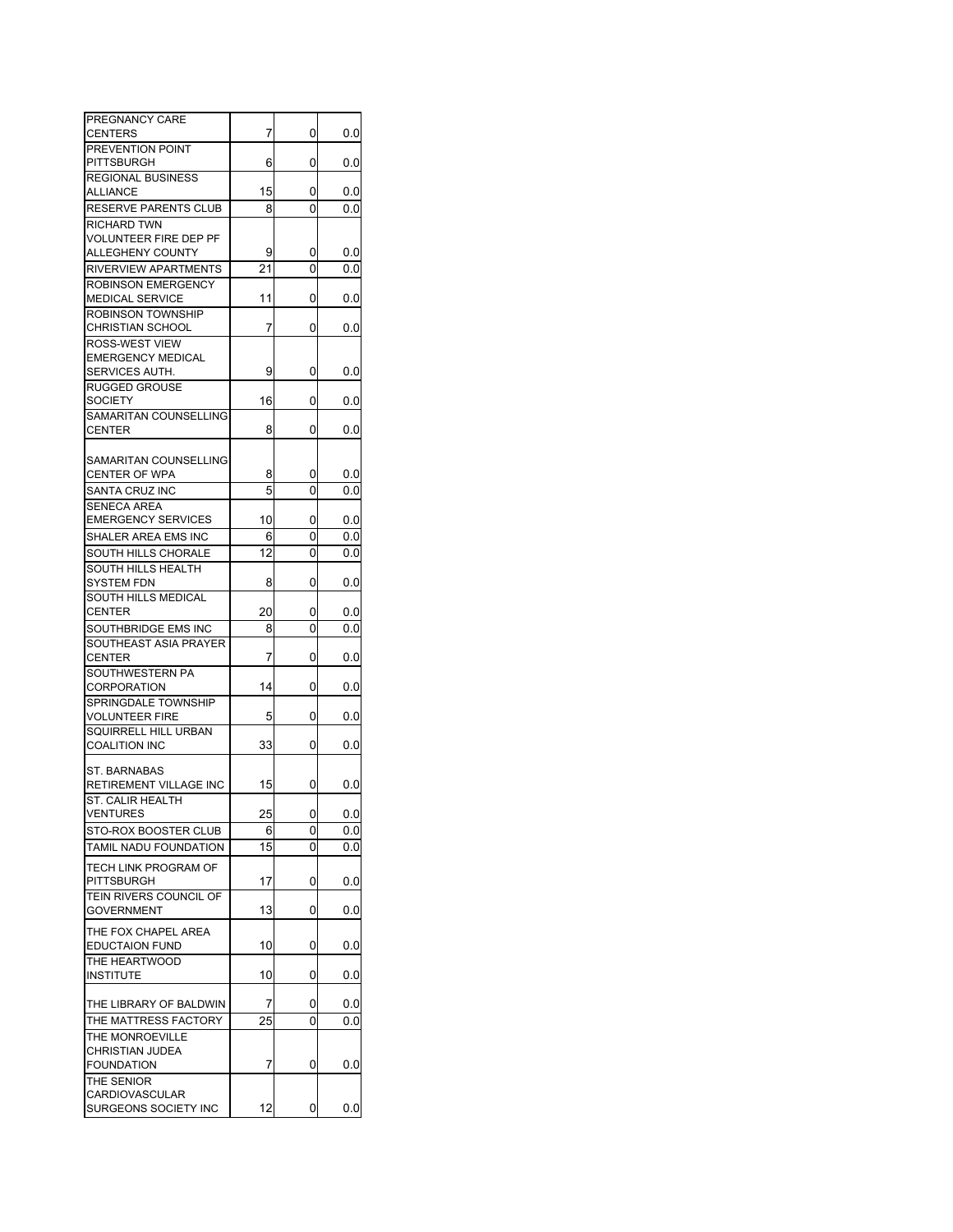| | | | |
|---|---|---|---|
| PREGNANCY CARE CENTERS | 7 | 0 | 0.0 |
| PREVENTION POINT PITTSBURGH | 6 | 0 | 0.0 |
| REGIONAL BUSINESS ALLIANCE | 15 | 0 | 0.0 |
| RESERVE PARENTS CLUB | 8 | 0 | 0.0 |
| RICHARD TWN VOLUNTEER FIRE DEP PF ALLEGHENY COUNTY | 9 | 0 | 0.0 |
| RIVERVIEW APARTMENTS | 21 | 0 | 0.0 |
| ROBINSON EMERGENCY MEDICAL SERVICE | 11 | 0 | 0.0 |
| ROBINSON TOWNSHIP CHRISTIAN SCHOOL | 7 | 0 | 0.0 |
| ROSS-WEST VIEW EMERGENCY MEDICAL SERVICES AUTH. | 9 | 0 | 0.0 |
| RUGGED GROUSE SOCIETY | 16 | 0 | 0.0 |
| SAMARITAN COUNSELLING CENTER | 8 | 0 | 0.0 |
| SAMARITAN COUNSELLING CENTER OF WPA | 8 | 0 | 0.0 |
| SANTA CRUZ INC | 5 | 0 | 0.0 |
| SENECA AREA EMERGENCY SERVICES | 10 | 0 | 0.0 |
| SHALER AREA EMS INC | 6 | 0 | 0.0 |
| SOUTH HILLS CHORALE | 12 | 0 | 0.0 |
| SOUTH HILLS HEALTH SYSTEM FDN | 8 | 0 | 0.0 |
| SOUTH HILLS MEDICAL CENTER | 20 | 0 | 0.0 |
| SOUTHBRIDGE EMS INC | 8 | 0 | 0.0 |
| SOUTHEAST ASIA PRAYER CENTER | 7 | 0 | 0.0 |
| SOUTHWESTERN PA CORPORATION | 14 | 0 | 0.0 |
| SPRINGDALE TOWNSHIP VOLUNTEER FIRE | 5 | 0 | 0.0 |
| SQUIRRELL HILL URBAN COALITION INC | 33 | 0 | 0.0 |
| ST. BARNABAS RETIREMENT VILLAGE INC | 15 | 0 | 0.0 |
| ST. CALIR HEALTH VENTURES | 25 | 0 | 0.0 |
| STO-ROX BOOSTER CLUB | 6 | 0 | 0.0 |
| TAMIL NADU FOUNDATION | 15 | 0 | 0.0 |
| TECH LINK PROGRAM OF PITTSBURGH | 17 | 0 | 0.0 |
| TEIN RIVERS COUNCIL OF GOVERNMENT | 13 | 0 | 0.0 |
| THE FOX CHAPEL AREA EDUCTAION FUND | 10 | 0 | 0.0 |
| THE HEARTWOOD INSTITUTE | 10 | 0 | 0.0 |
| THE LIBRARY OF BALDWIN | 7 | 0 | 0.0 |
| THE MATTRESS FACTORY | 25 | 0 | 0.0 |
| THE MONROEVILLE CHRISTIAN JUDEA FOUNDATION | 7 | 0 | 0.0 |
| THE SENIOR CARDIOVASCULAR SURGEONS SOCIETY INC | 12 | 0 | 0.0 |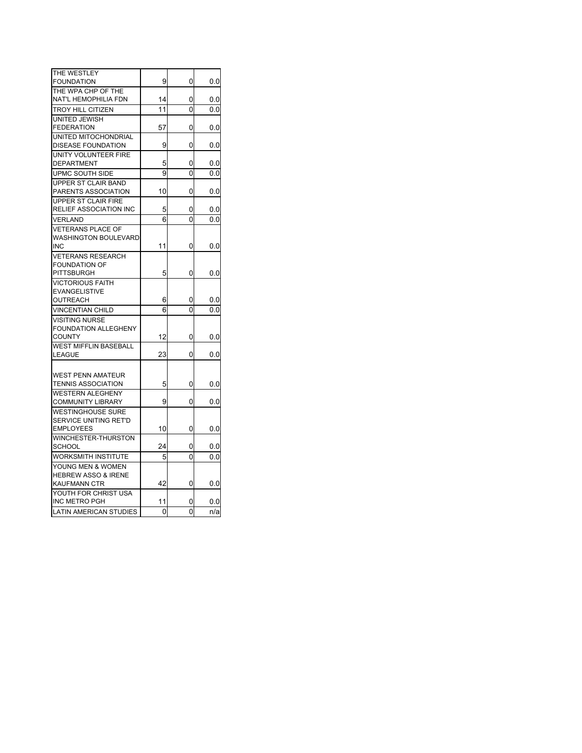| | | | |
|---|---|---|---|
| THE WESTLEY FOUNDATION | 9 | 0 | 0.0 |
| THE WPA CHP OF THE NAT'L HEMOPHILIA FDN | 14 | 0 | 0.0 |
| TROY HILL CITIZEN | 11 | 0 | 0.0 |
| UNITED JEWISH FEDERATION | 57 | 0 | 0.0 |
| UNITED MITOCHONDRIAL DISEASE FOUNDATION | 9 | 0 | 0.0 |
| UNITY VOLUNTEER FIRE DEPARTMENT | 5 | 0 | 0.0 |
| UPMC SOUTH SIDE | 9 | 0 | 0.0 |
| UPPER ST CLAIR BAND PARENTS ASSOCIATION | 10 | 0 | 0.0 |
| UPPER ST CLAIR FIRE RELIEF ASSOCIATION INC | 5 | 0 | 0.0 |
| VERLAND | 6 | 0 | 0.0 |
| VETERANS PLACE OF WASHINGTON BOULEVARD INC | 11 | 0 | 0.0 |
| VETERANS RESEARCH FOUNDATION OF PITTSBURGH | 5 | 0 | 0.0 |
| VICTORIOUS FAITH EVANGELISTIVE OUTREACH | 6 | 0 | 0.0 |
| VINCENTIAN CHILD | 6 | 0 | 0.0 |
| VISITING NURSE FOUNDATION ALLEGHENY COUNTY | 12 | 0 | 0.0 |
| WEST MIFFLIN BASEBALL LEAGUE | 23 | 0 | 0.0 |
| WEST PENN AMATEUR TENNIS ASSOCIATION | 5 | 0 | 0.0 |
| WESTERN ALEGHENY COMMUNITY LIBRARY | 9 | 0 | 0.0 |
| WESTINGHOUSE SURE SERVICE UNITING RET'D EMPLOYEES | 10 | 0 | 0.0 |
| WINCHESTER-THURSTON SCHOOL | 24 | 0 | 0.0 |
| WORKSMITH INSTITUTE | 5 | 0 | 0.0 |
| YOUNG MEN & WOMEN HEBREW ASSO & IRENE KAUFMANN CTR | 42 | 0 | 0.0 |
| YOUTH FOR CHRIST USA INC METRO PGH | 11 | 0 | 0.0 |
| LATIN AMERICAN STUDIES | 0 | 0 | n/a |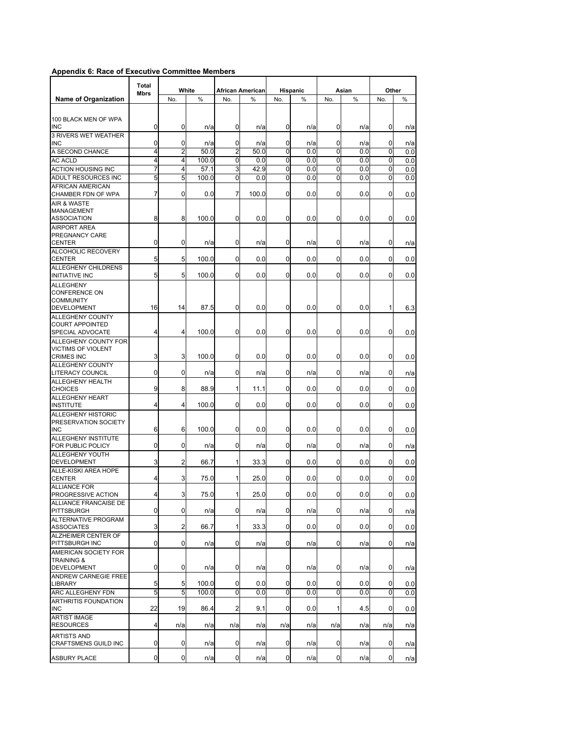**Appendix 6: Race of Executive Committee Members**

| Name of Organization | Total Mbrs | White | | African American | | Hispanic | | Asian | | Other | |
|---|---|---|---|---|---|---|---|---|---|---|---|
| | | No. | % | No. | % | No. | % | No. | % | No. | % |
| 100 BLACK MEN OF WPA INC | 0 | 0 | n/a | 0 | n/a | 0 | n/a | 0 | n/a | 0 | n/a |
| 3 RIVERS WET WEATHER INC | 0 | 0 | n/a | 0 | n/a | 0 | n/a | 0 | n/a | 0 | n/a |
| A SECOND CHANCE | 4 | 2 | 50.0 | 2 | 50.0 | 0 | 0.0 | 0 | 0.0 | 0 | 0.0 |
| AC ACLD | 4 | 4 | 100.0 | 0 | 0.0 | 0 | 0.0 | 0 | 0.0 | 0 | 0.0 |
| ACTION HOUSING INC | 7 | 4 | 57.1 | 3 | 42.9 | 0 | 0.0 | 0 | 0.0 | 0 | 0.0 |
| ADULT RESOURCES INC | 5 | 5 | 100.0 | 0 | 0.0 | 0 | 0.0 | 0 | 0.0 | 0 | 0.0 |
| AFRICAN AMERICAN CHAMBER FDN OF WPA | 7 | 0 | 0.0 | 7 | 100.0 | 0 | 0.0 | 0 | 0.0 | 0 | 0.0 |
| AIR & WASTE MANAGEMENT ASSOCIATION | 8 | 8 | 100.0 | 0 | 0.0 | 0 | 0.0 | 0 | 0.0 | 0 | 0.0 |
| AIRPORT AREA PREGNANCY CARE CENTER | 0 | 0 | n/a | 0 | n/a | 0 | n/a | 0 | n/a | 0 | n/a |
| ALCOHOLIC RECOVERY CENTER | 5 | 5 | 100.0 | 0 | 0.0 | 0 | 0.0 | 0 | 0.0 | 0 | 0.0 |
| ALLEGHENY CHILDRENS INITIATIVE INC | 5 | 5 | 100.0 | 0 | 0.0 | 0 | 0.0 | 0 | 0.0 | 0 | 0.0 |
| ALLEGHENY CONFERENCE ON COMMUNITY DEVELOPMENT | 16 | 14 | 87.5 | 0 | 0.0 | 0 | 0.0 | 0 | 0.0 | 1 | 6.3 |
| ALLEGHENY COUNTY COURT APPOINTED SPECIAL ADVOCATE | 4 | 4 | 100.0 | 0 | 0.0 | 0 | 0.0 | 0 | 0.0 | 0 | 0.0 |
| ALLEGHENY COUNTY FOR VICTIMS OF VIOLENT CRIMES INC | 3 | 3 | 100.0 | 0 | 0.0 | 0 | 0.0 | 0 | 0.0 | 0 | 0.0 |
| ALLEGHENY COUNTY LITERACY COUNCIL | 0 | 0 | n/a | 0 | n/a | 0 | n/a | 0 | n/a | 0 | n/a |
| ALLEGHENY HEALTH CHOICES | 9 | 8 | 88.9 | 1 | 11.1 | 0 | 0.0 | 0 | 0.0 | 0 | 0.0 |
| ALLEGHENY HEART INSTITUTE | 4 | 4 | 100.0 | 0 | 0.0 | 0 | 0.0 | 0 | 0.0 | 0 | 0.0 |
| ALLEGHENY HISTORIC PRESERVATION SOCIETY INC | 6 | 6 | 100.0 | 0 | 0.0 | 0 | 0.0 | 0 | 0.0 | 0 | 0.0 |
| ALLEGHENY INSTITUTE FOR PUBLIC POLICY | 0 | 0 | n/a | 0 | n/a | 0 | n/a | 0 | n/a | 0 | n/a |
| ALLEGHENY YOUTH DEVELOPMENT | 3 | 2 | 66.7 | 1 | 33.3 | 0 | 0.0 | 0 | 0.0 | 0 | 0.0 |
| ALLE-KISKI AREA HOPE CENTER | 4 | 3 | 75.0 | 1 | 25.0 | 0 | 0.0 | 0 | 0.0 | 0 | 0.0 |
| ALLIANCE FOR PROGRESSIVE ACTION | 4 | 3 | 75.0 | 1 | 25.0 | 0 | 0.0 | 0 | 0.0 | 0 | 0.0 |
| ALLIANCE FRANCAISE DE PITTSBURGH | 0 | 0 | n/a | 0 | n/a | 0 | n/a | 0 | n/a | 0 | n/a |
| ALTERNATIVE PROGRAM ASSOCIATES | 3 | 2 | 66.7 | 1 | 33.3 | 0 | 0.0 | 0 | 0.0 | 0 | 0.0 |
| ALZHEIMER CENTER OF PITTSBURGH INC | 0 | 0 | n/a | 0 | n/a | 0 | n/a | 0 | n/a | 0 | n/a |
| AMERICAN SOCIETY FOR TRAINING & DEVELOPMENT | 0 | 0 | n/a | 0 | n/a | 0 | n/a | 0 | n/a | 0 | n/a |
| ANDREW CARNEGIE FREE LIBRARY | 5 | 5 | 100.0 | 0 | 0.0 | 0 | 0.0 | 0 | 0.0 | 0 | 0.0 |
| ARC ALLEGHENY FDN | 5 | 5 | 100.0 | 0 | 0.0 | 0 | 0.0 | 0 | 0.0 | 0 | 0.0 |
| ARTHRITIS FOUNDATION INC | 22 | 19 | 86.4 | 2 | 9.1 | 0 | 0.0 | 1 | 4.5 | 0 | 0.0 |
| ARTIST IMAGE RESOURCES | 4 | n/a | n/a | n/a | n/a | n/a | n/a | n/a | n/a | n/a | n/a |
| ARTISTS AND CRAFTSMENS GUILD INC | 0 | 0 | n/a | 0 | n/a | 0 | n/a | 0 | n/a | 0 | n/a |
| ASBURY PLACE | 0 | 0 | n/a | 0 | n/a | 0 | n/a | 0 | n/a | 0 | n/a |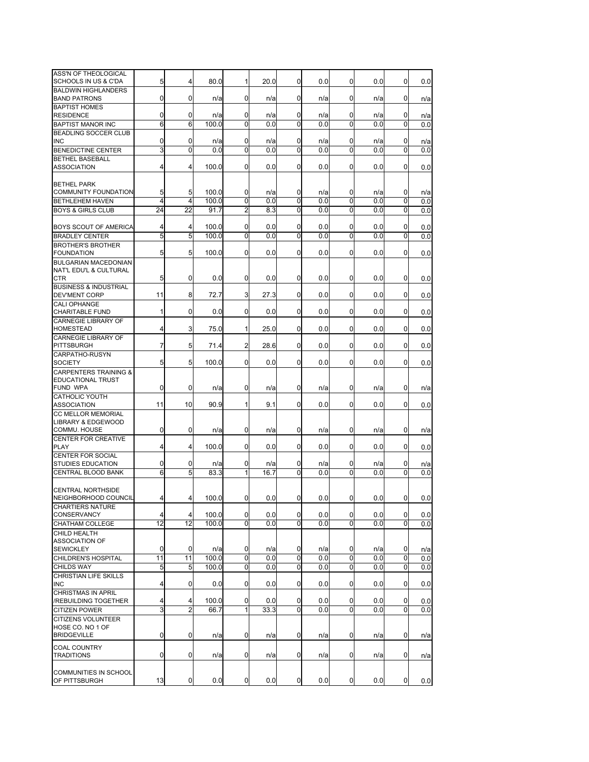| | | | | | | | | | | | |
|---|---|---|---|---|---|---|---|---|---|---|---|
| ASS'N OF THEOLOGICAL SCHOOLS IN US & C'DA | 5 | 4 | 80.0 | 1 | 20.0 | 0 | 0.0 | 0 | 0.0 | 0 | 0.0 |
| BALDWIN HIGHLANDERS BAND PATRONS | 0 | 0 | n/a | 0 | n/a | 0 | n/a | 0 | n/a | 0 | n/a |
| BAPTIST HOMES RESIDENCE | 0 | 0 | n/a | 0 | n/a | 0 | n/a | 0 | n/a | 0 | n/a |
| BAPTIST MANOR INC | 6 | 6 | 100.0 | 0 | 0.0 | 0 | 0.0 | 0 | 0.0 | 0 | 0.0 |
| BEADLING SOCCER CLUB INC | 0 | 0 | n/a | 0 | n/a | 0 | n/a | 0 | n/a | 0 | n/a |
| BENEDICTINE CENTER | 3 | 0 | 0.0 | 0 | 0.0 | 0 | 0.0 | 0 | 0.0 | 0 | 0.0 |
| BETHEL BASEBALL ASSOCIATION | 4 | 4 | 100.0 | 0 | 0.0 | 0 | 0.0 | 0 | 0.0 | 0 | 0.0 |
| BETHEL PARK COMMUNITY FOUNDATION | 5 | 5 | 100.0 | 0 | n/a | 0 | n/a | 0 | n/a | 0 | n/a |
| BETHLEHEM HAVEN | 4 | 4 | 100.0 | 0 | 0.0 | 0 | 0.0 | 0 | 0.0 | 0 | 0.0 |
| BOYS & GIRLS CLUB | 24 | 22 | 91.7 | 2 | 8.3 | 0 | 0.0 | 0 | 0.0 | 0 | 0.0 |
| BOYS SCOUT OF AMERICA | 4 | 4 | 100.0 | 0 | 0.0 | 0 | 0.0 | 0 | 0.0 | 0 | 0.0 |
| BRADLEY CENTER | 5 | 5 | 100.0 | 0 | 0.0 | 0 | 0.0 | 0 | 0.0 | 0 | 0.0 |
| BROTHER'S BROTHER FOUNDATION | 5 | 5 | 100.0 | 0 | 0.0 | 0 | 0.0 | 0 | 0.0 | 0 | 0.0 |
| BULGARIAN MACEDONIAN NAT'L EDU'L & CULTURAL CTR | 5 | 0 | 0.0 | 0 | 0.0 | 0 | 0.0 | 0 | 0.0 | 0 | 0.0 |
| BUSINESS & INDUSTRIAL DEV'MENT CORP | 11 | 8 | 72.7 | 3 | 27.3 | 0 | 0.0 | 0 | 0.0 | 0 | 0.0 |
| CALI OPHANGE CHARITABLE FUND | 1 | 0 | 0.0 | 0 | 0.0 | 0 | 0.0 | 0 | 0.0 | 0 | 0.0 |
| CARNEGIE LIBRARY OF HOMESTEAD | 4 | 3 | 75.0 | 1 | 25.0 | 0 | 0.0 | 0 | 0.0 | 0 | 0.0 |
| CARNEGIE LIBRARY OF PITTSBURGH | 7 | 5 | 71.4 | 2 | 28.6 | 0 | 0.0 | 0 | 0.0 | 0 | 0.0 |
| CARPATHO-RUSYN SOCIETY | 5 | 5 | 100.0 | 0 | 0.0 | 0 | 0.0 | 0 | 0.0 | 0 | 0.0 |
| CARPENTERS TRAINING & EDUCATIONAL TRUST FUND WPA | 0 | 0 | n/a | 0 | n/a | 0 | n/a | 0 | n/a | 0 | n/a |
| CATHOLIC YOUTH ASSOCIATION | 11 | 10 | 90.9 | 1 | 9.1 | 0 | 0.0 | 0 | 0.0 | 0 | 0.0 |
| CC MELLOR MEMORIAL LIBRARY & EDGEWOOD COMMU. HOUSE | 0 | 0 | n/a | 0 | n/a | 0 | n/a | 0 | n/a | 0 | n/a |
| CENTER FOR CREATIVE PLAY | 4 | 4 | 100.0 | 0 | 0.0 | 0 | 0.0 | 0 | 0.0 | 0 | 0.0 |
| CENTER FOR SOCIAL STUDIES EDUCATION | 0 | 0 | n/a | 0 | n/a | 0 | n/a | 0 | n/a | 0 | n/a |
| CENTRAL BLOOD BANK | 6 | 5 | 83.3 | 1 | 16.7 | 0 | 0.0 | 0 | 0.0 | 0 | 0.0 |
| CENTRAL NORTHSIDE NEIGHBORHOOD COUNCIL | 4 | 4 | 100.0 | 0 | 0.0 | 0 | 0.0 | 0 | 0.0 | 0 | 0.0 |
| CHARTIERS NATURE CONSERVANCY | 4 | 4 | 100.0 | 0 | 0.0 | 0 | 0.0 | 0 | 0.0 | 0 | 0.0 |
| CHATHAM COLLEGE | 12 | 12 | 100.0 | 0 | 0.0 | 0 | 0.0 | 0 | 0.0 | 0 | 0.0 |
| CHILD HEALTH ASSOCIATION OF SEWICKLEY | 0 | 0 | n/a | 0 | n/a | 0 | n/a | 0 | n/a | 0 | n/a |
| CHILDREN'S HOSPITAL | 11 | 11 | 100.0 | 0 | 0.0 | 0 | 0.0 | 0 | 0.0 | 0 | 0.0 |
| CHILDS WAY | 5 | 5 | 100.0 | 0 | 0.0 | 0 | 0.0 | 0 | 0.0 | 0 | 0.0 |
| CHRISTIAN LIFE SKILLS INC | 4 | 0 | 0.0 | 0 | 0.0 | 0 | 0.0 | 0 | 0.0 | 0 | 0.0 |
| CHRISTMAS IN APRIL /REBUILDING TOGETHER | 4 | 4 | 100.0 | 0 | 0.0 | 0 | 0.0 | 0 | 0.0 | 0 | 0.0 |
| CITIZEN POWER | 3 | 2 | 66.7 | 1 | 33.3 | 0 | 0.0 | 0 | 0.0 | 0 | 0.0 |
| CITIZENS VOLUNTEER HOSE CO. NO 1 OF BRIDGEVILLE | 0 | 0 | n/a | 0 | n/a | 0 | n/a | 0 | n/a | 0 | n/a |
| COAL COUNTRY TRADITIONS | 0 | 0 | n/a | 0 | n/a | 0 | n/a | 0 | n/a | 0 | n/a |
| COMMUNITIES IN SCHOOL OF PITTSBURGH | 13 | 0 | 0.0 | 0 | 0.0 | 0 | 0.0 | 0 | 0.0 | 0 | 0.0 |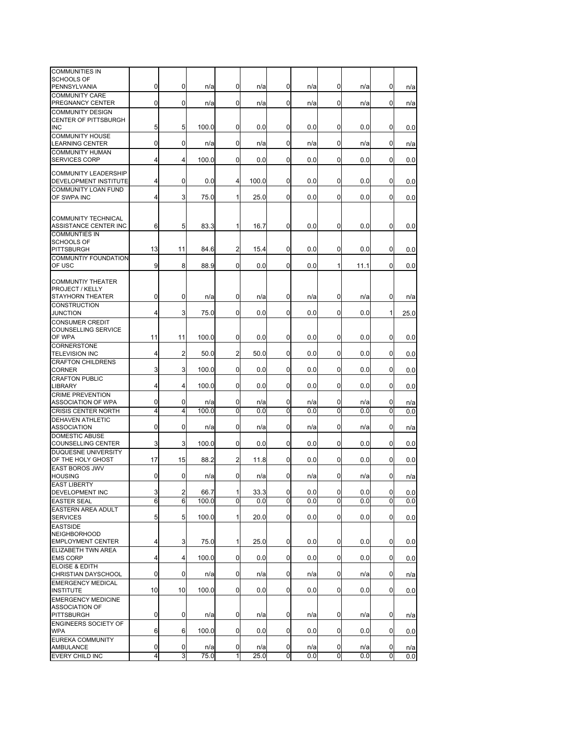| | | | | | | | | | | | |
|---|---|---|---|---|---|---|---|---|---|---|---|
| COMMUNITIES IN SCHOOLS OF PENNSYLVANIA | 0 | 0 | n/a | 0 | n/a | 0 | n/a | 0 | n/a | 0 | n/a |
| COMMUNITY CARE PREGNANCY CENTER | 0 | 0 | n/a | 0 | n/a | 0 | n/a | 0 | n/a | 0 | n/a |
| COMMUNITY DESIGN CENTER OF PITTSBURGH INC | 5 | 5 | 100.0 | 0 | 0.0 | 0 | 0.0 | 0 | 0.0 | 0 | 0.0 |
| COMMUNITY HOUSE LEARNING CENTER | 0 | 0 | n/a | 0 | n/a | 0 | n/a | 0 | n/a | 0 | n/a |
| COMMUNITY HUMAN SERVICES CORP | 4 | 4 | 100.0 | 0 | 0.0 | 0 | 0.0 | 0 | 0.0 | 0 | 0.0 |
| COMMUNITY LEADERSHIP DEVELOPMENT INSTITUTE | 4 | 0 | 0.0 | 4 | 100.0 | 0 | 0.0 | 0 | 0.0 | 0 | 0.0 |
| COMMUNITY LOAN FUND OF SWPA INC | 4 | 3 | 75.0 | 1 | 25.0 | 0 | 0.0 | 0 | 0.0 | 0 | 0.0 |
| COMMUNITY TECHNICAL ASSISTANCE CENTER INC | 6 | 5 | 83.3 | 1 | 16.7 | 0 | 0.0 | 0 | 0.0 | 0 | 0.0 |
| COMMUNTIES IN SCHOOLS OF PITTSBURGH | 13 | 11 | 84.6 | 2 | 15.4 | 0 | 0.0 | 0 | 0.0 | 0 | 0.0 |
| COMMUNTIY FOUNDATION OF USC | 9 | 8 | 88.9 | 0 | 0.0 | 0 | 0.0 | 1 | 11.1 | 0 | 0.0 |
| COMMUNTIY THEATER PROJECT / KELLY STAYHORN THEATER | 0 | 0 | n/a | 0 | n/a | 0 | n/a | 0 | n/a | 0 | n/a |
| CONSTRUCTION JUNCTION | 4 | 3 | 75.0 | 0 | 0.0 | 0 | 0.0 | 0 | 0.0 | 1 | 25.0 |
| CONSUMER CREDIT COUNSELLING SERVICE OF WPA | 11 | 11 | 100.0 | 0 | 0.0 | 0 | 0.0 | 0 | 0.0 | 0 | 0.0 |
| CORNERSTONE TELEVISION INC | 4 | 2 | 50.0 | 2 | 50.0 | 0 | 0.0 | 0 | 0.0 | 0 | 0.0 |
| CRAFTON CHILDRENS CORNER | 3 | 3 | 100.0 | 0 | 0.0 | 0 | 0.0 | 0 | 0.0 | 0 | 0.0 |
| CRAFTON PUBLIC LIBRARY | 4 | 4 | 100.0 | 0 | 0.0 | 0 | 0.0 | 0 | 0.0 | 0 | 0.0 |
| CRIME PREVENTION ASSOCIATION OF WPA | 0 | 0 | n/a | 0 | n/a | 0 | n/a | 0 | n/a | 0 | n/a |
| CRISIS CENTER NORTH | 4 | 4 | 100.0 | 0 | 0.0 | 0 | 0.0 | 0 | 0.0 | 0 | 0.0 |
| DEHAVEN ATHLETIC ASSOCIATION | 0 | 0 | n/a | 0 | n/a | 0 | n/a | 0 | n/a | 0 | n/a |
| DOMESTIC ABUSE COUNSELLING CENTER | 3 | 3 | 100.0 | 0 | 0.0 | 0 | 0.0 | 0 | 0.0 | 0 | 0.0 |
| DUQUESNE UNIVERSITY OF THE HOLY GHOST | 17 | 15 | 88.2 | 2 | 11.8 | 0 | 0.0 | 0 | 0.0 | 0 | 0.0 |
| EAST BOROS JWV HOUSING | 0 | 0 | n/a | 0 | n/a | 0 | n/a | 0 | n/a | 0 | n/a |
| EAST LIBERTY DEVELOPMENT INC | 3 | 2 | 66.7 | 1 | 33.3 | 0 | 0.0 | 0 | 0.0 | 0 | 0.0 |
| EASTER SEAL | 6 | 6 | 100.0 | 0 | 0.0 | 0 | 0.0 | 0 | 0.0 | 0 | 0.0 |
| EASTERN AREA ADULT SERVICES | 5 | 5 | 100.0 | 1 | 20.0 | 0 | 0.0 | 0 | 0.0 | 0 | 0.0 |
| EASTSIDE NEIGHBORHOOD EMPLOYMENT CENTER | 4 | 3 | 75.0 | 1 | 25.0 | 0 | 0.0 | 0 | 0.0 | 0 | 0.0 |
| ELIZABETH TWN AREA EMS CORP | 4 | 4 | 100.0 | 0 | 0.0 | 0 | 0.0 | 0 | 0.0 | 0 | 0.0 |
| ELOISE & EDITH CHRISTIAN DAYSCHOOL | 0 | 0 | n/a | 0 | n/a | 0 | n/a | 0 | n/a | 0 | n/a |
| EMERGENCY MEDICAL INSTITUTE | 10 | 10 | 100.0 | 0 | 0.0 | 0 | 0.0 | 0 | 0.0 | 0 | 0.0 |
| EMERGENCY MEDICINE ASSOCIATION OF PITTSBURGH | 0 | 0 | n/a | 0 | n/a | 0 | n/a | 0 | n/a | 0 | n/a |
| ENGINEERS SOCIETY OF WPA | 6 | 6 | 100.0 | 0 | 0.0 | 0 | 0.0 | 0 | 0.0 | 0 | 0.0 |
| EUREKA COMMUNITY AMBULANCE | 0 | 0 | n/a | 0 | n/a | 0 | n/a | 0 | n/a | 0 | n/a |
| EVERY CHILD INC | 4 | 3 | 75.0 | 1 | 25.0 | 0 | 0.0 | 0 | 0.0 | 0 | 0.0 |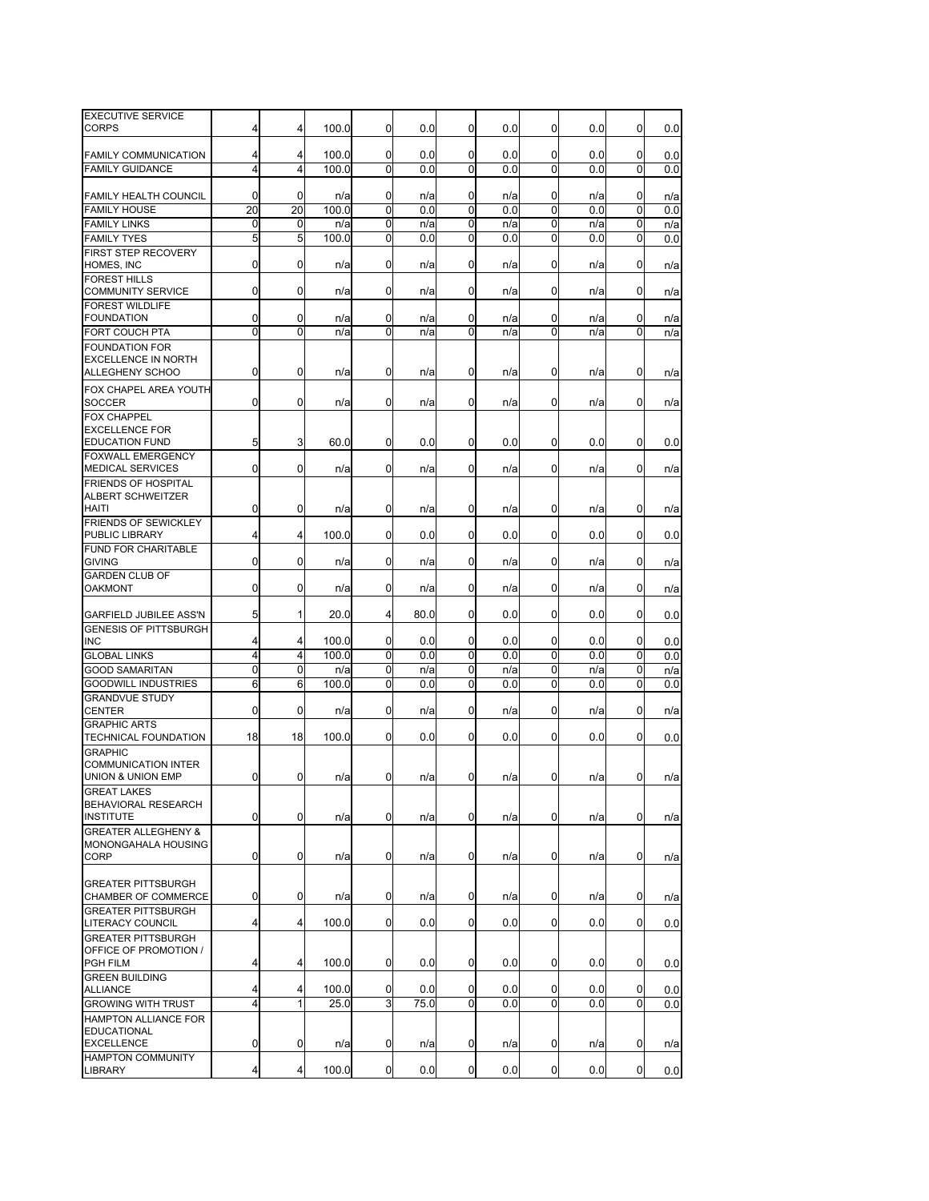| | | | | | | | | | | |
|---|---|---|---|---|---|---|---|---|---|---|
| EXECUTIVE SERVICE CORPS | 4 | 4 | 100.0 | 0 | 0.0 | 0 | 0.0 | 0 | 0.0 | 0 | 0.0 |
| FAMILY COMMUNICATION | 4 | 4 | 100.0 | 0 | 0.0 | 0 | 0.0 | 0 | 0.0 | 0 | 0.0 |
| FAMILY GUIDANCE | 4 | 4 | 100.0 | 0 | 0.0 | 0 | 0.0 | 0 | 0.0 | 0 | 0.0 |
| FAMILY HEALTH COUNCIL | 0 | 0 | n/a | 0 | n/a | 0 | n/a | 0 | n/a | 0 | n/a |
| FAMILY HOUSE | 20 | 20 | 100.0 | 0 | 0.0 | 0 | 0.0 | 0 | 0.0 | 0 | 0.0 |
| FAMILY LINKS | 0 | 0 | n/a | 0 | n/a | 0 | n/a | 0 | n/a | 0 | n/a |
| FAMILY TYES | 5 | 5 | 100.0 | 0 | 0.0 | 0 | 0.0 | 0 | 0.0 | 0 | 0.0 |
| FIRST STEP RECOVERY HOMES, INC | 0 | 0 | n/a | 0 | n/a | 0 | n/a | 0 | n/a | 0 | n/a |
| FOREST HILLS COMMUNITY SERVICE | 0 | 0 | n/a | 0 | n/a | 0 | n/a | 0 | n/a | 0 | n/a |
| FOREST WILDLIFE FOUNDATION | 0 | 0 | n/a | 0 | n/a | 0 | n/a | 0 | n/a | 0 | n/a |
| FORT COUCH PTA | 0 | 0 | n/a | 0 | n/a | 0 | n/a | 0 | n/a | 0 | n/a |
| FOUNDATION FOR EXCELLENCE IN NORTH ALLEGHENY SCHOO | 0 | 0 | n/a | 0 | n/a | 0 | n/a | 0 | n/a | 0 | n/a |
| FOX CHAPEL AREA YOUTH SOCCER | 0 | 0 | n/a | 0 | n/a | 0 | n/a | 0 | n/a | 0 | n/a |
| FOX CHAPPEL EXCELLENCE FOR EDUCATION FUND | 5 | 3 | 60.0 | 0 | 0.0 | 0 | 0.0 | 0 | 0.0 | 0 | 0.0 |
| FOXWALL EMERGENCY MEDICAL SERVICES | 0 | 0 | n/a | 0 | n/a | 0 | n/a | 0 | n/a | 0 | n/a |
| FRIENDS OF HOSPITAL ALBERT SCHWEITZER HAITI | 0 | 0 | n/a | 0 | n/a | 0 | n/a | 0 | n/a | 0 | n/a |
| FRIENDS OF SEWICKLEY PUBLIC LIBRARY | 4 | 4 | 100.0 | 0 | 0.0 | 0 | 0.0 | 0 | 0.0 | 0 | 0.0 |
| FUND FOR CHARITABLE GIVING | 0 | 0 | n/a | 0 | n/a | 0 | n/a | 0 | n/a | 0 | n/a |
| GARDEN CLUB OF OAKMONT | 0 | 0 | n/a | 0 | n/a | 0 | n/a | 0 | n/a | 0 | n/a |
| GARFIELD JUBILEE ASS'N | 5 | 1 | 20.0 | 4 | 80.0 | 0 | 0.0 | 0 | 0.0 | 0 | 0.0 |
| GENESIS OF PITTSBURGH INC | 4 | 4 | 100.0 | 0 | 0.0 | 0 | 0.0 | 0 | 0.0 | 0 | 0.0 |
| GLOBAL LINKS | 4 | 4 | 100.0 | 0 | 0.0 | 0 | 0.0 | 0 | 0.0 | 0 | 0.0 |
| GOOD SAMARITAN | 0 | 0 | n/a | 0 | n/a | 0 | n/a | 0 | n/a | 0 | n/a |
| GOODWILL INDUSTRIES | 6 | 6 | 100.0 | 0 | 0.0 | 0 | 0.0 | 0 | 0.0 | 0 | 0.0 |
| GRANDVUE STUDY CENTER | 0 | 0 | n/a | 0 | n/a | 0 | n/a | 0 | n/a | 0 | n/a |
| GRAPHIC ARTS TECHNICAL FOUNDATION | 18 | 18 | 100.0 | 0 | 0.0 | 0 | 0.0 | 0 | 0.0 | 0 | 0.0 |
| GRAPHIC COMMUNICATION INTER UNION & UNION EMP | 0 | 0 | n/a | 0 | n/a | 0 | n/a | 0 | n/a | 0 | n/a |
| GREAT LAKES BEHAVIORAL RESEARCH INSTITUTE | 0 | 0 | n/a | 0 | n/a | 0 | n/a | 0 | n/a | 0 | n/a |
| GREATER ALLEGHENY & MONONGAHALA HOUSING CORP | 0 | 0 | n/a | 0 | n/a | 0 | n/a | 0 | n/a | 0 | n/a |
| GREATER PITTSBURGH CHAMBER OF COMMERCE | 0 | 0 | n/a | 0 | n/a | 0 | n/a | 0 | n/a | 0 | n/a |
| GREATER PITTSBURGH LITERACY COUNCIL | 4 | 4 | 100.0 | 0 | 0.0 | 0 | 0.0 | 0 | 0.0 | 0 | 0.0 |
| GREATER PITTSBURGH OFFICE OF PROMOTION / PGH FILM | 4 | 4 | 100.0 | 0 | 0.0 | 0 | 0.0 | 0 | 0.0 | 0 | 0.0 |
| GREEN BUILDING ALLIANCE | 4 | 4 | 100.0 | 0 | 0.0 | 0 | 0.0 | 0 | 0.0 | 0 | 0.0 |
| GROWING WITH TRUST | 4 | 1 | 25.0 | 3 | 75.0 | 0 | 0.0 | 0 | 0.0 | 0 | 0.0 |
| HAMPTON ALLIANCE FOR EDUCATIONAL EXCELLENCE | 0 | 0 | n/a | 0 | n/a | 0 | n/a | 0 | n/a | 0 | n/a |
| HAMPTON COMMUNITY LIBRARY | 4 | 4 | 100.0 | 0 | 0.0 | 0 | 0.0 | 0 | 0.0 | 0 | 0.0 |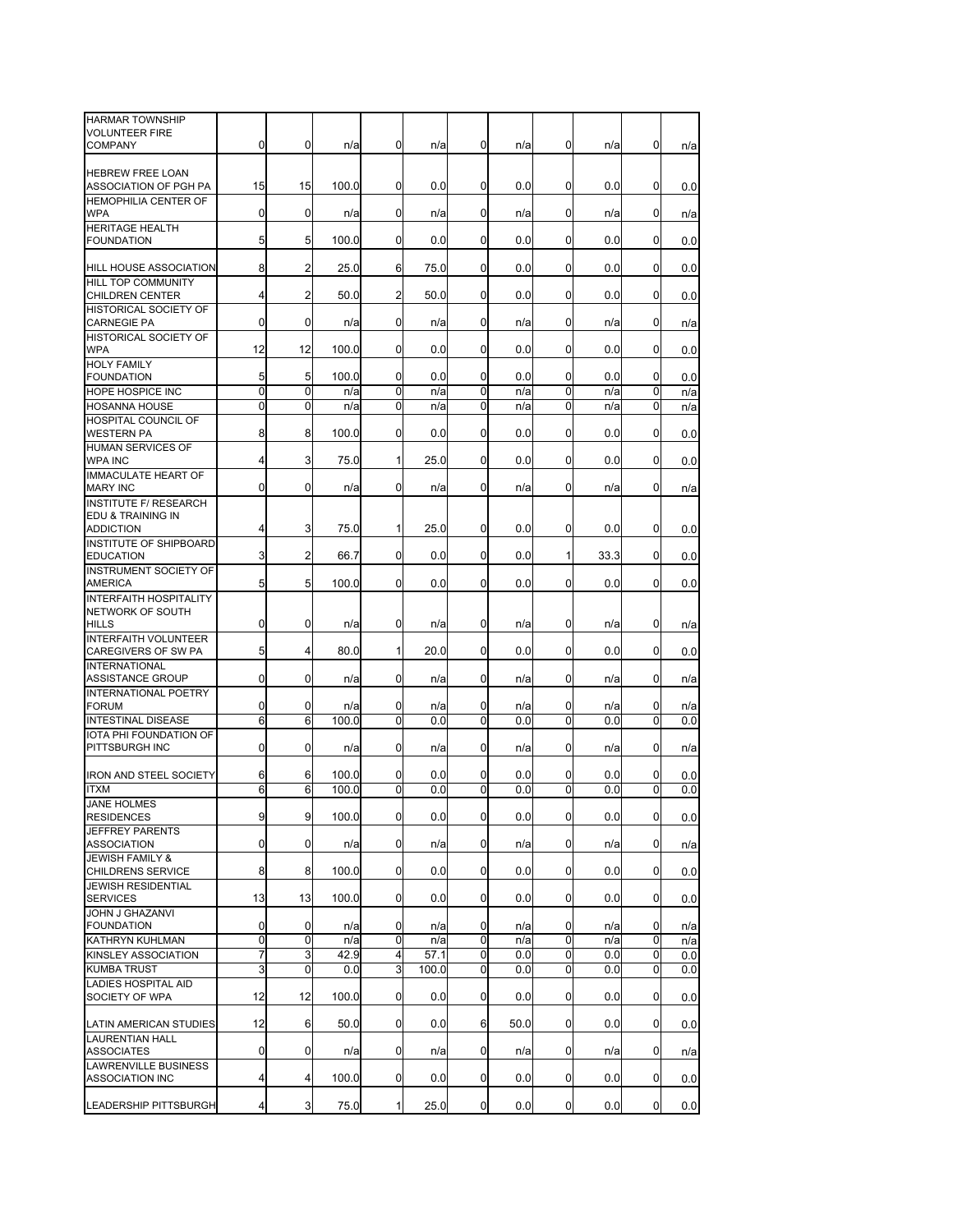| | | | | | | | | | | |
|---|---|---|---|---|---|---|---|---|---|---|
| HARMAR TOWNSHIP VOLUNTEER FIRE COMPANY | 0 | 0 | n/a | 0 | n/a | 0 | n/a | 0 | n/a | 0 | n/a |
| HEBREW FREE LOAN ASSOCIATION OF PGH PA | 15 | 15 | 100.0 | 0 | 0.0 | 0 | 0.0 | 0 | 0.0 | 0 | 0.0 |
| HEMOPHILIA CENTER OF WPA | 0 | 0 | n/a | 0 | n/a | 0 | n/a | 0 | n/a | 0 | n/a |
| HERITAGE HEALTH FOUNDATION | 5 | 5 | 100.0 | 0 | 0.0 | 0 | 0.0 | 0 | 0.0 | 0 | 0.0 |
| HILL HOUSE ASSOCIATION | 8 | 2 | 25.0 | 6 | 75.0 | 0 | 0.0 | 0 | 0.0 | 0 | 0.0 |
| HILL TOP COMMUNITY CHILDREN CENTER | 4 | 2 | 50.0 | 2 | 50.0 | 0 | 0.0 | 0 | 0.0 | 0 | 0.0 |
| HISTORICAL SOCIETY OF CARNEGIE PA | 0 | 0 | n/a | 0 | n/a | 0 | n/a | 0 | n/a | 0 | n/a |
| HISTORICAL SOCIETY OF WPA | 12 | 12 | 100.0 | 0 | 0.0 | 0 | 0.0 | 0 | 0.0 | 0 | 0.0 |
| HOLY FAMILY FOUNDATION | 5 | 5 | 100.0 | 0 | 0.0 | 0 | 0.0 | 0 | 0.0 | 0 | 0.0 |
| HOPE HOSPICE INC | 0 | 0 | n/a | 0 | n/a | 0 | n/a | 0 | n/a | 0 | n/a |
| HOSANNA HOUSE | 0 | 0 | n/a | 0 | n/a | 0 | n/a | 0 | n/a | 0 | n/a |
| HOSPITAL COUNCIL OF WESTERN PA | 8 | 8 | 100.0 | 0 | 0.0 | 0 | 0.0 | 0 | 0.0 | 0 | 0.0 |
| HUMAN SERVICES OF WPA INC | 4 | 3 | 75.0 | 1 | 25.0 | 0 | 0.0 | 0 | 0.0 | 0 | 0.0 |
| IMMACULATE HEART OF MARY INC | 0 | 0 | n/a | 0 | n/a | 0 | n/a | 0 | n/a | 0 | n/a |
| INSTITUTE F/ RESEARCH EDU & TRAINING IN ADDICTION | 4 | 3 | 75.0 | 1 | 25.0 | 0 | 0.0 | 0 | 0.0 | 0 | 0.0 |
| INSTITUTE OF SHIPBOARD EDUCATION | 3 | 2 | 66.7 | 0 | 0.0 | 0 | 0.0 | 1 | 33.3 | 0 | 0.0 |
| INSTRUMENT SOCIETY OF AMERICA | 5 | 5 | 100.0 | 0 | 0.0 | 0 | 0.0 | 0 | 0.0 | 0 | 0.0 |
| INTERFAITH HOSPITALITY NETWORK OF SOUTH HILLS | 0 | 0 | n/a | 0 | n/a | 0 | n/a | 0 | n/a | 0 | n/a |
| INTERFAITH VOLUNTEER CAREGIVERS OF SW PA | 5 | 4 | 80.0 | 1 | 20.0 | 0 | 0.0 | 0 | 0.0 | 0 | 0.0 |
| INTERNATIONAL ASSISTANCE GROUP | 0 | 0 | n/a | 0 | n/a | 0 | n/a | 0 | n/a | 0 | n/a |
| INTERNATIONAL POETRY FORUM | 0 | 0 | n/a | 0 | n/a | 0 | n/a | 0 | n/a | 0 | n/a |
| INTESTINAL DISEASE | 6 | 6 | 100.0 | 0 | 0.0 | 0 | 0.0 | 0 | 0.0 | 0 | 0.0 |
| IOTA PHI FOUNDATION OF PITTSBURGH INC | 0 | 0 | n/a | 0 | n/a | 0 | n/a | 0 | n/a | 0 | n/a |
| IRON AND STEEL SOCIETY | 6 | 6 | 100.0 | 0 | 0.0 | 0 | 0.0 | 0 | 0.0 | 0 | 0.0 |
| ITXM | 6 | 6 | 100.0 | 0 | 0.0 | 0 | 0.0 | 0 | 0.0 | 0 | 0.0 |
| JANE HOLMES RESIDENCES | 9 | 9 | 100.0 | 0 | 0.0 | 0 | 0.0 | 0 | 0.0 | 0 | 0.0 |
| JEFFREY PARENTS ASSOCIATION | 0 | 0 | n/a | 0 | n/a | 0 | n/a | 0 | n/a | 0 | n/a |
| JEWISH FAMILY & CHILDRENS SERVICE | 8 | 8 | 100.0 | 0 | 0.0 | 0 | 0.0 | 0 | 0.0 | 0 | 0.0 |
| JEWISH RESIDENTIAL SERVICES | 13 | 13 | 100.0 | 0 | 0.0 | 0 | 0.0 | 0 | 0.0 | 0 | 0.0 |
| JOHN J GHAZANVI FOUNDATION | 0 | 0 | n/a | 0 | n/a | 0 | n/a | 0 | n/a | 0 | n/a |
| KATHRYN KUHLMAN | 0 | 0 | n/a | 0 | n/a | 0 | n/a | 0 | n/a | 0 | n/a |
| KINSLEY ASSOCIATION | 7 | 3 | 42.9 | 4 | 57.1 | 0 | 0.0 | 0 | 0.0 | 0 | 0.0 |
| KUMBA TRUST | 3 | 0 | 0.0 | 3 | 100.0 | 0 | 0.0 | 0 | 0.0 | 0 | 0.0 |
| LADIES HOSPITAL AID SOCIETY OF WPA | 12 | 12 | 100.0 | 0 | 0.0 | 0 | 0.0 | 0 | 0.0 | 0 | 0.0 |
| LATIN AMERICAN STUDIES | 12 | 6 | 50.0 | 0 | 0.0 | 6 | 50.0 | 0 | 0.0 | 0 | 0.0 |
| LAURENTIAN HALL ASSOCIATES | 0 | 0 | n/a | 0 | n/a | 0 | n/a | 0 | n/a | 0 | n/a |
| LAWRENVILLE BUSINESS ASSOCIATION INC | 4 | 4 | 100.0 | 0 | 0.0 | 0 | 0.0 | 0 | 0.0 | 0 | 0.0 |
| LEADERSHIP PITTSBURGH | 4 | 3 | 75.0 | 1 | 25.0 | 0 | 0.0 | 0 | 0.0 | 0 | 0.0 |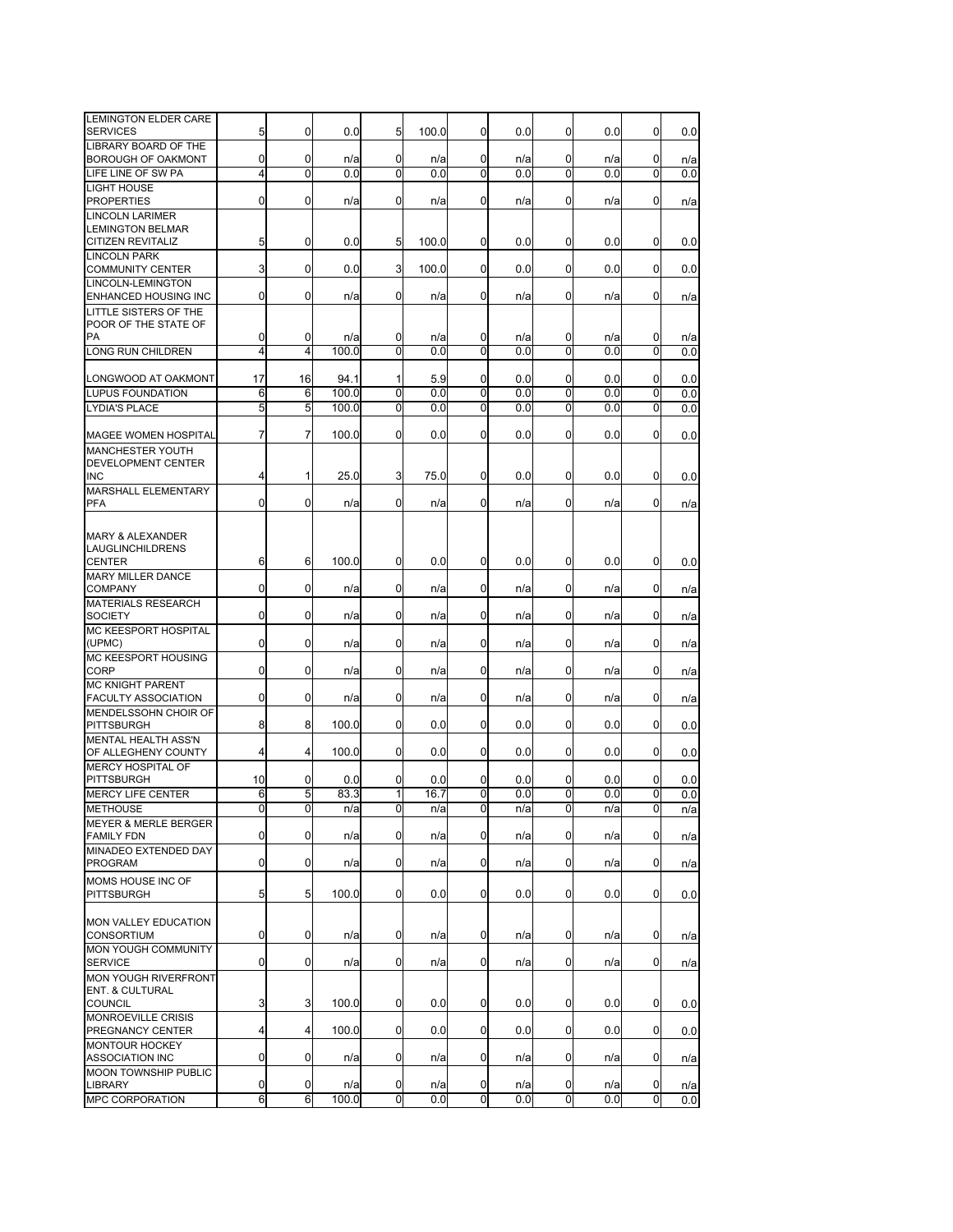| | | | | | | | | | | |
|---|---|---|---|---|---|---|---|---|---|---|
| LEMINGTON ELDER CARE SERVICES | 5 | 0 | 0.0 | 5 | 100.0 | 0 | 0.0 | 0 | 0.0 | 0 | 0.0 |
| LIBRARY BOARD OF THE BOROUGH OF OAKMONT | 0 | 0 | n/a | 0 | n/a | 0 | n/a | 0 | n/a | 0 | n/a |
| LIFE LINE OF SW PA | 4 | 0 | 0.0 | 0 | 0.0 | 0 | 0.0 | 0 | 0.0 | 0 | 0.0 |
| LIGHT HOUSE PROPERTIES | 0 | 0 | n/a | 0 | n/a | 0 | n/a | 0 | n/a | 0 | n/a |
| LINCOLN LARIMER LEMINGTON BELMAR CITIZEN REVITALIZ | 5 | 0 | 0.0 | 5 | 100.0 | 0 | 0.0 | 0 | 0.0 | 0 | 0.0 |
| LINCOLN PARK COMMUNITY CENTER | 3 | 0 | 0.0 | 3 | 100.0 | 0 | 0.0 | 0 | 0.0 | 0 | 0.0 |
| LINCOLN-LEMINGTON ENHANCED HOUSING INC | 0 | 0 | n/a | 0 | n/a | 0 | n/a | 0 | n/a | 0 | n/a |
| LITTLE SISTERS OF THE POOR OF THE STATE OF PA | 0 | 0 | n/a | 0 | n/a | 0 | n/a | 0 | n/a | 0 | n/a |
| LONG RUN CHILDREN | 4 | 4 | 100.0 | 0 | 0.0 | 0 | 0.0 | 0 | 0.0 | 0 | 0.0 |
| LONGWOOD AT OAKMONT | 17 | 16 | 94.1 | 1 | 5.9 | 0 | 0.0 | 0 | 0.0 | 0 | 0.0 |
| LUPUS FOUNDATION | 6 | 6 | 100.0 | 0 | 0.0 | 0 | 0.0 | 0 | 0.0 | 0 | 0.0 |
| LYDIA'S PLACE | 5 | 5 | 100.0 | 0 | 0.0 | 0 | 0.0 | 0 | 0.0 | 0 | 0.0 |
| MAGEE WOMEN HOSPITAL | 7 | 7 | 100.0 | 0 | 0.0 | 0 | 0.0 | 0 | 0.0 | 0 | 0.0 |
| MANCHESTER YOUTH DEVELOPMENT CENTER INC | 4 | 1 | 25.0 | 3 | 75.0 | 0 | 0.0 | 0 | 0.0 | 0 | 0.0 |
| MARSHALL ELEMENTARY PFA | 0 | 0 | n/a | 0 | n/a | 0 | n/a | 0 | n/a | 0 | n/a |
| MARY & ALEXANDER LAUGLINCHILDRENS CENTER | 6 | 6 | 100.0 | 0 | 0.0 | 0 | 0.0 | 0 | 0.0 | 0 | 0.0 |
| MARY MILLER DANCE COMPANY | 0 | 0 | n/a | 0 | n/a | 0 | n/a | 0 | n/a | 0 | n/a |
| MATERIALS RESEARCH SOCIETY | 0 | 0 | n/a | 0 | n/a | 0 | n/a | 0 | n/a | 0 | n/a |
| MC KEESPORT HOSPITAL (UPMC) | 0 | 0 | n/a | 0 | n/a | 0 | n/a | 0 | n/a | 0 | n/a |
| MC KEESPORT HOUSING CORP | 0 | 0 | n/a | 0 | n/a | 0 | n/a | 0 | n/a | 0 | n/a |
| MC KNIGHT PARENT FACULTY ASSOCIATION | 0 | 0 | n/a | 0 | n/a | 0 | n/a | 0 | n/a | 0 | n/a |
| MENDELSSOHN CHOIR OF PITTSBURGH | 8 | 8 | 100.0 | 0 | 0.0 | 0 | 0.0 | 0 | 0.0 | 0 | 0.0 |
| MENTAL HEALTH ASS'N OF ALLEGHENY COUNTY | 4 | 4 | 100.0 | 0 | 0.0 | 0 | 0.0 | 0 | 0.0 | 0 | 0.0 |
| MERCY HOSPITAL OF PITTSBURGH | 10 | 0 | 0.0 | 0 | 0.0 | 0 | 0.0 | 0 | 0.0 | 0 | 0.0 |
| MERCY LIFE CENTER | 6 | 5 | 83.3 | 1 | 16.7 | 0 | 0.0 | 0 | 0.0 | 0 | 0.0 |
| METHOUSE | 0 | 0 | n/a | 0 | n/a | 0 | n/a | 0 | n/a | 0 | n/a |
| MEYER & MERLE BERGER FAMILY FDN | 0 | 0 | n/a | 0 | n/a | 0 | n/a | 0 | n/a | 0 | n/a |
| MINADEO EXTENDED DAY PROGRAM | 0 | 0 | n/a | 0 | n/a | 0 | n/a | 0 | n/a | 0 | n/a |
| MOMS HOUSE INC OF PITTSBURGH | 5 | 5 | 100.0 | 0 | 0.0 | 0 | 0.0 | 0 | 0.0 | 0 | 0.0 |
| MON VALLEY EDUCATION CONSORTIUM | 0 | 0 | n/a | 0 | n/a | 0 | n/a | 0 | n/a | 0 | n/a |
| MON YOUGH COMMUNITY SERVICE | 0 | 0 | n/a | 0 | n/a | 0 | n/a | 0 | n/a | 0 | n/a |
| MON YOUGH RIVERFRONT ENT. & CULTURAL COUNCIL | 3 | 3 | 100.0 | 0 | 0.0 | 0 | 0.0 | 0 | 0.0 | 0 | 0.0 |
| MONROEVILLE CRISIS PREGNANCY CENTER | 4 | 4 | 100.0 | 0 | 0.0 | 0 | 0.0 | 0 | 0.0 | 0 | 0.0 |
| MONTOUR HOCKEY ASSOCIATION INC | 0 | 0 | n/a | 0 | n/a | 0 | n/a | 0 | n/a | 0 | n/a |
| MOON TOWNSHIP PUBLIC LIBRARY | 0 | 0 | n/a | 0 | n/a | 0 | n/a | 0 | n/a | 0 | n/a |
| MPC CORPORATION | 6 | 6 | 100.0 | 0 | 0.0 | 0 | 0.0 | 0 | 0.0 | 0 | 0.0 |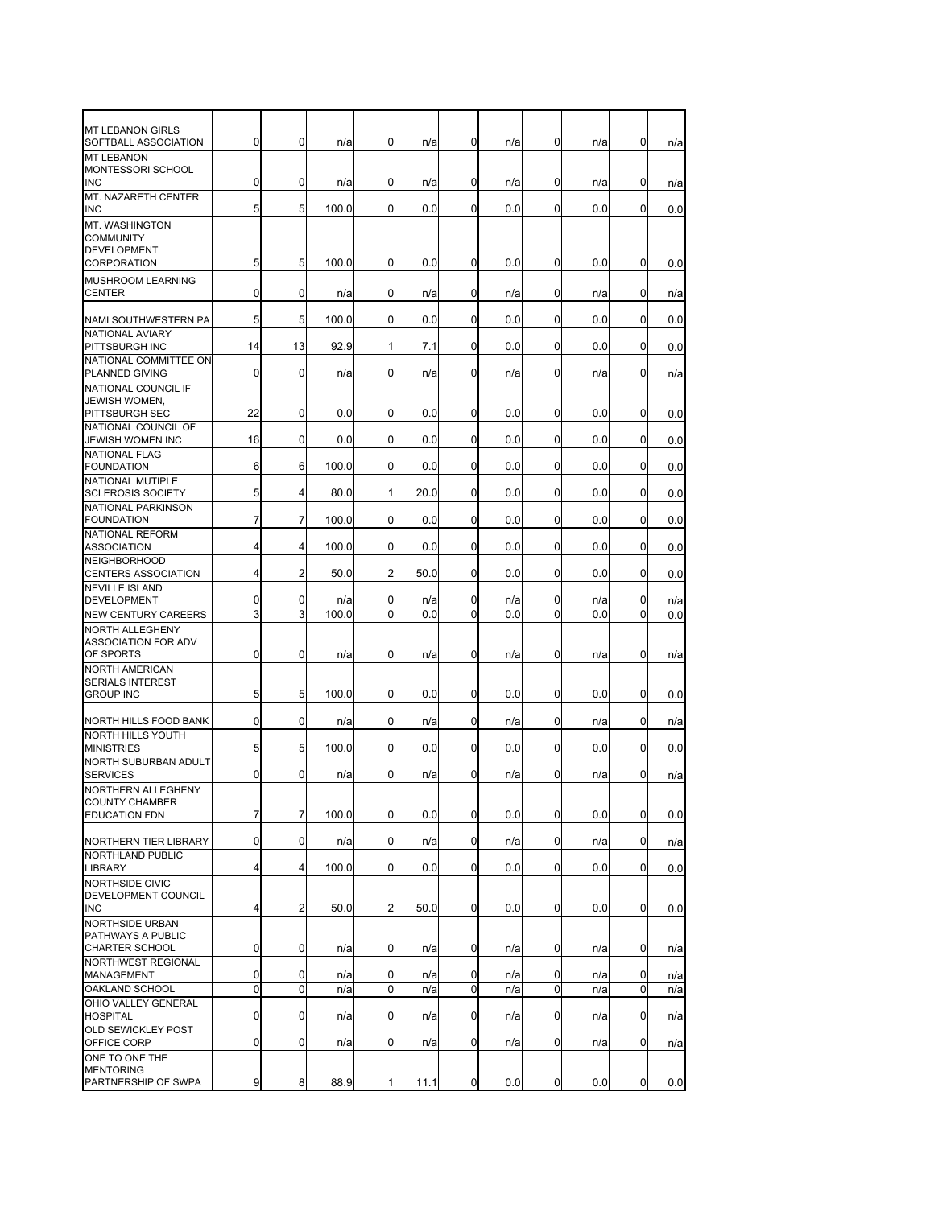| | | | | | | | | | | | |
|---|---|---|---|---|---|---|---|---|---|---|---|
| MT LEBANON GIRLS SOFTBALL ASSOCIATION | 0 | 0 | n/a | 0 | n/a | 0 | n/a | 0 | n/a | 0 | n/a |
| MT LEBANON MONTESSORI SCHOOL INC | 0 | 0 | n/a | 0 | n/a | 0 | n/a | 0 | n/a | 0 | n/a |
| MT. NAZARETH CENTER INC | 5 | 5 | 100.0 | 0 | 0.0 | 0 | 0.0 | 0 | 0.0 | 0 | 0.0 |
| MT. WASHINGTON COMMUNITY DEVELOPMENT CORPORATION | 5 | 5 | 100.0 | 0 | 0.0 | 0 | 0.0 | 0 | 0.0 | 0 | 0.0 |
| MUSHROOM LEARNING CENTER | 0 | 0 | n/a | 0 | n/a | 0 | n/a | 0 | n/a | 0 | n/a |
| NAMI SOUTHWESTERN PA | 5 | 5 | 100.0 | 0 | 0.0 | 0 | 0.0 | 0 | 0.0 | 0 | 0.0 |
| NATIONAL AVIARY PITTSBURGH INC | 14 | 13 | 92.9 | 1 | 7.1 | 0 | 0.0 | 0 | 0.0 | 0 | 0.0 |
| NATIONAL COMMITTEE ON PLANNED GIVING | 0 | 0 | n/a | 0 | n/a | 0 | n/a | 0 | n/a | 0 | n/a |
| NATIONAL COUNCIL IF JEWISH WOMEN, PITTSBURGH SEC | 22 | 0 | 0.0 | 0 | 0.0 | 0 | 0.0 | 0 | 0.0 | 0 | 0.0 |
| NATIONAL COUNCIL OF JEWISH WOMEN INC | 16 | 0 | 0.0 | 0 | 0.0 | 0 | 0.0 | 0 | 0.0 | 0 | 0.0 |
| NATIONAL FLAG FOUNDATION | 6 | 6 | 100.0 | 0 | 0.0 | 0 | 0.0 | 0 | 0.0 | 0 | 0.0 |
| NATIONAL MUTIPLE SCLEROSIS SOCIETY | 5 | 4 | 80.0 | 1 | 20.0 | 0 | 0.0 | 0 | 0.0 | 0 | 0.0 |
| NATIONAL PARKINSON FOUNDATION | 7 | 7 | 100.0 | 0 | 0.0 | 0 | 0.0 | 0 | 0.0 | 0 | 0.0 |
| NATIONAL REFORM ASSOCIATION | 4 | 4 | 100.0 | 0 | 0.0 | 0 | 0.0 | 0 | 0.0 | 0 | 0.0 |
| NEIGHBORHOOD CENTERS ASSOCIATION | 4 | 2 | 50.0 | 2 | 50.0 | 0 | 0.0 | 0 | 0.0 | 0 | 0.0 |
| NEVILLE ISLAND DEVELOPMENT | 0 | 0 | n/a | 0 | n/a | 0 | n/a | 0 | n/a | 0 | n/a |
| NEW CENTURY CAREERS | 3 | 3 | 100.0 | 0 | 0.0 | 0 | 0.0 | 0 | 0.0 | 0 | 0.0 |
| NORTH ALLEGHENY ASSOCIATION FOR ADV OF SPORTS | 0 | 0 | n/a | 0 | n/a | 0 | n/a | 0 | n/a | 0 | n/a |
| NORTH AMERICAN SERIALS INTEREST GROUP INC | 5 | 5 | 100.0 | 0 | 0.0 | 0 | 0.0 | 0 | 0.0 | 0 | 0.0 |
| NORTH HILLS FOOD BANK | 0 | 0 | n/a | 0 | n/a | 0 | n/a | 0 | n/a | 0 | n/a |
| NORTH HILLS YOUTH MINISTRIES | 5 | 5 | 100.0 | 0 | 0.0 | 0 | 0.0 | 0 | 0.0 | 0 | 0.0 |
| NORTH SUBURBAN ADULT SERVICES | 0 | 0 | n/a | 0 | n/a | 0 | n/a | 0 | n/a | 0 | n/a |
| NORTHERN ALLEGHENY COUNTY CHAMBER EDUCATION FDN | 7 | 7 | 100.0 | 0 | 0.0 | 0 | 0.0 | 0 | 0.0 | 0 | 0.0 |
| NORTHERN TIER LIBRARY | 0 | 0 | n/a | 0 | n/a | 0 | n/a | 0 | n/a | 0 | n/a |
| NORTHLAND PUBLIC LIBRARY | 4 | 4 | 100.0 | 0 | 0.0 | 0 | 0.0 | 0 | 0.0 | 0 | 0.0 |
| NORTHSIDE CIVIC DEVELOPMENT COUNCIL INC | 4 | 2 | 50.0 | 2 | 50.0 | 0 | 0.0 | 0 | 0.0 | 0 | 0.0 |
| NORTHSIDE URBAN PATHWAYS A PUBLIC CHARTER SCHOOL | 0 | 0 | n/a | 0 | n/a | 0 | n/a | 0 | n/a | 0 | n/a |
| NORTHWEST REGIONAL MANAGEMENT | 0 | 0 | n/a | 0 | n/a | 0 | n/a | 0 | n/a | 0 | n/a |
| OAKLAND SCHOOL | 0 | 0 | n/a | 0 | n/a | 0 | n/a | 0 | n/a | 0 | n/a |
| OHIO VALLEY GENERAL HOSPITAL | 0 | 0 | n/a | 0 | n/a | 0 | n/a | 0 | n/a | 0 | n/a |
| OLD SEWICKLEY POST OFFICE CORP | 0 | 0 | n/a | 0 | n/a | 0 | n/a | 0 | n/a | 0 | n/a |
| ONE TO ONE THE MENTORING PARTNERSHIP OF SWPA | 9 | 8 | 88.9 | 1 | 11.1 | 0 | 0.0 | 0 | 0.0 | 0 | 0.0 |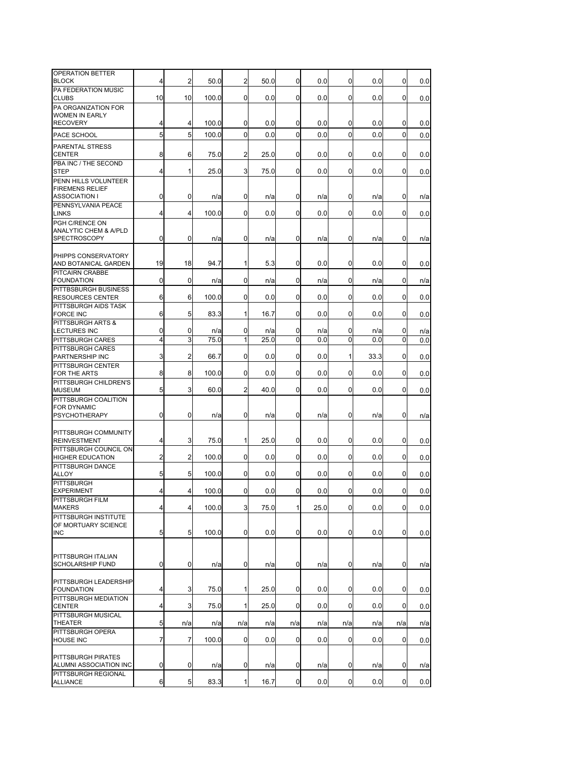| | | | | | | | | | | | |
|---|---|---|---|---|---|---|---|---|---|---|---|
| OPERATION BETTER BLOCK | 4 | 2 | 50.0 | 2 | 50.0 | 0 | 0.0 | 0 | 0.0 | 0 | 0.0 |
| PA FEDERATION MUSIC CLUBS | 10 | 10 | 100.0 | 0 | 0.0 | 0 | 0.0 | 0 | 0.0 | 0 | 0.0 |
| PA ORGANIZATION FOR WOMEN IN EARLY RECOVERY | 4 | 4 | 100.0 | 0 | 0.0 | 0 | 0.0 | 0 | 0.0 | 0 | 0.0 |
| PACE SCHOOL | 5 | 5 | 100.0 | 0 | 0.0 | 0 | 0.0 | 0 | 0.0 | 0 | 0.0 |
| PARENTAL STRESS CENTER | 8 | 6 | 75.0 | 2 | 25.0 | 0 | 0.0 | 0 | 0.0 | 0 | 0.0 |
| PBA INC / THE SECOND STEP | 4 | 1 | 25.0 | 3 | 75.0 | 0 | 0.0 | 0 | 0.0 | 0 | 0.0 |
| PENN HILLS VOLUNTEER FIREMENS RELIEF ASSOCIATION I | 0 | 0 | n/a | 0 | n/a | 0 | n/a | 0 | n/a | 0 | n/a |
| PENNSYLVANIA PEACE LINKS | 4 | 4 | 100.0 | 0 | 0.0 | 0 | 0.0 | 0 | 0.0 | 0 | 0.0 |
| PGH C/RENCE ON ANALYTIC CHEM & A/PLD SPECTROSCOPY | 0 | 0 | n/a | 0 | n/a | 0 | n/a | 0 | n/a | 0 | n/a |
| PHIPPS CONSERVATORY AND BOTANICAL GARDEN | 19 | 18 | 94.7 | 1 | 5.3 | 0 | 0.0 | 0 | 0.0 | 0 | 0.0 |
| PITCAIRN CRABBE FOUNDATION | 0 | 0 | n/a | 0 | n/a | 0 | n/a | 0 | n/a | 0 | n/a |
| PITTBSBURGH BUSINESS RESOURCES CENTER | 6 | 6 | 100.0 | 0 | 0.0 | 0 | 0.0 | 0 | 0.0 | 0 | 0.0 |
| PITTSBURGH AIDS TASK FORCE INC | 6 | 5 | 83.3 | 1 | 16.7 | 0 | 0.0 | 0 | 0.0 | 0 | 0.0 |
| PITTSBURGH ARTS & LECTURES INC | 0 | 0 | n/a | 0 | n/a | 0 | n/a | 0 | n/a | 0 | n/a |
| PITTSBURGH CARES | 4 | 3 | 75.0 | 1 | 25.0 | 0 | 0.0 | 0 | 0.0 | 0 | 0.0 |
| PITTSBURGH CARES PARTNERSHIP INC | 3 | 2 | 66.7 | 0 | 0.0 | 0 | 0.0 | 1 | 33.3 | 0 | 0.0 |
| PITTSBURGH CENTER FOR THE ARTS | 8 | 8 | 100.0 | 0 | 0.0 | 0 | 0.0 | 0 | 0.0 | 0 | 0.0 |
| PITTSBURGH CHILDREN'S MUSEUM | 5 | 3 | 60.0 | 2 | 40.0 | 0 | 0.0 | 0 | 0.0 | 0 | 0.0 |
| PITTSBURGH COALITION FOR DYNAMIC PSYCHOTHERAPY | 0 | 0 | n/a | 0 | n/a | 0 | n/a | 0 | n/a | 0 | n/a |
| PITTSBURGH COMMUNITY REINVESTMENT | 4 | 3 | 75.0 | 1 | 25.0 | 0 | 0.0 | 0 | 0.0 | 0 | 0.0 |
| PITTSBURGH COUNCIL ON HIGHER EDUCATION | 2 | 2 | 100.0 | 0 | 0.0 | 0 | 0.0 | 0 | 0.0 | 0 | 0.0 |
| PITTSBURGH DANCE ALLOY | 5 | 5 | 100.0 | 0 | 0.0 | 0 | 0.0 | 0 | 0.0 | 0 | 0.0 |
| PITTSBURGH EXPERIMENT | 4 | 4 | 100.0 | 0 | 0.0 | 0 | 0.0 | 0 | 0.0 | 0 | 0.0 |
| PITTSBURGH FILM MAKERS | 4 | 4 | 100.0 | 3 | 75.0 | 1 | 25.0 | 0 | 0.0 | 0 | 0.0 |
| PITTSBURGH INSTITUTE OF MORTUARY SCIENCE INC | 5 | 5 | 100.0 | 0 | 0.0 | 0 | 0.0 | 0 | 0.0 | 0 | 0.0 |
| PITTSBURGH ITALIAN SCHOLARSHIP FUND | 0 | 0 | n/a | 0 | n/a | 0 | n/a | 0 | n/a | 0 | n/a |
| PITTSBURGH LEADERSHIP FOUNDATION | 4 | 3 | 75.0 | 1 | 25.0 | 0 | 0.0 | 0 | 0.0 | 0 | 0.0 |
| PITTSBURGH MEDIATION CENTER | 4 | 3 | 75.0 | 1 | 25.0 | 0 | 0.0 | 0 | 0.0 | 0 | 0.0 |
| PITTSBURGH MUSICAL THEATER | 5 | n/a | n/a | n/a | n/a | n/a | n/a | n/a | n/a | n/a | n/a |
| PITTSBURGH OPERA HOUSE INC | 7 | 7 | 100.0 | 0 | 0.0 | 0 | 0.0 | 0 | 0.0 | 0 | 0.0 |
| PITTSBURGH PIRATES ALUMNI ASSOCIATION INC | 0 | 0 | n/a | 0 | n/a | 0 | n/a | 0 | n/a | 0 | n/a |
| PITTSBURGH REGIONAL ALLIANCE | 6 | 5 | 83.3 | 1 | 16.7 | 0 | 0.0 | 0 | 0.0 | 0 | 0.0 |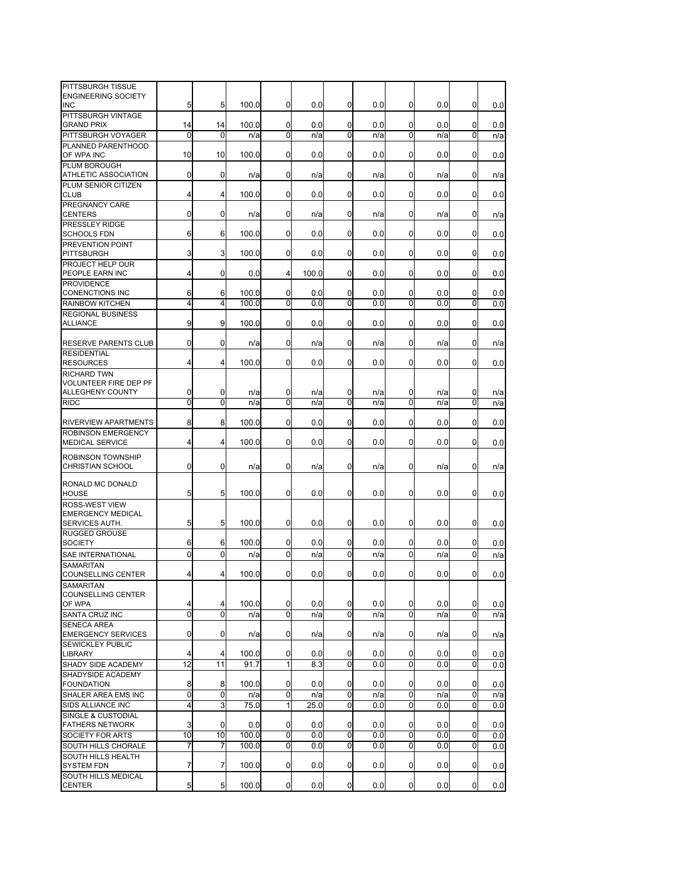| | | | | | | | | | | | |
|---|---|---|---|---|---|---|---|---|---|---|---|
| PITTSBURGH TISSUE ENGINEERING SOCIETY INC | 5 | 5 | 100.0 | 0 | 0.0 | 0 | 0.0 | 0 | 0.0 | 0 | 0.0 |
| PITTSBURGH VINTAGE GRAND PRIX | 14 | 14 | 100.0 | 0 | 0.0 | 0 | 0.0 | 0 | 0.0 | 0 | 0.0 |
| PITTSBURGH VOYAGER | 0 | 0 | n/a | 0 | n/a | 0 | n/a | 0 | n/a | 0 | n/a |
| PLANNED PARENTHOOD OF WPA INC | 10 | 10 | 100.0 | 0 | 0.0 | 0 | 0.0 | 0 | 0.0 | 0 | 0.0 |
| PLUM BOROUGH ATHLETIC ASSOCIATION | 0 | 0 | n/a | 0 | n/a | 0 | n/a | 0 | n/a | 0 | n/a |
| PLUM SENIOR CITIZEN CLUB | 4 | 4 | 100.0 | 0 | 0.0 | 0 | 0.0 | 0 | 0.0 | 0 | 0.0 |
| PREGNANCY CARE CENTERS | 0 | 0 | n/a | 0 | n/a | 0 | n/a | 0 | n/a | 0 | n/a |
| PRESSLEY RIDGE SCHOOLS FDN | 6 | 6 | 100.0 | 0 | 0.0 | 0 | 0.0 | 0 | 0.0 | 0 | 0.0 |
| PREVENTION POINT PITTSBURGH | 3 | 3 | 100.0 | 0 | 0.0 | 0 | 0.0 | 0 | 0.0 | 0 | 0.0 |
| PROJECT HELP OUR PEOPLE EARN INC | 4 | 0 | 0.0 | 4 | 100.0 | 0 | 0.0 | 0 | 0.0 | 0 | 0.0 |
| PROVIDENCE CONENCTIONS INC | 6 | 6 | 100.0 | 0 | 0.0 | 0 | 0.0 | 0 | 0.0 | 0 | 0.0 |
| RAINBOW KITCHEN | 4 | 4 | 100.0 | 0 | 0.0 | 0 | 0.0 | 0 | 0.0 | 0 | 0.0 |
| REGIONAL BUSINESS ALLIANCE | 9 | 9 | 100.0 | 0 | 0.0 | 0 | 0.0 | 0 | 0.0 | 0 | 0.0 |
| RESERVE PARENTS CLUB | 0 | 0 | n/a | 0 | n/a | 0 | n/a | 0 | n/a | 0 | n/a |
| RESIDENTIAL RESOURCES | 4 | 4 | 100.0 | 0 | 0.0 | 0 | 0.0 | 0 | 0.0 | 0 | 0.0 |
| RICHARD TWN VOLUNTEER FIRE DEP PF ALLEGHENY COUNTY | 0 | 0 | n/a | 0 | n/a | 0 | n/a | 0 | n/a | 0 | n/a |
| RIDC | 0 | 0 | n/a | 0 | n/a | 0 | n/a | 0 | n/a | 0 | n/a |
| RIVERVIEW APARTMENTS | 8 | 8 | 100.0 | 0 | 0.0 | 0 | 0.0 | 0 | 0.0 | 0 | 0.0 |
| ROBINSON EMERGENCY MEDICAL SERVICE | 4 | 4 | 100.0 | 0 | 0.0 | 0 | 0.0 | 0 | 0.0 | 0 | 0.0 |
| ROBINSON TOWNSHIP CHRISTIAN SCHOOL | 0 | 0 | n/a | 0 | n/a | 0 | n/a | 0 | n/a | 0 | n/a |
| RONALD MC DONALD HOUSE | 5 | 5 | 100.0 | 0 | 0.0 | 0 | 0.0 | 0 | 0.0 | 0 | 0.0 |
| ROSS-WEST VIEW EMERGENCY MEDICAL SERVICES AUTH. | 5 | 5 | 100.0 | 0 | 0.0 | 0 | 0.0 | 0 | 0.0 | 0 | 0.0 |
| RUGGED GROUSE SOCIETY | 6 | 6 | 100.0 | 0 | 0.0 | 0 | 0.0 | 0 | 0.0 | 0 | 0.0 |
| SAE INTERNATIONAL | 0 | 0 | n/a | 0 | n/a | 0 | n/a | 0 | n/a | 0 | n/a |
| SAMARITAN COUNSELLING CENTER | 4 | 4 | 100.0 | 0 | 0.0 | 0 | 0.0 | 0 | 0.0 | 0 | 0.0 |
| SAMARITAN COUNSELLING CENTER OF WPA | 4 | 4 | 100.0 | 0 | 0.0 | 0 | 0.0 | 0 | 0.0 | 0 | 0.0 |
| SANTA CRUZ INC | 0 | 0 | n/a | 0 | n/a | 0 | n/a | 0 | n/a | 0 | n/a |
| SENECA AREA EMERGENCY SERVICES | 0 | 0 | n/a | 0 | n/a | 0 | n/a | 0 | n/a | 0 | n/a |
| SEWICKLEY PUBLIC LIBRARY | 4 | 4 | 100.0 | 0 | 0.0 | 0 | 0.0 | 0 | 0.0 | 0 | 0.0 |
| SHADY SIDE ACADEMY | 12 | 11 | 91.7 | 1 | 8.3 | 0 | 0.0 | 0 | 0.0 | 0 | 0.0 |
| SHADYSIDE ACADEMY FOUNDATION | 8 | 8 | 100.0 | 0 | 0.0 | 0 | 0.0 | 0 | 0.0 | 0 | 0.0 |
| SHALER AREA EMS INC | 0 | 0 | n/a | 0 | n/a | 0 | n/a | 0 | n/a | 0 | n/a |
| SIDS ALLIANCE INC | 4 | 3 | 75.0 | 1 | 25.0 | 0 | 0.0 | 0 | 0.0 | 0 | 0.0 |
| SINGLE & CUSTODIAL FATHERS NETWORK | 3 | 0 | 0.0 | 0 | 0.0 | 0 | 0.0 | 0 | 0.0 | 0 | 0.0 |
| SOCIETY FOR ARTS | 10 | 10 | 100.0 | 0 | 0.0 | 0 | 0.0 | 0 | 0.0 | 0 | 0.0 |
| SOUTH HILLS CHORALE | 7 | 7 | 100.0 | 0 | 0.0 | 0 | 0.0 | 0 | 0.0 | 0 | 0.0 |
| SOUTH HILLS HEALTH SYSTEM FDN | 7 | 7 | 100.0 | 0 | 0.0 | 0 | 0.0 | 0 | 0.0 | 0 | 0.0 |
| SOUTH HILLS MEDICAL CENTER | 5 | 5 | 100.0 | 0 | 0.0 | 0 | 0.0 | 0 | 0.0 | 0 | 0.0 |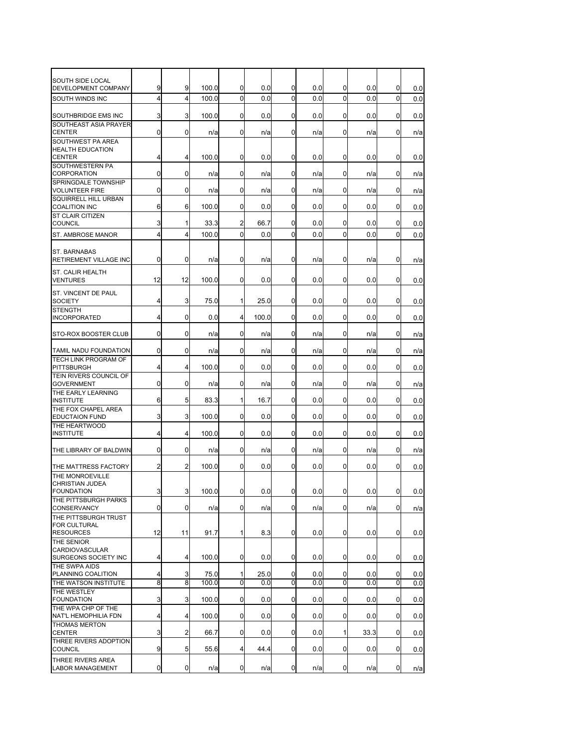| | | | | | | | | | | |
|---|---|---|---|---|---|---|---|---|---|---|
| SOUTH SIDE LOCAL DEVELOPMENT COMPANY | 9 | 9 | 100.0 | 0 | 0.0 | 0 | 0.0 | 0 | 0.0 | 0 | 0.0 |
| SOUTH WINDS INC | 4 | 4 | 100.0 | 0 | 0.0 | 0 | 0.0 | 0 | 0.0 | 0 | 0.0 |
| SOUTHBRIDGE EMS INC | 3 | 3 | 100.0 | 0 | 0.0 | 0 | 0.0 | 0 | 0.0 | 0 | 0.0 |
| SOUTHEAST ASIA PRAYER CENTER | 0 | 0 | n/a | 0 | n/a | 0 | n/a | 0 | n/a | 0 | n/a |
| SOUTHWEST PA AREA HEALTH EDUCATION CENTER | 4 | 4 | 100.0 | 0 | 0.0 | 0 | 0.0 | 0 | 0.0 | 0 | 0.0 |
| SOUTHWESTERN PA CORPORATION | 0 | 0 | n/a | 0 | n/a | 0 | n/a | 0 | n/a | 0 | n/a |
| SPRINGDALE TOWNSHIP VOLUNTEER FIRE | 0 | 0 | n/a | 0 | n/a | 0 | n/a | 0 | n/a | 0 | n/a |
| SQUIRRELL HILL URBAN COALITION INC | 6 | 6 | 100.0 | 0 | 0.0 | 0 | 0.0 | 0 | 0.0 | 0 | 0.0 |
| ST CLAIR CITIZEN COUNCIL | 3 | 1 | 33.3 | 2 | 66.7 | 0 | 0.0 | 0 | 0.0 | 0 | 0.0 |
| ST. AMBROSE MANOR | 4 | 4 | 100.0 | 0 | 0.0 | 0 | 0.0 | 0 | 0.0 | 0 | 0.0 |
| ST. BARNABAS RETIREMENT VILLAGE INC | 0 | 0 | n/a | 0 | n/a | 0 | n/a | 0 | n/a | 0 | n/a |
| ST. CALIR HEALTH VENTURES | 12 | 12 | 100.0 | 0 | 0.0 | 0 | 0.0 | 0 | 0.0 | 0 | 0.0 |
| ST. VINCENT DE PAUL SOCIETY | 4 | 3 | 75.0 | 1 | 25.0 | 0 | 0.0 | 0 | 0.0 | 0 | 0.0 |
| STENGTH INCORPORATED | 4 | 0 | 0.0 | 4 | 100.0 | 0 | 0.0 | 0 | 0.0 | 0 | 0.0 |
| STO-ROX BOOSTER CLUB | 0 | 0 | n/a | 0 | n/a | 0 | n/a | 0 | n/a | 0 | n/a |
| TAMIL NADU FOUNDATION | 0 | 0 | n/a | 0 | n/a | 0 | n/a | 0 | n/a | 0 | n/a |
| TECH LINK PROGRAM OF PITTSBURGH | 4 | 4 | 100.0 | 0 | 0.0 | 0 | 0.0 | 0 | 0.0 | 0 | 0.0 |
| TEIN RIVERS COUNCIL OF GOVERNMENT | 0 | 0 | n/a | 0 | n/a | 0 | n/a | 0 | n/a | 0 | n/a |
| THE EARLY LEARNING INSTITUTE | 6 | 5 | 83.3 | 1 | 16.7 | 0 | 0.0 | 0 | 0.0 | 0 | 0.0 |
| THE FOX CHAPEL AREA EDUCTAION FUND | 3 | 3 | 100.0 | 0 | 0.0 | 0 | 0.0 | 0 | 0.0 | 0 | 0.0 |
| THE HEARTWOOD INSTITUTE | 4 | 4 | 100.0 | 0 | 0.0 | 0 | 0.0 | 0 | 0.0 | 0 | 0.0 |
| THE LIBRARY OF BALDWIN | 0 | 0 | n/a | 0 | n/a | 0 | n/a | 0 | n/a | 0 | n/a |
| THE MATTRESS FACTORY | 2 | 2 | 100.0 | 0 | 0.0 | 0 | 0.0 | 0 | 0.0 | 0 | 0.0 |
| THE MONROEVILLE CHRISTIAN JUDEA FOUNDATION | 3 | 3 | 100.0 | 0 | 0.0 | 0 | 0.0 | 0 | 0.0 | 0 | 0.0 |
| THE PITTSBURGH PARKS CONSERVANCY | 0 | 0 | n/a | 0 | n/a | 0 | n/a | 0 | n/a | 0 | n/a |
| THE PITTSBURGH TRUST FOR CULTURAL RESOURCES | 12 | 11 | 91.7 | 1 | 8.3 | 0 | 0.0 | 0 | 0.0 | 0 | 0.0 |
| THE SENIOR CARDIOVASCULAR SURGEONS SOCIETY INC | 4 | 4 | 100.0 | 0 | 0.0 | 0 | 0.0 | 0 | 0.0 | 0 | 0.0 |
| THE SWPA AIDS PLANNING COALITION | 4 | 3 | 75.0 | 1 | 25.0 | 0 | 0.0 | 0 | 0.0 | 0 | 0.0 |
| THE WATSON INSTITUTE | 8 | 8 | 100.0 | 0 | 0.0 | 0 | 0.0 | 0 | 0.0 | 0 | 0.0 |
| THE WESTLEY FOUNDATION | 3 | 3 | 100.0 | 0 | 0.0 | 0 | 0.0 | 0 | 0.0 | 0 | 0.0 |
| THE WPA CHP OF THE NAT'L HEMOPHILIA FDN | 4 | 4 | 100.0 | 0 | 0.0 | 0 | 0.0 | 0 | 0.0 | 0 | 0.0 |
| THOMAS MERTON CENTER | 3 | 2 | 66.7 | 0 | 0.0 | 0 | 0.0 | 1 | 33.3 | 0 | 0.0 |
| THREE RIVERS ADOPTION COUNCIL | 9 | 5 | 55.6 | 4 | 44.4 | 0 | 0.0 | 0 | 0.0 | 0 | 0.0 |
| THREE RIVERS AREA LABOR MANAGEMENT | 0 | 0 | n/a | 0 | n/a | 0 | n/a | 0 | n/a | 0 | n/a |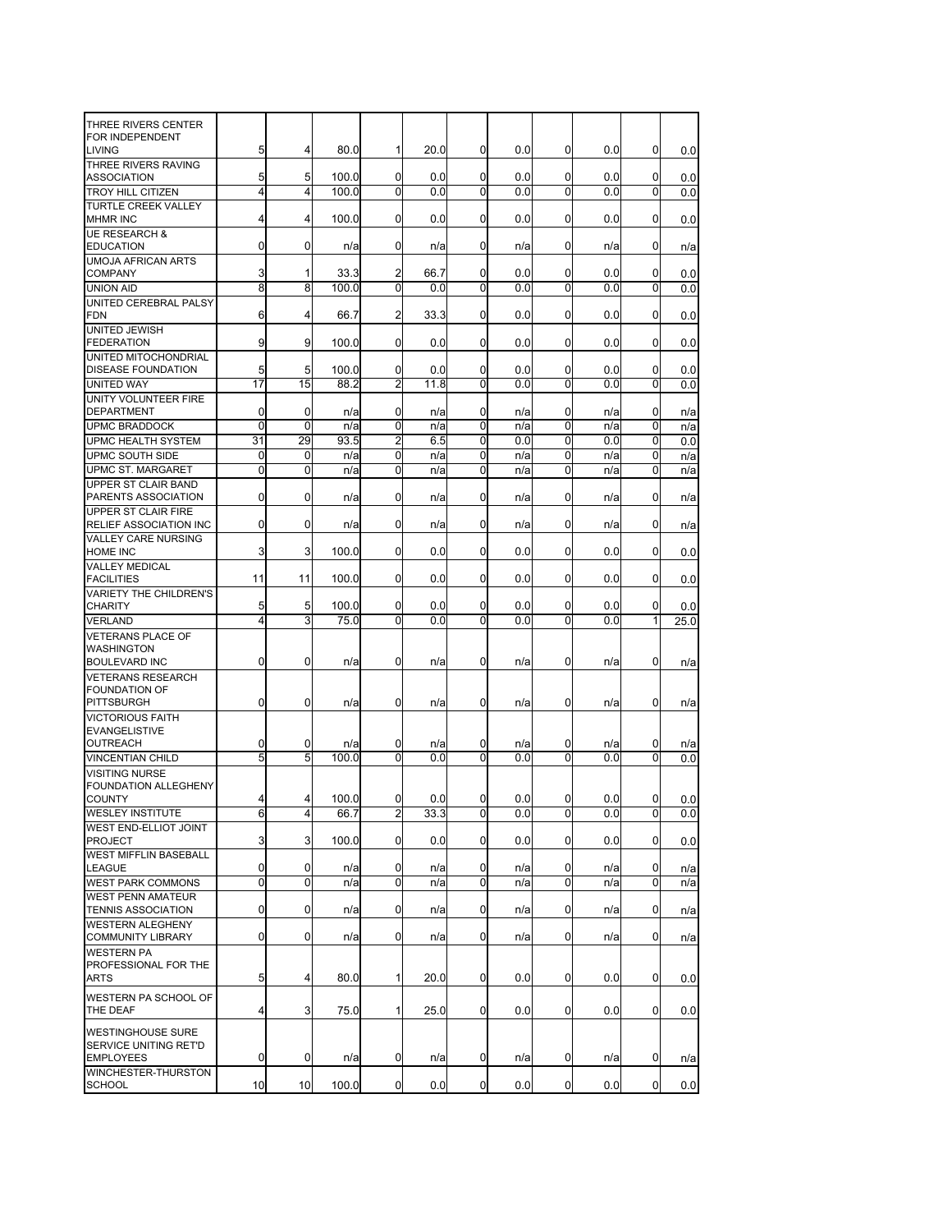| | | | | | | | | | | |
|---|---|---|---|---|---|---|---|---|---|---|
| THREE RIVERS CENTER FOR INDEPENDENT LIVING | 5 | 4 | 80.0 | 1 | 20.0 | 0 | 0.0 | 0 | 0.0 | 0 | 0.0 |
| THREE RIVERS RAVING ASSOCIATION | 5 | 5 | 100.0 | 0 | 0.0 | 0 | 0.0 | 0 | 0.0 | 0 | 0.0 |
| TROY HILL CITIZEN | 4 | 4 | 100.0 | 0 | 0.0 | 0 | 0.0 | 0 | 0.0 | 0 | 0.0 |
| TURTLE CREEK VALLEY MHMR INC | 4 | 4 | 100.0 | 0 | 0.0 | 0 | 0.0 | 0 | 0.0 | 0 | 0.0 |
| UE RESEARCH & EDUCATION | 0 | 0 | n/a | 0 | n/a | 0 | n/a | 0 | n/a | 0 | n/a |
| UMOJA AFRICAN ARTS COMPANY | 3 | 1 | 33.3 | 2 | 66.7 | 0 | 0.0 | 0 | 0.0 | 0 | 0.0 |
| UNION AID | 8 | 8 | 100.0 | 0 | 0.0 | 0 | 0.0 | 0 | 0.0 | 0 | 0.0 |
| UNITED CEREBRAL PALSY FDN | 6 | 4 | 66.7 | 2 | 33.3 | 0 | 0.0 | 0 | 0.0 | 0 | 0.0 |
| UNITED JEWISH FEDERATION | 9 | 9 | 100.0 | 0 | 0.0 | 0 | 0.0 | 0 | 0.0 | 0 | 0.0 |
| UNITED MITOCHONDRIAL DISEASE FOUNDATION | 5 | 5 | 100.0 | 0 | 0.0 | 0 | 0.0 | 0 | 0.0 | 0 | 0.0 |
| UNITED WAY | 17 | 15 | 88.2 | 2 | 11.8 | 0 | 0.0 | 0 | 0.0 | 0 | 0.0 |
| UNITY VOLUNTEER FIRE DEPARTMENT | 0 | 0 | n/a | 0 | n/a | 0 | n/a | 0 | n/a | 0 | n/a |
| UPMC BRADDOCK | 0 | 0 | n/a | 0 | n/a | 0 | n/a | 0 | n/a | 0 | n/a |
| UPMC HEALTH SYSTEM | 31 | 29 | 93.5 | 2 | 6.5 | 0 | 0.0 | 0 | 0.0 | 0 | 0.0 |
| UPMC SOUTH SIDE | 0 | 0 | n/a | 0 | n/a | 0 | n/a | 0 | n/a | 0 | n/a |
| UPMC ST. MARGARET | 0 | 0 | n/a | 0 | n/a | 0 | n/a | 0 | n/a | 0 | n/a |
| UPPER ST CLAIR BAND PARENTS ASSOCIATION | 0 | 0 | n/a | 0 | n/a | 0 | n/a | 0 | n/a | 0 | n/a |
| UPPER ST CLAIR FIRE RELIEF ASSOCIATION INC | 0 | 0 | n/a | 0 | n/a | 0 | n/a | 0 | n/a | 0 | n/a |
| VALLEY CARE NURSING HOME INC | 3 | 3 | 100.0 | 0 | 0.0 | 0 | 0.0 | 0 | 0.0 | 0 | 0.0 |
| VALLEY MEDICAL FACILITIES | 11 | 11 | 100.0 | 0 | 0.0 | 0 | 0.0 | 0 | 0.0 | 0 | 0.0 |
| VARIETY THE CHILDREN'S CHARITY | 5 | 5 | 100.0 | 0 | 0.0 | 0 | 0.0 | 0 | 0.0 | 0 | 0.0 |
| VERLAND | 4 | 3 | 75.0 | 0 | 0.0 | 0 | 0.0 | 0 | 0.0 | 1 | 25.0 |
| VETERANS PLACE OF WASHINGTON BOULEVARD INC | 0 | 0 | n/a | 0 | n/a | 0 | n/a | 0 | n/a | 0 | n/a |
| VETERANS RESEARCH FOUNDATION OF PITTSBURGH | 0 | 0 | n/a | 0 | n/a | 0 | n/a | 0 | n/a | 0 | n/a |
| VICTORIOUS FAITH EVANGELISTIVE OUTREACH | 0 | 0 | n/a | 0 | n/a | 0 | n/a | 0 | n/a | 0 | n/a |
| VINCENTIAN CHILD | 5 | 5 | 100.0 | 0 | 0.0 | 0 | 0.0 | 0 | 0.0 | 0 | 0.0 |
| VISITING NURSE FOUNDATION ALLEGHENY COUNTY | 4 | 4 | 100.0 | 0 | 0.0 | 0 | 0.0 | 0 | 0.0 | 0 | 0.0 |
| WESLEY INSTITUTE | 6 | 4 | 66.7 | 2 | 33.3 | 0 | 0.0 | 0 | 0.0 | 0 | 0.0 |
| WEST END-ELLIOT JOINT PROJECT | 3 | 3 | 100.0 | 0 | 0.0 | 0 | 0.0 | 0 | 0.0 | 0 | 0.0 |
| WEST MIFFLIN BASEBALL LEAGUE | 0 | 0 | n/a | 0 | n/a | 0 | n/a | 0 | n/a | 0 | n/a |
| WEST PARK COMMONS | 0 | 0 | n/a | 0 | n/a | 0 | n/a | 0 | n/a | 0 | n/a |
| WEST PENN AMATEUR TENNIS ASSOCIATION | 0 | 0 | n/a | 0 | n/a | 0 | n/a | 0 | n/a | 0 | n/a |
| WESTERN ALEGHENY COMMUNITY LIBRARY | 0 | 0 | n/a | 0 | n/a | 0 | n/a | 0 | n/a | 0 | n/a |
| WESTERN PA PROFESSIONAL FOR THE ARTS | 5 | 4 | 80.0 | 1 | 20.0 | 0 | 0.0 | 0 | 0.0 | 0 | 0.0 |
| WESTERN PA SCHOOL OF THE DEAF | 4 | 3 | 75.0 | 1 | 25.0 | 0 | 0.0 | 0 | 0.0 | 0 | 0.0 |
| WESTINGHOUSE SURE SERVICE UNITING RET'D EMPLOYEES | 0 | 0 | n/a | 0 | n/a | 0 | n/a | 0 | n/a | 0 | n/a |
| WINCHESTER-THURSTON SCHOOL | 10 | 10 | 100.0 | 0 | 0.0 | 0 | 0.0 | 0 | 0.0 | 0 | 0.0 |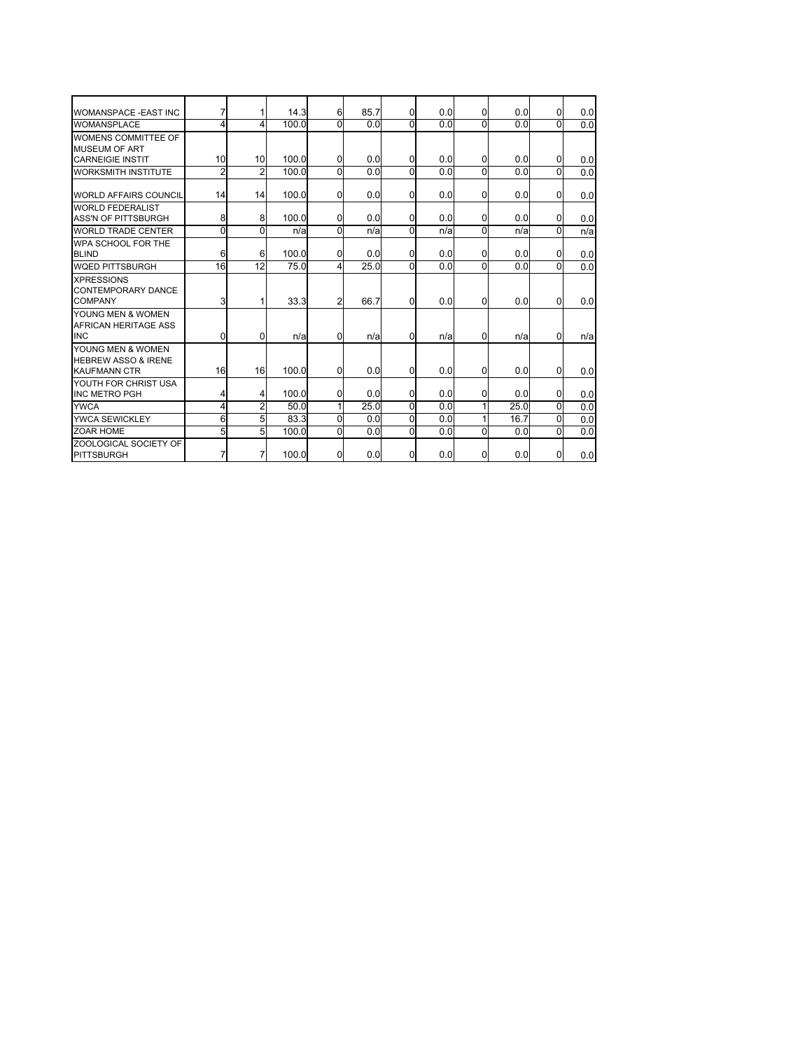| | | | | | | | | | | | |
|---|---|---|---|---|---|---|---|---|---|---|---|
| WOMANSPACE -EAST INC | 7 | 1 | 14.3 | 6 | 85.7 | 0 | 0.0 | 0 | 0.0 | 0 | 0.0 |
| WOMANSPLACE | 4 | 4 | 100.0 | 0 | 0.0 | 0 | 0.0 | 0 | 0.0 | 0 | 0.0 |
| WOMENS COMMITTEE OF MUSEUM OF ART CARNEIGIE INSTIT | 10 | 10 | 100.0 | 0 | 0.0 | 0 | 0.0 | 0 | 0.0 | 0 | 0.0 |
| WORKSMITH INSTITUTE | 2 | 2 | 100.0 | 0 | 0.0 | 0 | 0.0 | 0 | 0.0 | 0 | 0.0 |
| WORLD AFFAIRS COUNCIL | 14 | 14 | 100.0 | 0 | 0.0 | 0 | 0.0 | 0 | 0.0 | 0 | 0.0 |
| WORLD FEDERALIST ASS'N OF PITTSBURGH | 8 | 8 | 100.0 | 0 | 0.0 | 0 | 0.0 | 0 | 0.0 | 0 | 0.0 |
| WORLD TRADE CENTER | 0 | 0 | n/a | 0 | n/a | 0 | n/a | 0 | n/a | 0 | n/a |
| WPA SCHOOL FOR THE BLIND | 6 | 6 | 100.0 | 0 | 0.0 | 0 | 0.0 | 0 | 0.0 | 0 | 0.0 |
| WQED PITTSBURGH | 16 | 12 | 75.0 | 4 | 25.0 | 0 | 0.0 | 0 | 0.0 | 0 | 0.0 |
| XPRESSIONS CONTEMPORARY DANCE COMPANY | 3 | 1 | 33.3 | 2 | 66.7 | 0 | 0.0 | 0 | 0.0 | 0 | 0.0 |
| YOUNG MEN & WOMEN AFRICAN HERITAGE ASS INC | 0 | 0 | n/a | 0 | n/a | 0 | n/a | 0 | n/a | 0 | n/a |
| YOUNG MEN & WOMEN HEBREW ASSO & IRENE KAUFMANN CTR | 16 | 16 | 100.0 | 0 | 0.0 | 0 | 0.0 | 0 | 0.0 | 0 | 0.0 |
| YOUTH FOR CHRIST USA INC METRO PGH | 4 | 4 | 100.0 | 0 | 0.0 | 0 | 0.0 | 0 | 0.0 | 0 | 0.0 |
| YWCA | 4 | 2 | 50.0 | 1 | 25.0 | 0 | 0.0 | 1 | 25.0 | 0 | 0.0 |
| YWCA SEWICKLEY | 6 | 5 | 83.3 | 0 | 0.0 | 0 | 0.0 | 1 | 16.7 | 0 | 0.0 |
| ZOAR HOME | 5 | 5 | 100.0 | 0 | 0.0 | 0 | 0.0 | 0 | 0.0 | 0 | 0.0 |
| ZOOLOGICAL SOCIETY OF PITTSBURGH | 7 | 7 | 100.0 | 0 | 0.0 | 0 | 0.0 | 0 | 0.0 | 0 | 0.0 |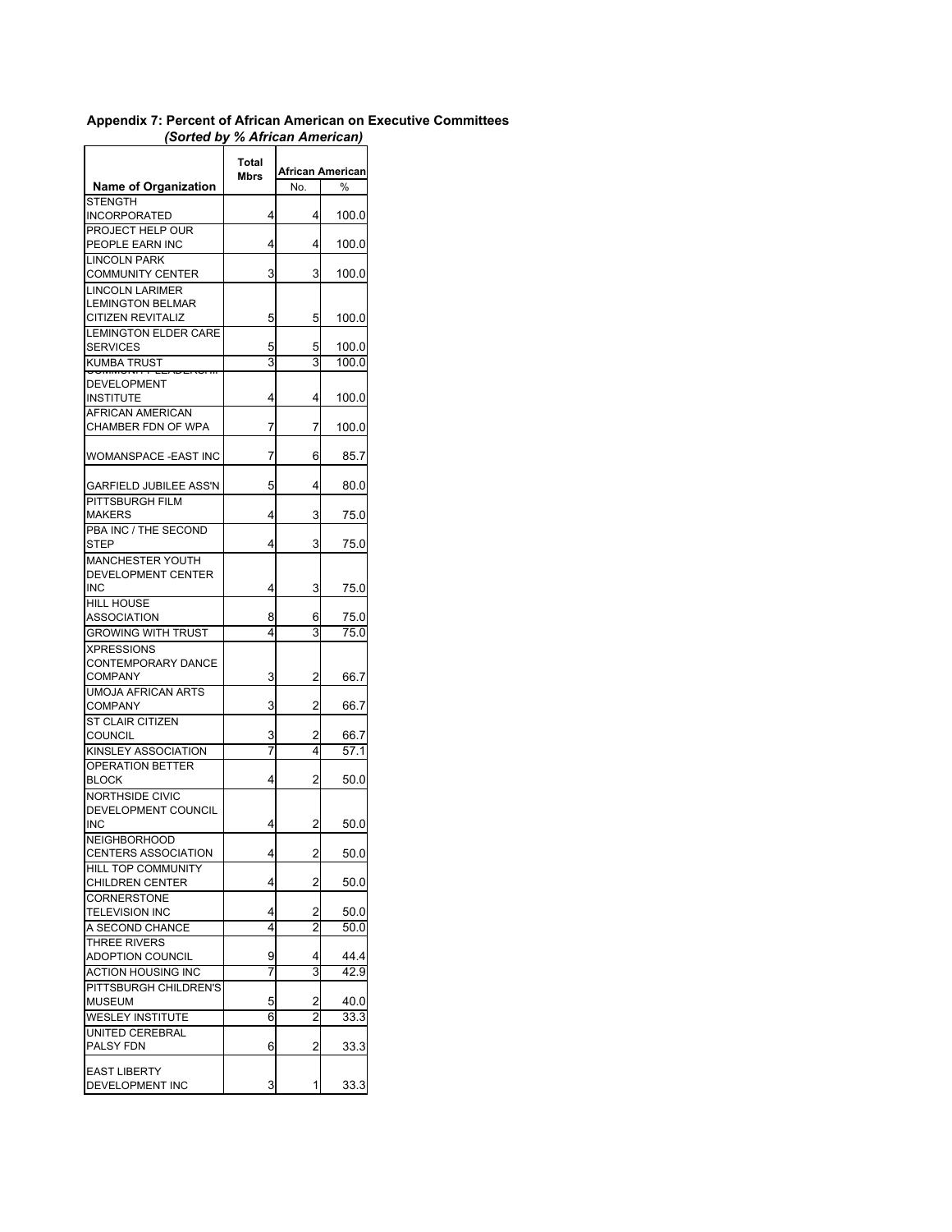**Appendix 7: Percent of African American on Executive Committees**
***(Sorted by % African American)***

| Name of Organization | Total Mbrs | African American | |
|---|---|---|---|
| | | No. | % |
| STENGTH INCORPORATED | 4 | 4 | 100.0 |
| PROJECT HELP OUR PEOPLE EARN INC | 4 | 4 | 100.0 |
| LINCOLN PARK COMMUNITY CENTER | 3 | 3 | 100.0 |
| LINCOLN LARIMER LEMINGTON BELMAR CITIZEN REVITALIZ | 5 | 5 | 100.0 |
| LEMINGTON ELDER CARE SERVICES | 5 | 5 | 100.0 |
| KUMBA TRUST | 3 | 3 | 100.0 |
| COMMUNITY LEADERSHIP DEVELOPMENT INSTITUTE | 4 | 4 | 100.0 |
| AFRICAN AMERICAN CHAMBER FDN OF WPA | 7 | 7 | 100.0 |
| WOMANSPACE -EAST INC | 7 | 6 | 85.7 |
| GARFIELD JUBILEE ASS'N | 5 | 4 | 80.0 |
| PITTSBURGH FILM MAKERS | 4 | 3 | 75.0 |
| PBA INC / THE SECOND STEP | 4 | 3 | 75.0 |
| MANCHESTER YOUTH DEVELOPMENT CENTER INC | 4 | 3 | 75.0 |
| HILL HOUSE ASSOCIATION | 8 | 6 | 75.0 |
| GROWING WITH TRUST | 4 | 3 | 75.0 |
| XPRESSIONS CONTEMPORARY DANCE COMPANY | 3 | 2 | 66.7 |
| UMOJA AFRICAN ARTS COMPANY | 3 | 2 | 66.7 |
| ST CLAIR CITIZEN COUNCIL | 3 | 2 | 66.7 |
| KINSLEY ASSOCIATION | 7 | 4 | 57.1 |
| OPERATION BETTER BLOCK | 4 | 2 | 50.0 |
| NORTHSIDE CIVIC DEVELOPMENT COUNCIL INC | 4 | 2 | 50.0 |
| NEIGHBORHOOD CENTERS ASSOCIATION | 4 | 2 | 50.0 |
| HILL TOP COMMUNITY CHILDREN CENTER | 4 | 2 | 50.0 |
| CORNERSTONE TELEVISION INC | 4 | 2 | 50.0 |
| A SECOND CHANCE | 4 | 2 | 50.0 |
| THREE RIVERS ADOPTION COUNCIL | 9 | 4 | 44.4 |
| ACTION HOUSING INC | 7 | 3 | 42.9 |
| PITTSBURGH CHILDREN'S MUSEUM | 5 | 2 | 40.0 |
| WESLEY INSTITUTE | 6 | 2 | 33.3 |
| UNITED CEREBRAL PALSY FDN | 6 | 2 | 33.3 |
| EAST LIBERTY DEVELOPMENT INC | 3 | 1 | 33.3 |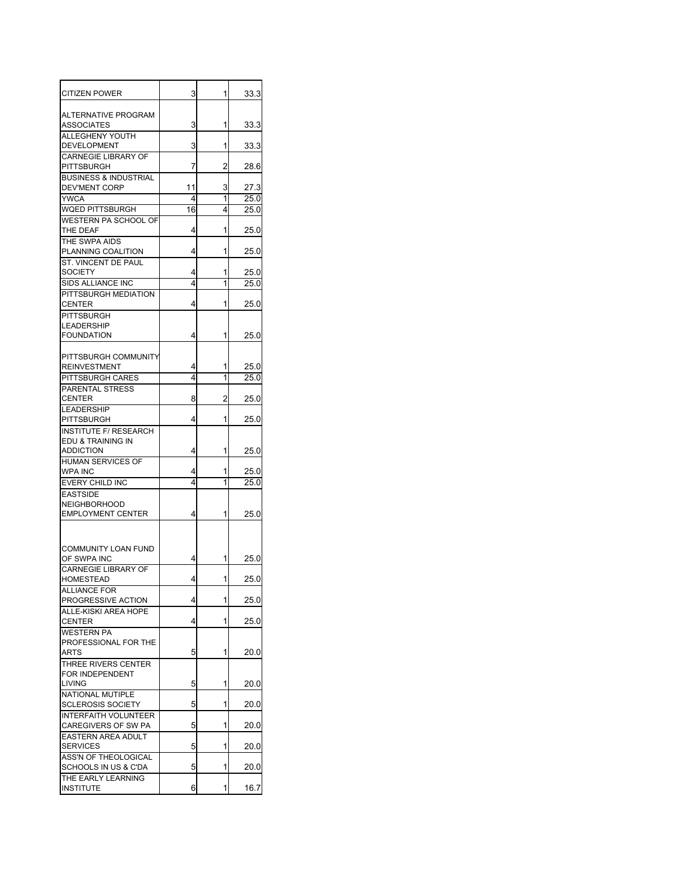| | | | |
|---|---|---|---|
| CITIZEN POWER | 3 | 1 | 33.3 |
| ALTERNATIVE PROGRAM ASSOCIATES | 3 | 1 | 33.3 |
| ALLEGHENY YOUTH DEVELOPMENT | 3 | 1 | 33.3 |
| CARNEGIE LIBRARY OF PITTSBURGH | 7 | 2 | 28.6 |
| BUSINESS & INDUSTRIAL DEV'MENT CORP | 11 | 3 | 27.3 |
| YWCA | 4 | 1 | 25.0 |
| WQED PITTSBURGH | 16 | 4 | 25.0 |
| WESTERN PA SCHOOL OF THE DEAF | 4 | 1 | 25.0 |
| THE SWPA AIDS PLANNING COALITION | 4 | 1 | 25.0 |
| ST. VINCENT DE PAUL SOCIETY | 4 | 1 | 25.0 |
| SIDS ALLIANCE INC | 4 | 1 | 25.0 |
| PITTSBURGH MEDIATION CENTER | 4 | 1 | 25.0 |
| PITTSBURGH LEADERSHIP FOUNDATION | 4 | 1 | 25.0 |
| PITTSBURGH COMMUNITY REINVESTMENT | 4 | 1 | 25.0 |
| PITTSBURGH CARES | 4 | 1 | 25.0 |
| PARENTAL STRESS CENTER | 8 | 2 | 25.0 |
| LEADERSHIP PITTSBURGH | 4 | 1 | 25.0 |
| INSTITUTE F/ RESEARCH EDU & TRAINING IN ADDICTION | 4 | 1 | 25.0 |
| HUMAN SERVICES OF WPA INC | 4 | 1 | 25.0 |
| EVERY CHILD INC | 4 | 1 | 25.0 |
| EASTSIDE NEIGHBORHOOD EMPLOYMENT CENTER | 4 | 1 | 25.0 |
| COMMUNITY LOAN FUND OF SWPA INC | 4 | 1 | 25.0 |
| CARNEGIE LIBRARY OF HOMESTEAD | 4 | 1 | 25.0 |
| ALLIANCE FOR PROGRESSIVE ACTION | 4 | 1 | 25.0 |
| ALLE-KISKI AREA HOPE CENTER | 4 | 1 | 25.0 |
| WESTERN PA PROFESSIONAL FOR THE ARTS | 5 | 1 | 20.0 |
| THREE RIVERS CENTER FOR INDEPENDENT LIVING | 5 | 1 | 20.0 |
| NATIONAL MUTIPLE SCLEROSIS SOCIETY | 5 | 1 | 20.0 |
| INTERFAITH VOLUNTEER CAREGIVERS OF SW PA | 5 | 1 | 20.0 |
| EASTERN AREA ADULT SERVICES | 5 | 1 | 20.0 |
| ASS'N OF THEOLOGICAL SCHOOLS IN US & C'DA | 5 | 1 | 20.0 |
| THE EARLY LEARNING INSTITUTE | 6 | 1 | 16.7 |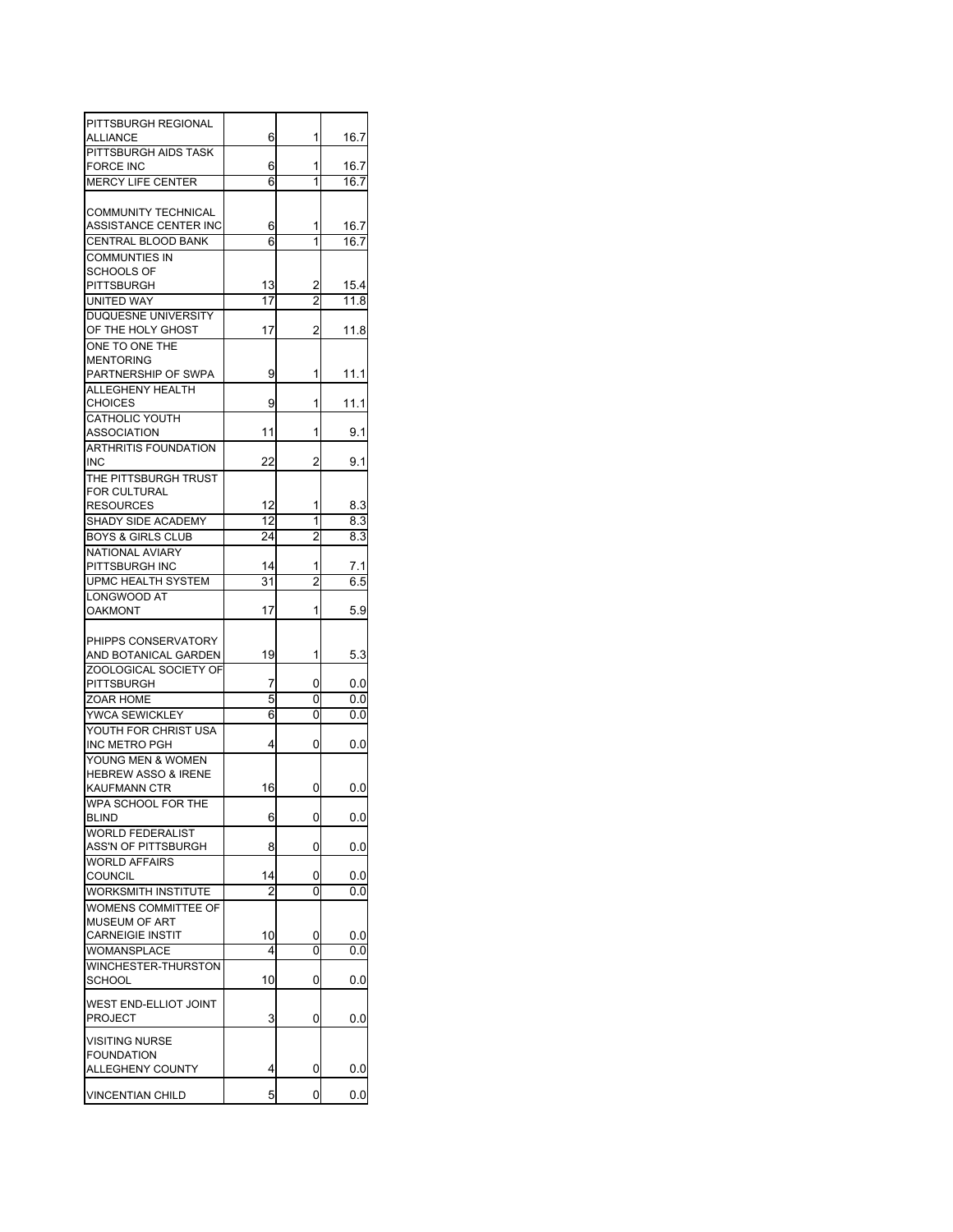| | | | |
|---|---|---|---|
| PITTSBURGH REGIONAL ALLIANCE | 6 | 1 | 16.7 |
| PITTSBURGH AIDS TASK FORCE INC | 6 | 1 | 16.7 |
| MERCY LIFE CENTER | 6 | 1 | 16.7 |
| COMMUNITY TECHNICAL ASSISTANCE CENTER INC | 6 | 1 | 16.7 |
| CENTRAL BLOOD BANK | 6 | 1 | 16.7 |
| COMMUNTIES IN SCHOOLS OF PITTSBURGH | 13 | 2 | 15.4 |
| UNITED WAY | 17 | 2 | 11.8 |
| DUQUESNE UNIVERSITY OF THE HOLY GHOST | 17 | 2 | 11.8 |
| ONE TO ONE THE MENTORING PARTNERSHIP OF SWPA | 9 | 1 | 11.1 |
| ALLEGHENY HEALTH CHOICES | 9 | 1 | 11.1 |
| CATHOLIC YOUTH ASSOCIATION | 11 | 1 | 9.1 |
| ARTHRITIS FOUNDATION INC | 22 | 2 | 9.1 |
| THE PITTSBURGH TRUST FOR CULTURAL RESOURCES | 12 | 1 | 8.3 |
| SHADY SIDE ACADEMY | 12 | 1 | 8.3 |
| BOYS & GIRLS CLUB | 24 | 2 | 8.3 |
| NATIONAL AVIARY PITTSBURGH INC | 14 | 1 | 7.1 |
| UPMC HEALTH SYSTEM | 31 | 2 | 6.5 |
| LONGWOOD AT OAKMONT | 17 | 1 | 5.9 |
| PHIPPS CONSERVATORY AND BOTANICAL GARDEN | 19 | 1 | 5.3 |
| ZOOLOGICAL SOCIETY OF PITTSBURGH | 7 | 0 | 0.0 |
| ZOAR HOME | 5 | 0 | 0.0 |
| YWCA SEWICKLEY | 6 | 0 | 0.0 |
| YOUTH FOR CHRIST USA INC METRO PGH | 4 | 0 | 0.0 |
| YOUNG MEN & WOMEN HEBREW ASSO & IRENE KAUFMANN CTR | 16 | 0 | 0.0 |
| WPA SCHOOL FOR THE BLIND | 6 | 0 | 0.0 |
| WORLD FEDERALIST ASS'N OF PITTSBURGH | 8 | 0 | 0.0 |
| WORLD AFFAIRS COUNCIL | 14 | 0 | 0.0 |
| WORKSMITH INSTITUTE | 2 | 0 | 0.0 |
| WOMENS COMMITTEE OF MUSEUM OF ART CARNEIGIE INSTIT | 10 | 0 | 0.0 |
| WOMANSPLACE | 4 | 0 | 0.0 |
| WINCHESTER-THURSTON SCHOOL | 10 | 0 | 0.0 |
| WEST END-ELLIOT JOINT PROJECT | 3 | 0 | 0.0 |
| VISITING NURSE FOUNDATION ALLEGHENY COUNTY | 4 | 0 | 0.0 |
| VINCENTIAN CHILD | 5 | 0 | 0.0 |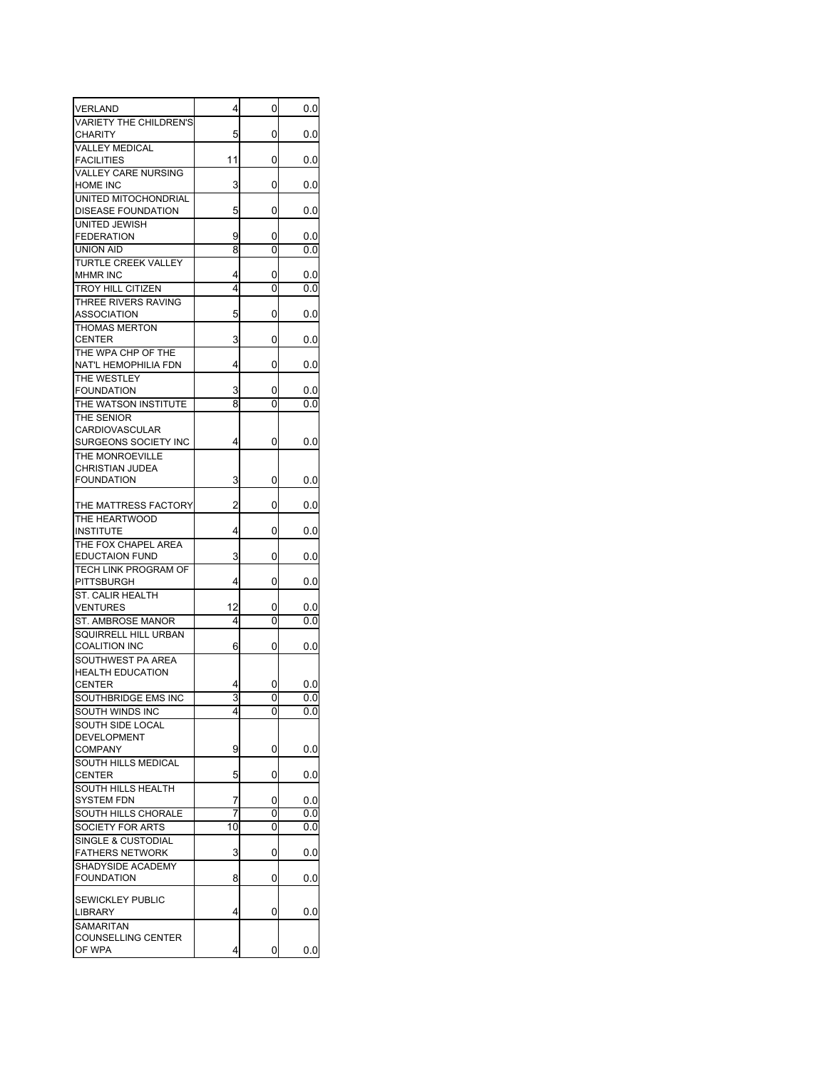| | | | |
|---|---|---|---|
| VERLAND | 4 | 0 | 0.0 |
| VARIETY THE CHILDREN'S CHARITY | 5 | 0 | 0.0 |
| VALLEY MEDICAL FACILITIES | 11 | 0 | 0.0 |
| VALLEY CARE NURSING HOME INC | 3 | 0 | 0.0 |
| UNITED MITOCHONDRIAL DISEASE FOUNDATION | 5 | 0 | 0.0 |
| UNITED JEWISH FEDERATION | 9 | 0 | 0.0 |
| UNION AID | 8 | 0 | 0.0 |
| TURTLE CREEK VALLEY MHMR INC | 4 | 0 | 0.0 |
| TROY HILL CITIZEN | 4 | 0 | 0.0 |
| THREE RIVERS RAVING ASSOCIATION | 5 | 0 | 0.0 |
| THOMAS MERTON CENTER | 3 | 0 | 0.0 |
| THE WPA CHP OF THE NAT'L HEMOPHILIA FDN | 4 | 0 | 0.0 |
| THE WESTLEY FOUNDATION | 3 | 0 | 0.0 |
| THE WATSON INSTITUTE | 8 | 0 | 0.0 |
| THE SENIOR CARDIOVASCULAR SURGEONS SOCIETY INC | 4 | 0 | 0.0 |
| THE MONROEVILLE CHRISTIAN JUDEA FOUNDATION | 3 | 0 | 0.0 |
| THE MATTRESS FACTORY | 2 | 0 | 0.0 |
| THE HEARTWOOD INSTITUTE | 4 | 0 | 0.0 |
| THE FOX CHAPEL AREA EDUCTAION FUND | 3 | 0 | 0.0 |
| TECH LINK PROGRAM OF PITTSBURGH | 4 | 0 | 0.0 |
| ST. CALIR HEALTH VENTURES | 12 | 0 | 0.0 |
| ST. AMBROSE MANOR | 4 | 0 | 0.0 |
| SQUIRRELL HILL URBAN COALITION INC | 6 | 0 | 0.0 |
| SOUTHWEST PA AREA HEALTH EDUCATION CENTER | 4 | 0 | 0.0 |
| SOUTHBRIDGE EMS INC | 3 | 0 | 0.0 |
| SOUTH WINDS INC | 4 | 0 | 0.0 |
| SOUTH SIDE LOCAL DEVELOPMENT COMPANY | 9 | 0 | 0.0 |
| SOUTH HILLS MEDICAL CENTER | 5 | 0 | 0.0 |
| SOUTH HILLS HEALTH SYSTEM FDN | 7 | 0 | 0.0 |
| SOUTH HILLS CHORALE | 7 | 0 | 0.0 |
| SOCIETY FOR ARTS | 10 | 0 | 0.0 |
| SINGLE & CUSTODIAL FATHERS NETWORK | 3 | 0 | 0.0 |
| SHADYSIDE ACADEMY FOUNDATION | 8 | 0 | 0.0 |
| SEWICKLEY PUBLIC LIBRARY | 4 | 0 | 0.0 |
| SAMARITAN COUNSELLING CENTER OF WPA | 4 | 0 | 0.0 |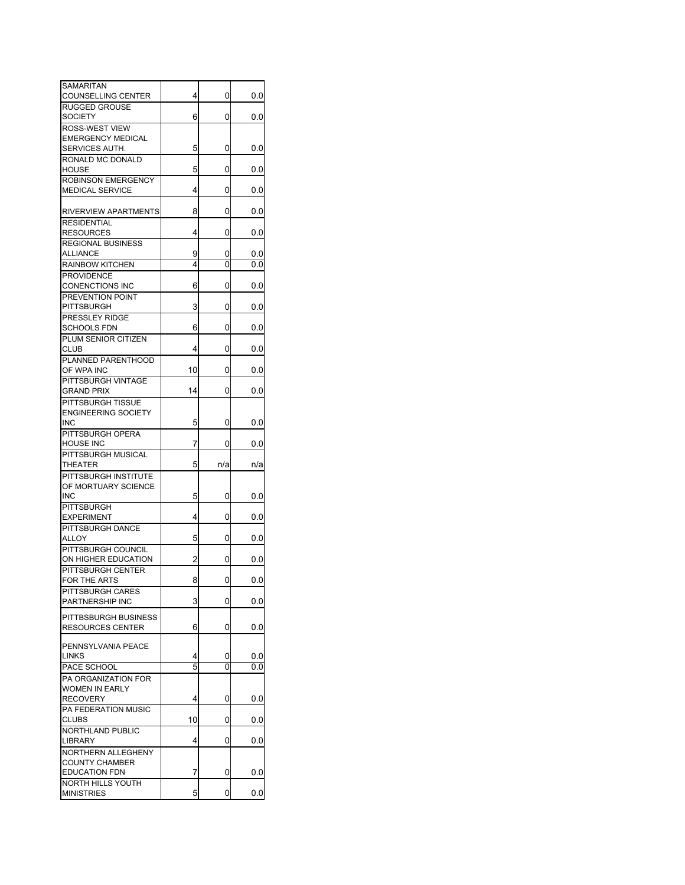| | | | |
|---|---|---|---|
| SAMARITAN COUNSELLING CENTER | 4 | 0 | 0.0 |
| RUGGED GROUSE SOCIETY | 6 | 0 | 0.0 |
| ROSS-WEST VIEW EMERGENCY MEDICAL SERVICES AUTH. | 5 | 0 | 0.0 |
| RONALD MC DONALD HOUSE | 5 | 0 | 0.0 |
| ROBINSON EMERGENCY MEDICAL SERVICE | 4 | 0 | 0.0 |
| RIVERVIEW APARTMENTS | 8 | 0 | 0.0 |
| RESIDENTIAL RESOURCES | 4 | 0 | 0.0 |
| REGIONAL BUSINESS ALLIANCE | 9 | 0 | 0.0 |
| RAINBOW KITCHEN | 4 | 0 | 0.0 |
| PROVIDENCE CONENCTIONS INC | 6 | 0 | 0.0 |
| PREVENTION POINT PITTSBURGH | 3 | 0 | 0.0 |
| PRESSLEY RIDGE SCHOOLS FDN | 6 | 0 | 0.0 |
| PLUM SENIOR CITIZEN CLUB | 4 | 0 | 0.0 |
| PLANNED PARENTHOOD OF WPA INC | 10 | 0 | 0.0 |
| PITTSBURGH VINTAGE GRAND PRIX | 14 | 0 | 0.0 |
| PITTSBURGH TISSUE ENGINEERING SOCIETY INC | 5 | 0 | 0.0 |
| PITTSBURGH OPERA HOUSE INC | 7 | 0 | 0.0 |
| PITTSBURGH MUSICAL THEATER | 5 | n/a | n/a |
| PITTSBURGH INSTITUTE OF MORTUARY SCIENCE INC | 5 | 0 | 0.0 |
| PITTSBURGH EXPERIMENT | 4 | 0 | 0.0 |
| PITTSBURGH DANCE ALLOY | 5 | 0 | 0.0 |
| PITTSBURGH COUNCIL ON HIGHER EDUCATION | 2 | 0 | 0.0 |
| PITTSBURGH CENTER FOR THE ARTS | 8 | 0 | 0.0 |
| PITTSBURGH CARES PARTNERSHIP INC | 3 | 0 | 0.0 |
| PITTBSBURGH BUSINESS RESOURCES CENTER | 6 | 0 | 0.0 |
| PENNSYLVANIA PEACE LINKS | 4 | 0 | 0.0 |
| PACE SCHOOL | 5 | 0 | 0.0 |
| PA ORGANIZATION FOR WOMEN IN EARLY RECOVERY | 4 | 0 | 0.0 |
| PA FEDERATION MUSIC CLUBS | 10 | 0 | 0.0 |
| NORTHLAND PUBLIC LIBRARY | 4 | 0 | 0.0 |
| NORTHERN ALLEGHENY COUNTY CHAMBER EDUCATION FDN | 7 | 0 | 0.0 |
| NORTH HILLS YOUTH MINISTRIES | 5 | 0 | 0.0 |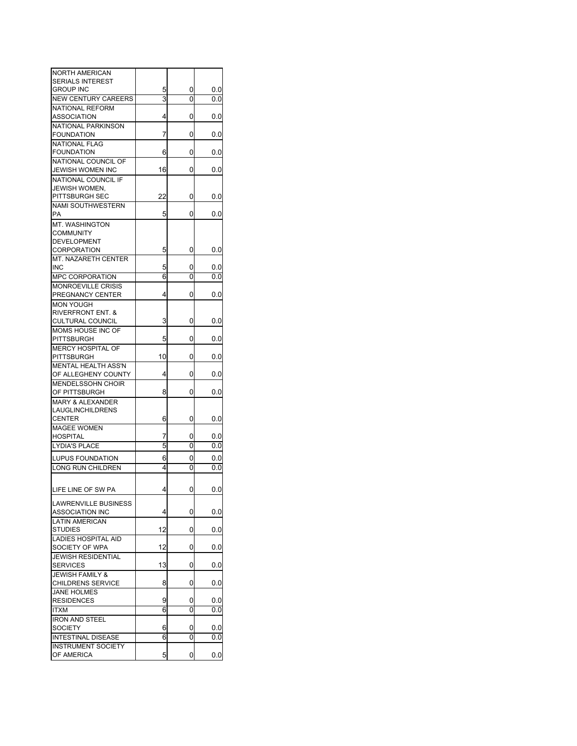| | | | |
|---|---|---|---|
| NORTH AMERICAN SERIALS INTEREST GROUP INC | 5 | 0 | 0.0 |
| NEW CENTURY CAREERS | 3 | 0 | 0.0 |
| NATIONAL REFORM ASSOCIATION | 4 | 0 | 0.0 |
| NATIONAL PARKINSON FOUNDATION | 7 | 0 | 0.0 |
| NATIONAL FLAG FOUNDATION | 6 | 0 | 0.0 |
| NATIONAL COUNCIL OF JEWISH WOMEN INC | 16 | 0 | 0.0 |
| NATIONAL COUNCIL IF JEWISH WOMEN, PITTSBURGH SEC | 22 | 0 | 0.0 |
| NAMI SOUTHWESTERN PA | 5 | 0 | 0.0 |
| MT. WASHINGTON COMMUNITY DEVELOPMENT CORPORATION | 5 | 0 | 0.0 |
| MT. NAZARETH CENTER INC | 5 | 0 | 0.0 |
| MPC CORPORATION | 6 | 0 | 0.0 |
| MONROEVILLE CRISIS PREGNANCY CENTER | 4 | 0 | 0.0 |
| MON YOUGH RIVERFRONT ENT. & CULTURAL COUNCIL | 3 | 0 | 0.0 |
| MOMS HOUSE INC OF PITTSBURGH | 5 | 0 | 0.0 |
| MERCY HOSPITAL OF PITTSBURGH | 10 | 0 | 0.0 |
| MENTAL HEALTH ASS'N OF ALLEGHENY COUNTY | 4 | 0 | 0.0 |
| MENDELSSOHN CHOIR OF PITTSBURGH | 8 | 0 | 0.0 |
| MARY & ALEXANDER LAUGLINCHILDRENS CENTER | 6 | 0 | 0.0 |
| MAGEE WOMEN HOSPITAL | 7 | 0 | 0.0 |
| LYDIA'S PLACE | 5 | 0 | 0.0 |
| LUPUS FOUNDATION | 6 | 0 | 0.0 |
| LONG RUN CHILDREN | 4 | 0 | 0.0 |
| LIFE LINE OF SW PA | 4 | 0 | 0.0 |
| LAWRENVILLE BUSINESS ASSOCIATION INC | 4 | 0 | 0.0 |
| LATIN AMERICAN STUDIES | 12 | 0 | 0.0 |
| LADIES HOSPITAL AID SOCIETY OF WPA | 12 | 0 | 0.0 |
| JEWISH RESIDENTIAL SERVICES | 13 | 0 | 0.0 |
| JEWISH FAMILY & CHILDRENS SERVICE | 8 | 0 | 0.0 |
| JANE HOLMES RESIDENCES | 9 | 0 | 0.0 |
| ITXM | 6 | 0 | 0.0 |
| IRON AND STEEL SOCIETY | 6 | 0 | 0.0 |
| INTESTINAL DISEASE | 6 | 0 | 0.0 |
| INSTRUMENT SOCIETY OF AMERICA | 5 | 0 | 0.0 |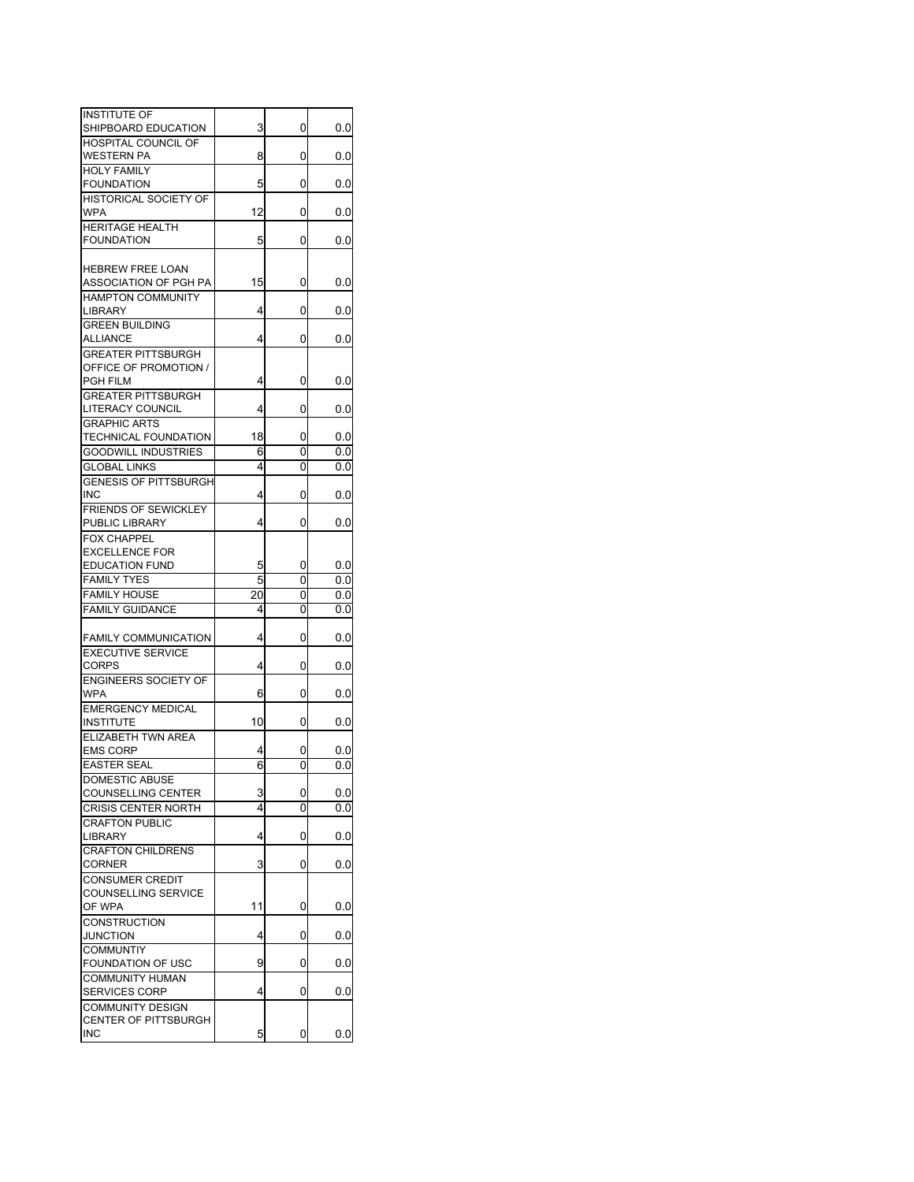| | | | |
|---|---|---|---|
| INSTITUTE OF SHIPBOARD EDUCATION | 3 | 0 | 0.0 |
| HOSPITAL COUNCIL OF WESTERN PA | 8 | 0 | 0.0 |
| HOLY FAMILY FOUNDATION | 5 | 0 | 0.0 |
| HISTORICAL SOCIETY OF WPA | 12 | 0 | 0.0 |
| HERITAGE HEALTH FOUNDATION | 5 | 0 | 0.0 |
| HEBREW FREE LOAN ASSOCIATION OF PGH PA | 15 | 0 | 0.0 |
| HAMPTON COMMUNITY LIBRARY | 4 | 0 | 0.0 |
| GREEN BUILDING ALLIANCE | 4 | 0 | 0.0 |
| GREATER PITTSBURGH OFFICE OF PROMOTION / PGH FILM | 4 | 0 | 0.0 |
| GREATER PITTSBURGH LITERACY COUNCIL | 4 | 0 | 0.0 |
| GRAPHIC ARTS TECHNICAL FOUNDATION | 18 | 0 | 0.0 |
| GOODWILL INDUSTRIES | 6 | 0 | 0.0 |
| GLOBAL LINKS | 4 | 0 | 0.0 |
| GENESIS OF PITTSBURGH INC | 4 | 0 | 0.0 |
| FRIENDS OF SEWICKLEY PUBLIC LIBRARY | 4 | 0 | 0.0 |
| FOX CHAPPEL EXCELLENCE FOR EDUCATION FUND | 5 | 0 | 0.0 |
| FAMILY TYES | 5 | 0 | 0.0 |
| FAMILY HOUSE | 20 | 0 | 0.0 |
| FAMILY GUIDANCE | 4 | 0 | 0.0 |
| FAMILY COMMUNICATION | 4 | 0 | 0.0 |
| EXECUTIVE SERVICE CORPS | 4 | 0 | 0.0 |
| ENGINEERS SOCIETY OF WPA | 6 | 0 | 0.0 |
| EMERGENCY MEDICAL INSTITUTE | 10 | 0 | 0.0 |
| ELIZABETH TWN AREA EMS CORP | 4 | 0 | 0.0 |
| EASTER SEAL | 6 | 0 | 0.0 |
| DOMESTIC ABUSE COUNSELLING CENTER | 3 | 0 | 0.0 |
| CRISIS CENTER NORTH | 4 | 0 | 0.0 |
| CRAFTON PUBLIC LIBRARY | 4 | 0 | 0.0 |
| CRAFTON CHILDRENS CORNER | 3 | 0 | 0.0 |
| CONSUMER CREDIT COUNSELLING SERVICE OF WPA | 11 | 0 | 0.0 |
| CONSTRUCTION JUNCTION | 4 | 0 | 0.0 |
| COMMUNTIY FOUNDATION OF USC | 9 | 0 | 0.0 |
| COMMUNITY HUMAN SERVICES CORP | 4 | 0 | 0.0 |
| COMMUNITY DESIGN CENTER OF PITTSBURGH INC | 5 | 0 | 0.0 |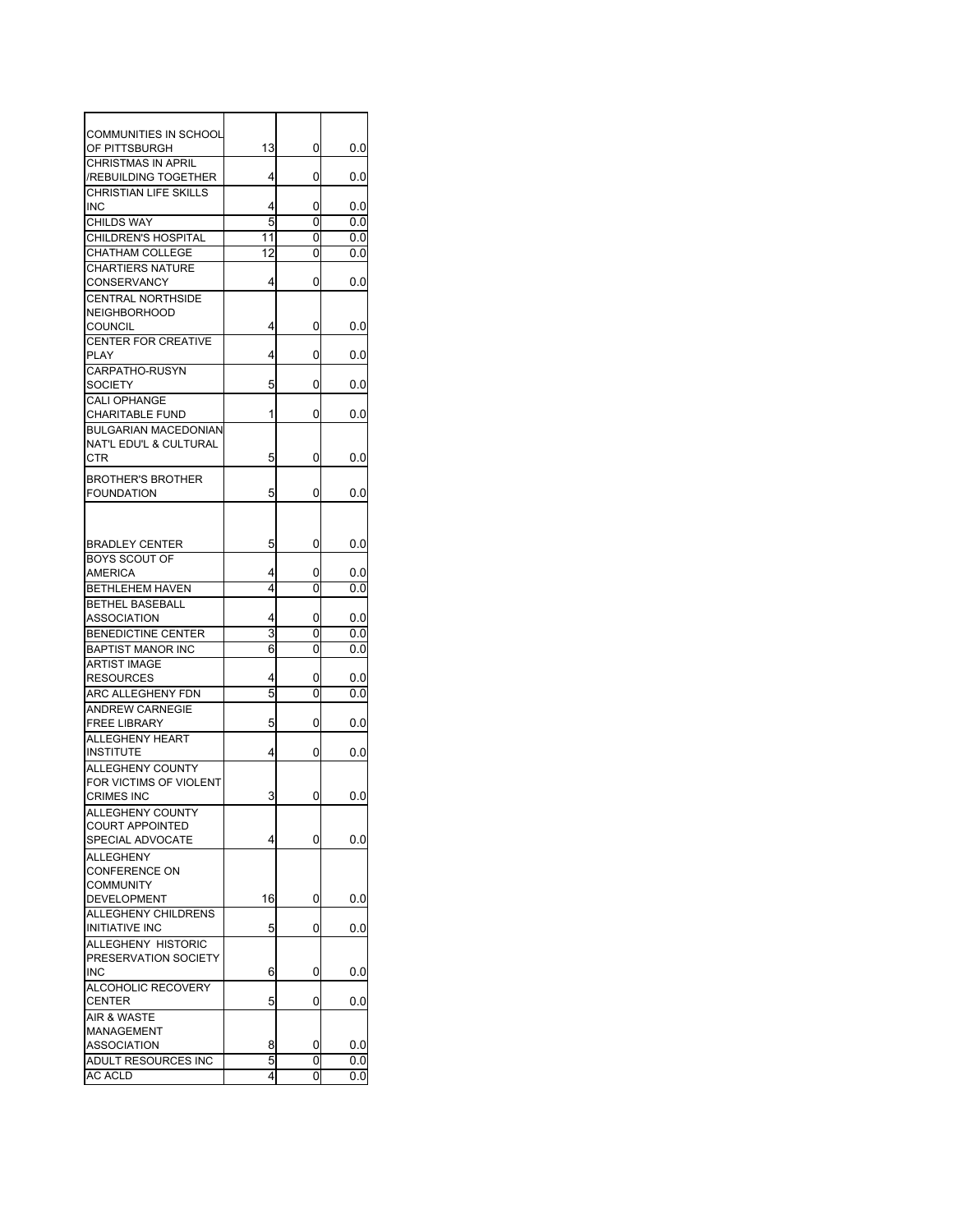| | | | |
|---|---|---|---|
| COMMUNITIES IN SCHOOL OF PITTSBURGH | 13 | 0 | 0.0 |
| CHRISTMAS IN APRIL /REBUILDING TOGETHER | 4 | 0 | 0.0 |
| CHRISTIAN LIFE SKILLS INC | 4 | 0 | 0.0 |
| CHILDS WAY | 5 | 0 | 0.0 |
| CHILDREN'S HOSPITAL | 11 | 0 | 0.0 |
| CHATHAM COLLEGE | 12 | 0 | 0.0 |
| CHARTIERS NATURE CONSERVANCY | 4 | 0 | 0.0 |
| CENTRAL NORTHSIDE NEIGHBORHOOD COUNCIL | 4 | 0 | 0.0 |
| CENTER FOR CREATIVE PLAY | 4 | 0 | 0.0 |
| CARPATHO-RUSYN SOCIETY | 5 | 0 | 0.0 |
| CALI OPHANGE CHARITABLE FUND | 1 | 0 | 0.0 |
| BULGARIAN MACEDONIAN NAT'L EDU'L & CULTURAL CTR | 5 | 0 | 0.0 |
| BROTHER'S BROTHER FOUNDATION | 5 | 0 | 0.0 |
| BRADLEY CENTER | 5 | 0 | 0.0 |
| BOYS SCOUT OF AMERICA | 4 | 0 | 0.0 |
| BETHLEHEM HAVEN | 4 | 0 | 0.0 |
| BETHEL BASEBALL ASSOCIATION | 4 | 0 | 0.0 |
| BENEDICTINE CENTER | 3 | 0 | 0.0 |
| BAPTIST MANOR INC | 6 | 0 | 0.0 |
| ARTIST IMAGE RESOURCES | 4 | 0 | 0.0 |
| ARC ALLEGHENY FDN | 5 | 0 | 0.0 |
| ANDREW CARNEGIE FREE LIBRARY | 5 | 0 | 0.0 |
| ALLEGHENY HEART INSTITUTE | 4 | 0 | 0.0 |
| ALLEGHENY COUNTY FOR VICTIMS OF VIOLENT CRIMES INC | 3 | 0 | 0.0 |
| ALLEGHENY COUNTY COURT APPOINTED SPECIAL ADVOCATE | 4 | 0 | 0.0 |
| ALLEGHENY CONFERENCE ON COMMUNITY DEVELOPMENT | 16 | 0 | 0.0 |
| ALLEGHENY CHILDRENS INITIATIVE INC | 5 | 0 | 0.0 |
| ALLEGHENY HISTORIC PRESERVATION SOCIETY INC | 6 | 0 | 0.0 |
| ALCOHOLIC RECOVERY CENTER | 5 | 0 | 0.0 |
| AIR & WASTE MANAGEMENT ASSOCIATION | 8 | 0 | 0.0 |
| ADULT RESOURCES INC | 5 | 0 | 0.0 |
| AC ACLD | 4 | 0 | 0.0 |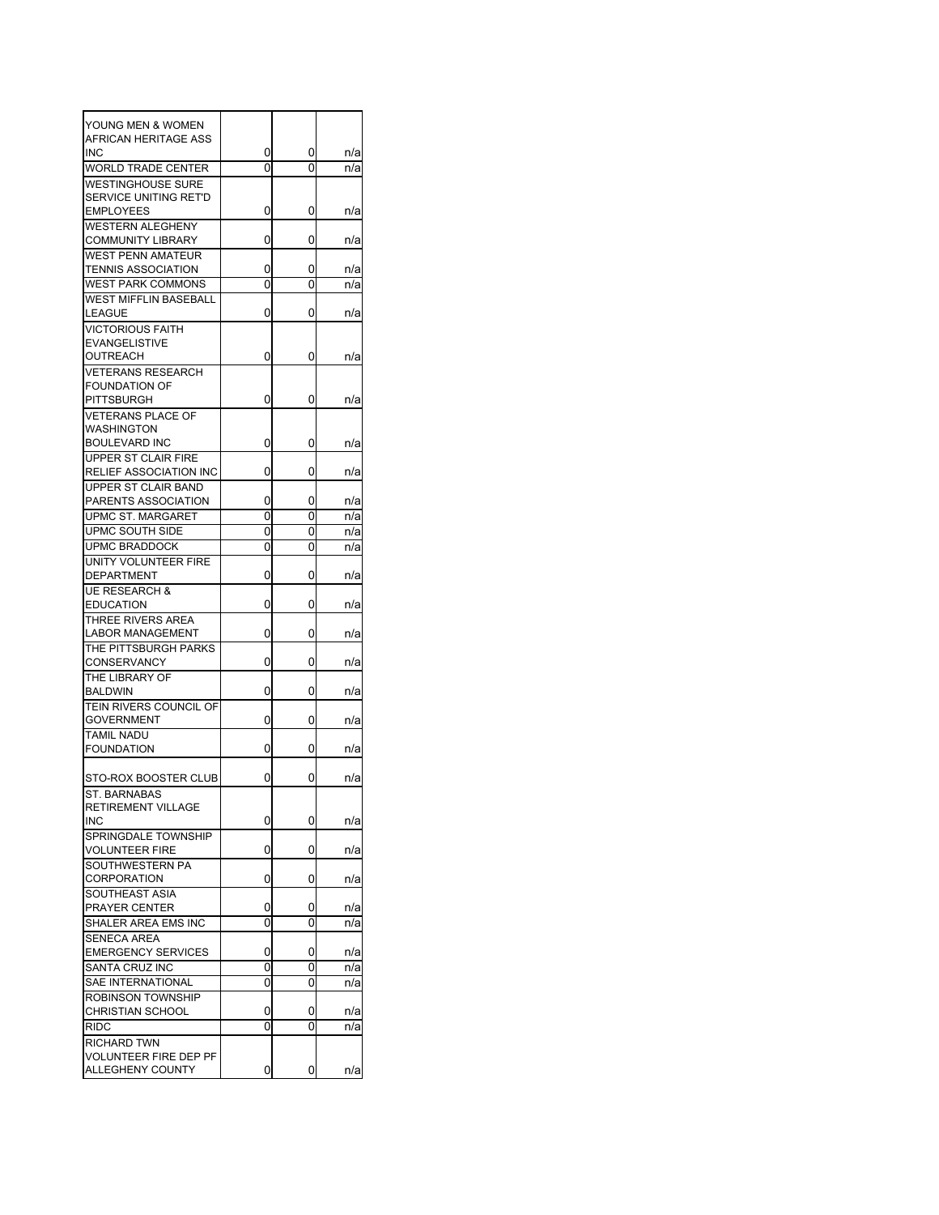| | | | |
|---|---|---|---|
| YOUNG MEN & WOMEN AFRICAN HERITAGE ASS INC | 0 | 0 | n/a |
| WORLD TRADE CENTER | 0 | 0 | n/a |
| WESTINGHOUSE SURE SERVICE UNITING RET'D EMPLOYEES | 0 | 0 | n/a |
| WESTERN ALEGHENY COMMUNITY LIBRARY | 0 | 0 | n/a |
| WEST PENN AMATEUR TENNIS ASSOCIATION | 0 | 0 | n/a |
| WEST PARK COMMONS | 0 | 0 | n/a |
| WEST MIFFLIN BASEBALL LEAGUE | 0 | 0 | n/a |
| VICTORIOUS FAITH EVANGELISTIVE OUTREACH | 0 | 0 | n/a |
| VETERANS RESEARCH FOUNDATION OF PITTSBURGH | 0 | 0 | n/a |
| VETERANS PLACE OF WASHINGTON BOULEVARD INC | 0 | 0 | n/a |
| UPPER ST CLAIR FIRE RELIEF ASSOCIATION INC | 0 | 0 | n/a |
| UPPER ST CLAIR BAND PARENTS ASSOCIATION | 0 | 0 | n/a |
| UPMC ST. MARGARET | 0 | 0 | n/a |
| UPMC SOUTH SIDE | 0 | 0 | n/a |
| UPMC BRADDOCK | 0 | 0 | n/a |
| UNITY VOLUNTEER FIRE DEPARTMENT | 0 | 0 | n/a |
| UE RESEARCH & EDUCATION | 0 | 0 | n/a |
| THREE RIVERS AREA LABOR MANAGEMENT | 0 | 0 | n/a |
| THE PITTSBURGH PARKS CONSERVANCY | 0 | 0 | n/a |
| THE LIBRARY OF BALDWIN | 0 | 0 | n/a |
| TEIN RIVERS COUNCIL OF GOVERNMENT | 0 | 0 | n/a |
| TAMIL NADU FOUNDATION | 0 | 0 | n/a |
| STO-ROX BOOSTER CLUB | 0 | 0 | n/a |
| ST. BARNABAS RETIREMENT VILLAGE INC | 0 | 0 | n/a |
| SPRINGDALE TOWNSHIP VOLUNTEER FIRE | 0 | 0 | n/a |
| SOUTHWESTERN PA CORPORATION | 0 | 0 | n/a |
| SOUTHEAST ASIA PRAYER CENTER | 0 | 0 | n/a |
| SHALER AREA EMS INC | 0 | 0 | n/a |
| SENECA AREA EMERGENCY SERVICES | 0 | 0 | n/a |
| SANTA CRUZ INC | 0 | 0 | n/a |
| SAE INTERNATIONAL | 0 | 0 | n/a |
| ROBINSON TOWNSHIP CHRISTIAN SCHOOL | 0 | 0 | n/a |
| RIDC | 0 | 0 | n/a |
| RICHARD TWN VOLUNTEER FIRE DEP PF ALLEGHENY COUNTY | 0 | 0 | n/a |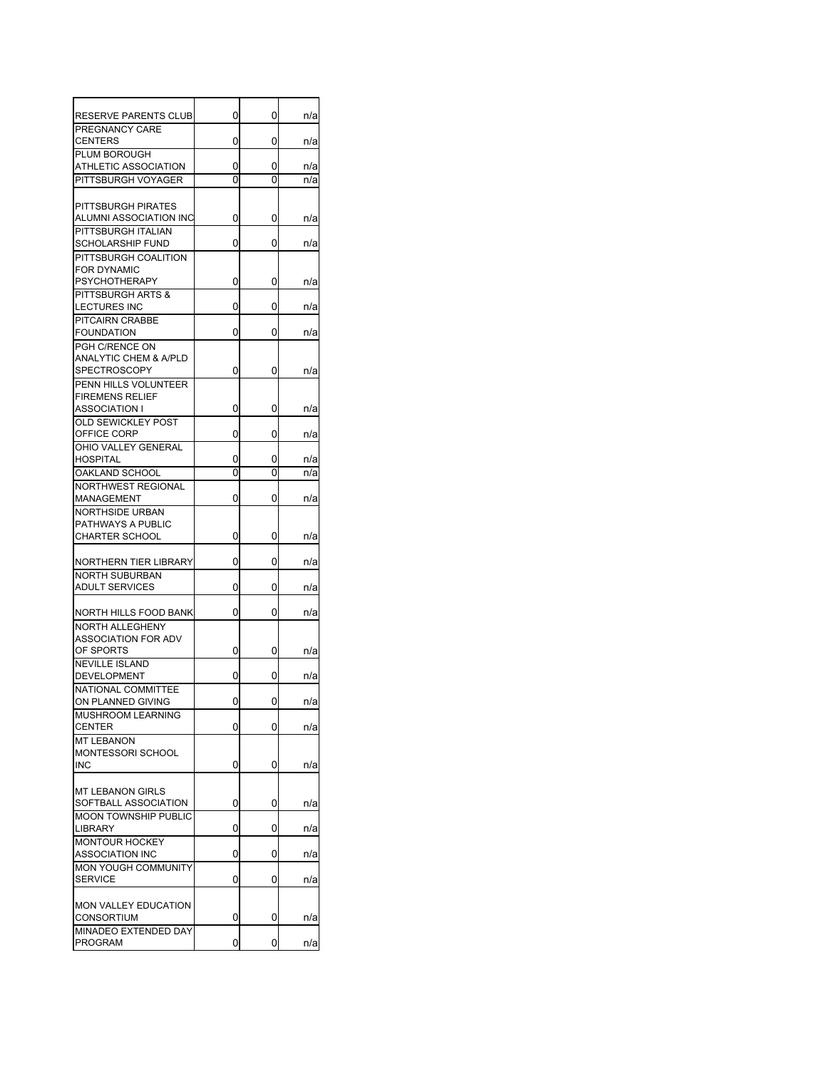| | | | |
|---|---|---|---|
| RESERVE PARENTS CLUB | 0 | 0 | n/a |
| PREGNANCY CARE CENTERS | 0 | 0 | n/a |
| PLUM BOROUGH ATHLETIC ASSOCIATION | 0 | 0 | n/a |
| PITTSBURGH VOYAGER | 0 | 0 | n/a |
| PITTSBURGH PIRATES ALUMNI ASSOCIATION INC | 0 | 0 | n/a |
| PITTSBURGH ITALIAN SCHOLARSHIP FUND | 0 | 0 | n/a |
| PITTSBURGH COALITION FOR DYNAMIC PSYCHOTHERAPY | 0 | 0 | n/a |
| PITTSBURGH ARTS & LECTURES INC | 0 | 0 | n/a |
| PITCAIRN CRABBE FOUNDATION | 0 | 0 | n/a |
| PGH C/RENCE ON ANALYTIC CHEM & A/PLD SPECTROSCOPY | 0 | 0 | n/a |
| PENN HILLS VOLUNTEER FIREMENS RELIEF ASSOCIATION I | 0 | 0 | n/a |
| OLD SEWICKLEY POST OFFICE CORP | 0 | 0 | n/a |
| OHIO VALLEY GENERAL HOSPITAL | 0 | 0 | n/a |
| OAKLAND SCHOOL | 0 | 0 | n/a |
| NORTHWEST REGIONAL MANAGEMENT | 0 | 0 | n/a |
| NORTHSIDE URBAN PATHWAYS A PUBLIC CHARTER SCHOOL | 0 | 0 | n/a |
| NORTHERN TIER LIBRARY | 0 | 0 | n/a |
| NORTH SUBURBAN ADULT SERVICES | 0 | 0 | n/a |
| NORTH HILLS FOOD BANK | 0 | 0 | n/a |
| NORTH ALLEGHENY ASSOCIATION FOR ADV OF SPORTS | 0 | 0 | n/a |
| NEVILLE ISLAND DEVELOPMENT | 0 | 0 | n/a |
| NATIONAL COMMITTEE ON PLANNED GIVING | 0 | 0 | n/a |
| MUSHROOM LEARNING CENTER | 0 | 0 | n/a |
| MT LEBANON MONTESSORI SCHOOL INC | 0 | 0 | n/a |
| MT LEBANON GIRLS SOFTBALL ASSOCIATION | 0 | 0 | n/a |
| MOON TOWNSHIP PUBLIC LIBRARY | 0 | 0 | n/a |
| MONTOUR HOCKEY ASSOCIATION INC | 0 | 0 | n/a |
| MON YOUGH COMMUNITY SERVICE | 0 | 0 | n/a |
| MON VALLEY EDUCATION CONSORTIUM | 0 | 0 | n/a |
| MINADEO EXTENDED DAY PROGRAM | 0 | 0 | n/a |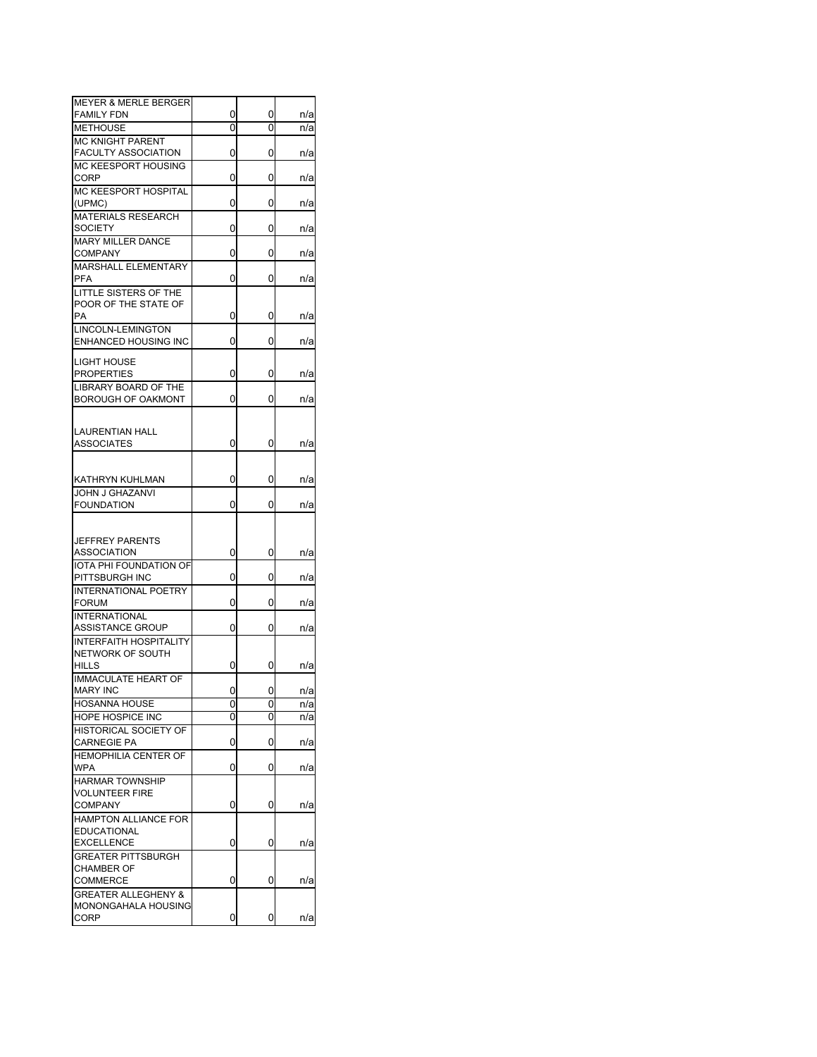| | | | |
|---|---|---|---|
| MEYER & MERLE BERGER FAMILY FDN | 0 | 0 | n/a |
| METHOUSE | 0 | 0 | n/a |
| MC KNIGHT PARENT FACULTY ASSOCIATION | 0 | 0 | n/a |
| MC KEESPORT HOUSING CORP | 0 | 0 | n/a |
| MC KEESPORT HOSPITAL (UPMC) | 0 | 0 | n/a |
| MATERIALS RESEARCH SOCIETY | 0 | 0 | n/a |
| MARY MILLER DANCE COMPANY | 0 | 0 | n/a |
| MARSHALL ELEMENTARY PFA | 0 | 0 | n/a |
| LITTLE SISTERS OF THE POOR OF THE STATE OF PA | 0 | 0 | n/a |
| LINCOLN-LEMINGTON ENHANCED HOUSING INC | 0 | 0 | n/a |
| LIGHT HOUSE PROPERTIES | 0 | 0 | n/a |
| LIBRARY BOARD OF THE BOROUGH OF OAKMONT | 0 | 0 | n/a |
| LAURENTIAN HALL ASSOCIATES | 0 | 0 | n/a |
| KATHRYN KUHLMAN | 0 | 0 | n/a |
| JOHN J GHAZANVI FOUNDATION | 0 | 0 | n/a |
| JEFFREY PARENTS ASSOCIATION | 0 | 0 | n/a |
| IOTA PHI FOUNDATION OF PITTSBURGH INC | 0 | 0 | n/a |
| INTERNATIONAL POETRY FORUM | 0 | 0 | n/a |
| INTERNATIONAL ASSISTANCE GROUP | 0 | 0 | n/a |
| INTERFAITH HOSPITALITY NETWORK OF SOUTH HILLS | 0 | 0 | n/a |
| IMMACULATE HEART OF MARY INC | 0 | 0 | n/a |
| HOSANNA HOUSE | 0 | 0 | n/a |
| HOPE HOSPICE INC | 0 | 0 | n/a |
| HISTORICAL SOCIETY OF CARNEGIE PA | 0 | 0 | n/a |
| HEMOPHILIA CENTER OF WPA | 0 | 0 | n/a |
| HARMAR TOWNSHIP VOLUNTEER FIRE COMPANY | 0 | 0 | n/a |
| HAMPTON ALLIANCE FOR EDUCATIONAL EXCELLENCE | 0 | 0 | n/a |
| GREATER PITTSBURGH CHAMBER OF COMMERCE | 0 | 0 | n/a |
| GREATER ALLEGHENY & MONONGAHALA HOUSING CORP | 0 | 0 | n/a |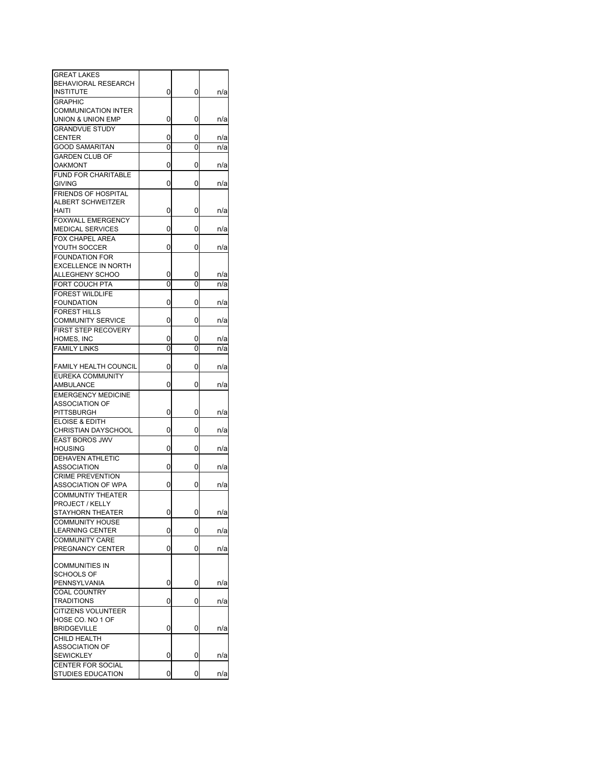| | | | |
|---|---|---|---|
| GREAT LAKES BEHAVIORAL RESEARCH INSTITUTE | 0 | 0 | n/a |
| GRAPHIC COMMUNICATION INTER UNION & UNION EMP | 0 | 0 | n/a |
| GRANDVUE STUDY CENTER | 0 | 0 | n/a |
| GOOD SAMARITAN | 0 | 0 | n/a |
| GARDEN CLUB OF OAKMONT | 0 | 0 | n/a |
| FUND FOR CHARITABLE GIVING | 0 | 0 | n/a |
| FRIENDS OF HOSPITAL ALBERT SCHWEITZER HAITI | 0 | 0 | n/a |
| FOXWALL EMERGENCY MEDICAL SERVICES | 0 | 0 | n/a |
| FOX CHAPEL AREA YOUTH SOCCER | 0 | 0 | n/a |
| FOUNDATION FOR EXCELLENCE IN NORTH ALLEGHENY SCHOO | 0 | 0 | n/a |
| FORT COUCH PTA | 0 | 0 | n/a |
| FOREST WILDLIFE FOUNDATION | 0 | 0 | n/a |
| FOREST HILLS COMMUNITY SERVICE | 0 | 0 | n/a |
| FIRST STEP RECOVERY HOMES, INC | 0 | 0 | n/a |
| FAMILY LINKS | 0 | 0 | n/a |
| FAMILY HEALTH COUNCIL | 0 | 0 | n/a |
| EUREKA COMMUNITY AMBULANCE | 0 | 0 | n/a |
| EMERGENCY MEDICINE ASSOCIATION OF PITTSBURGH | 0 | 0 | n/a |
| ELOISE & EDITH CHRISTIAN DAYSCHOOL | 0 | 0 | n/a |
| EAST BOROS JWV HOUSING | 0 | 0 | n/a |
| DEHAVEN ATHLETIC ASSOCIATION | 0 | 0 | n/a |
| CRIME PREVENTION ASSOCIATION OF WPA | 0 | 0 | n/a |
| COMMUNTIY THEATER PROJECT / KELLY STAYHORN THEATER | 0 | 0 | n/a |
| COMMUNITY HOUSE LEARNING CENTER | 0 | 0 | n/a |
| COMMUNITY CARE PREGNANCY CENTER | 0 | 0 | n/a |
| COMMUNITIES IN SCHOOLS OF PENNSYLVANIA | 0 | 0 | n/a |
| COAL COUNTRY TRADITIONS | 0 | 0 | n/a |
| CITIZENS VOLUNTEER HOSE CO. NO 1 OF BRIDGEVILLE | 0 | 0 | n/a |
| CHILD HEALTH ASSOCIATION OF SEWICKLEY | 0 | 0 | n/a |
| CENTER FOR SOCIAL STUDIES EDUCATION | 0 | 0 | n/a |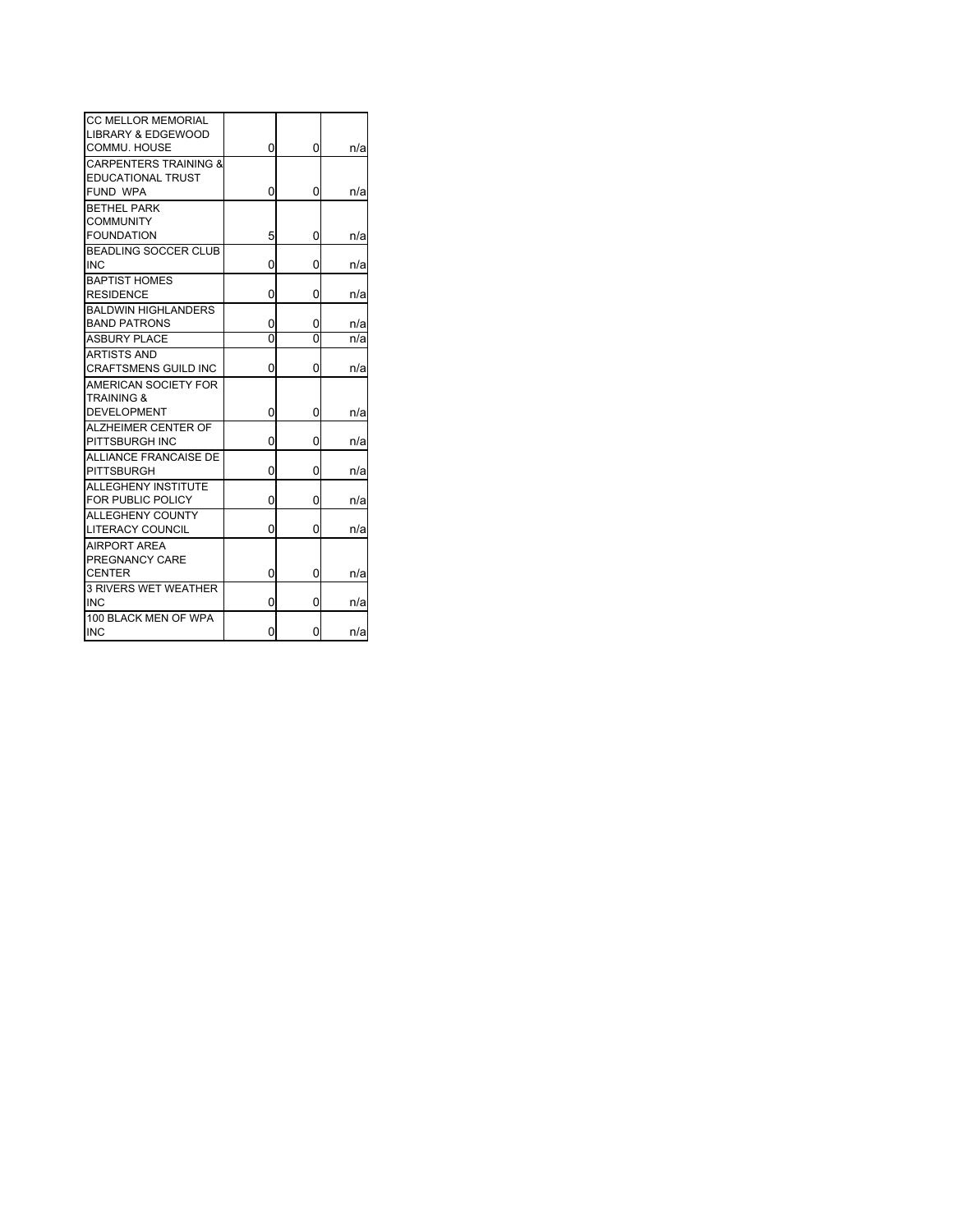| | | | |
|---|---|---|---|
| CC MELLOR MEMORIAL LIBRARY & EDGEWOOD COMMU. HOUSE | 0 | 0 | n/a |
| CARPENTERS TRAINING & EDUCATIONAL TRUST FUND WPA | 0 | 0 | n/a |
| BETHEL PARK COMMUNITY FOUNDATION | 5 | 0 | n/a |
| BEADLING SOCCER CLUB INC | 0 | 0 | n/a |
| BAPTIST HOMES RESIDENCE | 0 | 0 | n/a |
| BALDWIN HIGHLANDERS BAND PATRONS | 0 | 0 | n/a |
| ASBURY PLACE | 0 | 0 | n/a |
| ARTISTS AND CRAFTSMENS GUILD INC | 0 | 0 | n/a |
| AMERICAN SOCIETY FOR TRAINING & DEVELOPMENT | 0 | 0 | n/a |
| ALZHEIMER CENTER OF PITTSBURGH INC | 0 | 0 | n/a |
| ALLIANCE FRANCAISE DE PITTSBURGH | 0 | 0 | n/a |
| ALLEGHENY INSTITUTE FOR PUBLIC POLICY | 0 | 0 | n/a |
| ALLEGHENY COUNTY LITERACY COUNCIL | 0 | 0 | n/a |
| AIRPORT AREA PREGNANCY CARE CENTER | 0 | 0 | n/a |
| 3 RIVERS WET WEATHER INC | 0 | 0 | n/a |
| 100 BLACK MEN OF WPA INC | 0 | 0 | n/a |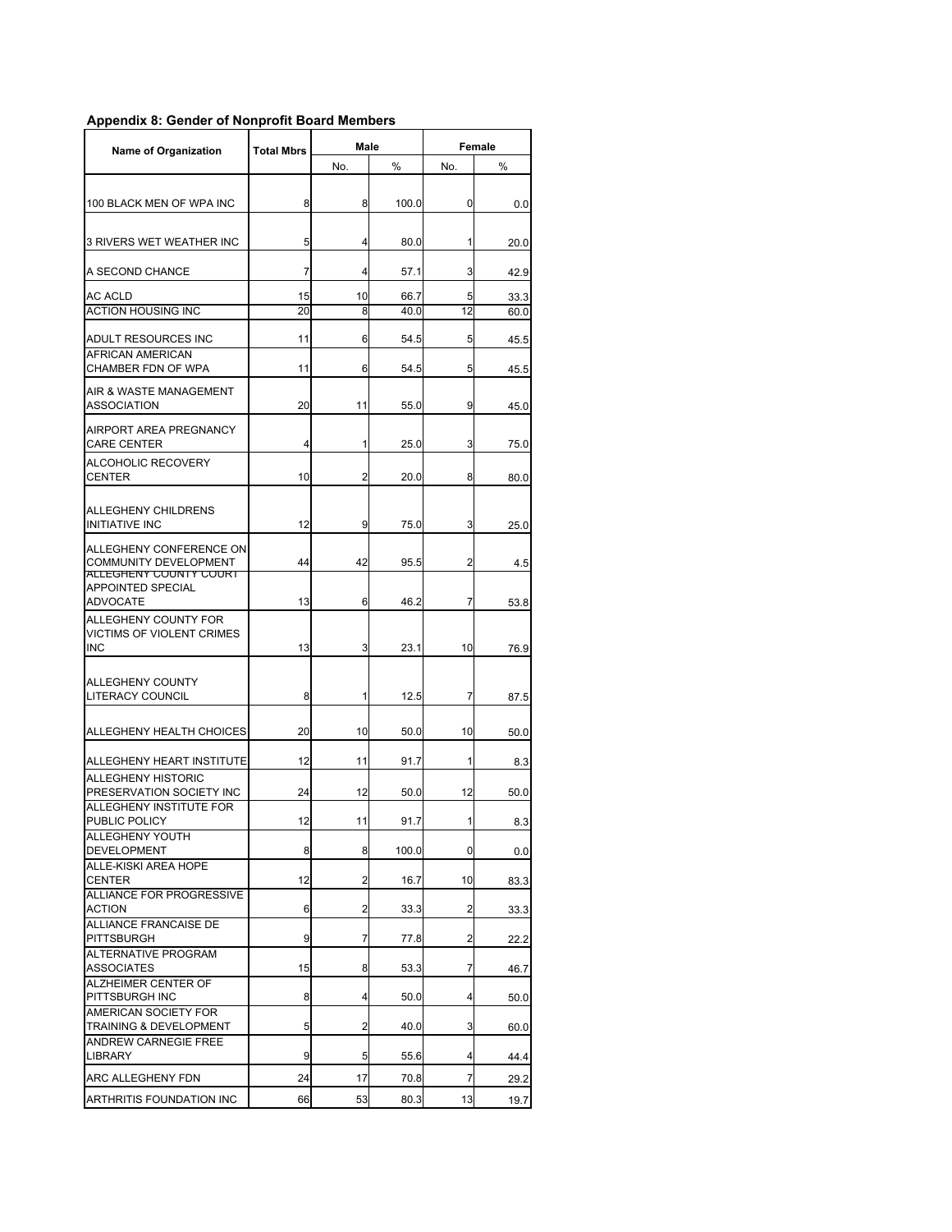**Appendix 8: Gender of Nonprofit Board Members**

| Name of Organization | Total Mbrs | Male | | Female | |
|---|---|---|---|---|---|
| | | No. | % | No. | % |
| 100 BLACK MEN OF WPA INC | 8 | 8 | 100.0 | 0 | 0.0 |
| 3 RIVERS WET WEATHER INC | 5 | 4 | 80.0 | 1 | 20.0 |
| A SECOND CHANCE | 7 | 4 | 57.1 | 3 | 42.9 |
| AC ACLD | 15 | 10 | 66.7 | 5 | 33.3 |
| ACTION HOUSING INC | 20 | 8 | 40.0 | 12 | 60.0 |
| ADULT RESOURCES INC | 11 | 6 | 54.5 | 5 | 45.5 |
| AFRICAN AMERICAN CHAMBER FDN OF WPA | 11 | 6 | 54.5 | 5 | 45.5 |
| AIR & WASTE MANAGEMENT ASSOCIATION | 20 | 11 | 55.0 | 9 | 45.0 |
| AIRPORT AREA PREGNANCY CARE CENTER | 4 | 1 | 25.0 | 3 | 75.0 |
| ALCOHOLIC RECOVERY CENTER | 10 | 2 | 20.0 | 8 | 80.0 |
| ALLEGHENY CHILDRENS INITIATIVE INC | 12 | 9 | 75.0 | 3 | 25.0 |
| ALLEGHENY CONFERENCE ON COMMUNITY DEVELOPMENT | 44 | 42 | 95.5 | 2 | 4.5 |
| ALLEGHENY COUNTY COURT APPOINTED SPECIAL ADVOCATE | 13 | 6 | 46.2 | 7 | 53.8 |
| ALLEGHENY COUNTY FOR VICTIMS OF VIOLENT CRIMES INC | 13 | 3 | 23.1 | 10 | 76.9 |
| ALLEGHENY COUNTY LITERACY COUNCIL | 8 | 1 | 12.5 | 7 | 87.5 |
| ALLEGHENY HEALTH CHOICES | 20 | 10 | 50.0 | 10 | 50.0 |
| ALLEGHENY HEART INSTITUTE | 12 | 11 | 91.7 | 1 | 8.3 |
| ALLEGHENY HISTORIC PRESERVATION SOCIETY INC | 24 | 12 | 50.0 | 12 | 50.0 |
| ALLEGHENY INSTITUTE FOR PUBLIC POLICY | 12 | 11 | 91.7 | 1 | 8.3 |
| ALLEGHENY YOUTH DEVELOPMENT | 8 | 8 | 100.0 | 0 | 0.0 |
| ALLE-KISKI AREA HOPE CENTER | 12 | 2 | 16.7 | 10 | 83.3 |
| ALLIANCE FOR PROGRESSIVE ACTION | 6 | 2 | 33.3 | 2 | 33.3 |
| ALLIANCE FRANCAISE DE PITTSBURGH | 9 | 7 | 77.8 | 2 | 22.2 |
| ALTERNATIVE PROGRAM ASSOCIATES | 15 | 8 | 53.3 | 7 | 46.7 |
| ALZHEIMER CENTER OF PITTSBURGH INC | 8 | 4 | 50.0 | 4 | 50.0 |
| AMERICAN SOCIETY FOR TRAINING & DEVELOPMENT | 5 | 2 | 40.0 | 3 | 60.0 |
| ANDREW CARNEGIE FREE LIBRARY | 9 | 5 | 55.6 | 4 | 44.4 |
| ARC ALLEGHENY FDN | 24 | 17 | 70.8 | 7 | 29.2 |
| ARTHRITIS FOUNDATION INC | 66 | 53 | 80.3 | 13 | 19.7 |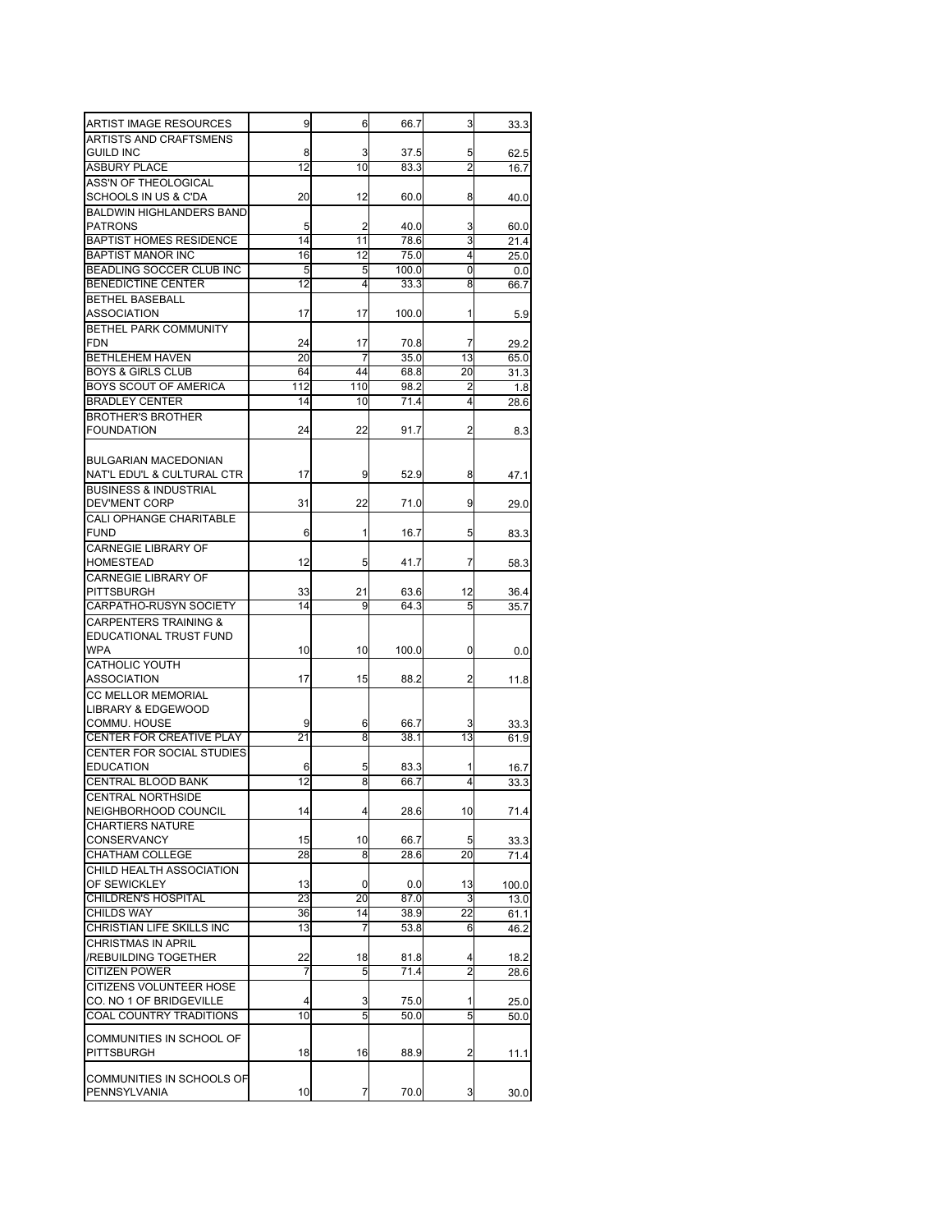| | | | | | |
|---|---|---|---|---|---|
| ARTIST IMAGE RESOURCES | 9 | 6 | 66.7 | 3 | 33.3 |
| ARTISTS AND CRAFTSMENS GUILD INC | 8 | 3 | 37.5 | 5 | 62.5 |
| ASBURY PLACE | 12 | 10 | 83.3 | 2 | 16.7 |
| ASS'N OF THEOLOGICAL SCHOOLS IN US & C'DA | 20 | 12 | 60.0 | 8 | 40.0 |
| BALDWIN HIGHLANDERS BAND PATRONS | 5 | 2 | 40.0 | 3 | 60.0 |
| BAPTIST HOMES RESIDENCE | 14 | 11 | 78.6 | 3 | 21.4 |
| BAPTIST MANOR INC | 16 | 12 | 75.0 | 4 | 25.0 |
| BEADLING SOCCER CLUB INC | 5 | 5 | 100.0 | 0 | 0.0 |
| BENEDICTINE CENTER | 12 | 4 | 33.3 | 8 | 66.7 |
| BETHEL BASEBALL ASSOCIATION | 17 | 17 | 100.0 | 1 | 5.9 |
| BETHEL PARK COMMUNITY FDN | 24 | 17 | 70.8 | 7 | 29.2 |
| BETHLEHEM HAVEN | 20 | 7 | 35.0 | 13 | 65.0 |
| BOYS & GIRLS CLUB | 64 | 44 | 68.8 | 20 | 31.3 |
| BOYS SCOUT OF AMERICA | 112 | 110 | 98.2 | 2 | 1.8 |
| BRADLEY CENTER | 14 | 10 | 71.4 | 4 | 28.6 |
| BROTHER'S BROTHER FOUNDATION | 24 | 22 | 91.7 | 2 | 8.3 |
| BULGARIAN MACEDONIAN NAT'L EDU'L & CULTURAL CTR | 17 | 9 | 52.9 | 8 | 47.1 |
| BUSINESS & INDUSTRIAL DEV'MENT CORP | 31 | 22 | 71.0 | 9 | 29.0 |
| CALI OPHANGE CHARITABLE FUND | 6 | 1 | 16.7 | 5 | 83.3 |
| CARNEGIE LIBRARY OF HOMESTEAD | 12 | 5 | 41.7 | 7 | 58.3 |
| CARNEGIE LIBRARY OF PITTSBURGH | 33 | 21 | 63.6 | 12 | 36.4 |
| CARPATHO-RUSYN SOCIETY | 14 | 9 | 64.3 | 5 | 35.7 |
| CARPENTERS TRAINING & EDUCATIONAL TRUST FUND WPA | 10 | 10 | 100.0 | 0 | 0.0 |
| CATHOLIC YOUTH ASSOCIATION | 17 | 15 | 88.2 | 2 | 11.8 |
| CC MELLOR MEMORIAL LIBRARY & EDGEWOOD COMMU. HOUSE | 9 | 6 | 66.7 | 3 | 33.3 |
| CENTER FOR CREATIVE PLAY | 21 | 8 | 38.1 | 13 | 61.9 |
| CENTER FOR SOCIAL STUDIES EDUCATION | 6 | 5 | 83.3 | 1 | 16.7 |
| CENTRAL BLOOD BANK | 12 | 8 | 66.7 | 4 | 33.3 |
| CENTRAL NORTHSIDE NEIGHBORHOOD COUNCIL | 14 | 4 | 28.6 | 10 | 71.4 |
| CHARTIERS NATURE CONSERVANCY | 15 | 10 | 66.7 | 5 | 33.3 |
| CHATHAM COLLEGE | 28 | 8 | 28.6 | 20 | 71.4 |
| CHILD HEALTH ASSOCIATION OF SEWICKLEY | 13 | 0 | 0.0 | 13 | 100.0 |
| CHILDREN'S HOSPITAL | 23 | 20 | 87.0 | 3 | 13.0 |
| CHILDS WAY | 36 | 14 | 38.9 | 22 | 61.1 |
| CHRISTIAN LIFE SKILLS INC | 13 | 7 | 53.8 | 6 | 46.2 |
| CHRISTMAS IN APRIL /REBUILDING TOGETHER | 22 | 18 | 81.8 | 4 | 18.2 |
| CITIZEN POWER | 7 | 5 | 71.4 | 2 | 28.6 |
| CITIZENS VOLUNTEER HOSE CO. NO 1 OF BRIDGEVILLE | 4 | 3 | 75.0 | 1 | 25.0 |
| COAL COUNTRY TRADITIONS | 10 | 5 | 50.0 | 5 | 50.0 |
| COMMUNITIES IN SCHOOL OF PITTSBURGH | 18 | 16 | 88.9 | 2 | 11.1 |
| COMMUNITIES IN SCHOOLS OF PENNSYLVANIA | 10 | 7 | 70.0 | 3 | 30.0 |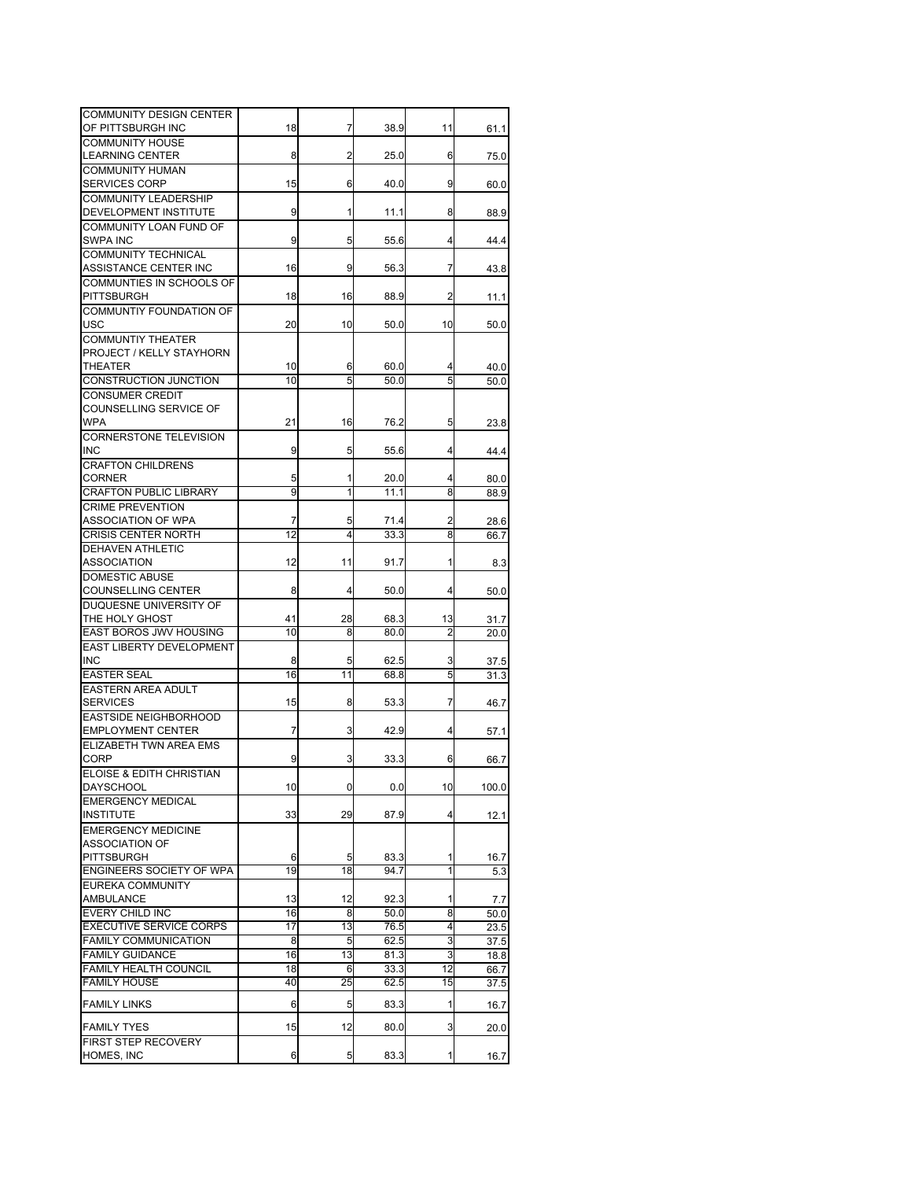| | | | | | |
|---|---|---|---|---|---|
| COMMUNITY DESIGN CENTER OF PITTSBURGH INC | 18 | 7 | 38.9 | 11 | 61.1 |
| COMMUNITY HOUSE LEARNING CENTER | 8 | 2 | 25.0 | 6 | 75.0 |
| COMMUNITY HUMAN SERVICES CORP | 15 | 6 | 40.0 | 9 | 60.0 |
| COMMUNITY LEADERSHIP DEVELOPMENT INSTITUTE | 9 | 1 | 11.1 | 8 | 88.9 |
| COMMUNITY LOAN FUND OF SWPA INC | 9 | 5 | 55.6 | 4 | 44.4 |
| COMMUNITY TECHNICAL ASSISTANCE CENTER INC | 16 | 9 | 56.3 | 7 | 43.8 |
| COMMUNTIES IN SCHOOLS OF PITTSBURGH | 18 | 16 | 88.9 | 2 | 11.1 |
| COMMUNTIY FOUNDATION OF USC | 20 | 10 | 50.0 | 10 | 50.0 |
| COMMUNTIY THEATER PROJECT / KELLY STAYHORN THEATER | 10 | 6 | 60.0 | 4 | 40.0 |
| CONSTRUCTION JUNCTION | 10 | 5 | 50.0 | 5 | 50.0 |
| CONSUMER CREDIT COUNSELLING SERVICE OF WPA | 21 | 16 | 76.2 | 5 | 23.8 |
| CORNERSTONE TELEVISION INC | 9 | 5 | 55.6 | 4 | 44.4 |
| CRAFTON CHILDRENS CORNER | 5 | 1 | 20.0 | 4 | 80.0 |
| CRAFTON PUBLIC LIBRARY | 9 | 1 | 11.1 | 8 | 88.9 |
| CRIME PREVENTION ASSOCIATION OF WPA | 7 | 5 | 71.4 | 2 | 28.6 |
| CRISIS CENTER NORTH | 12 | 4 | 33.3 | 8 | 66.7 |
| DEHAVEN ATHLETIC ASSOCIATION | 12 | 11 | 91.7 | 1 | 8.3 |
| DOMESTIC ABUSE COUNSELLING CENTER | 8 | 4 | 50.0 | 4 | 50.0 |
| DUQUESNE UNIVERSITY OF THE HOLY GHOST | 41 | 28 | 68.3 | 13 | 31.7 |
| EAST BOROS JWV HOUSING | 10 | 8 | 80.0 | 2 | 20.0 |
| EAST LIBERTY DEVELOPMENT INC | 8 | 5 | 62.5 | 3 | 37.5 |
| EASTER SEAL | 16 | 11 | 68.8 | 5 | 31.3 |
| EASTERN AREA ADULT SERVICES | 15 | 8 | 53.3 | 7 | 46.7 |
| EASTSIDE NEIGHBORHOOD EMPLOYMENT CENTER | 7 | 3 | 42.9 | 4 | 57.1 |
| ELIZABETH TWN AREA EMS CORP | 9 | 3 | 33.3 | 6 | 66.7 |
| ELOISE & EDITH CHRISTIAN DAYSCHOOL | 10 | 0 | 0.0 | 10 | 100.0 |
| EMERGENCY MEDICAL INSTITUTE | 33 | 29 | 87.9 | 4 | 12.1 |
| EMERGENCY MEDICINE ASSOCIATION OF PITTSBURGH | 6 | 5 | 83.3 | 1 | 16.7 |
| ENGINEERS SOCIETY OF WPA | 19 | 18 | 94.7 | 1 | 5.3 |
| EUREKA COMMUNITY AMBULANCE | 13 | 12 | 92.3 | 1 | 7.7 |
| EVERY CHILD INC | 16 | 8 | 50.0 | 8 | 50.0 |
| EXECUTIVE SERVICE CORPS | 17 | 13 | 76.5 | 4 | 23.5 |
| FAMILY COMMUNICATION | 8 | 5 | 62.5 | 3 | 37.5 |
| FAMILY GUIDANCE | 16 | 13 | 81.3 | 3 | 18.8 |
| FAMILY HEALTH COUNCIL | 18 | 6 | 33.3 | 12 | 66.7 |
| FAMILY HOUSE | 40 | 25 | 62.5 | 15 | 37.5 |
| FAMILY LINKS | 6 | 5 | 83.3 | 1 | 16.7 |
| FAMILY TYES | 15 | 12 | 80.0 | 3 | 20.0 |
| FIRST STEP RECOVERY HOMES, INC | 6 | 5 | 83.3 | 1 | 16.7 |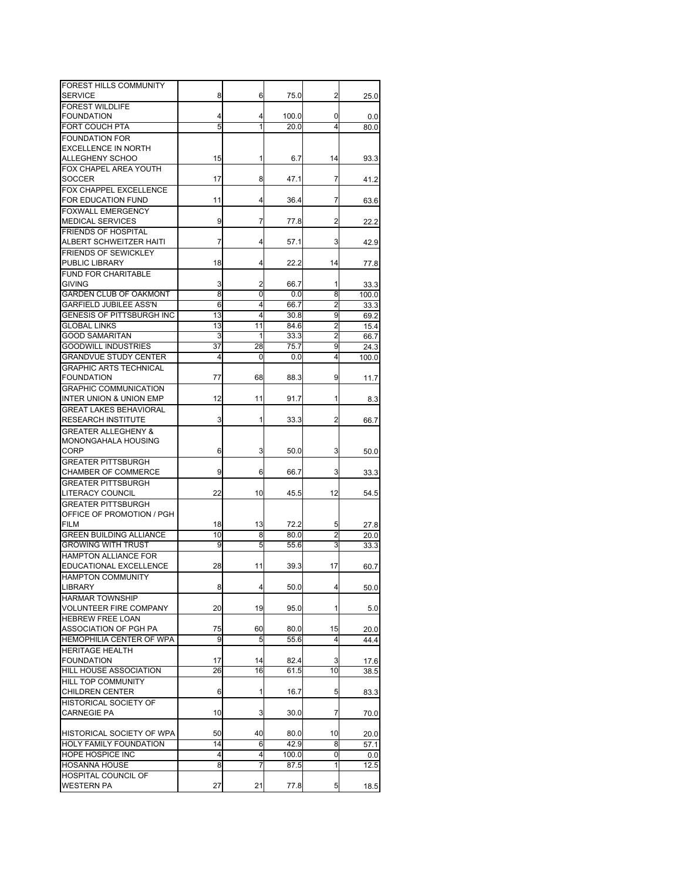| | | | | | |
|---|---|---|---|---|---|
| FOREST HILLS COMMUNITY SERVICE | 8 | 6 | 75.0 | 2 | 25.0 |
| FOREST WILDLIFE FOUNDATION | 4 | 4 | 100.0 | 0 | 0.0 |
| FORT COUCH PTA | 5 | 1 | 20.0 | 4 | 80.0 |
| FOUNDATION FOR EXCELLENCE IN NORTH ALLEGHENY SCHOO | 15 | 1 | 6.7 | 14 | 93.3 |
| FOX CHAPEL AREA YOUTH SOCCER | 17 | 8 | 47.1 | 7 | 41.2 |
| FOX CHAPPEL EXCELLENCE FOR EDUCATION FUND | 11 | 4 | 36.4 | 7 | 63.6 |
| FOXWALL EMERGENCY MEDICAL SERVICES | 9 | 7 | 77.8 | 2 | 22.2 |
| FRIENDS OF HOSPITAL ALBERT SCHWEITZER HAITI | 7 | 4 | 57.1 | 3 | 42.9 |
| FRIENDS OF SEWICKLEY PUBLIC LIBRARY | 18 | 4 | 22.2 | 14 | 77.8 |
| FUND FOR CHARITABLE GIVING | 3 | 2 | 66.7 | 1 | 33.3 |
| GARDEN CLUB OF OAKMONT | 8 | 0 | 0.0 | 8 | 100.0 |
| GARFIELD JUBILEE ASS'N | 6 | 4 | 66.7 | 2 | 33.3 |
| GENESIS OF PITTSBURGH INC | 13 | 4 | 30.8 | 9 | 69.2 |
| GLOBAL LINKS | 13 | 11 | 84.6 | 2 | 15.4 |
| GOOD SAMARITAN | 3 | 1 | 33.3 | 2 | 66.7 |
| GOODWILL INDUSTRIES | 37 | 28 | 75.7 | 9 | 24.3 |
| GRANDVUE STUDY CENTER | 4 | 0 | 0.0 | 4 | 100.0 |
| GRAPHIC ARTS TECHNICAL FOUNDATION | 77 | 68 | 88.3 | 9 | 11.7 |
| GRAPHIC COMMUNICATION INTER UNION & UNION EMP | 12 | 11 | 91.7 | 1 | 8.3 |
| GREAT LAKES BEHAVIORAL RESEARCH INSTITUTE | 3 | 1 | 33.3 | 2 | 66.7 |
| GREATER ALLEGHENY & MONONGAHALA HOUSING CORP | 6 | 3 | 50.0 | 3 | 50.0 |
| GREATER PITTSBURGH CHAMBER OF COMMERCE | 9 | 6 | 66.7 | 3 | 33.3 |
| GREATER PITTSBURGH LITERACY COUNCIL | 22 | 10 | 45.5 | 12 | 54.5 |
| GREATER PITTSBURGH OFFICE OF PROMOTION / PGH FILM | 18 | 13 | 72.2 | 5 | 27.8 |
| GREEN BUILDING ALLIANCE | 10 | 8 | 80.0 | 2 | 20.0 |
| GROWING WITH TRUST | 9 | 5 | 55.6 | 3 | 33.3 |
| HAMPTON ALLIANCE FOR EDUCATIONAL EXCELLENCE | 28 | 11 | 39.3 | 17 | 60.7 |
| HAMPTON COMMUNITY LIBRARY | 8 | 4 | 50.0 | 4 | 50.0 |
| HARMAR TOWNSHIP VOLUNTEER FIRE COMPANY | 20 | 19 | 95.0 | 1 | 5.0 |
| HEBREW FREE LOAN ASSOCIATION OF PGH PA | 75 | 60 | 80.0 | 15 | 20.0 |
| HEMOPHILIA CENTER OF WPA | 9 | 5 | 55.6 | 4 | 44.4 |
| HERITAGE HEALTH FOUNDATION | 17 | 14 | 82.4 | 3 | 17.6 |
| HILL HOUSE ASSOCIATION | 26 | 16 | 61.5 | 10 | 38.5 |
| HILL TOP COMMUNITY CHILDREN CENTER | 6 | 1 | 16.7 | 5 | 83.3 |
| HISTORICAL SOCIETY OF CARNEGIE PA | 10 | 3 | 30.0 | 7 | 70.0 |
| HISTORICAL SOCIETY OF WPA | 50 | 40 | 80.0 | 10 | 20.0 |
| HOLY FAMILY FOUNDATION | 14 | 6 | 42.9 | 8 | 57.1 |
| HOPE HOSPICE INC | 4 | 4 | 100.0 | 0 | 0.0 |
| HOSANNA HOUSE | 8 | 7 | 87.5 | 1 | 12.5 |
| HOSPITAL COUNCIL OF WESTERN PA | 27 | 21 | 77.8 | 5 | 18.5 |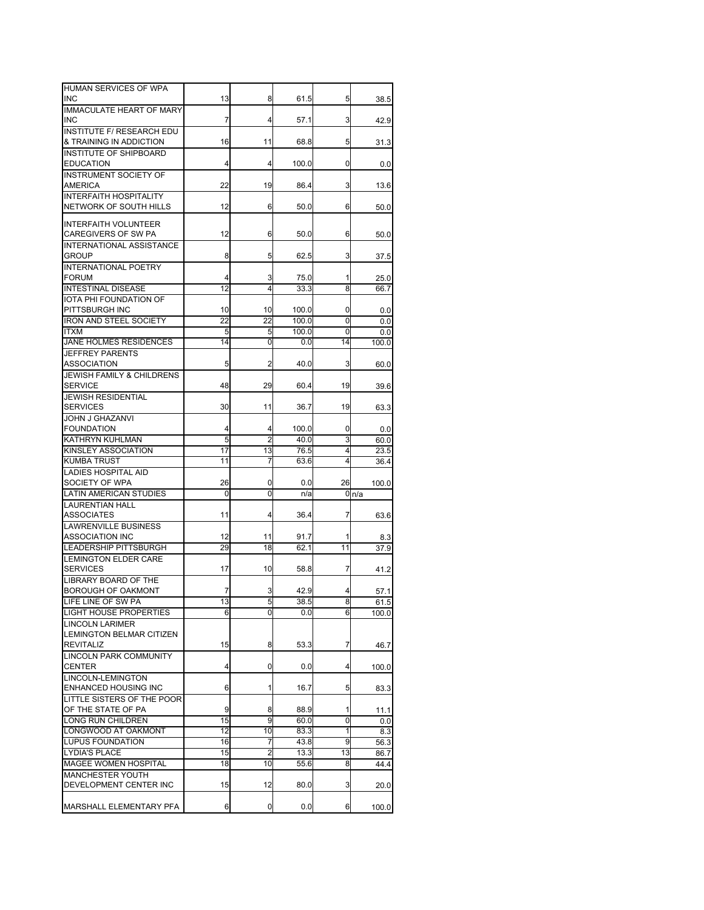| | | | | | |
|---|---|---|---|---|---|
| HUMAN SERVICES OF WPA INC | 13 | 8 | 61.5 | 5 | 38.5 |
| IMMACULATE HEART OF MARY INC | 7 | 4 | 57.1 | 3 | 42.9 |
| INSTITUTE F/ RESEARCH EDU & TRAINING IN ADDICTION | 16 | 11 | 68.8 | 5 | 31.3 |
| INSTITUTE OF SHIPBOARD EDUCATION | 4 | 4 | 100.0 | 0 | 0.0 |
| INSTRUMENT SOCIETY OF AMERICA | 22 | 19 | 86.4 | 3 | 13.6 |
| INTERFAITH HOSPITALITY NETWORK OF SOUTH HILLS | 12 | 6 | 50.0 | 6 | 50.0 |
| INTERFAITH VOLUNTEER CAREGIVERS OF SW PA | 12 | 6 | 50.0 | 6 | 50.0 |
| INTERNATIONAL ASSISTANCE GROUP | 8 | 5 | 62.5 | 3 | 37.5 |
| INTERNATIONAL POETRY FORUM | 4 | 3 | 75.0 | 1 | 25.0 |
| INTESTINAL DISEASE | 12 | 4 | 33.3 | 8 | 66.7 |
| IOTA PHI FOUNDATION OF PITTSBURGH INC | 10 | 10 | 100.0 | 0 | 0.0 |
| IRON AND STEEL SOCIETY | 22 | 22 | 100.0 | 0 | 0.0 |
| ITXM | 5 | 5 | 100.0 | 0 | 0.0 |
| JANE HOLMES RESIDENCES | 14 | 0 | 0.0 | 14 | 100.0 |
| JEFFREY PARENTS ASSOCIATION | 5 | 2 | 40.0 | 3 | 60.0 |
| JEWISH FAMILY & CHILDRENS SERVICE | 48 | 29 | 60.4 | 19 | 39.6 |
| JEWISH RESIDENTIAL SERVICES | 30 | 11 | 36.7 | 19 | 63.3 |
| JOHN J GHAZANVI FOUNDATION | 4 | 4 | 100.0 | 0 | 0.0 |
| KATHRYN KUHLMAN | 5 | 2 | 40.0 | 3 | 60.0 |
| KINSLEY ASSOCIATION | 17 | 13 | 76.5 | 4 | 23.5 |
| KUMBA TRUST | 11 | 7 | 63.6 | 4 | 36.4 |
| LADIES HOSPITAL AID SOCIETY OF WPA | 26 | 0 | 0.0 | 26 | 100.0 |
| LATIN AMERICAN STUDIES | 0 | 0 | n/a | 0 | n/a |
| LAURENTIAN HALL ASSOCIATES | 11 | 4 | 36.4 | 7 | 63.6 |
| LAWRENVILLE BUSINESS ASSOCIATION INC | 12 | 11 | 91.7 | 1 | 8.3 |
| LEADERSHIP PITTSBURGH | 29 | 18 | 62.1 | 11 | 37.9 |
| LEMINGTON ELDER CARE SERVICES | 17 | 10 | 58.8 | 7 | 41.2 |
| LIBRARY BOARD OF THE BOROUGH OF OAKMONT | 7 | 3 | 42.9 | 4 | 57.1 |
| LIFE LINE OF SW PA | 13 | 5 | 38.5 | 8 | 61.5 |
| LIGHT HOUSE PROPERTIES | 6 | 0 | 0.0 | 6 | 100.0 |
| LINCOLN LARIMER LEMINGTON BELMAR CITIZEN REVITALIZ | 15 | 8 | 53.3 | 7 | 46.7 |
| LINCOLN PARK COMMUNITY CENTER | 4 | 0 | 0.0 | 4 | 100.0 |
| LINCOLN-LEMINGTON ENHANCED HOUSING INC | 6 | 1 | 16.7 | 5 | 83.3 |
| LITTLE SISTERS OF THE POOR OF THE STATE OF PA | 9 | 8 | 88.9 | 1 | 11.1 |
| LONG RUN CHILDREN | 15 | 9 | 60.0 | 0 | 0.0 |
| LONGWOOD AT OAKMONT | 12 | 10 | 83.3 | 1 | 8.3 |
| LUPUS FOUNDATION | 16 | 7 | 43.8 | 9 | 56.3 |
| LYDIA'S PLACE | 15 | 2 | 13.3 | 13 | 86.7 |
| MAGEE WOMEN HOSPITAL | 18 | 10 | 55.6 | 8 | 44.4 |
| MANCHESTER YOUTH DEVELOPMENT CENTER INC | 15 | 12 | 80.0 | 3 | 20.0 |
| MARSHALL ELEMENTARY PFA | 6 | 0 | 0.0 | 6 | 100.0 |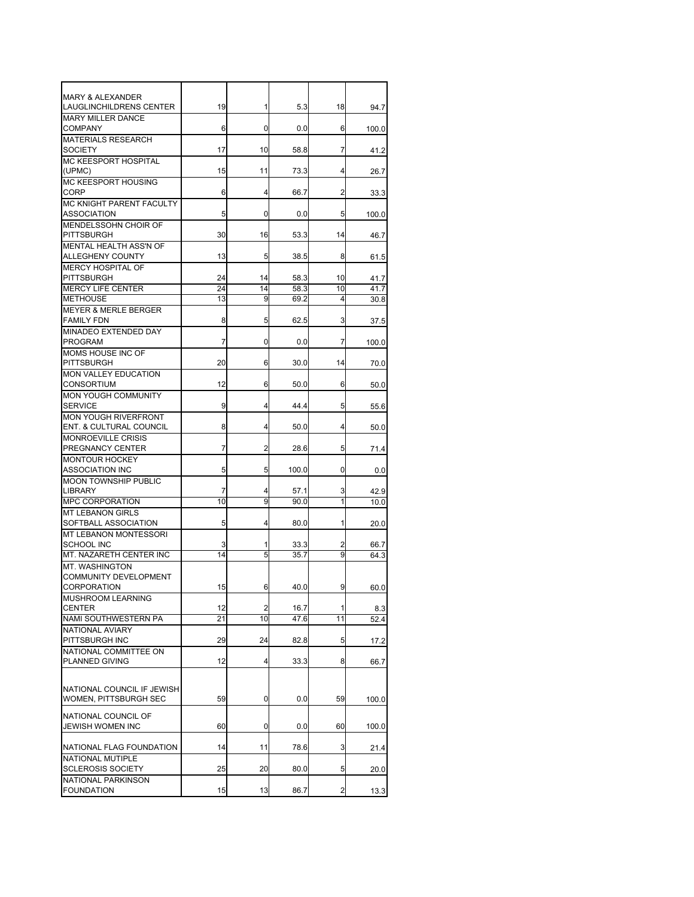| | | | | | |
|---|---|---|---|---|---|
| MARY & ALEXANDER LAUGLINCHILDRENS CENTER | 19 | 1 | 5.3 | 18 | 94.7 |
| MARY MILLER DANCE COMPANY | 6 | 0 | 0.0 | 6 | 100.0 |
| MATERIALS RESEARCH SOCIETY | 17 | 10 | 58.8 | 7 | 41.2 |
| MC KEESPORT HOSPITAL (UPMC) | 15 | 11 | 73.3 | 4 | 26.7 |
| MC KEESPORT HOUSING CORP | 6 | 4 | 66.7 | 2 | 33.3 |
| MC KNIGHT PARENT FACULTY ASSOCIATION | 5 | 0 | 0.0 | 5 | 100.0 |
| MENDELSSOHN CHOIR OF PITTSBURGH | 30 | 16 | 53.3 | 14 | 46.7 |
| MENTAL HEALTH ASS'N OF ALLEGHENY COUNTY | 13 | 5 | 38.5 | 8 | 61.5 |
| MERCY HOSPITAL OF PITTSBURGH | 24 | 14 | 58.3 | 10 | 41.7 |
| MERCY LIFE CENTER | 24 | 14 | 58.3 | 10 | 41.7 |
| METHOUSE | 13 | 9 | 69.2 | 4 | 30.8 |
| MEYER & MERLE BERGER FAMILY FDN | 8 | 5 | 62.5 | 3 | 37.5 |
| MINADEO EXTENDED DAY PROGRAM | 7 | 0 | 0.0 | 7 | 100.0 |
| MOMS HOUSE INC OF PITTSBURGH | 20 | 6 | 30.0 | 14 | 70.0 |
| MON VALLEY EDUCATION CONSORTIUM | 12 | 6 | 50.0 | 6 | 50.0 |
| MON YOUGH COMMUNITY SERVICE | 9 | 4 | 44.4 | 5 | 55.6 |
| MON YOUGH RIVERFRONT ENT. & CULTURAL COUNCIL | 8 | 4 | 50.0 | 4 | 50.0 |
| MONROEVILLE CRISIS PREGNANCY CENTER | 7 | 2 | 28.6 | 5 | 71.4 |
| MONTOUR HOCKEY ASSOCIATION INC | 5 | 5 | 100.0 | 0 | 0.0 |
| MOON TOWNSHIP PUBLIC LIBRARY | 7 | 4 | 57.1 | 3 | 42.9 |
| MPC CORPORATION | 10 | 9 | 90.0 | 1 | 10.0 |
| MT LEBANON GIRLS SOFTBALL ASSOCIATION | 5 | 4 | 80.0 | 1 | 20.0 |
| MT LEBANON MONTESSORI SCHOOL INC | 3 | 1 | 33.3 | 2 | 66.7 |
| MT. NAZARETH CENTER INC | 14 | 5 | 35.7 | 9 | 64.3 |
| MT. WASHINGTON COMMUNITY DEVELOPMENT CORPORATION | 15 | 6 | 40.0 | 9 | 60.0 |
| MUSHROOM LEARNING CENTER | 12 | 2 | 16.7 | 1 | 8.3 |
| NAMI SOUTHWESTERN PA | 21 | 10 | 47.6 | 11 | 52.4 |
| NATIONAL AVIARY PITTSBURGH INC | 29 | 24 | 82.8 | 5 | 17.2 |
| NATIONAL COMMITTEE ON PLANNED GIVING | 12 | 4 | 33.3 | 8 | 66.7 |
| NATIONAL COUNCIL IF JEWISH WOMEN, PITTSBURGH SEC | 59 | 0 | 0.0 | 59 | 100.0 |
| NATIONAL COUNCIL OF JEWISH WOMEN INC | 60 | 0 | 0.0 | 60 | 100.0 |
| NATIONAL FLAG FOUNDATION | 14 | 11 | 78.6 | 3 | 21.4 |
| NATIONAL MUTIPLE SCLEROSIS SOCIETY | 25 | 20 | 80.0 | 5 | 20.0 |
| NATIONAL PARKINSON FOUNDATION | 15 | 13 | 86.7 | 2 | 13.3 |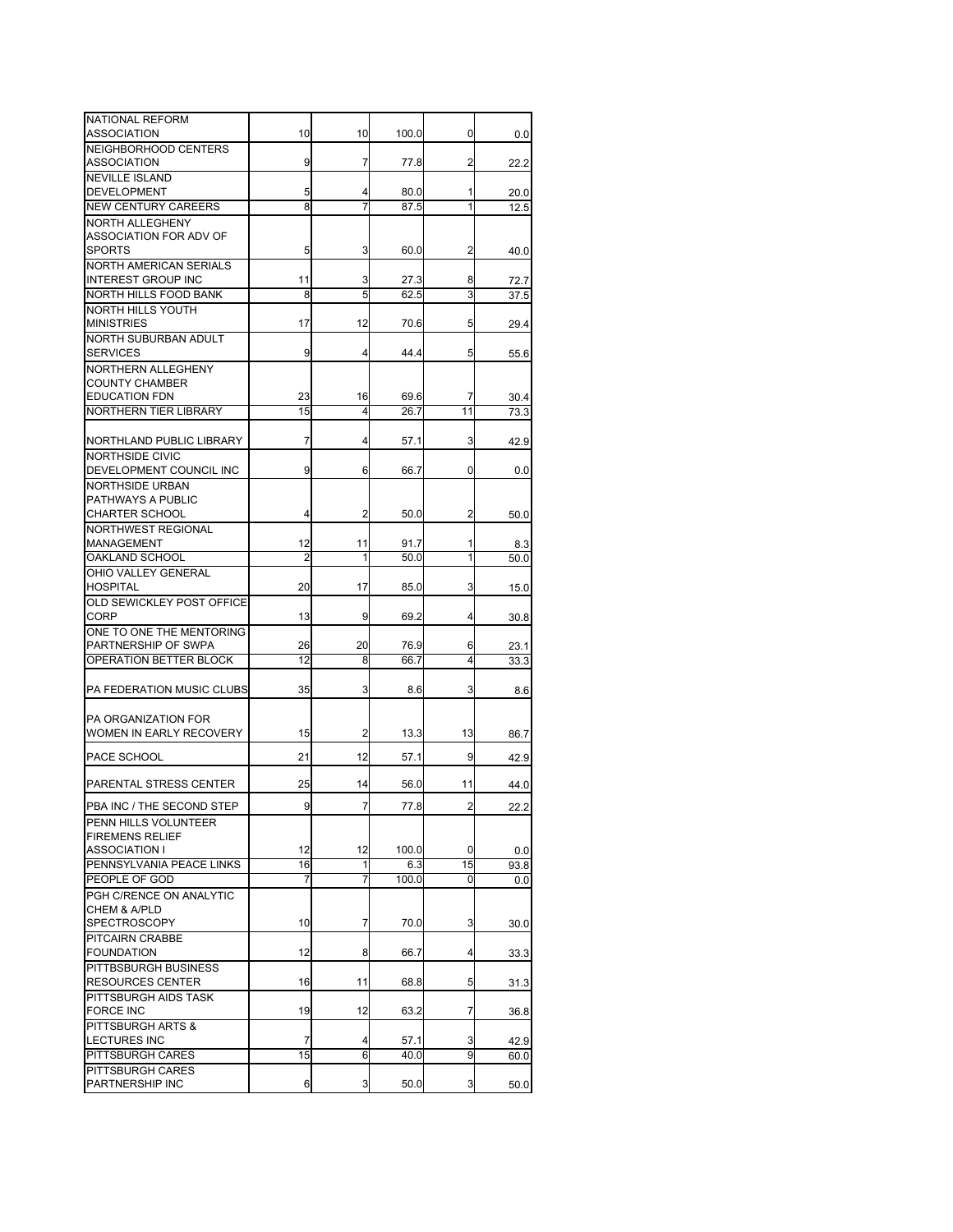| | | | | | |
|---|---|---|---|---|---|
| NATIONAL REFORM ASSOCIATION | 10 | 10 | 100.0 | 0 | 0.0 |
| NEIGHBORHOOD CENTERS ASSOCIATION | 9 | 7 | 77.8 | 2 | 22.2 |
| NEVILLE ISLAND DEVELOPMENT | 5 | 4 | 80.0 | 1 | 20.0 |
| NEW CENTURY CAREERS | 8 | 7 | 87.5 | 1 | 12.5 |
| NORTH ALLEGHENY ASSOCIATION FOR ADV OF SPORTS | 5 | 3 | 60.0 | 2 | 40.0 |
| NORTH AMERICAN SERIALS INTEREST GROUP INC | 11 | 3 | 27.3 | 8 | 72.7 |
| NORTH HILLS FOOD BANK | 8 | 5 | 62.5 | 3 | 37.5 |
| NORTH HILLS YOUTH MINISTRIES | 17 | 12 | 70.6 | 5 | 29.4 |
| NORTH SUBURBAN ADULT SERVICES | 9 | 4 | 44.4 | 5 | 55.6 |
| NORTHERN ALLEGHENY COUNTY CHAMBER EDUCATION FDN | 23 | 16 | 69.6 | 7 | 30.4 |
| NORTHERN TIER LIBRARY | 15 | 4 | 26.7 | 11 | 73.3 |
| NORTHLAND PUBLIC LIBRARY | 7 | 4 | 57.1 | 3 | 42.9 |
| NORTHSIDE CIVIC DEVELOPMENT COUNCIL INC | 9 | 6 | 66.7 | 0 | 0.0 |
| NORTHSIDE URBAN PATHWAYS A PUBLIC CHARTER SCHOOL | 4 | 2 | 50.0 | 2 | 50.0 |
| NORTHWEST REGIONAL MANAGEMENT | 12 | 11 | 91.7 | 1 | 8.3 |
| OAKLAND SCHOOL | 2 | 1 | 50.0 | 1 | 50.0 |
| OHIO VALLEY GENERAL HOSPITAL | 20 | 17 | 85.0 | 3 | 15.0 |
| OLD SEWICKLEY POST OFFICE CORP | 13 | 9 | 69.2 | 4 | 30.8 |
| ONE TO ONE THE MENTORING PARTNERSHIP OF SWPA | 26 | 20 | 76.9 | 6 | 23.1 |
| OPERATION BETTER BLOCK | 12 | 8 | 66.7 | 4 | 33.3 |
| PA FEDERATION MUSIC CLUBS | 35 | 3 | 8.6 | 3 | 8.6 |
| PA ORGANIZATION FOR WOMEN IN EARLY RECOVERY | 15 | 2 | 13.3 | 13 | 86.7 |
| PACE SCHOOL | 21 | 12 | 57.1 | 9 | 42.9 |
| PARENTAL STRESS CENTER | 25 | 14 | 56.0 | 11 | 44.0 |
| PBA INC / THE SECOND STEP | 9 | 7 | 77.8 | 2 | 22.2 |
| PENN HILLS VOLUNTEER FIREMENS RELIEF ASSOCIATION I | 12 | 12 | 100.0 | 0 | 0.0 |
| PENNSYLVANIA PEACE LINKS | 16 | 1 | 6.3 | 15 | 93.8 |
| PEOPLE OF GOD | 7 | 7 | 100.0 | 0 | 0.0 |
| PGH C/RENCE ON ANALYTIC CHEM & A/PLD SPECTROSCOPY | 10 | 7 | 70.0 | 3 | 30.0 |
| PITCAIRN CRABBE FOUNDATION | 12 | 8 | 66.7 | 4 | 33.3 |
| PITTBSBURGH BUSINESS RESOURCES CENTER | 16 | 11 | 68.8 | 5 | 31.3 |
| PITTSBURGH AIDS TASK FORCE INC | 19 | 12 | 63.2 | 7 | 36.8 |
| PITTSBURGH ARTS & LECTURES INC | 7 | 4 | 57.1 | 3 | 42.9 |
| PITTSBURGH CARES | 15 | 6 | 40.0 | 9 | 60.0 |
| PITTSBURGH CARES PARTNERSHIP INC | 6 | 3 | 50.0 | 3 | 50.0 |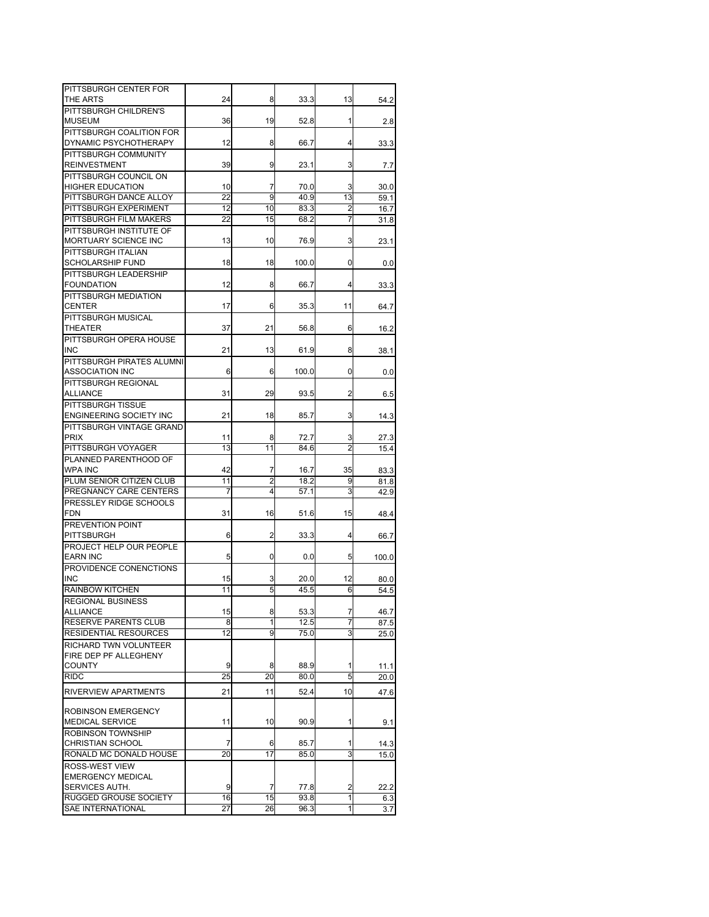| | | | | | |
|---|---|---|---|---|---|
| PITTSBURGH CENTER FOR THE ARTS | 24 | 8 | 33.3 | 13 | 54.2 |
| PITTSBURGH CHILDREN'S MUSEUM | 36 | 19 | 52.8 | 1 | 2.8 |
| PITTSBURGH COALITION FOR DYNAMIC PSYCHOTHERAPY | 12 | 8 | 66.7 | 4 | 33.3 |
| PITTSBURGH COMMUNITY REINVESTMENT | 39 | 9 | 23.1 | 3 | 7.7 |
| PITTSBURGH COUNCIL ON HIGHER EDUCATION | 10 | 7 | 70.0 | 3 | 30.0 |
| PITTSBURGH DANCE ALLOY | 22 | 9 | 40.9 | 13 | 59.1 |
| PITTSBURGH EXPERIMENT | 12 | 10 | 83.3 | 2 | 16.7 |
| PITTSBURGH FILM MAKERS | 22 | 15 | 68.2 | 7 | 31.8 |
| PITTSBURGH INSTITUTE OF MORTUARY SCIENCE INC | 13 | 10 | 76.9 | 3 | 23.1 |
| PITTSBURGH ITALIAN SCHOLARSHIP FUND | 18 | 18 | 100.0 | 0 | 0.0 |
| PITTSBURGH LEADERSHIP FOUNDATION | 12 | 8 | 66.7 | 4 | 33.3 |
| PITTSBURGH MEDIATION CENTER | 17 | 6 | 35.3 | 11 | 64.7 |
| PITTSBURGH MUSICAL THEATER | 37 | 21 | 56.8 | 6 | 16.2 |
| PITTSBURGH OPERA HOUSE INC | 21 | 13 | 61.9 | 8 | 38.1 |
| PITTSBURGH PIRATES ALUMNI ASSOCIATION INC | 6 | 6 | 100.0 | 0 | 0.0 |
| PITTSBURGH REGIONAL ALLIANCE | 31 | 29 | 93.5 | 2 | 6.5 |
| PITTSBURGH TISSUE ENGINEERING SOCIETY INC | 21 | 18 | 85.7 | 3 | 14.3 |
| PITTSBURGH VINTAGE GRAND PRIX | 11 | 8 | 72.7 | 3 | 27.3 |
| PITTSBURGH VOYAGER | 13 | 11 | 84.6 | 2 | 15.4 |
| PLANNED PARENTHOOD OF WPA INC | 42 | 7 | 16.7 | 35 | 83.3 |
| PLUM SENIOR CITIZEN CLUB | 11 | 2 | 18.2 | 9 | 81.8 |
| PREGNANCY CARE CENTERS | 7 | 4 | 57.1 | 3 | 42.9 |
| PRESSLEY RIDGE SCHOOLS FDN | 31 | 16 | 51.6 | 15 | 48.4 |
| PREVENTION POINT PITTSBURGH | 6 | 2 | 33.3 | 4 | 66.7 |
| PROJECT HELP OUR PEOPLE EARN INC | 5 | 0 | 0.0 | 5 | 100.0 |
| PROVIDENCE CONENCTIONS INC | 15 | 3 | 20.0 | 12 | 80.0 |
| RAINBOW KITCHEN | 11 | 5 | 45.5 | 6 | 54.5 |
| REGIONAL BUSINESS ALLIANCE | 15 | 8 | 53.3 | 7 | 46.7 |
| RESERVE PARENTS CLUB | 8 | 1 | 12.5 | 7 | 87.5 |
| RESIDENTIAL RESOURCES | 12 | 9 | 75.0 | 3 | 25.0 |
| RICHARD TWN VOLUNTEER FIRE DEP PF ALLEGHENY COUNTY | 9 | 8 | 88.9 | 1 | 11.1 |
| RIDC | 25 | 20 | 80.0 | 5 | 20.0 |
| RIVERVIEW APARTMENTS | 21 | 11 | 52.4 | 10 | 47.6 |
| ROBINSON EMERGENCY MEDICAL SERVICE | 11 | 10 | 90.9 | 1 | 9.1 |
| ROBINSON TOWNSHIP CHRISTIAN SCHOOL | 7 | 6 | 85.7 | 1 | 14.3 |
| RONALD MC DONALD HOUSE | 20 | 17 | 85.0 | 3 | 15.0 |
| ROSS-WEST VIEW EMERGENCY MEDICAL SERVICES AUTH. | 9 | 7 | 77.8 | 2 | 22.2 |
| RUGGED GROUSE SOCIETY | 16 | 15 | 93.8 | 1 | 6.3 |
| SAE INTERNATIONAL | 27 | 26 | 96.3 | 1 | 3.7 |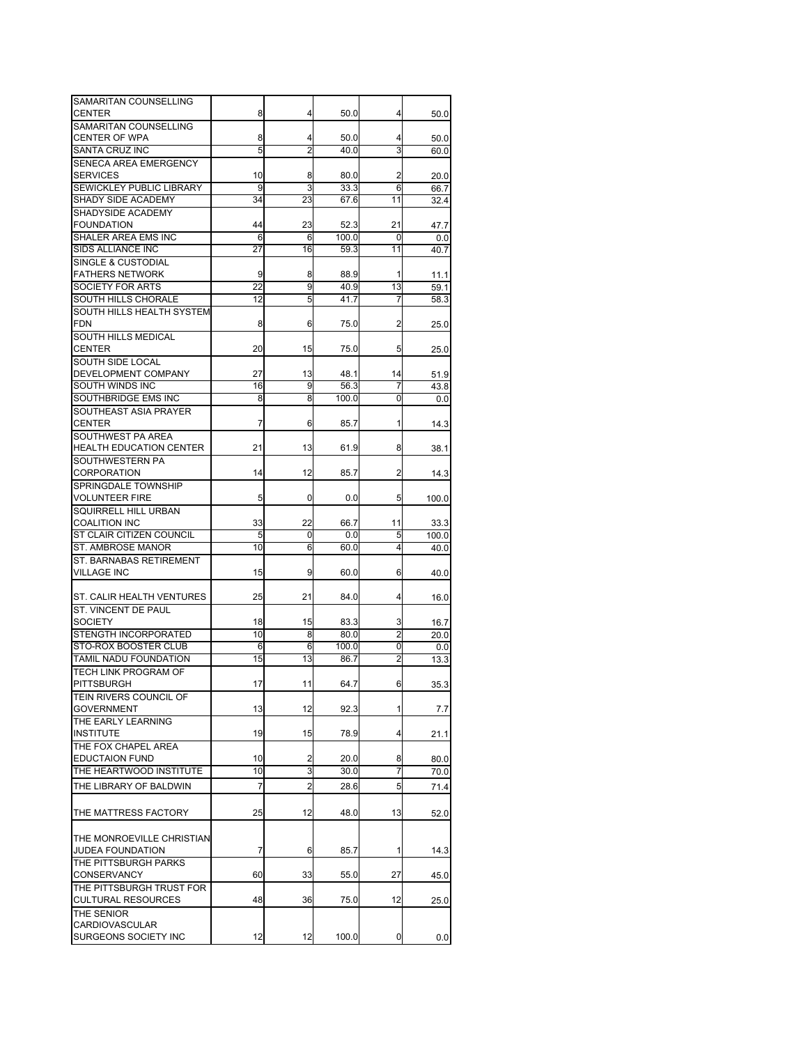| | | | | | |
|---|---|---|---|---|---|
| SAMARITAN COUNSELLING CENTER | 8 | 4 | 50.0 | 4 | 50.0 |
| SAMARITAN COUNSELLING CENTER OF WPA | 8 | 4 | 50.0 | 4 | 50.0 |
| SANTA CRUZ INC | 5 | 2 | 40.0 | 3 | 60.0 |
| SENECA AREA EMERGENCY SERVICES | 10 | 8 | 80.0 | 2 | 20.0 |
| SEWICKLEY PUBLIC LIBRARY | 9 | 3 | 33.3 | 6 | 66.7 |
| SHADY SIDE ACADEMY | 34 | 23 | 67.6 | 11 | 32.4 |
| SHADYSIDE ACADEMY FOUNDATION | 44 | 23 | 52.3 | 21 | 47.7 |
| SHALER AREA EMS INC | 6 | 6 | 100.0 | 0 | 0.0 |
| SIDS ALLIANCE INC | 27 | 16 | 59.3 | 11 | 40.7 |
| SINGLE & CUSTODIAL FATHERS NETWORK | 9 | 8 | 88.9 | 1 | 11.1 |
| SOCIETY FOR ARTS | 22 | 9 | 40.9 | 13 | 59.1 |
| SOUTH HILLS CHORALE | 12 | 5 | 41.7 | 7 | 58.3 |
| SOUTH HILLS HEALTH SYSTEM FDN | 8 | 6 | 75.0 | 2 | 25.0 |
| SOUTH HILLS MEDICAL CENTER | 20 | 15 | 75.0 | 5 | 25.0 |
| SOUTH SIDE LOCAL DEVELOPMENT COMPANY | 27 | 13 | 48.1 | 14 | 51.9 |
| SOUTH WINDS INC | 16 | 9 | 56.3 | 7 | 43.8 |
| SOUTHBRIDGE EMS INC | 8 | 8 | 100.0 | 0 | 0.0 |
| SOUTHEAST ASIA PRAYER CENTER | 7 | 6 | 85.7 | 1 | 14.3 |
| SOUTHWEST PA AREA HEALTH EDUCATION CENTER | 21 | 13 | 61.9 | 8 | 38.1 |
| SOUTHWESTERN PA CORPORATION | 14 | 12 | 85.7 | 2 | 14.3 |
| SPRINGDALE TOWNSHIP VOLUNTEER FIRE | 5 | 0 | 0.0 | 5 | 100.0 |
| SQUIRRELL HILL URBAN COALITION INC | 33 | 22 | 66.7 | 11 | 33.3 |
| ST CLAIR CITIZEN COUNCIL | 5 | 0 | 0.0 | 5 | 100.0 |
| ST. AMBROSE MANOR | 10 | 6 | 60.0 | 4 | 40.0 |
| ST. BARNABAS RETIREMENT VILLAGE INC | 15 | 9 | 60.0 | 6 | 40.0 |
| ST. CALIR HEALTH VENTURES | 25 | 21 | 84.0 | 4 | 16.0 |
| ST. VINCENT DE PAUL SOCIETY | 18 | 15 | 83.3 | 3 | 16.7 |
| STENGTH INCORPORATED | 10 | 8 | 80.0 | 2 | 20.0 |
| STO-ROX BOOSTER CLUB | 6 | 6 | 100.0 | 0 | 0.0 |
| TAMIL NADU FOUNDATION | 15 | 13 | 86.7 | 2 | 13.3 |
| TECH LINK PROGRAM OF PITTSBURGH | 17 | 11 | 64.7 | 6 | 35.3 |
| TEIN RIVERS COUNCIL OF GOVERNMENT | 13 | 12 | 92.3 | 1 | 7.7 |
| THE EARLY LEARNING INSTITUTE | 19 | 15 | 78.9 | 4 | 21.1 |
| THE FOX CHAPEL AREA EDUCTAION FUND | 10 | 2 | 20.0 | 8 | 80.0 |
| THE HEARTWOOD INSTITUTE | 10 | 3 | 30.0 | 7 | 70.0 |
| THE LIBRARY OF BALDWIN | 7 | 2 | 28.6 | 5 | 71.4 |
| THE MATTRESS FACTORY | 25 | 12 | 48.0 | 13 | 52.0 |
| THE MONROEVILLE CHRISTIAN JUDEA FOUNDATION | 7 | 6 | 85.7 | 1 | 14.3 |
| THE PITTSBURGH PARKS CONSERVANCY | 60 | 33 | 55.0 | 27 | 45.0 |
| THE PITTSBURGH TRUST FOR CULTURAL RESOURCES | 48 | 36 | 75.0 | 12 | 25.0 |
| THE SENIOR CARDIOVASCULAR SURGEONS SOCIETY INC | 12 | 12 | 100.0 | 0 | 0.0 |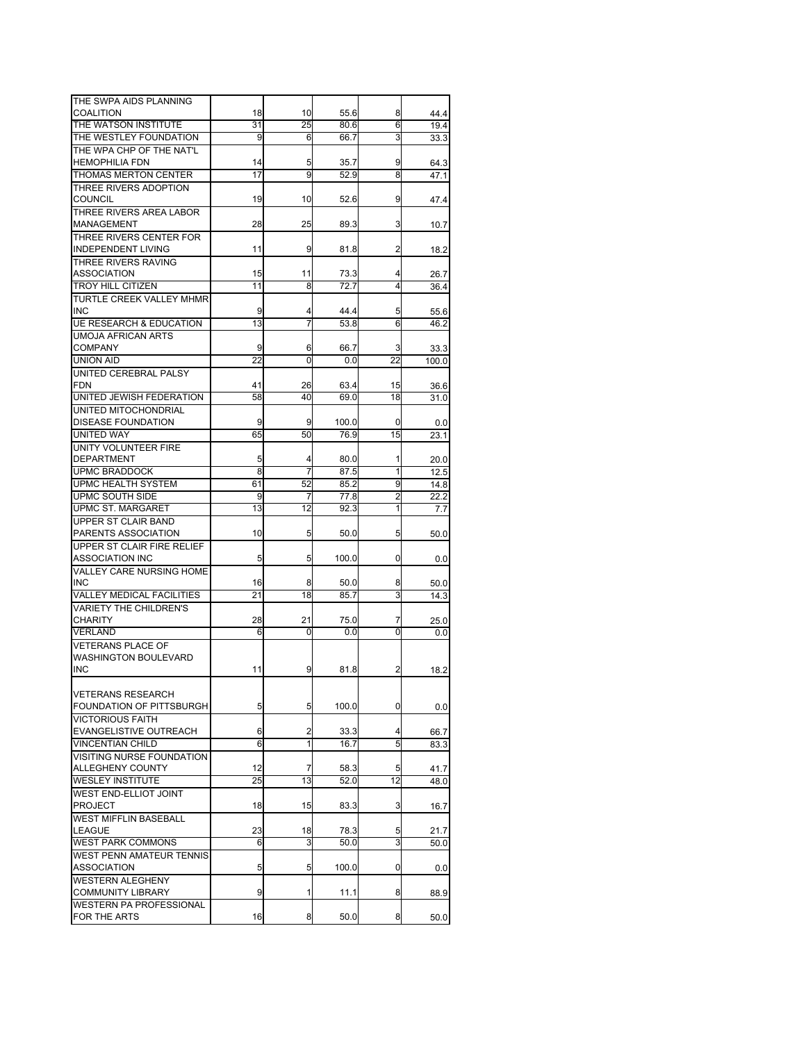| | | | | | |
|---|---|---|---|---|---|
| THE SWPA AIDS PLANNING COALITION | 18 | 10 | 55.6 | 8 | 44.4 |
| THE WATSON INSTITUTE | 31 | 25 | 80.6 | 6 | 19.4 |
| THE WESTLEY FOUNDATION | 9 | 6 | 66.7 | 3 | 33.3 |
| THE WPA CHP OF THE NAT'L HEMOPHILIA FDN | 14 | 5 | 35.7 | 9 | 64.3 |
| THOMAS MERTON CENTER | 17 | 9 | 52.9 | 8 | 47.1 |
| THREE RIVERS ADOPTION COUNCIL | 19 | 10 | 52.6 | 9 | 47.4 |
| THREE RIVERS AREA LABOR MANAGEMENT | 28 | 25 | 89.3 | 3 | 10.7 |
| THREE RIVERS CENTER FOR INDEPENDENT LIVING | 11 | 9 | 81.8 | 2 | 18.2 |
| THREE RIVERS RAVING ASSOCIATION | 15 | 11 | 73.3 | 4 | 26.7 |
| TROY HILL CITIZEN | 11 | 8 | 72.7 | 4 | 36.4 |
| TURTLE CREEK VALLEY MHMR INC | 9 | 4 | 44.4 | 5 | 55.6 |
| UE RESEARCH & EDUCATION | 13 | 7 | 53.8 | 6 | 46.2 |
| UMOJA AFRICAN ARTS COMPANY | 9 | 6 | 66.7 | 3 | 33.3 |
| UNION AID | 22 | 0 | 0.0 | 22 | 100.0 |
| UNITED CEREBRAL PALSY FDN | 41 | 26 | 63.4 | 15 | 36.6 |
| UNITED JEWISH FEDERATION | 58 | 40 | 69.0 | 18 | 31.0 |
| UNITED MITOCHONDRIAL DISEASE FOUNDATION | 9 | 9 | 100.0 | 0 | 0.0 |
| UNITED WAY | 65 | 50 | 76.9 | 15 | 23.1 |
| UNITY VOLUNTEER FIRE DEPARTMENT | 5 | 4 | 80.0 | 1 | 20.0 |
| UPMC BRADDOCK | 8 | 7 | 87.5 | 1 | 12.5 |
| UPMC HEALTH SYSTEM | 61 | 52 | 85.2 | 9 | 14.8 |
| UPMC SOUTH SIDE | 9 | 7 | 77.8 | 2 | 22.2 |
| UPMC ST. MARGARET | 13 | 12 | 92.3 | 1 | 7.7 |
| UPPER ST CLAIR BAND PARENTS ASSOCIATION | 10 | 5 | 50.0 | 5 | 50.0 |
| UPPER ST CLAIR FIRE RELIEF ASSOCIATION INC | 5 | 5 | 100.0 | 0 | 0.0 |
| VALLEY CARE NURSING HOME INC | 16 | 8 | 50.0 | 8 | 50.0 |
| VALLEY MEDICAL FACILITIES | 21 | 18 | 85.7 | 3 | 14.3 |
| VARIETY THE CHILDREN'S CHARITY | 28 | 21 | 75.0 | 7 | 25.0 |
| VERLAND | 6 | 0 | 0.0 | 0 | 0.0 |
| VETERANS PLACE OF WASHINGTON BOULEVARD INC | 11 | 9 | 81.8 | 2 | 18.2 |
| VETERANS RESEARCH FOUNDATION OF PITTSBURGH | 5 | 5 | 100.0 | 0 | 0.0 |
| VICTORIOUS FAITH EVANGELISTIVE OUTREACH | 6 | 2 | 33.3 | 4 | 66.7 |
| VINCENTIAN CHILD | 6 | 1 | 16.7 | 5 | 83.3 |
| VISITING NURSE FOUNDATION ALLEGHENY COUNTY | 12 | 7 | 58.3 | 5 | 41.7 |
| WESLEY INSTITUTE | 25 | 13 | 52.0 | 12 | 48.0 |
| WEST END-ELLIOT JOINT PROJECT | 18 | 15 | 83.3 | 3 | 16.7 |
| WEST MIFFLIN BASEBALL LEAGUE | 23 | 18 | 78.3 | 5 | 21.7 |
| WEST PARK COMMONS | 6 | 3 | 50.0 | 3 | 50.0 |
| WEST PENN AMATEUR TENNIS ASSOCIATION | 5 | 5 | 100.0 | 0 | 0.0 |
| WESTERN ALEGHENY COMMUNITY LIBRARY | 9 | 1 | 11.1 | 8 | 88.9 |
| WESTERN PA PROFESSIONAL FOR THE ARTS | 16 | 8 | 50.0 | 8 | 50.0 |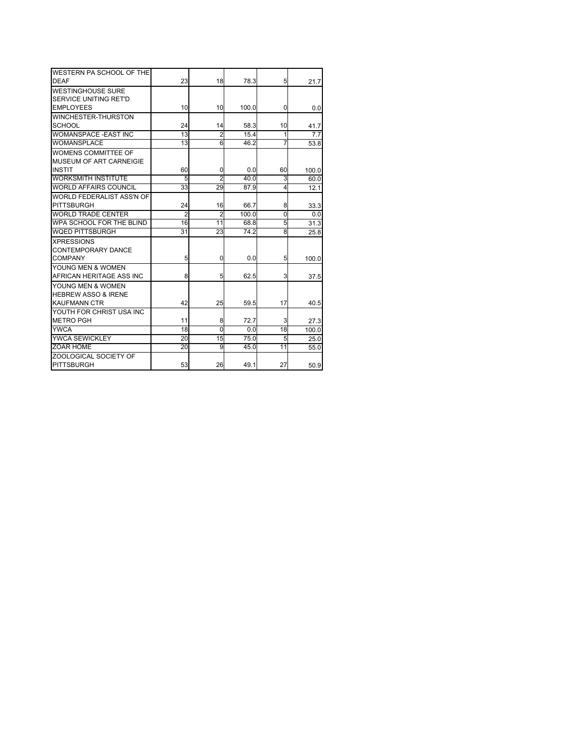| | | | | | |
|---|---|---|---|---|---|
| WESTERN PA SCHOOL OF THE DEAF | 23 | 18 | 78.3 | 5 | 21.7 |
| WESTINGHOUSE SURE SERVICE UNITING RET'D EMPLOYEES | 10 | 10 | 100.0 | 0 | 0.0 |
| WINCHESTER-THURSTON SCHOOL | 24 | 14 | 58.3 | 10 | 41.7 |
| WOMANSPACE -EAST INC | 13 | 2 | 15.4 | 1 | 7.7 |
| WOMANSPLACE | 13 | 6 | 46.2 | 7 | 53.8 |
| WOMENS COMMITTEE OF MUSEUM OF ART CARNEIGIE INSTIT | 60 | 0 | 0.0 | 60 | 100.0 |
| WORKSMITH INSTITUTE | 5 | 2 | 40.0 | 3 | 60.0 |
| WORLD AFFAIRS COUNCIL | 33 | 29 | 87.9 | 4 | 12.1 |
| WORLD FEDERALIST ASS'N OF PITTSBURGH | 24 | 16 | 66.7 | 8 | 33.3 |
| WORLD TRADE CENTER | 2 | 2 | 100.0 | 0 | 0.0 |
| WPA SCHOOL FOR THE BLIND | 16 | 11 | 68.8 | 5 | 31.3 |
| WQED PITTSBURGH | 31 | 23 | 74.2 | 8 | 25.8 |
| XPRESSIONS CONTEMPORARY DANCE COMPANY | 5 | 0 | 0.0 | 5 | 100.0 |
| YOUNG MEN & WOMEN AFRICAN HERITAGE ASS INC | 8 | 5 | 62.5 | 3 | 37.5 |
| YOUNG MEN & WOMEN HEBREW ASSO & IRENE KAUFMANN CTR | 42 | 25 | 59.5 | 17 | 40.5 |
| YOUTH FOR CHRIST USA INC METRO PGH | 11 | 8 | 72.7 | 3 | 27.3 |
| YWCA | 18 | 0 | 0.0 | 18 | 100.0 |
| YWCA SEWICKLEY | 20 | 15 | 75.0 | 5 | 25.0 |
| ZOAR HOME | 20 | 9 | 45.0 | 11 | 55.0 |
| ZOOLOGICAL SOCIETY OF PITTSBURGH | 53 | 26 | 49.1 | 27 | 50.9 |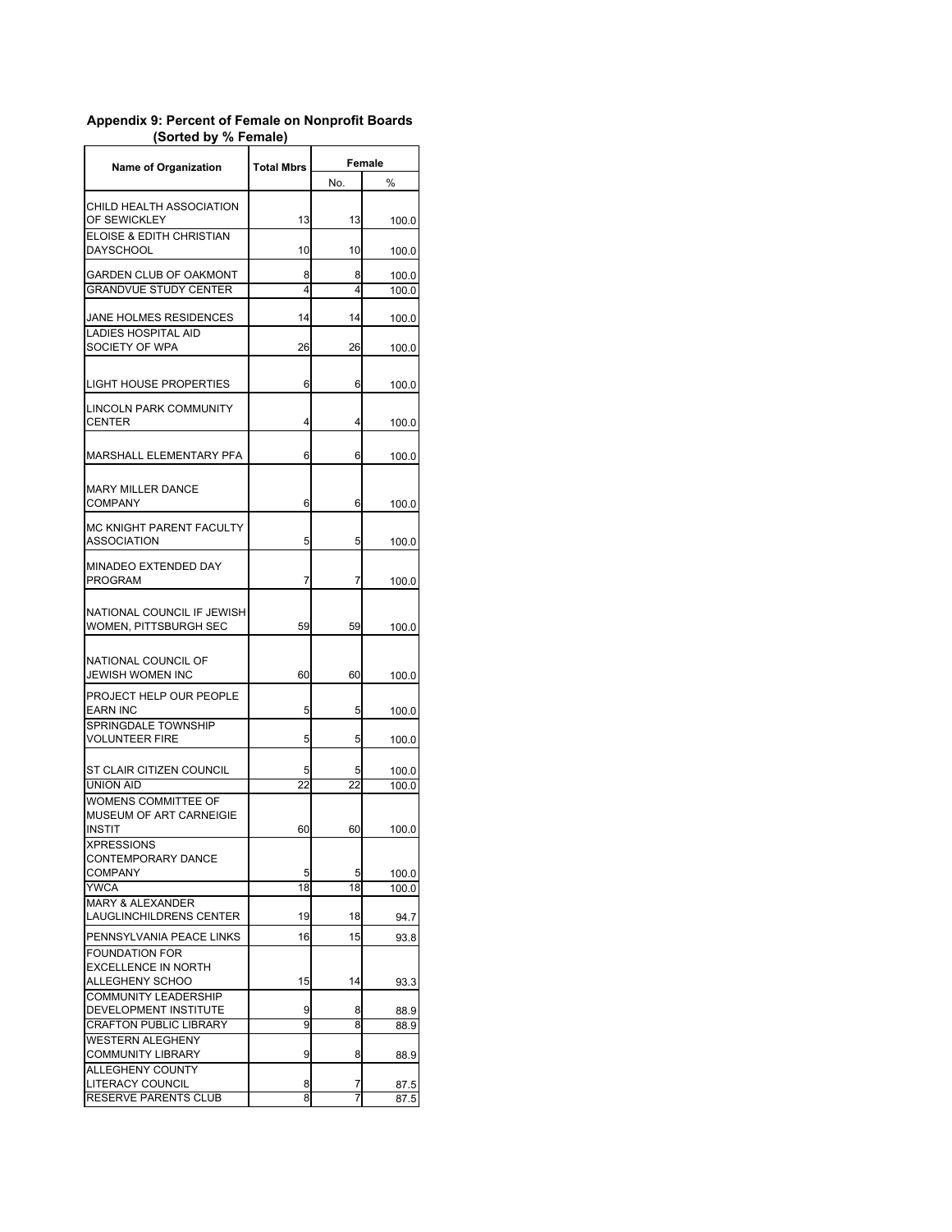**Appendix 9: Percent of Female on Nonprofit Boards (Sorted by % Female)**

| Name of Organization | Total Mbrs | Female | |
|---|---|---|---|
| | | No. | % |
| CHILD HEALTH ASSOCIATION OF SEWICKLEY | 13 | 13 | 100.0 |
| ELOISE & EDITH CHRISTIAN DAYSCHOOL | 10 | 10 | 100.0 |
| GARDEN CLUB OF OAKMONT | 8 | 8 | 100.0 |
| GRANDVUE STUDY CENTER | 4 | 4 | 100.0 |
| JANE HOLMES RESIDENCES | 14 | 14 | 100.0 |
| LADIES HOSPITAL AID SOCIETY OF WPA | 26 | 26 | 100.0 |
| LIGHT HOUSE PROPERTIES | 6 | 6 | 100.0 |
| LINCOLN PARK COMMUNITY CENTER | 4 | 4 | 100.0 |
| MARSHALL ELEMENTARY PFA | 6 | 6 | 100.0 |
| MARY MILLER DANCE COMPANY | 6 | 6 | 100.0 |
| MC KNIGHT PARENT FACULTY ASSOCIATION | 5 | 5 | 100.0 |
| MINADEO EXTENDED DAY PROGRAM | 7 | 7 | 100.0 |
| NATIONAL COUNCIL IF JEWISH WOMEN, PITTSBURGH SEC | 59 | 59 | 100.0 |
| NATIONAL COUNCIL OF JEWISH WOMEN INC | 60 | 60 | 100.0 |
| PROJECT HELP OUR PEOPLE EARN INC | 5 | 5 | 100.0 |
| SPRINGDALE TOWNSHIP VOLUNTEER FIRE | 5 | 5 | 100.0 |
| ST CLAIR CITIZEN COUNCIL | 5 | 5 | 100.0 |
| UNION AID | 22 | 22 | 100.0 |
| WOMENS COMMITTEE OF MUSEUM OF ART CARNEIGIE INSTIT | 60 | 60 | 100.0 |
| XPRESSIONS CONTEMPORARY DANCE COMPANY | 5 | 5 | 100.0 |
| YWCA | 18 | 18 | 100.0 |
| MARY & ALEXANDER LAUGLINCHILDRENS CENTER | 19 | 18 | 94.7 |
| PENNSYLVANIA PEACE LINKS | 16 | 15 | 93.8 |
| FOUNDATION FOR EXCELLENCE IN NORTH ALLEGHENY SCHOO | 15 | 14 | 93.3 |
| COMMUNITY LEADERSHIP DEVELOPMENT INSTITUTE | 9 | 8 | 88.9 |
| CRAFTON PUBLIC LIBRARY | 9 | 8 | 88.9 |
| WESTERN ALEGHENY COMMUNITY LIBRARY | 9 | 8 | 88.9 |
| ALLEGHENY COUNTY LITERACY COUNCIL | 8 | 7 | 87.5 |
| RESERVE PARENTS CLUB | 8 | 7 | 87.5 |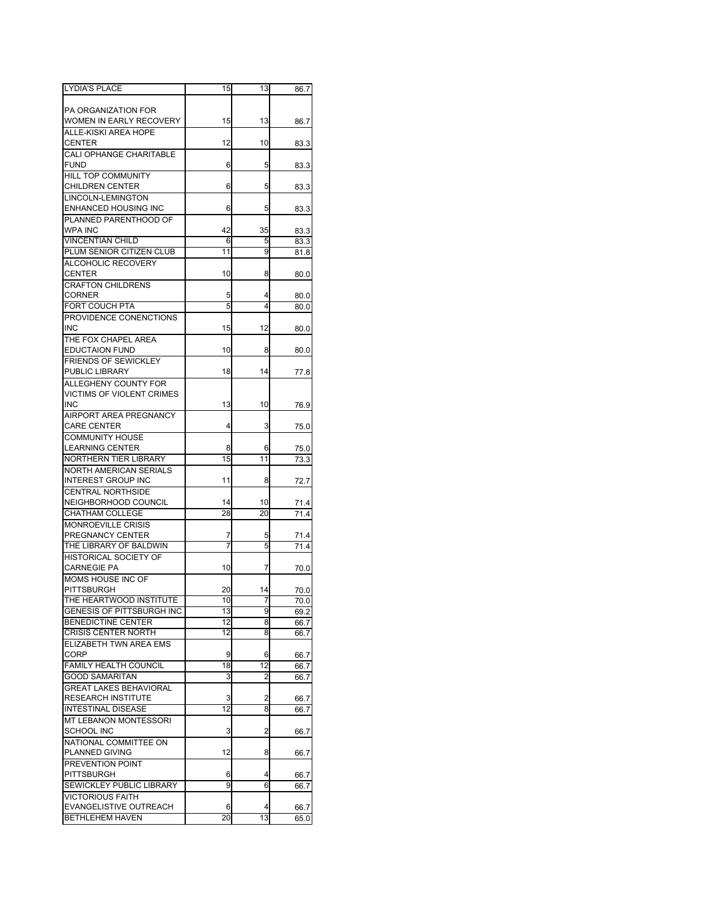| | | | |
|---|---|---|---|
| LYDIA'S PLACE | 15 | 13 | 86.7 |
| PA ORGANIZATION FOR WOMEN IN EARLY RECOVERY | 15 | 13 | 86.7 |
| ALLE-KISKI AREA HOPE CENTER | 12 | 10 | 83.3 |
| CALI OPHANGE CHARITABLE FUND | 6 | 5 | 83.3 |
| HILL TOP COMMUNITY CHILDREN CENTER | 6 | 5 | 83.3 |
| LINCOLN-LEMINGTON ENHANCED HOUSING INC | 6 | 5 | 83.3 |
| PLANNED PARENTHOOD OF WPA INC | 42 | 35 | 83.3 |
| VINCENTIAN CHILD | 6 | 5 | 83.3 |
| PLUM SENIOR CITIZEN CLUB | 11 | 9 | 81.8 |
| ALCOHOLIC RECOVERY CENTER | 10 | 8 | 80.0 |
| CRAFTON CHILDRENS CORNER | 5 | 4 | 80.0 |
| FORT COUCH PTA | 5 | 4 | 80.0 |
| PROVIDENCE CONENCTIONS INC | 15 | 12 | 80.0 |
| THE FOX CHAPEL AREA EDUCTAION FUND | 10 | 8 | 80.0 |
| FRIENDS OF SEWICKLEY PUBLIC LIBRARY | 18 | 14 | 77.8 |
| ALLEGHENY COUNTY FOR VICTIMS OF VIOLENT CRIMES INC | 13 | 10 | 76.9 |
| AIRPORT AREA PREGNANCY CARE CENTER | 4 | 3 | 75.0 |
| COMMUNITY HOUSE LEARNING CENTER | 8 | 6 | 75.0 |
| NORTHERN TIER LIBRARY | 15 | 11 | 73.3 |
| NORTH AMERICAN SERIALS INTEREST GROUP INC | 11 | 8 | 72.7 |
| CENTRAL NORTHSIDE NEIGHBORHOOD COUNCIL | 14 | 10 | 71.4 |
| CHATHAM COLLEGE | 28 | 20 | 71.4 |
| MONROEVILLE CRISIS PREGNANCY CENTER | 7 | 5 | 71.4 |
| THE LIBRARY OF BALDWIN | 7 | 5 | 71.4 |
| HISTORICAL SOCIETY OF CARNEGIE PA | 10 | 7 | 70.0 |
| MOMS HOUSE INC OF PITTSBURGH | 20 | 14 | 70.0 |
| THE HEARTWOOD INSTITUTE | 10 | 7 | 70.0 |
| GENESIS OF PITTSBURGH INC | 13 | 9 | 69.2 |
| BENEDICTINE CENTER | 12 | 8 | 66.7 |
| CRISIS CENTER NORTH | 12 | 8 | 66.7 |
| ELIZABETH TWN AREA EMS CORP | 9 | 6 | 66.7 |
| FAMILY HEALTH COUNCIL | 18 | 12 | 66.7 |
| GOOD SAMARITAN | 3 | 2 | 66.7 |
| GREAT LAKES BEHAVIORAL RESEARCH INSTITUTE | 3 | 2 | 66.7 |
| INTESTINAL DISEASE | 12 | 8 | 66.7 |
| MT LEBANON MONTESSORI SCHOOL INC | 3 | 2 | 66.7 |
| NATIONAL COMMITTEE ON PLANNED GIVING | 12 | 8 | 66.7 |
| PREVENTION POINT PITTSBURGH | 6 | 4 | 66.7 |
| SEWICKLEY PUBLIC LIBRARY | 9 | 6 | 66.7 |
| VICTORIOUS FAITH EVANGELISTIVE OUTREACH | 6 | 4 | 66.7 |
| BETHLEHEM HAVEN | 20 | 13 | 65.0 |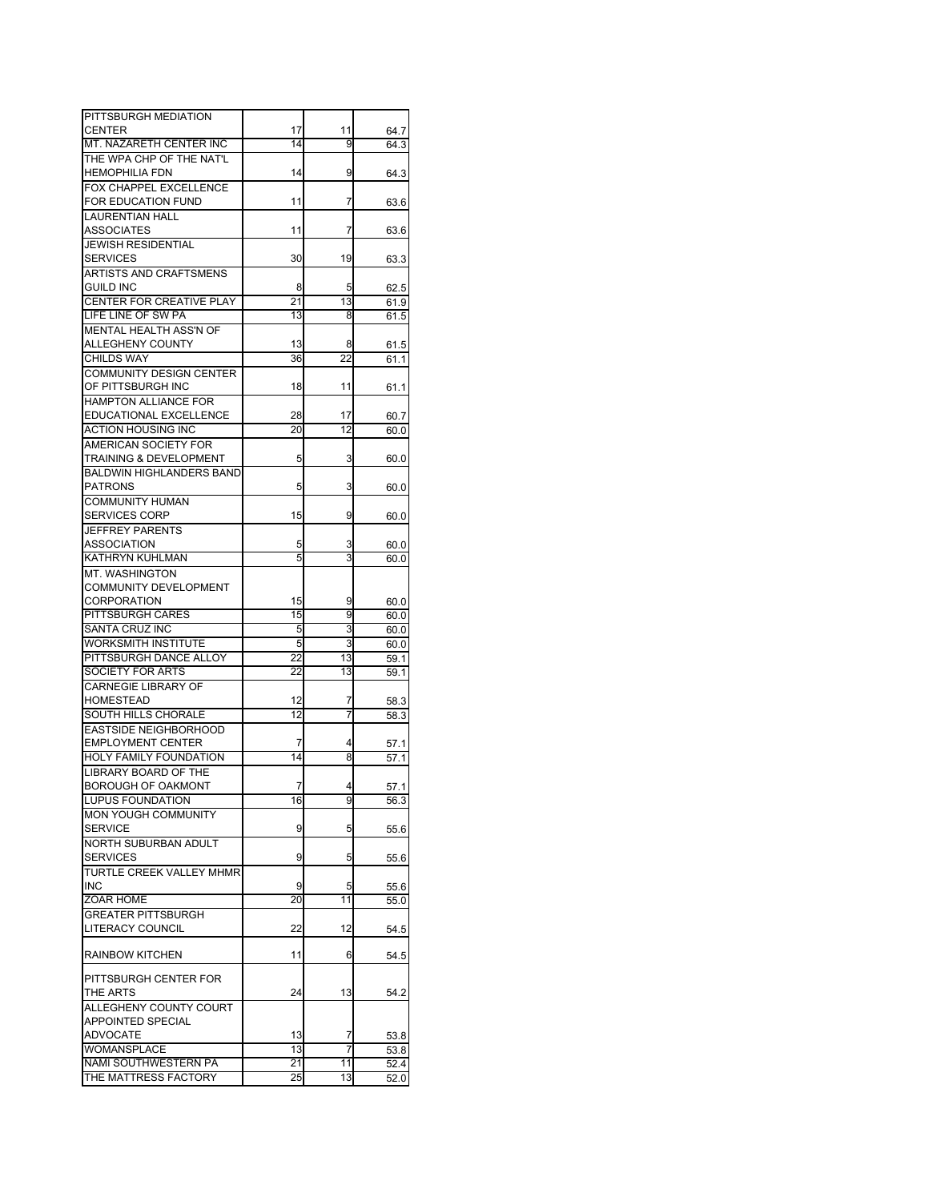| | | | |
|---|---|---|---|
| PITTSBURGH MEDIATION CENTER | 17 | 11 | 64.7 |
| MT. NAZARETH CENTER INC | 14 | 9 | 64.3 |
| THE WPA CHP OF THE NAT'L HEMOPHILIA FDN | 14 | 9 | 64.3 |
| FOX CHAPPEL EXCELLENCE FOR EDUCATION FUND | 11 | 7 | 63.6 |
| LAURENTIAN HALL ASSOCIATES | 11 | 7 | 63.6 |
| JEWISH RESIDENTIAL SERVICES | 30 | 19 | 63.3 |
| ARTISTS AND CRAFTSMENS GUILD INC | 8 | 5 | 62.5 |
| CENTER FOR CREATIVE PLAY | 21 | 13 | 61.9 |
| LIFE LINE OF SW PA | 13 | 8 | 61.5 |
| MENTAL HEALTH ASS'N OF ALLEGHENY COUNTY | 13 | 8 | 61.5 |
| CHILDS WAY | 36 | 22 | 61.1 |
| COMMUNITY DESIGN CENTER OF PITTSBURGH INC | 18 | 11 | 61.1 |
| HAMPTON ALLIANCE FOR EDUCATIONAL EXCELLENCE | 28 | 17 | 60.7 |
| ACTION HOUSING INC | 20 | 12 | 60.0 |
| AMERICAN SOCIETY FOR TRAINING & DEVELOPMENT | 5 | 3 | 60.0 |
| BALDWIN HIGHLANDERS BAND PATRONS | 5 | 3 | 60.0 |
| COMMUNITY HUMAN SERVICES CORP | 15 | 9 | 60.0 |
| JEFFREY PARENTS ASSOCIATION | 5 | 3 | 60.0 |
| KATHRYN KUHLMAN | 5 | 3 | 60.0 |
| MT. WASHINGTON COMMUNITY DEVELOPMENT CORPORATION | 15 | 9 | 60.0 |
| PITTSBURGH CARES | 15 | 9 | 60.0 |
| SANTA CRUZ INC | 5 | 3 | 60.0 |
| WORKSMITH INSTITUTE | 5 | 3 | 60.0 |
| PITTSBURGH DANCE ALLOY | 22 | 13 | 59.1 |
| SOCIETY FOR ARTS | 22 | 13 | 59.1 |
| CARNEGIE LIBRARY OF HOMESTEAD | 12 | 7 | 58.3 |
| SOUTH HILLS CHORALE | 12 | 7 | 58.3 |
| EASTSIDE NEIGHBORHOOD EMPLOYMENT CENTER | 7 | 4 | 57.1 |
| HOLY FAMILY FOUNDATION | 14 | 8 | 57.1 |
| LIBRARY BOARD OF THE BOROUGH OF OAKMONT | 7 | 4 | 57.1 |
| LUPUS FOUNDATION | 16 | 9 | 56.3 |
| MON YOUGH COMMUNITY SERVICE | 9 | 5 | 55.6 |
| NORTH SUBURBAN ADULT SERVICES | 9 | 5 | 55.6 |
| TURTLE CREEK VALLEY MHMR INC | 9 | 5 | 55.6 |
| ZOAR HOME | 20 | 11 | 55.0 |
| GREATER PITTSBURGH LITERACY COUNCIL | 22 | 12 | 54.5 |
| RAINBOW KITCHEN | 11 | 6 | 54.5 |
| PITTSBURGH CENTER FOR THE ARTS | 24 | 13 | 54.2 |
| ALLEGHENY COUNTY COURT APPOINTED SPECIAL ADVOCATE | 13 | 7 | 53.8 |
| WOMANSPLACE | 13 | 7 | 53.8 |
| NAMI SOUTHWESTERN PA | 21 | 11 | 52.4 |
| THE MATTRESS FACTORY | 25 | 13 | 52.0 |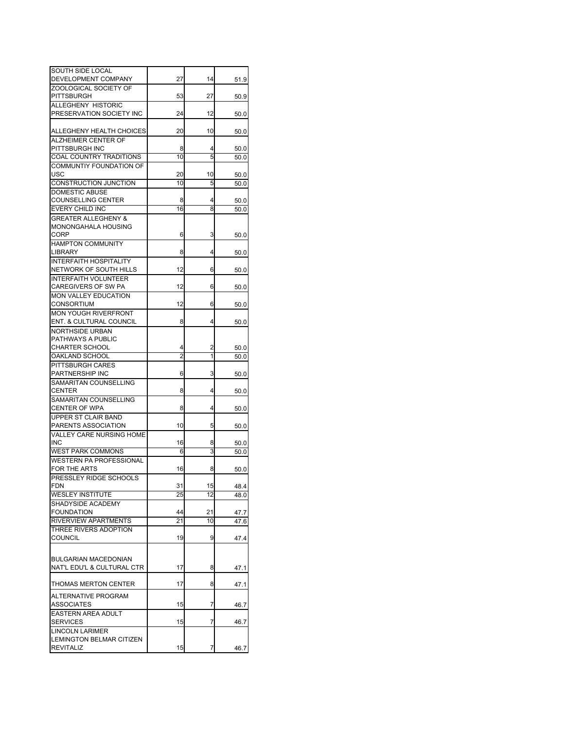| | | | |
|---|---|---|---|
| SOUTH SIDE LOCAL DEVELOPMENT COMPANY | 27 | 14 | 51.9 |
| ZOOLOGICAL SOCIETY OF PITTSBURGH | 53 | 27 | 50.9 |
| ALLEGHENY HISTORIC PRESERVATION SOCIETY INC | 24 | 12 | 50.0 |
| ALLEGHENY HEALTH CHOICES | 20 | 10 | 50.0 |
| ALZHEIMER CENTER OF PITTSBURGH INC | 8 | 4 | 50.0 |
| COAL COUNTRY TRADITIONS | 10 | 5 | 50.0 |
| COMMUNTIY FOUNDATION OF USC | 20 | 10 | 50.0 |
| CONSTRUCTION JUNCTION | 10 | 5 | 50.0 |
| DOMESTIC ABUSE COUNSELLING CENTER | 8 | 4 | 50.0 |
| EVERY CHILD INC | 16 | 8 | 50.0 |
| GREATER ALLEGHENY & MONONGAHALA HOUSING CORP | 6 | 3 | 50.0 |
| HAMPTON COMMUNITY LIBRARY | 8 | 4 | 50.0 |
| INTERFAITH HOSPITALITY NETWORK OF SOUTH HILLS | 12 | 6 | 50.0 |
| INTERFAITH VOLUNTEER CAREGIVERS OF SW PA | 12 | 6 | 50.0 |
| MON VALLEY EDUCATION CONSORTIUM | 12 | 6 | 50.0 |
| MON YOUGH RIVERFRONT ENT. & CULTURAL COUNCIL | 8 | 4 | 50.0 |
| NORTHSIDE URBAN PATHWAYS A PUBLIC CHARTER SCHOOL | 4 | 2 | 50.0 |
| OAKLAND SCHOOL | 2 | 1 | 50.0 |
| PITTSBURGH CARES PARTNERSHIP INC | 6 | 3 | 50.0 |
| SAMARITAN COUNSELLING CENTER | 8 | 4 | 50.0 |
| SAMARITAN COUNSELLING CENTER OF WPA | 8 | 4 | 50.0 |
| UPPER ST CLAIR BAND PARENTS ASSOCIATION | 10 | 5 | 50.0 |
| VALLEY CARE NURSING HOME INC | 16 | 8 | 50.0 |
| WEST PARK COMMONS | 6 | 3 | 50.0 |
| WESTERN PA PROFESSIONAL FOR THE ARTS | 16 | 8 | 50.0 |
| PRESSLEY RIDGE SCHOOLS FDN | 31 | 15 | 48.4 |
| WESLEY INSTITUTE | 25 | 12 | 48.0 |
| SHADYSIDE ACADEMY FOUNDATION | 44 | 21 | 47.7 |
| RIVERVIEW APARTMENTS | 21 | 10 | 47.6 |
| THREE RIVERS ADOPTION COUNCIL | 19 | 9 | 47.4 |
| BULGARIAN MACEDONIAN NAT'L EDU'L & CULTURAL CTR | 17 | 8 | 47.1 |
| THOMAS MERTON CENTER | 17 | 8 | 47.1 |
| ALTERNATIVE PROGRAM ASSOCIATES | 15 | 7 | 46.7 |
| EASTERN AREA ADULT SERVICES | 15 | 7 | 46.7 |
| LINCOLN LARIMER LEMINGTON BELMAR CITIZEN REVITALIZ | 15 | 7 | 46.7 |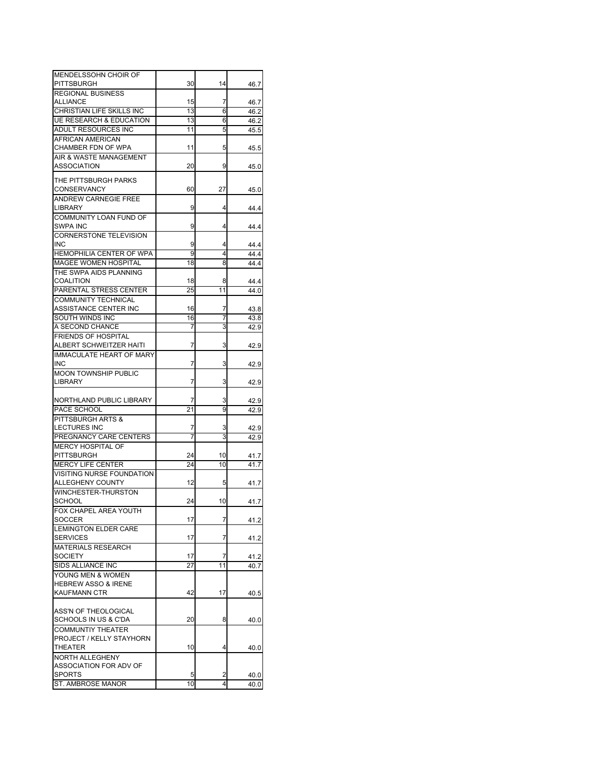| | | | |
|---|---|---|---|
| MENDELSSOHN CHOIR OF PITTSBURGH | 30 | 14 | 46.7 |
| REGIONAL BUSINESS ALLIANCE | 15 | 7 | 46.7 |
| CHRISTIAN LIFE SKILLS INC | 13 | 6 | 46.2 |
| UE RESEARCH & EDUCATION | 13 | 6 | 46.2 |
| ADULT RESOURCES INC | 11 | 5 | 45.5 |
| AFRICAN AMERICAN CHAMBER FDN OF WPA | 11 | 5 | 45.5 |
| AIR & WASTE MANAGEMENT ASSOCIATION | 20 | 9 | 45.0 |
| THE PITTSBURGH PARKS CONSERVANCY | 60 | 27 | 45.0 |
| ANDREW CARNEGIE FREE LIBRARY | 9 | 4 | 44.4 |
| COMMUNITY LOAN FUND OF SWPA INC | 9 | 4 | 44.4 |
| CORNERSTONE TELEVISION INC | 9 | 4 | 44.4 |
| HEMOPHILIA CENTER OF WPA | 9 | 4 | 44.4 |
| MAGEE WOMEN HOSPITAL | 18 | 8 | 44.4 |
| THE SWPA AIDS PLANNING COALITION | 18 | 8 | 44.4 |
| PARENTAL STRESS CENTER | 25 | 11 | 44.0 |
| COMMUNITY TECHNICAL ASSISTANCE CENTER INC | 16 | 7 | 43.8 |
| SOUTH WINDS INC | 16 | 7 | 43.8 |
| A SECOND CHANCE | 7 | 3 | 42.9 |
| FRIENDS OF HOSPITAL ALBERT SCHWEITZER HAITI | 7 | 3 | 42.9 |
| IMMACULATE HEART OF MARY INC | 7 | 3 | 42.9 |
| MOON TOWNSHIP PUBLIC LIBRARY | 7 | 3 | 42.9 |
| NORTHLAND PUBLIC LIBRARY | 7 | 3 | 42.9 |
| PACE SCHOOL | 21 | 9 | 42.9 |
| PITTSBURGH ARTS & LECTURES INC | 7 | 3 | 42.9 |
| PREGNANCY CARE CENTERS | 7 | 3 | 42.9 |
| MERCY HOSPITAL OF PITTSBURGH | 24 | 10 | 41.7 |
| MERCY LIFE CENTER | 24 | 10 | 41.7 |
| VISITING NURSE FOUNDATION ALLEGHENY COUNTY | 12 | 5 | 41.7 |
| WINCHESTER-THURSTON SCHOOL | 24 | 10 | 41.7 |
| FOX CHAPEL AREA YOUTH SOCCER | 17 | 7 | 41.2 |
| LEMINGTON ELDER CARE SERVICES | 17 | 7 | 41.2 |
| MATERIALS RESEARCH SOCIETY | 17 | 7 | 41.2 |
| SIDS ALLIANCE INC | 27 | 11 | 40.7 |
| YOUNG MEN & WOMEN HEBREW ASSO & IRENE KAUFMANN CTR | 42 | 17 | 40.5 |
| ASS'N OF THEOLOGICAL SCHOOLS IN US & C'DA | 20 | 8 | 40.0 |
| COMMUNTIY THEATER PROJECT / KELLY STAYHORN THEATER | 10 | 4 | 40.0 |
| NORTH ALLEGHENY ASSOCIATION FOR ADV OF SPORTS | 5 | 2 | 40.0 |
| ST. AMBROSE MANOR | 10 | 4 | 40.0 |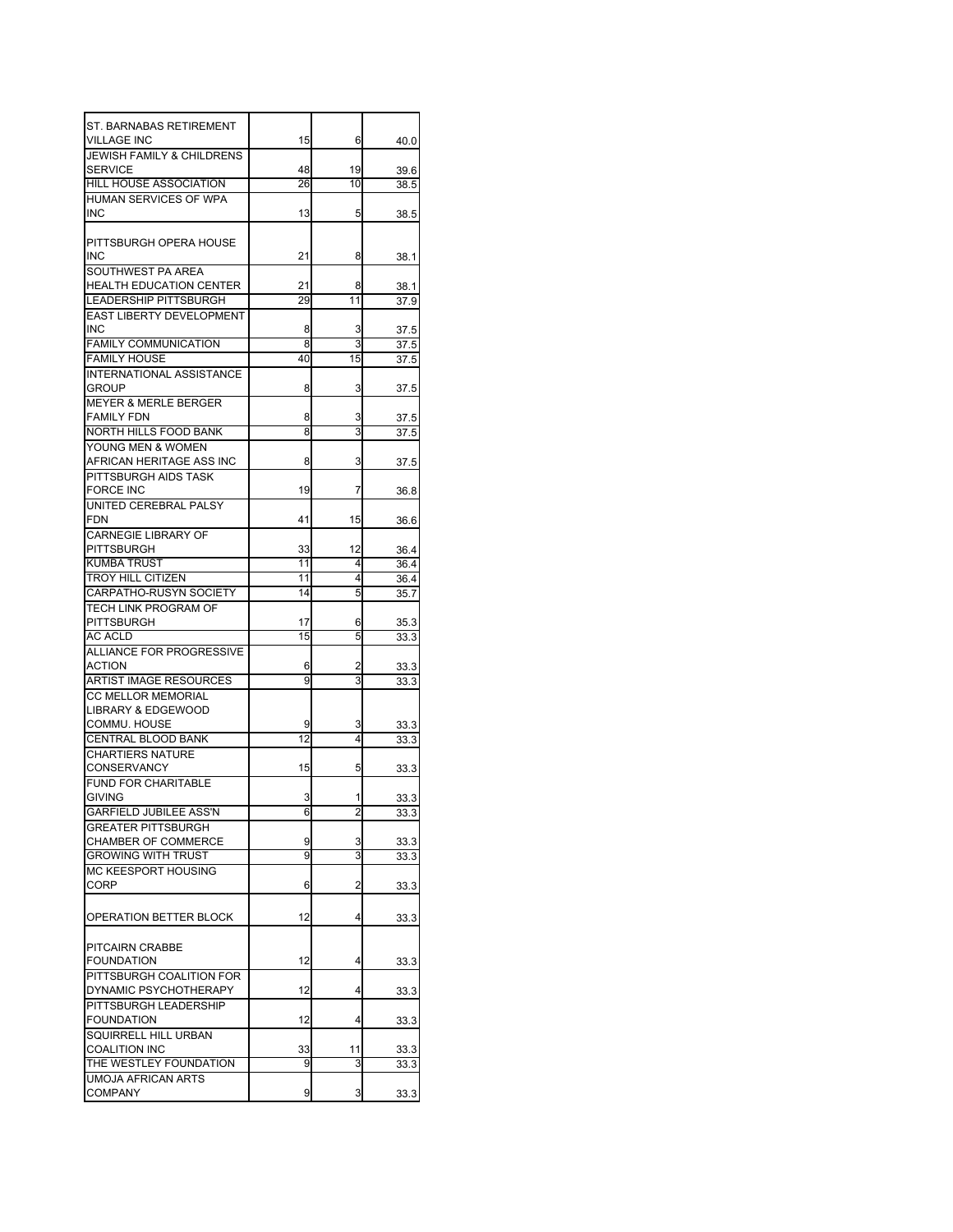| | | | |
|---|---|---|---|
| ST. BARNABAS RETIREMENT VILLAGE INC | 15 | 6 | 40.0 |
| JEWISH FAMILY & CHILDRENS SERVICE | 48 | 19 | 39.6 |
| HILL HOUSE ASSOCIATION | 26 | 10 | 38.5 |
| HUMAN SERVICES OF WPA INC | 13 | 5 | 38.5 |
| PITTSBURGH OPERA HOUSE INC | 21 | 8 | 38.1 |
| SOUTHWEST PA AREA HEALTH EDUCATION CENTER | 21 | 8 | 38.1 |
| LEADERSHIP PITTSBURGH | 29 | 11 | 37.9 |
| EAST LIBERTY DEVELOPMENT INC | 8 | 3 | 37.5 |
| FAMILY COMMUNICATION | 8 | 3 | 37.5 |
| FAMILY HOUSE | 40 | 15 | 37.5 |
| INTERNATIONAL ASSISTANCE GROUP | 8 | 3 | 37.5 |
| MEYER & MERLE BERGER FAMILY FDN | 8 | 3 | 37.5 |
| NORTH HILLS FOOD BANK | 8 | 3 | 37.5 |
| YOUNG MEN & WOMEN AFRICAN HERITAGE ASS INC | 8 | 3 | 37.5 |
| PITTSBURGH AIDS TASK FORCE INC | 19 | 7 | 36.8 |
| UNITED CEREBRAL PALSY FDN | 41 | 15 | 36.6 |
| CARNEGIE LIBRARY OF PITTSBURGH | 33 | 12 | 36.4 |
| KUMBA TRUST | 11 | 4 | 36.4 |
| TROY HILL CITIZEN | 11 | 4 | 36.4 |
| CARPATHO-RUSYN SOCIETY | 14 | 5 | 35.7 |
| TECH LINK PROGRAM OF PITTSBURGH | 17 | 6 | 35.3 |
| AC ACLD | 15 | 5 | 33.3 |
| ALLIANCE FOR PROGRESSIVE ACTION | 6 | 2 | 33.3 |
| ARTIST IMAGE RESOURCES | 9 | 3 | 33.3 |
| CC MELLOR MEMORIAL LIBRARY & EDGEWOOD COMMU. HOUSE | 9 | 3 | 33.3 |
| CENTRAL BLOOD BANK | 12 | 4 | 33.3 |
| CHARTIERS NATURE CONSERVANCY | 15 | 5 | 33.3 |
| FUND FOR CHARITABLE GIVING | 3 | 1 | 33.3 |
| GARFIELD JUBILEE ASS'N | 6 | 2 | 33.3 |
| GREATER PITTSBURGH CHAMBER OF COMMERCE | 9 | 3 | 33.3 |
| GROWING WITH TRUST | 9 | 3 | 33.3 |
| MC KEESPORT HOUSING CORP | 6 | 2 | 33.3 |
| OPERATION BETTER BLOCK | 12 | 4 | 33.3 |
| PITCAIRN CRABBE FOUNDATION | 12 | 4 | 33.3 |
| PITTSBURGH COALITION FOR DYNAMIC PSYCHOTHERAPY | 12 | 4 | 33.3 |
| PITTSBURGH LEADERSHIP FOUNDATION | 12 | 4 | 33.3 |
| SQUIRRELL HILL URBAN COALITION INC | 33 | 11 | 33.3 |
| THE WESTLEY FOUNDATION | 9 | 3 | 33.3 |
| UMOJA AFRICAN ARTS COMPANY | 9 | 3 | 33.3 |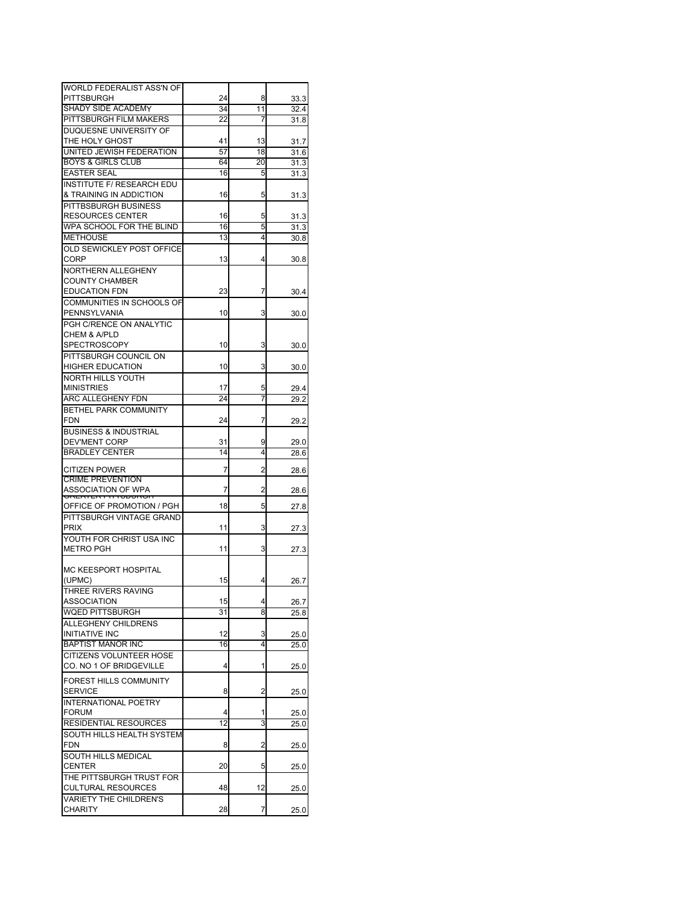| | | | |
|---|---|---|---|
| WORLD FEDERALIST ASS'N OF PITTSBURGH | 24 | 8 | 33.3 |
| SHADY SIDE ACADEMY | 34 | 11 | 32.4 |
| PITTSBURGH FILM MAKERS | 22 | 7 | 31.8 |
| DUQUESNE UNIVERSITY OF THE HOLY GHOST | 41 | 13 | 31.7 |
| UNITED JEWISH FEDERATION | 57 | 18 | 31.6 |
| BOYS & GIRLS CLUB | 64 | 20 | 31.3 |
| EASTER SEAL | 16 | 5 | 31.3 |
| INSTITUTE F/ RESEARCH EDU & TRAINING IN ADDICTION | 16 | 5 | 31.3 |
| PITTBSBURGH BUSINESS RESOURCES CENTER | 16 | 5 | 31.3 |
| WPA SCHOOL FOR THE BLIND | 16 | 5 | 31.3 |
| METHOUSE | 13 | 4 | 30.8 |
| OLD SEWICKLEY POST OFFICE CORP | 13 | 4 | 30.8 |
| NORTHERN ALLEGHENY COUNTY CHAMBER EDUCATION FDN | 23 | 7 | 30.4 |
| COMMUNITIES IN SCHOOLS OF PENNSYLVANIA | 10 | 3 | 30.0 |
| PGH C/RENCE ON ANALYTIC CHEM & A/PLD SPECTROSCOPY | 10 | 3 | 30.0 |
| PITTSBURGH COUNCIL ON HIGHER EDUCATION | 10 | 3 | 30.0 |
| NORTH HILLS YOUTH MINISTRIES | 17 | 5 | 29.4 |
| ARC ALLEGHENY FDN | 24 | 7 | 29.2 |
| BETHEL PARK COMMUNITY FDN | 24 | 7 | 29.2 |
| BUSINESS & INDUSTRIAL DEV'MENT CORP | 31 | 9 | 29.0 |
| BRADLEY CENTER | 14 | 4 | 28.6 |
| CITIZEN POWER | 7 | 2 | 28.6 |
| CRIME PREVENTION ASSOCIATION OF WPA | 7 | 2 | 28.6 |
| GREATER PITTSBURGH OFFICE OF PROMOTION / PGH | 18 | 5 | 27.8 |
| PITTSBURGH VINTAGE GRAND PRIX | 11 | 3 | 27.3 |
| YOUTH FOR CHRIST USA INC METRO PGH | 11 | 3 | 27.3 |
| MC KEESPORT HOSPITAL (UPMC) | 15 | 4 | 26.7 |
| THREE RIVERS RAVING ASSOCIATION | 15 | 4 | 26.7 |
| WQED PITTSBURGH | 31 | 8 | 25.8 |
| ALLEGHENY CHILDRENS INITIATIVE INC | 12 | 3 | 25.0 |
| BAPTIST MANOR INC | 16 | 4 | 25.0 |
| CITIZENS VOLUNTEER HOSE CO. NO 1 OF BRIDGEVILLE | 4 | 1 | 25.0 |
| FOREST HILLS COMMUNITY SERVICE | 8 | 2 | 25.0 |
| INTERNATIONAL POETRY FORUM | 4 | 1 | 25.0 |
| RESIDENTIAL RESOURCES | 12 | 3 | 25.0 |
| SOUTH HILLS HEALTH SYSTEM FDN | 8 | 2 | 25.0 |
| SOUTH HILLS MEDICAL CENTER | 20 | 5 | 25.0 |
| THE PITTSBURGH TRUST FOR CULTURAL RESOURCES | 48 | 12 | 25.0 |
| VARIETY THE CHILDREN'S CHARITY | 28 | 7 | 25.0 |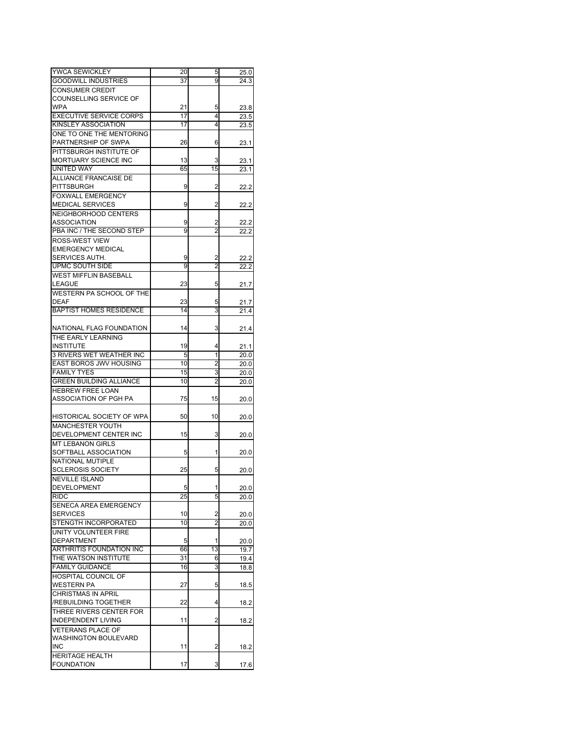| | | | |
|---|---|---|---|
| YWCA SEWICKLEY | 20 | 5 | 25.0 |
| GOODWILL INDUSTRIES | 37 | 9 | 24.3 |
| CONSUMER CREDIT COUNSELLING SERVICE OF WPA | 21 | 5 | 23.8 |
| EXECUTIVE SERVICE CORPS | 17 | 4 | 23.5 |
| KINSLEY ASSOCIATION | 17 | 4 | 23.5 |
| ONE TO ONE THE MENTORING PARTNERSHIP OF SWPA | 26 | 6 | 23.1 |
| PITTSBURGH INSTITUTE OF MORTUARY SCIENCE INC | 13 | 3 | 23.1 |
| UNITED WAY | 65 | 15 | 23.1 |
| ALLIANCE FRANCAISE DE PITTSBURGH | 9 | 2 | 22.2 |
| FOXWALL EMERGENCY MEDICAL SERVICES | 9 | 2 | 22.2 |
| NEIGHBORHOOD CENTERS ASSOCIATION | 9 | 2 | 22.2 |
| PBA INC / THE SECOND STEP | 9 | 2 | 22.2 |
| ROSS-WEST VIEW EMERGENCY MEDICAL SERVICES AUTH. | 9 | 2 | 22.2 |
| UPMC SOUTH SIDE | 9 | 2 | 22.2 |
| WEST MIFFLIN BASEBALL LEAGUE | 23 | 5 | 21.7 |
| WESTERN PA SCHOOL OF THE DEAF | 23 | 5 | 21.7 |
| BAPTIST HOMES RESIDENCE | 14 | 3 | 21.4 |
| NATIONAL FLAG FOUNDATION | 14 | 3 | 21.4 |
| THE EARLY LEARNING INSTITUTE | 19 | 4 | 21.1 |
| 3 RIVERS WET WEATHER INC | 5 | 1 | 20.0 |
| EAST BOROS JWV HOUSING | 10 | 2 | 20.0 |
| FAMILY TYES | 15 | 3 | 20.0 |
| GREEN BUILDING ALLIANCE | 10 | 2 | 20.0 |
| HEBREW FREE LOAN ASSOCIATION OF PGH PA | 75 | 15 | 20.0 |
| HISTORICAL SOCIETY OF WPA | 50 | 10 | 20.0 |
| MANCHESTER YOUTH DEVELOPMENT CENTER INC | 15 | 3 | 20.0 |
| MT LEBANON GIRLS SOFTBALL ASSOCIATION | 5 | 1 | 20.0 |
| NATIONAL MUTIPLE SCLEROSIS SOCIETY | 25 | 5 | 20.0 |
| NEVILLE ISLAND DEVELOPMENT | 5 | 1 | 20.0 |
| RIDC | 25 | 5 | 20.0 |
| SENECA AREA EMERGENCY SERVICES | 10 | 2 | 20.0 |
| STENGTH INCORPORATED | 10 | 2 | 20.0 |
| UNITY VOLUNTEER FIRE DEPARTMENT | 5 | 1 | 20.0 |
| ARTHRITIS FOUNDATION INC | 66 | 13 | 19.7 |
| THE WATSON INSTITUTE | 31 | 6 | 19.4 |
| FAMILY GUIDANCE | 16 | 3 | 18.8 |
| HOSPITAL COUNCIL OF WESTERN PA | 27 | 5 | 18.5 |
| CHRISTMAS IN APRIL /REBUILDING TOGETHER | 22 | 4 | 18.2 |
| THREE RIVERS CENTER FOR INDEPENDENT LIVING | 11 | 2 | 18.2 |
| VETERANS PLACE OF WASHINGTON BOULEVARD INC | 11 | 2 | 18.2 |
| HERITAGE HEALTH FOUNDATION | 17 | 3 | 17.6 |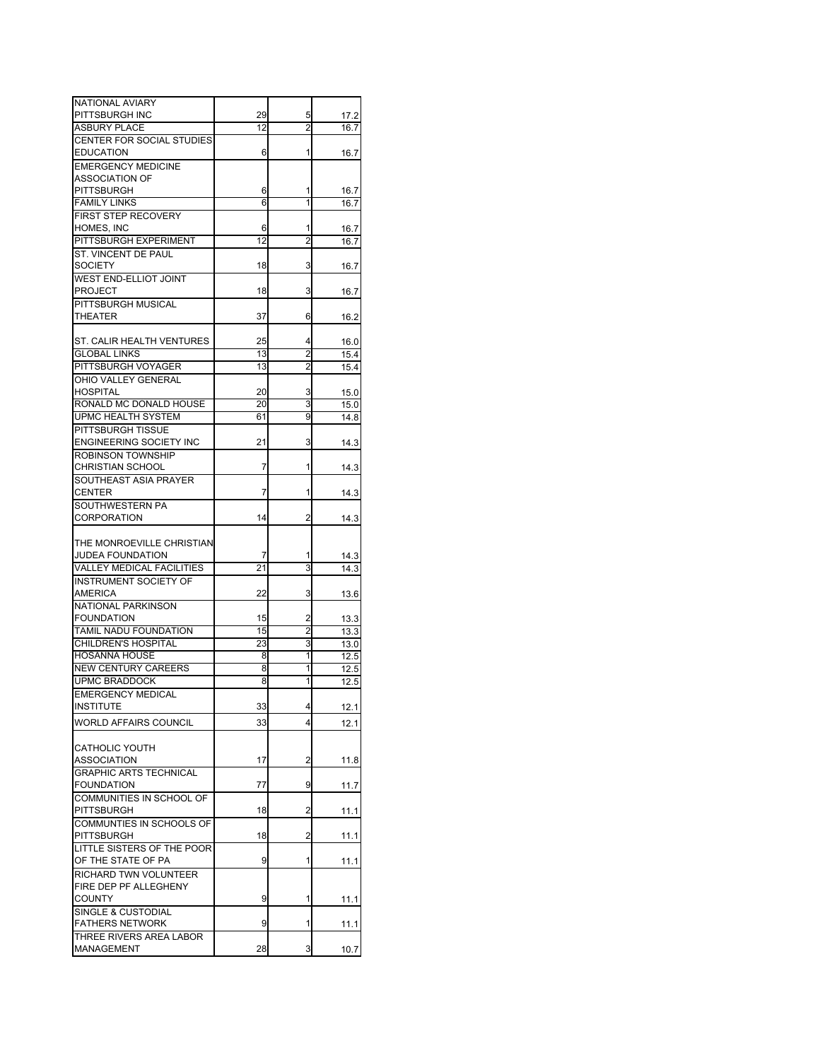| | | | |
|---|---|---|---|
| NATIONAL AVIARY PITTSBURGH INC | 29 | 5 | 17.2 |
| ASBURY PLACE | 12 | 2 | 16.7 |
| CENTER FOR SOCIAL STUDIES EDUCATION | 6 | 1 | 16.7 |
| EMERGENCY MEDICINE ASSOCIATION OF PITTSBURGH | 6 | 1 | 16.7 |
| FAMILY LINKS | 6 | 1 | 16.7 |
| FIRST STEP RECOVERY HOMES, INC | 6 | 1 | 16.7 |
| PITTSBURGH EXPERIMENT | 12 | 2 | 16.7 |
| ST. VINCENT DE PAUL SOCIETY | 18 | 3 | 16.7 |
| WEST END-ELLIOT JOINT PROJECT | 18 | 3 | 16.7 |
| PITTSBURGH MUSICAL THEATER | 37 | 6 | 16.2 |
| ST. CALIR HEALTH VENTURES | 25 | 4 | 16.0 |
| GLOBAL LINKS | 13 | 2 | 15.4 |
| PITTSBURGH VOYAGER | 13 | 2 | 15.4 |
| OHIO VALLEY GENERAL HOSPITAL | 20 | 3 | 15.0 |
| RONALD MC DONALD HOUSE | 20 | 3 | 15.0 |
| UPMC HEALTH SYSTEM | 61 | 9 | 14.8 |
| PITTSBURGH TISSUE ENGINEERING SOCIETY INC | 21 | 3 | 14.3 |
| ROBINSON TOWNSHIP CHRISTIAN SCHOOL | 7 | 1 | 14.3 |
| SOUTHEAST ASIA PRAYER CENTER | 7 | 1 | 14.3 |
| SOUTHWESTERN PA CORPORATION | 14 | 2 | 14.3 |
| THE MONROEVILLE CHRISTIAN JUDEA FOUNDATION | 7 | 1 | 14.3 |
| VALLEY MEDICAL FACILITIES | 21 | 3 | 14.3 |
| INSTRUMENT SOCIETY OF AMERICA | 22 | 3 | 13.6 |
| NATIONAL PARKINSON FOUNDATION | 15 | 2 | 13.3 |
| TAMIL NADU FOUNDATION | 15 | 2 | 13.3 |
| CHILDREN'S HOSPITAL | 23 | 3 | 13.0 |
| HOSANNA HOUSE | 8 | 1 | 12.5 |
| NEW CENTURY CAREERS | 8 | 1 | 12.5 |
| UPMC BRADDOCK | 8 | 1 | 12.5 |
| EMERGENCY MEDICAL INSTITUTE | 33 | 4 | 12.1 |
| WORLD AFFAIRS COUNCIL | 33 | 4 | 12.1 |
| CATHOLIC YOUTH ASSOCIATION | 17 | 2 | 11.8 |
| GRAPHIC ARTS TECHNICAL FOUNDATION | 77 | 9 | 11.7 |
| COMMUNITIES IN SCHOOL OF PITTSBURGH | 18 | 2 | 11.1 |
| COMMUNTIES IN SCHOOLS OF PITTSBURGH | 18 | 2 | 11.1 |
| LITTLE SISTERS OF THE POOR OF THE STATE OF PA | 9 | 1 | 11.1 |
| RICHARD TWN VOLUNTEER FIRE DEP PF ALLEGHENY COUNTY | 9 | 1 | 11.1 |
| SINGLE & CUSTODIAL FATHERS NETWORK | 9 | 1 | 11.1 |
| THREE RIVERS AREA LABOR MANAGEMENT | 28 | 3 | 10.7 |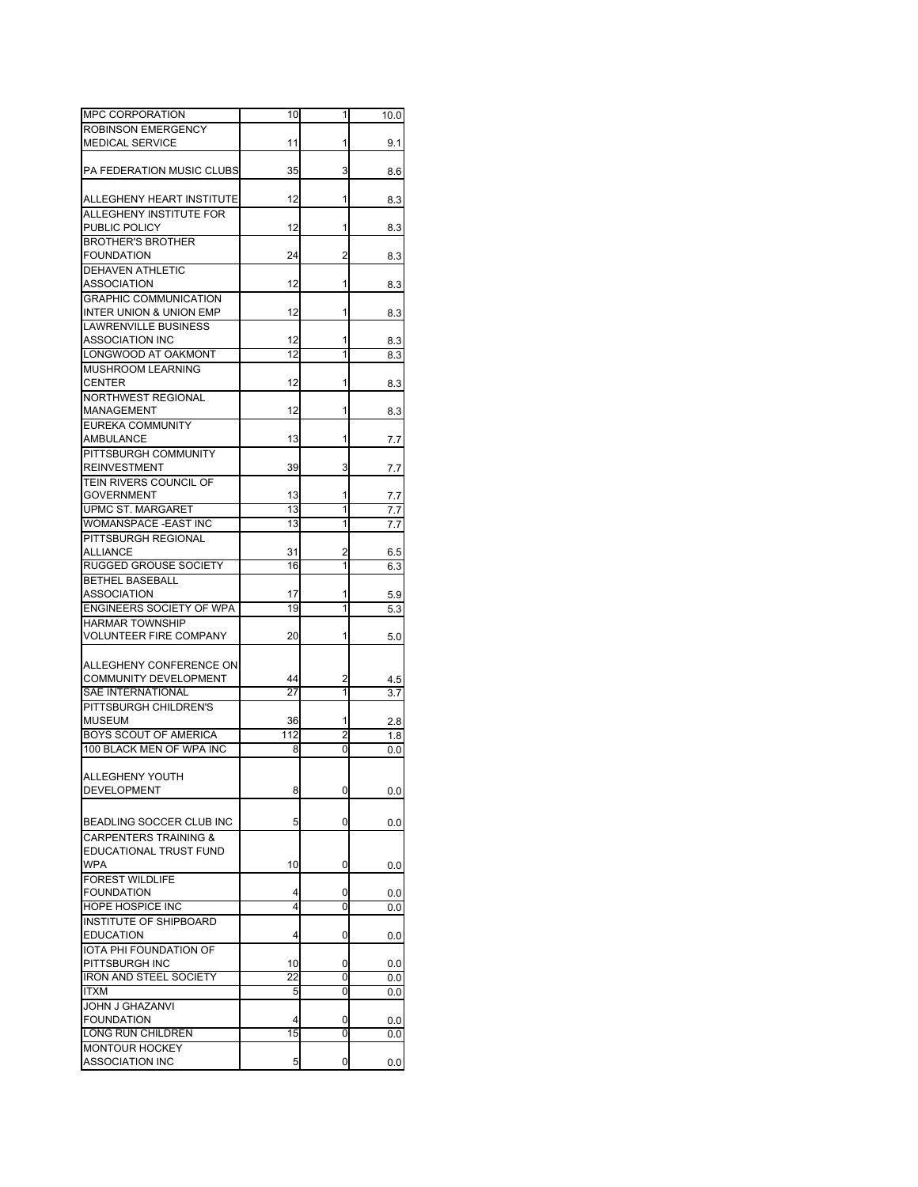| | | | |
|---|---|---|---|
| MPC CORPORATION | 10 | 1 | 10.0 |
| ROBINSON EMERGENCY MEDICAL SERVICE | 11 | 1 | 9.1 |
| PA FEDERATION MUSIC CLUBS | 35 | 3 | 8.6 |
| ALLEGHENY HEART INSTITUTE | 12 | 1 | 8.3 |
| ALLEGHENY INSTITUTE FOR PUBLIC POLICY | 12 | 1 | 8.3 |
| BROTHER'S BROTHER FOUNDATION | 24 | 2 | 8.3 |
| DEHAVEN ATHLETIC ASSOCIATION | 12 | 1 | 8.3 |
| GRAPHIC COMMUNICATION INTER UNION & UNION EMP | 12 | 1 | 8.3 |
| LAWRENVILLE BUSINESS ASSOCIATION INC | 12 | 1 | 8.3 |
| LONGWOOD AT OAKMONT | 12 | 1 | 8.3 |
| MUSHROOM LEARNING CENTER | 12 | 1 | 8.3 |
| NORTHWEST REGIONAL MANAGEMENT | 12 | 1 | 8.3 |
| EUREKA COMMUNITY AMBULANCE | 13 | 1 | 7.7 |
| PITTSBURGH COMMUNITY REINVESTMENT | 39 | 3 | 7.7 |
| TEIN RIVERS COUNCIL OF GOVERNMENT | 13 | 1 | 7.7 |
| UPMC ST. MARGARET | 13 | 1 | 7.7 |
| WOMANSPACE -EAST INC | 13 | 1 | 7.7 |
| PITTSBURGH REGIONAL ALLIANCE | 31 | 2 | 6.5 |
| RUGGED GROUSE SOCIETY | 16 | 1 | 6.3 |
| BETHEL BASEBALL ASSOCIATION | 17 | 1 | 5.9 |
| ENGINEERS SOCIETY OF WPA | 19 | 1 | 5.3 |
| HARMAR TOWNSHIP VOLUNTEER FIRE COMPANY | 20 | 1 | 5.0 |
| ALLEGHENY CONFERENCE ON COMMUNITY DEVELOPMENT | 44 | 2 | 4.5 |
| SAE INTERNATIONAL | 27 | 1 | 3.7 |
| PITTSBURGH CHILDREN'S MUSEUM | 36 | 1 | 2.8 |
| BOYS SCOUT OF AMERICA | 112 | 2 | 1.8 |
| 100 BLACK MEN OF WPA INC | 8 | 0 | 0.0 |
| ALLEGHENY YOUTH DEVELOPMENT | 8 | 0 | 0.0 |
| BEADLING SOCCER CLUB INC | 5 | 0 | 0.0 |
| CARPENTERS TRAINING & EDUCATIONAL TRUST FUND WPA | 10 | 0 | 0.0 |
| FOREST WILDLIFE FOUNDATION | 4 | 0 | 0.0 |
| HOPE HOSPICE INC | 4 | 0 | 0.0 |
| INSTITUTE OF SHIPBOARD EDUCATION | 4 | 0 | 0.0 |
| IOTA PHI FOUNDATION OF PITTSBURGH INC | 10 | 0 | 0.0 |
| IRON AND STEEL SOCIETY | 22 | 0 | 0.0 |
| ITXM | 5 | 0 | 0.0 |
| JOHN J GHAZANVI FOUNDATION | 4 | 0 | 0.0 |
| LONG RUN CHILDREN | 15 | 0 | 0.0 |
| MONTOUR HOCKEY ASSOCIATION INC | 5 | 0 | 0.0 |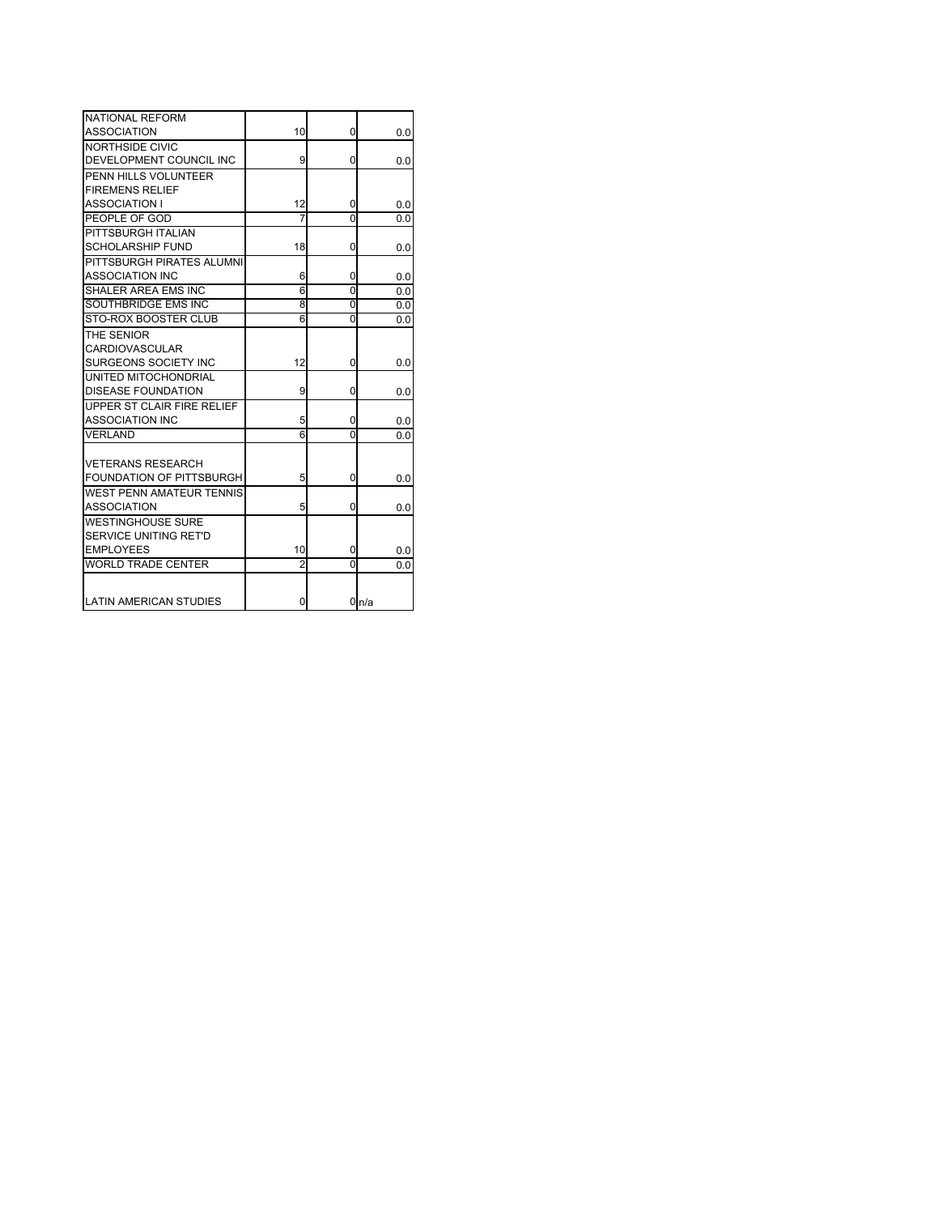| | | | |
|---|---|---|---|
| NATIONAL REFORM ASSOCIATION | 10 | 0 | 0.0 |
| NORTHSIDE CIVIC DEVELOPMENT COUNCIL INC | 9 | 0 | 0.0 |
| PENN HILLS VOLUNTEER FIREMENS RELIEF ASSOCIATION I | 12 | 0 | 0.0 |
| PEOPLE OF GOD | 7 | 0 | 0.0 |
| PITTSBURGH ITALIAN SCHOLARSHIP FUND | 18 | 0 | 0.0 |
| PITTSBURGH PIRATES ALUMNI ASSOCIATION INC | 6 | 0 | 0.0 |
| SHALER AREA EMS INC | 6 | 0 | 0.0 |
| SOUTHBRIDGE EMS INC | 8 | 0 | 0.0 |
| STO-ROX BOOSTER CLUB | 6 | 0 | 0.0 |
| THE SENIOR CARDIOVASCULAR SURGEONS SOCIETY INC | 12 | 0 | 0.0 |
| UNITED MITOCHONDRIAL DISEASE FOUNDATION | 9 | 0 | 0.0 |
| UPPER ST CLAIR FIRE RELIEF ASSOCIATION INC | 5 | 0 | 0.0 |
| VERLAND | 6 | 0 | 0.0 |
| VETERANS RESEARCH FOUNDATION OF PITTSBURGH | 5 | 0 | 0.0 |
| WEST PENN AMATEUR TENNIS ASSOCIATION | 5 | 0 | 0.0 |
| WESTINGHOUSE SURE SERVICE UNITING RET'D EMPLOYEES | 10 | 0 | 0.0 |
| WORLD TRADE CENTER | 2 | 0 | 0.0 |
| LATIN AMERICAN STUDIES | 0 | 0 | n/a |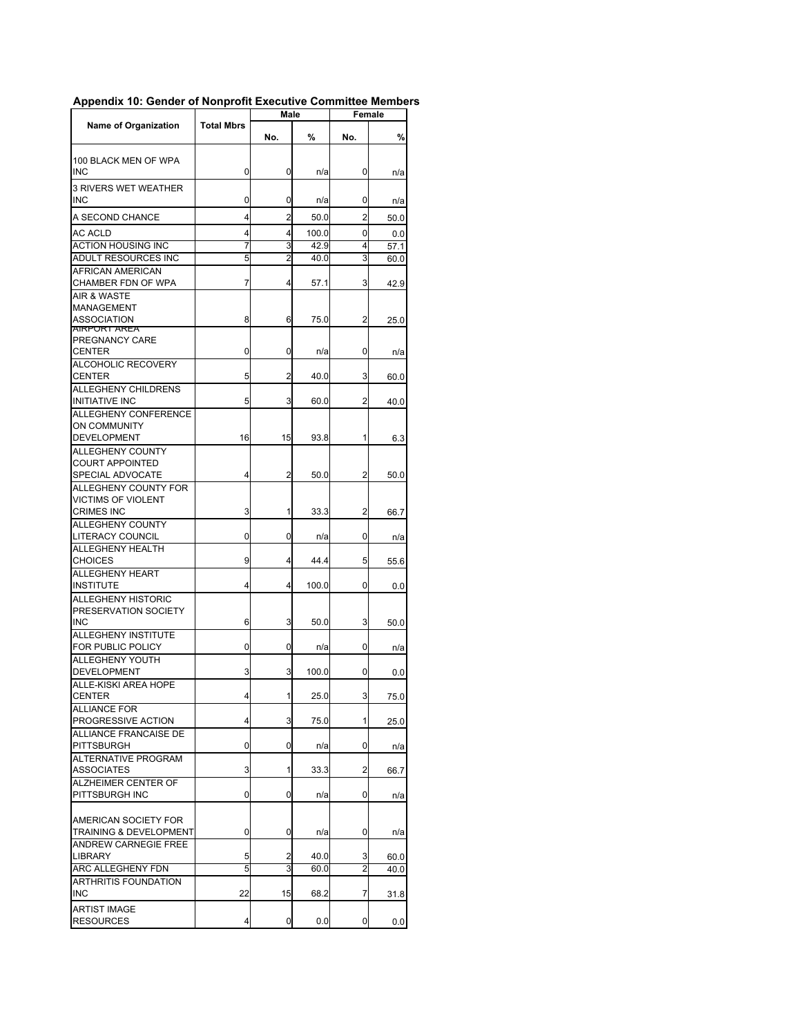**Appendix 10: Gender of Nonprofit Executive Committee Members**

| Name of Organization | Total Mbrs | Male | | Female | |
|---|---|---|---|---|---|
| | | No. | % | No. | % |
| 100 BLACK MEN OF WPA INC | 0 | 0 | n/a | 0 | n/a |
| 3 RIVERS WET WEATHER INC | 0 | 0 | n/a | 0 | n/a |
| A SECOND CHANCE | 4 | 2 | 50.0 | 2 | 50.0 |
| AC ACLD | 4 | 4 | 100.0 | 0 | 0.0 |
| ACTION HOUSING INC | 7 | 3 | 42.9 | 4 | 57.1 |
| ADULT RESOURCES INC | 5 | 2 | 40.0 | 3 | 60.0 |
| AFRICAN AMERICAN CHAMBER FDN OF WPA | 7 | 4 | 57.1 | 3 | 42.9 |
| AIR & WASTE MANAGEMENT ASSOCIATION | 8 | 6 | 75.0 | 2 | 25.0 |
| AIRPORT AREA PREGNANCY CARE CENTER | 0 | 0 | n/a | 0 | n/a |
| ALCOHOLIC RECOVERY CENTER | 5 | 2 | 40.0 | 3 | 60.0 |
| ALLEGHENY CHILDRENS INITIATIVE INC | 5 | 3 | 60.0 | 2 | 40.0 |
| ALLEGHENY CONFERENCE ON COMMUNITY DEVELOPMENT | 16 | 15 | 93.8 | 1 | 6.3 |
| ALLEGHENY COUNTY COURT APPOINTED SPECIAL ADVOCATE | 4 | 2 | 50.0 | 2 | 50.0 |
| ALLEGHENY COUNTY FOR VICTIMS OF VIOLENT CRIMES INC | 3 | 1 | 33.3 | 2 | 66.7 |
| ALLEGHENY COUNTY LITERACY COUNCIL | 0 | 0 | n/a | 0 | n/a |
| ALLEGHENY HEALTH CHOICES | 9 | 4 | 44.4 | 5 | 55.6 |
| ALLEGHENY HEART INSTITUTE | 4 | 4 | 100.0 | 0 | 0.0 |
| ALLEGHENY HISTORIC PRESERVATION SOCIETY INC | 6 | 3 | 50.0 | 3 | 50.0 |
| ALLEGHENY INSTITUTE FOR PUBLIC POLICY | 0 | 0 | n/a | 0 | n/a |
| ALLEGHENY YOUTH DEVELOPMENT | 3 | 3 | 100.0 | 0 | 0.0 |
| ALLE-KISKI AREA HOPE CENTER | 4 | 1 | 25.0 | 3 | 75.0 |
| ALLIANCE FOR PROGRESSIVE ACTION | 4 | 3 | 75.0 | 1 | 25.0 |
| ALLIANCE FRANCAISE DE PITTSBURGH | 0 | 0 | n/a | 0 | n/a |
| ALTERNATIVE PROGRAM ASSOCIATES | 3 | 1 | 33.3 | 2 | 66.7 |
| ALZHEIMER CENTER OF PITTSBURGH INC | 0 | 0 | n/a | 0 | n/a |
| AMERICAN SOCIETY FOR TRAINING & DEVELOPMENT | 0 | 0 | n/a | 0 | n/a |
| ANDREW CARNEGIE FREE LIBRARY | 5 | 2 | 40.0 | 3 | 60.0 |
| ARC ALLEGHENY FDN | 5 | 3 | 60.0 | 2 | 40.0 |
| ARTHRITIS FOUNDATION INC | 22 | 15 | 68.2 | 7 | 31.8 |
| ARTIST IMAGE RESOURCES | 4 | 0 | 0.0 | 0 | 0.0 |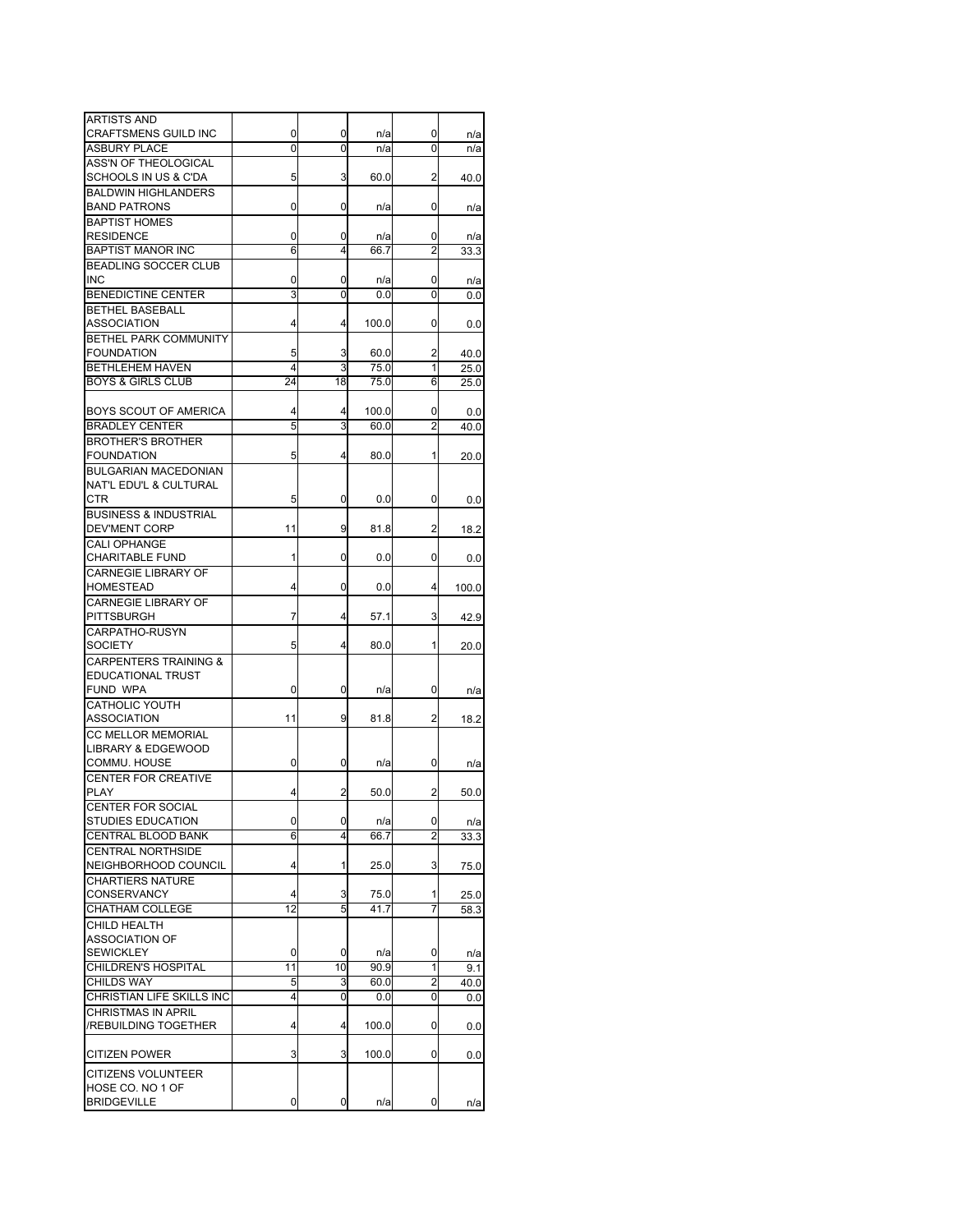| | | | | | |
|---|---|---|---|---|---|
| ARTISTS AND CRAFTSMENS GUILD INC | 0 | 0 | n/a | 0 | n/a |
| ASBURY PLACE | 0 | 0 | n/a | 0 | n/a |
| ASS'N OF THEOLOGICAL SCHOOLS IN US & C'DA | 5 | 3 | 60.0 | 2 | 40.0 |
| BALDWIN HIGHLANDERS BAND PATRONS | 0 | 0 | n/a | 0 | n/a |
| BAPTIST HOMES RESIDENCE | 0 | 0 | n/a | 0 | n/a |
| BAPTIST MANOR INC | 6 | 4 | 66.7 | 2 | 33.3 |
| BEADLING SOCCER CLUB INC | 0 | 0 | n/a | 0 | n/a |
| BENEDICTINE CENTER | 3 | 0 | 0.0 | 0 | 0.0 |
| BETHEL BASEBALL ASSOCIATION | 4 | 4 | 100.0 | 0 | 0.0 |
| BETHEL PARK COMMUNITY FOUNDATION | 5 | 3 | 60.0 | 2 | 40.0 |
| BETHLEHEM HAVEN | 4 | 3 | 75.0 | 1 | 25.0 |
| BOYS & GIRLS CLUB | 24 | 18 | 75.0 | 6 | 25.0 |
| BOYS SCOUT OF AMERICA | 4 | 4 | 100.0 | 0 | 0.0 |
| BRADLEY CENTER | 5 | 3 | 60.0 | 2 | 40.0 |
| BROTHER'S BROTHER FOUNDATION | 5 | 4 | 80.0 | 1 | 20.0 |
| BULGARIAN MACEDONIAN NAT'L EDU'L & CULTURAL CTR | 5 | 0 | 0.0 | 0 | 0.0 |
| BUSINESS & INDUSTRIAL DEV'MENT CORP | 11 | 9 | 81.8 | 2 | 18.2 |
| CALI OPHANGE CHARITABLE FUND | 1 | 0 | 0.0 | 0 | 0.0 |
| CARNEGIE LIBRARY OF HOMESTEAD | 4 | 0 | 0.0 | 4 | 100.0 |
| CARNEGIE LIBRARY OF PITTSBURGH | 7 | 4 | 57.1 | 3 | 42.9 |
| CARPATHO-RUSYN SOCIETY | 5 | 4 | 80.0 | 1 | 20.0 |
| CARPENTERS TRAINING & EDUCATIONAL TRUST FUND WPA | 0 | 0 | n/a | 0 | n/a |
| CATHOLIC YOUTH ASSOCIATION | 11 | 9 | 81.8 | 2 | 18.2 |
| CC MELLOR MEMORIAL LIBRARY & EDGEWOOD COMMU. HOUSE | 0 | 0 | n/a | 0 | n/a |
| CENTER FOR CREATIVE PLAY | 4 | 2 | 50.0 | 2 | 50.0 |
| CENTER FOR SOCIAL STUDIES EDUCATION | 0 | 0 | n/a | 0 | n/a |
| CENTRAL BLOOD BANK | 6 | 4 | 66.7 | 2 | 33.3 |
| CENTRAL NORTHSIDE NEIGHBORHOOD COUNCIL | 4 | 1 | 25.0 | 3 | 75.0 |
| CHARTIERS NATURE CONSERVANCY | 4 | 3 | 75.0 | 1 | 25.0 |
| CHATHAM COLLEGE | 12 | 5 | 41.7 | 7 | 58.3 |
| CHILD HEALTH ASSOCIATION OF SEWICKLEY | 0 | 0 | n/a | 0 | n/a |
| CHILDREN'S HOSPITAL | 11 | 10 | 90.9 | 1 | 9.1 |
| CHILDS WAY | 5 | 3 | 60.0 | 2 | 40.0 |
| CHRISTIAN LIFE SKILLS INC | 4 | 0 | 0.0 | 0 | 0.0 |
| CHRISTMAS IN APRIL /REBUILDING TOGETHER | 4 | 4 | 100.0 | 0 | 0.0 |
| CITIZEN POWER | 3 | 3 | 100.0 | 0 | 0.0 |
| CITIZENS VOLUNTEER HOSE CO. NO 1 OF BRIDGEVILLE | 0 | 0 | n/a | 0 | n/a |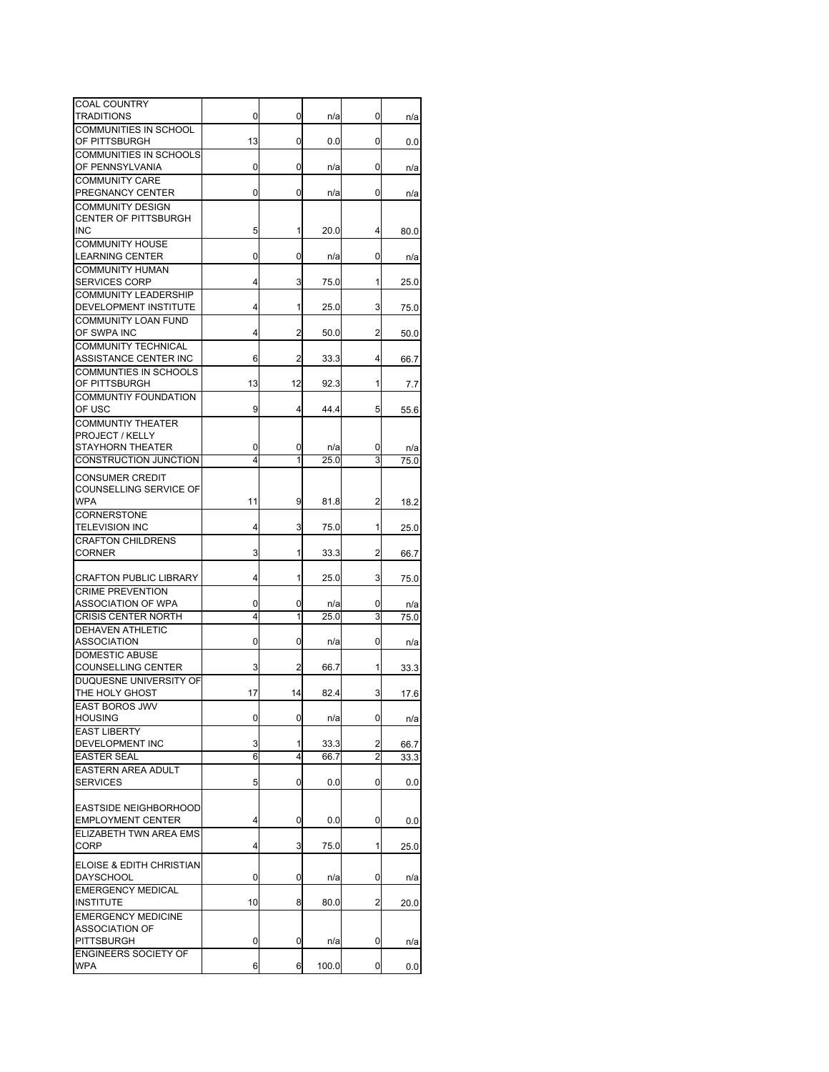| | | | | | |
|---|---|---|---|---|---|
| COAL COUNTRY TRADITIONS | 0 | 0 | n/a | 0 | n/a |
| COMMUNITIES IN SCHOOL OF PITTSBURGH | 13 | 0 | 0.0 | 0 | 0.0 |
| COMMUNITIES IN SCHOOLS OF PENNSYLVANIA | 0 | 0 | n/a | 0 | n/a |
| COMMUNITY CARE PREGNANCY CENTER | 0 | 0 | n/a | 0 | n/a |
| COMMUNITY DESIGN CENTER OF PITTSBURGH INC | 5 | 1 | 20.0 | 4 | 80.0 |
| COMMUNITY HOUSE LEARNING CENTER | 0 | 0 | n/a | 0 | n/a |
| COMMUNITY HUMAN SERVICES CORP | 4 | 3 | 75.0 | 1 | 25.0 |
| COMMUNITY LEADERSHIP DEVELOPMENT INSTITUTE | 4 | 1 | 25.0 | 3 | 75.0 |
| COMMUNITY LOAN FUND OF SWPA INC | 4 | 2 | 50.0 | 2 | 50.0 |
| COMMUNITY TECHNICAL ASSISTANCE CENTER INC | 6 | 2 | 33.3 | 4 | 66.7 |
| COMMUNTIES IN SCHOOLS OF PITTSBURGH | 13 | 12 | 92.3 | 1 | 7.7 |
| COMMUNTIY FOUNDATION OF USC | 9 | 4 | 44.4 | 5 | 55.6 |
| COMMUNTIY THEATER PROJECT / KELLY STAYHORN THEATER | 0 | 0 | n/a | 0 | n/a |
| CONSTRUCTION JUNCTION | 4 | 1 | 25.0 | 3 | 75.0 |
| CONSUMER CREDIT COUNSELLING SERVICE OF WPA | 11 | 9 | 81.8 | 2 | 18.2 |
| CORNERSTONE TELEVISION INC | 4 | 3 | 75.0 | 1 | 25.0 |
| CRAFTON CHILDRENS CORNER | 3 | 1 | 33.3 | 2 | 66.7 |
| CRAFTON PUBLIC LIBRARY | 4 | 1 | 25.0 | 3 | 75.0 |
| CRIME PREVENTION ASSOCIATION OF WPA | 0 | 0 | n/a | 0 | n/a |
| CRISIS CENTER NORTH | 4 | 1 | 25.0 | 3 | 75.0 |
| DEHAVEN ATHLETIC ASSOCIATION | 0 | 0 | n/a | 0 | n/a |
| DOMESTIC ABUSE COUNSELLING CENTER | 3 | 2 | 66.7 | 1 | 33.3 |
| DUQUESNE UNIVERSITY OF THE HOLY GHOST | 17 | 14 | 82.4 | 3 | 17.6 |
| EAST BOROS JWV HOUSING | 0 | 0 | n/a | 0 | n/a |
| EAST LIBERTY DEVELOPMENT INC | 3 | 1 | 33.3 | 2 | 66.7 |
| EASTER SEAL | 6 | 4 | 66.7 | 2 | 33.3 |
| EASTERN AREA ADULT SERVICES | 5 | 0 | 0.0 | 0 | 0.0 |
| EASTSIDE NEIGHBORHOOD EMPLOYMENT CENTER | 4 | 0 | 0.0 | 0 | 0.0 |
| ELIZABETH TWN AREA EMS CORP | 4 | 3 | 75.0 | 1 | 25.0 |
| ELOISE & EDITH CHRISTIAN DAYSCHOOL | 0 | 0 | n/a | 0 | n/a |
| EMERGENCY MEDICAL INSTITUTE | 10 | 8 | 80.0 | 2 | 20.0 |
| EMERGENCY MEDICINE ASSOCIATION OF PITTSBURGH | 0 | 0 | n/a | 0 | n/a |
| ENGINEERS SOCIETY OF WPA | 6 | 6 | 100.0 | 0 | 0.0 |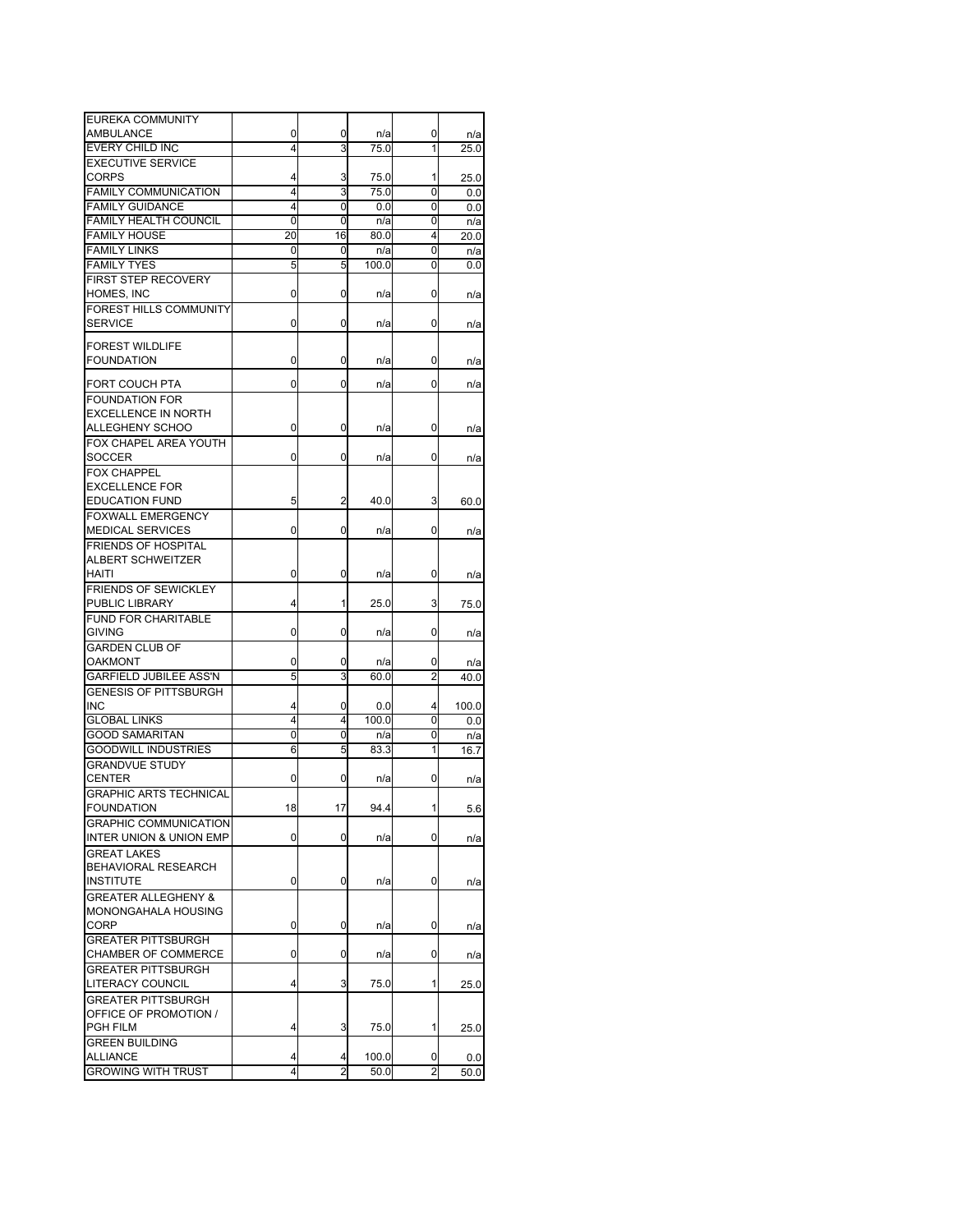| | | | | | |
|---|---|---|---|---|---|
| EUREKA COMMUNITY AMBULANCE | 0 | 0 | n/a | 0 | n/a |
| EVERY CHILD INC | 4 | 3 | 75.0 | 1 | 25.0 |
| EXECUTIVE SERVICE CORPS | 4 | 3 | 75.0 | 1 | 25.0 |
| FAMILY COMMUNICATION | 4 | 3 | 75.0 | 0 | 0.0 |
| FAMILY GUIDANCE | 4 | 0 | 0.0 | 0 | 0.0 |
| FAMILY HEALTH COUNCIL | 0 | 0 | n/a | 0 | n/a |
| FAMILY HOUSE | 20 | 16 | 80.0 | 4 | 20.0 |
| FAMILY LINKS | 0 | 0 | n/a | 0 | n/a |
| FAMILY TYES | 5 | 5 | 100.0 | 0 | 0.0 |
| FIRST STEP RECOVERY HOMES, INC | 0 | 0 | n/a | 0 | n/a |
| FOREST HILLS COMMUNITY SERVICE | 0 | 0 | n/a | 0 | n/a |
| FOREST WILDLIFE FOUNDATION | 0 | 0 | n/a | 0 | n/a |
| FORT COUCH PTA | 0 | 0 | n/a | 0 | n/a |
| FOUNDATION FOR EXCELLENCE IN NORTH ALLEGHENY SCHOO | 0 | 0 | n/a | 0 | n/a |
| FOX CHAPEL AREA YOUTH SOCCER | 0 | 0 | n/a | 0 | n/a |
| FOX CHAPPEL EXCELLENCE FOR EDUCATION FUND | 5 | 2 | 40.0 | 3 | 60.0 |
| FOXWALL EMERGENCY MEDICAL SERVICES | 0 | 0 | n/a | 0 | n/a |
| FRIENDS OF HOSPITAL ALBERT SCHWEITZER HAITI | 0 | 0 | n/a | 0 | n/a |
| FRIENDS OF SEWICKLEY PUBLIC LIBRARY | 4 | 1 | 25.0 | 3 | 75.0 |
| FUND FOR CHARITABLE GIVING | 0 | 0 | n/a | 0 | n/a |
| GARDEN CLUB OF OAKMONT | 0 | 0 | n/a | 0 | n/a |
| GARFIELD JUBILEE ASS'N | 5 | 3 | 60.0 | 2 | 40.0 |
| GENESIS OF PITTSBURGH INC | 4 | 0 | 0.0 | 4 | 100.0 |
| GLOBAL LINKS | 4 | 4 | 100.0 | 0 | 0.0 |
| GOOD SAMARITAN | 0 | 0 | n/a | 0 | n/a |
| GOODWILL INDUSTRIES | 6 | 5 | 83.3 | 1 | 16.7 |
| GRANDVUE STUDY CENTER | 0 | 0 | n/a | 0 | n/a |
| GRAPHIC ARTS TECHNICAL FOUNDATION | 18 | 17 | 94.4 | 1 | 5.6 |
| GRAPHIC COMMUNICATION INTER UNION & UNION EMP | 0 | 0 | n/a | 0 | n/a |
| GREAT LAKES BEHAVIORAL RESEARCH INSTITUTE | 0 | 0 | n/a | 0 | n/a |
| GREATER ALLEGHENY & MONONGAHALA HOUSING CORP | 0 | 0 | n/a | 0 | n/a |
| GREATER PITTSBURGH CHAMBER OF COMMERCE | 0 | 0 | n/a | 0 | n/a |
| GREATER PITTSBURGH LITERACY COUNCIL | 4 | 3 | 75.0 | 1 | 25.0 |
| GREATER PITTSBURGH OFFICE OF PROMOTION / PGH FILM | 4 | 3 | 75.0 | 1 | 25.0 |
| GREEN BUILDING ALLIANCE | 4 | 4 | 100.0 | 0 | 0.0 |
| GROWING WITH TRUST | 4 | 2 | 50.0 | 2 | 50.0 |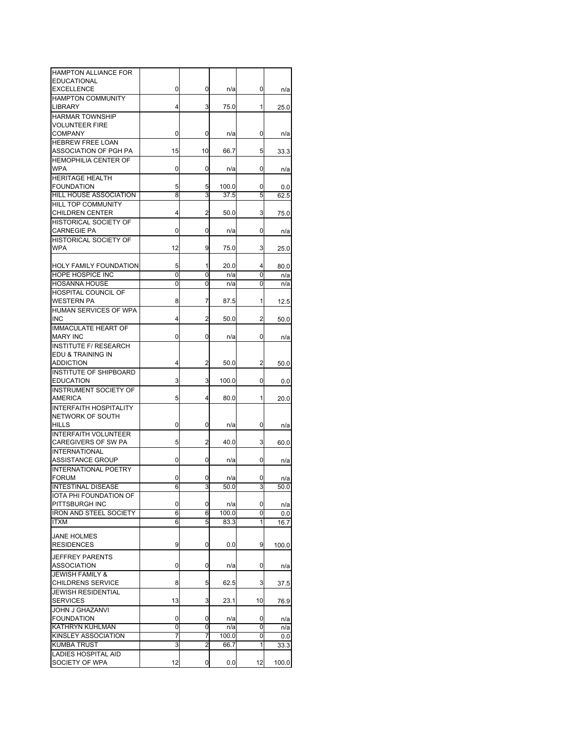| | | | | | |
|---|---|---|---|---|---|
| HAMPTON ALLIANCE FOR EDUCATIONAL EXCELLENCE | 0 | 0 | n/a | 0 | n/a |
| HAMPTON COMMUNITY LIBRARY | 4 | 3 | 75.0 | 1 | 25.0 |
| HARMAR TOWNSHIP VOLUNTEER FIRE COMPANY | 0 | 0 | n/a | 0 | n/a |
| HEBREW FREE LOAN ASSOCIATION OF PGH PA | 15 | 10 | 66.7 | 5 | 33.3 |
| HEMOPHILIA CENTER OF WPA | 0 | 0 | n/a | 0 | n/a |
| HERITAGE HEALTH FOUNDATION | 5 | 5 | 100.0 | 0 | 0.0 |
| HILL HOUSE ASSOCIATION | 8 | 3 | 37.5 | 5 | 62.5 |
| HILL TOP COMMUNITY CHILDREN CENTER | 4 | 2 | 50.0 | 3 | 75.0 |
| HISTORICAL SOCIETY OF CARNEGIE PA | 0 | 0 | n/a | 0 | n/a |
| HISTORICAL SOCIETY OF WPA | 12 | 9 | 75.0 | 3 | 25.0 |
| HOLY FAMILY FOUNDATION | 5 | 1 | 20.0 | 4 | 80.0 |
| HOPE HOSPICE INC | 0 | 0 | n/a | 0 | n/a |
| HOSANNA HOUSE | 0 | 0 | n/a | 0 | n/a |
| HOSPITAL COUNCIL OF WESTERN PA | 8 | 7 | 87.5 | 1 | 12.5 |
| HUMAN SERVICES OF WPA INC | 4 | 2 | 50.0 | 2 | 50.0 |
| IMMACULATE HEART OF MARY INC | 0 | 0 | n/a | 0 | n/a |
| INSTITUTE F/ RESEARCH EDU & TRAINING IN ADDICTION | 4 | 2 | 50.0 | 2 | 50.0 |
| INSTITUTE OF SHIPBOARD EDUCATION | 3 | 3 | 100.0 | 0 | 0.0 |
| INSTRUMENT SOCIETY OF AMERICA | 5 | 4 | 80.0 | 1 | 20.0 |
| INTERFAITH HOSPITALITY NETWORK OF SOUTH HILLS | 0 | 0 | n/a | 0 | n/a |
| INTERFAITH VOLUNTEER CAREGIVERS OF SW PA | 5 | 2 | 40.0 | 3 | 60.0 |
| INTERNATIONAL ASSISTANCE GROUP | 0 | 0 | n/a | 0 | n/a |
| INTERNATIONAL POETRY FORUM | 0 | 0 | n/a | 0 | n/a |
| INTESTINAL DISEASE | 6 | 3 | 50.0 | 3 | 50.0 |
| IOTA PHI FOUNDATION OF PITTSBURGH INC | 0 | 0 | n/a | 0 | n/a |
| IRON AND STEEL SOCIETY | 6 | 6 | 100.0 | 0 | 0.0 |
| ITXM | 6 | 5 | 83.3 | 1 | 16.7 |
| JANE HOLMES RESIDENCES | 9 | 0 | 0.0 | 9 | 100.0 |
| JEFFREY PARENTS ASSOCIATION | 0 | 0 | n/a | 0 | n/a |
| JEWISH FAMILY & CHILDRENS SERVICE | 8 | 5 | 62.5 | 3 | 37.5 |
| JEWISH RESIDENTIAL SERVICES | 13 | 3 | 23.1 | 10 | 76.9 |
| JOHN J GHAZANVI FOUNDATION | 0 | 0 | n/a | 0 | n/a |
| KATHRYN KUHLMAN | 0 | 0 | n/a | 0 | n/a |
| KINSLEY ASSOCIATION | 7 | 7 | 100.0 | 0 | 0.0 |
| KUMBA TRUST | 3 | 2 | 66.7 | 1 | 33.3 |
| LADIES HOSPITAL AID SOCIETY OF WPA | 12 | 0 | 0.0 | 12 | 100.0 |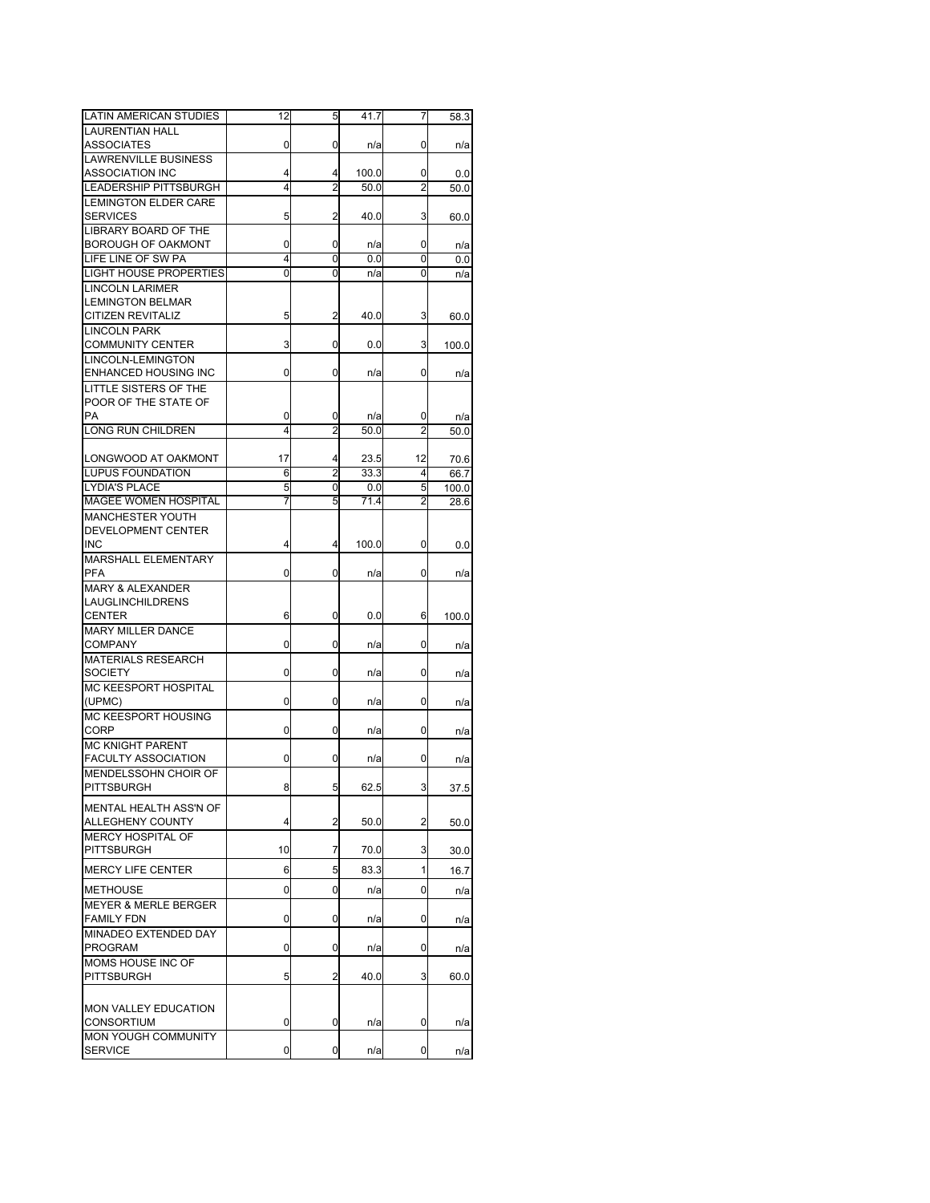| | | | | | |
|---|---|---|---|---|---|
| LATIN AMERICAN STUDIES | 12 | 5 | 41.7 | 7 | 58.3 |
| LAURENTIAN HALL ASSOCIATES | 0 | 0 | n/a | 0 | n/a |
| LAWRENVILLE BUSINESS ASSOCIATION INC | 4 | 4 | 100.0 | 0 | 0.0 |
| LEADERSHIP PITTSBURGH | 4 | 2 | 50.0 | 2 | 50.0 |
| LEMINGTON ELDER CARE SERVICES | 5 | 2 | 40.0 | 3 | 60.0 |
| LIBRARY BOARD OF THE BOROUGH OF OAKMONT | 0 | 0 | n/a | 0 | n/a |
| LIFE LINE OF SW PA | 4 | 0 | 0.0 | 0 | 0.0 |
| LIGHT HOUSE PROPERTIES | 0 | 0 | n/a | 0 | n/a |
| LINCOLN LARIMER LEMINGTON BELMAR CITIZEN REVITALIZ | 5 | 2 | 40.0 | 3 | 60.0 |
| LINCOLN PARK COMMUNITY CENTER | 3 | 0 | 0.0 | 3 | 100.0 |
| LINCOLN-LEMINGTON ENHANCED HOUSING INC | 0 | 0 | n/a | 0 | n/a |
| LITTLE SISTERS OF THE POOR OF THE STATE OF PA | 0 | 0 | n/a | 0 | n/a |
| LONG RUN CHILDREN | 4 | 2 | 50.0 | 2 | 50.0 |
| LONGWOOD AT OAKMONT | 17 | 4 | 23.5 | 12 | 70.6 |
| LUPUS FOUNDATION | 6 | 2 | 33.3 | 4 | 66.7 |
| LYDIA'S PLACE | 5 | 0 | 0.0 | 5 | 100.0 |
| MAGEE WOMEN HOSPITAL | 7 | 5 | 71.4 | 2 | 28.6 |
| MANCHESTER YOUTH DEVELOPMENT CENTER INC | 4 | 4 | 100.0 | 0 | 0.0 |
| MARSHALL ELEMENTARY PFA | 0 | 0 | n/a | 0 | n/a |
| MARY & ALEXANDER LAUGLINCHILDRENS CENTER | 6 | 0 | 0.0 | 6 | 100.0 |
| MARY MILLER DANCE COMPANY | 0 | 0 | n/a | 0 | n/a |
| MATERIALS RESEARCH SOCIETY | 0 | 0 | n/a | 0 | n/a |
| MC KEESPORT HOSPITAL (UPMC) | 0 | 0 | n/a | 0 | n/a |
| MC KEESPORT HOUSING CORP | 0 | 0 | n/a | 0 | n/a |
| MC KNIGHT PARENT FACULTY ASSOCIATION | 0 | 0 | n/a | 0 | n/a |
| MENDELSSOHN CHOIR OF PITTSBURGH | 8 | 5 | 62.5 | 3 | 37.5 |
| MENTAL HEALTH ASS'N OF ALLEGHENY COUNTY | 4 | 2 | 50.0 | 2 | 50.0 |
| MERCY HOSPITAL OF PITTSBURGH | 10 | 7 | 70.0 | 3 | 30.0 |
| MERCY LIFE CENTER | 6 | 5 | 83.3 | 1 | 16.7 |
| METHOUSE | 0 | 0 | n/a | 0 | n/a |
| MEYER & MERLE BERGER FAMILY FDN | 0 | 0 | n/a | 0 | n/a |
| MINADEO EXTENDED DAY PROGRAM | 0 | 0 | n/a | 0 | n/a |
| MOMS HOUSE INC OF PITTSBURGH | 5 | 2 | 40.0 | 3 | 60.0 |
| MON VALLEY EDUCATION CONSORTIUM | 0 | 0 | n/a | 0 | n/a |
| MON YOUGH COMMUNITY SERVICE | 0 | 0 | n/a | 0 | n/a |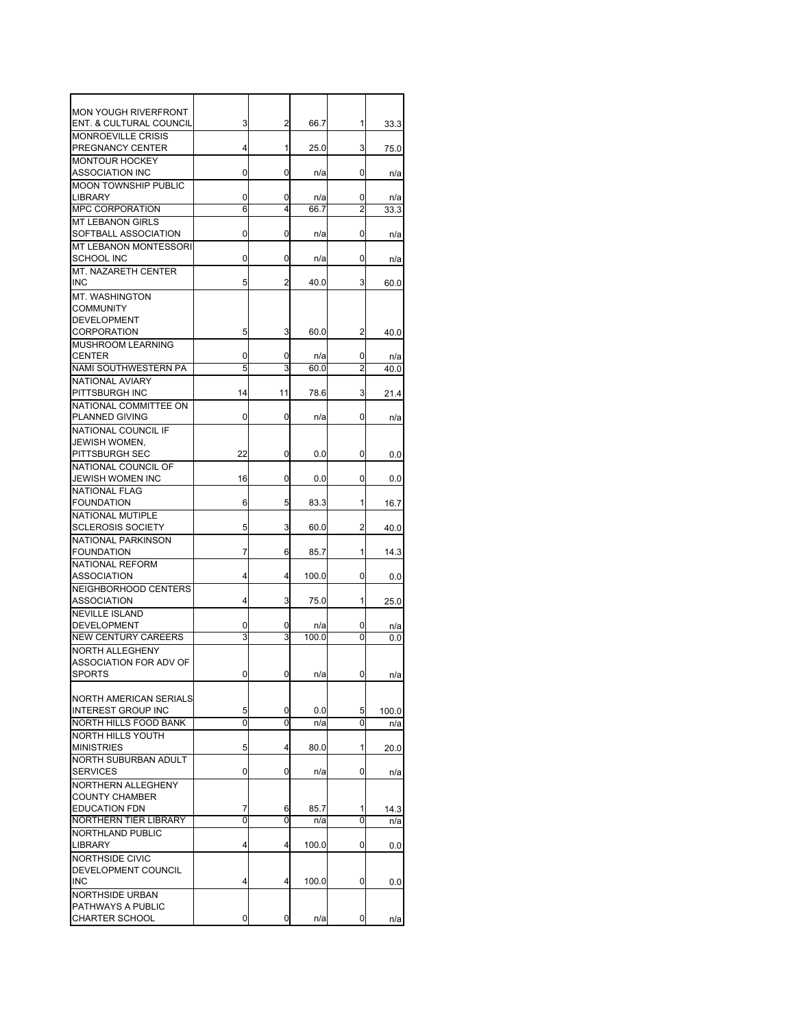| | | | | | |
|---|---|---|---|---|---|
| MON YOUGH RIVERFRONT ENT. & CULTURAL COUNCIL | 3 | 2 | 66.7 | 1 | 33.3 |
| MONROEVILLE CRISIS PREGNANCY CENTER | 4 | 1 | 25.0 | 3 | 75.0 |
| MONTOUR HOCKEY ASSOCIATION INC | 0 | 0 | n/a | 0 | n/a |
| MOON TOWNSHIP PUBLIC LIBRARY | 0 | 0 | n/a | 0 | n/a |
| MPC CORPORATION | 6 | 4 | 66.7 | 2 | 33.3 |
| MT LEBANON GIRLS SOFTBALL ASSOCIATION | 0 | 0 | n/a | 0 | n/a |
| MT LEBANON MONTESSORI SCHOOL INC | 0 | 0 | n/a | 0 | n/a |
| MT. NAZARETH CENTER INC | 5 | 2 | 40.0 | 3 | 60.0 |
| MT. WASHINGTON COMMUNITY DEVELOPMENT CORPORATION | 5 | 3 | 60.0 | 2 | 40.0 |
| MUSHROOM LEARNING CENTER | 0 | 0 | n/a | 0 | n/a |
| NAMI SOUTHWESTERN PA | 5 | 3 | 60.0 | 2 | 40.0 |
| NATIONAL AVIARY PITTSBURGH INC | 14 | 11 | 78.6 | 3 | 21.4 |
| NATIONAL COMMITTEE ON PLANNED GIVING | 0 | 0 | n/a | 0 | n/a |
| NATIONAL COUNCIL IF JEWISH WOMEN, PITTSBURGH SEC | 22 | 0 | 0.0 | 0 | 0.0 |
| NATIONAL COUNCIL OF JEWISH WOMEN INC | 16 | 0 | 0.0 | 0 | 0.0 |
| NATIONAL FLAG FOUNDATION | 6 | 5 | 83.3 | 1 | 16.7 |
| NATIONAL MUTIPLE SCLEROSIS SOCIETY | 5 | 3 | 60.0 | 2 | 40.0 |
| NATIONAL PARKINSON FOUNDATION | 7 | 6 | 85.7 | 1 | 14.3 |
| NATIONAL REFORM ASSOCIATION | 4 | 4 | 100.0 | 0 | 0.0 |
| NEIGHBORHOOD CENTERS ASSOCIATION | 4 | 3 | 75.0 | 1 | 25.0 |
| NEVILLE ISLAND DEVELOPMENT | 0 | 0 | n/a | 0 | n/a |
| NEW CENTURY CAREERS | 3 | 3 | 100.0 | 0 | 0.0 |
| NORTH ALLEGHENY ASSOCIATION FOR ADV OF SPORTS | 0 | 0 | n/a | 0 | n/a |
| NORTH AMERICAN SERIALS INTEREST GROUP INC | 5 | 0 | 0.0 | 5 | 100.0 |
| NORTH HILLS FOOD BANK | 0 | 0 | n/a | 0 | n/a |
| NORTH HILLS YOUTH MINISTRIES | 5 | 4 | 80.0 | 1 | 20.0 |
| NORTH SUBURBAN ADULT SERVICES | 0 | 0 | n/a | 0 | n/a |
| NORTHERN ALLEGHENY COUNTY CHAMBER EDUCATION FDN | 7 | 6 | 85.7 | 1 | 14.3 |
| NORTHERN TIER LIBRARY | 0 | 0 | n/a | 0 | n/a |
| NORTHLAND PUBLIC LIBRARY | 4 | 4 | 100.0 | 0 | 0.0 |
| NORTHSIDE CIVIC DEVELOPMENT COUNCIL INC | 4 | 4 | 100.0 | 0 | 0.0 |
| NORTHSIDE URBAN PATHWAYS A PUBLIC CHARTER SCHOOL | 0 | 0 | n/a | 0 | n/a |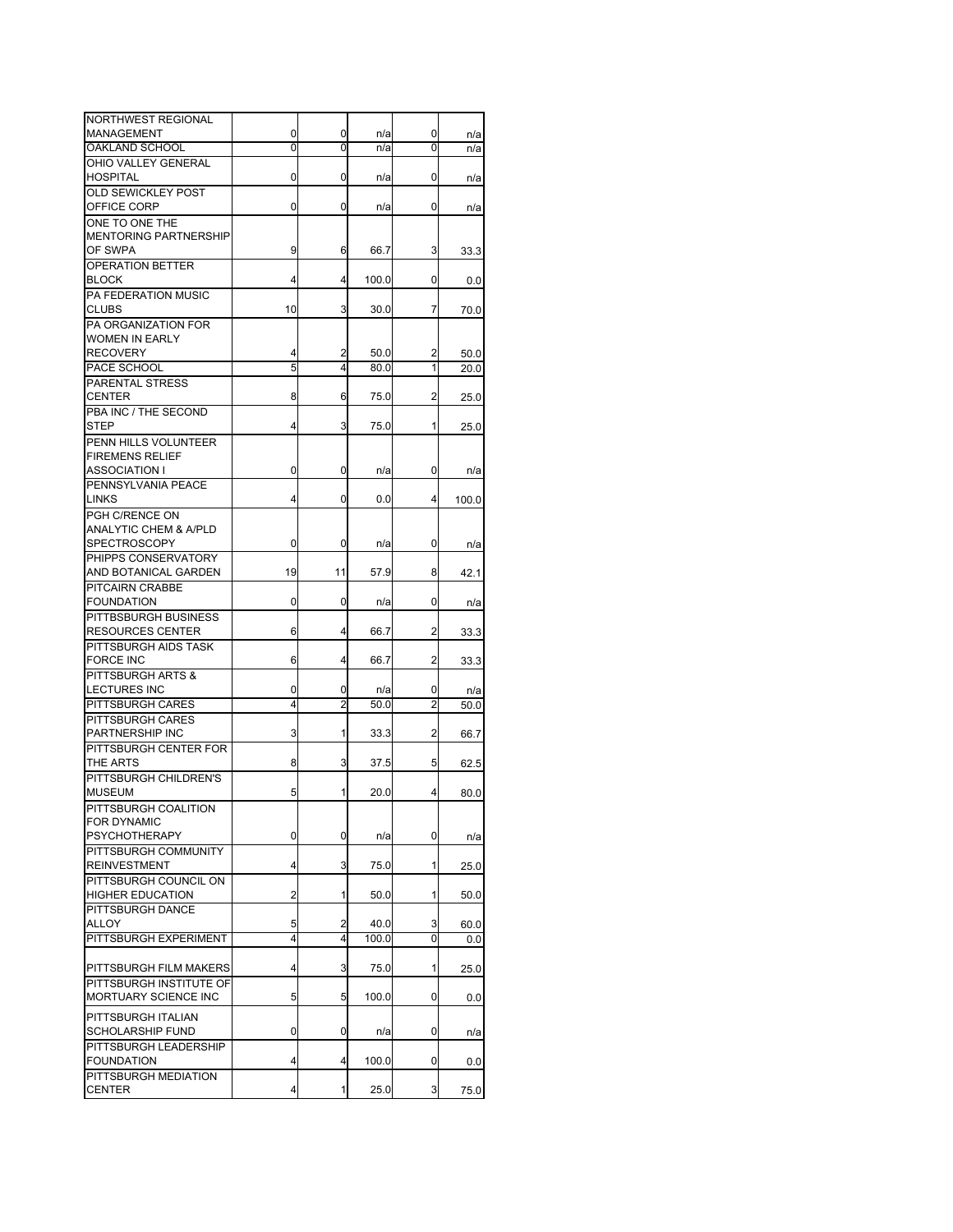| | | | | | |
|---|---|---|---|---|---|
| NORTHWEST REGIONAL MANAGEMENT | 0 | 0 | n/a | 0 | n/a |
| OAKLAND SCHOOL | 0 | 0 | n/a | 0 | n/a |
| OHIO VALLEY GENERAL HOSPITAL | 0 | 0 | n/a | 0 | n/a |
| OLD SEWICKLEY POST OFFICE CORP | 0 | 0 | n/a | 0 | n/a |
| ONE TO ONE THE MENTORING PARTNERSHIP OF SWPA | 9 | 6 | 66.7 | 3 | 33.3 |
| OPERATION BETTER BLOCK | 4 | 4 | 100.0 | 0 | 0.0 |
| PA FEDERATION MUSIC CLUBS | 10 | 3 | 30.0 | 7 | 70.0 |
| PA ORGANIZATION FOR WOMEN IN EARLY RECOVERY | 4 | 2 | 50.0 | 2 | 50.0 |
| PACE SCHOOL | 5 | 4 | 80.0 | 1 | 20.0 |
| PARENTAL STRESS CENTER | 8 | 6 | 75.0 | 2 | 25.0 |
| PBA INC / THE SECOND STEP | 4 | 3 | 75.0 | 1 | 25.0 |
| PENN HILLS VOLUNTEER FIREMENS RELIEF ASSOCIATION I | 0 | 0 | n/a | 0 | n/a |
| PENNSYLVANIA PEACE LINKS | 4 | 0 | 0.0 | 4 | 100.0 |
| PGH C/RENCE ON ANALYTIC CHEM & A/PLD SPECTROSCOPY | 0 | 0 | n/a | 0 | n/a |
| PHIPPS CONSERVATORY AND BOTANICAL GARDEN | 19 | 11 | 57.9 | 8 | 42.1 |
| PITCAIRN CRABBE FOUNDATION | 0 | 0 | n/a | 0 | n/a |
| PITTBSBURGH BUSINESS RESOURCES CENTER | 6 | 4 | 66.7 | 2 | 33.3 |
| PITTSBURGH AIDS TASK FORCE INC | 6 | 4 | 66.7 | 2 | 33.3 |
| PITTSBURGH ARTS & LECTURES INC | 0 | 0 | n/a | 0 | n/a |
| PITTSBURGH CARES | 4 | 2 | 50.0 | 2 | 50.0 |
| PITTSBURGH CARES PARTNERSHIP INC | 3 | 1 | 33.3 | 2 | 66.7 |
| PITTSBURGH CENTER FOR THE ARTS | 8 | 3 | 37.5 | 5 | 62.5 |
| PITTSBURGH CHILDREN'S MUSEUM | 5 | 1 | 20.0 | 4 | 80.0 |
| PITTSBURGH COALITION FOR DYNAMIC PSYCHOTHERAPY | 0 | 0 | n/a | 0 | n/a |
| PITTSBURGH COMMUNITY REINVESTMENT | 4 | 3 | 75.0 | 1 | 25.0 |
| PITTSBURGH COUNCIL ON HIGHER EDUCATION | 2 | 1 | 50.0 | 1 | 50.0 |
| PITTSBURGH DANCE ALLOY | 5 | 2 | 40.0 | 3 | 60.0 |
| PITTSBURGH EXPERIMENT | 4 | 4 | 100.0 | 0 | 0.0 |
| PITTSBURGH FILM MAKERS | 4 | 3 | 75.0 | 1 | 25.0 |
| PITTSBURGH INSTITUTE OF MORTUARY SCIENCE INC | 5 | 5 | 100.0 | 0 | 0.0 |
| PITTSBURGH ITALIAN SCHOLARSHIP FUND | 0 | 0 | n/a | 0 | n/a |
| PITTSBURGH LEADERSHIP FOUNDATION | 4 | 4 | 100.0 | 0 | 0.0 |
| PITTSBURGH MEDIATION CENTER | 4 | 1 | 25.0 | 3 | 75.0 |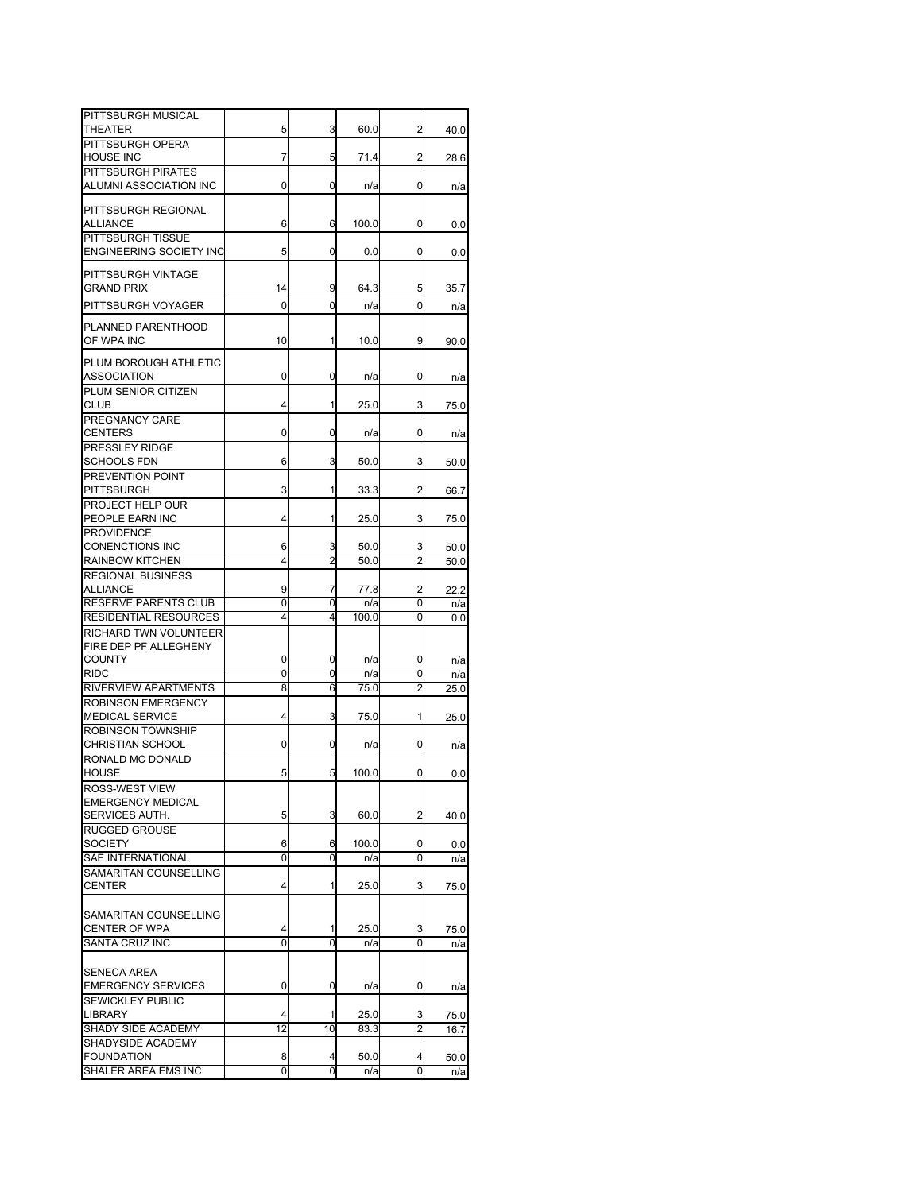| | | | | | |
|---|---|---|---|---|---|
| PITTSBURGH MUSICAL THEATER | 5 | 3 | 60.0 | 2 | 40.0 |
| PITTSBURGH OPERA HOUSE INC | 7 | 5 | 71.4 | 2 | 28.6 |
| PITTSBURGH PIRATES ALUMNI ASSOCIATION INC | 0 | 0 | n/a | 0 | n/a |
| PITTSBURGH REGIONAL ALLIANCE | 6 | 6 | 100.0 | 0 | 0.0 |
| PITTSBURGH TISSUE ENGINEERING SOCIETY INC | 5 | 0 | 0.0 | 0 | 0.0 |
| PITTSBURGH VINTAGE GRAND PRIX | 14 | 9 | 64.3 | 5 | 35.7 |
| PITTSBURGH VOYAGER | 0 | 0 | n/a | 0 | n/a |
| PLANNED PARENTHOOD OF WPA INC | 10 | 1 | 10.0 | 9 | 90.0 |
| PLUM BOROUGH ATHLETIC ASSOCIATION | 0 | 0 | n/a | 0 | n/a |
| PLUM SENIOR CITIZEN CLUB | 4 | 1 | 25.0 | 3 | 75.0 |
| PREGNANCY CARE CENTERS | 0 | 0 | n/a | 0 | n/a |
| PRESSLEY RIDGE SCHOOLS FDN | 6 | 3 | 50.0 | 3 | 50.0 |
| PREVENTION POINT PITTSBURGH | 3 | 1 | 33.3 | 2 | 66.7 |
| PROJECT HELP OUR PEOPLE EARN INC | 4 | 1 | 25.0 | 3 | 75.0 |
| PROVIDENCE CONENCTIONS INC | 6 | 3 | 50.0 | 3 | 50.0 |
| RAINBOW KITCHEN | 4 | 2 | 50.0 | 2 | 50.0 |
| REGIONAL BUSINESS ALLIANCE | 9 | 7 | 77.8 | 2 | 22.2 |
| RESERVE PARENTS CLUB | 0 | 0 | n/a | 0 | n/a |
| RESIDENTIAL RESOURCES | 4 | 4 | 100.0 | 0 | 0.0 |
| RICHARD TWN VOLUNTEER FIRE DEP PF ALLEGHENY COUNTY | 0 | 0 | n/a | 0 | n/a |
| RIDC | 0 | 0 | n/a | 0 | n/a |
| RIVERVIEW APARTMENTS | 8 | 6 | 75.0 | 2 | 25.0 |
| ROBINSON EMERGENCY MEDICAL SERVICE | 4 | 3 | 75.0 | 1 | 25.0 |
| ROBINSON TOWNSHIP CHRISTIAN SCHOOL | 0 | 0 | n/a | 0 | n/a |
| RONALD MC DONALD HOUSE | 5 | 5 | 100.0 | 0 | 0.0 |
| ROSS-WEST VIEW EMERGENCY MEDICAL SERVICES AUTH. | 5 | 3 | 60.0 | 2 | 40.0 |
| RUGGED GROUSE SOCIETY | 6 | 6 | 100.0 | 0 | 0.0 |
| SAE INTERNATIONAL | 0 | 0 | n/a | 0 | n/a |
| SAMARITAN COUNSELLING CENTER | 4 | 1 | 25.0 | 3 | 75.0 |
| SAMARITAN COUNSELLING CENTER OF WPA | 4 | 1 | 25.0 | 3 | 75.0 |
| SANTA CRUZ INC | 0 | 0 | n/a | 0 | n/a |
| SENECA AREA EMERGENCY SERVICES | 0 | 0 | n/a | 0 | n/a |
| SEWICKLEY PUBLIC LIBRARY | 4 | 1 | 25.0 | 3 | 75.0 |
| SHADY SIDE ACADEMY | 12 | 10 | 83.3 | 2 | 16.7 |
| SHADYSIDE ACADEMY FOUNDATION | 8 | 4 | 50.0 | 4 | 50.0 |
| SHALER AREA EMS INC | 0 | 0 | n/a | 0 | n/a |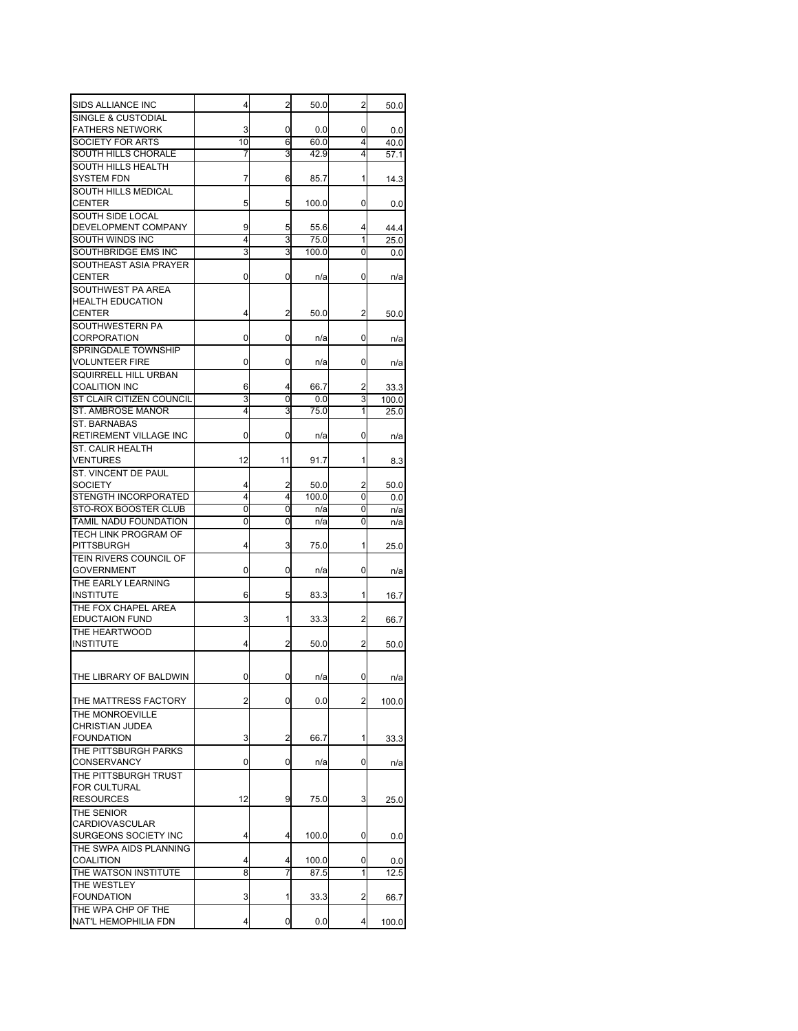| | | | | | |
|---|---|---|---|---|---|
| SIDS ALLIANCE INC | 4 | 2 | 50.0 | 2 | 50.0 |
| SINGLE & CUSTODIAL FATHERS NETWORK | 3 | 0 | 0.0 | 0 | 0.0 |
| SOCIETY FOR ARTS | 10 | 6 | 60.0 | 4 | 40.0 |
| SOUTH HILLS CHORALE | 7 | 3 | 42.9 | 4 | 57.1 |
| SOUTH HILLS HEALTH SYSTEM FDN | 7 | 6 | 85.7 | 1 | 14.3 |
| SOUTH HILLS MEDICAL CENTER | 5 | 5 | 100.0 | 0 | 0.0 |
| SOUTH SIDE LOCAL DEVELOPMENT COMPANY | 9 | 5 | 55.6 | 4 | 44.4 |
| SOUTH WINDS INC | 4 | 3 | 75.0 | 1 | 25.0 |
| SOUTHBRIDGE EMS INC | 3 | 3 | 100.0 | 0 | 0.0 |
| SOUTHEAST ASIA PRAYER CENTER | 0 | 0 | n/a | 0 | n/a |
| SOUTHWEST PA AREA HEALTH EDUCATION CENTER | 4 | 2 | 50.0 | 2 | 50.0 |
| SOUTHWESTERN PA CORPORATION | 0 | 0 | n/a | 0 | n/a |
| SPRINGDALE TOWNSHIP VOLUNTEER FIRE | 0 | 0 | n/a | 0 | n/a |
| SQUIRRELL HILL URBAN COALITION INC | 6 | 4 | 66.7 | 2 | 33.3 |
| ST CLAIR CITIZEN COUNCIL | 3 | 0 | 0.0 | 3 | 100.0 |
| ST. AMBROSE MANOR | 4 | 3 | 75.0 | 1 | 25.0 |
| ST. BARNABAS RETIREMENT VILLAGE INC | 0 | 0 | n/a | 0 | n/a |
| ST. CALIR HEALTH VENTURES | 12 | 11 | 91.7 | 1 | 8.3 |
| ST. VINCENT DE PAUL SOCIETY | 4 | 2 | 50.0 | 2 | 50.0 |
| STENGTH INCORPORATED | 4 | 4 | 100.0 | 0 | 0.0 |
| STO-ROX BOOSTER CLUB | 0 | 0 | n/a | 0 | n/a |
| TAMIL NADU FOUNDATION | 0 | 0 | n/a | 0 | n/a |
| TECH LINK PROGRAM OF PITTSBURGH | 4 | 3 | 75.0 | 1 | 25.0 |
| TEIN RIVERS COUNCIL OF GOVERNMENT | 0 | 0 | n/a | 0 | n/a |
| THE EARLY LEARNING INSTITUTE | 6 | 5 | 83.3 | 1 | 16.7 |
| THE FOX CHAPEL AREA EDUCTAION FUND | 3 | 1 | 33.3 | 2 | 66.7 |
| THE HEARTWOOD INSTITUTE | 4 | 2 | 50.0 | 2 | 50.0 |
| THE LIBRARY OF BALDWIN | 0 | 0 | n/a | 0 | n/a |
| THE MATTRESS FACTORY | 2 | 0 | 0.0 | 2 | 100.0 |
| THE MONROEVILLE CHRISTIAN JUDEA FOUNDATION | 3 | 2 | 66.7 | 1 | 33.3 |
| THE PITTSBURGH PARKS CONSERVANCY | 0 | 0 | n/a | 0 | n/a |
| THE PITTSBURGH TRUST FOR CULTURAL RESOURCES | 12 | 9 | 75.0 | 3 | 25.0 |
| THE SENIOR CARDIOVASCULAR SURGEONS SOCIETY INC | 4 | 4 | 100.0 | 0 | 0.0 |
| THE SWPA AIDS PLANNING COALITION | 4 | 4 | 100.0 | 0 | 0.0 |
| THE WATSON INSTITUTE | 8 | 7 | 87.5 | 1 | 12.5 |
| THE WESTLEY FOUNDATION | 3 | 1 | 33.3 | 2 | 66.7 |
| THE WPA CHP OF THE NAT'L HEMOPHILIA FDN | 4 | 0 | 0.0 | 4 | 100.0 |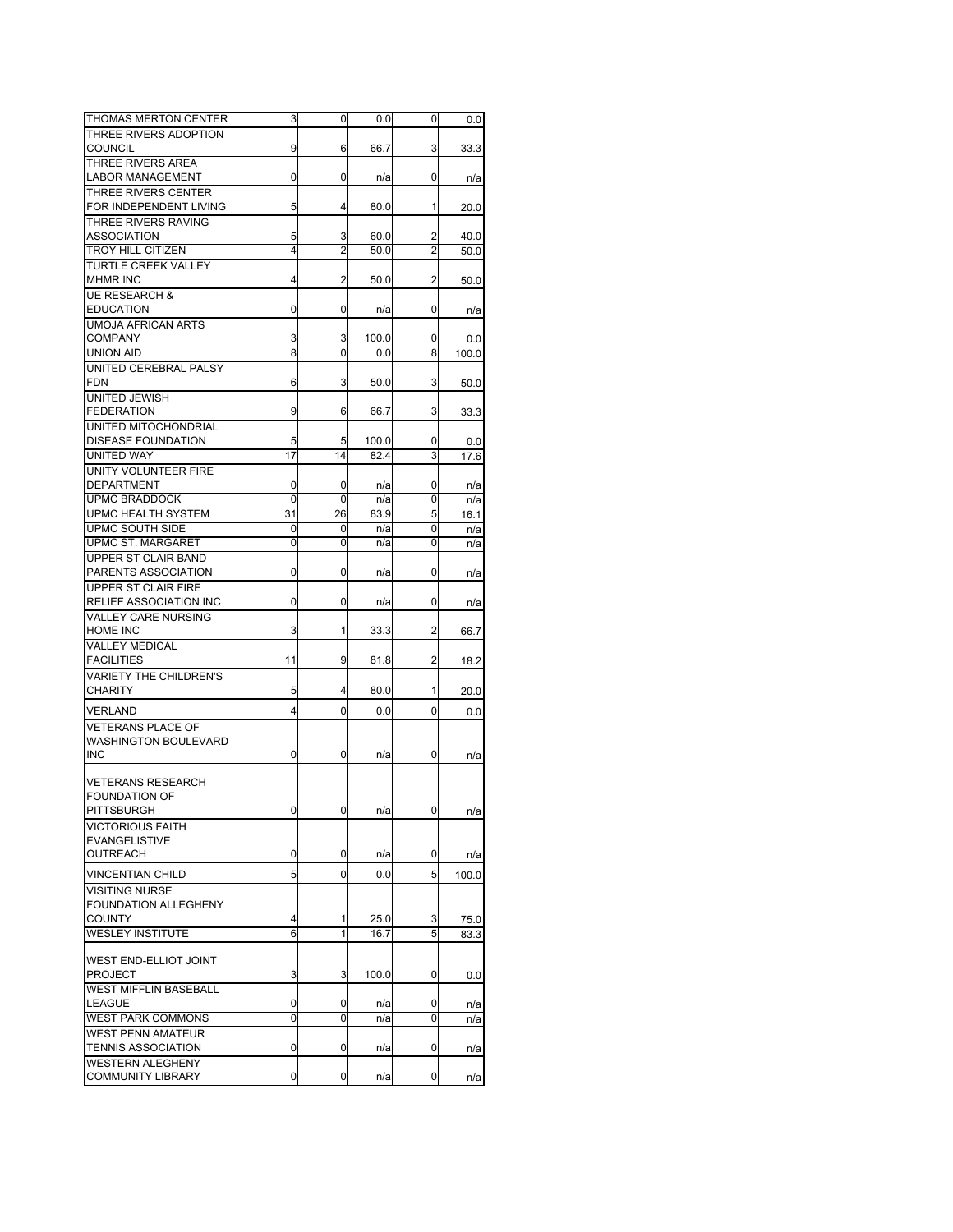| | | | | | |
|---|---|---|---|---|---|
| THOMAS MERTON CENTER | 3 | 0 | 0.0 | 0 | 0.0 |
| THREE RIVERS ADOPTION COUNCIL | 9 | 6 | 66.7 | 3 | 33.3 |
| THREE RIVERS AREA LABOR MANAGEMENT | 0 | 0 | n/a | 0 | n/a |
| THREE RIVERS CENTER FOR INDEPENDENT LIVING | 5 | 4 | 80.0 | 1 | 20.0 |
| THREE RIVERS RAVING ASSOCIATION | 5 | 3 | 60.0 | 2 | 40.0 |
| TROY HILL CITIZEN | 4 | 2 | 50.0 | 2 | 50.0 |
| TURTLE CREEK VALLEY MHMR INC | 4 | 2 | 50.0 | 2 | 50.0 |
| UE RESEARCH & EDUCATION | 0 | 0 | n/a | 0 | n/a |
| UMOJA AFRICAN ARTS COMPANY | 3 | 3 | 100.0 | 0 | 0.0 |
| UNION AID | 8 | 0 | 0.0 | 8 | 100.0 |
| UNITED CEREBRAL PALSY FDN | 6 | 3 | 50.0 | 3 | 50.0 |
| UNITED JEWISH FEDERATION | 9 | 6 | 66.7 | 3 | 33.3 |
| UNITED MITOCHONDRIAL DISEASE FOUNDATION | 5 | 5 | 100.0 | 0 | 0.0 |
| UNITED WAY | 17 | 14 | 82.4 | 3 | 17.6 |
| UNITY VOLUNTEER FIRE DEPARTMENT | 0 | 0 | n/a | 0 | n/a |
| UPMC BRADDOCK | 0 | 0 | n/a | 0 | n/a |
| UPMC HEALTH SYSTEM | 31 | 26 | 83.9 | 5 | 16.1 |
| UPMC SOUTH SIDE | 0 | 0 | n/a | 0 | n/a |
| UPMC ST. MARGARET | 0 | 0 | n/a | 0 | n/a |
| UPPER ST CLAIR BAND PARENTS ASSOCIATION | 0 | 0 | n/a | 0 | n/a |
| UPPER ST CLAIR FIRE RELIEF ASSOCIATION INC | 0 | 0 | n/a | 0 | n/a |
| VALLEY CARE NURSING HOME INC | 3 | 1 | 33.3 | 2 | 66.7 |
| VALLEY MEDICAL FACILITIES | 11 | 9 | 81.8 | 2 | 18.2 |
| VARIETY THE CHILDREN'S CHARITY | 5 | 4 | 80.0 | 1 | 20.0 |
| VERLAND | 4 | 0 | 0.0 | 0 | 0.0 |
| VETERANS PLACE OF WASHINGTON BOULEVARD INC | 0 | 0 | n/a | 0 | n/a |
| VETERANS RESEARCH FOUNDATION OF PITTSBURGH | 0 | 0 | n/a | 0 | n/a |
| VICTORIOUS FAITH EVANGELISTIVE OUTREACH | 0 | 0 | n/a | 0 | n/a |
| VINCENTIAN CHILD | 5 | 0 | 0.0 | 5 | 100.0 |
| VISITING NURSE FOUNDATION ALLEGHENY COUNTY | 4 | 1 | 25.0 | 3 | 75.0 |
| WESLEY INSTITUTE | 6 | 1 | 16.7 | 5 | 83.3 |
| WEST END-ELLIOT JOINT PROJECT | 3 | 3 | 100.0 | 0 | 0.0 |
| WEST MIFFLIN BASEBALL LEAGUE | 0 | 0 | n/a | 0 | n/a |
| WEST PARK COMMONS | 0 | 0 | n/a | 0 | n/a |
| WEST PENN AMATEUR TENNIS ASSOCIATION | 0 | 0 | n/a | 0 | n/a |
| WESTERN ALEGHENY COMMUNITY LIBRARY | 0 | 0 | n/a | 0 | n/a |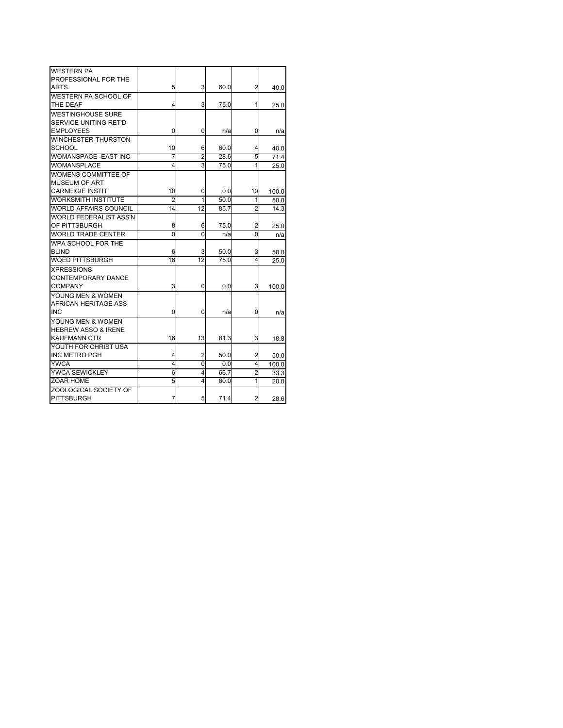| | | | | | |
|---|---|---|---|---|---|
| WESTERN PA PROFESSIONAL FOR THE ARTS | 5 | 3 | 60.0 | 2 | 40.0 |
| WESTERN PA SCHOOL OF THE DEAF | 4 | 3 | 75.0 | 1 | 25.0 |
| WESTINGHOUSE SURE SERVICE UNITING RET'D EMPLOYEES | 0 | 0 | n/a | 0 | n/a |
| WINCHESTER-THURSTON SCHOOL | 10 | 6 | 60.0 | 4 | 40.0 |
| WOMANSPACE -EAST INC | 7 | 2 | 28.6 | 5 | 71.4 |
| WOMANSPLACE | 4 | 3 | 75.0 | 1 | 25.0 |
| WOMENS COMMITTEE OF MUSEUM OF ART CARNEIGIE INSTIT | 10 | 0 | 0.0 | 10 | 100.0 |
| WORKSMITH INSTITUTE | 2 | 1 | 50.0 | 1 | 50.0 |
| WORLD AFFAIRS COUNCIL | 14 | 12 | 85.7 | 2 | 14.3 |
| WORLD FEDERALIST ASS'N OF PITTSBURGH | 8 | 6 | 75.0 | 2 | 25.0 |
| WORLD TRADE CENTER | 0 | 0 | n/a | 0 | n/a |
| WPA SCHOOL FOR THE BLIND | 6 | 3 | 50.0 | 3 | 50.0 |
| WQED PITTSBURGH | 16 | 12 | 75.0 | 4 | 25.0 |
| XPRESSIONS CONTEMPORARY DANCE COMPANY | 3 | 0 | 0.0 | 3 | 100.0 |
| YOUNG MEN & WOMEN AFRICAN HERITAGE ASS INC | 0 | 0 | n/a | 0 | n/a |
| YOUNG MEN & WOMEN HEBREW ASSO & IRENE KAUFMANN CTR | 16 | 13 | 81.3 | 3 | 18.8 |
| YOUTH FOR CHRIST USA INC METRO PGH | 4 | 2 | 50.0 | 2 | 50.0 |
| YWCA | 4 | 0 | 0.0 | 4 | 100.0 |
| YWCA SEWICKLEY | 6 | 4 | 66.7 | 2 | 33.3 |
| ZOAR HOME | 5 | 4 | 80.0 | 1 | 20.0 |
| ZOOLOGICAL SOCIETY OF PITTSBURGH | 7 | 5 | 71.4 | 2 | 28.6 |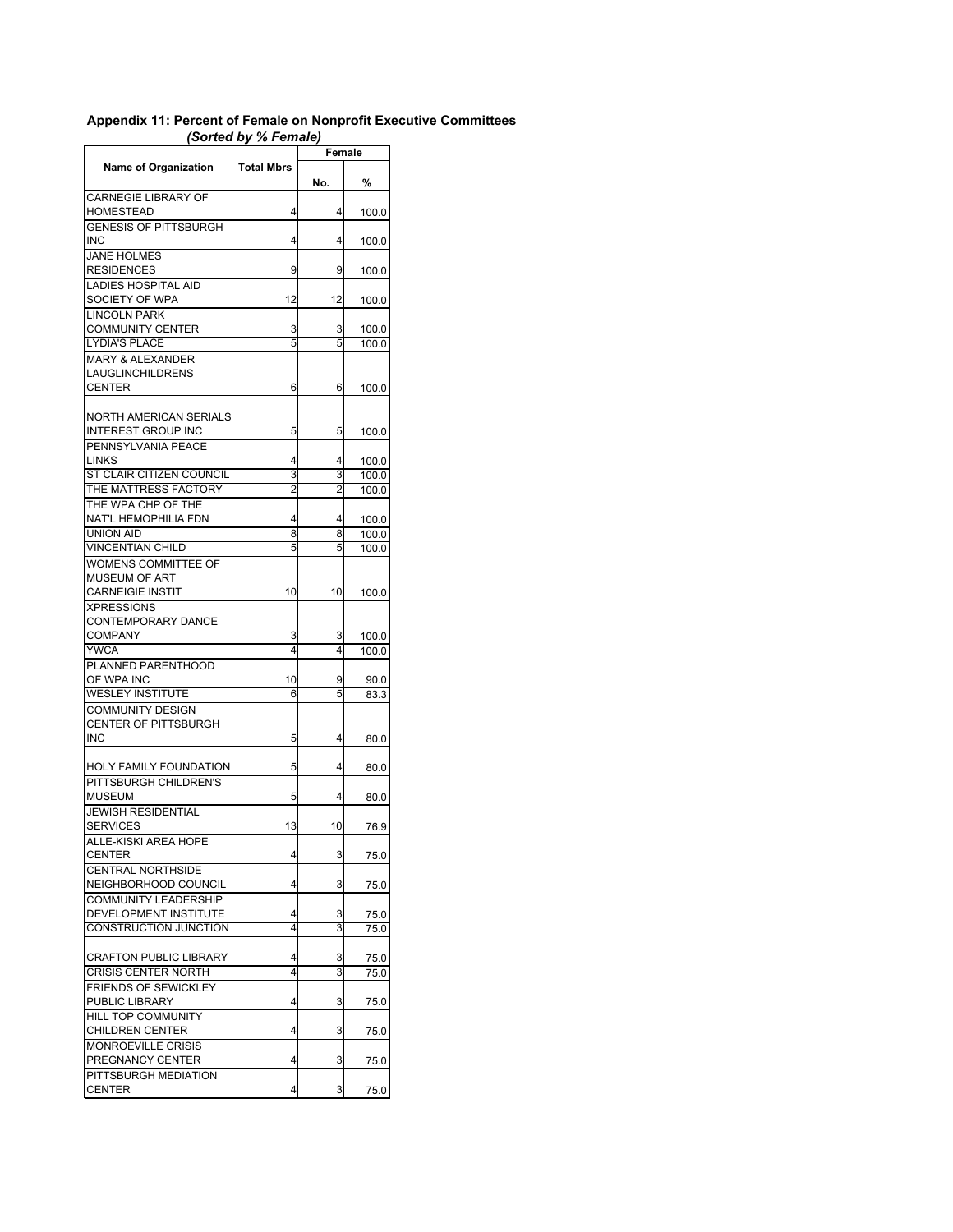**Appendix 11: Percent of Female on Nonprofit Executive Committees**

***(Sorted by % Female)***

| Name of Organization | Total Mbrs | Female | |
|---|---|---|---|
| | | No. | % |
| CARNEGIE LIBRARY OF HOMESTEAD | 4 | 4 | 100.0 |
| GENESIS OF PITTSBURGH INC | 4 | 4 | 100.0 |
| JANE HOLMES RESIDENCES | 9 | 9 | 100.0 |
| LADIES HOSPITAL AID SOCIETY OF WPA | 12 | 12 | 100.0 |
| LINCOLN PARK COMMUNITY CENTER | 3 | 3 | 100.0 |
| LYDIA'S PLACE | 5 | 5 | 100.0 |
| MARY & ALEXANDER LAUGLINCHILDRENS CENTER | 6 | 6 | 100.0 |
| NORTH AMERICAN SERIALS INTEREST GROUP INC | 5 | 5 | 100.0 |
| PENNSYLVANIA PEACE LINKS | 4 | 4 | 100.0 |
| ST CLAIR CITIZEN COUNCIL | 3 | 3 | 100.0 |
| THE MATTRESS FACTORY | 2 | 2 | 100.0 |
| THE WPA CHP OF THE NAT'L HEMOPHILIA FDN | 4 | 4 | 100.0 |
| UNION AID | 8 | 8 | 100.0 |
| VINCENTIAN CHILD | 5 | 5 | 100.0 |
| WOMENS COMMITTEE OF MUSEUM OF ART CARNEIGIE INSTIT | 10 | 10 | 100.0 |
| XPRESSIONS CONTEMPORARY DANCE COMPANY | 3 | 3 | 100.0 |
| YWCA | 4 | 4 | 100.0 |
| PLANNED PARENTHOOD OF WPA INC | 10 | 9 | 90.0 |
| WESLEY INSTITUTE | 6 | 5 | 83.3 |
| COMMUNITY DESIGN CENTER OF PITTSBURGH INC | 5 | 4 | 80.0 |
| HOLY FAMILY FOUNDATION | 5 | 4 | 80.0 |
| PITTSBURGH CHILDREN'S MUSEUM | 5 | 4 | 80.0 |
| JEWISH RESIDENTIAL SERVICES | 13 | 10 | 76.9 |
| ALLE-KISKI AREA HOPE CENTER | 4 | 3 | 75.0 |
| CENTRAL NORTHSIDE NEIGHBORHOOD COUNCIL | 4 | 3 | 75.0 |
| COMMUNITY LEADERSHIP DEVELOPMENT INSTITUTE | 4 | 3 | 75.0 |
| CONSTRUCTION JUNCTION | 4 | 3 | 75.0 |
| CRAFTON PUBLIC LIBRARY | 4 | 3 | 75.0 |
| CRISIS CENTER NORTH | 4 | 3 | 75.0 |
| FRIENDS OF SEWICKLEY PUBLIC LIBRARY | 4 | 3 | 75.0 |
| HILL TOP COMMUNITY CHILDREN CENTER | 4 | 3 | 75.0 |
| MONROEVILLE CRISIS PREGNANCY CENTER | 4 | 3 | 75.0 |
| PITTSBURGH MEDIATION CENTER | 4 | 3 | 75.0 |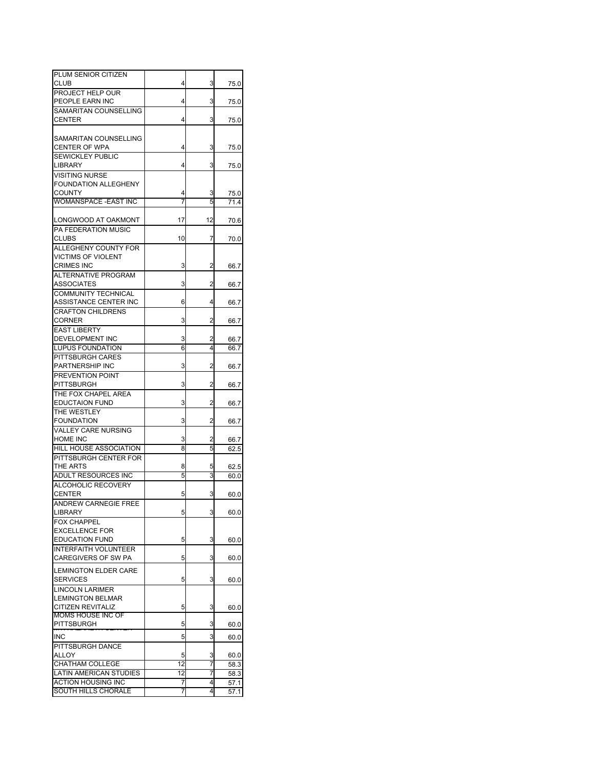| | | | |
|---|---|---|---|
| PLUM SENIOR CITIZEN CLUB | 4 | 3 | 75.0 |
| PROJECT HELP OUR PEOPLE EARN INC | 4 | 3 | 75.0 |
| SAMARITAN COUNSELLING CENTER | 4 | 3 | 75.0 |
| SAMARITAN COUNSELLING CENTER OF WPA | 4 | 3 | 75.0 |
| SEWICKLEY PUBLIC LIBRARY | 4 | 3 | 75.0 |
| VISITING NURSE FOUNDATION ALLEGHENY COUNTY | 4 | 3 | 75.0 |
| WOMANSPACE -EAST INC | 7 | 5 | 71.4 |
| LONGWOOD AT OAKMONT | 17 | 12 | 70.6 |
| PA FEDERATION MUSIC CLUBS | 10 | 7 | 70.0 |
| ALLEGHENY COUNTY FOR VICTIMS OF VIOLENT CRIMES INC | 3 | 2 | 66.7 |
| ALTERNATIVE PROGRAM ASSOCIATES | 3 | 2 | 66.7 |
| COMMUNITY TECHNICAL ASSISTANCE CENTER INC | 6 | 4 | 66.7 |
| CRAFTON CHILDRENS CORNER | 3 | 2 | 66.7 |
| EAST LIBERTY DEVELOPMENT INC | 3 | 2 | 66.7 |
| LUPUS FOUNDATION | 6 | 4 | 66.7 |
| PITTSBURGH CARES PARTNERSHIP INC | 3 | 2 | 66.7 |
| PREVENTION POINT PITTSBURGH | 3 | 2 | 66.7 |
| THE FOX CHAPEL AREA EDUCTAION FUND | 3 | 2 | 66.7 |
| THE WESTLEY FOUNDATION | 3 | 2 | 66.7 |
| VALLEY CARE NURSING HOME INC | 3 | 2 | 66.7 |
| HILL HOUSE ASSOCIATION | 8 | 5 | 62.5 |
| PITTSBURGH CENTER FOR THE ARTS | 8 | 5 | 62.5 |
| ADULT RESOURCES INC | 5 | 3 | 60.0 |
| ALCOHOLIC RECOVERY CENTER | 5 | 3 | 60.0 |
| ANDREW CARNEGIE FREE LIBRARY | 5 | 3 | 60.0 |
| FOX CHAPPEL EXCELLENCE FOR EDUCATION FUND | 5 | 3 | 60.0 |
| INTERFAITH VOLUNTEER CAREGIVERS OF SW PA | 5 | 3 | 60.0 |
| LEMINGTON ELDER CARE SERVICES | 5 | 3 | 60.0 |
| LINCOLN LARIMER LEMINGTON BELMAR CITIZEN REVITALIZ | 5 | 3 | 60.0 |
| MOMS HOUSE INC OF PITTSBURGH | 5 | 3 | 60.0 |
| INC | 5 | 3 | 60.0 |
| PITTSBURGH DANCE ALLOY | 5 | 3 | 60.0 |
| CHATHAM COLLEGE | 12 | 7 | 58.3 |
| LATIN AMERICAN STUDIES | 12 | 7 | 58.3 |
| ACTION HOUSING INC | 7 | 4 | 57.1 |
| SOUTH HILLS CHORALE | 7 | 4 | 57.1 |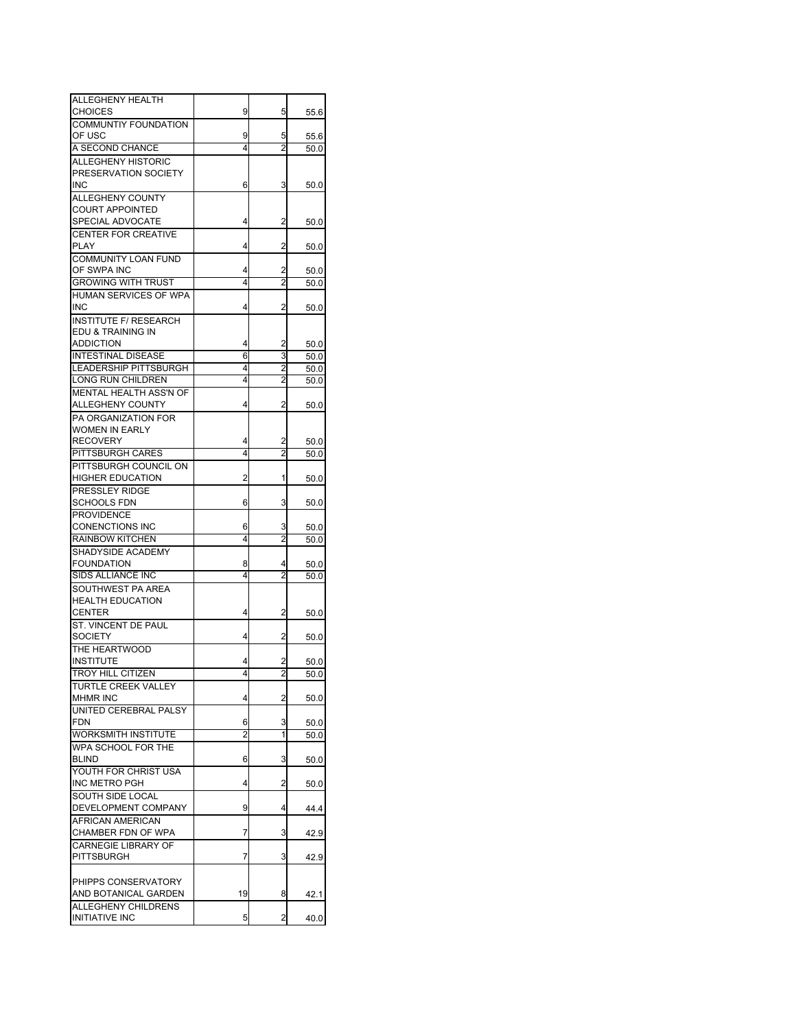| | | | |
|---|---|---|---|
| ALLEGHENY HEALTH CHOICES | 9 | 5 | 55.6 |
| COMMUNTIY FOUNDATION OF USC | 9 | 5 | 55.6 |
| A SECOND CHANCE | 4 | 2 | 50.0 |
| ALLEGHENY HISTORIC PRESERVATION SOCIETY INC | 6 | 3 | 50.0 |
| ALLEGHENY COUNTY COURT APPOINTED SPECIAL ADVOCATE | 4 | 2 | 50.0 |
| CENTER FOR CREATIVE PLAY | 4 | 2 | 50.0 |
| COMMUNITY LOAN FUND OF SWPA INC | 4 | 2 | 50.0 |
| GROWING WITH TRUST | 4 | 2 | 50.0 |
| HUMAN SERVICES OF WPA INC | 4 | 2 | 50.0 |
| INSTITUTE F/ RESEARCH EDU & TRAINING IN ADDICTION | 4 | 2 | 50.0 |
| INTESTINAL DISEASE | 6 | 3 | 50.0 |
| LEADERSHIP PITTSBURGH | 4 | 2 | 50.0 |
| LONG RUN CHILDREN | 4 | 2 | 50.0 |
| MENTAL HEALTH ASS'N OF ALLEGHENY COUNTY | 4 | 2 | 50.0 |
| PA ORGANIZATION FOR WOMEN IN EARLY RECOVERY | 4 | 2 | 50.0 |
| PITTSBURGH CARES | 4 | 2 | 50.0 |
| PITTSBURGH COUNCIL ON HIGHER EDUCATION | 2 | 1 | 50.0 |
| PRESSLEY RIDGE SCHOOLS FDN | 6 | 3 | 50.0 |
| PROVIDENCE CONENCTIONS INC | 6 | 3 | 50.0 |
| RAINBOW KITCHEN | 4 | 2 | 50.0 |
| SHADYSIDE ACADEMY FOUNDATION | 8 | 4 | 50.0 |
| SIDS ALLIANCE INC | 4 | 2 | 50.0 |
| SOUTHWEST PA AREA HEALTH EDUCATION CENTER | 4 | 2 | 50.0 |
| ST. VINCENT DE PAUL SOCIETY | 4 | 2 | 50.0 |
| THE HEARTWOOD INSTITUTE | 4 | 2 | 50.0 |
| TROY HILL CITIZEN | 4 | 2 | 50.0 |
| TURTLE CREEK VALLEY MHMR INC | 4 | 2 | 50.0 |
| UNITED CEREBRAL PALSY FDN | 6 | 3 | 50.0 |
| WORKSMITH INSTITUTE | 2 | 1 | 50.0 |
| WPA SCHOOL FOR THE BLIND | 6 | 3 | 50.0 |
| YOUTH FOR CHRIST USA INC METRO PGH | 4 | 2 | 50.0 |
| SOUTH SIDE LOCAL DEVELOPMENT COMPANY | 9 | 4 | 44.4 |
| AFRICAN AMERICAN CHAMBER FDN OF WPA | 7 | 3 | 42.9 |
| CARNEGIE LIBRARY OF PITTSBURGH | 7 | 3 | 42.9 |
| PHIPPS CONSERVATORY AND BOTANICAL GARDEN | 19 | 8 | 42.1 |
| ALLEGHENY CHILDRENS INITIATIVE INC | 5 | 2 | 40.0 |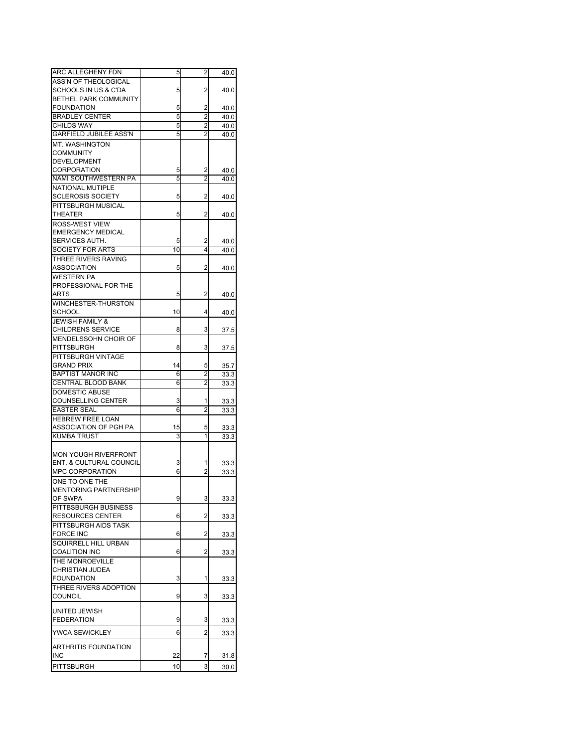| | | | |
|---|---|---|---|
| ARC ALLEGHENY FDN | 5 | 2 | 40.0 |
| ASS'N OF THEOLOGICAL SCHOOLS IN US & C'DA | 5 | 2 | 40.0 |
| BETHEL PARK COMMUNITY FOUNDATION | 5 | 2 | 40.0 |
| BRADLEY CENTER | 5 | 2 | 40.0 |
| CHILDS WAY | 5 | 2 | 40.0 |
| GARFIELD JUBILEE ASS'N | 5 | 2 | 40.0 |
| MT. WASHINGTON COMMUNITY DEVELOPMENT CORPORATION | 5 | 2 | 40.0 |
| NAMI SOUTHWESTERN PA | 5 | 2 | 40.0 |
| NATIONAL MUTIPLE SCLEROSIS SOCIETY | 5 | 2 | 40.0 |
| PITTSBURGH MUSICAL THEATER | 5 | 2 | 40.0 |
| ROSS-WEST VIEW EMERGENCY MEDICAL SERVICES AUTH. | 5 | 2 | 40.0 |
| SOCIETY FOR ARTS | 10 | 4 | 40.0 |
| THREE RIVERS RAVING ASSOCIATION | 5 | 2 | 40.0 |
| WESTERN PA PROFESSIONAL FOR THE ARTS | 5 | 2 | 40.0 |
| WINCHESTER-THURSTON SCHOOL | 10 | 4 | 40.0 |
| JEWISH FAMILY & CHILDRENS SERVICE | 8 | 3 | 37.5 |
| MENDELSSOHN CHOIR OF PITTSBURGH | 8 | 3 | 37.5 |
| PITTSBURGH VINTAGE GRAND PRIX | 14 | 5 | 35.7 |
| BAPTIST MANOR INC | 6 | 2 | 33.3 |
| CENTRAL BLOOD BANK | 6 | 2 | 33.3 |
| DOMESTIC ABUSE COUNSELLING CENTER | 3 | 1 | 33.3 |
| EASTER SEAL | 6 | 2 | 33.3 |
| HEBREW FREE LOAN ASSOCIATION OF PGH PA | 15 | 5 | 33.3 |
| KUMBA TRUST | 3 | 1 | 33.3 |
| MON YOUGH RIVERFRONT ENT. & CULTURAL COUNCIL | 3 | 1 | 33.3 |
| MPC CORPORATION | 6 | 2 | 33.3 |
| ONE TO ONE THE MENTORING PARTNERSHIP OF SWPA | 9 | 3 | 33.3 |
| PITTBSBURGH BUSINESS RESOURCES CENTER | 6 | 2 | 33.3 |
| PITTSBURGH AIDS TASK FORCE INC | 6 | 2 | 33.3 |
| SQUIRRELL HILL URBAN COALITION INC | 6 | 2 | 33.3 |
| THE MONROEVILLE CHRISTIAN JUDEA FOUNDATION | 3 | 1 | 33.3 |
| THREE RIVERS ADOPTION COUNCIL | 9 | 3 | 33.3 |
| UNITED JEWISH FEDERATION | 9 | 3 | 33.3 |
| YWCA SEWICKLEY | 6 | 2 | 33.3 |
| ARTHRITIS FOUNDATION INC | 22 | 7 | 31.8 |
| PITTSBURGH | 10 | 3 | 30.0 |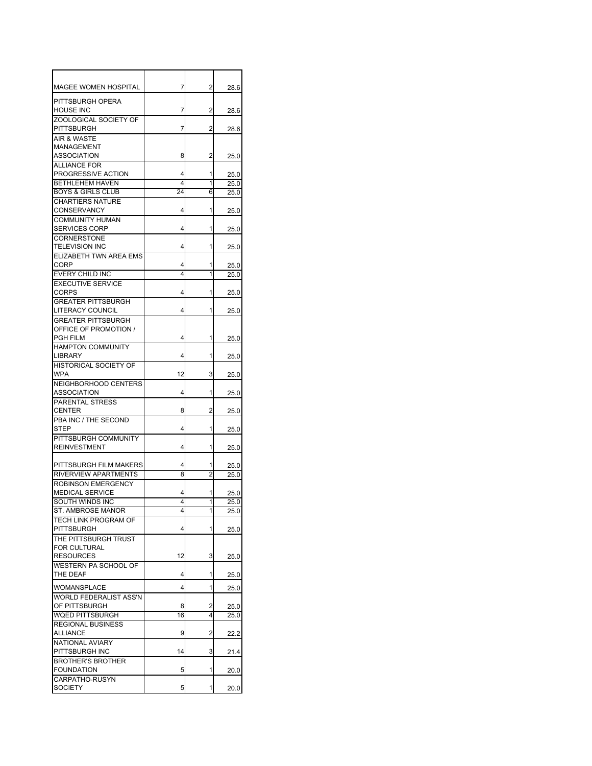| | | | |
|---|---|---|---|
| MAGEE WOMEN HOSPITAL | 7 | 2 | 28.6 |
| PITTSBURGH OPERA HOUSE INC | 7 | 2 | 28.6 |
| ZOOLOGICAL SOCIETY OF PITTSBURGH | 7 | 2 | 28.6 |
| AIR & WASTE MANAGEMENT ASSOCIATION | 8 | 2 | 25.0 |
| ALLIANCE FOR PROGRESSIVE ACTION | 4 | 1 | 25.0 |
| BETHLEHEM HAVEN | 4 | 1 | 25.0 |
| BOYS & GIRLS CLUB | 24 | 6 | 25.0 |
| CHARTIERS NATURE CONSERVANCY | 4 | 1 | 25.0 |
| COMMUNITY HUMAN SERVICES CORP | 4 | 1 | 25.0 |
| CORNERSTONE TELEVISION INC | 4 | 1 | 25.0 |
| ELIZABETH TWN AREA EMS CORP | 4 | 1 | 25.0 |
| EVERY CHILD INC | 4 | 1 | 25.0 |
| EXECUTIVE SERVICE CORPS | 4 | 1 | 25.0 |
| GREATER PITTSBURGH LITERACY COUNCIL | 4 | 1 | 25.0 |
| GREATER PITTSBURGH OFFICE OF PROMOTION / PGH FILM | 4 | 1 | 25.0 |
| HAMPTON COMMUNITY LIBRARY | 4 | 1 | 25.0 |
| HISTORICAL SOCIETY OF WPA | 12 | 3 | 25.0 |
| NEIGHBORHOOD CENTERS ASSOCIATION | 4 | 1 | 25.0 |
| PARENTAL STRESS CENTER | 8 | 2 | 25.0 |
| PBA INC / THE SECOND STEP | 4 | 1 | 25.0 |
| PITTSBURGH COMMUNITY REINVESTMENT | 4 | 1 | 25.0 |
| PITTSBURGH FILM MAKERS | 4 | 1 | 25.0 |
| RIVERVIEW APARTMENTS | 8 | 2 | 25.0 |
| ROBINSON EMERGENCY MEDICAL SERVICE | 4 | 1 | 25.0 |
| SOUTH WINDS INC | 4 | 1 | 25.0 |
| ST. AMBROSE MANOR | 4 | 1 | 25.0 |
| TECH LINK PROGRAM OF PITTSBURGH | 4 | 1 | 25.0 |
| THE PITTSBURGH TRUST FOR CULTURAL RESOURCES | 12 | 3 | 25.0 |
| WESTERN PA SCHOOL OF THE DEAF | 4 | 1 | 25.0 |
| WOMANSPLACE | 4 | 1 | 25.0 |
| WORLD FEDERALIST ASS'N OF PITTSBURGH | 8 | 2 | 25.0 |
| WQED PITTSBURGH | 16 | 4 | 25.0 |
| REGIONAL BUSINESS ALLIANCE | 9 | 2 | 22.2 |
| NATIONAL AVIARY PITTSBURGH INC | 14 | 3 | 21.4 |
| BROTHER'S BROTHER FOUNDATION | 5 | 1 | 20.0 |
| CARPATHO-RUSYN SOCIETY | 5 | 1 | 20.0 |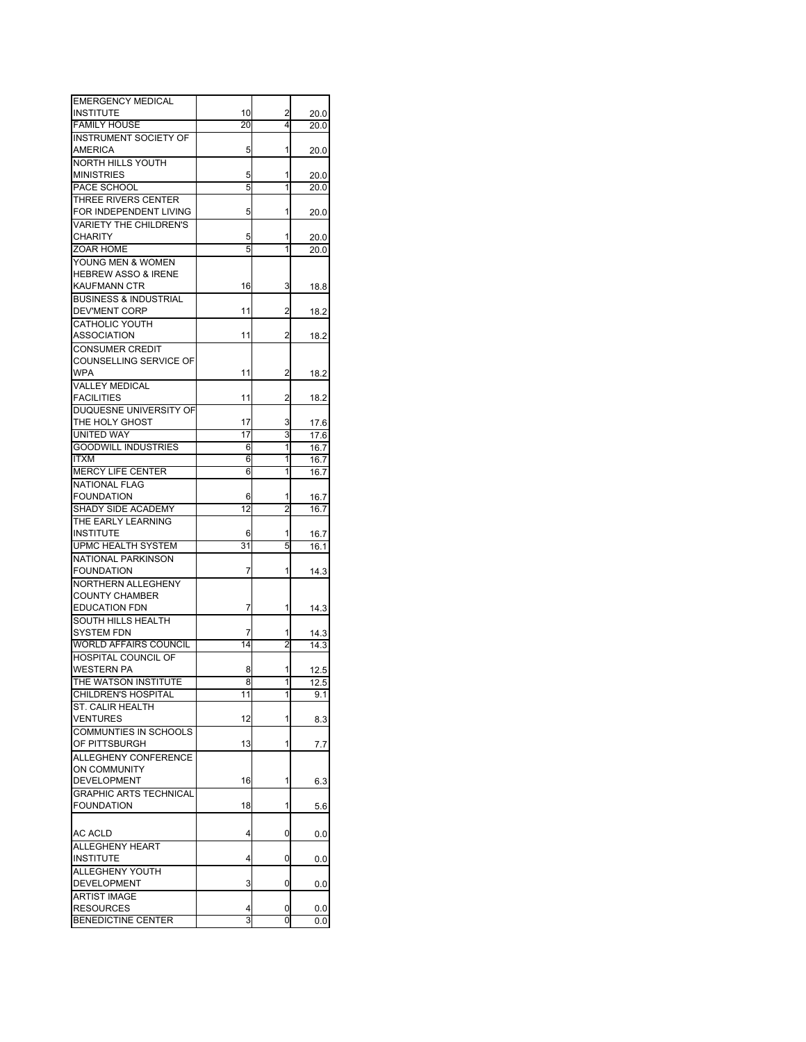| | | | |
|---|---|---|---|
| EMERGENCY MEDICAL INSTITUTE | 10 | 2 | 20.0 |
| FAMILY HOUSE | 20 | 4 | 20.0 |
| INSTRUMENT SOCIETY OF AMERICA | 5 | 1 | 20.0 |
| NORTH HILLS YOUTH MINISTRIES | 5 | 1 | 20.0 |
| PACE SCHOOL | 5 | 1 | 20.0 |
| THREE RIVERS CENTER FOR INDEPENDENT LIVING | 5 | 1 | 20.0 |
| VARIETY THE CHILDREN'S CHARITY | 5 | 1 | 20.0 |
| ZOAR HOME | 5 | 1 | 20.0 |
| YOUNG MEN & WOMEN HEBREW ASSO & IRENE KAUFMANN CTR | 16 | 3 | 18.8 |
| BUSINESS & INDUSTRIAL DEV'MENT CORP | 11 | 2 | 18.2 |
| CATHOLIC YOUTH ASSOCIATION | 11 | 2 | 18.2 |
| CONSUMER CREDIT COUNSELLING SERVICE OF WPA | 11 | 2 | 18.2 |
| VALLEY MEDICAL FACILITIES | 11 | 2 | 18.2 |
| DUQUESNE UNIVERSITY OF THE HOLY GHOST | 17 | 3 | 17.6 |
| UNITED WAY | 17 | 3 | 17.6 |
| GOODWILL INDUSTRIES | 6 | 1 | 16.7 |
| ITXM | 6 | 1 | 16.7 |
| MERCY LIFE CENTER | 6 | 1 | 16.7 |
| NATIONAL FLAG FOUNDATION | 6 | 1 | 16.7 |
| SHADY SIDE ACADEMY | 12 | 2 | 16.7 |
| THE EARLY LEARNING INSTITUTE | 6 | 1 | 16.7 |
| UPMC HEALTH SYSTEM | 31 | 5 | 16.1 |
| NATIONAL PARKINSON FOUNDATION | 7 | 1 | 14.3 |
| NORTHERN ALLEGHENY COUNTY CHAMBER EDUCATION FDN | 7 | 1 | 14.3 |
| SOUTH HILLS HEALTH SYSTEM FDN | 7 | 1 | 14.3 |
| WORLD AFFAIRS COUNCIL | 14 | 2 | 14.3 |
| HOSPITAL COUNCIL OF WESTERN PA | 8 | 1 | 12.5 |
| THE WATSON INSTITUTE | 8 | 1 | 12.5 |
| CHILDREN'S HOSPITAL | 11 | 1 | 9.1 |
| ST. CALIR HEALTH VENTURES | 12 | 1 | 8.3 |
| COMMUNTIES IN SCHOOLS OF PITTSBURGH | 13 | 1 | 7.7 |
| ALLEGHENY CONFERENCE ON COMMUNITY DEVELOPMENT | 16 | 1 | 6.3 |
| GRAPHIC ARTS TECHNICAL FOUNDATION | 18 | 1 | 5.6 |
| AC ACLD | 4 | 0 | 0.0 |
| ALLEGHENY HEART INSTITUTE | 4 | 0 | 0.0 |
| ALLEGHENY YOUTH DEVELOPMENT | 3 | 0 | 0.0 |
| ARTIST IMAGE RESOURCES | 4 | 0 | 0.0 |
| BENEDICTINE CENTER | 3 | 0 | 0.0 |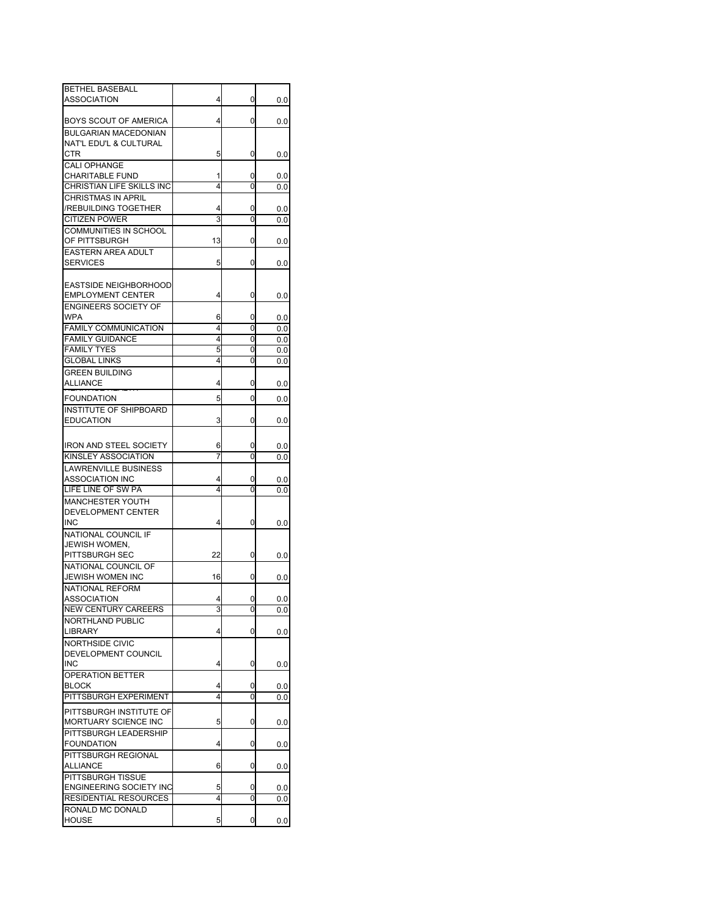| | | | |
|---|---|---|---|
| BETHEL BASEBALL ASSOCIATION | 4 | 0 | 0.0 |
| BOYS SCOUT OF AMERICA | 4 | 0 | 0.0 |
| BULGARIAN MACEDONIAN NAT'L EDU'L & CULTURAL CTR | 5 | 0 | 0.0 |
| CALI OPHANGE CHARITABLE FUND | 1 | 0 | 0.0 |
| CHRISTIAN LIFE SKILLS INC | 4 | 0 | 0.0 |
| CHRISTMAS IN APRIL /REBUILDING TOGETHER | 4 | 0 | 0.0 |
| CITIZEN POWER | 3 | 0 | 0.0 |
| COMMUNITIES IN SCHOOL OF PITTSBURGH | 13 | 0 | 0.0 |
| EASTERN AREA ADULT SERVICES | 5 | 0 | 0.0 |
| EASTSIDE NEIGHBORHOOD EMPLOYMENT CENTER | 4 | 0 | 0.0 |
| ENGINEERS SOCIETY OF WPA | 6 | 0 | 0.0 |
| FAMILY COMMUNICATION | 4 | 0 | 0.0 |
| FAMILY GUIDANCE | 4 | 0 | 0.0 |
| FAMILY TYES | 5 | 0 | 0.0 |
| GLOBAL LINKS | 4 | 0 | 0.0 |
| GREEN BUILDING ALLIANCE | 4 | 0 | 0.0 |
| FOUNDATION | 5 | 0 | 0.0 |
| INSTITUTE OF SHIPBOARD EDUCATION | 3 | 0 | 0.0 |
| IRON AND STEEL SOCIETY | 6 | 0 | 0.0 |
| KINSLEY ASSOCIATION | 7 | 0 | 0.0 |
| LAWRENVILLE BUSINESS ASSOCIATION INC | 4 | 0 | 0.0 |
| LIFE LINE OF SW PA | 4 | 0 | 0.0 |
| MANCHESTER YOUTH DEVELOPMENT CENTER INC | 4 | 0 | 0.0 |
| NATIONAL COUNCIL IF JEWISH WOMEN, PITTSBURGH SEC | 22 | 0 | 0.0 |
| NATIONAL COUNCIL OF JEWISH WOMEN INC | 16 | 0 | 0.0 |
| NATIONAL REFORM ASSOCIATION | 4 | 0 | 0.0 |
| NEW CENTURY CAREERS | 3 | 0 | 0.0 |
| NORTHLAND PUBLIC LIBRARY | 4 | 0 | 0.0 |
| NORTHSIDE CIVIC DEVELOPMENT COUNCIL INC | 4 | 0 | 0.0 |
| OPERATION BETTER BLOCK | 4 | 0 | 0.0 |
| PITTSBURGH EXPERIMENT | 4 | 0 | 0.0 |
| PITTSBURGH INSTITUTE OF MORTUARY SCIENCE INC | 5 | 0 | 0.0 |
| PITTSBURGH LEADERSHIP FOUNDATION | 4 | 0 | 0.0 |
| PITTSBURGH REGIONAL ALLIANCE | 6 | 0 | 0.0 |
| PITTSBURGH TISSUE ENGINEERING SOCIETY INC | 5 | 0 | 0.0 |
| RESIDENTIAL RESOURCES | 4 | 0 | 0.0 |
| RONALD MC DONALD HOUSE | 5 | 0 | 0.0 |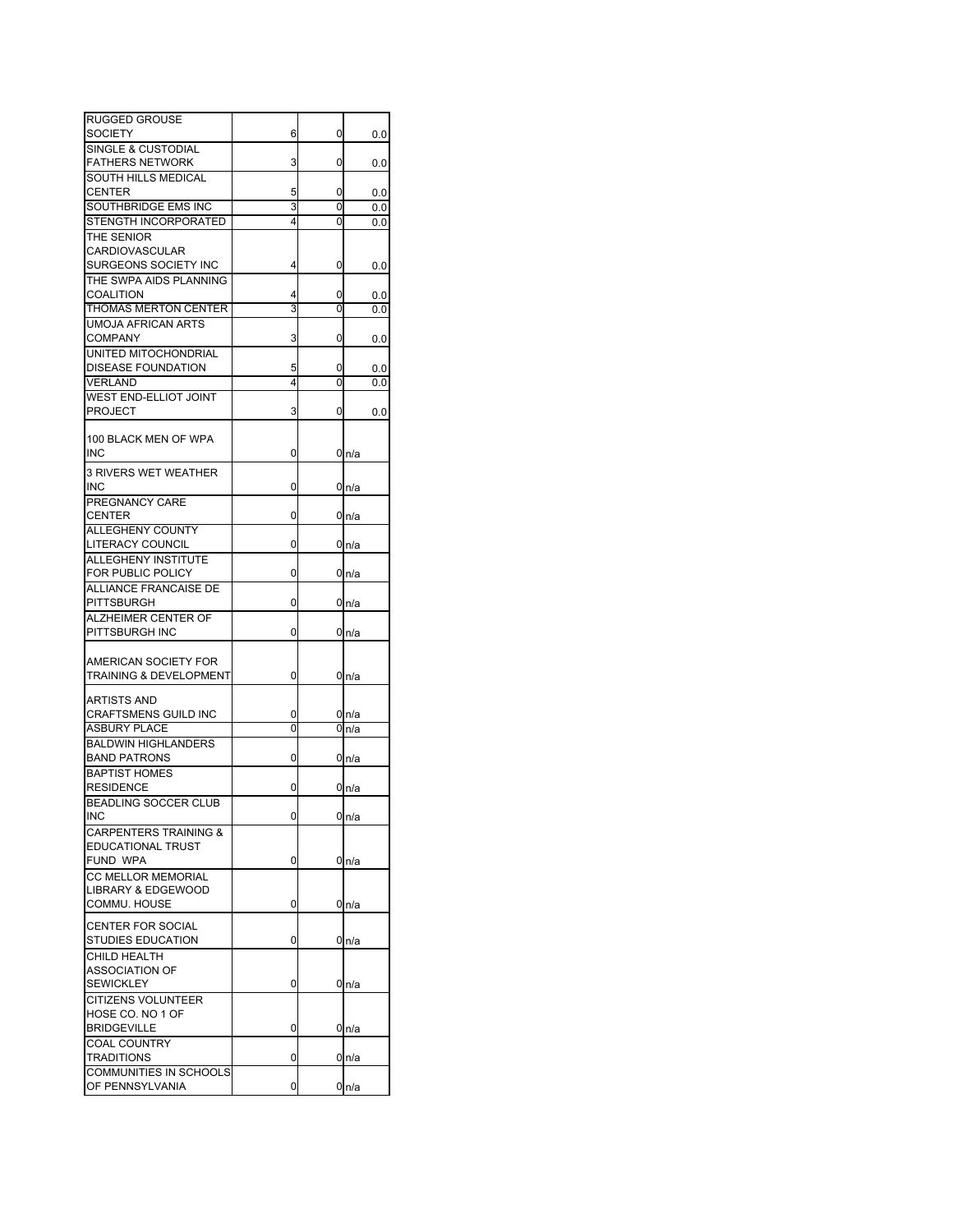| | | | |
|---|---|---|---|
| RUGGED GROUSE SOCIETY | 6 | 0 | 0.0 |
| SINGLE & CUSTODIAL FATHERS NETWORK | 3 | 0 | 0.0 |
| SOUTH HILLS MEDICAL CENTER | 5 | 0 | 0.0 |
| SOUTHBRIDGE EMS INC | 3 | 0 | 0.0 |
| STENGTH INCORPORATED | 4 | 0 | 0.0 |
| THE SENIOR CARDIOVASCULAR SURGEONS SOCIETY INC | 4 | 0 | 0.0 |
| THE SWPA AIDS PLANNING COALITION | 4 | 0 | 0.0 |
| THOMAS MERTON CENTER | 3 | 0 | 0.0 |
| UMOJA AFRICAN ARTS COMPANY | 3 | 0 | 0.0 |
| UNITED MITOCHONDRIAL DISEASE FOUNDATION | 5 | 0 | 0.0 |
| VERLAND | 4 | 0 | 0.0 |
| WEST END-ELLIOT JOINT PROJECT | 3 | 0 | 0.0 |
| 100 BLACK MEN OF WPA INC | 0 | 0 | n/a |
| 3 RIVERS WET WEATHER INC | 0 | 0 | n/a |
| PREGNANCY CARE CENTER | 0 | 0 | n/a |
| ALLEGHENY COUNTY LITERACY COUNCIL | 0 | 0 | n/a |
| ALLEGHENY INSTITUTE FOR PUBLIC POLICY | 0 | 0 | n/a |
| ALLIANCE FRANCAISE DE PITTSBURGH | 0 | 0 | n/a |
| ALZHEIMER CENTER OF PITTSBURGH INC | 0 | 0 | n/a |
| AMERICAN SOCIETY FOR TRAINING & DEVELOPMENT | 0 | 0 | n/a |
| ARTISTS AND CRAFTSMENS GUILD INC | 0 | 0 | n/a |
| ASBURY PLACE | 0 | 0 | n/a |
| BALDWIN HIGHLANDERS BAND PATRONS | 0 | 0 | n/a |
| BAPTIST HOMES RESIDENCE | 0 | 0 | n/a |
| BEADLING SOCCER CLUB INC | 0 | 0 | n/a |
| CARPENTERS TRAINING & EDUCATIONAL TRUST FUND WPA | 0 | 0 | n/a |
| CC MELLOR MEMORIAL LIBRARY & EDGEWOOD COMMU. HOUSE | 0 | 0 | n/a |
| CENTER FOR SOCIAL STUDIES EDUCATION | 0 | 0 | n/a |
| CHILD HEALTH ASSOCIATION OF SEWICKLEY | 0 | 0 | n/a |
| CITIZENS VOLUNTEER HOSE CO. NO 1 OF BRIDGEVILLE | 0 | 0 | n/a |
| COAL COUNTRY TRADITIONS | 0 | 0 | n/a |
| COMMUNITIES IN SCHOOLS OF PENNSYLVANIA | 0 | 0 | n/a |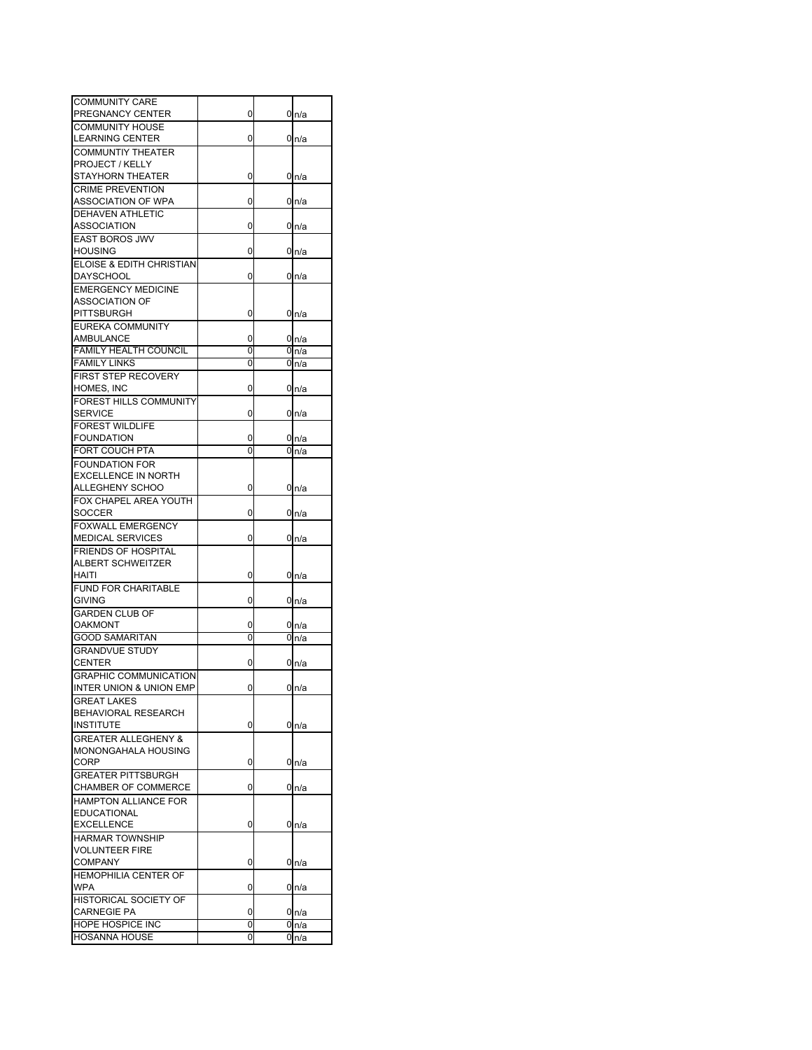| | | | |
|---|---|---|---|
| COMMUNITY CARE PREGNANCY CENTER | 0 | 0 | n/a |
| COMMUNITY HOUSE LEARNING CENTER | 0 | 0 | n/a |
| COMMUNTIY THEATER PROJECT / KELLY STAYHORN THEATER | 0 | 0 | n/a |
| CRIME PREVENTION ASSOCIATION OF WPA | 0 | 0 | n/a |
| DEHAVEN ATHLETIC ASSOCIATION | 0 | 0 | n/a |
| EAST BOROS JWV HOUSING | 0 | 0 | n/a |
| ELOISE & EDITH CHRISTIAN DAYSCHOOL | 0 | 0 | n/a |
| EMERGENCY MEDICINE ASSOCIATION OF PITTSBURGH | 0 | 0 | n/a |
| EUREKA COMMUNITY AMBULANCE | 0 | 0 | n/a |
| FAMILY HEALTH COUNCIL | 0 | 0 | n/a |
| FAMILY LINKS | 0 | 0 | n/a |
| FIRST STEP RECOVERY HOMES, INC | 0 | 0 | n/a |
| FOREST HILLS COMMUNITY SERVICE | 0 | 0 | n/a |
| FOREST WILDLIFE FOUNDATION | 0 | 0 | n/a |
| FORT COUCH PTA | 0 | 0 | n/a |
| FOUNDATION FOR EXCELLENCE IN NORTH ALLEGHENY SCHOO | 0 | 0 | n/a |
| FOX CHAPEL AREA YOUTH SOCCER | 0 | 0 | n/a |
| FOXWALL EMERGENCY MEDICAL SERVICES | 0 | 0 | n/a |
| FRIENDS OF HOSPITAL ALBERT SCHWEITZER HAITI | 0 | 0 | n/a |
| FUND FOR CHARITABLE GIVING | 0 | 0 | n/a |
| GARDEN CLUB OF OAKMONT | 0 | 0 | n/a |
| GOOD SAMARITAN | 0 | 0 | n/a |
| GRANDVUE STUDY CENTER | 0 | 0 | n/a |
| GRAPHIC COMMUNICATION INTER UNION & UNION EMP | 0 | 0 | n/a |
| GREAT LAKES BEHAVIORAL RESEARCH INSTITUTE | 0 | 0 | n/a |
| GREATER ALLEGHENY & MONONGAHALA HOUSING CORP | 0 | 0 | n/a |
| GREATER PITTSBURGH CHAMBER OF COMMERCE | 0 | 0 | n/a |
| HAMPTON ALLIANCE FOR EDUCATIONAL EXCELLENCE | 0 | 0 | n/a |
| HARMAR TOWNSHIP VOLUNTEER FIRE COMPANY | 0 | 0 | n/a |
| HEMOPHILIA CENTER OF WPA | 0 | 0 | n/a |
| HISTORICAL SOCIETY OF CARNEGIE PA | 0 | 0 | n/a |
| HOPE HOSPICE INC | 0 | 0 | n/a |
| HOSANNA HOUSE | 0 | 0 | n/a |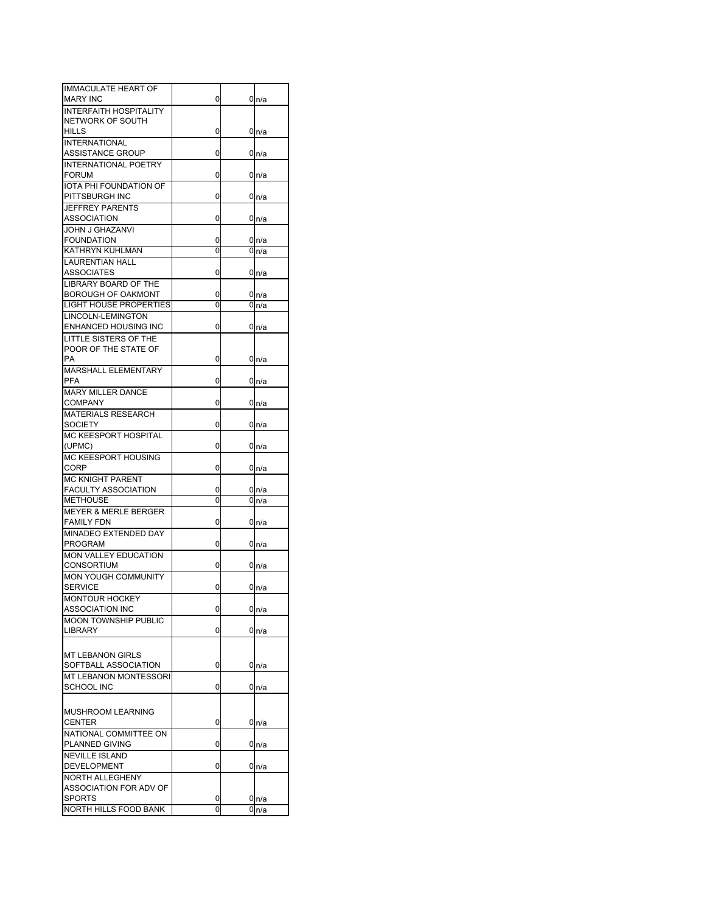| | | | |
|---|---|---|---|
| IMMACULATE HEART OF MARY INC | 0 | 0 | n/a |
| INTERFAITH HOSPITALITY NETWORK OF SOUTH HILLS | 0 | 0 | n/a |
| INTERNATIONAL ASSISTANCE GROUP | 0 | 0 | n/a |
| INTERNATIONAL POETRY FORUM | 0 | 0 | n/a |
| IOTA PHI FOUNDATION OF PITTSBURGH INC | 0 | 0 | n/a |
| JEFFREY PARENTS ASSOCIATION | 0 | 0 | n/a |
| JOHN J GHAZANVI FOUNDATION | 0 | 0 | n/a |
| KATHRYN KUHLMAN | 0 | 0 | n/a |
| LAURENTIAN HALL ASSOCIATES | 0 | 0 | n/a |
| LIBRARY BOARD OF THE BOROUGH OF OAKMONT | 0 | 0 | n/a |
| LIGHT HOUSE PROPERTIES | 0 | 0 | n/a |
| LINCOLN-LEMINGTON ENHANCED HOUSING INC | 0 | 0 | n/a |
| LITTLE SISTERS OF THE POOR OF THE STATE OF PA | 0 | 0 | n/a |
| MARSHALL ELEMENTARY PFA | 0 | 0 | n/a |
| MARY MILLER DANCE COMPANY | 0 | 0 | n/a |
| MATERIALS RESEARCH SOCIETY | 0 | 0 | n/a |
| MC KEESPORT HOSPITAL (UPMC) | 0 | 0 | n/a |
| MC KEESPORT HOUSING CORP | 0 | 0 | n/a |
| MC KNIGHT PARENT FACULTY ASSOCIATION | 0 | 0 | n/a |
| METHOUSE | 0 | 0 | n/a |
| MEYER & MERLE BERGER FAMILY FDN | 0 | 0 | n/a |
| MINADEO EXTENDED DAY PROGRAM | 0 | 0 | n/a |
| MON VALLEY EDUCATION CONSORTIUM | 0 | 0 | n/a |
| MON YOUGH COMMUNITY SERVICE | 0 | 0 | n/a |
| MONTOUR HOCKEY ASSOCIATION INC | 0 | 0 | n/a |
| MOON TOWNSHIP PUBLIC LIBRARY | 0 | 0 | n/a |
| MT LEBANON GIRLS SOFTBALL ASSOCIATION | 0 | 0 | n/a |
| MT LEBANON MONTESSORI SCHOOL INC | 0 | 0 | n/a |
| MUSHROOM LEARNING CENTER | 0 | 0 | n/a |
| NATIONAL COMMITTEE ON PLANNED GIVING | 0 | 0 | n/a |
| NEVILLE ISLAND DEVELOPMENT | 0 | 0 | n/a |
| NORTH ALLEGHENY ASSOCIATION FOR ADV OF SPORTS | 0 | 0 | n/a |
| NORTH HILLS FOOD BANK | 0 | 0 | n/a |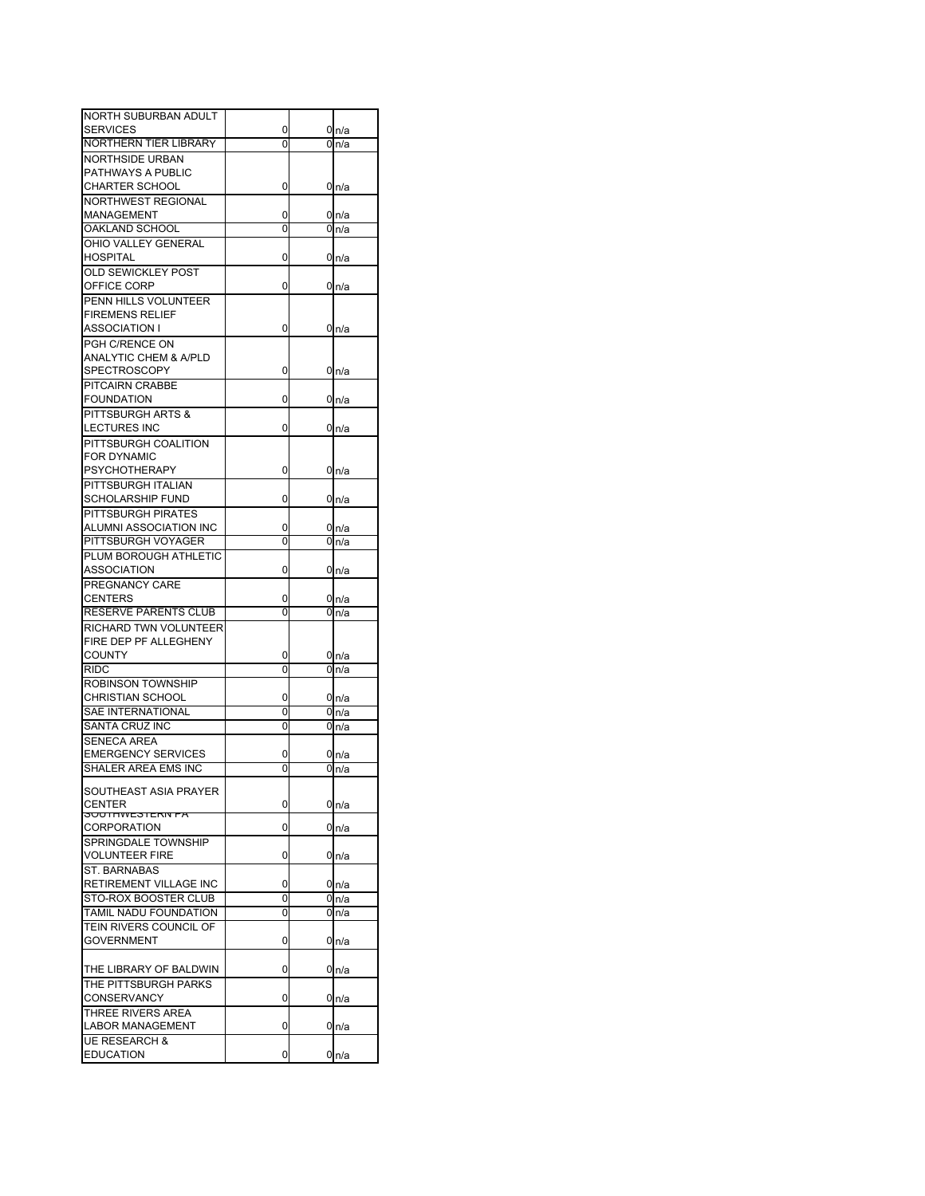| | | | |
|---|---|---|---|
| NORTH SUBURBAN ADULT SERVICES | 0 | 0 | n/a |
| NORTHERN TIER LIBRARY | 0 | 0 | n/a |
| NORTHSIDE URBAN PATHWAYS A PUBLIC CHARTER SCHOOL | 0 | 0 | n/a |
| NORTHWEST REGIONAL MANAGEMENT | 0 | 0 | n/a |
| OAKLAND SCHOOL | 0 | 0 | n/a |
| OHIO VALLEY GENERAL HOSPITAL | 0 | 0 | n/a |
| OLD SEWICKLEY POST OFFICE CORP | 0 | 0 | n/a |
| PENN HILLS VOLUNTEER FIREMENS RELIEF ASSOCIATION I | 0 | 0 | n/a |
| PGH C/RENCE ON ANALYTIC CHEM & A/PLD SPECTROSCOPY | 0 | 0 | n/a |
| PITCAIRN CRABBE FOUNDATION | 0 | 0 | n/a |
| PITTSBURGH ARTS & LECTURES INC | 0 | 0 | n/a |
| PITTSBURGH COALITION FOR DYNAMIC PSYCHOTHERAPY | 0 | 0 | n/a |
| PITTSBURGH ITALIAN SCHOLARSHIP FUND | 0 | 0 | n/a |
| PITTSBURGH PIRATES ALUMNI ASSOCIATION INC | 0 | 0 | n/a |
| PITTSBURGH VOYAGER | 0 | 0 | n/a |
| PLUM BOROUGH ATHLETIC ASSOCIATION | 0 | 0 | n/a |
| PREGNANCY CARE CENTERS | 0 | 0 | n/a |
| RESERVE PARENTS CLUB | 0 | 0 | n/a |
| RICHARD TWN VOLUNTEER FIRE DEP PF ALLEGHENY COUNTY | 0 | 0 | n/a |
| RIDC | 0 | 0 | n/a |
| ROBINSON TOWNSHIP CHRISTIAN SCHOOL | 0 | 0 | n/a |
| SAE INTERNATIONAL | 0 | 0 | n/a |
| SANTA CRUZ INC | 0 | 0 | n/a |
| SENECA AREA EMERGENCY SERVICES | 0 | 0 | n/a |
| SHALER AREA EMS INC | 0 | 0 | n/a |
| SOUTHEAST ASIA PRAYER CENTER | 0 | 0 | n/a |
| SOUTHWESTERN PA CORPORATION | 0 | 0 | n/a |
| SPRINGDALE TOWNSHIP VOLUNTEER FIRE | 0 | 0 | n/a |
| ST. BARNABAS RETIREMENT VILLAGE INC | 0 | 0 | n/a |
| STO-ROX BOOSTER CLUB | 0 | 0 | n/a |
| TAMIL NADU FOUNDATION | 0 | 0 | n/a |
| TEIN RIVERS COUNCIL OF GOVERNMENT | 0 | 0 | n/a |
| THE LIBRARY OF BALDWIN | 0 | 0 | n/a |
| THE PITTSBURGH PARKS CONSERVANCY | 0 | 0 | n/a |
| THREE RIVERS AREA LABOR MANAGEMENT | 0 | 0 | n/a |
| UE RESEARCH & EDUCATION | 0 | 0 | n/a |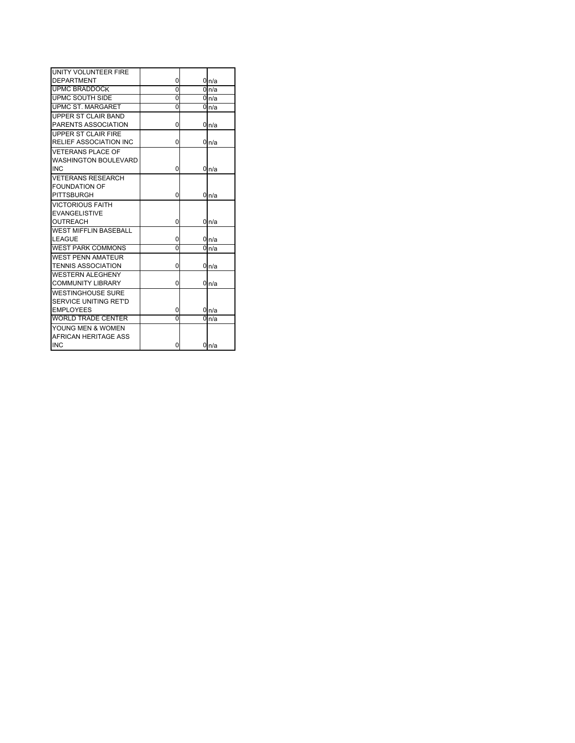| | | | |
|---|---|---|---|
| UNITY VOLUNTEER FIRE DEPARTMENT | 0 | 0 | n/a |
| UPMC BRADDOCK | 0 | 0 | n/a |
| UPMC SOUTH SIDE | 0 | 0 | n/a |
| UPMC ST. MARGARET | 0 | 0 | n/a |
| UPPER ST CLAIR BAND PARENTS ASSOCIATION | 0 | 0 | n/a |
| UPPER ST CLAIR FIRE RELIEF ASSOCIATION INC | 0 | 0 | n/a |
| VETERANS PLACE OF WASHINGTON BOULEVARD INC | 0 | 0 | n/a |
| VETERANS RESEARCH FOUNDATION OF PITTSBURGH | 0 | 0 | n/a |
| VICTORIOUS FAITH EVANGELISTIVE OUTREACH | 0 | 0 | n/a |
| WEST MIFFLIN BASEBALL LEAGUE | 0 | 0 | n/a |
| WEST PARK COMMONS | 0 | 0 | n/a |
| WEST PENN AMATEUR TENNIS ASSOCIATION | 0 | 0 | n/a |
| WESTERN ALEGHENY COMMUNITY LIBRARY | 0 | 0 | n/a |
| WESTINGHOUSE SURE SERVICE UNITING RET'D EMPLOYEES | 0 | 0 | n/a |
| WORLD TRADE CENTER | 0 | 0 | n/a |
| YOUNG MEN & WOMEN AFRICAN HERITAGE ASS INC | 0 | 0 | n/a |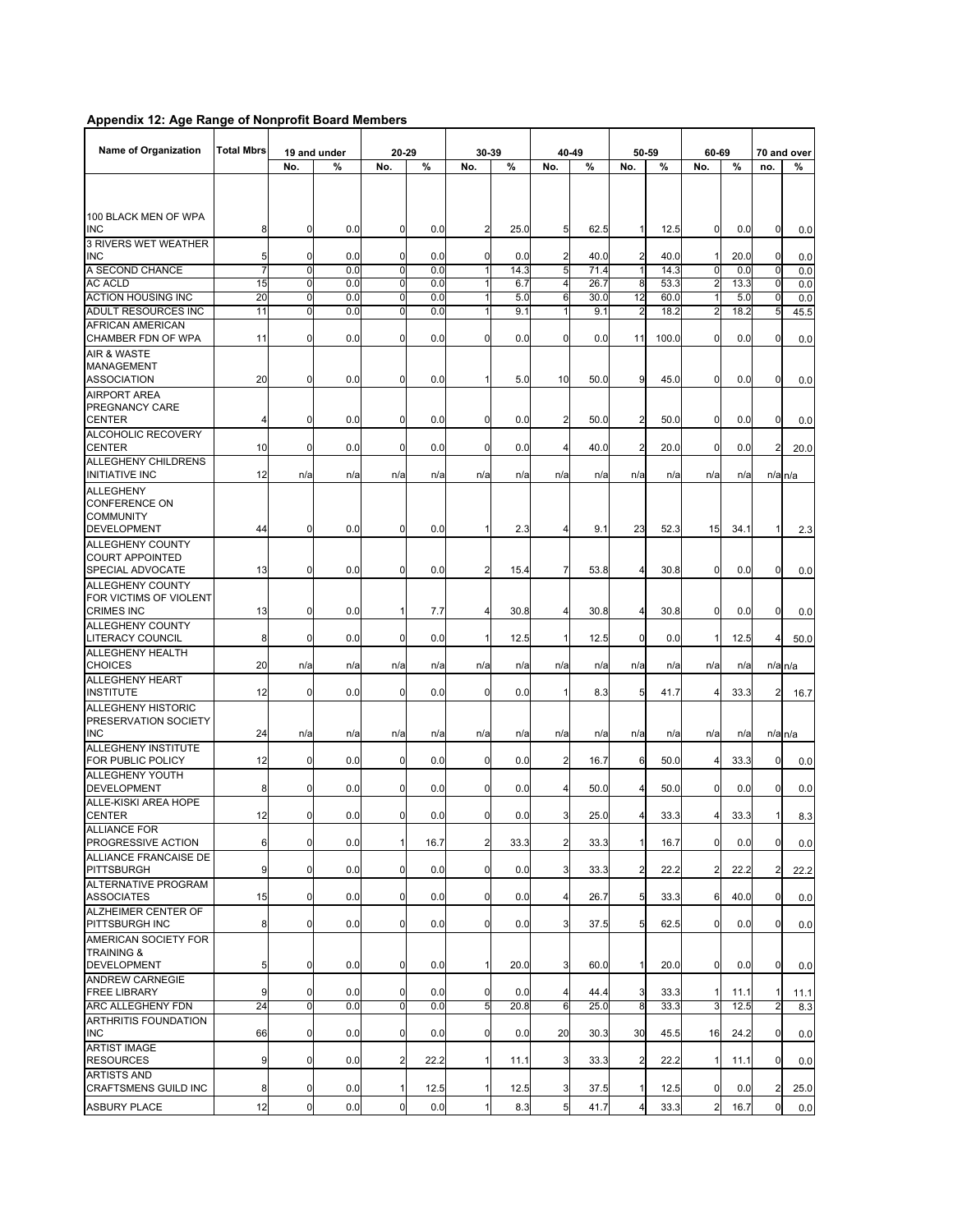## Appendix 12: Age Range of Nonprofit Board Members

| Name of Organization | Total Mbrs | 19 and under | | 20-29 | | 30-39 | | 40-49 | | 50-59 | | 60-69 | | 70 and over | |
|---|---|---|---|---|---|---|---|---|---|---|---|---|---|---|---|
| | | No. | % | No. | % | No. | % | No. | % | No. | % | No. | % | no. | % |
| 100 BLACK MEN OF WPA INC | 8 | 0 | 0.0 | 0 | 0.0 | 2 | 25.0 | 5 | 62.5 | 1 | 12.5 | 0 | 0.0 | 0 | 0.0 |
| 3 RIVERS WET WEATHER INC | 5 | 0 | 0.0 | 0 | 0.0 | 0 | 0.0 | 2 | 40.0 | 2 | 40.0 | 1 | 20.0 | 0 | 0.0 |
| A SECOND CHANCE | 7 | 0 | 0.0 | 0 | 0.0 | 1 | 14.3 | 5 | 71.4 | 1 | 14.3 | 0 | 0.0 | 0 | 0.0 |
| AC ACLD | 15 | 0 | 0.0 | 0 | 0.0 | 1 | 6.7 | 4 | 26.7 | 8 | 53.3 | 2 | 13.3 | 0 | 0.0 |
| ACTION HOUSING INC | 20 | 0 | 0.0 | 0 | 0.0 | 1 | 5.0 | 6 | 30.0 | 12 | 60.0 | 1 | 5.0 | 0 | 0.0 |
| ADULT RESOURCES INC | 11 | 0 | 0.0 | 0 | 0.0 | 1 | 9.1 | 1 | 9.1 | 2 | 18.2 | 2 | 18.2 | 5 | 45.5 |
| AFRICAN AMERICAN CHAMBER FDN OF WPA | 11 | 0 | 0.0 | 0 | 0.0 | 0 | 0.0 | 0 | 0.0 | 11 | 100.0 | 0 | 0.0 | 0 | 0.0 |
| AIR & WASTE MANAGEMENT ASSOCIATION | 20 | 0 | 0.0 | 0 | 0.0 | 1 | 5.0 | 10 | 50.0 | 9 | 45.0 | 0 | 0.0 | 0 | 0.0 |
| AIRPORT AREA PREGNANCY CARE CENTER | 4 | 0 | 0.0 | 0 | 0.0 | 0 | 0.0 | 2 | 50.0 | 2 | 50.0 | 0 | 0.0 | 0 | 0.0 |
| ALCOHOLIC RECOVERY CENTER | 10 | 0 | 0.0 | 0 | 0.0 | 0 | 0.0 | 4 | 40.0 | 2 | 20.0 | 0 | 0.0 | 2 | 20.0 |
| ALLEGHENY CHILDRENS INITIATIVE INC | 12 | n/a | n/a | n/a | n/a | n/a | n/a | n/a | n/a | n/a | n/a | n/a | n/a | n/a | n/a |
| ALLEGHENY CONFERENCE ON COMMUNITY DEVELOPMENT | 44 | 0 | 0.0 | 0 | 0.0 | 1 | 2.3 | 4 | 9.1 | 23 | 52.3 | 15 | 34.1 | 1 | 2.3 |
| ALLEGHENY COUNTY COURT APPOINTED SPECIAL ADVOCATE | 13 | 0 | 0.0 | 0 | 0.0 | 2 | 15.4 | 7 | 53.8 | 4 | 30.8 | 0 | 0.0 | 0 | 0.0 |
| ALLEGHENY COUNTY FOR VICTIMS OF VIOLENT CRIMES INC | 13 | 0 | 0.0 | 1 | 7.7 | 4 | 30.8 | 4 | 30.8 | 4 | 30.8 | 0 | 0.0 | 0 | 0.0 |
| ALLEGHENY COUNTY LITERACY COUNCIL | 8 | 0 | 0.0 | 0 | 0.0 | 1 | 12.5 | 1 | 12.5 | 0 | 0.0 | 1 | 12.5 | 4 | 50.0 |
| ALLEGHENY HEALTH CHOICES | 20 | n/a | n/a | n/a | n/a | n/a | n/a | n/a | n/a | n/a | n/a | n/a | n/a | n/a | n/a |
| ALLEGHENY HEART INSTITUTE | 12 | 0 | 0.0 | 0 | 0.0 | 0 | 0.0 | 1 | 8.3 | 5 | 41.7 | 4 | 33.3 | 2 | 16.7 |
| ALLEGHENY HISTORIC PRESERVATION SOCIETY INC | 24 | n/a | n/a | n/a | n/a | n/a | n/a | n/a | n/a | n/a | n/a | n/a | n/a | n/a | n/a |
| ALLEGHENY INSTITUTE FOR PUBLIC POLICY | 12 | 0 | 0.0 | 0 | 0.0 | 0 | 0.0 | 2 | 16.7 | 6 | 50.0 | 4 | 33.3 | 0 | 0.0 |
| ALLEGHENY YOUTH DEVELOPMENT | 8 | 0 | 0.0 | 0 | 0.0 | 0 | 0.0 | 4 | 50.0 | 4 | 50.0 | 0 | 0.0 | 0 | 0.0 |
| ALLE-KISKI AREA HOPE CENTER | 12 | 0 | 0.0 | 0 | 0.0 | 0 | 0.0 | 3 | 25.0 | 4 | 33.3 | 4 | 33.3 | 1 | 8.3 |
| ALLIANCE FOR PROGRESSIVE ACTION | 6 | 0 | 0.0 | 1 | 16.7 | 2 | 33.3 | 2 | 33.3 | 1 | 16.7 | 0 | 0.0 | 0 | 0.0 |
| ALLIANCE FRANCAISE DE PITTSBURGH | 9 | 0 | 0.0 | 0 | 0.0 | 0 | 0.0 | 3 | 33.3 | 2 | 22.2 | 2 | 22.2 | 2 | 22.2 |
| ALTERNATIVE PROGRAM ASSOCIATES | 15 | 0 | 0.0 | 0 | 0.0 | 0 | 0.0 | 4 | 26.7 | 5 | 33.3 | 6 | 40.0 | 0 | 0.0 |
| ALZHEIMER CENTER OF PITTSBURGH INC | 8 | 0 | 0.0 | 0 | 0.0 | 0 | 0.0 | 3 | 37.5 | 5 | 62.5 | 0 | 0.0 | 0 | 0.0 |
| AMERICAN SOCIETY FOR TRAINING & DEVELOPMENT | 5 | 0 | 0.0 | 0 | 0.0 | 1 | 20.0 | 3 | 60.0 | 1 | 20.0 | 0 | 0.0 | 0 | 0.0 |
| ANDREW CARNEGIE FREE LIBRARY | 9 | 0 | 0.0 | 0 | 0.0 | 0 | 0.0 | 4 | 44.4 | 3 | 33.3 | 1 | 11.1 | 1 | 11.1 |
| ARC ALLEGHENY FDN | 24 | 0 | 0.0 | 0 | 0.0 | 5 | 20.8 | 6 | 25.0 | 8 | 33.3 | 3 | 12.5 | 2 | 8.3 |
| ARTHRITIS FOUNDATION INC | 66 | 0 | 0.0 | 0 | 0.0 | 0 | 0.0 | 20 | 30.3 | 30 | 45.5 | 16 | 24.2 | 0 | 0.0 |
| ARTIST IMAGE RESOURCES | 9 | 0 | 0.0 | 2 | 22.2 | 1 | 11.1 | 3 | 33.3 | 2 | 22.2 | 1 | 11.1 | 0 | 0.0 |
| ARTISTS AND CRAFTSMENS GUILD INC | 8 | 0 | 0.0 | 1 | 12.5 | 1 | 12.5 | 3 | 37.5 | 1 | 12.5 | 0 | 0.0 | 2 | 25.0 |
| ASBURY PLACE | 12 | 0 | 0.0 | 0 | 0.0 | 1 | 8.3 | 5 | 41.7 | 4 | 33.3 | 2 | 16.7 | 0 | 0.0 |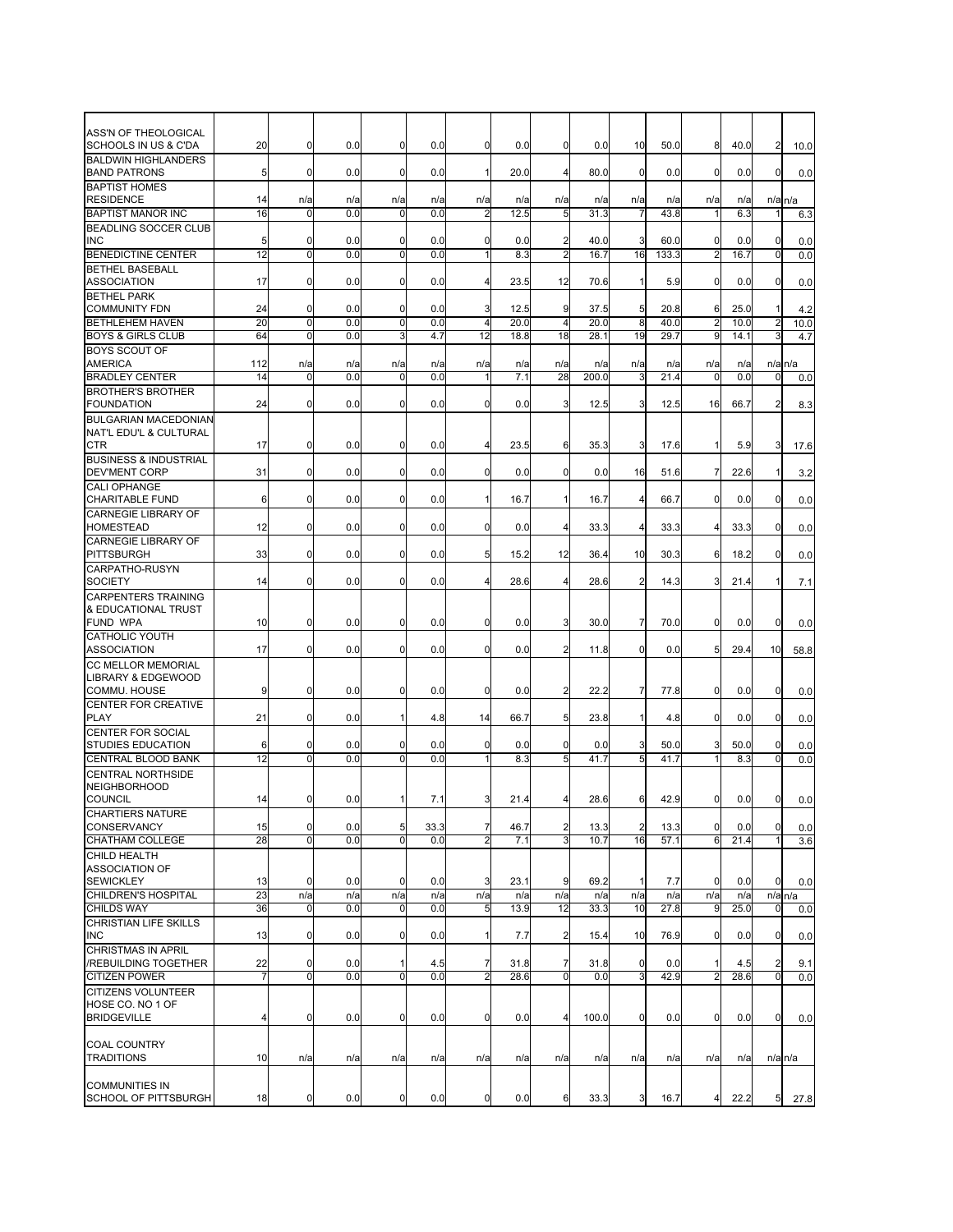| | | | | | | | | | | | | | | |
|---|---|---|---|---|---|---|---|---|---|---|---|---|---|---|
| ASS'N OF THEOLOGICAL SCHOOLS IN US & C'DA | 20 | 0 | 0.0 | 0 | 0.0 | 0 | 0.0 | 0 | 0.0 | 10 | 50.0 | 8 | 40.0 | 2 | 10.0 |
| BALDWIN HIGHLANDERS BAND PATRONS | 5 | 0 | 0.0 | 0 | 0.0 | 1 | 20.0 | 4 | 80.0 | 0 | 0.0 | 0 | 0.0 | 0 | 0.0 |
| BAPTIST HOMES RESIDENCE | 14 | n/a | n/a | n/a | n/a | n/a | n/a | n/a | n/a | n/a | n/a | n/a | n/a | n/a | n/a |
| BAPTIST MANOR INC | 16 | 0 | 0.0 | 0 | 0.0 | 2 | 12.5 | 5 | 31.3 | 7 | 43.8 | 1 | 6.3 | 1 | 6.3 |
| BEADLING SOCCER CLUB INC | 5 | 0 | 0.0 | 0 | 0.0 | 0 | 0.0 | 2 | 40.0 | 3 | 60.0 | 0 | 0.0 | 0 | 0.0 |
| BENEDICTINE CENTER | 12 | 0 | 0.0 | 0 | 0.0 | 1 | 8.3 | 2 | 16.7 | 16 | 133.3 | 2 | 16.7 | 0 | 0.0 |
| BETHEL BASEBALL ASSOCIATION | 17 | 0 | 0.0 | 0 | 0.0 | 4 | 23.5 | 12 | 70.6 | 1 | 5.9 | 0 | 0.0 | 0 | 0.0 |
| BETHEL PARK COMMUNITY FDN | 24 | 0 | 0.0 | 0 | 0.0 | 3 | 12.5 | 9 | 37.5 | 5 | 20.8 | 6 | 25.0 | 1 | 4.2 |
| BETHLEHEM HAVEN | 20 | 0 | 0.0 | 0 | 0.0 | 4 | 20.0 | 4 | 20.0 | 8 | 40.0 | 2 | 10.0 | 2 | 10.0 |
| BOYS & GIRLS CLUB | 64 | 0 | 0.0 | 3 | 4.7 | 12 | 18.8 | 18 | 28.1 | 19 | 29.7 | 9 | 14.1 | 3 | 4.7 |
| BOYS SCOUT OF AMERICA | 112 | n/a | n/a | n/a | n/a | n/a | n/a | n/a | n/a | n/a | n/a | n/a | n/a | n/a | n/a |
| BRADLEY CENTER | 14 | 0 | 0.0 | 0 | 0.0 | 1 | 7.1 | 28 | 200.0 | 3 | 21.4 | 0 | 0.0 | 0 | 0.0 |
| BROTHER'S BROTHER FOUNDATION | 24 | 0 | 0.0 | 0 | 0.0 | 0 | 0.0 | 3 | 12.5 | 3 | 12.5 | 16 | 66.7 | 2 | 8.3 |
| BULGARIAN MACEDONIAN NAT'L EDU'L & CULTURAL CTR | 17 | 0 | 0.0 | 0 | 0.0 | 4 | 23.5 | 6 | 35.3 | 3 | 17.6 | 1 | 5.9 | 3 | 17.6 |
| BUSINESS & INDUSTRIAL DEV'MENT CORP | 31 | 0 | 0.0 | 0 | 0.0 | 0 | 0.0 | 0 | 0.0 | 16 | 51.6 | 7 | 22.6 | 1 | 3.2 |
| CALI OPHANGE CHARITABLE FUND | 6 | 0 | 0.0 | 0 | 0.0 | 1 | 16.7 | 1 | 16.7 | 4 | 66.7 | 0 | 0.0 | 0 | 0.0 |
| CARNEGIE LIBRARY OF HOMESTEAD | 12 | 0 | 0.0 | 0 | 0.0 | 0 | 0.0 | 4 | 33.3 | 4 | 33.3 | 4 | 33.3 | 0 | 0.0 |
| CARNEGIE LIBRARY OF PITTSBURGH | 33 | 0 | 0.0 | 0 | 0.0 | 5 | 15.2 | 12 | 36.4 | 10 | 30.3 | 6 | 18.2 | 0 | 0.0 |
| CARPATHO-RUSYN SOCIETY | 14 | 0 | 0.0 | 0 | 0.0 | 4 | 28.6 | 4 | 28.6 | 2 | 14.3 | 3 | 21.4 | 1 | 7.1 |
| CARPENTERS TRAINING & EDUCATIONAL TRUST FUND WPA | 10 | 0 | 0.0 | 0 | 0.0 | 0 | 0.0 | 3 | 30.0 | 7 | 70.0 | 0 | 0.0 | 0 | 0.0 |
| CATHOLIC YOUTH ASSOCIATION | 17 | 0 | 0.0 | 0 | 0.0 | 0 | 0.0 | 2 | 11.8 | 0 | 0.0 | 5 | 29.4 | 10 | 58.8 |
| CC MELLOR MEMORIAL LIBRARY & EDGEWOOD COMMU. HOUSE | 9 | 0 | 0.0 | 0 | 0.0 | 0 | 0.0 | 2 | 22.2 | 7 | 77.8 | 0 | 0.0 | 0 | 0.0 |
| CENTER FOR CREATIVE PLAY | 21 | 0 | 0.0 | 1 | 4.8 | 14 | 66.7 | 5 | 23.8 | 1 | 4.8 | 0 | 0.0 | 0 | 0.0 |
| CENTER FOR SOCIAL STUDIES EDUCATION | 6 | 0 | 0.0 | 0 | 0.0 | 0 | 0.0 | 0 | 0.0 | 3 | 50.0 | 3 | 50.0 | 0 | 0.0 |
| CENTRAL BLOOD BANK | 12 | 0 | 0.0 | 0 | 0.0 | 1 | 8.3 | 5 | 41.7 | 5 | 41.7 | 1 | 8.3 | 0 | 0.0 |
| CENTRAL NORTHSIDE NEIGHBORHOOD COUNCIL | 14 | 0 | 0.0 | 1 | 7.1 | 3 | 21.4 | 4 | 28.6 | 6 | 42.9 | 0 | 0.0 | 0 | 0.0 |
| CHARTIERS NATURE CONSERVANCY | 15 | 0 | 0.0 | 5 | 33.3 | 7 | 46.7 | 2 | 13.3 | 2 | 13.3 | 0 | 0.0 | 0 | 0.0 |
| CHATHAM COLLEGE | 28 | 0 | 0.0 | 0 | 0.0 | 2 | 7.1 | 3 | 10.7 | 16 | 57.1 | 6 | 21.4 | 1 | 3.6 |
| CHILD HEALTH ASSOCIATION OF SEWICKLEY | 13 | 0 | 0.0 | 0 | 0.0 | 3 | 23.1 | 9 | 69.2 | 1 | 7.7 | 0 | 0.0 | 0 | 0.0 |
| CHILDREN'S HOSPITAL | 23 | n/a | n/a | n/a | n/a | n/a | n/a | n/a | n/a | n/a | n/a | n/a | n/a | n/a | n/a |
| CHILDS WAY | 36 | 0 | 0.0 | 0 | 0.0 | 5 | 13.9 | 12 | 33.3 | 10 | 27.8 | 9 | 25.0 | 0 | 0.0 |
| CHRISTIAN LIFE SKILLS INC | 13 | 0 | 0.0 | 0 | 0.0 | 1 | 7.7 | 2 | 15.4 | 10 | 76.9 | 0 | 0.0 | 0 | 0.0 |
| CHRISTMAS IN APRIL /REBUILDING TOGETHER | 22 | 0 | 0.0 | 1 | 4.5 | 7 | 31.8 | 7 | 31.8 | 0 | 0.0 | 1 | 4.5 | 2 | 9.1 |
| CITIZEN POWER | 7 | 0 | 0.0 | 0 | 0.0 | 2 | 28.6 | 0 | 0.0 | 3 | 42.9 | 2 | 28.6 | 0 | 0.0 |
| CITIZENS VOLUNTEER HOSE CO. NO 1 OF BRIDGEVILLE | 4 | 0 | 0.0 | 0 | 0.0 | 0 | 0.0 | 4 | 100.0 | 0 | 0.0 | 0 | 0.0 | 0 | 0.0 |
| COAL COUNTRY TRADITIONS | 10 | n/a | n/a | n/a | n/a | n/a | n/a | n/a | n/a | n/a | n/a | n/a | n/a | n/a | n/a |
| COMMUNITIES IN SCHOOL OF PITTSBURGH | 18 | 0 | 0.0 | 0 | 0.0 | 0 | 0.0 | 6 | 33.3 | 3 | 16.7 | 4 | 22.2 | 5 | 27.8 |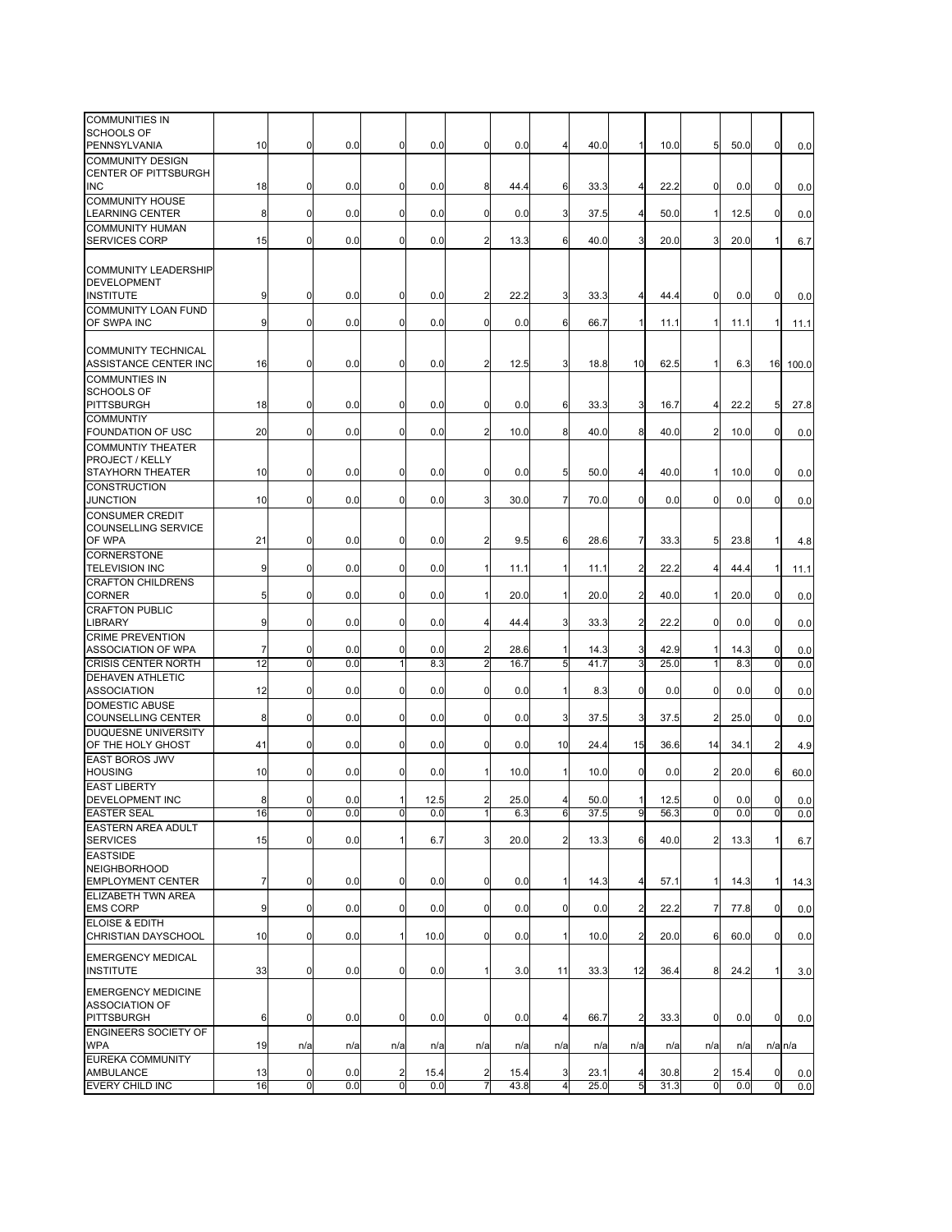| | | | | | | | | | | | | | | | |
|---|---|---|---|---|---|---|---|---|---|---|---|---|---|---|---|
| COMMUNITIES IN SCHOOLS OF PENNSYLVANIA | 10 | 0 | 0.0 | 0 | 0.0 | 0 | 0.0 | 4 | 40.0 | 1 | 10.0 | 5 | 50.0 | 0 | 0.0 |
| COMMUNITY DESIGN CENTER OF PITTSBURGH INC | 18 | 0 | 0.0 | 0 | 0.0 | 8 | 44.4 | 6 | 33.3 | 4 | 22.2 | 0 | 0.0 | 0 | 0.0 |
| COMMUNITY HOUSE LEARNING CENTER | 8 | 0 | 0.0 | 0 | 0.0 | 0 | 0.0 | 3 | 37.5 | 4 | 50.0 | 1 | 12.5 | 0 | 0.0 |
| COMMUNITY HUMAN SERVICES CORP | 15 | 0 | 0.0 | 0 | 0.0 | 2 | 13.3 | 6 | 40.0 | 3 | 20.0 | 3 | 20.0 | 1 | 6.7 |
| COMMUNITY LEADERSHIP DEVELOPMENT INSTITUTE | 9 | 0 | 0.0 | 0 | 0.0 | 2 | 22.2 | 3 | 33.3 | 4 | 44.4 | 0 | 0.0 | 0 | 0.0 |
| COMMUNITY LOAN FUND OF SWPA INC | 9 | 0 | 0.0 | 0 | 0.0 | 0 | 0.0 | 6 | 66.7 | 1 | 11.1 | 1 | 11.1 | 1 | 11.1 |
| COMMUNITY TECHNICAL ASSISTANCE CENTER INC | 16 | 0 | 0.0 | 0 | 0.0 | 2 | 12.5 | 3 | 18.8 | 10 | 62.5 | 1 | 6.3 | 16 | 100.0 |
| COMMUNTIES IN SCHOOLS OF PITTSBURGH | 18 | 0 | 0.0 | 0 | 0.0 | 0 | 0.0 | 6 | 33.3 | 3 | 16.7 | 4 | 22.2 | 5 | 27.8 |
| COMMUNTIY FOUNDATION OF USC | 20 | 0 | 0.0 | 0 | 0.0 | 2 | 10.0 | 8 | 40.0 | 8 | 40.0 | 2 | 10.0 | 0 | 0.0 |
| COMMUNTIY THEATER PROJECT / KELLY STAYHORN THEATER | 10 | 0 | 0.0 | 0 | 0.0 | 0 | 0.0 | 5 | 50.0 | 4 | 40.0 | 1 | 10.0 | 0 | 0.0 |
| CONSTRUCTION JUNCTION | 10 | 0 | 0.0 | 0 | 0.0 | 3 | 30.0 | 7 | 70.0 | 0 | 0.0 | 0 | 0.0 | 0 | 0.0 |
| CONSUMER CREDIT COUNSELLING SERVICE OF WPA | 21 | 0 | 0.0 | 0 | 0.0 | 2 | 9.5 | 6 | 28.6 | 7 | 33.3 | 5 | 23.8 | 1 | 4.8 |
| CORNERSTONE TELEVISION INC | 9 | 0 | 0.0 | 0 | 0.0 | 1 | 11.1 | 1 | 11.1 | 2 | 22.2 | 4 | 44.4 | 1 | 11.1 |
| CRAFTON CHILDRENS CORNER | 5 | 0 | 0.0 | 0 | 0.0 | 1 | 20.0 | 1 | 20.0 | 2 | 40.0 | 1 | 20.0 | 0 | 0.0 |
| CRAFTON PUBLIC LIBRARY | 9 | 0 | 0.0 | 0 | 0.0 | 4 | 44.4 | 3 | 33.3 | 2 | 22.2 | 0 | 0.0 | 0 | 0.0 |
| CRIME PREVENTION ASSOCIATION OF WPA | 7 | 0 | 0.0 | 0 | 0.0 | 2 | 28.6 | 1 | 14.3 | 3 | 42.9 | 1 | 14.3 | 0 | 0.0 |
| CRISIS CENTER NORTH | 12 | 0 | 0.0 | 1 | 8.3 | 2 | 16.7 | 5 | 41.7 | 3 | 25.0 | 1 | 8.3 | 0 | 0.0 |
| DEHAVEN ATHLETIC ASSOCIATION | 12 | 0 | 0.0 | 0 | 0.0 | 0 | 0.0 | 1 | 8.3 | 0 | 0.0 | 0 | 0.0 | 0 | 0.0 |
| DOMESTIC ABUSE COUNSELLING CENTER | 8 | 0 | 0.0 | 0 | 0.0 | 0 | 0.0 | 3 | 37.5 | 3 | 37.5 | 2 | 25.0 | 0 | 0.0 |
| DUQUESNE UNIVERSITY OF THE HOLY GHOST | 41 | 0 | 0.0 | 0 | 0.0 | 0 | 0.0 | 10 | 24.4 | 15 | 36.6 | 14 | 34.1 | 2 | 4.9 |
| EAST BOROS JWV HOUSING | 10 | 0 | 0.0 | 0 | 0.0 | 1 | 10.0 | 1 | 10.0 | 0 | 0.0 | 2 | 20.0 | 6 | 60.0 |
| EAST LIBERTY DEVELOPMENT INC | 8 | 0 | 0.0 | 1 | 12.5 | 2 | 25.0 | 4 | 50.0 | 1 | 12.5 | 0 | 0.0 | 0 | 0.0 |
| EASTER SEAL | 16 | 0 | 0.0 | 0 | 0.0 | 1 | 6.3 | 6 | 37.5 | 9 | 56.3 | 0 | 0.0 | 0 | 0.0 |
| EASTERN AREA ADULT SERVICES | 15 | 0 | 0.0 | 1 | 6.7 | 3 | 20.0 | 2 | 13.3 | 6 | 40.0 | 2 | 13.3 | 1 | 6.7 |
| EASTSIDE NEIGHBORHOOD EMPLOYMENT CENTER | 7 | 0 | 0.0 | 0 | 0.0 | 0 | 0.0 | 1 | 14.3 | 4 | 57.1 | 1 | 14.3 | 1 | 14.3 |
| ELIZABETH TWN AREA EMS CORP | 9 | 0 | 0.0 | 0 | 0.0 | 0 | 0.0 | 0 | 0.0 | 2 | 22.2 | 7 | 77.8 | 0 | 0.0 |
| ELOISE & EDITH CHRISTIAN DAYSCHOOL | 10 | 0 | 0.0 | 1 | 10.0 | 0 | 0.0 | 1 | 10.0 | 2 | 20.0 | 6 | 60.0 | 0 | 0.0 |
| EMERGENCY MEDICAL INSTITUTE | 33 | 0 | 0.0 | 0 | 0.0 | 1 | 3.0 | 11 | 33.3 | 12 | 36.4 | 8 | 24.2 | 1 | 3.0 |
| EMERGENCY MEDICINE ASSOCIATION OF PITTSBURGH | 6 | 0 | 0.0 | 0 | 0.0 | 0 | 0.0 | 4 | 66.7 | 2 | 33.3 | 0 | 0.0 | 0 | 0.0 |
| ENGINEERS SOCIETY OF WPA | 19 | n/a | n/a | n/a | n/a | n/a | n/a | n/a | n/a | n/a | n/a | n/a | n/a | n/a | n/a |
| EUREKA COMMUNITY AMBULANCE | 13 | 0 | 0.0 | 2 | 15.4 | 2 | 15.4 | 3 | 23.1 | 4 | 30.8 | 2 | 15.4 | 0 | 0.0 |
| EVERY CHILD INC | 16 | 0 | 0.0 | 0 | 0.0 | 7 | 43.8 | 4 | 25.0 | 5 | 31.3 | 0 | 0.0 | 0 | 0.0 |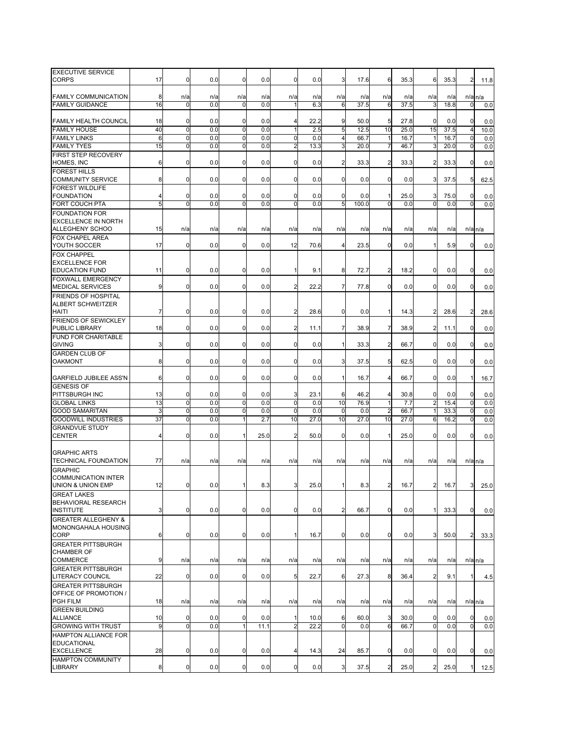| | | | | | | | | | | | | | | | |
|---|---|---|---|---|---|---|---|---|---|---|---|---|---|---|---|
| EXECUTIVE SERVICE CORPS | 17 | 0 | 0.0 | 0 | 0.0 | 0 | 0.0 | 3 | 17.6 | 6 | 35.3 | 6 | 35.3 | 2 | 11.8 |
| FAMILY COMMUNICATION | 8 | n/a | n/a | n/a | n/a | n/a | n/a | n/a | n/a | n/a | n/a | n/a | n/a | n/a | n/a |
| FAMILY GUIDANCE | 16 | 0 | 0.0 | 0 | 0.0 | 1 | 6.3 | 6 | 37.5 | 6 | 37.5 | 3 | 18.8 | 0 | 0.0 |
| FAMILY HEALTH COUNCIL | 18 | 0 | 0.0 | 0 | 0.0 | 4 | 22.2 | 9 | 50.0 | 5 | 27.8 | 0 | 0.0 | 0 | 0.0 |
| FAMILY HOUSE | 40 | 0 | 0.0 | 0 | 0.0 | 1 | 2.5 | 5 | 12.5 | 10 | 25.0 | 15 | 37.5 | 4 | 10.0 |
| FAMILY LINKS | 6 | 0 | 0.0 | 0 | 0.0 | 0 | 0.0 | 4 | 66.7 | 1 | 16.7 | 1 | 16.7 | 0 | 0.0 |
| FAMILY TYES | 15 | 0 | 0.0 | 0 | 0.0 | 2 | 13.3 | 3 | 20.0 | 7 | 46.7 | 3 | 20.0 | 0 | 0.0 |
| FIRST STEP RECOVERY HOMES, INC | 6 | 0 | 0.0 | 0 | 0.0 | 0 | 0.0 | 2 | 33.3 | 2 | 33.3 | 2 | 33.3 | 0 | 0.0 |
| FOREST HILLS COMMUNITY SERVICE | 8 | 0 | 0.0 | 0 | 0.0 | 0 | 0.0 | 0 | 0.0 | 0 | 0.0 | 3 | 37.5 | 5 | 62.5 |
| FOREST WILDLIFE FOUNDATION | 4 | 0 | 0.0 | 0 | 0.0 | 0 | 0.0 | 0 | 0.0 | 1 | 25.0 | 3 | 75.0 | 0 | 0.0 |
| FORT COUCH PTA | 5 | 0 | 0.0 | 0 | 0.0 | 0 | 0.0 | 5 | 100.0 | 0 | 0.0 | 0 | 0.0 | 0 | 0.0 |
| FOUNDATION FOR EXCELLENCE IN NORTH ALLEGHENY SCHOO | 15 | n/a | n/a | n/a | n/a | n/a | n/a | n/a | n/a | n/a | n/a | n/a | n/a | n/a | n/a |
| FOX CHAPEL AREA YOUTH SOCCER | 17 | 0 | 0.0 | 0 | 0.0 | 12 | 70.6 | 4 | 23.5 | 0 | 0.0 | 1 | 5.9 | 0 | 0.0 |
| FOX CHAPPEL EXCELLENCE FOR EDUCATION FUND | 11 | 0 | 0.0 | 0 | 0.0 | 1 | 9.1 | 8 | 72.7 | 2 | 18.2 | 0 | 0.0 | 0 | 0.0 |
| FOXWALL EMERGENCY MEDICAL SERVICES | 9 | 0 | 0.0 | 0 | 0.0 | 2 | 22.2 | 7 | 77.8 | 0 | 0.0 | 0 | 0.0 | 0 | 0.0 |
| FRIENDS OF HOSPITAL ALBERT SCHWEITZER HAITI | 7 | 0 | 0.0 | 0 | 0.0 | 2 | 28.6 | 0 | 0.0 | 1 | 14.3 | 2 | 28.6 | 2 | 28.6 |
| FRIENDS OF SEWICKLEY PUBLIC LIBRARY | 18 | 0 | 0.0 | 0 | 0.0 | 2 | 11.1 | 7 | 38.9 | 7 | 38.9 | 2 | 11.1 | 0 | 0.0 |
| FUND FOR CHARITABLE GIVING | 3 | 0 | 0.0 | 0 | 0.0 | 0 | 0.0 | 1 | 33.3 | 2 | 66.7 | 0 | 0.0 | 0 | 0.0 |
| GARDEN CLUB OF OAKMONT | 8 | 0 | 0.0 | 0 | 0.0 | 0 | 0.0 | 3 | 37.5 | 5 | 62.5 | 0 | 0.0 | 0 | 0.0 |
| GARFIELD JUBILEE ASS'N | 6 | 0 | 0.0 | 0 | 0.0 | 0 | 0.0 | 1 | 16.7 | 4 | 66.7 | 0 | 0.0 | 1 | 16.7 |
| GENESIS OF PITTSBURGH INC | 13 | 0 | 0.0 | 0 | 0.0 | 3 | 23.1 | 6 | 46.2 | 4 | 30.8 | 0 | 0.0 | 0 | 0.0 |
| GLOBAL LINKS | 13 | 0 | 0.0 | 0 | 0.0 | 0 | 0.0 | 10 | 76.9 | 1 | 7.7 | 2 | 15.4 | 0 | 0.0 |
| GOOD SAMARITAN | 3 | 0 | 0.0 | 0 | 0.0 | 0 | 0.0 | 0 | 0.0 | 2 | 66.7 | 1 | 33.3 | 0 | 0.0 |
| GOODWILL INDUSTRIES | 37 | 0 | 0.0 | 1 | 2.7 | 10 | 27.0 | 10 | 27.0 | 10 | 27.0 | 6 | 16.2 | 0 | 0.0 |
| GRANDVUE STUDY CENTER | 4 | 0 | 0.0 | 1 | 25.0 | 2 | 50.0 | 0 | 0.0 | 1 | 25.0 | 0 | 0.0 | 0 | 0.0 |
| GRAPHIC ARTS TECHNICAL FOUNDATION | 77 | n/a | n/a | n/a | n/a | n/a | n/a | n/a | n/a | n/a | n/a | n/a | n/a | n/a | n/a |
| GRAPHIC COMMUNICATION INTER UNION & UNION EMP | 12 | 0 | 0.0 | 1 | 8.3 | 3 | 25.0 | 1 | 8.3 | 2 | 16.7 | 2 | 16.7 | 3 | 25.0 |
| GREAT LAKES BEHAVIORAL RESEARCH INSTITUTE | 3 | 0 | 0.0 | 0 | 0.0 | 0 | 0.0 | 2 | 66.7 | 0 | 0.0 | 1 | 33.3 | 0 | 0.0 |
| GREATER ALLEGHENY & MONONGAHALA HOUSING CORP | 6 | 0 | 0.0 | 0 | 0.0 | 1 | 16.7 | 0 | 0.0 | 0 | 0.0 | 3 | 50.0 | 2 | 33.3 |
| GREATER PITTSBURGH CHAMBER OF COMMERCE | 9 | n/a | n/a | n/a | n/a | n/a | n/a | n/a | n/a | n/a | n/a | n/a | n/a | n/a | n/a |
| GREATER PITTSBURGH LITERACY COUNCIL | 22 | 0 | 0.0 | 0 | 0.0 | 5 | 22.7 | 6 | 27.3 | 8 | 36.4 | 2 | 9.1 | 1 | 4.5 |
| GREATER PITTSBURGH OFFICE OF PROMOTION / PGH FILM | 18 | n/a | n/a | n/a | n/a | n/a | n/a | n/a | n/a | n/a | n/a | n/a | n/a | n/a | n/a |
| GREEN BUILDING ALLIANCE | 10 | 0 | 0.0 | 0 | 0.0 | 1 | 10.0 | 6 | 60.0 | 3 | 30.0 | 0 | 0.0 | 0 | 0.0 |
| GROWING WITH TRUST | 9 | 0 | 0.0 | 1 | 11.1 | 2 | 22.2 | 0 | 0.0 | 6 | 66.7 | 0 | 0.0 | 0 | 0.0 |
| HAMPTON ALLIANCE FOR EDUCATIONAL EXCELLENCE | 28 | 0 | 0.0 | 0 | 0.0 | 4 | 14.3 | 24 | 85.7 | 0 | 0.0 | 0 | 0.0 | 0 | 0.0 |
| HAMPTON COMMUNITY LIBRARY | 8 | 0 | 0.0 | 0 | 0.0 | 0 | 0.0 | 3 | 37.5 | 2 | 25.0 | 2 | 25.0 | 1 | 12.5 |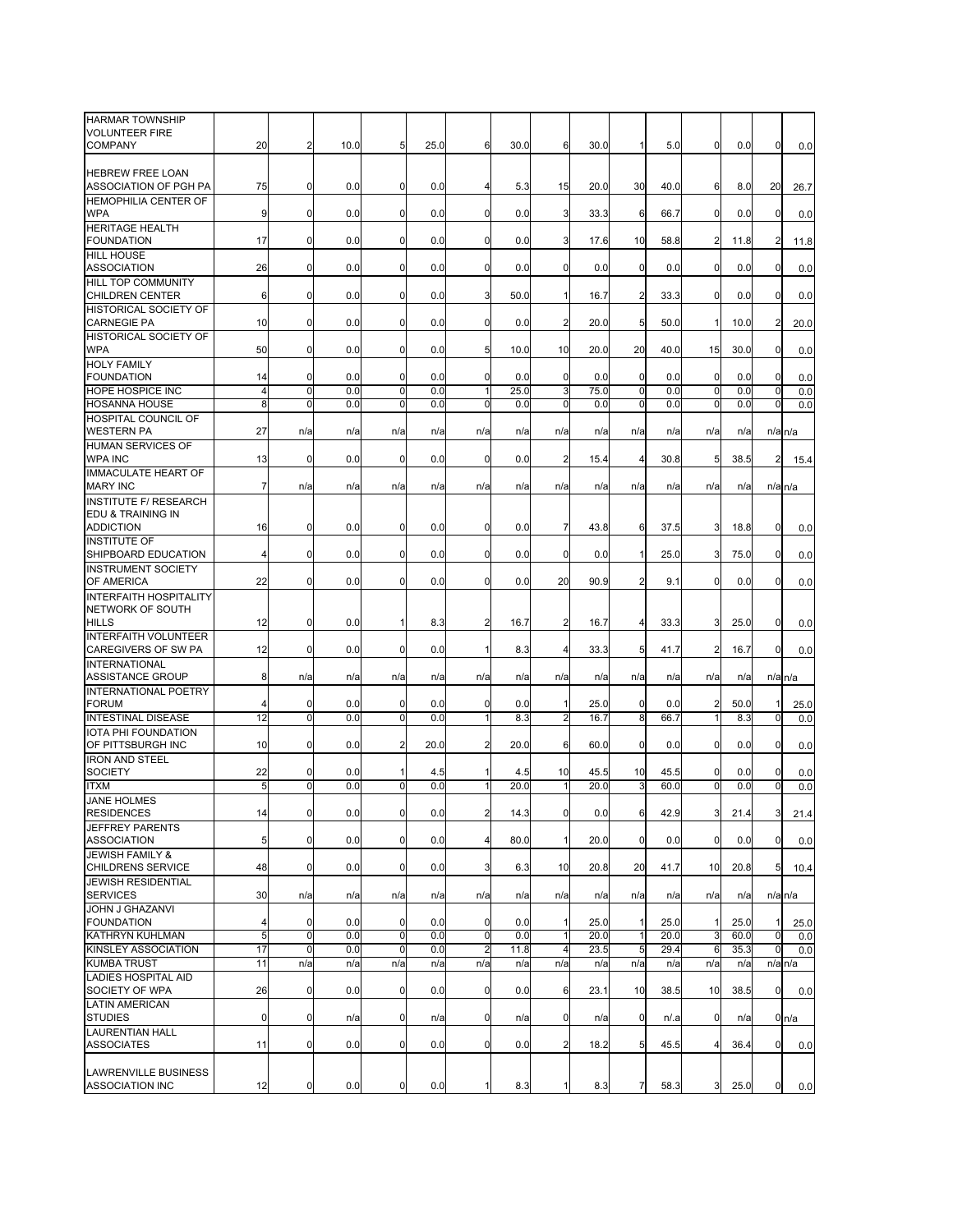| | | | | | | | | | | | | | | |
|---|---|---|---|---|---|---|---|---|---|---|---|---|---|---|
| HARMAR TOWNSHIP VOLUNTEER FIRE COMPANY | 20 | 2 | 10.0 | 5 | 25.0 | 6 | 30.0 | 6 | 30.0 | 1 | 5.0 | 0 | 0.0 | 0 | 0.0 |
| HEBREW FREE LOAN ASSOCIATION OF PGH PA | 75 | 0 | 0.0 | 0 | 0.0 | 4 | 5.3 | 15 | 20.0 | 30 | 40.0 | 6 | 8.0 | 20 | 26.7 |
| HEMOPHILIA CENTER OF WPA | 9 | 0 | 0.0 | 0 | 0.0 | 0 | 0.0 | 3 | 33.3 | 6 | 66.7 | 0 | 0.0 | 0 | 0.0 |
| HERITAGE HEALTH FOUNDATION | 17 | 0 | 0.0 | 0 | 0.0 | 0 | 0.0 | 3 | 17.6 | 10 | 58.8 | 2 | 11.8 | 2 | 11.8 |
| HILL HOUSE ASSOCIATION | 26 | 0 | 0.0 | 0 | 0.0 | 0 | 0.0 | 0 | 0.0 | 0 | 0.0 | 0 | 0.0 | 0 | 0.0 |
| HILL TOP COMMUNITY CHILDREN CENTER | 6 | 0 | 0.0 | 0 | 0.0 | 3 | 50.0 | 1 | 16.7 | 2 | 33.3 | 0 | 0.0 | 0 | 0.0 |
| HISTORICAL SOCIETY OF CARNEGIE PA | 10 | 0 | 0.0 | 0 | 0.0 | 0 | 0.0 | 2 | 20.0 | 5 | 50.0 | 1 | 10.0 | 2 | 20.0 |
| HISTORICAL SOCIETY OF WPA | 50 | 0 | 0.0 | 0 | 0.0 | 5 | 10.0 | 10 | 20.0 | 20 | 40.0 | 15 | 30.0 | 0 | 0.0 |
| HOLY FAMILY FOUNDATION | 14 | 0 | 0.0 | 0 | 0.0 | 0 | 0.0 | 0 | 0.0 | 0 | 0.0 | 0 | 0.0 | 0 | 0.0 |
| HOPE HOSPICE INC | 4 | 0 | 0.0 | 0 | 0.0 | 1 | 25.0 | 3 | 75.0 | 0 | 0.0 | 0 | 0.0 | 0 | 0.0 |
| HOSANNA HOUSE | 8 | 0 | 0.0 | 0 | 0.0 | 0 | 0.0 | 0 | 0.0 | 0 | 0.0 | 0 | 0.0 | 0 | 0.0 |
| HOSPITAL COUNCIL OF WESTERN PA | 27 | n/a | n/a | n/a | n/a | n/a | n/a | n/a | n/a | n/a | n/a | n/a | n/a | n/a | n/a |
| HUMAN SERVICES OF WPA INC | 13 | 0 | 0.0 | 0 | 0.0 | 0 | 0.0 | 2 | 15.4 | 4 | 30.8 | 5 | 38.5 | 2 | 15.4 |
| IMMACULATE HEART OF MARY INC | 7 | n/a | n/a | n/a | n/a | n/a | n/a | n/a | n/a | n/a | n/a | n/a | n/a | n/a | n/a |
| INSTITUTE F/ RESEARCH EDU & TRAINING IN ADDICTION | 16 | 0 | 0.0 | 0 | 0.0 | 0 | 0.0 | 7 | 43.8 | 6 | 37.5 | 3 | 18.8 | 0 | 0.0 |
| INSTITUTE OF SHIPBOARD EDUCATION | 4 | 0 | 0.0 | 0 | 0.0 | 0 | 0.0 | 0 | 0.0 | 1 | 25.0 | 3 | 75.0 | 0 | 0.0 |
| INSTRUMENT SOCIETY OF AMERICA | 22 | 0 | 0.0 | 0 | 0.0 | 0 | 0.0 | 20 | 90.9 | 2 | 9.1 | 0 | 0.0 | 0 | 0.0 |
| INTERFAITH HOSPITALITY NETWORK OF SOUTH HILLS | 12 | 0 | 0.0 | 1 | 8.3 | 2 | 16.7 | 2 | 16.7 | 4 | 33.3 | 3 | 25.0 | 0 | 0.0 |
| INTERFAITH VOLUNTEER CAREGIVERS OF SW PA | 12 | 0 | 0.0 | 0 | 0.0 | 1 | 8.3 | 4 | 33.3 | 5 | 41.7 | 2 | 16.7 | 0 | 0.0 |
| INTERNATIONAL ASSISTANCE GROUP | 8 | n/a | n/a | n/a | n/a | n/a | n/a | n/a | n/a | n/a | n/a | n/a | n/a | n/a | n/a |
| INTERNATIONAL POETRY FORUM | 4 | 0 | 0.0 | 0 | 0.0 | 0 | 0.0 | 1 | 25.0 | 0 | 0.0 | 2 | 50.0 | 1 | 25.0 |
| INTESTINAL DISEASE | 12 | 0 | 0.0 | 0 | 0.0 | 1 | 8.3 | 2 | 16.7 | 8 | 66.7 | 1 | 8.3 | 0 | 0.0 |
| IOTA PHI FOUNDATION OF PITTSBURGH INC | 10 | 0 | 0.0 | 2 | 20.0 | 2 | 20.0 | 6 | 60.0 | 0 | 0.0 | 0 | 0.0 | 0 | 0.0 |
| IRON AND STEEL SOCIETY | 22 | 0 | 0.0 | 1 | 4.5 | 1 | 4.5 | 10 | 45.5 | 10 | 45.5 | 0 | 0.0 | 0 | 0.0 |
| ITXM | 5 | 0 | 0.0 | 0 | 0.0 | 1 | 20.0 | 1 | 20.0 | 3 | 60.0 | 0 | 0.0 | 0 | 0.0 |
| JANE HOLMES RESIDENCES | 14 | 0 | 0.0 | 0 | 0.0 | 2 | 14.3 | 0 | 0.0 | 6 | 42.9 | 3 | 21.4 | 3 | 21.4 |
| JEFFREY PARENTS ASSOCIATION | 5 | 0 | 0.0 | 0 | 0.0 | 4 | 80.0 | 1 | 20.0 | 0 | 0.0 | 0 | 0.0 | 0 | 0.0 |
| JEWISH FAMILY & CHILDRENS SERVICE | 48 | 0 | 0.0 | 0 | 0.0 | 3 | 6.3 | 10 | 20.8 | 20 | 41.7 | 10 | 20.8 | 5 | 10.4 |
| JEWISH RESIDENTIAL SERVICES | 30 | n/a | n/a | n/a | n/a | n/a | n/a | n/a | n/a | n/a | n/a | n/a | n/a | n/a | n/a |
| JOHN J GHAZANVI FOUNDATION | 4 | 0 | 0.0 | 0 | 0.0 | 0 | 0.0 | 1 | 25.0 | 1 | 25.0 | 1 | 25.0 | 1 | 25.0 |
| KATHRYN KUHLMAN | 5 | 0 | 0.0 | 0 | 0.0 | 0 | 0.0 | 1 | 20.0 | 1 | 20.0 | 3 | 60.0 | 0 | 0.0 |
| KINSLEY ASSOCIATION | 17 | 0 | 0.0 | 0 | 0.0 | 2 | 11.8 | 4 | 23.5 | 5 | 29.4 | 6 | 35.3 | 0 | 0.0 |
| KUMBA TRUST | 11 | n/a | n/a | n/a | n/a | n/a | n/a | n/a | n/a | n/a | n/a | n/a | n/a | n/a | n/a |
| LADIES HOSPITAL AID SOCIETY OF WPA | 26 | 0 | 0.0 | 0 | 0.0 | 0 | 0.0 | 6 | 23.1 | 10 | 38.5 | 10 | 38.5 | 0 | 0.0 |
| LATIN AMERICAN STUDIES | 0 | 0 | n/a | 0 | n/a | 0 | n/a | 0 | n/a | 0 | n/.a | 0 | n/a | 0 | n/a |
| LAURENTIAN HALL ASSOCIATES | 11 | 0 | 0.0 | 0 | 0.0 | 0 | 0.0 | 2 | 18.2 | 5 | 45.5 | 4 | 36.4 | 0 | 0.0 |
| LAWRENVILLE BUSINESS ASSOCIATION INC | 12 | 0 | 0.0 | 0 | 0.0 | 1 | 8.3 | 1 | 8.3 | 7 | 58.3 | 3 | 25.0 | 0 | 0.0 |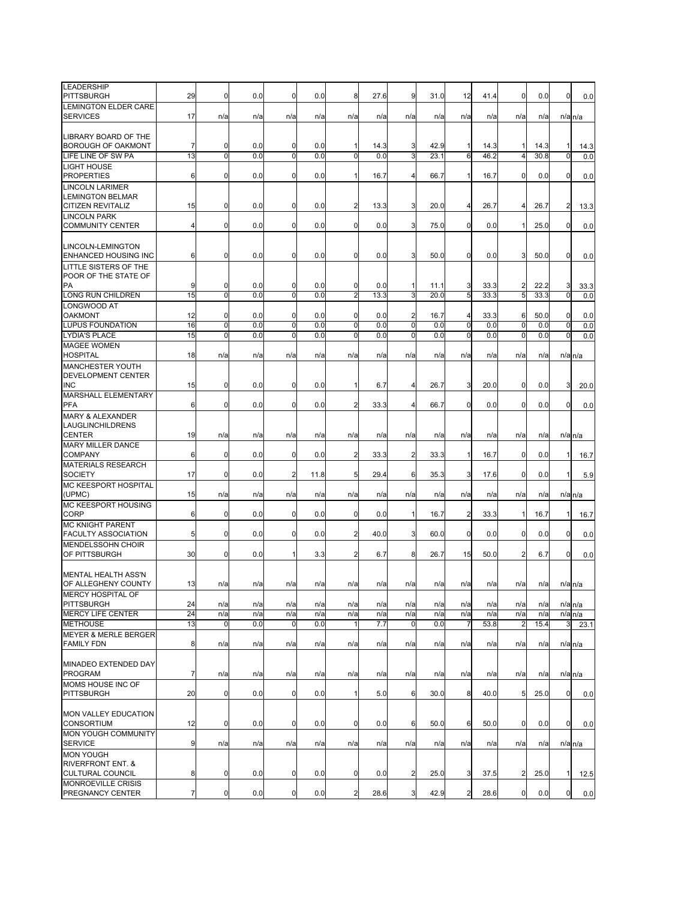| | | | | | | | | | | | | | | | |
|---|---|---|---|---|---|---|---|---|---|---|---|---|---|---|---|
| LEADERSHIP PITTSBURGH | 29 | 0 | 0.0 | 0 | 0.0 | 8 | 27.6 | 9 | 31.0 | 12 | 41.4 | 0 | 0.0 | 0 | 0.0 |
| LEMINGTON ELDER CARE SERVICES | 17 | n/a | n/a | n/a | n/a | n/a | n/a | n/a | n/a | n/a | n/a | n/a | n/a | n/a | n/a |
| LIBRARY BOARD OF THE BOROUGH OF OAKMONT | 7 | 0 | 0.0 | 0 | 0.0 | 1 | 14.3 | 3 | 42.9 | 1 | 14.3 | 1 | 14.3 | 1 | 14.3 |
| LIFE LINE OF SW PA | 13 | 0 | 0.0 | 0 | 0.0 | 0 | 0.0 | 3 | 23.1 | 6 | 46.2 | 4 | 30.8 | 0 | 0.0 |
| LIGHT HOUSE PROPERTIES | 6 | 0 | 0.0 | 0 | 0.0 | 1 | 16.7 | 4 | 66.7 | 1 | 16.7 | 0 | 0.0 | 0 | 0.0 |
| LINCOLN LARIMER LEMINGTON BELMAR CITIZEN REVITALIZ | 15 | 0 | 0.0 | 0 | 0.0 | 2 | 13.3 | 3 | 20.0 | 4 | 26.7 | 4 | 26.7 | 2 | 13.3 |
| LINCOLN PARK COMMUNITY CENTER | 4 | 0 | 0.0 | 0 | 0.0 | 0 | 0.0 | 3 | 75.0 | 0 | 0.0 | 1 | 25.0 | 0 | 0.0 |
| LINCOLN-LEMINGTON ENHANCED HOUSING INC | 6 | 0 | 0.0 | 0 | 0.0 | 0 | 0.0 | 3 | 50.0 | 0 | 0.0 | 3 | 50.0 | 0 | 0.0 |
| LITTLE SISTERS OF THE POOR OF THE STATE OF PA | 9 | 0 | 0.0 | 0 | 0.0 | 0 | 0.0 | 1 | 11.1 | 3 | 33.3 | 2 | 22.2 | 3 | 33.3 |
| LONG RUN CHILDREN | 15 | 0 | 0.0 | 0 | 0.0 | 2 | 13.3 | 3 | 20.0 | 5 | 33.3 | 5 | 33.3 | 0 | 0.0 |
| LONGWOOD AT OAKMONT | 12 | 0 | 0.0 | 0 | 0.0 | 0 | 0.0 | 2 | 16.7 | 4 | 33.3 | 6 | 50.0 | 0 | 0.0 |
| LUPUS FOUNDATION | 16 | 0 | 0.0 | 0 | 0.0 | 0 | 0.0 | 0 | 0.0 | 0 | 0.0 | 0 | 0.0 | 0 | 0.0 |
| LYDIA'S PLACE | 15 | 0 | 0.0 | 0 | 0.0 | 0 | 0.0 | 0 | 0.0 | 0 | 0.0 | 0 | 0.0 | 0 | 0.0 |
| MAGEE WOMEN HOSPITAL | 18 | n/a | n/a | n/a | n/a | n/a | n/a | n/a | n/a | n/a | n/a | n/a | n/a | n/a | n/a |
| MANCHESTER YOUTH DEVELOPMENT CENTER INC | 15 | 0 | 0.0 | 0 | 0.0 | 1 | 6.7 | 4 | 26.7 | 3 | 20.0 | 0 | 0.0 | 3 | 20.0 |
| MARSHALL ELEMENTARY PFA | 6 | 0 | 0.0 | 0 | 0.0 | 2 | 33.3 | 4 | 66.7 | 0 | 0.0 | 0 | 0.0 | 0 | 0.0 |
| MARY & ALEXANDER LAUGLINCHILDRENS CENTER | 19 | n/a | n/a | n/a | n/a | n/a | n/a | n/a | n/a | n/a | n/a | n/a | n/a | n/a | n/a |
| MARY MILLER DANCE COMPANY | 6 | 0 | 0.0 | 0 | 0.0 | 2 | 33.3 | 2 | 33.3 | 1 | 16.7 | 0 | 0.0 | 1 | 16.7 |
| MATERIALS RESEARCH SOCIETY | 17 | 0 | 0.0 | 2 | 11.8 | 5 | 29.4 | 6 | 35.3 | 3 | 17.6 | 0 | 0.0 | 1 | 5.9 |
| MC KEESPORT HOSPITAL (UPMC) | 15 | n/a | n/a | n/a | n/a | n/a | n/a | n/a | n/a | n/a | n/a | n/a | n/a | n/a | n/a |
| MC KEESPORT HOUSING CORP | 6 | 0 | 0.0 | 0 | 0.0 | 0 | 0.0 | 1 | 16.7 | 2 | 33.3 | 1 | 16.7 | 1 | 16.7 |
| MC KNIGHT PARENT FACULTY ASSOCIATION | 5 | 0 | 0.0 | 0 | 0.0 | 2 | 40.0 | 3 | 60.0 | 0 | 0.0 | 0 | 0.0 | 0 | 0.0 |
| MENDELSSOHN CHOIR OF PITTSBURGH | 30 | 0 | 0.0 | 1 | 3.3 | 2 | 6.7 | 8 | 26.7 | 15 | 50.0 | 2 | 6.7 | 0 | 0.0 |
| MENTAL HEALTH ASS'N OF ALLEGHENY COUNTY | 13 | n/a | n/a | n/a | n/a | n/a | n/a | n/a | n/a | n/a | n/a | n/a | n/a | n/a | n/a |
| MERCY HOSPITAL OF PITTSBURGH | 24 | n/a | n/a | n/a | n/a | n/a | n/a | n/a | n/a | n/a | n/a | n/a | n/a | n/a | n/a |
| MERCY LIFE CENTER | 24 | n/a | n/a | n/a | n/a | n/a | n/a | n/a | n/a | n/a | n/a | n/a | n/a | n/a | n/a |
| METHOUSE | 13 | 0 | 0.0 | 0 | 0.0 | 1 | 7.7 | 0 | 0.0 | 7 | 53.8 | 2 | 15.4 | 3 | 23.1 |
| MEYER & MERLE BERGER FAMILY FDN | 8 | n/a | n/a | n/a | n/a | n/a | n/a | n/a | n/a | n/a | n/a | n/a | n/a | n/a | n/a |
| MINADEO EXTENDED DAY PROGRAM | 7 | n/a | n/a | n/a | n/a | n/a | n/a | n/a | n/a | n/a | n/a | n/a | n/a | n/a | n/a |
| MOMS HOUSE INC OF PITTSBURGH | 20 | 0 | 0.0 | 0 | 0.0 | 1 | 5.0 | 6 | 30.0 | 8 | 40.0 | 5 | 25.0 | 0 | 0.0 |
| MON VALLEY EDUCATION CONSORTIUM | 12 | 0 | 0.0 | 0 | 0.0 | 0 | 0.0 | 6 | 50.0 | 6 | 50.0 | 0 | 0.0 | 0 | 0.0 |
| MON YOUGH COMMUNITY SERVICE | 9 | n/a | n/a | n/a | n/a | n/a | n/a | n/a | n/a | n/a | n/a | n/a | n/a | n/a | n/a |
| MON YOUGH RIVERFRONT ENT. & CULTURAL COUNCIL | 8 | 0 | 0.0 | 0 | 0.0 | 0 | 0.0 | 2 | 25.0 | 3 | 37.5 | 2 | 25.0 | 1 | 12.5 |
| MONROEVILLE CRISIS PREGNANCY CENTER | 7 | 0 | 0.0 | 0 | 0.0 | 2 | 28.6 | 3 | 42.9 | 2 | 28.6 | 0 | 0.0 | 0 | 0.0 |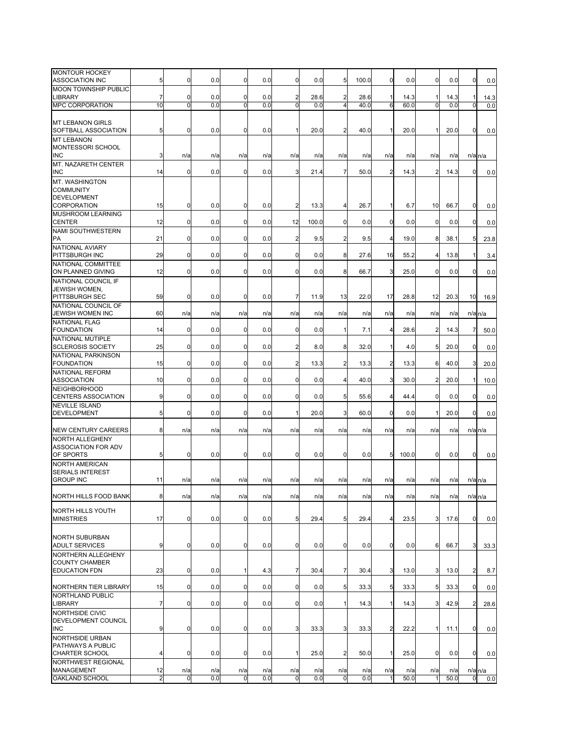| | | | | | | | | | | | | | | |
|---|---|---|---|---|---|---|---|---|---|---|---|---|---|---|
| MONTOUR HOCKEY ASSOCIATION INC | 5 | 0 | 0.0 | 0 | 0.0 | 0 | 0.0 | 5 | 100.0 | 0 | 0.0 | 0 | 0.0 | 0 | 0.0 |
| MOON TOWNSHIP PUBLIC LIBRARY | 7 | 0 | 0.0 | 0 | 0.0 | 2 | 28.6 | 2 | 28.6 | 1 | 14.3 | 1 | 14.3 | 1 | 14.3 |
| MPC CORPORATION | 10 | 0 | 0.0 | 0 | 0.0 | 0 | 0.0 | 4 | 40.0 | 6 | 60.0 | 0 | 0.0 | 0 | 0.0 |
| MT LEBANON GIRLS SOFTBALL ASSOCIATION | 5 | 0 | 0.0 | 0 | 0.0 | 1 | 20.0 | 2 | 40.0 | 1 | 20.0 | 1 | 20.0 | 0 | 0.0 |
| MT LEBANON MONTESSORI SCHOOL INC | 3 | n/a | n/a | n/a | n/a | n/a | n/a | n/a | n/a | n/a | n/a | n/a | n/a | n/a | n/a |
| MT. NAZARETH CENTER INC | 14 | 0 | 0.0 | 0 | 0.0 | 3 | 21.4 | 7 | 50.0 | 2 | 14.3 | 2 | 14.3 | 0 | 0.0 |
| MT. WASHINGTON COMMUNITY DEVELOPMENT CORPORATION | 15 | 0 | 0.0 | 0 | 0.0 | 2 | 13.3 | 4 | 26.7 | 1 | 6.7 | 10 | 66.7 | 0 | 0.0 |
| MUSHROOM LEARNING CENTER | 12 | 0 | 0.0 | 0 | 0.0 | 12 | 100.0 | 0 | 0.0 | 0 | 0.0 | 0 | 0.0 | 0 | 0.0 |
| NAMI SOUTHWESTERN PA | 21 | 0 | 0.0 | 0 | 0.0 | 2 | 9.5 | 2 | 9.5 | 4 | 19.0 | 8 | 38.1 | 5 | 23.8 |
| NATIONAL AVIARY PITTSBURGH INC | 29 | 0 | 0.0 | 0 | 0.0 | 0 | 0.0 | 8 | 27.6 | 16 | 55.2 | 4 | 13.8 | 1 | 3.4 |
| NATIONAL COMMITTEE ON PLANNED GIVING | 12 | 0 | 0.0 | 0 | 0.0 | 0 | 0.0 | 8 | 66.7 | 3 | 25.0 | 0 | 0.0 | 0 | 0.0 |
| NATIONAL COUNCIL IF JEWISH WOMEN, PITTSBURGH SEC | 59 | 0 | 0.0 | 0 | 0.0 | 7 | 11.9 | 13 | 22.0 | 17 | 28.8 | 12 | 20.3 | 10 | 16.9 |
| NATIONAL COUNCIL OF JEWISH WOMEN INC | 60 | n/a | n/a | n/a | n/a | n/a | n/a | n/a | n/a | n/a | n/a | n/a | n/a | n/a | n/a |
| NATIONAL FLAG FOUNDATION | 14 | 0 | 0.0 | 0 | 0.0 | 0 | 0.0 | 1 | 7.1 | 4 | 28.6 | 2 | 14.3 | 7 | 50.0 |
| NATIONAL MUTIPLE SCLEROSIS SOCIETY | 25 | 0 | 0.0 | 0 | 0.0 | 2 | 8.0 | 8 | 32.0 | 1 | 4.0 | 5 | 20.0 | 0 | 0.0 |
| NATIONAL PARKINSON FOUNDATION | 15 | 0 | 0.0 | 0 | 0.0 | 2 | 13.3 | 2 | 13.3 | 2 | 13.3 | 6 | 40.0 | 3 | 20.0 |
| NATIONAL REFORM ASSOCIATION | 10 | 0 | 0.0 | 0 | 0.0 | 0 | 0.0 | 4 | 40.0 | 3 | 30.0 | 2 | 20.0 | 1 | 10.0 |
| NEIGHBORHOOD CENTERS ASSOCIATION | 9 | 0 | 0.0 | 0 | 0.0 | 0 | 0.0 | 5 | 55.6 | 4 | 44.4 | 0 | 0.0 | 0 | 0.0 |
| NEVILLE ISLAND DEVELOPMENT | 5 | 0 | 0.0 | 0 | 0.0 | 1 | 20.0 | 3 | 60.0 | 0 | 0.0 | 1 | 20.0 | 0 | 0.0 |
| NEW CENTURY CAREERS | 8 | n/a | n/a | n/a | n/a | n/a | n/a | n/a | n/a | n/a | n/a | n/a | n/a | n/a | n/a |
| NORTH ALLEGHENY ASSOCIATION FOR ADV OF SPORTS | 5 | 0 | 0.0 | 0 | 0.0 | 0 | 0.0 | 0 | 0.0 | 5 | 100.0 | 0 | 0.0 | 0 | 0.0 |
| NORTH AMERICAN SERIALS INTEREST GROUP INC | 11 | n/a | n/a | n/a | n/a | n/a | n/a | n/a | n/a | n/a | n/a | n/a | n/a | n/a | n/a |
| NORTH HILLS FOOD BANK | 8 | n/a | n/a | n/a | n/a | n/a | n/a | n/a | n/a | n/a | n/a | n/a | n/a | n/a | n/a |
| NORTH HILLS YOUTH MINISTRIES | 17 | 0 | 0.0 | 0 | 0.0 | 5 | 29.4 | 5 | 29.4 | 4 | 23.5 | 3 | 17.6 | 0 | 0.0 |
| NORTH SUBURBAN ADULT SERVICES | 9 | 0 | 0.0 | 0 | 0.0 | 0 | 0.0 | 0 | 0.0 | 0 | 0.0 | 6 | 66.7 | 3 | 33.3 |
| NORTHERN ALLEGHENY COUNTY CHAMBER EDUCATION FDN | 23 | 0 | 0.0 | 1 | 4.3 | 7 | 30.4 | 7 | 30.4 | 3 | 13.0 | 3 | 13.0 | 2 | 8.7 |
| NORTHERN TIER LIBRARY | 15 | 0 | 0.0 | 0 | 0.0 | 0 | 0.0 | 5 | 33.3 | 5 | 33.3 | 5 | 33.3 | 0 | 0.0 |
| NORTHLAND PUBLIC LIBRARY | 7 | 0 | 0.0 | 0 | 0.0 | 0 | 0.0 | 1 | 14.3 | 1 | 14.3 | 3 | 42.9 | 2 | 28.6 |
| NORTHSIDE CIVIC DEVELOPMENT COUNCIL INC | 9 | 0 | 0.0 | 0 | 0.0 | 3 | 33.3 | 3 | 33.3 | 2 | 22.2 | 1 | 11.1 | 0 | 0.0 |
| NORTHSIDE URBAN PATHWAYS A PUBLIC CHARTER SCHOOL | 4 | 0 | 0.0 | 0 | 0.0 | 1 | 25.0 | 2 | 50.0 | 1 | 25.0 | 0 | 0.0 | 0 | 0.0 |
| NORTHWEST REGIONAL MANAGEMENT | 12 | n/a | n/a | n/a | n/a | n/a | n/a | n/a | n/a | n/a | n/a | n/a | n/a | n/a | n/a |
| OAKLAND SCHOOL | 2 | 0 | 0.0 | 0 | 0.0 | 0 | 0.0 | 0 | 0.0 | 1 | 50.0 | 1 | 50.0 | 0 | 0.0 |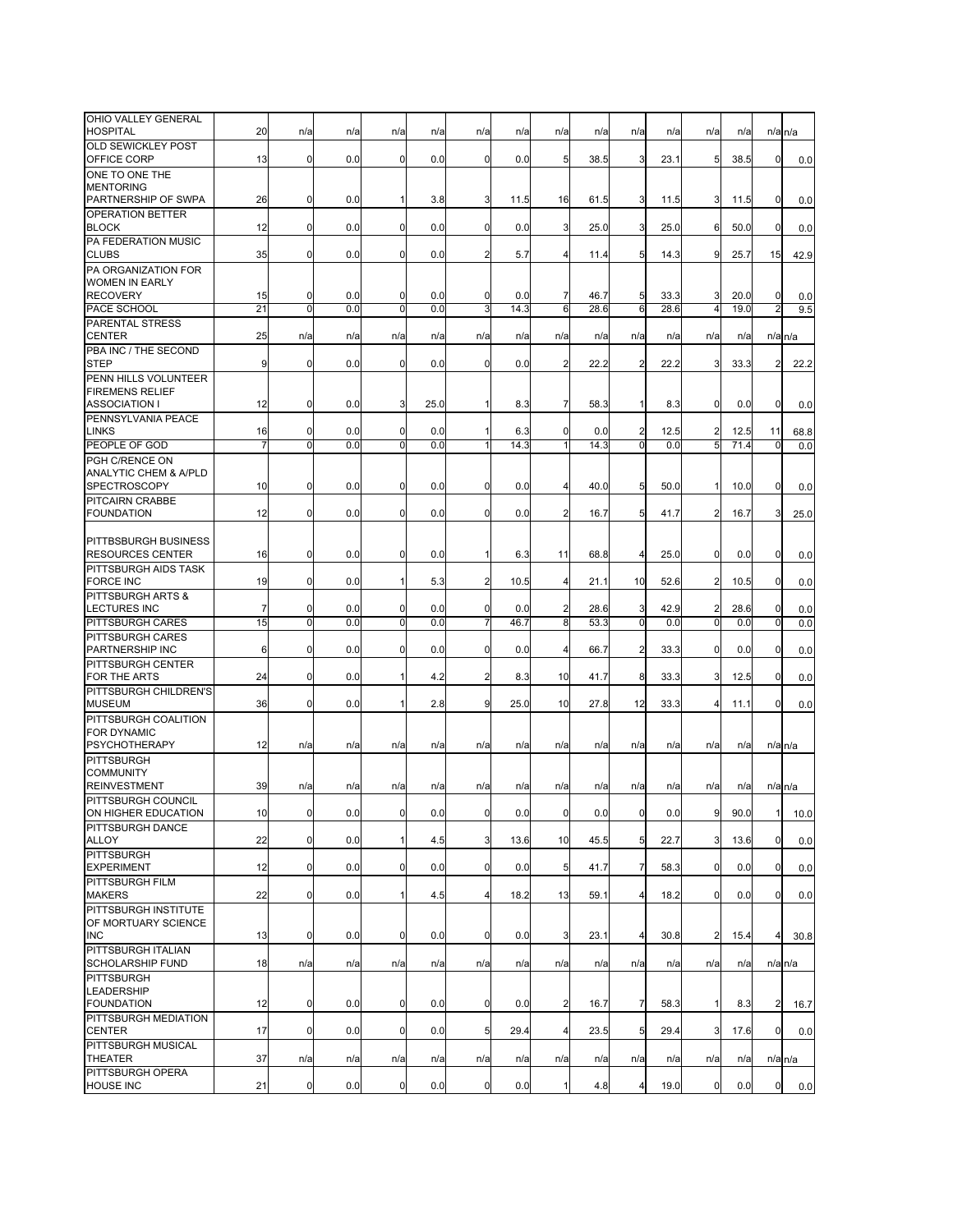| | | | | | | | | | | | | | | | |
|---|---|---|---|---|---|---|---|---|---|---|---|---|---|---|---|
| OHIO VALLEY GENERAL HOSPITAL | 20 | n/a | n/a | n/a | n/a | n/a | n/a | n/a | n/a | n/a | n/a | n/a | n/a | n/a | n/a |
| OLD SEWICKLEY POST OFFICE CORP | 13 | 0 | 0.0 | 0 | 0.0 | 0 | 0.0 | 5 | 38.5 | 3 | 23.1 | 5 | 38.5 | 0 | 0.0 |
| ONE TO ONE THE MENTORING PARTNERSHIP OF SWPA | 26 | 0 | 0.0 | 1 | 3.8 | 3 | 11.5 | 16 | 61.5 | 3 | 11.5 | 3 | 11.5 | 0 | 0.0 |
| OPERATION BETTER BLOCK | 12 | 0 | 0.0 | 0 | 0.0 | 0 | 0.0 | 3 | 25.0 | 3 | 25.0 | 6 | 50.0 | 0 | 0.0 |
| PA FEDERATION MUSIC CLUBS | 35 | 0 | 0.0 | 0 | 0.0 | 2 | 5.7 | 4 | 11.4 | 5 | 14.3 | 9 | 25.7 | 15 | 42.9 |
| PA ORGANIZATION FOR WOMEN IN EARLY RECOVERY | 15 | 0 | 0.0 | 0 | 0.0 | 0 | 0.0 | 7 | 46.7 | 5 | 33.3 | 3 | 20.0 | 0 | 0.0 |
| PACE SCHOOL | 21 | 0 | 0.0 | 0 | 0.0 | 3 | 14.3 | 6 | 28.6 | 6 | 28.6 | 4 | 19.0 | 2 | 9.5 |
| PARENTAL STRESS CENTER | 25 | n/a | n/a | n/a | n/a | n/a | n/a | n/a | n/a | n/a | n/a | n/a | n/a | n/a | n/a |
| PBA INC / THE SECOND STEP | 9 | 0 | 0.0 | 0 | 0.0 | 0 | 0.0 | 2 | 22.2 | 2 | 22.2 | 3 | 33.3 | 2 | 22.2 |
| PENN HILLS VOLUNTEER FIREMENS RELIEF ASSOCIATION I | 12 | 0 | 0.0 | 3 | 25.0 | 1 | 8.3 | 7 | 58.3 | 1 | 8.3 | 0 | 0.0 | 0 | 0.0 |
| PENNSYLVANIA PEACE LINKS | 16 | 0 | 0.0 | 0 | 0.0 | 1 | 6.3 | 0 | 0.0 | 2 | 12.5 | 2 | 12.5 | 11 | 68.8 |
| PEOPLE OF GOD | 7 | 0 | 0.0 | 0 | 0.0 | 1 | 14.3 | 1 | 14.3 | 0 | 0.0 | 5 | 71.4 | 0 | 0.0 |
| PGH C/RENCE ON ANALYTIC CHEM & A/PLD SPECTROSCOPY | 10 | 0 | 0.0 | 0 | 0.0 | 0 | 0.0 | 4 | 40.0 | 5 | 50.0 | 1 | 10.0 | 0 | 0.0 |
| PITCAIRN CRABBE FOUNDATION | 12 | 0 | 0.0 | 0 | 0.0 | 0 | 0.0 | 2 | 16.7 | 5 | 41.7 | 2 | 16.7 | 3 | 25.0 |
| PITTBSBURGH BUSINESS RESOURCES CENTER | 16 | 0 | 0.0 | 0 | 0.0 | 1 | 6.3 | 11 | 68.8 | 4 | 25.0 | 0 | 0.0 | 0 | 0.0 |
| PITTSBURGH AIDS TASK FORCE INC | 19 | 0 | 0.0 | 1 | 5.3 | 2 | 10.5 | 4 | 21.1 | 10 | 52.6 | 2 | 10.5 | 0 | 0.0 |
| PITTSBURGH ARTS & LECTURES INC | 7 | 0 | 0.0 | 0 | 0.0 | 0 | 0.0 | 2 | 28.6 | 3 | 42.9 | 2 | 28.6 | 0 | 0.0 |
| PITTSBURGH CARES | 15 | 0 | 0.0 | 0 | 0.0 | 7 | 46.7 | 8 | 53.3 | 0 | 0.0 | 0 | 0.0 | 0 | 0.0 |
| PITTSBURGH CARES PARTNERSHIP INC | 6 | 0 | 0.0 | 0 | 0.0 | 0 | 0.0 | 4 | 66.7 | 2 | 33.3 | 0 | 0.0 | 0 | 0.0 |
| PITTSBURGH CENTER FOR THE ARTS | 24 | 0 | 0.0 | 1 | 4.2 | 2 | 8.3 | 10 | 41.7 | 8 | 33.3 | 3 | 12.5 | 0 | 0.0 |
| PITTSBURGH CHILDREN'S MUSEUM | 36 | 0 | 0.0 | 1 | 2.8 | 9 | 25.0 | 10 | 27.8 | 12 | 33.3 | 4 | 11.1 | 0 | 0.0 |
| PITTSBURGH COALITION FOR DYNAMIC PSYCHOTHERAPY | 12 | n/a | n/a | n/a | n/a | n/a | n/a | n/a | n/a | n/a | n/a | n/a | n/a | n/a | n/a |
| PITTSBURGH COMMUNITY REINVESTMENT | 39 | n/a | n/a | n/a | n/a | n/a | n/a | n/a | n/a | n/a | n/a | n/a | n/a | n/a | n/a |
| PITTSBURGH COUNCIL ON HIGHER EDUCATION | 10 | 0 | 0.0 | 0 | 0.0 | 0 | 0.0 | 0 | 0.0 | 0 | 0.0 | 9 | 90.0 | 1 | 10.0 |
| PITTSBURGH DANCE ALLOY | 22 | 0 | 0.0 | 1 | 4.5 | 3 | 13.6 | 10 | 45.5 | 5 | 22.7 | 3 | 13.6 | 0 | 0.0 |
| PITTSBURGH EXPERIMENT | 12 | 0 | 0.0 | 0 | 0.0 | 0 | 0.0 | 5 | 41.7 | 7 | 58.3 | 0 | 0.0 | 0 | 0.0 |
| PITTSBURGH FILM MAKERS | 22 | 0 | 0.0 | 1 | 4.5 | 4 | 18.2 | 13 | 59.1 | 4 | 18.2 | 0 | 0.0 | 0 | 0.0 |
| PITTSBURGH INSTITUTE OF MORTUARY SCIENCE INC | 13 | 0 | 0.0 | 0 | 0.0 | 0 | 0.0 | 3 | 23.1 | 4 | 30.8 | 2 | 15.4 | 4 | 30.8 |
| PITTSBURGH ITALIAN SCHOLARSHIP FUND | 18 | n/a | n/a | n/a | n/a | n/a | n/a | n/a | n/a | n/a | n/a | n/a | n/a | n/a | n/a |
| PITTSBURGH LEADERSHIP FOUNDATION | 12 | 0 | 0.0 | 0 | 0.0 | 0 | 0.0 | 2 | 16.7 | 7 | 58.3 | 1 | 8.3 | 2 | 16.7 |
| PITTSBURGH MEDIATION CENTER | 17 | 0 | 0.0 | 0 | 0.0 | 5 | 29.4 | 4 | 23.5 | 5 | 29.4 | 3 | 17.6 | 0 | 0.0 |
| PITTSBURGH MUSICAL THEATER | 37 | n/a | n/a | n/a | n/a | n/a | n/a | n/a | n/a | n/a | n/a | n/a | n/a | n/a | n/a |
| PITTSBURGH OPERA HOUSE INC | 21 | 0 | 0.0 | 0 | 0.0 | 0 | 0.0 | 1 | 4.8 | 4 | 19.0 | 0 | 0.0 | 0 | 0.0 |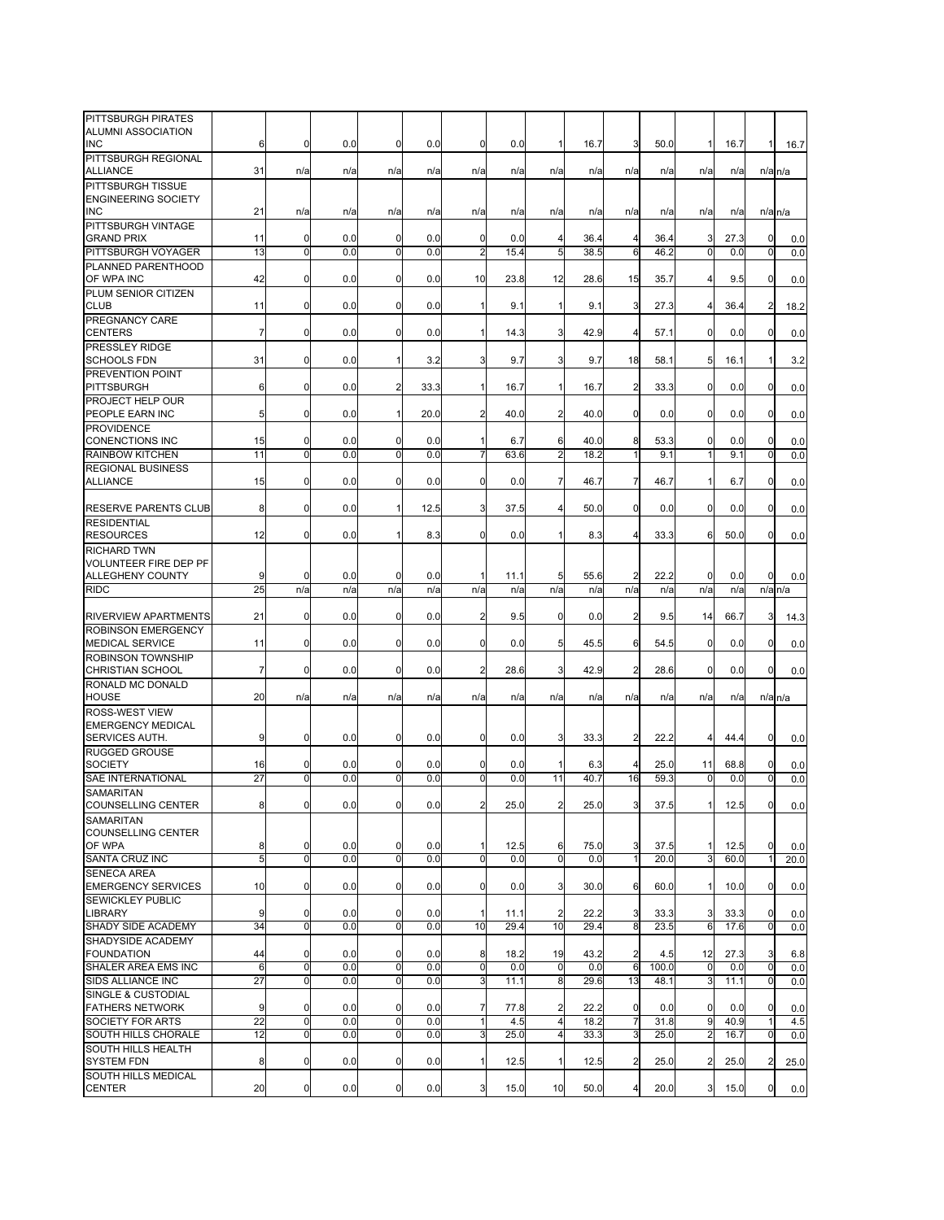| | | | | | | | | | | | | | | | |
|---|---|---|---|---|---|---|---|---|---|---|---|---|---|---|---|
| PITTSBURGH PIRATES ALUMNI ASSOCIATION INC | 6 | 0 | 0.0 | 0 | 0.0 | 0 | 0.0 | 1 | 16.7 | 3 | 50.0 | 1 | 16.7 | 1 | 16.7 |
| PITTSBURGH REGIONAL ALLIANCE | 31 | n/a | n/a | n/a | n/a | n/a | n/a | n/a | n/a | n/a | n/a | n/a | n/a | n/a | n/a |
| PITTSBURGH TISSUE ENGINEERING SOCIETY INC | 21 | n/a | n/a | n/a | n/a | n/a | n/a | n/a | n/a | n/a | n/a | n/a | n/a | n/a | n/a |
| PITTSBURGH VINTAGE GRAND PRIX | 11 | 0 | 0.0 | 0 | 0.0 | 0 | 0.0 | 4 | 36.4 | 4 | 36.4 | 3 | 27.3 | 0 | 0.0 |
| PITTSBURGH VOYAGER | 13 | 0 | 0.0 | 0 | 0.0 | 2 | 15.4 | 5 | 38.5 | 6 | 46.2 | 0 | 0.0 | 0 | 0.0 |
| PLANNED PARENTHOOD OF WPA INC | 42 | 0 | 0.0 | 0 | 0.0 | 10 | 23.8 | 12 | 28.6 | 15 | 35.7 | 4 | 9.5 | 0 | 0.0 |
| PLUM SENIOR CITIZEN CLUB | 11 | 0 | 0.0 | 0 | 0.0 | 1 | 9.1 | 1 | 9.1 | 3 | 27.3 | 4 | 36.4 | 2 | 18.2 |
| PREGNANCY CARE CENTERS | 7 | 0 | 0.0 | 0 | 0.0 | 1 | 14.3 | 3 | 42.9 | 4 | 57.1 | 0 | 0.0 | 0 | 0.0 |
| PRESSLEY RIDGE SCHOOLS FDN | 31 | 0 | 0.0 | 1 | 3.2 | 3 | 9.7 | 3 | 9.7 | 18 | 58.1 | 5 | 16.1 | 1 | 3.2 |
| PREVENTION POINT PITTSBURGH | 6 | 0 | 0.0 | 2 | 33.3 | 1 | 16.7 | 1 | 16.7 | 2 | 33.3 | 0 | 0.0 | 0 | 0.0 |
| PROJECT HELP OUR PEOPLE EARN INC | 5 | 0 | 0.0 | 1 | 20.0 | 2 | 40.0 | 2 | 40.0 | 0 | 0.0 | 0 | 0.0 | 0 | 0.0 |
| PROVIDENCE CONENCTIONS INC | 15 | 0 | 0.0 | 0 | 0.0 | 1 | 6.7 | 6 | 40.0 | 8 | 53.3 | 0 | 0.0 | 0 | 0.0 |
| RAINBOW KITCHEN | 11 | 0 | 0.0 | 0 | 0.0 | 7 | 63.6 | 2 | 18.2 | 1 | 9.1 | 1 | 9.1 | 0 | 0.0 |
| REGIONAL BUSINESS ALLIANCE | 15 | 0 | 0.0 | 0 | 0.0 | 0 | 0.0 | 7 | 46.7 | 7 | 46.7 | 1 | 6.7 | 0 | 0.0 |
| RESERVE PARENTS CLUB | 8 | 0 | 0.0 | 1 | 12.5 | 3 | 37.5 | 4 | 50.0 | 0 | 0.0 | 0 | 0.0 | 0 | 0.0 |
| RESIDENTIAL RESOURCES | 12 | 0 | 0.0 | 1 | 8.3 | 0 | 0.0 | 1 | 8.3 | 4 | 33.3 | 6 | 50.0 | 0 | 0.0 |
| RICHARD TWN VOLUNTEER FIRE DEP PF ALLEGHENY COUNTY | 9 | 0 | 0.0 | 0 | 0.0 | 1 | 11.1 | 5 | 55.6 | 2 | 22.2 | 0 | 0.0 | 0 | 0.0 |
| RIDC | 25 | n/a | n/a | n/a | n/a | n/a | n/a | n/a | n/a | n/a | n/a | n/a | n/a | n/a | n/a |
| RIVERVIEW APARTMENTS | 21 | 0 | 0.0 | 0 | 0.0 | 2 | 9.5 | 0 | 0.0 | 2 | 9.5 | 14 | 66.7 | 3 | 14.3 |
| ROBINSON EMERGENCY MEDICAL SERVICE | 11 | 0 | 0.0 | 0 | 0.0 | 0 | 0.0 | 5 | 45.5 | 6 | 54.5 | 0 | 0.0 | 0 | 0.0 |
| ROBINSON TOWNSHIP CHRISTIAN SCHOOL | 7 | 0 | 0.0 | 0 | 0.0 | 2 | 28.6 | 3 | 42.9 | 2 | 28.6 | 0 | 0.0 | 0 | 0.0 |
| RONALD MC DONALD HOUSE | 20 | n/a | n/a | n/a | n/a | n/a | n/a | n/a | n/a | n/a | n/a | n/a | n/a | n/a | n/a |
| ROSS-WEST VIEW EMERGENCY MEDICAL SERVICES AUTH. | 9 | 0 | 0.0 | 0 | 0.0 | 0 | 0.0 | 3 | 33.3 | 2 | 22.2 | 4 | 44.4 | 0 | 0.0 |
| RUGGED GROUSE SOCIETY | 16 | 0 | 0.0 | 0 | 0.0 | 0 | 0.0 | 1 | 6.3 | 4 | 25.0 | 11 | 68.8 | 0 | 0.0 |
| SAE INTERNATIONAL | 27 | 0 | 0.0 | 0 | 0.0 | 0 | 0.0 | 11 | 40.7 | 16 | 59.3 | 0 | 0.0 | 0 | 0.0 |
| SAMARITAN COUNSELLING CENTER | 8 | 0 | 0.0 | 0 | 0.0 | 2 | 25.0 | 2 | 25.0 | 3 | 37.5 | 1 | 12.5 | 0 | 0.0 |
| SAMARITAN COUNSELLING CENTER OF WPA | 8 | 0 | 0.0 | 0 | 0.0 | 1 | 12.5 | 6 | 75.0 | 3 | 37.5 | 1 | 12.5 | 0 | 0.0 |
| SANTA CRUZ INC | 5 | 0 | 0.0 | 0 | 0.0 | 0 | 0.0 | 0 | 0.0 | 1 | 20.0 | 3 | 60.0 | 1 | 20.0 |
| SENECA AREA EMERGENCY SERVICES | 10 | 0 | 0.0 | 0 | 0.0 | 0 | 0.0 | 3 | 30.0 | 6 | 60.0 | 1 | 10.0 | 0 | 0.0 |
| SEWICKLEY PUBLIC LIBRARY | 9 | 0 | 0.0 | 0 | 0.0 | 1 | 11.1 | 2 | 22.2 | 3 | 33.3 | 3 | 33.3 | 0 | 0.0 |
| SHADY SIDE ACADEMY | 34 | 0 | 0.0 | 0 | 0.0 | 10 | 29.4 | 10 | 29.4 | 8 | 23.5 | 6 | 17.6 | 0 | 0.0 |
| SHADYSIDE ACADEMY FOUNDATION | 44 | 0 | 0.0 | 0 | 0.0 | 8 | 18.2 | 19 | 43.2 | 2 | 4.5 | 12 | 27.3 | 3 | 6.8 |
| SHALER AREA EMS INC | 6 | 0 | 0.0 | 0 | 0.0 | 0 | 0.0 | 0 | 0.0 | 6 | 100.0 | 0 | 0.0 | 0 | 0.0 |
| SIDS ALLIANCE INC | 27 | 0 | 0.0 | 0 | 0.0 | 3 | 11.1 | 8 | 29.6 | 13 | 48.1 | 3 | 11.1 | 0 | 0.0 |
| SINGLE & CUSTODIAL FATHERS NETWORK | 9 | 0 | 0.0 | 0 | 0.0 | 7 | 77.8 | 2 | 22.2 | 0 | 0.0 | 0 | 0.0 | 0 | 0.0 |
| SOCIETY FOR ARTS | 22 | 0 | 0.0 | 0 | 0.0 | 1 | 4.5 | 4 | 18.2 | 7 | 31.8 | 9 | 40.9 | 1 | 4.5 |
| SOUTH HILLS CHORALE | 12 | 0 | 0.0 | 0 | 0.0 | 3 | 25.0 | 4 | 33.3 | 3 | 25.0 | 2 | 16.7 | 0 | 0.0 |
| SOUTH HILLS HEALTH SYSTEM FDN | 8 | 0 | 0.0 | 0 | 0.0 | 1 | 12.5 | 1 | 12.5 | 2 | 25.0 | 2 | 25.0 | 2 | 25.0 |
| SOUTH HILLS MEDICAL CENTER | 20 | 0 | 0.0 | 0 | 0.0 | 3 | 15.0 | 10 | 50.0 | 4 | 20.0 | 3 | 15.0 | 0 | 0.0 |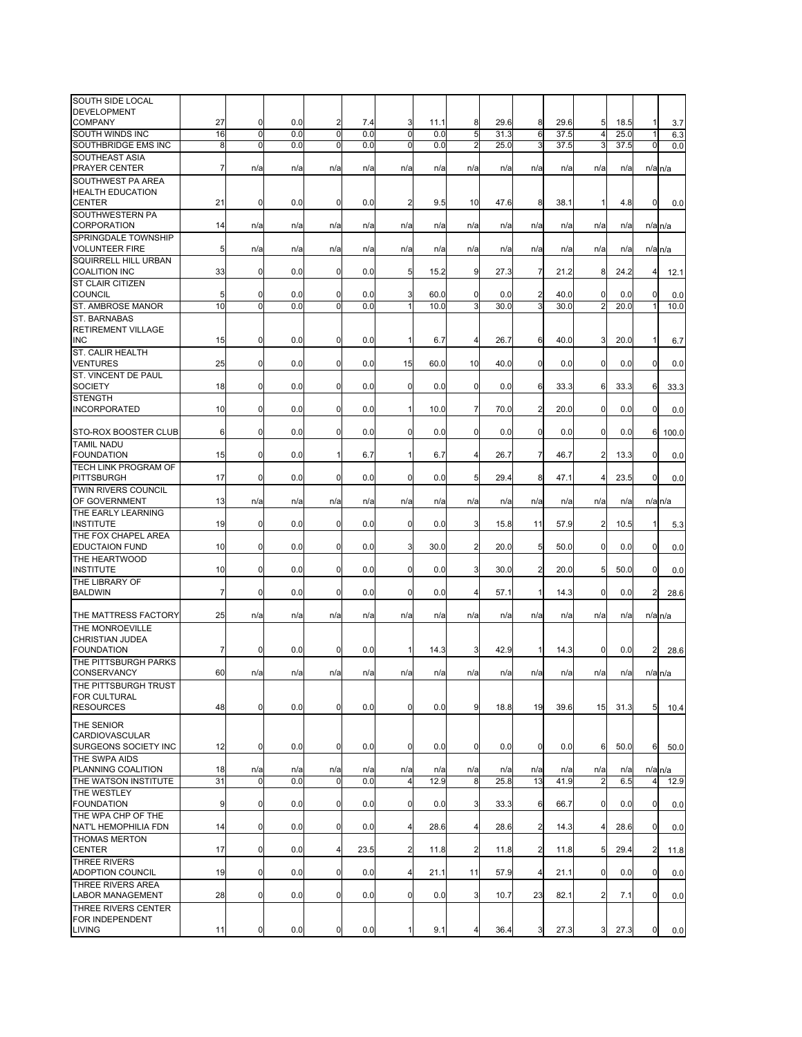| | | | | | | | | | | | | | | |
|---|---|---|---|---|---|---|---|---|---|---|---|---|---|---|
| SOUTH SIDE LOCAL DEVELOPMENT COMPANY | 27 | 0 | 0.0 | 2 | 7.4 | 3 | 11.1 | 8 | 29.6 | 8 | 29.6 | 5 | 18.5 | 1 | 3.7 |
| SOUTH WINDS INC | 16 | 0 | 0.0 | 0 | 0.0 | 0 | 0.0 | 5 | 31.3 | 6 | 37.5 | 4 | 25.0 | 1 | 6.3 |
| SOUTHBRIDGE EMS INC | 8 | 0 | 0.0 | 0 | 0.0 | 0 | 0.0 | 2 | 25.0 | 3 | 37.5 | 3 | 37.5 | 0 | 0.0 |
| SOUTHEAST ASIA PRAYER CENTER | 7 | n/a | n/a | n/a | n/a | n/a | n/a | n/a | n/a | n/a | n/a | n/a | n/a | n/a | n/a |
| SOUTHWEST PA AREA HEALTH EDUCATION CENTER | 21 | 0 | 0.0 | 0 | 0.0 | 2 | 9.5 | 10 | 47.6 | 8 | 38.1 | 1 | 4.8 | 0 | 0.0 |
| SOUTHWESTERN PA CORPORATION | 14 | n/a | n/a | n/a | n/a | n/a | n/a | n/a | n/a | n/a | n/a | n/a | n/a | n/a | n/a |
| SPRINGDALE TOWNSHIP VOLUNTEER FIRE | 5 | n/a | n/a | n/a | n/a | n/a | n/a | n/a | n/a | n/a | n/a | n/a | n/a | n/a | n/a |
| SQUIRRELL HILL URBAN COALITION INC | 33 | 0 | 0.0 | 0 | 0.0 | 5 | 15.2 | 9 | 27.3 | 7 | 21.2 | 8 | 24.2 | 4 | 12.1 |
| ST CLAIR CITIZEN COUNCIL | 5 | 0 | 0.0 | 0 | 0.0 | 3 | 60.0 | 0 | 0.0 | 2 | 40.0 | 0 | 0.0 | 0 | 0.0 |
| ST. AMBROSE MANOR | 10 | 0 | 0.0 | 0 | 0.0 | 1 | 10.0 | 3 | 30.0 | 3 | 30.0 | 2 | 20.0 | 1 | 10.0 |
| ST. BARNABAS RETIREMENT VILLAGE INC | 15 | 0 | 0.0 | 0 | 0.0 | 1 | 6.7 | 4 | 26.7 | 6 | 40.0 | 3 | 20.0 | 1 | 6.7 |
| ST. CALIR HEALTH VENTURES | 25 | 0 | 0.0 | 0 | 0.0 | 15 | 60.0 | 10 | 40.0 | 0 | 0.0 | 0 | 0.0 | 0 | 0.0 |
| ST. VINCENT DE PAUL SOCIETY | 18 | 0 | 0.0 | 0 | 0.0 | 0 | 0.0 | 0 | 0.0 | 6 | 33.3 | 6 | 33.3 | 6 | 33.3 |
| STENGTH INCORPORATED | 10 | 0 | 0.0 | 0 | 0.0 | 1 | 10.0 | 7 | 70.0 | 2 | 20.0 | 0 | 0.0 | 0 | 0.0 |
| STO-ROX BOOSTER CLUB | 6 | 0 | 0.0 | 0 | 0.0 | 0 | 0.0 | 0 | 0.0 | 0 | 0.0 | 0 | 0.0 | 6 | 100.0 |
| TAMIL NADU FOUNDATION | 15 | 0 | 0.0 | 1 | 6.7 | 1 | 6.7 | 4 | 26.7 | 7 | 46.7 | 2 | 13.3 | 0 | 0.0 |
| TECH LINK PROGRAM OF PITTSBURGH | 17 | 0 | 0.0 | 0 | 0.0 | 0 | 0.0 | 5 | 29.4 | 8 | 47.1 | 4 | 23.5 | 0 | 0.0 |
| TWIN RIVERS COUNCIL OF GOVERNMENT | 13 | n/a | n/a | n/a | n/a | n/a | n/a | n/a | n/a | n/a | n/a | n/a | n/a | n/a | n/a |
| THE EARLY LEARNING INSTITUTE | 19 | 0 | 0.0 | 0 | 0.0 | 0 | 0.0 | 3 | 15.8 | 11 | 57.9 | 2 | 10.5 | 1 | 5.3 |
| THE FOX CHAPEL AREA EDUCTAION FUND | 10 | 0 | 0.0 | 0 | 0.0 | 3 | 30.0 | 2 | 20.0 | 5 | 50.0 | 0 | 0.0 | 0 | 0.0 |
| THE HEARTWOOD INSTITUTE | 10 | 0 | 0.0 | 0 | 0.0 | 0 | 0.0 | 3 | 30.0 | 2 | 20.0 | 5 | 50.0 | 0 | 0.0 |
| THE LIBRARY OF BALDWIN | 7 | 0 | 0.0 | 0 | 0.0 | 0 | 0.0 | 4 | 57.1 | 1 | 14.3 | 0 | 0.0 | 2 | 28.6 |
| THE MATTRESS FACTORY | 25 | n/a | n/a | n/a | n/a | n/a | n/a | n/a | n/a | n/a | n/a | n/a | n/a | n/a | n/a |
| THE MONROEVILLE CHRISTIAN JUDEA FOUNDATION | 7 | 0 | 0.0 | 0 | 0.0 | 1 | 14.3 | 3 | 42.9 | 1 | 14.3 | 0 | 0.0 | 2 | 28.6 |
| THE PITTSBURGH PARKS CONSERVANCY | 60 | n/a | n/a | n/a | n/a | n/a | n/a | n/a | n/a | n/a | n/a | n/a | n/a | n/a | n/a |
| THE PITTSBURGH TRUST FOR CULTURAL RESOURCES | 48 | 0 | 0.0 | 0 | 0.0 | 0 | 0.0 | 9 | 18.8 | 19 | 39.6 | 15 | 31.3 | 5 | 10.4 |
| THE SENIOR CARDIOVASCULAR SURGEONS SOCIETY INC | 12 | 0 | 0.0 | 0 | 0.0 | 0 | 0.0 | 0 | 0.0 | 0 | 0.0 | 6 | 50.0 | 6 | 50.0 |
| THE SWPA AIDS PLANNING COALITION | 18 | n/a | n/a | n/a | n/a | n/a | n/a | n/a | n/a | n/a | n/a | n/a | n/a | n/a | n/a |
| THE WATSON INSTITUTE | 31 | 0 | 0.0 | 0 | 0.0 | 4 | 12.9 | 8 | 25.8 | 13 | 41.9 | 2 | 6.5 | 4 | 12.9 |
| THE WESTLEY FOUNDATION | 9 | 0 | 0.0 | 0 | 0.0 | 0 | 0.0 | 3 | 33.3 | 6 | 66.7 | 0 | 0.0 | 0 | 0.0 |
| THE WPA CHP OF THE NAT'L HEMOPHILIA FDN | 14 | 0 | 0.0 | 0 | 0.0 | 4 | 28.6 | 4 | 28.6 | 2 | 14.3 | 4 | 28.6 | 0 | 0.0 |
| THOMAS MERTON CENTER | 17 | 0 | 0.0 | 4 | 23.5 | 2 | 11.8 | 2 | 11.8 | 2 | 11.8 | 5 | 29.4 | 2 | 11.8 |
| THREE RIVERS ADOPTION COUNCIL | 19 | 0 | 0.0 | 0 | 0.0 | 4 | 21.1 | 11 | 57.9 | 4 | 21.1 | 0 | 0.0 | 0 | 0.0 |
| THREE RIVERS AREA LABOR MANAGEMENT | 28 | 0 | 0.0 | 0 | 0.0 | 0 | 0.0 | 3 | 10.7 | 23 | 82.1 | 2 | 7.1 | 0 | 0.0 |
| THREE RIVERS CENTER FOR INDEPENDENT LIVING | 11 | 0 | 0.0 | 0 | 0.0 | 1 | 9.1 | 4 | 36.4 | 3 | 27.3 | 3 | 27.3 | 0 | 0.0 |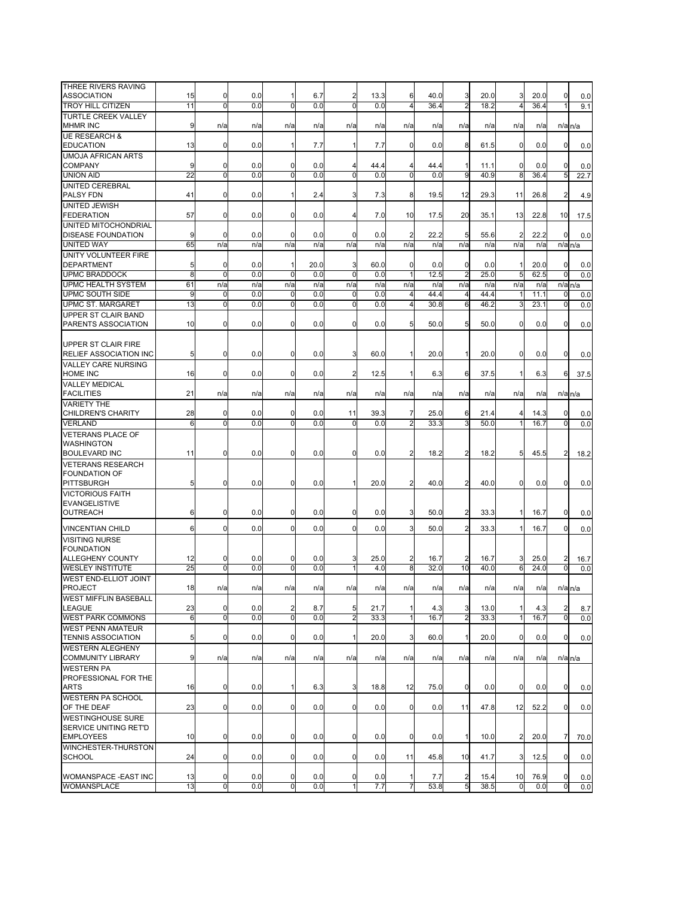| | | | | | | | | | | | | | | | |
|---|---|---|---|---|---|---|---|---|---|---|---|---|---|---|---|
| THREE RIVERS RAVING ASSOCIATION | 15 | 0 | 0.0 | 1 | 6.7 | 2 | 13.3 | 6 | 40.0 | 3 | 20.0 | 3 | 20.0 | 0 | 0.0 |
| TROY HILL CITIZEN | 11 | 0 | 0.0 | 0 | 0.0 | 0 | 0.0 | 4 | 36.4 | 2 | 18.2 | 4 | 36.4 | 1 | 9.1 |
| TURTLE CREEK VALLEY MHMR INC | 9 | n/a | n/a | n/a | n/a | n/a | n/a | n/a | n/a | n/a | n/a | n/a | n/a | n/a | n/a |
| UE RESEARCH & EDUCATION | 13 | 0 | 0.0 | 1 | 7.7 | 1 | 7.7 | 0 | 0.0 | 8 | 61.5 | 0 | 0.0 | 0 | 0.0 |
| UMOJA AFRICAN ARTS COMPANY | 9 | 0 | 0.0 | 0 | 0.0 | 4 | 44.4 | 4 | 44.4 | 1 | 11.1 | 0 | 0.0 | 0 | 0.0 |
| UNION AID | 22 | 0 | 0.0 | 0 | 0.0 | 0 | 0.0 | 0 | 0.0 | 9 | 40.9 | 8 | 36.4 | 5 | 22.7 |
| UNITED CEREBRAL PALSY FDN | 41 | 0 | 0.0 | 1 | 2.4 | 3 | 7.3 | 8 | 19.5 | 12 | 29.3 | 11 | 26.8 | 2 | 4.9 |
| UNITED JEWISH FEDERATION | 57 | 0 | 0.0 | 0 | 0.0 | 4 | 7.0 | 10 | 17.5 | 20 | 35.1 | 13 | 22.8 | 10 | 17.5 |
| UNITED MITOCHONDRIAL DISEASE FOUNDATION | 9 | 0 | 0.0 | 0 | 0.0 | 0 | 0.0 | 2 | 22.2 | 5 | 55.6 | 2 | 22.2 | 0 | 0.0 |
| UNITED WAY | 65 | n/a | n/a | n/a | n/a | n/a | n/a | n/a | n/a | n/a | n/a | n/a | n/a | n/a | n/a |
| UNITY VOLUNTEER FIRE DEPARTMENT | 5 | 0 | 0.0 | 1 | 20.0 | 3 | 60.0 | 0 | 0.0 | 0 | 0.0 | 1 | 20.0 | 0 | 0.0 |
| UPMC BRADDOCK | 8 | 0 | 0.0 | 0 | 0.0 | 0 | 0.0 | 1 | 12.5 | 2 | 25.0 | 5 | 62.5 | 0 | 0.0 |
| UPMC HEALTH SYSTEM | 61 | n/a | n/a | n/a | n/a | n/a | n/a | n/a | n/a | n/a | n/a | n/a | n/a | n/a | n/a |
| UPMC SOUTH SIDE | 9 | 0 | 0.0 | 0 | 0.0 | 0 | 0.0 | 4 | 44.4 | 4 | 44.4 | 1 | 11.1 | 0 | 0.0 |
| UPMC ST. MARGARET | 13 | 0 | 0.0 | 0 | 0.0 | 0 | 0.0 | 4 | 30.8 | 6 | 46.2 | 3 | 23.1 | 0 | 0.0 |
| UPPER ST CLAIR BAND PARENTS ASSOCIATION | 10 | 0 | 0.0 | 0 | 0.0 | 0 | 0.0 | 5 | 50.0 | 5 | 50.0 | 0 | 0.0 | 0 | 0.0 |
| UPPER ST CLAIR FIRE RELIEF ASSOCIATION INC | 5 | 0 | 0.0 | 0 | 0.0 | 3 | 60.0 | 1 | 20.0 | 1 | 20.0 | 0 | 0.0 | 0 | 0.0 |
| VALLEY CARE NURSING HOME INC | 16 | 0 | 0.0 | 0 | 0.0 | 2 | 12.5 | 1 | 6.3 | 6 | 37.5 | 1 | 6.3 | 6 | 37.5 |
| VALLEY MEDICAL FACILITIES | 21 | n/a | n/a | n/a | n/a | n/a | n/a | n/a | n/a | n/a | n/a | n/a | n/a | n/a | n/a |
| VARIETY THE CHILDREN'S CHARITY | 28 | 0 | 0.0 | 0 | 0.0 | 11 | 39.3 | 7 | 25.0 | 6 | 21.4 | 4 | 14.3 | 0 | 0.0 |
| VERLAND | 6 | 0 | 0.0 | 0 | 0.0 | 0 | 0.0 | 2 | 33.3 | 3 | 50.0 | 1 | 16.7 | 0 | 0.0 |
| VETERANS PLACE OF WASHINGTON BOULEVARD INC | 11 | 0 | 0.0 | 0 | 0.0 | 0 | 0.0 | 2 | 18.2 | 2 | 18.2 | 5 | 45.5 | 2 | 18.2 |
| VETERANS RESEARCH FOUNDATION OF PITTSBURGH | 5 | 0 | 0.0 | 0 | 0.0 | 1 | 20.0 | 2 | 40.0 | 2 | 40.0 | 0 | 0.0 | 0 | 0.0 |
| VICTORIOUS FAITH EVANGELISTIVE OUTREACH | 6 | 0 | 0.0 | 0 | 0.0 | 0 | 0.0 | 3 | 50.0 | 2 | 33.3 | 1 | 16.7 | 0 | 0.0 |
| VINCENTIAN CHILD | 6 | 0 | 0.0 | 0 | 0.0 | 0 | 0.0 | 3 | 50.0 | 2 | 33.3 | 1 | 16.7 | 0 | 0.0 |
| VISITING NURSE FOUNDATION ALLEGHENY COUNTY | 12 | 0 | 0.0 | 0 | 0.0 | 3 | 25.0 | 2 | 16.7 | 2 | 16.7 | 3 | 25.0 | 2 | 16.7 |
| WESLEY INSTITUTE | 25 | 0 | 0.0 | 0 | 0.0 | 1 | 4.0 | 8 | 32.0 | 10 | 40.0 | 6 | 24.0 | 0 | 0.0 |
| WEST END-ELLIOT JOINT PROJECT | 18 | n/a | n/a | n/a | n/a | n/a | n/a | n/a | n/a | n/a | n/a | n/a | n/a | n/a | n/a |
| WEST MIFFLIN BASEBALL LEAGUE | 23 | 0 | 0.0 | 2 | 8.7 | 5 | 21.7 | 1 | 4.3 | 3 | 13.0 | 1 | 4.3 | 2 | 8.7 |
| WEST PARK COMMONS | 6 | 0 | 0.0 | 0 | 0.0 | 2 | 33.3 | 1 | 16.7 | 2 | 33.3 | 1 | 16.7 | 0 | 0.0 |
| WEST PENN AMATEUR TENNIS ASSOCIATION | 5 | 0 | 0.0 | 0 | 0.0 | 1 | 20.0 | 3 | 60.0 | 1 | 20.0 | 0 | 0.0 | 0 | 0.0 |
| WESTERN ALEGHENY COMMUNITY LIBRARY | 9 | n/a | n/a | n/a | n/a | n/a | n/a | n/a | n/a | n/a | n/a | n/a | n/a | n/a | n/a |
| WESTERN PA PROFESSIONAL FOR THE ARTS | 16 | 0 | 0.0 | 1 | 6.3 | 3 | 18.8 | 12 | 75.0 | 0 | 0.0 | 0 | 0.0 | 0 | 0.0 |
| WESTERN PA SCHOOL OF THE DEAF | 23 | 0 | 0.0 | 0 | 0.0 | 0 | 0.0 | 0 | 0.0 | 11 | 47.8 | 12 | 52.2 | 0 | 0.0 |
| WESTINGHOUSE SURE SERVICE UNITING RET'D EMPLOYEES | 10 | 0 | 0.0 | 0 | 0.0 | 0 | 0.0 | 0 | 0.0 | 1 | 10.0 | 2 | 20.0 | 7 | 70.0 |
| WINCHESTER-THURSTON SCHOOL | 24 | 0 | 0.0 | 0 | 0.0 | 0 | 0.0 | 11 | 45.8 | 10 | 41.7 | 3 | 12.5 | 0 | 0.0 |
| WOMANSPACE -EAST INC | 13 | 0 | 0.0 | 0 | 0.0 | 0 | 0.0 | 1 | 7.7 | 2 | 15.4 | 10 | 76.9 | 0 | 0.0 |
| WOMANSPLACE | 13 | 0 | 0.0 | 0 | 0.0 | 1 | 7.7 | 7 | 53.8 | 5 | 38.5 | 0 | 0.0 | 0 | 0.0 |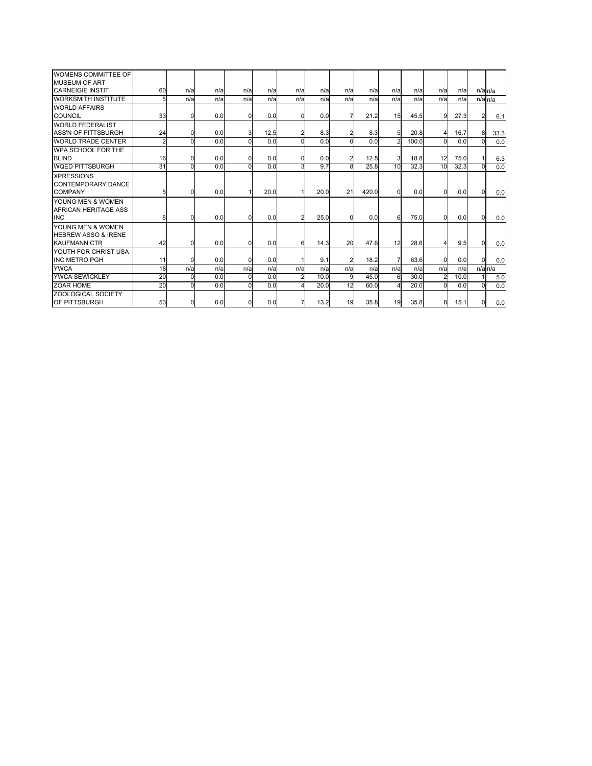| | | | | | | | | | | | | | | |
|---|---|---|---|---|---|---|---|---|---|---|---|---|---|---|
| WOMENS COMMITTEE OF MUSEUM OF ART CARNEIGIE INSTIT | 60 | n/a | n/a | n/a | n/a | n/a | n/a | n/a | n/a | n/a | n/a | n/a | n/a | n/a | n/a |
| WORKSMITH INSTITUTE | 5 | n/a | n/a | n/a | n/a | n/a | n/a | n/a | n/a | n/a | n/a | n/a | n/a | n/a | n/a |
| WORLD AFFAIRS COUNCIL | 33 | 0 | 0.0 | 0 | 0.0 | 0 | 0.0 | 7 | 21.2 | 15 | 45.5 | 9 | 27.3 | 2 | 6.1 |
| WORLD FEDERALIST ASS'N OF PITTSBURGH | 24 | 0 | 0.0 | 3 | 12.5 | 2 | 8.3 | 2 | 8.3 | 5 | 20.8 | 4 | 16.7 | 8 | 33.3 |
| WORLD TRADE CENTER | 2 | 0 | 0.0 | 0 | 0.0 | 0 | 0.0 | 0 | 0.0 | 2 | 100.0 | 0 | 0.0 | 0 | 0.0 |
| WPA SCHOOL FOR THE BLIND | 16 | 0 | 0.0 | 0 | 0.0 | 0 | 0.0 | 2 | 12.5 | 3 | 18.8 | 12 | 75.0 | 1 | 6.3 |
| WQED PITTSBURGH | 31 | 0 | 0.0 | 0 | 0.0 | 3 | 9.7 | 8 | 25.8 | 10 | 32.3 | 10 | 32.3 | 0 | 0.0 |
| XPRESSIONS CONTEMPORARY DANCE COMPANY | 5 | 0 | 0.0 | 1 | 20.0 | 1 | 20.0 | 21 | 420.0 | 0 | 0.0 | 0 | 0.0 | 0 | 0.0 |
| YOUNG MEN & WOMEN AFRICAN HERITAGE ASS INC | 8 | 0 | 0.0 | 0 | 0.0 | 2 | 25.0 | 0 | 0.0 | 6 | 75.0 | 0 | 0.0 | 0 | 0.0 |
| YOUNG MEN & WOMEN HEBREW ASSO & IRENE KAUFMANN CTR | 42 | 0 | 0.0 | 0 | 0.0 | 6 | 14.3 | 20 | 47.6 | 12 | 28.6 | 4 | 9.5 | 0 | 0.0 |
| YOUTH FOR CHRIST USA INC METRO PGH | 11 | 0 | 0.0 | 0 | 0.0 | 1 | 9.1 | 2 | 18.2 | 7 | 63.6 | 0 | 0.0 | 0 | 0.0 |
| YWCA | 18 | n/a | n/a | n/a | n/a | n/a | n/a | n/a | n/a | n/a | n/a | n/a | n/a | n/a | n/a |
| YWCA SEWICKLEY | 20 | 0 | 0.0 | 0 | 0.0 | 2 | 10.0 | 9 | 45.0 | 6 | 30.0 | 2 | 10.0 | 1 | 5.0 |
| ZOAR HOME | 20 | 0 | 0.0 | 0 | 0.0 | 4 | 20.0 | 12 | 60.0 | 4 | 20.0 | 0 | 0.0 | 0 | 0.0 |
| ZOOLOGICAL SOCIETY OF PITTSBURGH | 53 | 0 | 0.0 | 0 | 0.0 | 7 | 13.2 | 19 | 35.8 | 19 | 35.8 | 8 | 15.1 | 0 | 0.0 |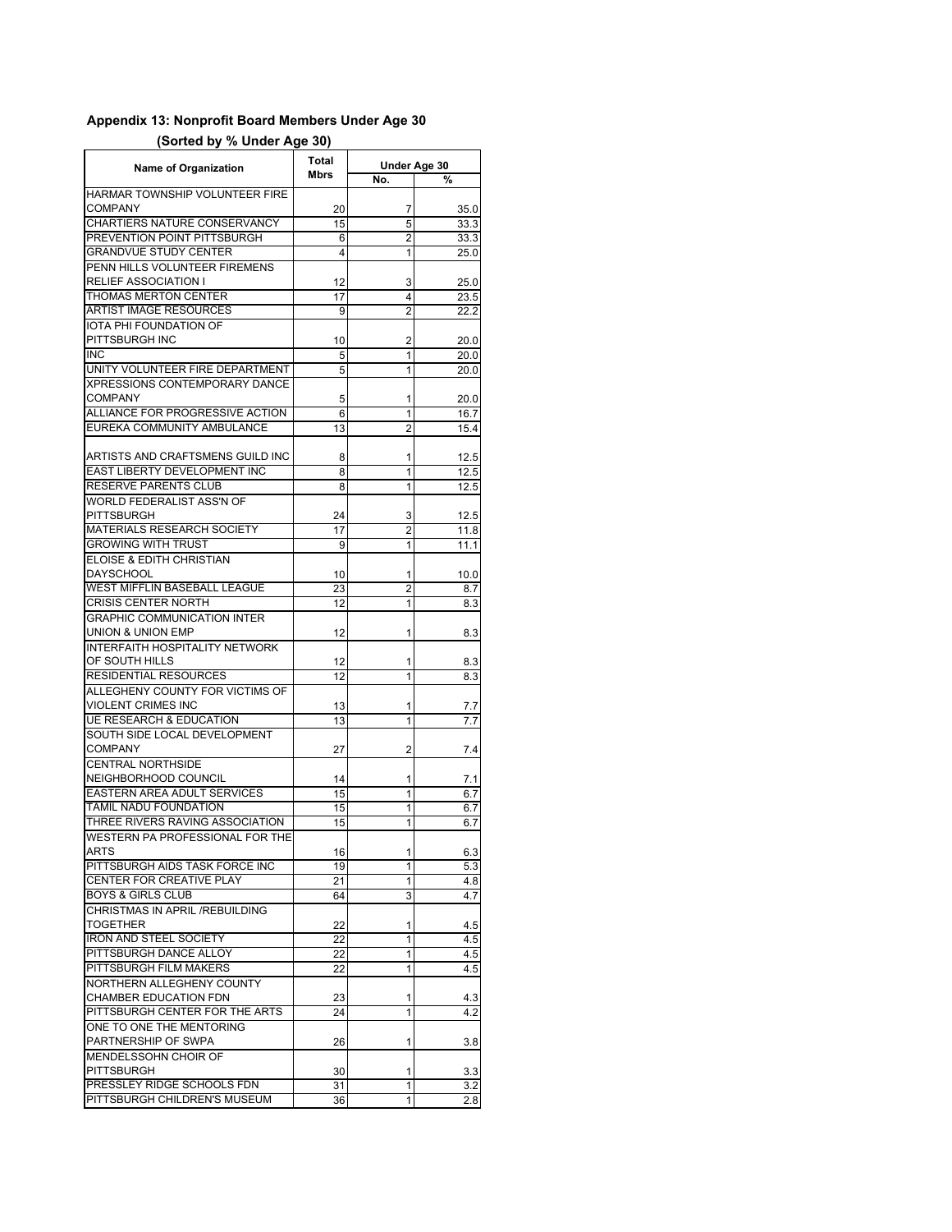## Appendix 13: Nonprofit Board Members Under Age 30

### (Sorted by % Under Age 30)

| Name of Organization | Total Mbrs | Under Age 30 | |
|---|---|---|---|
| | | No. | % |
| HARMAR TOWNSHIP VOLUNTEER FIRE COMPANY | 20 | 7 | 35.0 |
| CHARTIERS NATURE CONSERVANCY | 15 | 5 | 33.3 |
| PREVENTION POINT PITTSBURGH | 6 | 2 | 33.3 |
| GRANDVUE STUDY CENTER | 4 | 1 | 25.0 |
| PENN HILLS VOLUNTEER FIREMENS RELIEF ASSOCIATION I | 12 | 3 | 25.0 |
| THOMAS MERTON CENTER | 17 | 4 | 23.5 |
| ARTIST IMAGE RESOURCES | 9 | 2 | 22.2 |
| IOTA PHI FOUNDATION OF PITTSBURGH INC | 10 | 2 | 20.0 |
| INC | 5 | 1 | 20.0 |
| UNITY VOLUNTEER FIRE DEPARTMENT | 5 | 1 | 20.0 |
| XPRESSIONS CONTEMPORARY DANCE COMPANY | 5 | 1 | 20.0 |
| ALLIANCE FOR PROGRESSIVE ACTION | 6 | 1 | 16.7 |
| EUREKA COMMUNITY AMBULANCE | 13 | 2 | 15.4 |
| ARTISTS AND CRAFTSMENS GUILD INC | 8 | 1 | 12.5 |
| EAST LIBERTY DEVELOPMENT INC | 8 | 1 | 12.5 |
| RESERVE PARENTS CLUB | 8 | 1 | 12.5 |
| WORLD FEDERALIST ASS'N OF PITTSBURGH | 24 | 3 | 12.5 |
| MATERIALS RESEARCH SOCIETY | 17 | 2 | 11.8 |
| GROWING WITH TRUST | 9 | 1 | 11.1 |
| ELOISE & EDITH CHRISTIAN DAYSCHOOL | 10 | 1 | 10.0 |
| WEST MIFFLIN BASEBALL LEAGUE | 23 | 2 | 8.7 |
| CRISIS CENTER NORTH | 12 | 1 | 8.3 |
| GRAPHIC COMMUNICATION INTER UNION & UNION EMP | 12 | 1 | 8.3 |
| INTERFAITH HOSPITALITY NETWORK OF SOUTH HILLS | 12 | 1 | 8.3 |
| RESIDENTIAL RESOURCES | 12 | 1 | 8.3 |
| ALLEGHENY COUNTY FOR VICTIMS OF VIOLENT CRIMES INC | 13 | 1 | 7.7 |
| UE RESEARCH & EDUCATION | 13 | 1 | 7.7 |
| SOUTH SIDE LOCAL DEVELOPMENT COMPANY | 27 | 2 | 7.4 |
| CENTRAL NORTHSIDE NEIGHBORHOOD COUNCIL | 14 | 1 | 7.1 |
| EASTERN AREA ADULT SERVICES | 15 | 1 | 6.7 |
| TAMIL NADU FOUNDATION | 15 | 1 | 6.7 |
| THREE RIVERS RAVING ASSOCIATION | 15 | 1 | 6.7 |
| WESTERN PA PROFESSIONAL FOR THE ARTS | 16 | 1 | 6.3 |
| PITTSBURGH AIDS TASK FORCE INC | 19 | 1 | 5.3 |
| CENTER FOR CREATIVE PLAY | 21 | 1 | 4.8 |
| BOYS & GIRLS CLUB | 64 | 3 | 4.7 |
| CHRISTMAS IN APRIL /REBUILDING TOGETHER | 22 | 1 | 4.5 |
| IRON AND STEEL SOCIETY | 22 | 1 | 4.5 |
| PITTSBURGH DANCE ALLOY | 22 | 1 | 4.5 |
| PITTSBURGH FILM MAKERS | 22 | 1 | 4.5 |
| NORTHERN ALLEGHENY COUNTY CHAMBER EDUCATION FDN | 23 | 1 | 4.3 |
| PITTSBURGH CENTER FOR THE ARTS | 24 | 1 | 4.2 |
| ONE TO ONE THE MENTORING PARTNERSHIP OF SWPA | 26 | 1 | 3.8 |
| MENDELSSOHN CHOIR OF PITTSBURGH | 30 | 1 | 3.3 |
| PRESSLEY RIDGE SCHOOLS FDN | 31 | 1 | 3.2 |
| PITTSBURGH CHILDREN'S MUSEUM | 36 | 1 | 2.8 |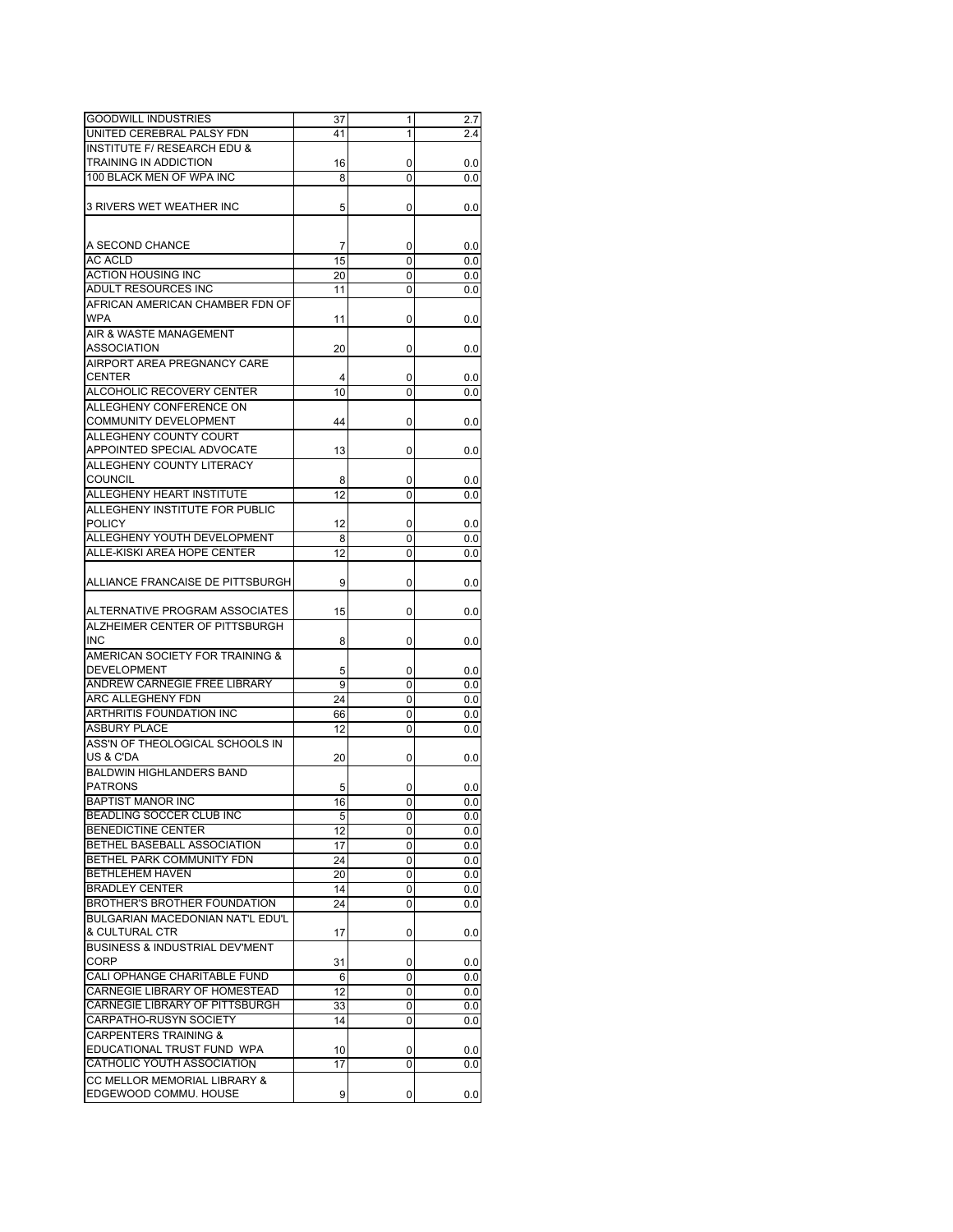| | | | |
|---|---|---|---|
| GOODWILL INDUSTRIES | 37 | 1 | 2.7 |
| UNITED CEREBRAL PALSY FDN | 41 | 1 | 2.4 |
| INSTITUTE F/ RESEARCH EDU & TRAINING IN ADDICTION | 16 | 0 | 0.0 |
| 100 BLACK MEN OF WPA INC | 8 | 0 | 0.0 |
| 3 RIVERS WET WEATHER INC | 5 | 0 | 0.0 |
| A SECOND CHANCE | 7 | 0 | 0.0 |
| AC ACLD | 15 | 0 | 0.0 |
| ACTION HOUSING INC | 20 | 0 | 0.0 |
| ADULT RESOURCES INC | 11 | 0 | 0.0 |
| AFRICAN AMERICAN CHAMBER FDN OF WPA | 11 | 0 | 0.0 |
| AIR & WASTE MANAGEMENT ASSOCIATION | 20 | 0 | 0.0 |
| AIRPORT AREA PREGNANCY CARE CENTER | 4 | 0 | 0.0 |
| ALCOHOLIC RECOVERY CENTER | 10 | 0 | 0.0 |
| ALLEGHENY CONFERENCE ON COMMUNITY DEVELOPMENT | 44 | 0 | 0.0 |
| ALLEGHENY COUNTY COURT APPOINTED SPECIAL ADVOCATE | 13 | 0 | 0.0 |
| ALLEGHENY COUNTY LITERACY COUNCIL | 8 | 0 | 0.0 |
| ALLEGHENY HEART INSTITUTE | 12 | 0 | 0.0 |
| ALLEGHENY INSTITUTE FOR PUBLIC POLICY | 12 | 0 | 0.0 |
| ALLEGHENY YOUTH DEVELOPMENT | 8 | 0 | 0.0 |
| ALLE-KISKI AREA HOPE CENTER | 12 | 0 | 0.0 |
| ALLIANCE FRANCAISE DE PITTSBURGH | 9 | 0 | 0.0 |
| ALTERNATIVE PROGRAM ASSOCIATES | 15 | 0 | 0.0 |
| ALZHEIMER CENTER OF PITTSBURGH INC | 8 | 0 | 0.0 |
| AMERICAN SOCIETY FOR TRAINING & DEVELOPMENT | 5 | 0 | 0.0 |
| ANDREW CARNEGIE FREE LIBRARY | 9 | 0 | 0.0 |
| ARC ALLEGHENY FDN | 24 | 0 | 0.0 |
| ARTHRITIS FOUNDATION INC | 66 | 0 | 0.0 |
| ASBURY PLACE | 12 | 0 | 0.0 |
| ASS'N OF THEOLOGICAL SCHOOLS IN US & C'DA | 20 | 0 | 0.0 |
| BALDWIN HIGHLANDERS BAND PATRONS | 5 | 0 | 0.0 |
| BAPTIST MANOR INC | 16 | 0 | 0.0 |
| BEADLING SOCCER CLUB INC | 5 | 0 | 0.0 |
| BENEDICTINE CENTER | 12 | 0 | 0.0 |
| BETHEL BASEBALL ASSOCIATION | 17 | 0 | 0.0 |
| BETHEL PARK COMMUNITY FDN | 24 | 0 | 0.0 |
| BETHLEHEM HAVEN | 20 | 0 | 0.0 |
| BRADLEY CENTER | 14 | 0 | 0.0 |
| BROTHER'S BROTHER FOUNDATION | 24 | 0 | 0.0 |
| BULGARIAN MACEDONIAN NAT'L EDU'L & CULTURAL CTR | 17 | 0 | 0.0 |
| BUSINESS & INDUSTRIAL DEV'MENT CORP | 31 | 0 | 0.0 |
| CALI OPHANGE CHARITABLE FUND | 6 | 0 | 0.0 |
| CARNEGIE LIBRARY OF HOMESTEAD | 12 | 0 | 0.0 |
| CARNEGIE LIBRARY OF PITTSBURGH | 33 | 0 | 0.0 |
| CARPATHO-RUSYN SOCIETY | 14 | 0 | 0.0 |
| CARPENTERS TRAINING & EDUCATIONAL TRUST FUND WPA | 10 | 0 | 0.0 |
| CATHOLIC YOUTH ASSOCIATION | 17 | 0 | 0.0 |
| CC MELLOR MEMORIAL LIBRARY & EDGEWOOD COMMU. HOUSE | 9 | 0 | 0.0 |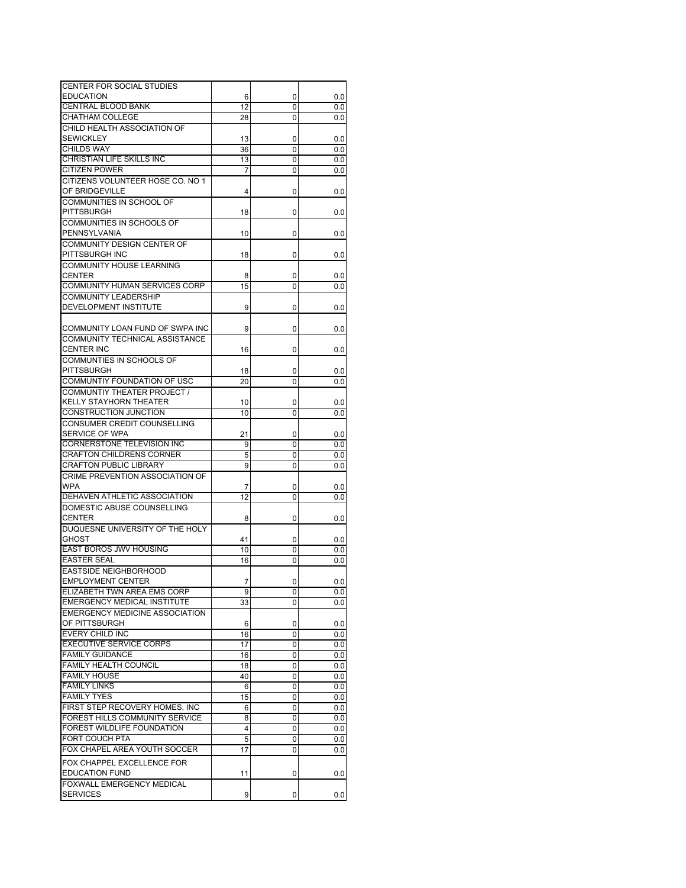| | | | |
|---|---|---|---|
| CENTER FOR SOCIAL STUDIES EDUCATION | 6 | 0 | 0.0 |
| CENTRAL BLOOD BANK | 12 | 0 | 0.0 |
| CHATHAM COLLEGE | 28 | 0 | 0.0 |
| CHILD HEALTH ASSOCIATION OF SEWICKLEY | 13 | 0 | 0.0 |
| CHILDS WAY | 36 | 0 | 0.0 |
| CHRISTIAN LIFE SKILLS INC | 13 | 0 | 0.0 |
| CITIZEN POWER | 7 | 0 | 0.0 |
| CITIZENS VOLUNTEER HOSE CO. NO 1 OF BRIDGEVILLE | 4 | 0 | 0.0 |
| COMMUNITIES IN SCHOOL OF PITTSBURGH | 18 | 0 | 0.0 |
| COMMUNITIES IN SCHOOLS OF PENNSYLVANIA | 10 | 0 | 0.0 |
| COMMUNITY DESIGN CENTER OF PITTSBURGH INC | 18 | 0 | 0.0 |
| COMMUNITY HOUSE LEARNING CENTER | 8 | 0 | 0.0 |
| COMMUNITY HUMAN SERVICES CORP | 15 | 0 | 0.0 |
| COMMUNITY LEADERSHIP DEVELOPMENT INSTITUTE | 9 | 0 | 0.0 |
| COMMUNITY LOAN FUND OF SWPA INC | 9 | 0 | 0.0 |
| COMMUNITY TECHNICAL ASSISTANCE CENTER INC | 16 | 0 | 0.0 |
| COMMUNTIES IN SCHOOLS OF PITTSBURGH | 18 | 0 | 0.0 |
| COMMUNTIY FOUNDATION OF USC | 20 | 0 | 0.0 |
| COMMUNTIY THEATER PROJECT / KELLY STAYHORN THEATER | 10 | 0 | 0.0 |
| CONSTRUCTION JUNCTION | 10 | 0 | 0.0 |
| CONSUMER CREDIT COUNSELLING SERVICE OF WPA | 21 | 0 | 0.0 |
| CORNERSTONE TELEVISION INC | 9 | 0 | 0.0 |
| CRAFTON CHILDRENS CORNER | 5 | 0 | 0.0 |
| CRAFTON PUBLIC LIBRARY | 9 | 0 | 0.0 |
| CRIME PREVENTION ASSOCIATION OF WPA | 7 | 0 | 0.0 |
| DEHAVEN ATHLETIC ASSOCIATION | 12 | 0 | 0.0 |
| DOMESTIC ABUSE COUNSELLING CENTER | 8 | 0 | 0.0 |
| DUQUESNE UNIVERSITY OF THE HOLY GHOST | 41 | 0 | 0.0 |
| EAST BOROS JWV HOUSING | 10 | 0 | 0.0 |
| EASTER SEAL | 16 | 0 | 0.0 |
| EASTSIDE NEIGHBORHOOD EMPLOYMENT CENTER | 7 | 0 | 0.0 |
| ELIZABETH TWN AREA EMS CORP | 9 | 0 | 0.0 |
| EMERGENCY MEDICAL INSTITUTE | 33 | 0 | 0.0 |
| EMERGENCY MEDICINE ASSOCIATION OF PITTSBURGH | 6 | 0 | 0.0 |
| EVERY CHILD INC | 16 | 0 | 0.0 |
| EXECUTIVE SERVICE CORPS | 17 | 0 | 0.0 |
| FAMILY GUIDANCE | 16 | 0 | 0.0 |
| FAMILY HEALTH COUNCIL | 18 | 0 | 0.0 |
| FAMILY HOUSE | 40 | 0 | 0.0 |
| FAMILY LINKS | 6 | 0 | 0.0 |
| FAMILY TYES | 15 | 0 | 0.0 |
| FIRST STEP RECOVERY HOMES, INC | 6 | 0 | 0.0 |
| FOREST HILLS COMMUNITY SERVICE | 8 | 0 | 0.0 |
| FOREST WILDLIFE FOUNDATION | 4 | 0 | 0.0 |
| FORT COUCH PTA | 5 | 0 | 0.0 |
| FOX CHAPEL AREA YOUTH SOCCER | 17 | 0 | 0.0 |
| FOX CHAPPEL EXCELLENCE FOR EDUCATION FUND | 11 | 0 | 0.0 |
| FOXWALL EMERGENCY MEDICAL SERVICES | 9 | 0 | 0.0 |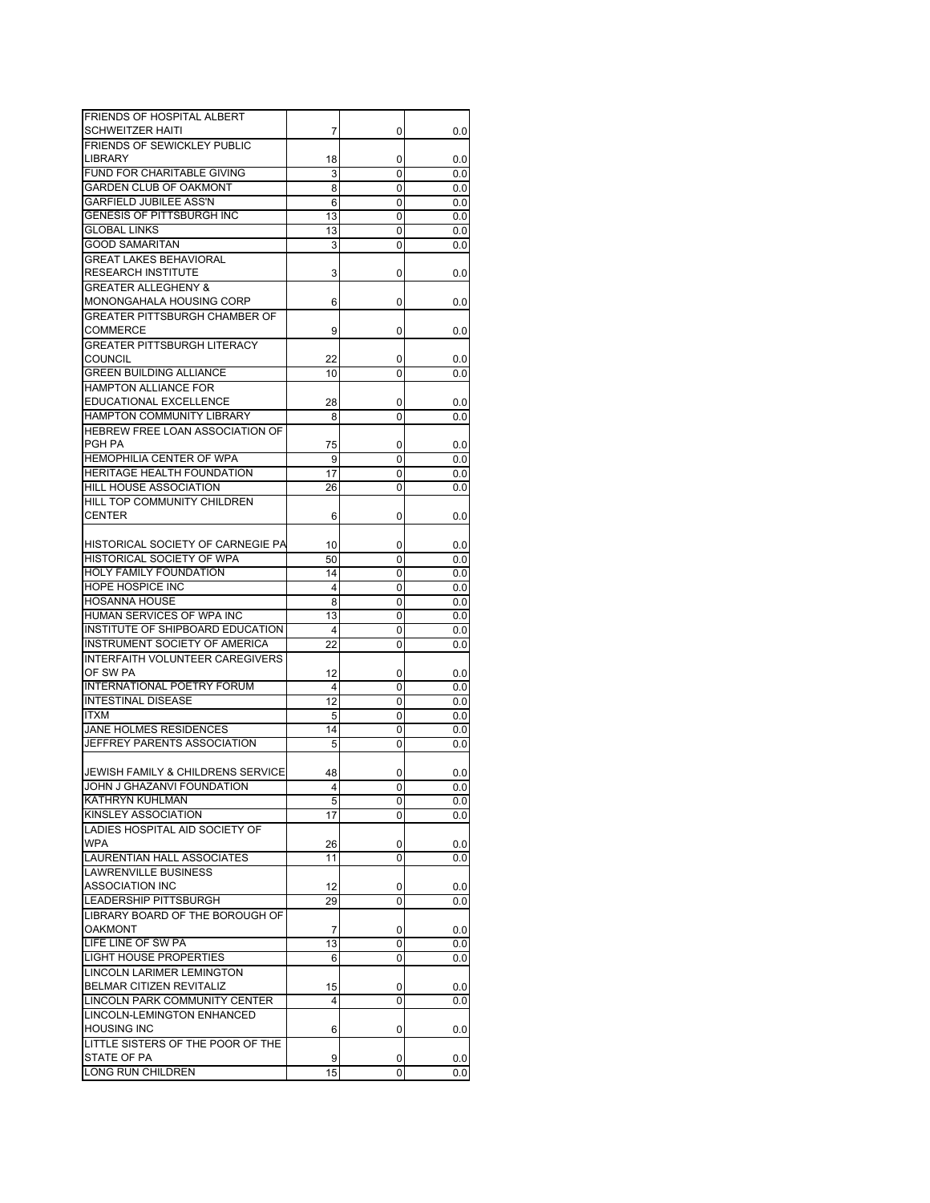| | | | |
|---|---|---|---|
| FRIENDS OF HOSPITAL ALBERT SCHWEITZER HAITI | 7 | 0 | 0.0 |
| FRIENDS OF SEWICKLEY PUBLIC LIBRARY | 18 | 0 | 0.0 |
| FUND FOR CHARITABLE GIVING | 3 | 0 | 0.0 |
| GARDEN CLUB OF OAKMONT | 8 | 0 | 0.0 |
| GARFIELD JUBILEE ASS'N | 6 | 0 | 0.0 |
| GENESIS OF PITTSBURGH INC | 13 | 0 | 0.0 |
| GLOBAL LINKS | 13 | 0 | 0.0 |
| GOOD SAMARITAN | 3 | 0 | 0.0 |
| GREAT LAKES BEHAVIORAL RESEARCH INSTITUTE | 3 | 0 | 0.0 |
| GREATER ALLEGHENY & MONONGAHALA HOUSING CORP | 6 | 0 | 0.0 |
| GREATER PITTSBURGH CHAMBER OF COMMERCE | 9 | 0 | 0.0 |
| GREATER PITTSBURGH LITERACY COUNCIL | 22 | 0 | 0.0 |
| GREEN BUILDING ALLIANCE | 10 | 0 | 0.0 |
| HAMPTON ALLIANCE FOR EDUCATIONAL EXCELLENCE | 28 | 0 | 0.0 |
| HAMPTON COMMUNITY LIBRARY | 8 | 0 | 0.0 |
| HEBREW FREE LOAN ASSOCIATION OF PGH PA | 75 | 0 | 0.0 |
| HEMOPHILIA CENTER OF WPA | 9 | 0 | 0.0 |
| HERITAGE HEALTH FOUNDATION | 17 | 0 | 0.0 |
| HILL HOUSE ASSOCIATION | 26 | 0 | 0.0 |
| HILL TOP COMMUNITY CHILDREN CENTER | 6 | 0 | 0.0 |
| HISTORICAL SOCIETY OF CARNEGIE PA | 10 | 0 | 0.0 |
| HISTORICAL SOCIETY OF WPA | 50 | 0 | 0.0 |
| HOLY FAMILY FOUNDATION | 14 | 0 | 0.0 |
| HOPE HOSPICE INC | 4 | 0 | 0.0 |
| HOSANNA HOUSE | 8 | 0 | 0.0 |
| HUMAN SERVICES OF WPA INC | 13 | 0 | 0.0 |
| INSTITUTE OF SHIPBOARD EDUCATION | 4 | 0 | 0.0 |
| INSTRUMENT SOCIETY OF AMERICA | 22 | 0 | 0.0 |
| INTERFAITH VOLUNTEER CAREGIVERS OF SW PA | 12 | 0 | 0.0 |
| INTERNATIONAL POETRY FORUM | 4 | 0 | 0.0 |
| INTESTINAL DISEASE | 12 | 0 | 0.0 |
| ITXM | 5 | 0 | 0.0 |
| JANE HOLMES RESIDENCES | 14 | 0 | 0.0 |
| JEFFREY PARENTS ASSOCIATION | 5 | 0 | 0.0 |
| JEWISH FAMILY & CHILDRENS SERVICE | 48 | 0 | 0.0 |
| JOHN J GHAZANVI FOUNDATION | 4 | 0 | 0.0 |
| KATHRYN KUHLMAN | 5 | 0 | 0.0 |
| KINSLEY ASSOCIATION | 17 | 0 | 0.0 |
| LADIES HOSPITAL AID SOCIETY OF WPA | 26 | 0 | 0.0 |
| LAURENTIAN HALL ASSOCIATES | 11 | 0 | 0.0 |
| LAWRENVILLE BUSINESS ASSOCIATION INC | 12 | 0 | 0.0 |
| LEADERSHIP PITTSBURGH | 29 | 0 | 0.0 |
| LIBRARY BOARD OF THE BOROUGH OF OAKMONT | 7 | 0 | 0.0 |
| LIFE LINE OF SW PA | 13 | 0 | 0.0 |
| LIGHT HOUSE PROPERTIES | 6 | 0 | 0.0 |
| LINCOLN LARIMER LEMINGTON BELMAR CITIZEN REVITALIZ | 15 | 0 | 0.0 |
| LINCOLN PARK COMMUNITY CENTER | 4 | 0 | 0.0 |
| LINCOLN-LEMINGTON ENHANCED HOUSING INC | 6 | 0 | 0.0 |
| LITTLE SISTERS OF THE POOR OF THE STATE OF PA | 9 | 0 | 0.0 |
| LONG RUN CHILDREN | 15 | 0 | 0.0 |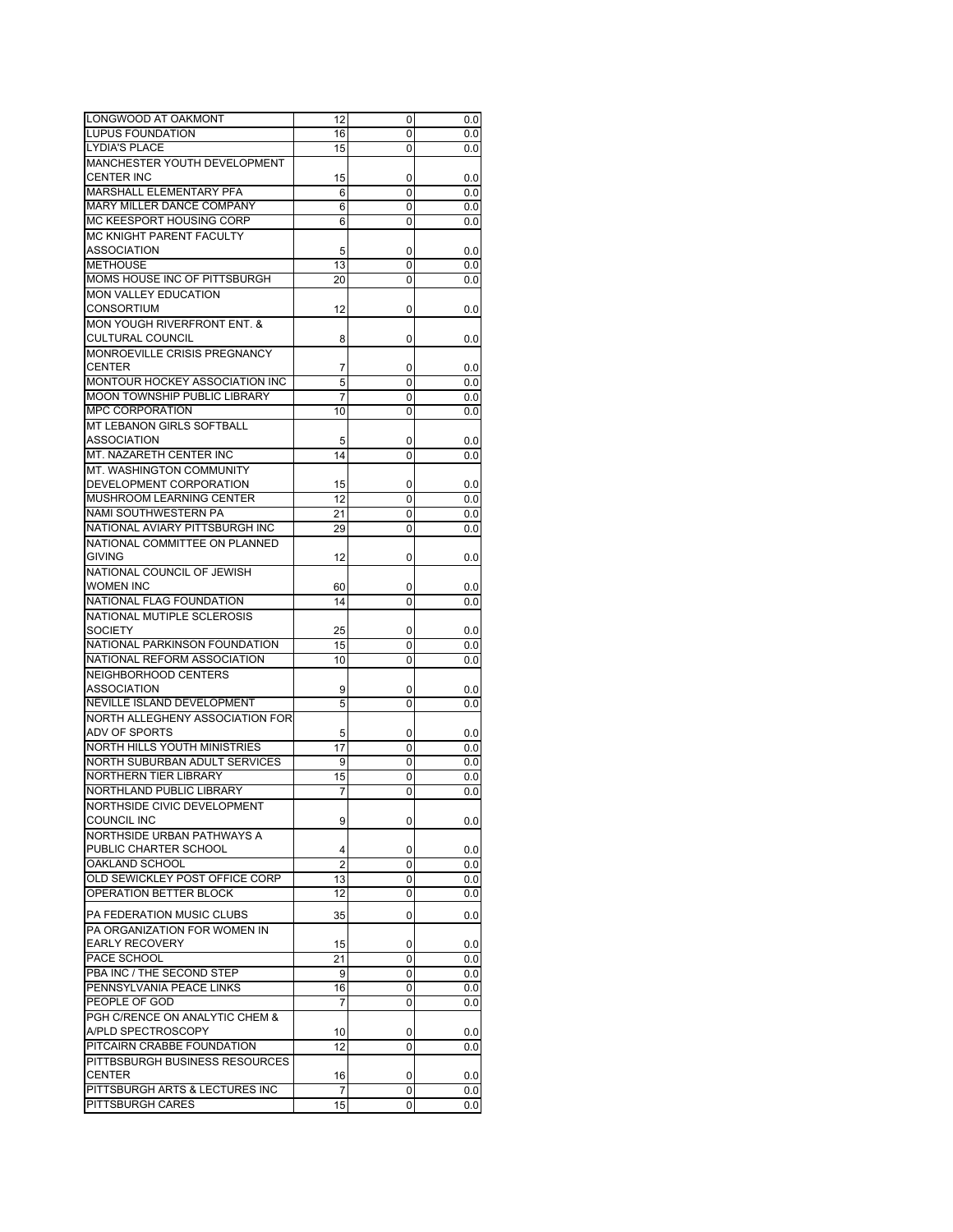| | | | |
|---|---|---|---|
| LONGWOOD AT OAKMONT | 12 | 0 | 0.0 |
| LUPUS FOUNDATION | 16 | 0 | 0.0 |
| LYDIA'S PLACE | 15 | 0 | 0.0 |
| MANCHESTER YOUTH DEVELOPMENT CENTER INC | 15 | 0 | 0.0 |
| MARSHALL ELEMENTARY PFA | 6 | 0 | 0.0 |
| MARY MILLER DANCE COMPANY | 6 | 0 | 0.0 |
| MC KEESPORT HOUSING CORP | 6 | 0 | 0.0 |
| MC KNIGHT PARENT FACULTY ASSOCIATION | 5 | 0 | 0.0 |
| METHOUSE | 13 | 0 | 0.0 |
| MOMS HOUSE INC OF PITTSBURGH | 20 | 0 | 0.0 |
| MON VALLEY EDUCATION CONSORTIUM | 12 | 0 | 0.0 |
| MON YOUGH RIVERFRONT ENT. & CULTURAL COUNCIL | 8 | 0 | 0.0 |
| MONROEVILLE CRISIS PREGNANCY CENTER | 7 | 0 | 0.0 |
| MONTOUR HOCKEY ASSOCIATION INC | 5 | 0 | 0.0 |
| MOON TOWNSHIP PUBLIC LIBRARY | 7 | 0 | 0.0 |
| MPC CORPORATION | 10 | 0 | 0.0 |
| MT LEBANON GIRLS SOFTBALL ASSOCIATION | 5 | 0 | 0.0 |
| MT. NAZARETH CENTER INC | 14 | 0 | 0.0 |
| MT. WASHINGTON COMMUNITY DEVELOPMENT CORPORATION | 15 | 0 | 0.0 |
| MUSHROOM LEARNING CENTER | 12 | 0 | 0.0 |
| NAMI SOUTHWESTERN PA | 21 | 0 | 0.0 |
| NATIONAL AVIARY PITTSBURGH INC | 29 | 0 | 0.0 |
| NATIONAL COMMITTEE ON PLANNED GIVING | 12 | 0 | 0.0 |
| NATIONAL COUNCIL OF JEWISH WOMEN INC | 60 | 0 | 0.0 |
| NATIONAL FLAG FOUNDATION | 14 | 0 | 0.0 |
| NATIONAL MUTIPLE SCLEROSIS SOCIETY | 25 | 0 | 0.0 |
| NATIONAL PARKINSON FOUNDATION | 15 | 0 | 0.0 |
| NATIONAL REFORM ASSOCIATION | 10 | 0 | 0.0 |
| NEIGHBORHOOD CENTERS ASSOCIATION | 9 | 0 | 0.0 |
| NEVILLE ISLAND DEVELOPMENT | 5 | 0 | 0.0 |
| NORTH ALLEGHENY ASSOCIATION FOR ADV OF SPORTS | 5 | 0 | 0.0 |
| NORTH HILLS YOUTH MINISTRIES | 17 | 0 | 0.0 |
| NORTH SUBURBAN ADULT SERVICES | 9 | 0 | 0.0 |
| NORTHERN TIER LIBRARY | 15 | 0 | 0.0 |
| NORTHLAND PUBLIC LIBRARY | 7 | 0 | 0.0 |
| NORTHSIDE CIVIC DEVELOPMENT COUNCIL INC | 9 | 0 | 0.0 |
| NORTHSIDE URBAN PATHWAYS A PUBLIC CHARTER SCHOOL | 4 | 0 | 0.0 |
| OAKLAND SCHOOL | 2 | 0 | 0.0 |
| OLD SEWICKLEY POST OFFICE CORP | 13 | 0 | 0.0 |
| OPERATION BETTER BLOCK | 12 | 0 | 0.0 |
| PA FEDERATION MUSIC CLUBS | 35 | 0 | 0.0 |
| PA ORGANIZATION FOR WOMEN IN EARLY RECOVERY | 15 | 0 | 0.0 |
| PACE SCHOOL | 21 | 0 | 0.0 |
| PBA INC / THE SECOND STEP | 9 | 0 | 0.0 |
| PENNSYLVANIA PEACE LINKS | 16 | 0 | 0.0 |
| PEOPLE OF GOD | 7 | 0 | 0.0 |
| PGH C/RENCE ON ANALYTIC CHEM & A/PLD SPECTROSCOPY | 10 | 0 | 0.0 |
| PITCAIRN CRABBE FOUNDATION | 12 | 0 | 0.0 |
| PITTBSBURGH BUSINESS RESOURCES CENTER | 16 | 0 | 0.0 |
| PITTSBURGH ARTS & LECTURES INC | 7 | 0 | 0.0 |
| PITTSBURGH CARES | 15 | 0 | 0.0 |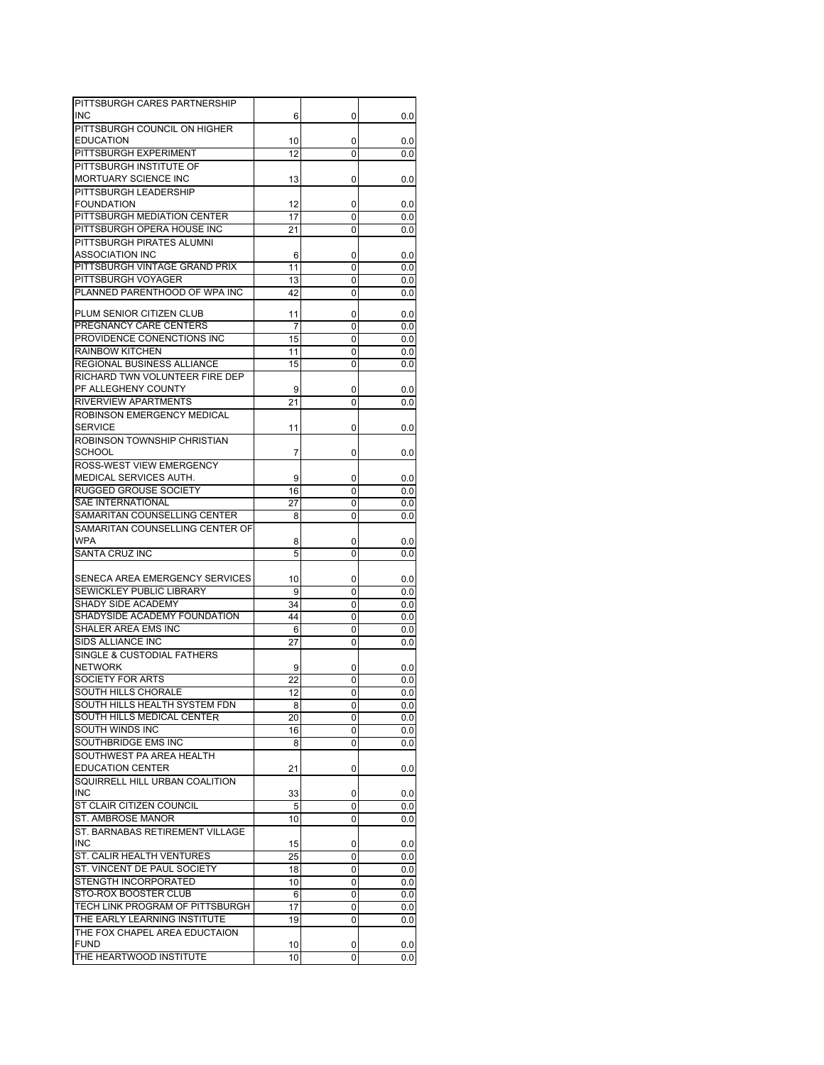| | | | |
|---|---|---|---|
| PITTSBURGH CARES PARTNERSHIP INC | 6 | 0 | 0.0 |
| PITTSBURGH COUNCIL ON HIGHER EDUCATION | 10 | 0 | 0.0 |
| PITTSBURGH EXPERIMENT | 12 | 0 | 0.0 |
| PITTSBURGH INSTITUTE OF MORTUARY SCIENCE INC | 13 | 0 | 0.0 |
| PITTSBURGH LEADERSHIP FOUNDATION | 12 | 0 | 0.0 |
| PITTSBURGH MEDIATION CENTER | 17 | 0 | 0.0 |
| PITTSBURGH OPERA HOUSE INC | 21 | 0 | 0.0 |
| PITTSBURGH PIRATES ALUMNI ASSOCIATION INC | 6 | 0 | 0.0 |
| PITTSBURGH VINTAGE GRAND PRIX | 11 | 0 | 0.0 |
| PITTSBURGH VOYAGER | 13 | 0 | 0.0 |
| PLANNED PARENTHOOD OF WPA INC | 42 | 0 | 0.0 |
| PLUM SENIOR CITIZEN CLUB | 11 | 0 | 0.0 |
| PREGNANCY CARE CENTERS | 7 | 0 | 0.0 |
| PROVIDENCE CONENCTIONS INC | 15 | 0 | 0.0 |
| RAINBOW KITCHEN | 11 | 0 | 0.0 |
| REGIONAL BUSINESS ALLIANCE | 15 | 0 | 0.0 |
| RICHARD TWN VOLUNTEER FIRE DEP PF ALLEGHENY COUNTY | 9 | 0 | 0.0 |
| RIVERVIEW APARTMENTS | 21 | 0 | 0.0 |
| ROBINSON EMERGENCY MEDICAL SERVICE | 11 | 0 | 0.0 |
| ROBINSON TOWNSHIP CHRISTIAN SCHOOL | 7 | 0 | 0.0 |
| ROSS-WEST VIEW EMERGENCY MEDICAL SERVICES AUTH. | 9 | 0 | 0.0 |
| RUGGED GROUSE SOCIETY | 16 | 0 | 0.0 |
| SAE INTERNATIONAL | 27 | 0 | 0.0 |
| SAMARITAN COUNSELLING CENTER | 8 | 0 | 0.0 |
| SAMARITAN COUNSELLING CENTER OF WPA | 8 | 0 | 0.0 |
| SANTA CRUZ INC | 5 | 0 | 0.0 |
| SENECA AREA EMERGENCY SERVICES | 10 | 0 | 0.0 |
| SEWICKLEY PUBLIC LIBRARY | 9 | 0 | 0.0 |
| SHADY SIDE ACADEMY | 34 | 0 | 0.0 |
| SHADYSIDE ACADEMY FOUNDATION | 44 | 0 | 0.0 |
| SHALER AREA EMS INC | 6 | 0 | 0.0 |
| SIDS ALLIANCE INC | 27 | 0 | 0.0 |
| SINGLE & CUSTODIAL FATHERS NETWORK | 9 | 0 | 0.0 |
| SOCIETY FOR ARTS | 22 | 0 | 0.0 |
| SOUTH HILLS CHORALE | 12 | 0 | 0.0 |
| SOUTH HILLS HEALTH SYSTEM FDN | 8 | 0 | 0.0 |
| SOUTH HILLS MEDICAL CENTER | 20 | 0 | 0.0 |
| SOUTH WINDS INC | 16 | 0 | 0.0 |
| SOUTHBRIDGE EMS INC | 8 | 0 | 0.0 |
| SOUTHWEST PA AREA HEALTH EDUCATION CENTER | 21 | 0 | 0.0 |
| SQUIRRELL HILL URBAN COALITION INC | 33 | 0 | 0.0 |
| ST CLAIR CITIZEN COUNCIL | 5 | 0 | 0.0 |
| ST. AMBROSE MANOR | 10 | 0 | 0.0 |
| ST. BARNABAS RETIREMENT VILLAGE INC | 15 | 0 | 0.0 |
| ST. CALIR HEALTH VENTURES | 25 | 0 | 0.0 |
| ST. VINCENT DE PAUL SOCIETY | 18 | 0 | 0.0 |
| STENGTH INCORPORATED | 10 | 0 | 0.0 |
| STO-ROX BOOSTER CLUB | 6 | 0 | 0.0 |
| TECH LINK PROGRAM OF PITTSBURGH | 17 | 0 | 0.0 |
| THE EARLY LEARNING INSTITUTE | 19 | 0 | 0.0 |
| THE FOX CHAPEL AREA EDUCTAION FUND | 10 | 0 | 0.0 |
| THE HEARTWOOD INSTITUTE | 10 | 0 | 0.0 |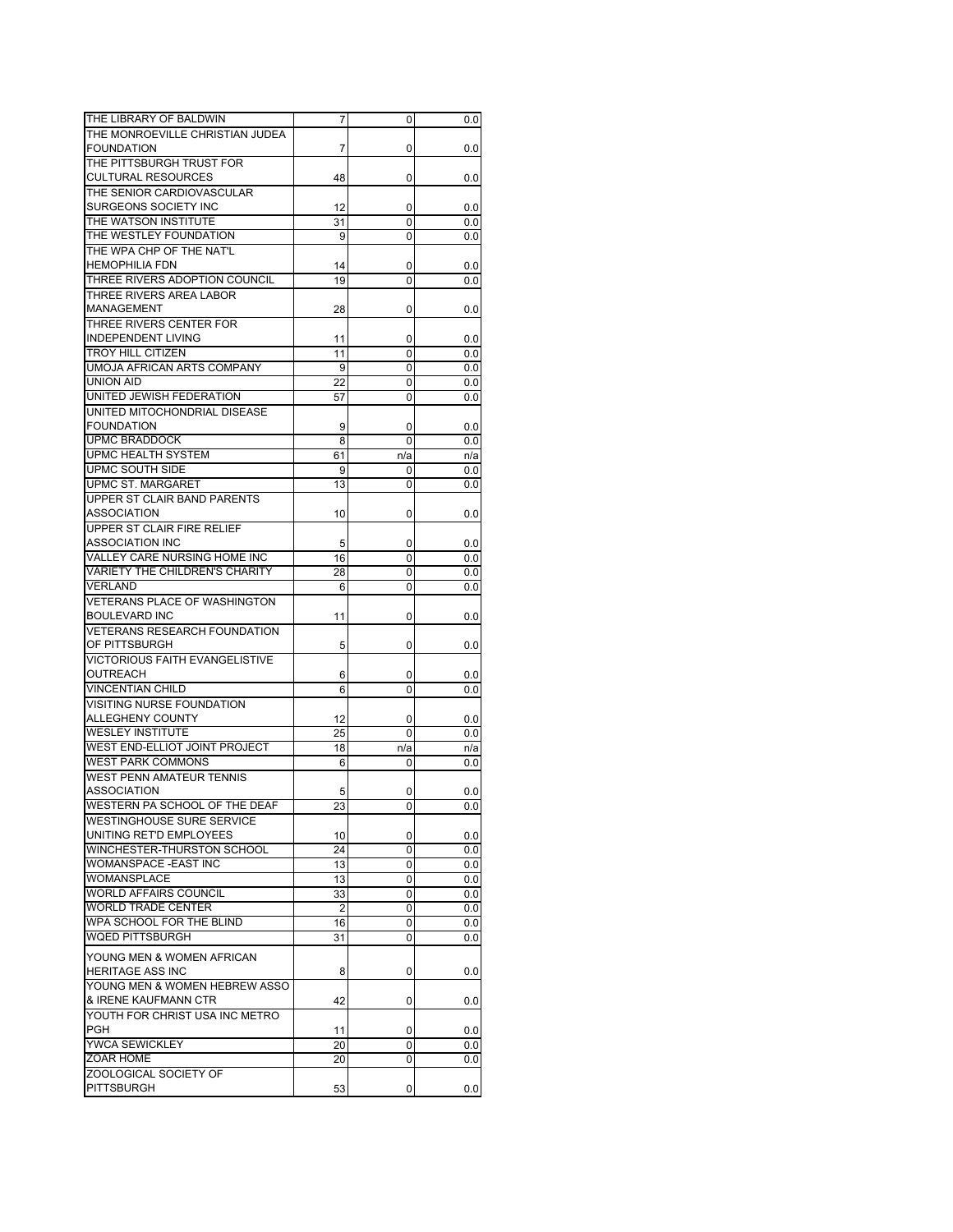| | | | |
|---|---|---|---|
| THE LIBRARY OF BALDWIN | 7 | 0 | 0.0 |
| THE MONROEVILLE CHRISTIAN JUDEA FOUNDATION | 7 | 0 | 0.0 |
| THE PITTSBURGH TRUST FOR CULTURAL RESOURCES | 48 | 0 | 0.0 |
| THE SENIOR CARDIOVASCULAR SURGEONS SOCIETY INC | 12 | 0 | 0.0 |
| THE WATSON INSTITUTE | 31 | 0 | 0.0 |
| THE WESTLEY FOUNDATION | 9 | 0 | 0.0 |
| THE WPA CHP OF THE NAT'L HEMOPHILIA FDN | 14 | 0 | 0.0 |
| THREE RIVERS ADOPTION COUNCIL | 19 | 0 | 0.0 |
| THREE RIVERS AREA LABOR MANAGEMENT | 28 | 0 | 0.0 |
| THREE RIVERS CENTER FOR INDEPENDENT LIVING | 11 | 0 | 0.0 |
| TROY HILL CITIZEN | 11 | 0 | 0.0 |
| UMOJA AFRICAN ARTS COMPANY | 9 | 0 | 0.0 |
| UNION AID | 22 | 0 | 0.0 |
| UNITED JEWISH FEDERATION | 57 | 0 | 0.0 |
| UNITED MITOCHONDRIAL DISEASE FOUNDATION | 9 | 0 | 0.0 |
| UPMC BRADDOCK | 8 | 0 | 0.0 |
| UPMC HEALTH SYSTEM | 61 | n/a | n/a |
| UPMC SOUTH SIDE | 9 | 0 | 0.0 |
| UPMC ST. MARGARET | 13 | 0 | 0.0 |
| UPPER ST CLAIR BAND PARENTS ASSOCIATION | 10 | 0 | 0.0 |
| UPPER ST CLAIR FIRE RELIEF ASSOCIATION INC | 5 | 0 | 0.0 |
| VALLEY CARE NURSING HOME INC | 16 | 0 | 0.0 |
| VARIETY THE CHILDREN'S CHARITY | 28 | 0 | 0.0 |
| VERLAND | 6 | 0 | 0.0 |
| VETERANS PLACE OF WASHINGTON BOULEVARD INC | 11 | 0 | 0.0 |
| VETERANS RESEARCH FOUNDATION OF PITTSBURGH | 5 | 0 | 0.0 |
| VICTORIOUS FAITH EVANGELISTIVE OUTREACH | 6 | 0 | 0.0 |
| VINCENTIAN CHILD | 6 | 0 | 0.0 |
| VISITING NURSE FOUNDATION ALLEGHENY COUNTY | 12 | 0 | 0.0 |
| WESLEY INSTITUTE | 25 | 0 | 0.0 |
| WEST END-ELLIOT JOINT PROJECT | 18 | n/a | n/a |
| WEST PARK COMMONS | 6 | 0 | 0.0 |
| WEST PENN AMATEUR TENNIS ASSOCIATION | 5 | 0 | 0.0 |
| WESTERN PA SCHOOL OF THE DEAF | 23 | 0 | 0.0 |
| WESTINGHOUSE SURE SERVICE UNITING RET'D EMPLOYEES | 10 | 0 | 0.0 |
| WINCHESTER-THURSTON SCHOOL | 24 | 0 | 0.0 |
| WOMANSPACE -EAST INC | 13 | 0 | 0.0 |
| WOMANSPLACE | 13 | 0 | 0.0 |
| WORLD AFFAIRS COUNCIL | 33 | 0 | 0.0 |
| WORLD TRADE CENTER | 2 | 0 | 0.0 |
| WPA SCHOOL FOR THE BLIND | 16 | 0 | 0.0 |
| WQED PITTSBURGH | 31 | 0 | 0.0 |
| YOUNG MEN & WOMEN AFRICAN HERITAGE ASS INC | 8 | 0 | 0.0 |
| YOUNG MEN & WOMEN HEBREW ASSO & IRENE KAUFMANN CTR | 42 | 0 | 0.0 |
| YOUTH FOR CHRIST USA INC METRO PGH | 11 | 0 | 0.0 |
| YWCA SEWICKLEY | 20 | 0 | 0.0 |
| ZOAR HOME | 20 | 0 | 0.0 |
| ZOOLOGICAL SOCIETY OF PITTSBURGH | 53 | 0 | 0.0 |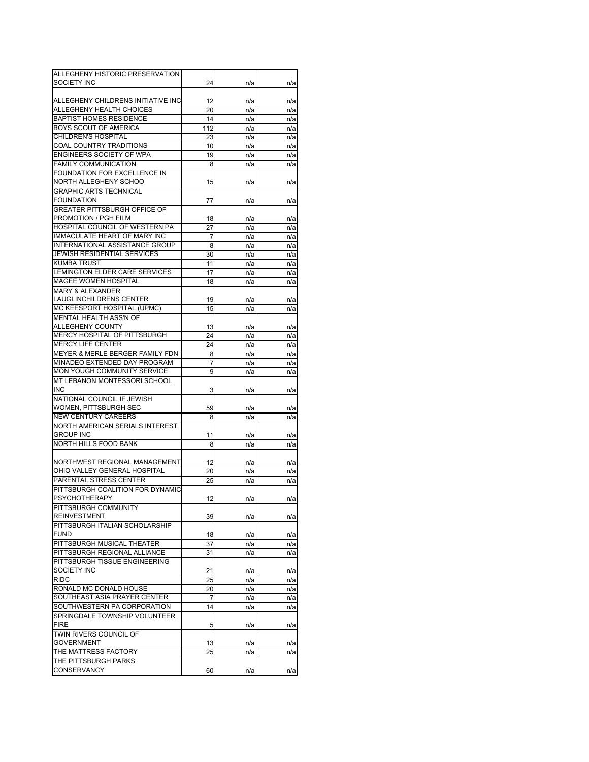| | | | |
|---|---|---|---|
| ALLEGHENY HISTORIC PRESERVATION SOCIETY INC | 24 | n/a | n/a |
| ALLEGHENY CHILDRENS INITIATIVE INC | 12 | n/a | n/a |
| ALLEGHENY HEALTH CHOICES | 20 | n/a | n/a |
| BAPTIST HOMES RESIDENCE | 14 | n/a | n/a |
| BOYS SCOUT OF AMERICA | 112 | n/a | n/a |
| CHILDREN'S HOSPITAL | 23 | n/a | n/a |
| COAL COUNTRY TRADITIONS | 10 | n/a | n/a |
| ENGINEERS SOCIETY OF WPA | 19 | n/a | n/a |
| FAMILY COMMUNICATION | 8 | n/a | n/a |
| FOUNDATION FOR EXCELLENCE IN NORTH ALLEGHENY SCHOO | 15 | n/a | n/a |
| GRAPHIC ARTS TECHNICAL FOUNDATION | 77 | n/a | n/a |
| GREATER PITTSBURGH OFFICE OF PROMOTION / PGH FILM | 18 | n/a | n/a |
| HOSPITAL COUNCIL OF WESTERN PA | 27 | n/a | n/a |
| IMMACULATE HEART OF MARY INC | 7 | n/a | n/a |
| INTERNATIONAL ASSISTANCE GROUP | 8 | n/a | n/a |
| JEWISH RESIDENTIAL SERVICES | 30 | n/a | n/a |
| KUMBA TRUST | 11 | n/a | n/a |
| LEMINGTON ELDER CARE SERVICES | 17 | n/a | n/a |
| MAGEE WOMEN HOSPITAL | 18 | n/a | n/a |
| MARY & ALEXANDER LAUGLINCHILDRENS CENTER | 19 | n/a | n/a |
| MC KEESPORT HOSPITAL (UPMC) | 15 | n/a | n/a |
| MENTAL HEALTH ASS'N OF ALLEGHENY COUNTY | 13 | n/a | n/a |
| MERCY HOSPITAL OF PITTSBURGH | 24 | n/a | n/a |
| MERCY LIFE CENTER | 24 | n/a | n/a |
| MEYER & MERLE BERGER FAMILY FDN | 8 | n/a | n/a |
| MINADEO EXTENDED DAY PROGRAM | 7 | n/a | n/a |
| MON YOUGH COMMUNITY SERVICE | 9 | n/a | n/a |
| MT LEBANON MONTESSORI SCHOOL INC | 3 | n/a | n/a |
| NATIONAL COUNCIL IF JEWISH WOMEN, PITTSBURGH SEC | 59 | n/a | n/a |
| NEW CENTURY CAREERS | 8 | n/a | n/a |
| NORTH AMERICAN SERIALS INTEREST GROUP INC | 11 | n/a | n/a |
| NORTH HILLS FOOD BANK | 8 | n/a | n/a |
| NORTHWEST REGIONAL MANAGEMENT | 12 | n/a | n/a |
| OHIO VALLEY GENERAL HOSPITAL | 20 | n/a | n/a |
| PARENTAL STRESS CENTER | 25 | n/a | n/a |
| PITTSBURGH COALITION FOR DYNAMIC PSYCHOTHERAPY | 12 | n/a | n/a |
| PITTSBURGH COMMUNITY REINVESTMENT | 39 | n/a | n/a |
| PITTSBURGH ITALIAN SCHOLARSHIP FUND | 18 | n/a | n/a |
| PITTSBURGH MUSICAL THEATER | 37 | n/a | n/a |
| PITTSBURGH REGIONAL ALLIANCE | 31 | n/a | n/a |
| PITTSBURGH TISSUE ENGINEERING SOCIETY INC | 21 | n/a | n/a |
| RIDC | 25 | n/a | n/a |
| RONALD MC DONALD HOUSE | 20 | n/a | n/a |
| SOUTHEAST ASIA PRAYER CENTER | 7 | n/a | n/a |
| SOUTHWESTERN PA CORPORATION | 14 | n/a | n/a |
| SPRINGDALE TOWNSHIP VOLUNTEER FIRE | 5 | n/a | n/a |
| TWIN RIVERS COUNCIL OF GOVERNMENT | 13 | n/a | n/a |
| THE MATTRESS FACTORY | 25 | n/a | n/a |
| THE PITTSBURGH PARKS CONSERVANCY | 60 | n/a | n/a |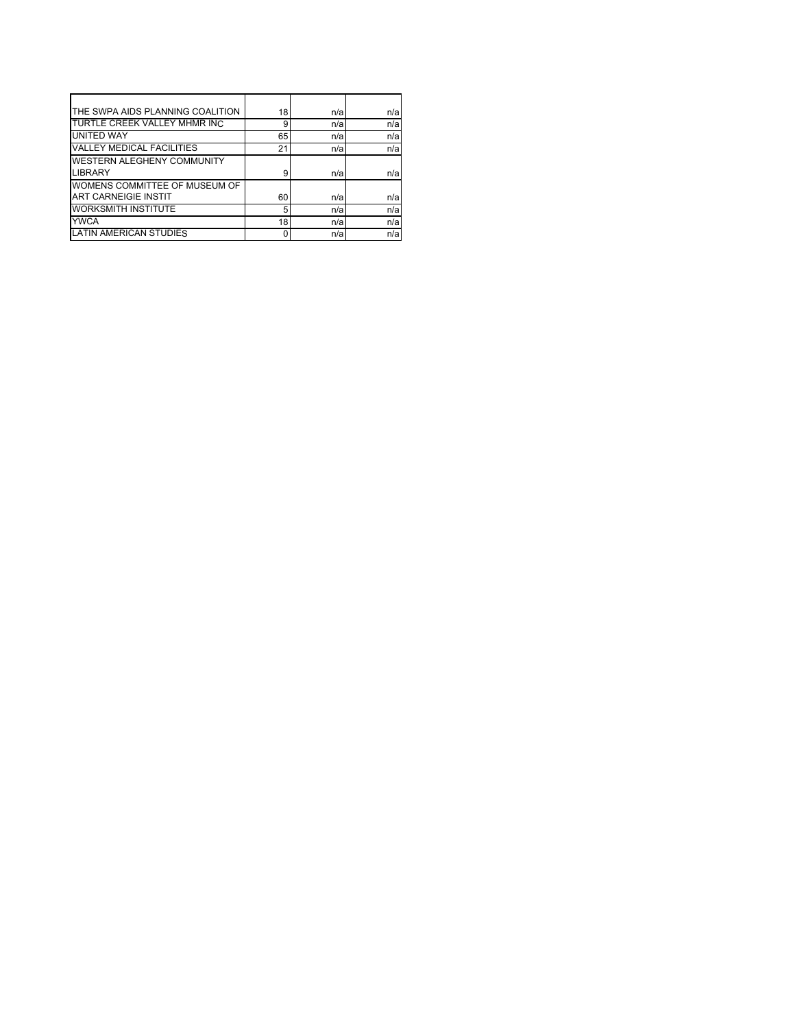| | | | |
|---|---|---|---|
| THE SWPA AIDS PLANNING COALITION | 18 | n/a | n/a |
| TURTLE CREEK VALLEY MHMR INC | 9 | n/a | n/a |
| UNITED WAY | 65 | n/a | n/a |
| VALLEY MEDICAL FACILITIES | 21 | n/a | n/a |
| WESTERN ALEGHENY COMMUNITY LIBRARY | 9 | n/a | n/a |
| WOMENS COMMITTEE OF MUSEUM OF ART CARNEIGIE INSTIT | 60 | n/a | n/a |
| WORKSMITH INSTITUTE | 5 | n/a | n/a |
| YWCA | 18 | n/a | n/a |
| LATIN AMERICAN STUDIES | 0 | n/a | n/a |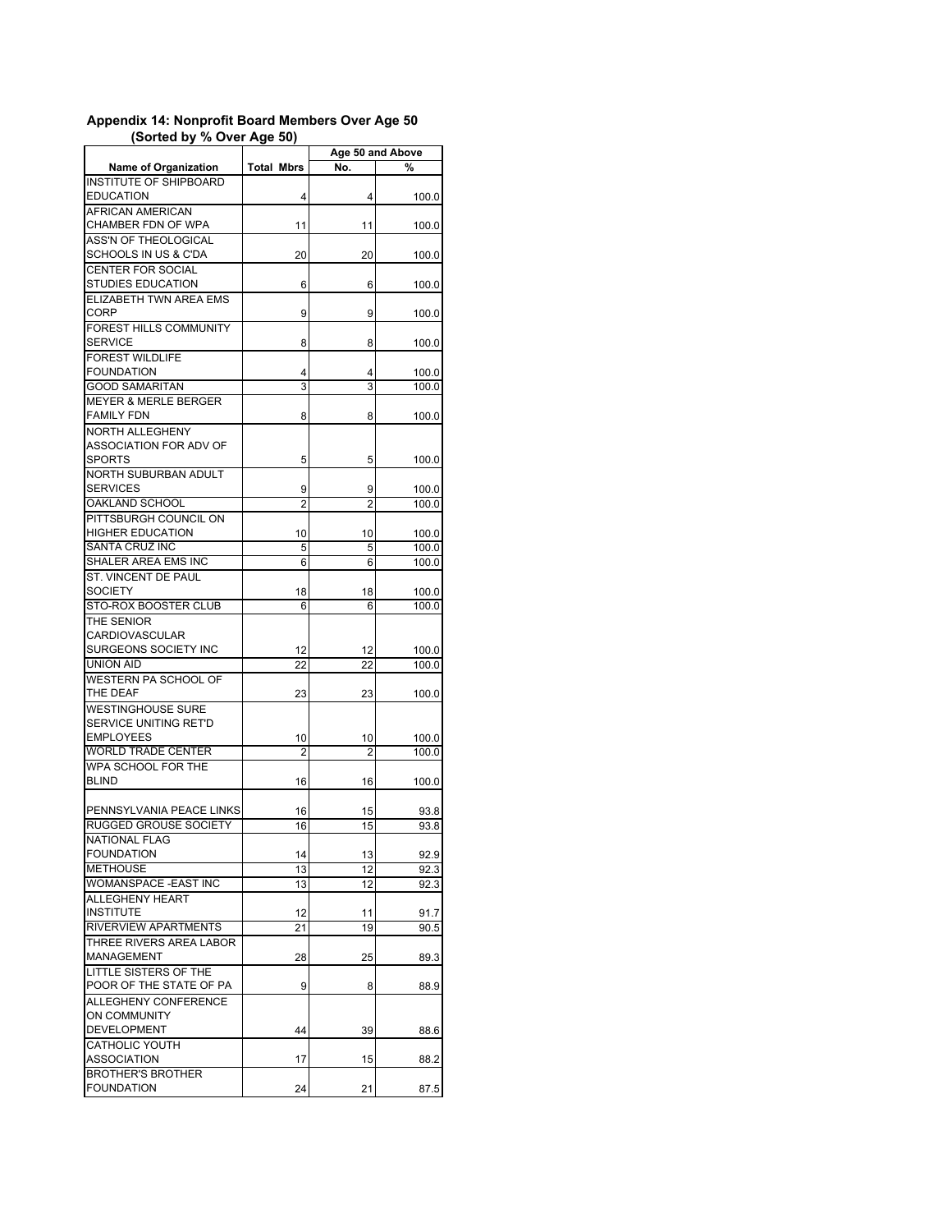## Appendix 14: Nonprofit Board Members Over Age 50
### (Sorted by % Over Age 50)

| Name of Organization | Total Mbrs | Age 50 and Above No. | Age 50 and Above % |
|---|---|---|---|
| INSTITUTE OF SHIPBOARD EDUCATION | 4 | 4 | 100.0 |
| AFRICAN AMERICAN CHAMBER FDN OF WPA | 11 | 11 | 100.0 |
| ASS'N OF THEOLOGICAL SCHOOLS IN US & C'DA | 20 | 20 | 100.0 |
| CENTER FOR SOCIAL STUDIES EDUCATION | 6 | 6 | 100.0 |
| ELIZABETH TWN AREA EMS CORP | 9 | 9 | 100.0 |
| FOREST HILLS COMMUNITY SERVICE | 8 | 8 | 100.0 |
| FOREST WILDLIFE FOUNDATION | 4 | 4 | 100.0 |
| GOOD SAMARITAN | 3 | 3 | 100.0 |
| MEYER & MERLE BERGER FAMILY FDN | 8 | 8 | 100.0 |
| NORTH ALLEGHENY ASSOCIATION FOR ADV OF SPORTS | 5 | 5 | 100.0 |
| NORTH SUBURBAN ADULT SERVICES | 9 | 9 | 100.0 |
| OAKLAND SCHOOL | 2 | 2 | 100.0 |
| PITTSBURGH COUNCIL ON HIGHER EDUCATION | 10 | 10 | 100.0 |
| SANTA CRUZ INC | 5 | 5 | 100.0 |
| SHALER AREA EMS INC | 6 | 6 | 100.0 |
| ST. VINCENT DE PAUL SOCIETY | 18 | 18 | 100.0 |
| STO-ROX BOOSTER CLUB | 6 | 6 | 100.0 |
| THE SENIOR CARDIOVASCULAR SURGEONS SOCIETY INC | 12 | 12 | 100.0 |
| UNION AID | 22 | 22 | 100.0 |
| WESTERN PA SCHOOL OF THE DEAF | 23 | 23 | 100.0 |
| WESTINGHOUSE SURE SERVICE UNITING RET'D EMPLOYEES | 10 | 10 | 100.0 |
| WORLD TRADE CENTER | 2 | 2 | 100.0 |
| WPA SCHOOL FOR THE BLIND | 16 | 16 | 100.0 |
| PENNSYLVANIA PEACE LINKS | 16 | 15 | 93.8 |
| RUGGED GROUSE SOCIETY | 16 | 15 | 93.8 |
| NATIONAL FLAG FOUNDATION | 14 | 13 | 92.9 |
| METHOUSE | 13 | 12 | 92.3 |
| WOMANSPACE -EAST INC | 13 | 12 | 92.3 |
| ALLEGHENY HEART INSTITUTE | 12 | 11 | 91.7 |
| RIVERVIEW APARTMENTS | 21 | 19 | 90.5 |
| THREE RIVERS AREA LABOR MANAGEMENT | 28 | 25 | 89.3 |
| LITTLE SISTERS OF THE POOR OF THE STATE OF PA | 9 | 8 | 88.9 |
| ALLEGHENY CONFERENCE ON COMMUNITY DEVELOPMENT | 44 | 39 | 88.6 |
| CATHOLIC YOUTH ASSOCIATION | 17 | 15 | 88.2 |
| BROTHER'S BROTHER FOUNDATION | 24 | 21 | 87.5 |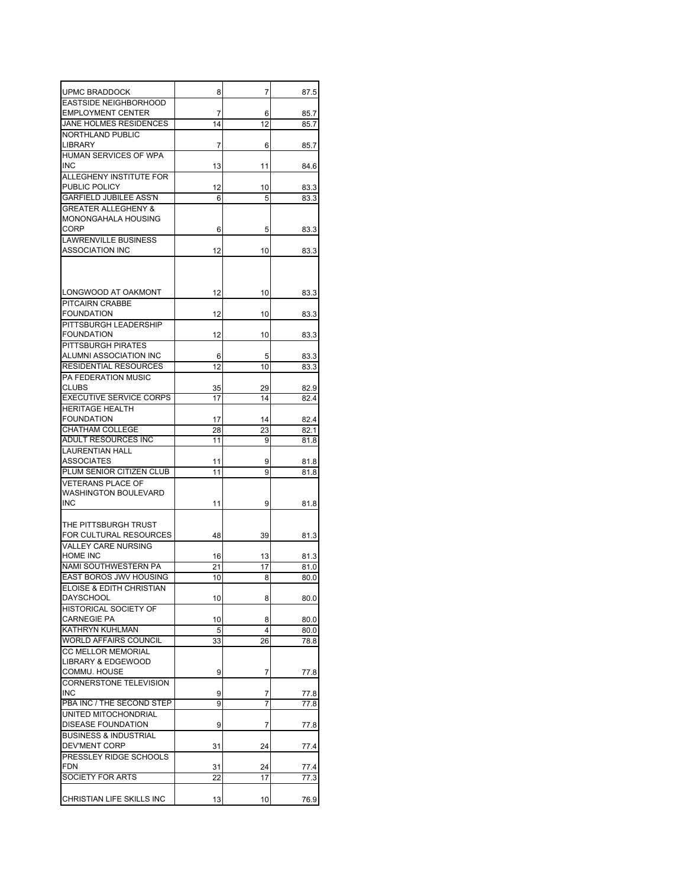| | | | |
|---|---|---|---|
| UPMC BRADDOCK | 8 | 7 | 87.5 |
| EASTSIDE NEIGHBORHOOD EMPLOYMENT CENTER | 7 | 6 | 85.7 |
| JANE HOLMES RESIDENCES | 14 | 12 | 85.7 |
| NORTHLAND PUBLIC LIBRARY | 7 | 6 | 85.7 |
| HUMAN SERVICES OF WPA INC | 13 | 11 | 84.6 |
| ALLEGHENY INSTITUTE FOR PUBLIC POLICY | 12 | 10 | 83.3 |
| GARFIELD JUBILEE ASS'N | 6 | 5 | 83.3 |
| GREATER ALLEGHENY & MONONGAHALA HOUSING CORP | 6 | 5 | 83.3 |
| LAWRENVILLE BUSINESS ASSOCIATION INC | 12 | 10 | 83.3 |
| LONGWOOD AT OAKMONT | 12 | 10 | 83.3 |
| PITCAIRN CRABBE FOUNDATION | 12 | 10 | 83.3 |
| PITTSBURGH LEADERSHIP FOUNDATION | 12 | 10 | 83.3 |
| PITTSBURGH PIRATES ALUMNI ASSOCIATION INC | 6 | 5 | 83.3 |
| RESIDENTIAL RESOURCES | 12 | 10 | 83.3 |
| PA FEDERATION MUSIC CLUBS | 35 | 29 | 82.9 |
| EXECUTIVE SERVICE CORPS | 17 | 14 | 82.4 |
| HERITAGE HEALTH FOUNDATION | 17 | 14 | 82.4 |
| CHATHAM COLLEGE | 28 | 23 | 82.1 |
| ADULT RESOURCES INC | 11 | 9 | 81.8 |
| LAURENTIAN HALL ASSOCIATES | 11 | 9 | 81.8 |
| PLUM SENIOR CITIZEN CLUB | 11 | 9 | 81.8 |
| VETERANS PLACE OF WASHINGTON BOULEVARD INC | 11 | 9 | 81.8 |
| THE PITTSBURGH TRUST FOR CULTURAL RESOURCES | 48 | 39 | 81.3 |
| VALLEY CARE NURSING HOME INC | 16 | 13 | 81.3 |
| NAMI SOUTHWESTERN PA | 21 | 17 | 81.0 |
| EAST BOROS JWV HOUSING | 10 | 8 | 80.0 |
| ELOISE & EDITH CHRISTIAN DAYSCHOOL | 10 | 8 | 80.0 |
| HISTORICAL SOCIETY OF CARNEGIE PA | 10 | 8 | 80.0 |
| KATHRYN KUHLMAN | 5 | 4 | 80.0 |
| WORLD AFFAIRS COUNCIL | 33 | 26 | 78.8 |
| CC MELLOR MEMORIAL LIBRARY & EDGEWOOD COMMU. HOUSE | 9 | 7 | 77.8 |
| CORNERSTONE TELEVISION INC | 9 | 7 | 77.8 |
| PBA INC / THE SECOND STEP | 9 | 7 | 77.8 |
| UNITED MITOCHONDRIAL DISEASE FOUNDATION | 9 | 7 | 77.8 |
| BUSINESS & INDUSTRIAL DEV'MENT CORP | 31 | 24 | 77.4 |
| PRESSLEY RIDGE SCHOOLS FDN | 31 | 24 | 77.4 |
| SOCIETY FOR ARTS | 22 | 17 | 77.3 |
| CHRISTIAN LIFE SKILLS INC | 13 | 10 | 76.9 |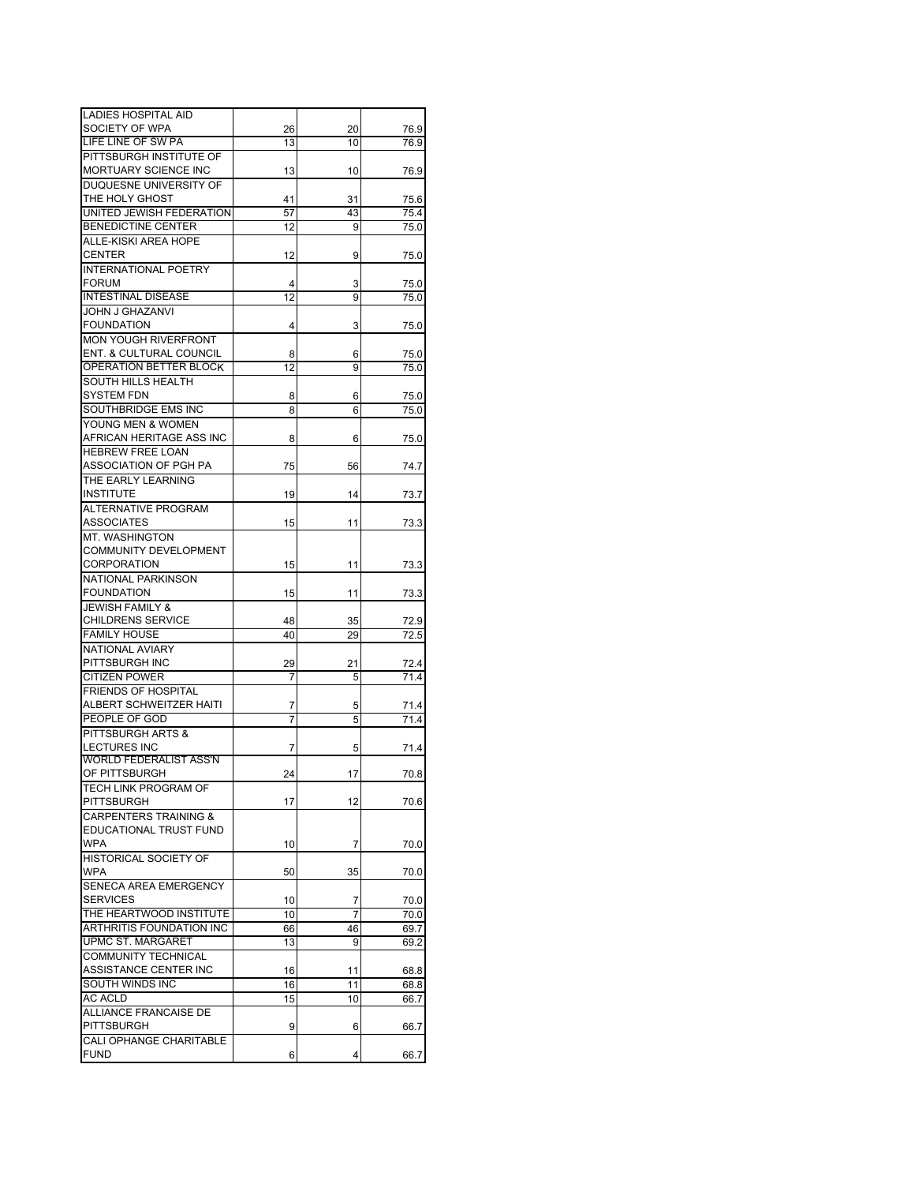| | | | |
|---|---|---|---|
| LADIES HOSPITAL AID SOCIETY OF WPA | 26 | 20 | 76.9 |
| LIFE LINE OF SW PA | 13 | 10 | 76.9 |
| PITTSBURGH INSTITUTE OF MORTUARY SCIENCE INC | 13 | 10 | 76.9 |
| DUQUESNE UNIVERSITY OF THE HOLY GHOST | 41 | 31 | 75.6 |
| UNITED JEWISH FEDERATION | 57 | 43 | 75.4 |
| BENEDICTINE CENTER | 12 | 9 | 75.0 |
| ALLE-KISKI AREA HOPE CENTER | 12 | 9 | 75.0 |
| INTERNATIONAL POETRY FORUM | 4 | 3 | 75.0 |
| INTESTINAL DISEASE | 12 | 9 | 75.0 |
| JOHN J GHAZANVI FOUNDATION | 4 | 3 | 75.0 |
| MON YOUGH RIVERFRONT ENT. & CULTURAL COUNCIL | 8 | 6 | 75.0 |
| OPERATION BETTER BLOCK | 12 | 9 | 75.0 |
| SOUTH HILLS HEALTH SYSTEM FDN | 8 | 6 | 75.0 |
| SOUTHBRIDGE EMS INC | 8 | 6 | 75.0 |
| YOUNG MEN & WOMEN AFRICAN HERITAGE ASS INC | 8 | 6 | 75.0 |
| HEBREW FREE LOAN ASSOCIATION OF PGH PA | 75 | 56 | 74.7 |
| THE EARLY LEARNING INSTITUTE | 19 | 14 | 73.7 |
| ALTERNATIVE PROGRAM ASSOCIATES | 15 | 11 | 73.3 |
| MT. WASHINGTON COMMUNITY DEVELOPMENT CORPORATION | 15 | 11 | 73.3 |
| NATIONAL PARKINSON FOUNDATION | 15 | 11 | 73.3 |
| JEWISH FAMILY & CHILDRENS SERVICE | 48 | 35 | 72.9 |
| FAMILY HOUSE | 40 | 29 | 72.5 |
| NATIONAL AVIARY PITTSBURGH INC | 29 | 21 | 72.4 |
| CITIZEN POWER | 7 | 5 | 71.4 |
| FRIENDS OF HOSPITAL ALBERT SCHWEITZER HAITI | 7 | 5 | 71.4 |
| PEOPLE OF GOD | 7 | 5 | 71.4 |
| PITTSBURGH ARTS & LECTURES INC | 7 | 5 | 71.4 |
| WORLD FEDERALIST ASS'N OF PITTSBURGH | 24 | 17 | 70.8 |
| TECH LINK PROGRAM OF PITTSBURGH | 17 | 12 | 70.6 |
| CARPENTERS TRAINING & EDUCATIONAL TRUST FUND WPA | 10 | 7 | 70.0 |
| HISTORICAL SOCIETY OF WPA | 50 | 35 | 70.0 |
| SENECA AREA EMERGENCY SERVICES | 10 | 7 | 70.0 |
| THE HEARTWOOD INSTITUTE | 10 | 7 | 70.0 |
| ARTHRITIS FOUNDATION INC | 66 | 46 | 69.7 |
| UPMC ST. MARGARET | 13 | 9 | 69.2 |
| COMMUNITY TECHNICAL ASSISTANCE CENTER INC | 16 | 11 | 68.8 |
| SOUTH WINDS INC | 16 | 11 | 68.8 |
| AC ACLD | 15 | 10 | 66.7 |
| ALLIANCE FRANCAISE DE PITTSBURGH | 9 | 6 | 66.7 |
| CALI OPHANGE CHARITABLE FUND | 6 | 4 | 66.7 |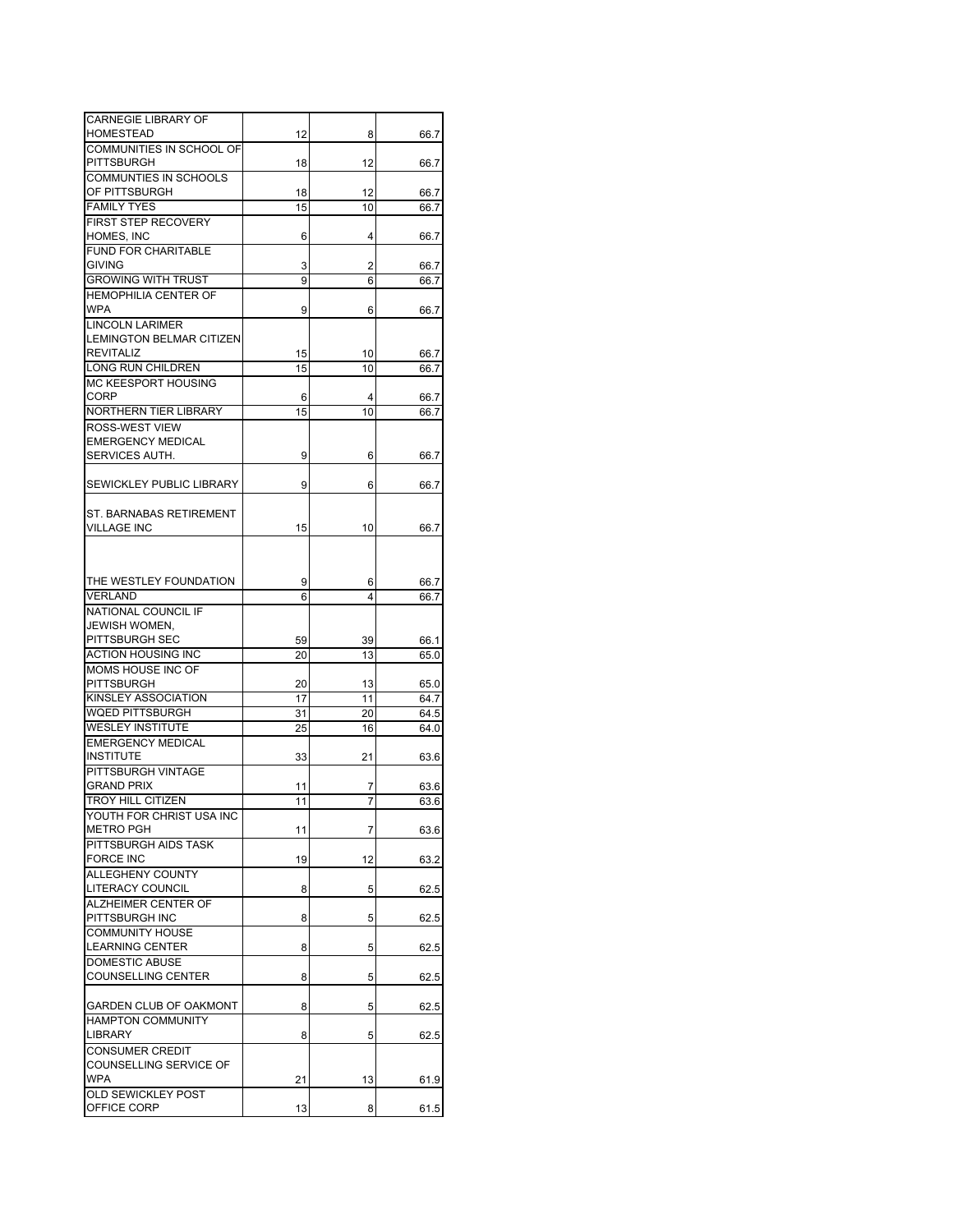| | | | |
|---|---|---|---|
| CARNEGIE LIBRARY OF HOMESTEAD | 12 | 8 | 66.7 |
| COMMUNITIES IN SCHOOL OF PITTSBURGH | 18 | 12 | 66.7 |
| COMMUNTIES IN SCHOOLS OF PITTSBURGH | 18 | 12 | 66.7 |
| FAMILY TYES | 15 | 10 | 66.7 |
| FIRST STEP RECOVERY HOMES, INC | 6 | 4 | 66.7 |
| FUND FOR CHARITABLE GIVING | 3 | 2 | 66.7 |
| GROWING WITH TRUST | 9 | 6 | 66.7 |
| HEMOPHILIA CENTER OF WPA | 9 | 6 | 66.7 |
| LINCOLN LARIMER LEMINGTON BELMAR CITIZEN REVITALIZ | 15 | 10 | 66.7 |
| LONG RUN CHILDREN | 15 | 10 | 66.7 |
| MC KEESPORT HOUSING CORP | 6 | 4 | 66.7 |
| NORTHERN TIER LIBRARY | 15 | 10 | 66.7 |
| ROSS-WEST VIEW EMERGENCY MEDICAL SERVICES AUTH. | 9 | 6 | 66.7 |
| SEWICKLEY PUBLIC LIBRARY | 9 | 6 | 66.7 |
| ST. BARNABAS RETIREMENT VILLAGE INC | 15 | 10 | 66.7 |
| THE WESTLEY FOUNDATION | 9 | 6 | 66.7 |
| VERLAND | 6 | 4 | 66.7 |
| NATIONAL COUNCIL IF JEWISH WOMEN, PITTSBURGH SEC | 59 | 39 | 66.1 |
| ACTION HOUSING INC | 20 | 13 | 65.0 |
| MOMS HOUSE INC OF PITTSBURGH | 20 | 13 | 65.0 |
| KINSLEY ASSOCIATION | 17 | 11 | 64.7 |
| WQED PITTSBURGH | 31 | 20 | 64.5 |
| WESLEY INSTITUTE | 25 | 16 | 64.0 |
| EMERGENCY MEDICAL INSTITUTE | 33 | 21 | 63.6 |
| PITTSBURGH VINTAGE GRAND PRIX | 11 | 7 | 63.6 |
| TROY HILL CITIZEN | 11 | 7 | 63.6 |
| YOUTH FOR CHRIST USA INC METRO PGH | 11 | 7 | 63.6 |
| PITTSBURGH AIDS TASK FORCE INC | 19 | 12 | 63.2 |
| ALLEGHENY COUNTY LITERACY COUNCIL | 8 | 5 | 62.5 |
| ALZHEIMER CENTER OF PITTSBURGH INC | 8 | 5 | 62.5 |
| COMMUNITY HOUSE LEARNING CENTER | 8 | 5 | 62.5 |
| DOMESTIC ABUSE COUNSELLING CENTER | 8 | 5 | 62.5 |
| GARDEN CLUB OF OAKMONT | 8 | 5 | 62.5 |
| HAMPTON COMMUNITY LIBRARY | 8 | 5 | 62.5 |
| CONSUMER CREDIT COUNSELLING SERVICE OF WPA | 21 | 13 | 61.9 |
| OLD SEWICKLEY POST OFFICE CORP | 13 | 8 | 61.5 |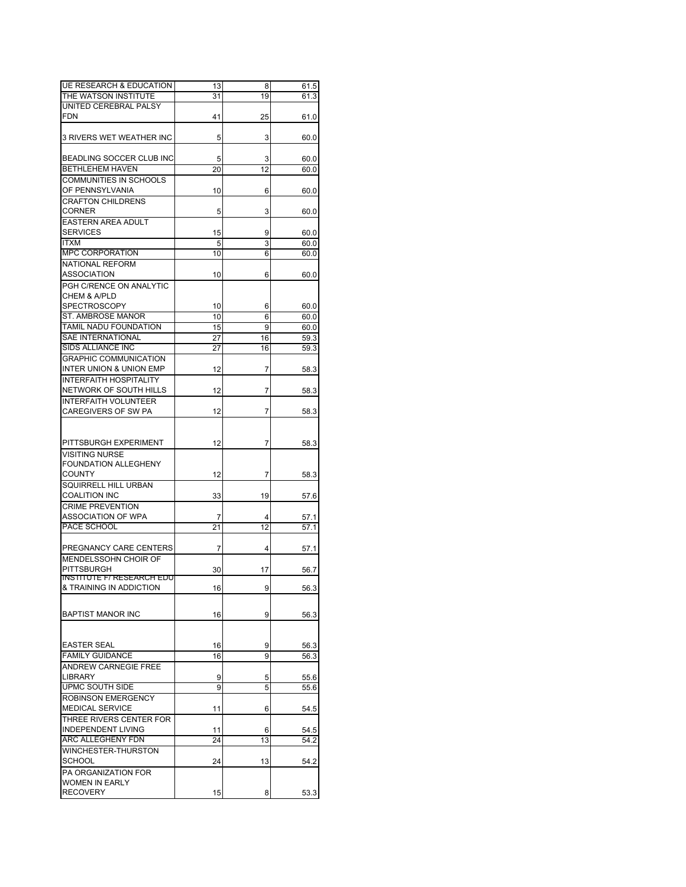| | | | |
|---|---|---|---|
| UE RESEARCH & EDUCATION | 13 | 8 | 61.5 |
| THE WATSON INSTITUTE | 31 | 19 | 61.3 |
| UNITED CEREBRAL PALSY FDN | 41 | 25 | 61.0 |
| 3 RIVERS WET WEATHER INC | 5 | 3 | 60.0 |
| BEADLING SOCCER CLUB INC | 5 | 3 | 60.0 |
| BETHLEHEM HAVEN | 20 | 12 | 60.0 |
| COMMUNITIES IN SCHOOLS OF PENNSYLVANIA | 10 | 6 | 60.0 |
| CRAFTON CHILDRENS CORNER | 5 | 3 | 60.0 |
| EASTERN AREA ADULT SERVICES | 15 | 9 | 60.0 |
| ITXM | 5 | 3 | 60.0 |
| MPC CORPORATION | 10 | 6 | 60.0 |
| NATIONAL REFORM ASSOCIATION | 10 | 6 | 60.0 |
| PGH C/RENCE ON ANALYTIC CHEM & A/PLD SPECTROSCOPY | 10 | 6 | 60.0 |
| ST. AMBROSE MANOR | 10 | 6 | 60.0 |
| TAMIL NADU FOUNDATION | 15 | 9 | 60.0 |
| SAE INTERNATIONAL | 27 | 16 | 59.3 |
| SIDS ALLIANCE INC | 27 | 16 | 59.3 |
| GRAPHIC COMMUNICATION INTER UNION & UNION EMP | 12 | 7 | 58.3 |
| INTERFAITH HOSPITALITY NETWORK OF SOUTH HILLS | 12 | 7 | 58.3 |
| INTERFAITH VOLUNTEER CAREGIVERS OF SW PA | 12 | 7 | 58.3 |
| PITTSBURGH EXPERIMENT | 12 | 7 | 58.3 |
| VISITING NURSE FOUNDATION ALLEGHENY COUNTY | 12 | 7 | 58.3 |
| SQUIRRELL HILL URBAN COALITION INC | 33 | 19 | 57.6 |
| CRIME PREVENTION ASSOCIATION OF WPA | 7 | 4 | 57.1 |
| PACE SCHOOL | 21 | 12 | 57.1 |
| PREGNANCY CARE CENTERS | 7 | 4 | 57.1 |
| MENDELSSOHN CHOIR OF PITTSBURGH | 30 | 17 | 56.7 |
| INSTITUTE F/ RESEARCH EDU & TRAINING IN ADDICTION | 16 | 9 | 56.3 |
| BAPTIST MANOR INC | 16 | 9 | 56.3 |
| EASTER SEAL | 16 | 9 | 56.3 |
| FAMILY GUIDANCE | 16 | 9 | 56.3 |
| ANDREW CARNEGIE FREE LIBRARY | 9 | 5 | 55.6 |
| UPMC SOUTH SIDE | 9 | 5 | 55.6 |
| ROBINSON EMERGENCY MEDICAL SERVICE | 11 | 6 | 54.5 |
| THREE RIVERS CENTER FOR INDEPENDENT LIVING | 11 | 6 | 54.5 |
| ARC ALLEGHENY FDN | 24 | 13 | 54.2 |
| WINCHESTER-THURSTON SCHOOL | 24 | 13 | 54.2 |
| PA ORGANIZATION FOR WOMEN IN EARLY RECOVERY | 15 | 8 | 53.3 |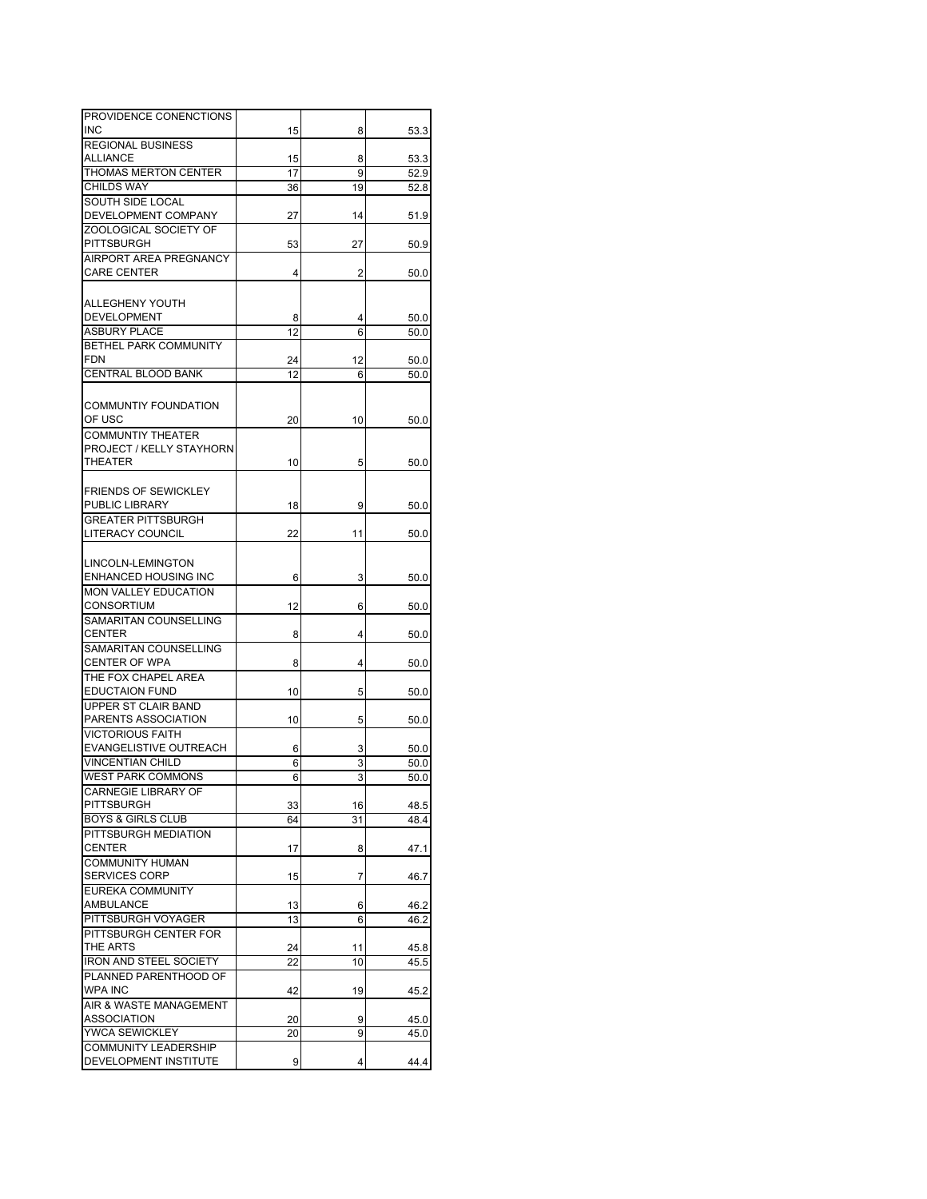| | | | |
|---|---|---|---|
| PROVIDENCE CONENCTIONS INC | 15 | 8 | 53.3 |
| REGIONAL BUSINESS ALLIANCE | 15 | 8 | 53.3 |
| THOMAS MERTON CENTER | 17 | 9 | 52.9 |
| CHILDS WAY | 36 | 19 | 52.8 |
| SOUTH SIDE LOCAL DEVELOPMENT COMPANY | 27 | 14 | 51.9 |
| ZOOLOGICAL SOCIETY OF PITTSBURGH | 53 | 27 | 50.9 |
| AIRPORT AREA PREGNANCY CARE CENTER | 4 | 2 | 50.0 |
| ALLEGHENY YOUTH DEVELOPMENT | 8 | 4 | 50.0 |
| ASBURY PLACE | 12 | 6 | 50.0 |
| BETHEL PARK COMMUNITY FDN | 24 | 12 | 50.0 |
| CENTRAL BLOOD BANK | 12 | 6 | 50.0 |
| COMMUNTIY FOUNDATION OF USC | 20 | 10 | 50.0 |
| COMMUNTIY THEATER PROJECT / KELLY STAYHORN THEATER | 10 | 5 | 50.0 |
| FRIENDS OF SEWICKLEY PUBLIC LIBRARY | 18 | 9 | 50.0 |
| GREATER PITTSBURGH LITERACY COUNCIL | 22 | 11 | 50.0 |
| LINCOLN-LEMINGTON ENHANCED HOUSING INC | 6 | 3 | 50.0 |
| MON VALLEY EDUCATION CONSORTIUM | 12 | 6 | 50.0 |
| SAMARITAN COUNSELLING CENTER | 8 | 4 | 50.0 |
| SAMARITAN COUNSELLING CENTER OF WPA | 8 | 4 | 50.0 |
| THE FOX CHAPEL AREA EDUCTAION FUND | 10 | 5 | 50.0 |
| UPPER ST CLAIR BAND PARENTS ASSOCIATION | 10 | 5 | 50.0 |
| VICTORIOUS FAITH EVANGELISTIVE OUTREACH | 6 | 3 | 50.0 |
| VINCENTIAN CHILD | 6 | 3 | 50.0 |
| WEST PARK COMMONS | 6 | 3 | 50.0 |
| CARNEGIE LIBRARY OF PITTSBURGH | 33 | 16 | 48.5 |
| BOYS & GIRLS CLUB | 64 | 31 | 48.4 |
| PITTSBURGH MEDIATION CENTER | 17 | 8 | 47.1 |
| COMMUNITY HUMAN SERVICES CORP | 15 | 7 | 46.7 |
| EUREKA COMMUNITY AMBULANCE | 13 | 6 | 46.2 |
| PITTSBURGH VOYAGER | 13 | 6 | 46.2 |
| PITTSBURGH CENTER FOR THE ARTS | 24 | 11 | 45.8 |
| IRON AND STEEL SOCIETY | 22 | 10 | 45.5 |
| PLANNED PARENTHOOD OF WPA INC | 42 | 19 | 45.2 |
| AIR & WASTE MANAGEMENT ASSOCIATION | 20 | 9 | 45.0 |
| YWCA SEWICKLEY | 20 | 9 | 45.0 |
| COMMUNITY LEADERSHIP DEVELOPMENT INSTITUTE | 9 | 4 | 44.4 |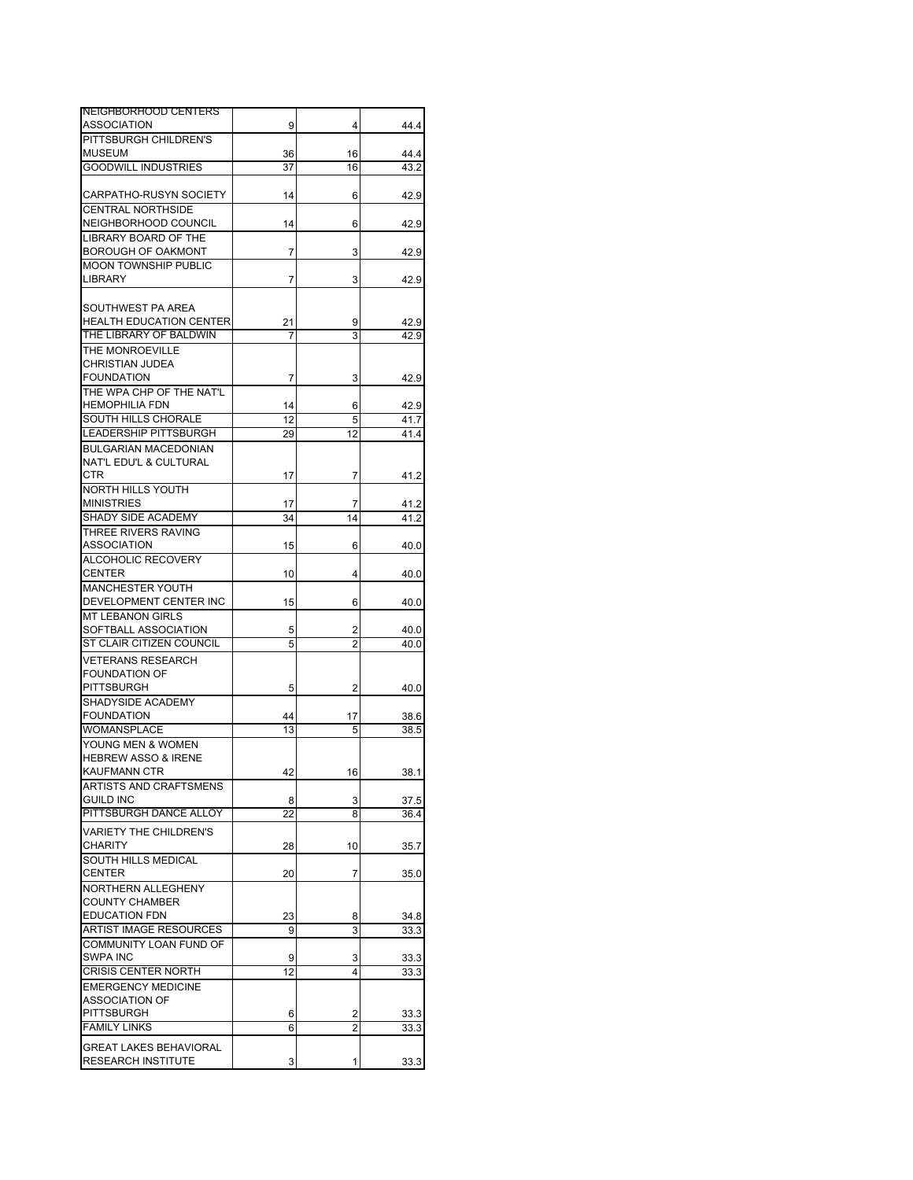| | | | |
|---|---|---|---|
| NEIGHBORHOOD CENTERS ASSOCIATION | 9 | 4 | 44.4 |
| PITTSBURGH CHILDREN'S MUSEUM | 36 | 16 | 44.4 |
| GOODWILL INDUSTRIES | 37 | 16 | 43.2 |
| CARPATHO-RUSYN SOCIETY | 14 | 6 | 42.9 |
| CENTRAL NORTHSIDE NEIGHBORHOOD COUNCIL | 14 | 6 | 42.9 |
| LIBRARY BOARD OF THE BOROUGH OF OAKMONT | 7 | 3 | 42.9 |
| MOON TOWNSHIP PUBLIC LIBRARY | 7 | 3 | 42.9 |
| SOUTHWEST PA AREA HEALTH EDUCATION CENTER | 21 | 9 | 42.9 |
| THE LIBRARY OF BALDWIN | 7 | 3 | 42.9 |
| THE MONROEVILLE CHRISTIAN JUDEA FOUNDATION | 7 | 3 | 42.9 |
| THE WPA CHP OF THE NAT'L HEMOPHILIA FDN | 14 | 6 | 42.9 |
| SOUTH HILLS CHORALE | 12 | 5 | 41.7 |
| LEADERSHIP PITTSBURGH | 29 | 12 | 41.4 |
| BULGARIAN MACEDONIAN NAT'L EDU'L & CULTURAL CTR | 17 | 7 | 41.2 |
| NORTH HILLS YOUTH MINISTRIES | 17 | 7 | 41.2 |
| SHADY SIDE ACADEMY | 34 | 14 | 41.2 |
| THREE RIVERS RAVING ASSOCIATION | 15 | 6 | 40.0 |
| ALCOHOLIC RECOVERY CENTER | 10 | 4 | 40.0 |
| MANCHESTER YOUTH DEVELOPMENT CENTER INC | 15 | 6 | 40.0 |
| MT LEBANON GIRLS SOFTBALL ASSOCIATION | 5 | 2 | 40.0 |
| ST CLAIR CITIZEN COUNCIL | 5 | 2 | 40.0 |
| VETERANS RESEARCH FOUNDATION OF PITTSBURGH | 5 | 2 | 40.0 |
| SHADYSIDE ACADEMY FOUNDATION | 44 | 17 | 38.6 |
| WOMANSPLACE | 13 | 5 | 38.5 |
| YOUNG MEN & WOMEN HEBREW ASSO & IRENE KAUFMANN CTR | 42 | 16 | 38.1 |
| ARTISTS AND CRAFTSMENS GUILD INC | 8 | 3 | 37.5 |
| PITTSBURGH DANCE ALLOY | 22 | 8 | 36.4 |
| VARIETY THE CHILDREN'S CHARITY | 28 | 10 | 35.7 |
| SOUTH HILLS MEDICAL CENTER | 20 | 7 | 35.0 |
| NORTHERN ALLEGHENY COUNTY CHAMBER EDUCATION FDN | 23 | 8 | 34.8 |
| ARTIST IMAGE RESOURCES | 9 | 3 | 33.3 |
| COMMUNITY LOAN FUND OF SWPA INC | 9 | 3 | 33.3 |
| CRISIS CENTER NORTH | 12 | 4 | 33.3 |
| EMERGENCY MEDICINE ASSOCIATION OF PITTSBURGH | 6 | 2 | 33.3 |
| FAMILY LINKS | 6 | 2 | 33.3 |
| GREAT LAKES BEHAVIORAL RESEARCH INSTITUTE | 3 | 1 | 33.3 |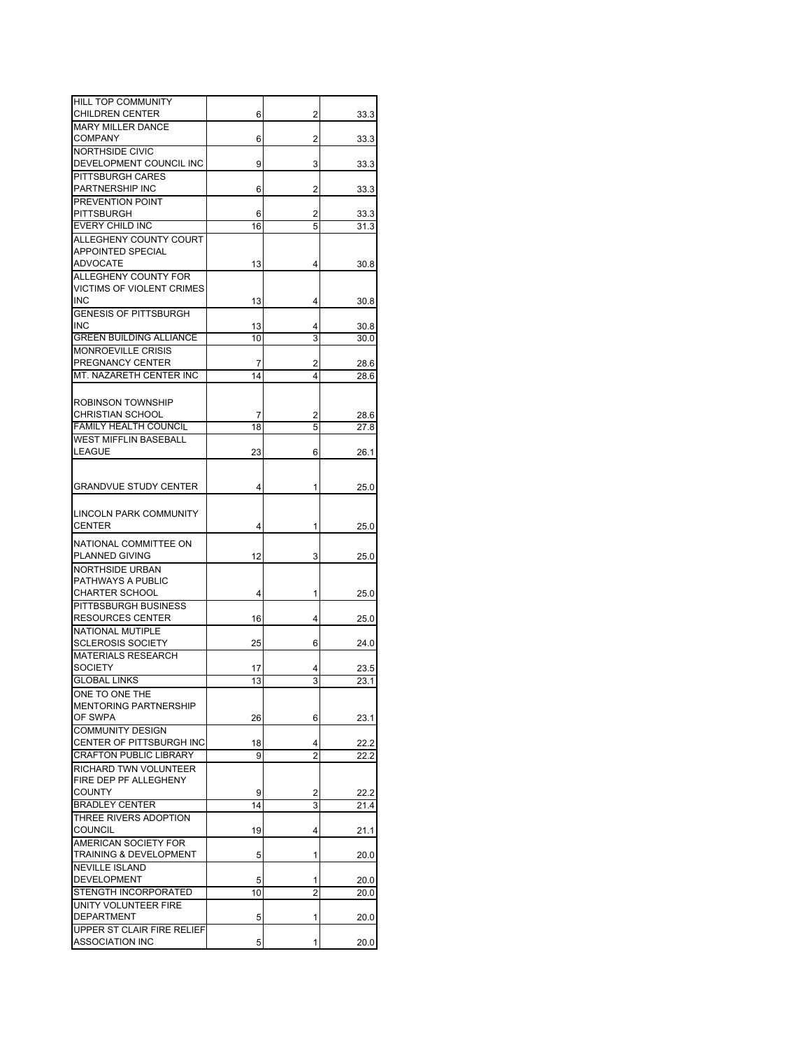| | | | |
|---|---|---|---|
| HILL TOP COMMUNITY CHILDREN CENTER | 6 | 2 | 33.3 |
| MARY MILLER DANCE COMPANY | 6 | 2 | 33.3 |
| NORTHSIDE CIVIC DEVELOPMENT COUNCIL INC | 9 | 3 | 33.3 |
| PITTSBURGH CARES PARTNERSHIP INC | 6 | 2 | 33.3 |
| PREVENTION POINT PITTSBURGH | 6 | 2 | 33.3 |
| EVERY CHILD INC | 16 | 5 | 31.3 |
| ALLEGHENY COUNTY COURT APPOINTED SPECIAL ADVOCATE | 13 | 4 | 30.8 |
| ALLEGHENY COUNTY FOR VICTIMS OF VIOLENT CRIMES INC | 13 | 4 | 30.8 |
| GENESIS OF PITTSBURGH INC | 13 | 4 | 30.8 |
| GREEN BUILDING ALLIANCE | 10 | 3 | 30.0 |
| MONROEVILLE CRISIS PREGNANCY CENTER | 7 | 2 | 28.6 |
| MT. NAZARETH CENTER INC | 14 | 4 | 28.6 |
| ROBINSON TOWNSHIP CHRISTIAN SCHOOL | 7 | 2 | 28.6 |
| FAMILY HEALTH COUNCIL | 18 | 5 | 27.8 |
| WEST MIFFLIN BASEBALL LEAGUE | 23 | 6 | 26.1 |
| GRANDVUE STUDY CENTER | 4 | 1 | 25.0 |
| LINCOLN PARK COMMUNITY CENTER | 4 | 1 | 25.0 |
| NATIONAL COMMITTEE ON PLANNED GIVING | 12 | 3 | 25.0 |
| NORTHSIDE URBAN PATHWAYS A PUBLIC CHARTER SCHOOL | 4 | 1 | 25.0 |
| PITTBSBURGH BUSINESS RESOURCES CENTER | 16 | 4 | 25.0 |
| NATIONAL MUTIPLE SCLEROSIS SOCIETY | 25 | 6 | 24.0 |
| MATERIALS RESEARCH SOCIETY | 17 | 4 | 23.5 |
| GLOBAL LINKS | 13 | 3 | 23.1 |
| ONE TO ONE THE MENTORING PARTNERSHIP OF SWPA | 26 | 6 | 23.1 |
| COMMUNITY DESIGN CENTER OF PITTSBURGH INC | 18 | 4 | 22.2 |
| CRAFTON PUBLIC LIBRARY | 9 | 2 | 22.2 |
| RICHARD TWN VOLUNTEER FIRE DEP PF ALLEGHENY COUNTY | 9 | 2 | 22.2 |
| BRADLEY CENTER | 14 | 3 | 21.4 |
| THREE RIVERS ADOPTION COUNCIL | 19 | 4 | 21.1 |
| AMERICAN SOCIETY FOR TRAINING & DEVELOPMENT | 5 | 1 | 20.0 |
| NEVILLE ISLAND DEVELOPMENT | 5 | 1 | 20.0 |
| STENGTH INCORPORATED | 10 | 2 | 20.0 |
| UNITY VOLUNTEER FIRE DEPARTMENT | 5 | 1 | 20.0 |
| UPPER ST CLAIR FIRE RELIEF ASSOCIATION INC | 5 | 1 | 20.0 |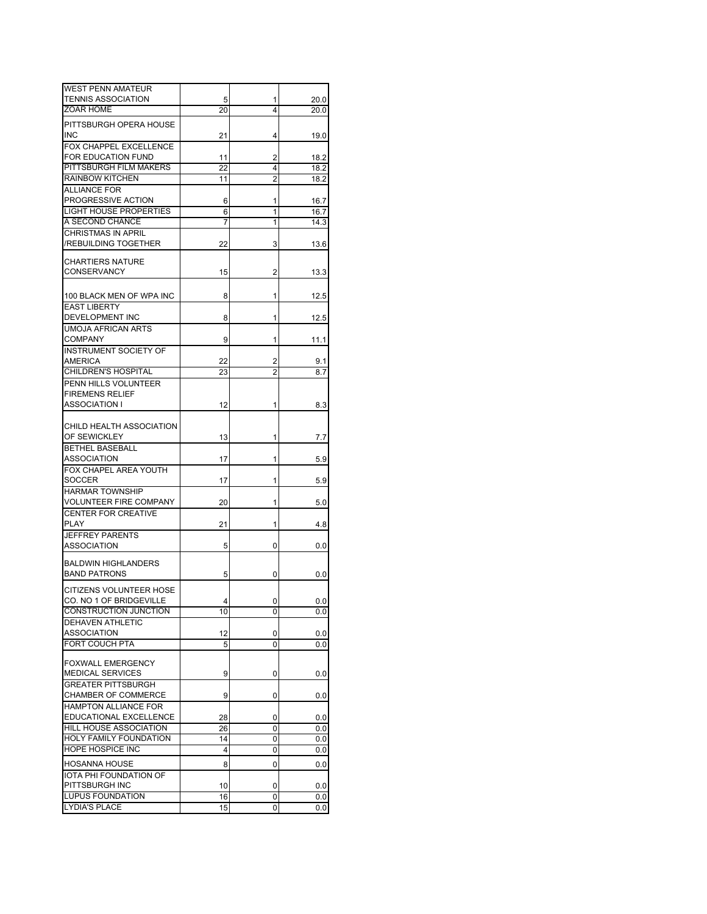| | | | |
|---|---|---|---|
| WEST PENN AMATEUR TENNIS ASSOCIATION | 5 | 1 | 20.0 |
| ZOAR HOME | 20 | 4 | 20.0 |
| PITTSBURGH OPERA HOUSE INC | 21 | 4 | 19.0 |
| FOX CHAPPEL EXCELLENCE FOR EDUCATION FUND | 11 | 2 | 18.2 |
| PITTSBURGH FILM MAKERS | 22 | 4 | 18.2 |
| RAINBOW KITCHEN | 11 | 2 | 18.2 |
| ALLIANCE FOR PROGRESSIVE ACTION | 6 | 1 | 16.7 |
| LIGHT HOUSE PROPERTIES | 6 | 1 | 16.7 |
| A SECOND CHANCE | 7 | 1 | 14.3 |
| CHRISTMAS IN APRIL /REBUILDING TOGETHER | 22 | 3 | 13.6 |
| CHARTIERS NATURE CONSERVANCY | 15 | 2 | 13.3 |
| 100 BLACK MEN OF WPA INC | 8 | 1 | 12.5 |
| EAST LIBERTY DEVELOPMENT INC | 8 | 1 | 12.5 |
| UMOJA AFRICAN ARTS COMPANY | 9 | 1 | 11.1 |
| INSTRUMENT SOCIETY OF AMERICA | 22 | 2 | 9.1 |
| CHILDREN'S HOSPITAL | 23 | 2 | 8.7 |
| PENN HILLS VOLUNTEER FIREMENS RELIEF ASSOCIATION I | 12 | 1 | 8.3 |
| CHILD HEALTH ASSOCIATION OF SEWICKLEY | 13 | 1 | 7.7 |
| BETHEL BASEBALL ASSOCIATION | 17 | 1 | 5.9 |
| FOX CHAPEL AREA YOUTH SOCCER | 17 | 1 | 5.9 |
| HARMAR TOWNSHIP VOLUNTEER FIRE COMPANY | 20 | 1 | 5.0 |
| CENTER FOR CREATIVE PLAY | 21 | 1 | 4.8 |
| JEFFREY PARENTS ASSOCIATION | 5 | 0 | 0.0 |
| BALDWIN HIGHLANDERS BAND PATRONS | 5 | 0 | 0.0 |
| CITIZENS VOLUNTEER HOSE CO. NO 1 OF BRIDGEVILLE | 4 | 0 | 0.0 |
| CONSTRUCTION JUNCTION | 10 | 0 | 0.0 |
| DEHAVEN ATHLETIC ASSOCIATION | 12 | 0 | 0.0 |
| FORT COUCH PTA | 5 | 0 | 0.0 |
| FOXWALL EMERGENCY MEDICAL SERVICES | 9 | 0 | 0.0 |
| GREATER PITTSBURGH CHAMBER OF COMMERCE | 9 | 0 | 0.0 |
| HAMPTON ALLIANCE FOR EDUCATIONAL EXCELLENCE | 28 | 0 | 0.0 |
| HILL HOUSE ASSOCIATION | 26 | 0 | 0.0 |
| HOLY FAMILY FOUNDATION | 14 | 0 | 0.0 |
| HOPE HOSPICE INC | 4 | 0 | 0.0 |
| HOSANNA HOUSE | 8 | 0 | 0.0 |
| IOTA PHI FOUNDATION OF PITTSBURGH INC | 10 | 0 | 0.0 |
| LUPUS FOUNDATION | 16 | 0 | 0.0 |
| LYDIA'S PLACE | 15 | 0 | 0.0 |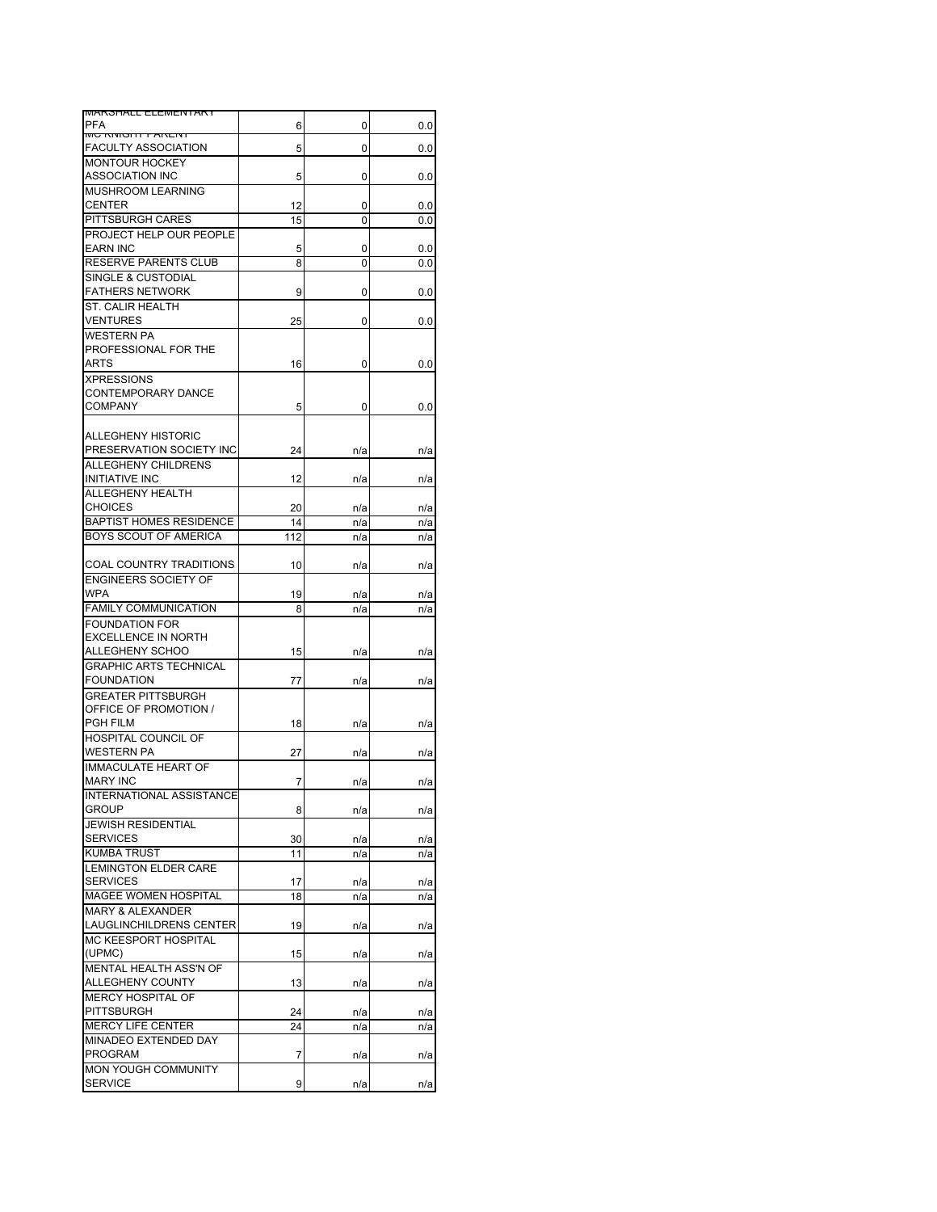| | | | |
|---|---|---|---|
| MARSHALL ELEMENTARY PFA | 6 | 0 | 0.0 |
| MC KNIGHT PARENT FACULTY ASSOCIATION | 5 | 0 | 0.0 |
| MONTOUR HOCKEY ASSOCIATION INC | 5 | 0 | 0.0 |
| MUSHROOM LEARNING CENTER | 12 | 0 | 0.0 |
| PITTSBURGH CARES | 15 | 0 | 0.0 |
| PROJECT HELP OUR PEOPLE EARN INC | 5 | 0 | 0.0 |
| RESERVE PARENTS CLUB | 8 | 0 | 0.0 |
| SINGLE & CUSTODIAL FATHERS NETWORK | 9 | 0 | 0.0 |
| ST. CALIR HEALTH VENTURES | 25 | 0 | 0.0 |
| WESTERN PA PROFESSIONAL FOR THE ARTS | 16 | 0 | 0.0 |
| XPRESSIONS CONTEMPORARY DANCE COMPANY | 5 | 0 | 0.0 |
| ALLEGHENY HISTORIC PRESERVATION SOCIETY INC | 24 | n/a | n/a |
| ALLEGHENY CHILDRENS INITIATIVE INC | 12 | n/a | n/a |
| ALLEGHENY HEALTH CHOICES | 20 | n/a | n/a |
| BAPTIST HOMES RESIDENCE | 14 | n/a | n/a |
| BOYS SCOUT OF AMERICA | 112 | n/a | n/a |
| COAL COUNTRY TRADITIONS | 10 | n/a | n/a |
| ENGINEERS SOCIETY OF WPA | 19 | n/a | n/a |
| FAMILY COMMUNICATION | 8 | n/a | n/a |
| FOUNDATION FOR EXCELLENCE IN NORTH ALLEGHENY SCHOO | 15 | n/a | n/a |
| GRAPHIC ARTS TECHNICAL FOUNDATION | 77 | n/a | n/a |
| GREATER PITTSBURGH OFFICE OF PROMOTION / PGH FILM | 18 | n/a | n/a |
| HOSPITAL COUNCIL OF WESTERN PA | 27 | n/a | n/a |
| IMMACULATE HEART OF MARY INC | 7 | n/a | n/a |
| INTERNATIONAL ASSISTANCE GROUP | 8 | n/a | n/a |
| JEWISH RESIDENTIAL SERVICES | 30 | n/a | n/a |
| KUMBA TRUST | 11 | n/a | n/a |
| LEMINGTON ELDER CARE SERVICES | 17 | n/a | n/a |
| MAGEE WOMEN HOSPITAL | 18 | n/a | n/a |
| MARY & ALEXANDER LAUGLINCHILDRENS CENTER | 19 | n/a | n/a |
| MC KEESPORT HOSPITAL (UPMC) | 15 | n/a | n/a |
| MENTAL HEALTH ASS'N OF ALLEGHENY COUNTY | 13 | n/a | n/a |
| MERCY HOSPITAL OF PITTSBURGH | 24 | n/a | n/a |
| MERCY LIFE CENTER | 24 | n/a | n/a |
| MINADEO EXTENDED DAY PROGRAM | 7 | n/a | n/a |
| MON YOUGH COMMUNITY SERVICE | 9 | n/a | n/a |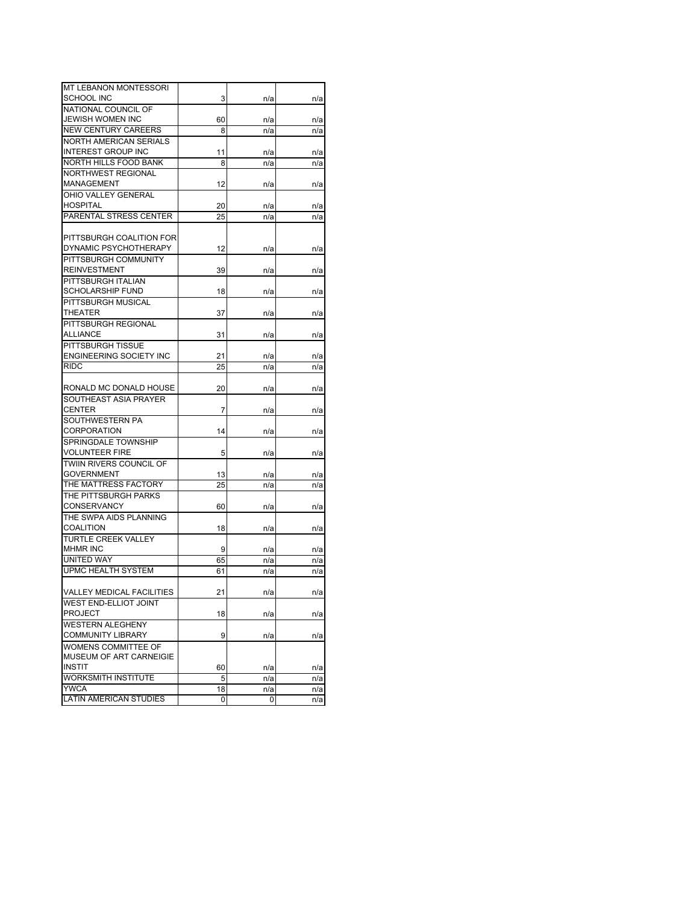| | | | |
|---|---|---|---|
| MT LEBANON MONTESSORI SCHOOL INC | 3 | n/a | n/a |
| NATIONAL COUNCIL OF JEWISH WOMEN INC | 60 | n/a | n/a |
| NEW CENTURY CAREERS | 8 | n/a | n/a |
| NORTH AMERICAN SERIALS INTEREST GROUP INC | 11 | n/a | n/a |
| NORTH HILLS FOOD BANK | 8 | n/a | n/a |
| NORTHWEST REGIONAL MANAGEMENT | 12 | n/a | n/a |
| OHIO VALLEY GENERAL HOSPITAL | 20 | n/a | n/a |
| PARENTAL STRESS CENTER | 25 | n/a | n/a |
| PITTSBURGH COALITION FOR DYNAMIC PSYCHOTHERAPY | 12 | n/a | n/a |
| PITTSBURGH COMMUNITY REINVESTMENT | 39 | n/a | n/a |
| PITTSBURGH ITALIAN SCHOLARSHIP FUND | 18 | n/a | n/a |
| PITTSBURGH MUSICAL THEATER | 37 | n/a | n/a |
| PITTSBURGH REGIONAL ALLIANCE | 31 | n/a | n/a |
| PITTSBURGH TISSUE ENGINEERING SOCIETY INC | 21 | n/a | n/a |
| RIDC | 25 | n/a | n/a |
| RONALD MC DONALD HOUSE | 20 | n/a | n/a |
| SOUTHEAST ASIA PRAYER CENTER | 7 | n/a | n/a |
| SOUTHWESTERN PA CORPORATION | 14 | n/a | n/a |
| SPRINGDALE TOWNSHIP VOLUNTEER FIRE | 5 | n/a | n/a |
| TWIIN RIVERS COUNCIL OF GOVERNMENT | 13 | n/a | n/a |
| THE MATTRESS FACTORY | 25 | n/a | n/a |
| THE PITTSBURGH PARKS CONSERVANCY | 60 | n/a | n/a |
| THE SWPA AIDS PLANNING COALITION | 18 | n/a | n/a |
| TURTLE CREEK VALLEY MHMR INC | 9 | n/a | n/a |
| UNITED WAY | 65 | n/a | n/a |
| UPMC HEALTH SYSTEM | 61 | n/a | n/a |
| VALLEY MEDICAL FACILITIES | 21 | n/a | n/a |
| WEST END-ELLIOT JOINT PROJECT | 18 | n/a | n/a |
| WESTERN ALEGHENY COMMUNITY LIBRARY | 9 | n/a | n/a |
| WOMENS COMMITTEE OF MUSEUM OF ART CARNEIGIE INSTIT | 60 | n/a | n/a |
| WORKSMITH INSTITUTE | 5 | n/a | n/a |
| YWCA | 18 | n/a | n/a |
| LATIN AMERICAN STUDIES | 0 | 0 | n/a |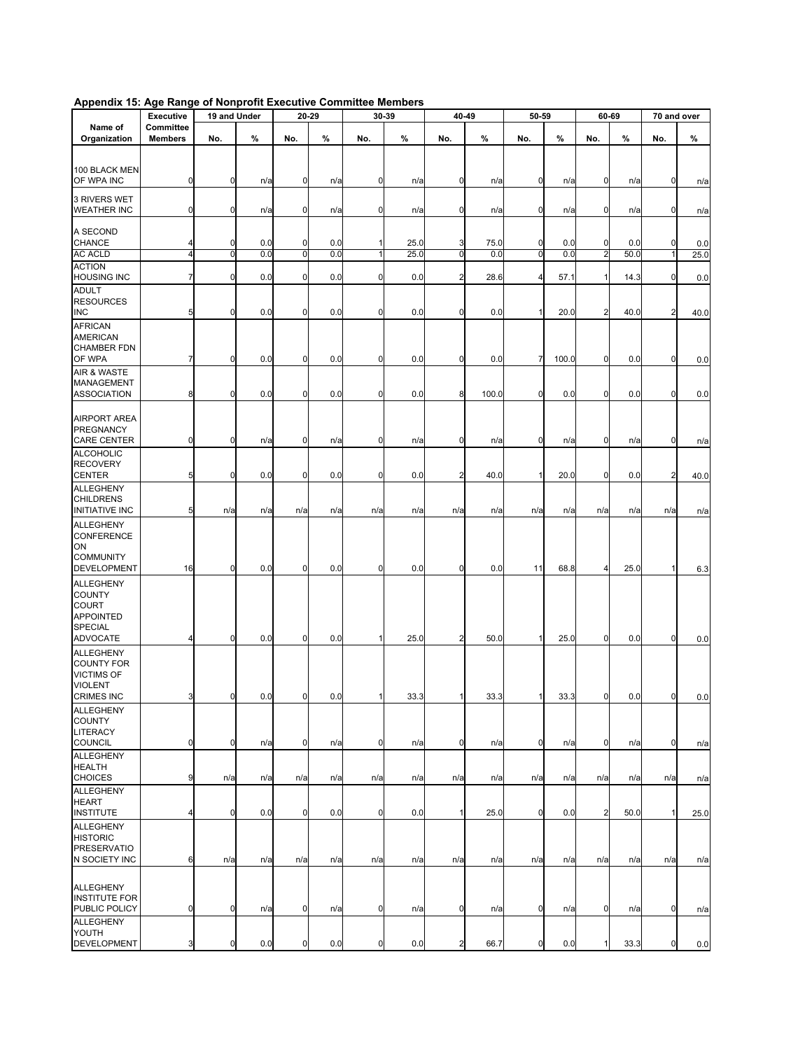## Appendix 15: Age Range of Nonprofit Executive Committee Members

| Name of Organization | Executive Committee Members | 19 and Under | | 20-29 | | 30-39 | | 40-49 | | 50-59 | | 60-69 | | 70 and over | |
|---|---|---|---|---|---|---|---|---|---|---|---|---|---|---|---|
| | | No. | % | No. | % | No. | % | No. | % | No. | % | No. | % | No. | % |
| 100 BLACK MEN OF WPA INC | 0 | 0 | n/a | 0 | n/a | 0 | n/a | 0 | n/a | 0 | n/a | 0 | n/a | 0 | n/a |
| 3 RIVERS WET WEATHER INC | 0 | 0 | n/a | 0 | n/a | 0 | n/a | 0 | n/a | 0 | n/a | 0 | n/a | 0 | n/a |
| A SECOND CHANCE | 4 | 0 | 0.0 | 0 | 0.0 | 1 | 25.0 | 3 | 75.0 | 0 | 0.0 | 0 | 0.0 | 0 | 0.0 |
| AC ACLD | 4 | 0 | 0.0 | 0 | 0.0 | 1 | 25.0 | 0 | 0.0 | 0 | 0.0 | 2 | 50.0 | 1 | 25.0 |
| ACTION HOUSING INC | 7 | 0 | 0.0 | 0 | 0.0 | 0 | 0.0 | 2 | 28.6 | 4 | 57.1 | 1 | 14.3 | 0 | 0.0 |
| ADULT RESOURCES INC | 5 | 0 | 0.0 | 0 | 0.0 | 0 | 0.0 | 0 | 0.0 | 1 | 20.0 | 2 | 40.0 | 2 | 40.0 |
| AFRICAN AMERICAN CHAMBER FDN OF WPA | 7 | 0 | 0.0 | 0 | 0.0 | 0 | 0.0 | 0 | 0.0 | 7 | 100.0 | 0 | 0.0 | 0 | 0.0 |
| AIR & WASTE MANAGEMENT ASSOCIATION | 8 | 0 | 0.0 | 0 | 0.0 | 0 | 0.0 | 8 | 100.0 | 0 | 0.0 | 0 | 0.0 | 0 | 0.0 |
| AIRPORT AREA PREGNANCY CARE CENTER | 0 | 0 | n/a | 0 | n/a | 0 | n/a | 0 | n/a | 0 | n/a | 0 | n/a | 0 | n/a |
| ALCOHOLIC RECOVERY CENTER | 5 | 0 | 0.0 | 0 | 0.0 | 0 | 0.0 | 2 | 40.0 | 1 | 20.0 | 0 | 0.0 | 2 | 40.0 |
| ALLEGHENY CHILDRENS INITIATIVE INC | 5 | n/a | n/a | n/a | n/a | n/a | n/a | n/a | n/a | n/a | n/a | n/a | n/a | n/a | n/a |
| ALLEGHENY CONFERENCE ON COMMUNITY DEVELOPMENT | 16 | 0 | 0.0 | 0 | 0.0 | 0 | 0.0 | 0 | 0.0 | 11 | 68.8 | 4 | 25.0 | 1 | 6.3 |
| ALLEGHENY COUNTY COURT APPOINTED SPECIAL ADVOCATE | 4 | 0 | 0.0 | 0 | 0.0 | 1 | 25.0 | 2 | 50.0 | 1 | 25.0 | 0 | 0.0 | 0 | 0.0 |
| ALLEGHENY COUNTY FOR VICTIMS OF VIOLENT CRIMES INC | 3 | 0 | 0.0 | 0 | 0.0 | 1 | 33.3 | 1 | 33.3 | 1 | 33.3 | 0 | 0.0 | 0 | 0.0 |
| ALLEGHENY COUNTY LITERACY COUNCIL | 0 | 0 | n/a | 0 | n/a | 0 | n/a | 0 | n/a | 0 | n/a | 0 | n/a | 0 | n/a |
| ALLEGHENY HEALTH CHOICES | 9 | n/a | n/a | n/a | n/a | n/a | n/a | n/a | n/a | n/a | n/a | n/a | n/a | n/a | n/a |
| ALLEGHENY HEART INSTITUTE | 4 | 0 | 0.0 | 0 | 0.0 | 0 | 0.0 | 1 | 25.0 | 0 | 0.0 | 2 | 50.0 | 1 | 25.0 |
| ALLEGHENY HISTORIC PRESERVATION SOCIETY INC | 6 | n/a | n/a | n/a | n/a | n/a | n/a | n/a | n/a | n/a | n/a | n/a | n/a | n/a | n/a |
| ALLEGHENY INSTITUTE FOR PUBLIC POLICY | 0 | 0 | n/a | 0 | n/a | 0 | n/a | 0 | n/a | 0 | n/a | 0 | n/a | 0 | n/a |
| ALLEGHENY YOUTH DEVELOPMENT | 3 | 0 | 0.0 | 0 | 0.0 | 0 | 0.0 | 2 | 66.7 | 0 | 0.0 | 1 | 33.3 | 0 | 0.0 |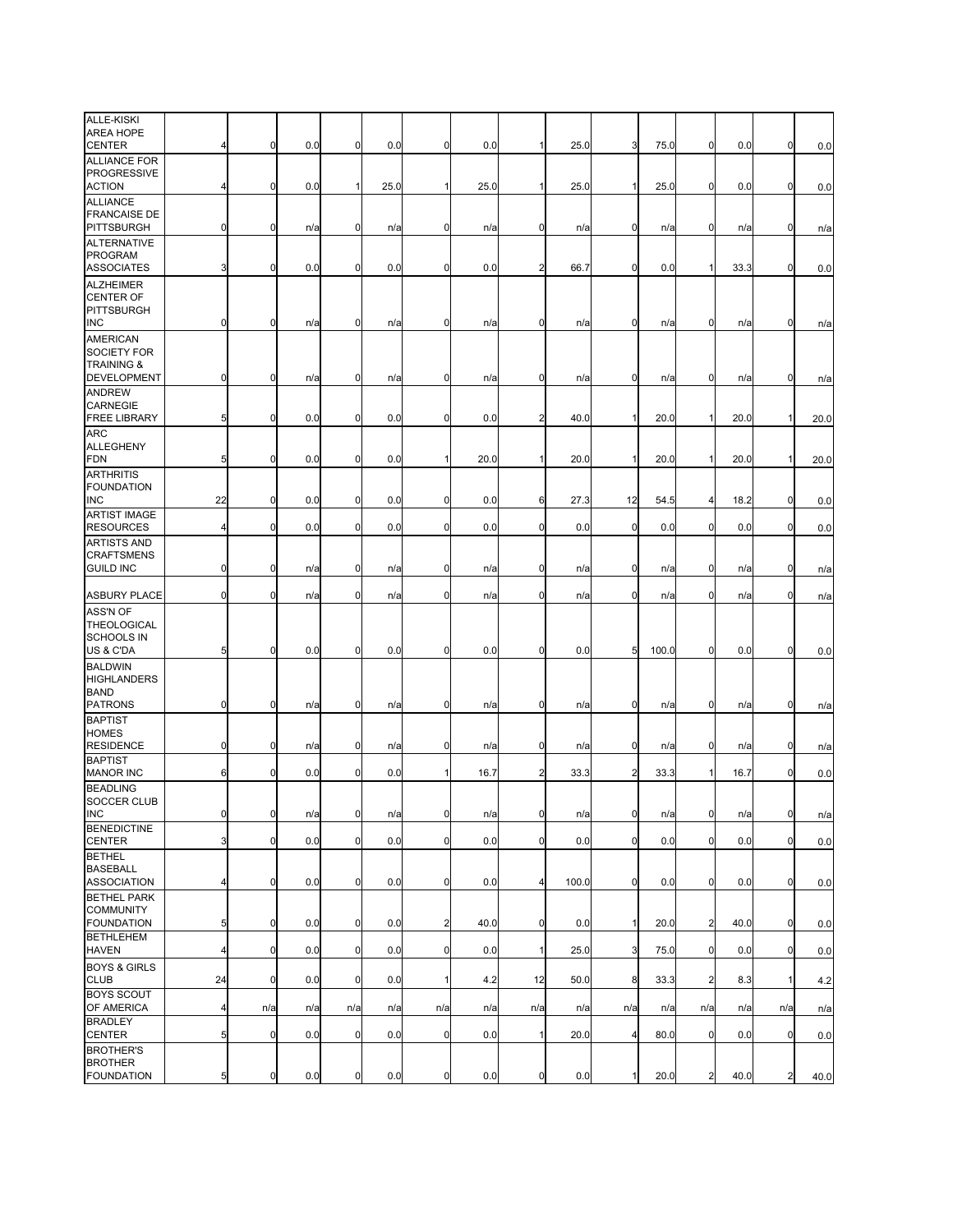| | | | | | | | | | | | | | | |
|---|---|---|---|---|---|---|---|---|---|---|---|---|---|---|
| ALLE-KISKI AREA HOPE CENTER | 4 | 0 | 0.0 | 0 | 0.0 | 0 | 0.0 | 1 | 25.0 | 3 | 75.0 | 0 | 0.0 | 0 | 0.0 |
| ALLIANCE FOR PROGRESSIVE ACTION | 4 | 0 | 0.0 | 1 | 25.0 | 1 | 25.0 | 1 | 25.0 | 1 | 25.0 | 0 | 0.0 | 0 | 0.0 |
| ALLIANCE FRANCAISE DE PITTSBURGH | 0 | 0 | n/a | 0 | n/a | 0 | n/a | 0 | n/a | 0 | n/a | 0 | n/a | 0 | n/a |
| ALTERNATIVE PROGRAM ASSOCIATES | 3 | 0 | 0.0 | 0 | 0.0 | 0 | 0.0 | 2 | 66.7 | 0 | 0.0 | 1 | 33.3 | 0 | 0.0 |
| ALZHEIMER CENTER OF PITTSBURGH INC | 0 | 0 | n/a | 0 | n/a | 0 | n/a | 0 | n/a | 0 | n/a | 0 | n/a | 0 | n/a |
| AMERICAN SOCIETY FOR TRAINING & DEVELOPMENT | 0 | 0 | n/a | 0 | n/a | 0 | n/a | 0 | n/a | 0 | n/a | 0 | n/a | 0 | n/a |
| ANDREW CARNEGIE FREE LIBRARY | 5 | 0 | 0.0 | 0 | 0.0 | 0 | 0.0 | 2 | 40.0 | 1 | 20.0 | 1 | 20.0 | 1 | 20.0 |
| ARC ALLEGHENY FDN | 5 | 0 | 0.0 | 0 | 0.0 | 1 | 20.0 | 1 | 20.0 | 1 | 20.0 | 1 | 20.0 | 1 | 20.0 |
| ARTHRITIS FOUNDATION INC | 22 | 0 | 0.0 | 0 | 0.0 | 0 | 0.0 | 6 | 27.3 | 12 | 54.5 | 4 | 18.2 | 0 | 0.0 |
| ARTIST IMAGE RESOURCES | 4 | 0 | 0.0 | 0 | 0.0 | 0 | 0.0 | 0 | 0.0 | 0 | 0.0 | 0 | 0.0 | 0 | 0.0 |
| ARTISTS AND CRAFTSMENS GUILD INC | 0 | 0 | n/a | 0 | n/a | 0 | n/a | 0 | n/a | 0 | n/a | 0 | n/a | 0 | n/a |
| ASBURY PLACE | 0 | 0 | n/a | 0 | n/a | 0 | n/a | 0 | n/a | 0 | n/a | 0 | n/a | 0 | n/a |
| ASS'N OF THEOLOGICAL SCHOOLS IN US & C'DA | 5 | 0 | 0.0 | 0 | 0.0 | 0 | 0.0 | 0 | 0.0 | 5 | 100.0 | 0 | 0.0 | 0 | 0.0 |
| BALDWIN HIGHLANDERS BAND PATRONS | 0 | 0 | n/a | 0 | n/a | 0 | n/a | 0 | n/a | 0 | n/a | 0 | n/a | 0 | n/a |
| BAPTIST HOMES RESIDENCE | 0 | 0 | n/a | 0 | n/a | 0 | n/a | 0 | n/a | 0 | n/a | 0 | n/a | 0 | n/a |
| BAPTIST MANOR INC | 6 | 0 | 0.0 | 0 | 0.0 | 1 | 16.7 | 2 | 33.3 | 2 | 33.3 | 1 | 16.7 | 0 | 0.0 |
| BEADLING SOCCER CLUB INC | 0 | 0 | n/a | 0 | n/a | 0 | n/a | 0 | n/a | 0 | n/a | 0 | n/a | 0 | n/a |
| BENEDICTINE CENTER | 3 | 0 | 0.0 | 0 | 0.0 | 0 | 0.0 | 0 | 0.0 | 0 | 0.0 | 0 | 0.0 | 0 | 0.0 |
| BETHEL BASEBALL ASSOCIATION | 4 | 0 | 0.0 | 0 | 0.0 | 0 | 0.0 | 4 | 100.0 | 0 | 0.0 | 0 | 0.0 | 0 | 0.0 |
| BETHEL PARK COMMUNITY FOUNDATION | 5 | 0 | 0.0 | 0 | 0.0 | 2 | 40.0 | 0 | 0.0 | 1 | 20.0 | 2 | 40.0 | 0 | 0.0 |
| BETHLEHEM HAVEN | 4 | 0 | 0.0 | 0 | 0.0 | 0 | 0.0 | 1 | 25.0 | 3 | 75.0 | 0 | 0.0 | 0 | 0.0 |
| BOYS & GIRLS CLUB | 24 | 0 | 0.0 | 0 | 0.0 | 1 | 4.2 | 12 | 50.0 | 8 | 33.3 | 2 | 8.3 | 1 | 4.2 |
| BOYS SCOUT OF AMERICA | 4 | n/a | n/a | n/a | n/a | n/a | n/a | n/a | n/a | n/a | n/a | n/a | n/a | n/a | n/a |
| BRADLEY CENTER | 5 | 0 | 0.0 | 0 | 0.0 | 0 | 0.0 | 1 | 20.0 | 4 | 80.0 | 0 | 0.0 | 0 | 0.0 |
| BROTHER'S BROTHER FOUNDATION | 5 | 0 | 0.0 | 0 | 0.0 | 0 | 0.0 | 0 | 0.0 | 1 | 20.0 | 2 | 40.0 | 2 | 40.0 |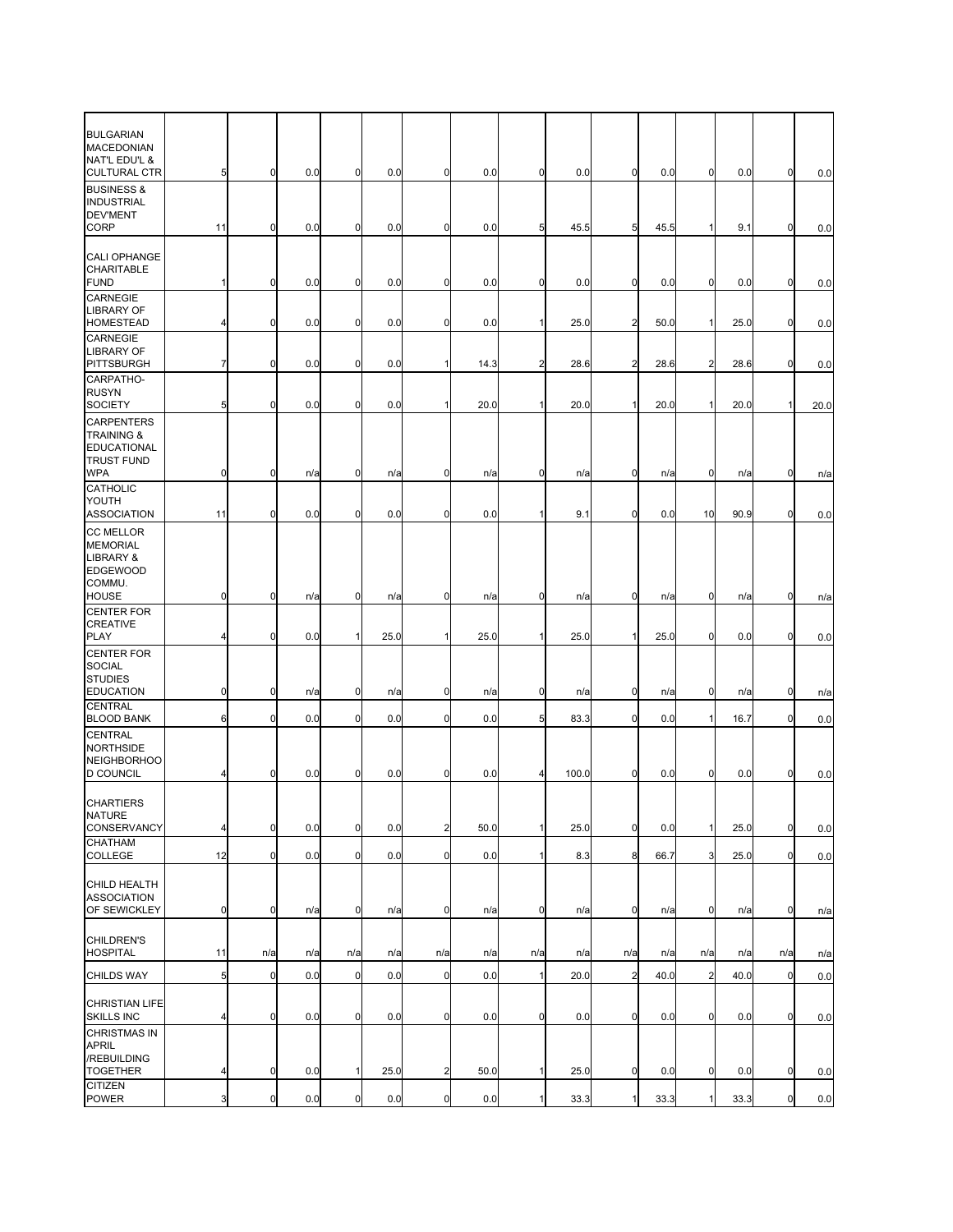| | | | | | | | | | | | | | | | |
|---|---|---|---|---|---|---|---|---|---|---|---|---|---|---|---|
| BULGARIAN MACEDONIAN NAT'L EDU'L & CULTURAL CTR | 5 | 0 | 0.0 | 0 | 0.0 | 0 | 0.0 | 0 | 0.0 | 0 | 0.0 | 0 | 0.0 | 0 | 0.0 |
| BUSINESS & INDUSTRIAL DEV'MENT CORP | 11 | 0 | 0.0 | 0 | 0.0 | 0 | 0.0 | 5 | 45.5 | 5 | 45.5 | 1 | 9.1 | 0 | 0.0 |
| CALI OPHANGE CHARITABLE FUND | 1 | 0 | 0.0 | 0 | 0.0 | 0 | 0.0 | 0 | 0.0 | 0 | 0.0 | 0 | 0.0 | 0 | 0.0 |
| CARNEGIE LIBRARY OF HOMESTEAD | 4 | 0 | 0.0 | 0 | 0.0 | 0 | 0.0 | 1 | 25.0 | 2 | 50.0 | 1 | 25.0 | 0 | 0.0 |
| CARNEGIE LIBRARY OF PITTSBURGH | 7 | 0 | 0.0 | 0 | 0.0 | 1 | 14.3 | 2 | 28.6 | 2 | 28.6 | 2 | 28.6 | 0 | 0.0 |
| CARPATHO-RUSYN SOCIETY | 5 | 0 | 0.0 | 0 | 0.0 | 1 | 20.0 | 1 | 20.0 | 1 | 20.0 | 1 | 20.0 | 1 | 20.0 |
| CARPENTERS TRAINING & EDUCATIONAL TRUST FUND WPA | 0 | 0 | n/a | 0 | n/a | 0 | n/a | 0 | n/a | 0 | n/a | 0 | n/a | 0 | n/a |
| CATHOLIC YOUTH ASSOCIATION | 11 | 0 | 0.0 | 0 | 0.0 | 0 | 0.0 | 1 | 9.1 | 0 | 0.0 | 10 | 90.9 | 0 | 0.0 |
| CC MELLOR MEMORIAL LIBRARY & EDGEWOOD COMMU. HOUSE | 0 | 0 | n/a | 0 | n/a | 0 | n/a | 0 | n/a | 0 | n/a | 0 | n/a | 0 | n/a |
| CENTER FOR CREATIVE PLAY | 4 | 0 | 0.0 | 1 | 25.0 | 1 | 25.0 | 1 | 25.0 | 1 | 25.0 | 0 | 0.0 | 0 | 0.0 |
| CENTER FOR SOCIAL STUDIES EDUCATION | 0 | 0 | n/a | 0 | n/a | 0 | n/a | 0 | n/a | 0 | n/a | 0 | n/a | 0 | n/a |
| CENTRAL BLOOD BANK | 6 | 0 | 0.0 | 0 | 0.0 | 0 | 0.0 | 5 | 83.3 | 0 | 0.0 | 1 | 16.7 | 0 | 0.0 |
| CENTRAL NORTHSIDE NEIGHBORHOOD COUNCIL | 4 | 0 | 0.0 | 0 | 0.0 | 0 | 0.0 | 4 | 100.0 | 0 | 0.0 | 0 | 0.0 | 0 | 0.0 |
| CHARTIERS NATURE CONSERVANCY | 4 | 0 | 0.0 | 0 | 0.0 | 2 | 50.0 | 1 | 25.0 | 0 | 0.0 | 1 | 25.0 | 0 | 0.0 |
| CHATHAM COLLEGE | 12 | 0 | 0.0 | 0 | 0.0 | 0 | 0.0 | 1 | 8.3 | 8 | 66.7 | 3 | 25.0 | 0 | 0.0 |
| CHILD HEALTH ASSOCIATION OF SEWICKLEY | 0 | 0 | n/a | 0 | n/a | 0 | n/a | 0 | n/a | 0 | n/a | 0 | n/a | 0 | n/a |
| CHILDREN'S HOSPITAL | 11 | n/a | n/a | n/a | n/a | n/a | n/a | n/a | n/a | n/a | n/a | n/a | n/a | n/a | n/a |
| CHILDS WAY | 5 | 0 | 0.0 | 0 | 0.0 | 0 | 0.0 | 1 | 20.0 | 2 | 40.0 | 2 | 40.0 | 0 | 0.0 |
| CHRISTIAN LIFE SKILLS INC | 4 | 0 | 0.0 | 0 | 0.0 | 0 | 0.0 | 0 | 0.0 | 0 | 0.0 | 0 | 0.0 | 0 | 0.0 |
| CHRISTMAS IN APRIL /REBUILDING TOGETHER | 4 | 0 | 0.0 | 1 | 25.0 | 2 | 50.0 | 1 | 25.0 | 0 | 0.0 | 0 | 0.0 | 0 | 0.0 |
| CITIZEN POWER | 3 | 0 | 0.0 | 0 | 0.0 | 0 | 0.0 | 1 | 33.3 | 1 | 33.3 | 1 | 33.3 | 0 | 0.0 |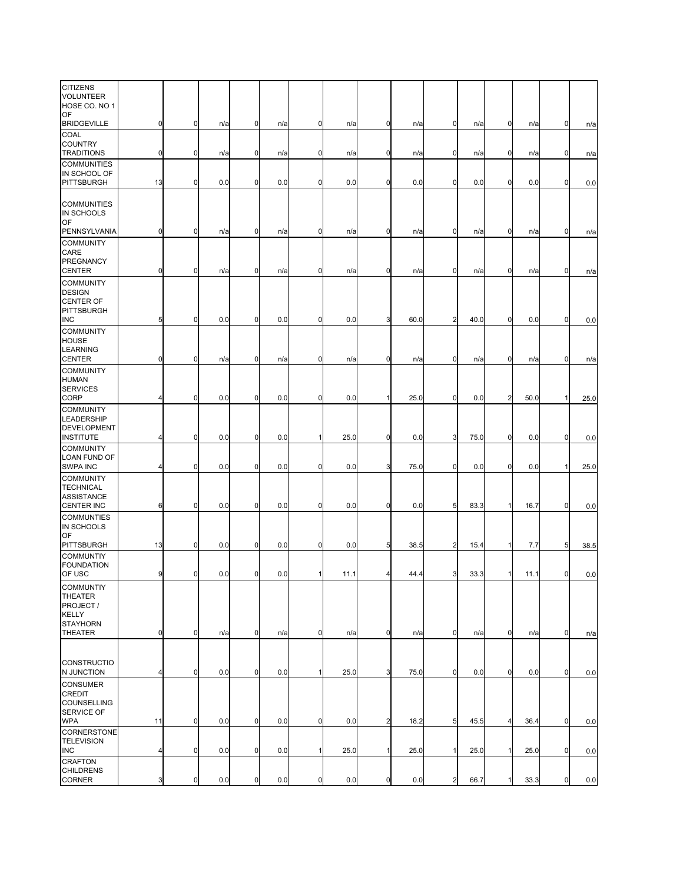| | | | | | | | | | | | | | | | |
|---|---|---|---|---|---|---|---|---|---|---|---|---|---|---|---|
| CITIZENS VOLUNTEER HOSE CO. NO 1 OF BRIDGEVILLE | 0 | 0 | n/a | 0 | n/a | 0 | n/a | 0 | n/a | 0 | n/a | 0 | n/a | 0 | n/a |
| COAL COUNTRY TRADITIONS | 0 | 0 | n/a | 0 | n/a | 0 | n/a | 0 | n/a | 0 | n/a | 0 | n/a | 0 | n/a |
| COMMUNITIES IN SCHOOL OF PITTSBURGH | 13 | 0 | 0.0 | 0 | 0.0 | 0 | 0.0 | 0 | 0.0 | 0 | 0.0 | 0 | 0.0 | 0 | 0.0 |
| COMMUNITIES IN SCHOOLS OF PENNSYLVANIA | 0 | 0 | n/a | 0 | n/a | 0 | n/a | 0 | n/a | 0 | n/a | 0 | n/a | 0 | n/a |
| COMMUNITY CARE PREGNANCY CENTER | 0 | 0 | n/a | 0 | n/a | 0 | n/a | 0 | n/a | 0 | n/a | 0 | n/a | 0 | n/a |
| COMMUNITY DESIGN CENTER OF PITTSBURGH INC | 5 | 0 | 0.0 | 0 | 0.0 | 0 | 0.0 | 3 | 60.0 | 2 | 40.0 | 0 | 0.0 | 0 | 0.0 |
| COMMUNITY HOUSE LEARNING CENTER | 0 | 0 | n/a | 0 | n/a | 0 | n/a | 0 | n/a | 0 | n/a | 0 | n/a | 0 | n/a |
| COMMUNITY HUMAN SERVICES CORP | 4 | 0 | 0.0 | 0 | 0.0 | 0 | 0.0 | 1 | 25.0 | 0 | 0.0 | 2 | 50.0 | 1 | 25.0 |
| COMMUNITY LEADERSHIP DEVELOPMENT INSTITUTE | 4 | 0 | 0.0 | 0 | 0.0 | 1 | 25.0 | 0 | 0.0 | 3 | 75.0 | 0 | 0.0 | 0 | 0.0 |
| COMMUNITY LOAN FUND OF SWPA INC | 4 | 0 | 0.0 | 0 | 0.0 | 0 | 0.0 | 3 | 75.0 | 0 | 0.0 | 0 | 0.0 | 1 | 25.0 |
| COMMUNITY TECHNICAL ASSISTANCE CENTER INC | 6 | 0 | 0.0 | 0 | 0.0 | 0 | 0.0 | 0 | 0.0 | 5 | 83.3 | 1 | 16.7 | 0 | 0.0 |
| COMMUNTIES IN SCHOOLS OF PITTSBURGH | 13 | 0 | 0.0 | 0 | 0.0 | 0 | 0.0 | 5 | 38.5 | 2 | 15.4 | 1 | 7.7 | 5 | 38.5 |
| COMMUNTIY FOUNDATION OF USC | 9 | 0 | 0.0 | 0 | 0.0 | 1 | 11.1 | 4 | 44.4 | 3 | 33.3 | 1 | 11.1 | 0 | 0.0 |
| COMMUNTIY THEATER PROJECT / KELLY STAYHORN THEATER | 0 | 0 | n/a | 0 | n/a | 0 | n/a | 0 | n/a | 0 | n/a | 0 | n/a | 0 | n/a |
| CONSTRUCTION JUNCTION | 4 | 0 | 0.0 | 0 | 0.0 | 1 | 25.0 | 3 | 75.0 | 0 | 0.0 | 0 | 0.0 | 0 | 0.0 |
| CONSUMER CREDIT COUNSELLING SERVICE OF WPA | 11 | 0 | 0.0 | 0 | 0.0 | 0 | 0.0 | 2 | 18.2 | 5 | 45.5 | 4 | 36.4 | 0 | 0.0 |
| CORNERSTONE TELEVISION INC | 4 | 0 | 0.0 | 0 | 0.0 | 1 | 25.0 | 1 | 25.0 | 1 | 25.0 | 1 | 25.0 | 0 | 0.0 |
| CRAFTON CHILDRENS CORNER | 3 | 0 | 0.0 | 0 | 0.0 | 0 | 0.0 | 0 | 0.0 | 2 | 66.7 | 1 | 33.3 | 0 | 0.0 |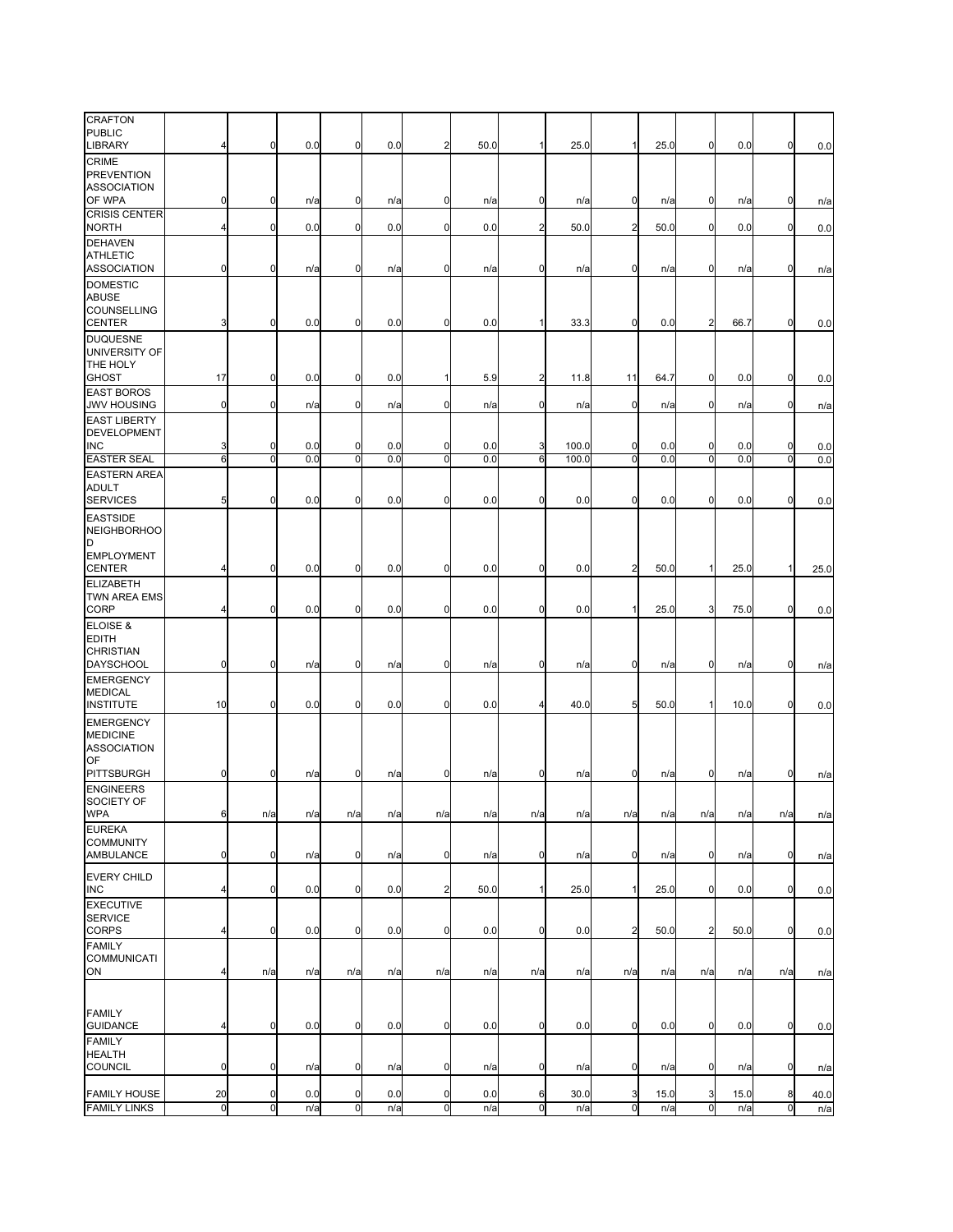| | | | | | | | | | | | | | | | |
|---|---|---|---|---|---|---|---|---|---|---|---|---|---|---|---|
| CRAFTON PUBLIC LIBRARY | 4 | 0 | 0.0 | 0 | 0.0 | 2 | 50.0 | 1 | 25.0 | 1 | 25.0 | 0 | 0.0 | 0 | 0.0 |
| CRIME PREVENTION ASSOCIATION OF WPA | 0 | 0 | n/a | 0 | n/a | 0 | n/a | 0 | n/a | 0 | n/a | 0 | n/a | 0 | n/a |
| CRISIS CENTER NORTH | 4 | 0 | 0.0 | 0 | 0.0 | 0 | 0.0 | 2 | 50.0 | 2 | 50.0 | 0 | 0.0 | 0 | 0.0 |
| DEHAVEN ATHLETIC ASSOCIATION | 0 | 0 | n/a | 0 | n/a | 0 | n/a | 0 | n/a | 0 | n/a | 0 | n/a | 0 | n/a |
| DOMESTIC ABUSE COUNSELLING CENTER | 3 | 0 | 0.0 | 0 | 0.0 | 0 | 0.0 | 1 | 33.3 | 0 | 0.0 | 2 | 66.7 | 0 | 0.0 |
| DUQUESNE UNIVERSITY OF THE HOLY GHOST | 17 | 0 | 0.0 | 0 | 0.0 | 1 | 5.9 | 2 | 11.8 | 11 | 64.7 | 0 | 0.0 | 0 | 0.0 |
| EAST BOROS JWV HOUSING | 0 | 0 | n/a | 0 | n/a | 0 | n/a | 0 | n/a | 0 | n/a | 0 | n/a | 0 | n/a |
| EAST LIBERTY DEVELOPMENT INC | 3 | 0 | 0.0 | 0 | 0.0 | 0 | 0.0 | 3 | 100.0 | 0 | 0.0 | 0 | 0.0 | 0 | 0.0 |
| EASTER SEAL | 6 | 0 | 0.0 | 0 | 0.0 | 0 | 0.0 | 6 | 100.0 | 0 | 0.0 | 0 | 0.0 | 0 | 0.0 |
| EASTERN AREA ADULT SERVICES | 5 | 0 | 0.0 | 0 | 0.0 | 0 | 0.0 | 0 | 0.0 | 0 | 0.0 | 0 | 0.0 | 0 | 0.0 |
| EASTSIDE NEIGHBORHOOD EMPLOYMENT CENTER | 4 | 0 | 0.0 | 0 | 0.0 | 0 | 0.0 | 0 | 0.0 | 2 | 50.0 | 1 | 25.0 | 1 | 25.0 |
| ELIZABETH TWN AREA EMS CORP | 4 | 0 | 0.0 | 0 | 0.0 | 0 | 0.0 | 0 | 0.0 | 1 | 25.0 | 3 | 75.0 | 0 | 0.0 |
| ELOISE & EDITH CHRISTIAN DAYSCHOOL | 0 | 0 | n/a | 0 | n/a | 0 | n/a | 0 | n/a | 0 | n/a | 0 | n/a | 0 | n/a |
| EMERGENCY MEDICAL INSTITUTE | 10 | 0 | 0.0 | 0 | 0.0 | 0 | 0.0 | 4 | 40.0 | 5 | 50.0 | 1 | 10.0 | 0 | 0.0 |
| EMERGENCY MEDICINE ASSOCIATION OF PITTSBURGH | 0 | 0 | n/a | 0 | n/a | 0 | n/a | 0 | n/a | 0 | n/a | 0 | n/a | 0 | n/a |
| ENGINEERS SOCIETY OF WPA | 6 | n/a | n/a | n/a | n/a | n/a | n/a | n/a | n/a | n/a | n/a | n/a | n/a | n/a | n/a |
| EUREKA COMMUNITY AMBULANCE | 0 | 0 | n/a | 0 | n/a | 0 | n/a | 0 | n/a | 0 | n/a | 0 | n/a | 0 | n/a |
| EVERY CHILD INC | 4 | 0 | 0.0 | 0 | 0.0 | 2 | 50.0 | 1 | 25.0 | 1 | 25.0 | 0 | 0.0 | 0 | 0.0 |
| EXECUTIVE SERVICE CORPS | 4 | 0 | 0.0 | 0 | 0.0 | 0 | 0.0 | 0 | 0.0 | 2 | 50.0 | 2 | 50.0 | 0 | 0.0 |
| FAMILY COMMUNICATION | 4 | n/a | n/a | n/a | n/a | n/a | n/a | n/a | n/a | n/a | n/a | n/a | n/a | n/a | n/a |
| FAMILY GUIDANCE | 4 | 0 | 0.0 | 0 | 0.0 | 0 | 0.0 | 0 | 0.0 | 0 | 0.0 | 0 | 0.0 | 0 | 0.0 |
| FAMILY HEALTH COUNCIL | 0 | 0 | n/a | 0 | n/a | 0 | n/a | 0 | n/a | 0 | n/a | 0 | n/a | 0 | n/a |
| FAMILY HOUSE | 20 | 0 | 0.0 | 0 | 0.0 | 0 | 0.0 | 6 | 30.0 | 3 | 15.0 | 3 | 15.0 | 8 | 40.0 |
| FAMILY LINKS | 0 | 0 | n/a | 0 | n/a | 0 | n/a | 0 | n/a | 0 | n/a | 0 | n/a | 0 | n/a |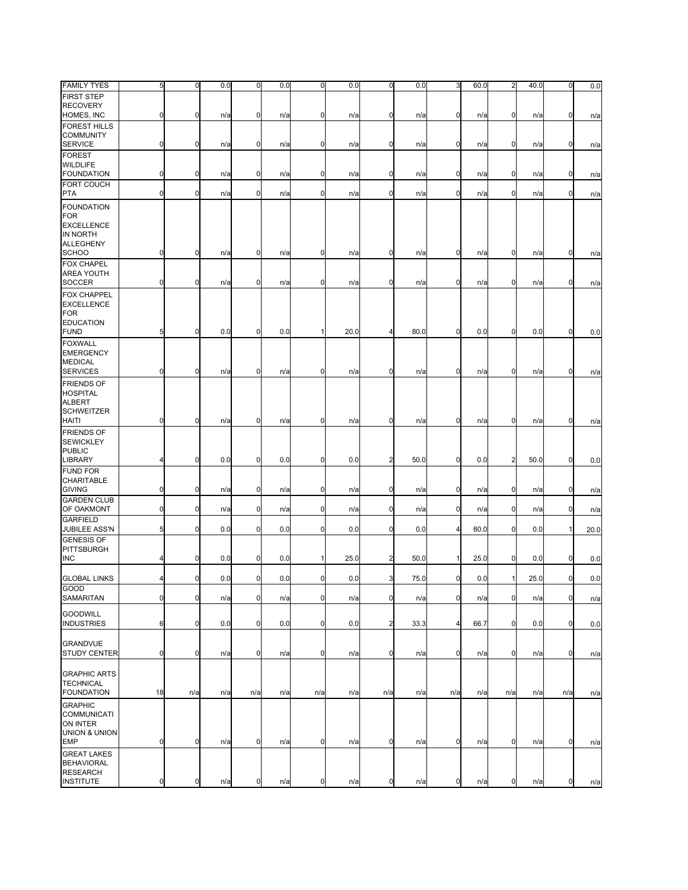| | | | | | | | | | | | | | | | |
|---|---|---|---|---|---|---|---|---|---|---|---|---|---|---|---|
| FAMILY TYES | 5 | 0 | 0.0 | 0 | 0.0 | 0 | 0.0 | 0 | 0.0 | 3 | 60.0 | 2 | 40.0 | 0 | 0.0 |
| FIRST STEP RECOVERY HOMES, INC | 0 | 0 | n/a | 0 | n/a | 0 | n/a | 0 | n/a | 0 | n/a | 0 | n/a | 0 | n/a |
| FOREST HILLS COMMUNITY SERVICE | 0 | 0 | n/a | 0 | n/a | 0 | n/a | 0 | n/a | 0 | n/a | 0 | n/a | 0 | n/a |
| FOREST WILDLIFE FOUNDATION | 0 | 0 | n/a | 0 | n/a | 0 | n/a | 0 | n/a | 0 | n/a | 0 | n/a | 0 | n/a |
| FORT COUCH PTA | 0 | 0 | n/a | 0 | n/a | 0 | n/a | 0 | n/a | 0 | n/a | 0 | n/a | 0 | n/a |
| FOUNDATION FOR EXCELLENCE IN NORTH ALLEGHENY SCHOO | 0 | 0 | n/a | 0 | n/a | 0 | n/a | 0 | n/a | 0 | n/a | 0 | n/a | 0 | n/a |
| FOX CHAPEL AREA YOUTH SOCCER | 0 | 0 | n/a | 0 | n/a | 0 | n/a | 0 | n/a | 0 | n/a | 0 | n/a | 0 | n/a |
| FOX CHAPPEL EXCELLENCE FOR EDUCATION FUND | 5 | 0 | 0.0 | 0 | 0.0 | 1 | 20.0 | 4 | 80.0 | 0 | 0.0 | 0 | 0.0 | 0 | 0.0 |
| FOXWALL EMERGENCY MEDICAL SERVICES | 0 | 0 | n/a | 0 | n/a | 0 | n/a | 0 | n/a | 0 | n/a | 0 | n/a | 0 | n/a |
| FRIENDS OF HOSPITAL ALBERT SCHWEITZER HAITI | 0 | 0 | n/a | 0 | n/a | 0 | n/a | 0 | n/a | 0 | n/a | 0 | n/a | 0 | n/a |
| FRIENDS OF SEWICKLEY PUBLIC LIBRARY | 4 | 0 | 0.0 | 0 | 0.0 | 0 | 0.0 | 2 | 50.0 | 0 | 0.0 | 2 | 50.0 | 0 | 0.0 |
| FUND FOR CHARITABLE GIVING | 0 | 0 | n/a | 0 | n/a | 0 | n/a | 0 | n/a | 0 | n/a | 0 | n/a | 0 | n/a |
| GARDEN CLUB OF OAKMONT | 0 | 0 | n/a | 0 | n/a | 0 | n/a | 0 | n/a | 0 | n/a | 0 | n/a | 0 | n/a |
| GARFIELD JUBILEE ASS'N | 5 | 0 | 0.0 | 0 | 0.0 | 0 | 0.0 | 0 | 0.0 | 4 | 80.0 | 0 | 0.0 | 1 | 20.0 |
| GENESIS OF PITTSBURGH INC | 4 | 0 | 0.0 | 0 | 0.0 | 1 | 25.0 | 2 | 50.0 | 1 | 25.0 | 0 | 0.0 | 0 | 0.0 |
| GLOBAL LINKS | 4 | 0 | 0.0 | 0 | 0.0 | 0 | 0.0 | 3 | 75.0 | 0 | 0.0 | 1 | 25.0 | 0 | 0.0 |
| GOOD SAMARITAN | 0 | 0 | n/a | 0 | n/a | 0 | n/a | 0 | n/a | 0 | n/a | 0 | n/a | 0 | n/a |
| GOODWILL INDUSTRIES | 6 | 0 | 0.0 | 0 | 0.0 | 0 | 0.0 | 2 | 33.3 | 4 | 66.7 | 0 | 0.0 | 0 | 0.0 |
| GRANDVUE STUDY CENTER | 0 | 0 | n/a | 0 | n/a | 0 | n/a | 0 | n/a | 0 | n/a | 0 | n/a | 0 | n/a |
| GRAPHIC ARTS TECHNICAL FOUNDATION | 18 | n/a | n/a | n/a | n/a | n/a | n/a | n/a | n/a | n/a | n/a | n/a | n/a | n/a | n/a |
| GRAPHIC COMMUNICATI ON INTER UNION & UNION EMP | 0 | 0 | n/a | 0 | n/a | 0 | n/a | 0 | n/a | 0 | n/a | 0 | n/a | 0 | n/a |
| GREAT LAKES BEHAVIORAL RESEARCH INSTITUTE | 0 | 0 | n/a | 0 | n/a | 0 | n/a | 0 | n/a | 0 | n/a | 0 | n/a | 0 | n/a |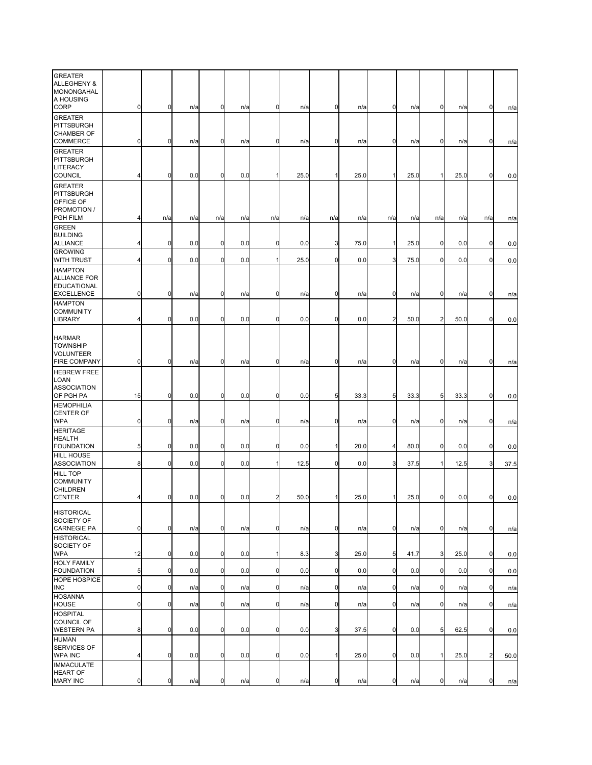| | | | | | | | | | | | | | | |
|---|---|---|---|---|---|---|---|---|---|---|---|---|---|---|
| GREATER ALLEGHENY & MONONGAHALA HOUSING CORP | 0 | 0 | n/a | 0 | n/a | 0 | n/a | 0 | n/a | 0 | n/a | 0 | n/a | 0 | n/a |
| GREATER PITTSBURGH CHAMBER OF COMMERCE | 0 | 0 | n/a | 0 | n/a | 0 | n/a | 0 | n/a | 0 | n/a | 0 | n/a | 0 | n/a |
| GREATER PITTSBURGH LITERACY COUNCIL | 4 | 0 | 0.0 | 0 | 0.0 | 1 | 25.0 | 1 | 25.0 | 1 | 25.0 | 1 | 25.0 | 0 | 0.0 |
| GREATER PITTSBURGH OFFICE OF PROMOTION / PGH FILM | 4 | n/a | n/a | n/a | n/a | n/a | n/a | n/a | n/a | n/a | n/a | n/a | n/a | n/a | n/a |
| GREEN BUILDING ALLIANCE | 4 | 0 | 0.0 | 0 | 0.0 | 0 | 0.0 | 3 | 75.0 | 1 | 25.0 | 0 | 0.0 | 0 | 0.0 |
| GROWING WITH TRUST | 4 | 0 | 0.0 | 0 | 0.0 | 1 | 25.0 | 0 | 0.0 | 3 | 75.0 | 0 | 0.0 | 0 | 0.0 |
| HAMPTON ALLIANCE FOR EDUCATIONAL EXCELLENCE | 0 | 0 | n/a | 0 | n/a | 0 | n/a | 0 | n/a | 0 | n/a | 0 | n/a | 0 | n/a |
| HAMPTON COMMUNITY LIBRARY | 4 | 0 | 0.0 | 0 | 0.0 | 0 | 0.0 | 0 | 0.0 | 2 | 50.0 | 2 | 50.0 | 0 | 0.0 |
| HARMAR TOWNSHIP VOLUNTEER FIRE COMPANY | 0 | 0 | n/a | 0 | n/a | 0 | n/a | 0 | n/a | 0 | n/a | 0 | n/a | 0 | n/a |
| HEBREW FREE LOAN ASSOCIATION OF PGH PA | 15 | 0 | 0.0 | 0 | 0.0 | 0 | 0.0 | 5 | 33.3 | 5 | 33.3 | 5 | 33.3 | 0 | 0.0 |
| HEMOPHILIA CENTER OF WPA | 0 | 0 | n/a | 0 | n/a | 0 | n/a | 0 | n/a | 0 | n/a | 0 | n/a | 0 | n/a |
| HERITAGE HEALTH FOUNDATION | 5 | 0 | 0.0 | 0 | 0.0 | 0 | 0.0 | 1 | 20.0 | 4 | 80.0 | 0 | 0.0 | 0 | 0.0 |
| HILL HOUSE ASSOCIATION | 8 | 0 | 0.0 | 0 | 0.0 | 1 | 12.5 | 0 | 0.0 | 3 | 37.5 | 1 | 12.5 | 3 | 37.5 |
| HILL TOP COMMUNITY CHILDREN CENTER | 4 | 0 | 0.0 | 0 | 0.0 | 2 | 50.0 | 1 | 25.0 | 1 | 25.0 | 0 | 0.0 | 0 | 0.0 |
| HISTORICAL SOCIETY OF CARNEGIE PA | 0 | 0 | n/a | 0 | n/a | 0 | n/a | 0 | n/a | 0 | n/a | 0 | n/a | 0 | n/a |
| HISTORICAL SOCIETY OF WPA | 12 | 0 | 0.0 | 0 | 0.0 | 1 | 8.3 | 3 | 25.0 | 5 | 41.7 | 3 | 25.0 | 0 | 0.0 |
| HOLY FAMILY FOUNDATION | 5 | 0 | 0.0 | 0 | 0.0 | 0 | 0.0 | 0 | 0.0 | 0 | 0.0 | 0 | 0.0 | 0 | 0.0 |
| HOPE HOSPICE INC | 0 | 0 | n/a | 0 | n/a | 0 | n/a | 0 | n/a | 0 | n/a | 0 | n/a | 0 | n/a |
| HOSANNA HOUSE | 0 | 0 | n/a | 0 | n/a | 0 | n/a | 0 | n/a | 0 | n/a | 0 | n/a | 0 | n/a |
| HOSPITAL COUNCIL OF WESTERN PA | 8 | 0 | 0.0 | 0 | 0.0 | 0 | 0.0 | 3 | 37.5 | 0 | 0.0 | 5 | 62.5 | 0 | 0.0 |
| HUMAN SERVICES OF WPA INC | 4 | 0 | 0.0 | 0 | 0.0 | 0 | 0.0 | 1 | 25.0 | 0 | 0.0 | 1 | 25.0 | 2 | 50.0 |
| IMMACULATE HEART OF MARY INC | 0 | 0 | n/a | 0 | n/a | 0 | n/a | 0 | n/a | 0 | n/a | 0 | n/a | 0 | n/a |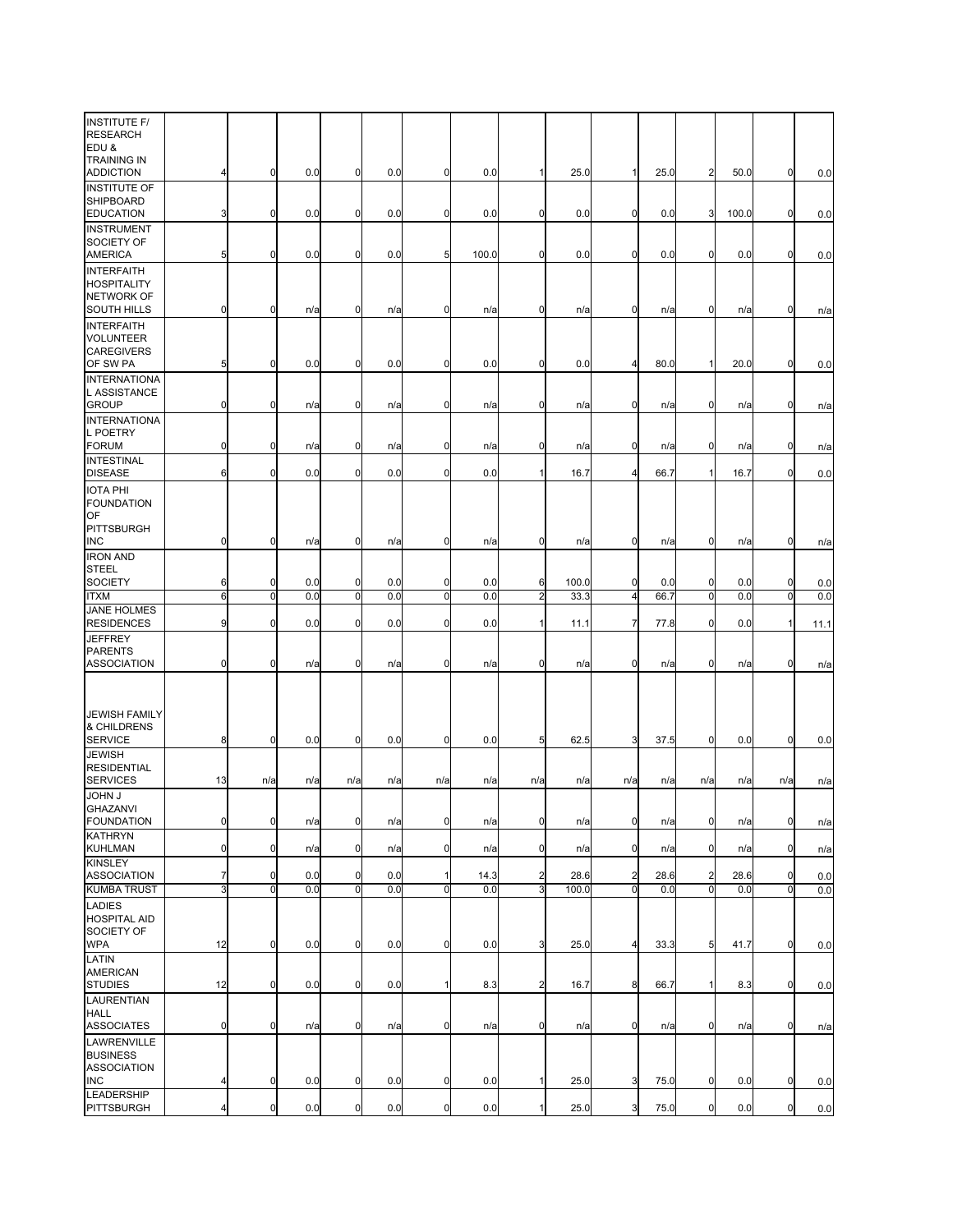| | | | | | | | | | | | | | | | |
|---|---|---|---|---|---|---|---|---|---|---|---|---|---|---|---|
| INSTITUTE F/ RESEARCH EDU & TRAINING IN ADDICTION | 4 | 0 | 0.0 | 0 | 0.0 | 0 | 0.0 | 1 | 25.0 | 1 | 25.0 | 2 | 50.0 | 0 | 0.0 |
| INSTITUTE OF SHIPBOARD EDUCATION | 3 | 0 | 0.0 | 0 | 0.0 | 0 | 0.0 | 0 | 0.0 | 0 | 0.0 | 3 | 100.0 | 0 | 0.0 |
| INSTRUMENT SOCIETY OF AMERICA | 5 | 0 | 0.0 | 0 | 0.0 | 5 | 100.0 | 0 | 0.0 | 0 | 0.0 | 0 | 0.0 | 0 | 0.0 |
| INTERFAITH HOSPITALITY NETWORK OF SOUTH HILLS | 0 | 0 | n/a | 0 | n/a | 0 | n/a | 0 | n/a | 0 | n/a | 0 | n/a | 0 | n/a |
| INTERFAITH VOLUNTEER CAREGIVERS OF SW PA | 5 | 0 | 0.0 | 0 | 0.0 | 0 | 0.0 | 0 | 0.0 | 4 | 80.0 | 1 | 20.0 | 0 | 0.0 |
| INTERNATIONAL ASSISTANCE GROUP | 0 | 0 | n/a | 0 | n/a | 0 | n/a | 0 | n/a | 0 | n/a | 0 | n/a | 0 | n/a |
| INTERNATIONAL POETRY FORUM | 0 | 0 | n/a | 0 | n/a | 0 | n/a | 0 | n/a | 0 | n/a | 0 | n/a | 0 | n/a |
| INTESTINAL DISEASE | 6 | 0 | 0.0 | 0 | 0.0 | 0 | 0.0 | 1 | 16.7 | 4 | 66.7 | 1 | 16.7 | 0 | 0.0 |
| IOTA PHI FOUNDATION OF PITTSBURGH INC | 0 | 0 | n/a | 0 | n/a | 0 | n/a | 0 | n/a | 0 | n/a | 0 | n/a | 0 | n/a |
| IRON AND STEEL SOCIETY | 6 | 0 | 0.0 | 0 | 0.0 | 0 | 0.0 | 6 | 100.0 | 0 | 0.0 | 0 | 0.0 | 0 | 0.0 |
| ITXM | 6 | 0 | 0.0 | 0 | 0.0 | 0 | 0.0 | 2 | 33.3 | 4 | 66.7 | 0 | 0.0 | 0 | 0.0 |
| JANE HOLMES RESIDENCES | 9 | 0 | 0.0 | 0 | 0.0 | 0 | 0.0 | 1 | 11.1 | 7 | 77.8 | 0 | 0.0 | 1 | 11.1 |
| JEFFREY PARENTS ASSOCIATION | 0 | 0 | n/a | 0 | n/a | 0 | n/a | 0 | n/a | 0 | n/a | 0 | n/a | 0 | n/a |
| JEWISH FAMILY & CHILDRENS SERVICE | 8 | 0 | 0.0 | 0 | 0.0 | 0 | 0.0 | 5 | 62.5 | 3 | 37.5 | 0 | 0.0 | 0 | 0.0 |
| JEWISH RESIDENTIAL SERVICES | 13 | n/a | n/a | n/a | n/a | n/a | n/a | n/a | n/a | n/a | n/a | n/a | n/a | n/a | n/a |
| JOHN J GHAZANVI FOUNDATION | 0 | 0 | n/a | 0 | n/a | 0 | n/a | 0 | n/a | 0 | n/a | 0 | n/a | 0 | n/a |
| KATHRYN KUHLMAN | 0 | 0 | n/a | 0 | n/a | 0 | n/a | 0 | n/a | 0 | n/a | 0 | n/a | 0 | n/a |
| KINSLEY ASSOCIATION | 7 | 0 | 0.0 | 0 | 0.0 | 1 | 14.3 | 2 | 28.6 | 2 | 28.6 | 2 | 28.6 | 0 | 0.0 |
| KUMBA TRUST | 3 | 0 | 0.0 | 0 | 0.0 | 0 | 0.0 | 3 | 100.0 | 0 | 0.0 | 0 | 0.0 | 0 | 0.0 |
| LADIES HOSPITAL AID SOCIETY OF WPA | 12 | 0 | 0.0 | 0 | 0.0 | 0 | 0.0 | 3 | 25.0 | 4 | 33.3 | 5 | 41.7 | 0 | 0.0 |
| LATIN AMERICAN STUDIES | 12 | 0 | 0.0 | 0 | 0.0 | 1 | 8.3 | 2 | 16.7 | 8 | 66.7 | 1 | 8.3 | 0 | 0.0 |
| LAURENTIAN HALL ASSOCIATES | 0 | 0 | n/a | 0 | n/a | 0 | n/a | 0 | n/a | 0 | n/a | 0 | n/a | 0 | n/a |
| LAWRENVILLE BUSINESS ASSOCIATION INC | 4 | 0 | 0.0 | 0 | 0.0 | 0 | 0.0 | 1 | 25.0 | 3 | 75.0 | 0 | 0.0 | 0 | 0.0 |
| LEADERSHIP PITTSBURGH | 4 | 0 | 0.0 | 0 | 0.0 | 0 | 0.0 | 1 | 25.0 | 3 | 75.0 | 0 | 0.0 | 0 | 0.0 |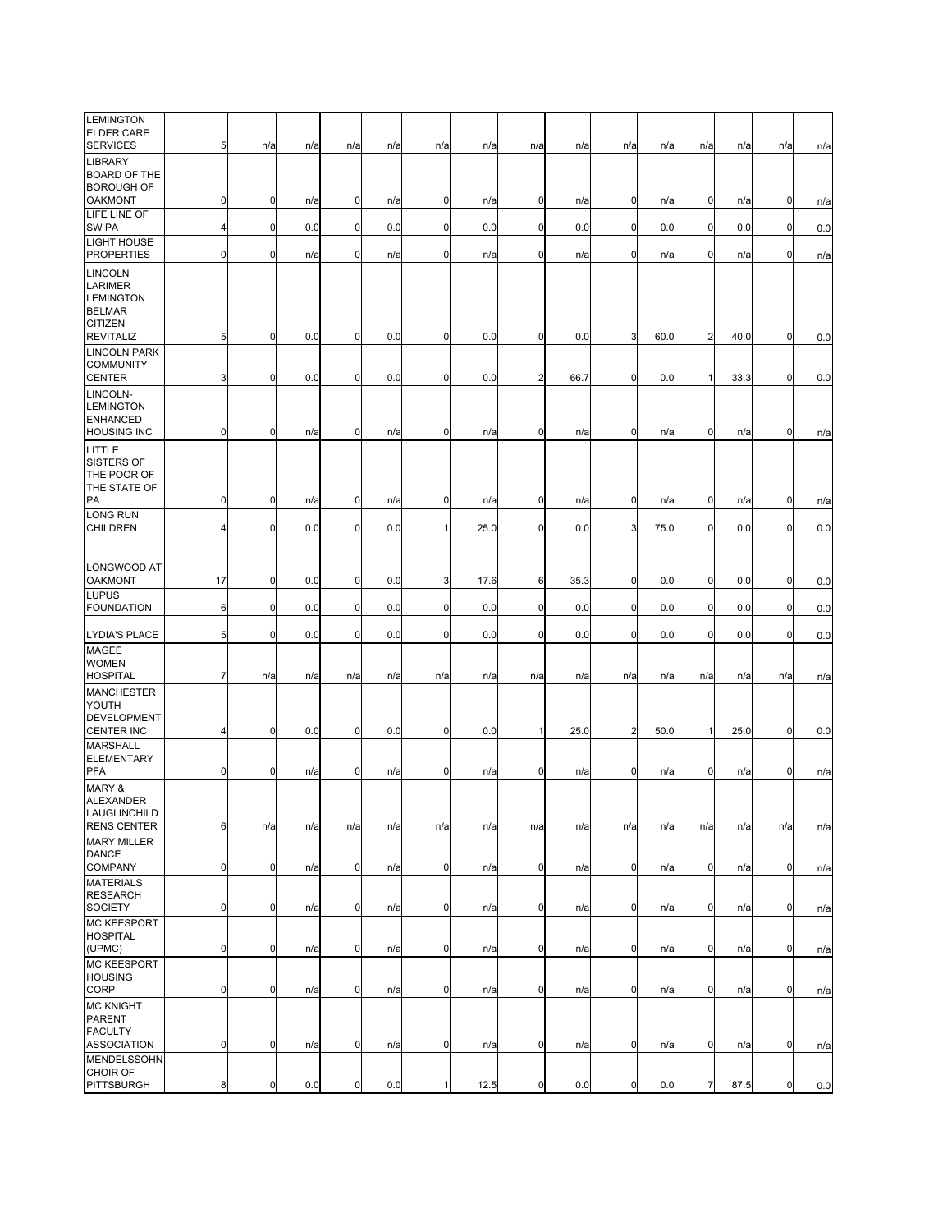| | | | | | | | | | | | | | | | |
|---|---|---|---|---|---|---|---|---|---|---|---|---|---|---|---|
| LEMINGTON ELDER CARE SERVICES | 5 | n/a | n/a | n/a | n/a | n/a | n/a | n/a | n/a | n/a | n/a | n/a | n/a | n/a | n/a |
| LIBRARY BOARD OF THE BOROUGH OF OAKMONT | 0 | 0 | n/a | 0 | n/a | 0 | n/a | 0 | n/a | 0 | n/a | 0 | n/a | 0 | n/a |
| LIFE LINE OF SW PA | 4 | 0 | 0.0 | 0 | 0.0 | 0 | 0.0 | 0 | 0.0 | 0 | 0.0 | 0 | 0.0 | 0 | 0.0 |
| LIGHT HOUSE PROPERTIES | 0 | 0 | n/a | 0 | n/a | 0 | n/a | 0 | n/a | 0 | n/a | 0 | n/a | 0 | n/a |
| LINCOLN LARIMER LEMINGTON BELMAR CITIZEN REVITALIZ | 5 | 0 | 0.0 | 0 | 0.0 | 0 | 0.0 | 0 | 0.0 | 3 | 60.0 | 2 | 40.0 | 0 | 0.0 |
| LINCOLN PARK COMMUNITY CENTER | 3 | 0 | 0.0 | 0 | 0.0 | 0 | 0.0 | 2 | 66.7 | 0 | 0.0 | 1 | 33.3 | 0 | 0.0 |
| LINCOLN-LEMINGTON ENHANCED HOUSING INC | 0 | 0 | n/a | 0 | n/a | 0 | n/a | 0 | n/a | 0 | n/a | 0 | n/a | 0 | n/a |
| LITTLE SISTERS OF THE POOR OF THE STATE OF PA | 0 | 0 | n/a | 0 | n/a | 0 | n/a | 0 | n/a | 0 | n/a | 0 | n/a | 0 | n/a |
| LONG RUN CHILDREN | 4 | 0 | 0.0 | 0 | 0.0 | 1 | 25.0 | 0 | 0.0 | 3 | 75.0 | 0 | 0.0 | 0 | 0.0 |
| LONGWOOD AT OAKMONT | 17 | 0 | 0.0 | 0 | 0.0 | 3 | 17.6 | 6 | 35.3 | 0 | 0.0 | 0 | 0.0 | 0 | 0.0 |
| LUPUS FOUNDATION | 6 | 0 | 0.0 | 0 | 0.0 | 0 | 0.0 | 0 | 0.0 | 0 | 0.0 | 0 | 0.0 | 0 | 0.0 |
| LYDIA'S PLACE | 5 | 0 | 0.0 | 0 | 0.0 | 0 | 0.0 | 0 | 0.0 | 0 | 0.0 | 0 | 0.0 | 0 | 0.0 |
| MAGEE WOMEN HOSPITAL | 7 | n/a | n/a | n/a | n/a | n/a | n/a | n/a | n/a | n/a | n/a | n/a | n/a | n/a | n/a |
| MANCHESTER YOUTH DEVELOPMENT CENTER INC | 4 | 0 | 0.0 | 0 | 0.0 | 0 | 0.0 | 1 | 25.0 | 2 | 50.0 | 1 | 25.0 | 0 | 0.0 |
| MARSHALL ELEMENTARY PFA | 0 | 0 | n/a | 0 | n/a | 0 | n/a | 0 | n/a | 0 | n/a | 0 | n/a | 0 | n/a |
| MARY & ALEXANDER LAUGLINCHILD RENS CENTER | 6 | n/a | n/a | n/a | n/a | n/a | n/a | n/a | n/a | n/a | n/a | n/a | n/a | n/a | n/a |
| MARY MILLER DANCE COMPANY | 0 | 0 | n/a | 0 | n/a | 0 | n/a | 0 | n/a | 0 | n/a | 0 | n/a | 0 | n/a |
| MATERIALS RESEARCH SOCIETY | 0 | 0 | n/a | 0 | n/a | 0 | n/a | 0 | n/a | 0 | n/a | 0 | n/a | 0 | n/a |
| MC KEESPORT HOSPITAL (UPMC) | 0 | 0 | n/a | 0 | n/a | 0 | n/a | 0 | n/a | 0 | n/a | 0 | n/a | 0 | n/a |
| MC KEESPORT HOUSING CORP | 0 | 0 | n/a | 0 | n/a | 0 | n/a | 0 | n/a | 0 | n/a | 0 | n/a | 0 | n/a |
| MC KNIGHT PARENT FACULTY ASSOCIATION | 0 | 0 | n/a | 0 | n/a | 0 | n/a | 0 | n/a | 0 | n/a | 0 | n/a | 0 | n/a |
| MENDELSSOHN CHOIR OF PITTSBURGH | 8 | 0 | 0.0 | 0 | 0.0 | 1 | 12.5 | 0 | 0.0 | 0 | 0.0 | 7 | 87.5 | 0 | 0.0 |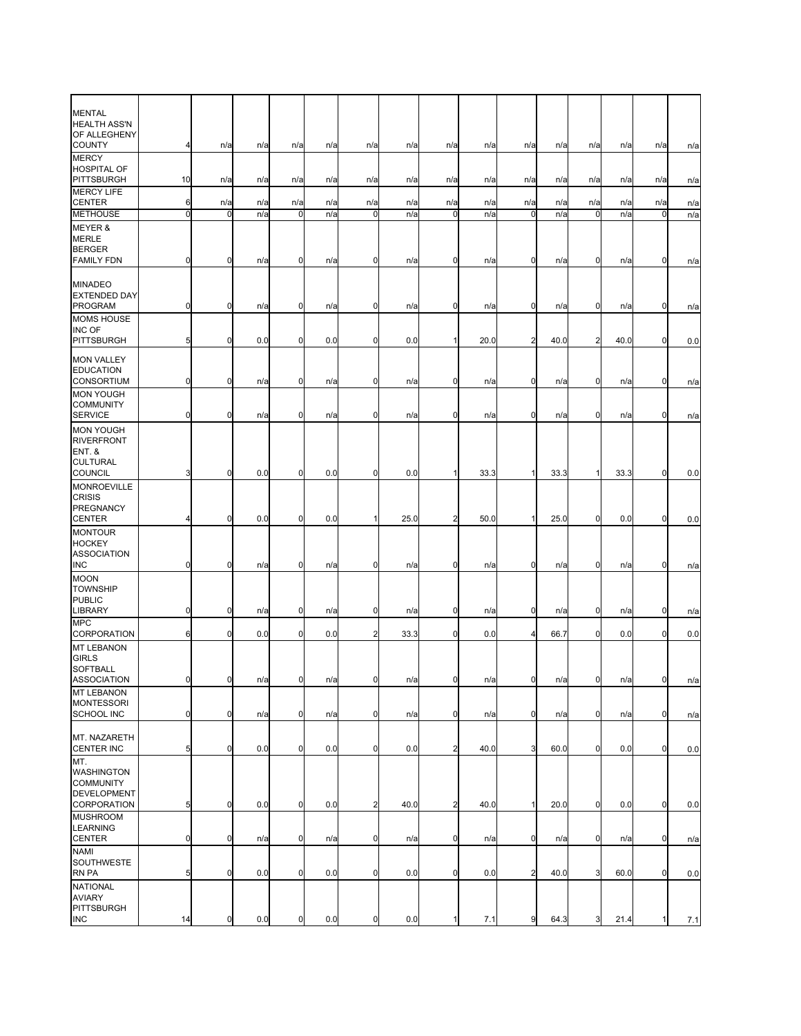| | | | | | | | | | | | | | | | |
|---|---|---|---|---|---|---|---|---|---|---|---|---|---|---|---|
| MENTAL HEALTH ASS'N OF ALLEGHENY COUNTY | 4 | n/a | n/a | n/a | n/a | n/a | n/a | n/a | n/a | n/a | n/a | n/a | n/a | n/a | n/a |
| MERCY HOSPITAL OF PITTSBURGH | 10 | n/a | n/a | n/a | n/a | n/a | n/a | n/a | n/a | n/a | n/a | n/a | n/a | n/a | n/a |
| MERCY LIFE CENTER | 6 | n/a | n/a | n/a | n/a | n/a | n/a | n/a | n/a | n/a | n/a | n/a | n/a | n/a | n/a |
| METHOUSE | 0 | 0 | n/a | 0 | n/a | 0 | n/a | 0 | n/a | 0 | n/a | 0 | n/a | 0 | n/a |
| MEYER & MERLE BERGER FAMILY FDN | 0 | 0 | n/a | 0 | n/a | 0 | n/a | 0 | n/a | 0 | n/a | 0 | n/a | 0 | n/a |
| MINADEO EXTENDED DAY PROGRAM | 0 | 0 | n/a | 0 | n/a | 0 | n/a | 0 | n/a | 0 | n/a | 0 | n/a | 0 | n/a |
| MOMS HOUSE INC OF PITTSBURGH | 5 | 0 | 0.0 | 0 | 0.0 | 0 | 0.0 | 1 | 20.0 | 2 | 40.0 | 2 | 40.0 | 0 | 0.0 |
| MON VALLEY EDUCATION CONSORTIUM | 0 | 0 | n/a | 0 | n/a | 0 | n/a | 0 | n/a | 0 | n/a | 0 | n/a | 0 | n/a |
| MON YOUGH COMMUNITY SERVICE | 0 | 0 | n/a | 0 | n/a | 0 | n/a | 0 | n/a | 0 | n/a | 0 | n/a | 0 | n/a |
| MON YOUGH RIVERFRONT ENT. & CULTURAL COUNCIL | 3 | 0 | 0.0 | 0 | 0.0 | 0 | 0.0 | 1 | 33.3 | 1 | 33.3 | 1 | 33.3 | 0 | 0.0 |
| MONROEVILLE CRISIS PREGNANCY CENTER | 4 | 0 | 0.0 | 0 | 0.0 | 1 | 25.0 | 2 | 50.0 | 1 | 25.0 | 0 | 0.0 | 0 | 0.0 |
| MONTOUR HOCKEY ASSOCIATION INC | 0 | 0 | n/a | 0 | n/a | 0 | n/a | 0 | n/a | 0 | n/a | 0 | n/a | 0 | n/a |
| MOON TOWNSHIP PUBLIC LIBRARY | 0 | 0 | n/a | 0 | n/a | 0 | n/a | 0 | n/a | 0 | n/a | 0 | n/a | 0 | n/a |
| MPC CORPORATION | 6 | 0 | 0.0 | 0 | 0.0 | 2 | 33.3 | 0 | 0.0 | 4 | 66.7 | 0 | 0.0 | 0 | 0.0 |
| MT LEBANON GIRLS SOFTBALL ASSOCIATION | 0 | 0 | n/a | 0 | n/a | 0 | n/a | 0 | n/a | 0 | n/a | 0 | n/a | 0 | n/a |
| MT LEBANON MONTESSORI SCHOOL INC | 0 | 0 | n/a | 0 | n/a | 0 | n/a | 0 | n/a | 0 | n/a | 0 | n/a | 0 | n/a |
| MT. NAZARETH CENTER INC | 5 | 0 | 0.0 | 0 | 0.0 | 0 | 0.0 | 2 | 40.0 | 3 | 60.0 | 0 | 0.0 | 0 | 0.0 |
| MT. WASHINGTON COMMUNITY DEVELOPMENT CORPORATION | 5 | 0 | 0.0 | 0 | 0.0 | 2 | 40.0 | 2 | 40.0 | 1 | 20.0 | 0 | 0.0 | 0 | 0.0 |
| MUSHROOM LEARNING CENTER | 0 | 0 | n/a | 0 | n/a | 0 | n/a | 0 | n/a | 0 | n/a | 0 | n/a | 0 | n/a |
| NAMI SOUTHWESTERN PA | 5 | 0 | 0.0 | 0 | 0.0 | 0 | 0.0 | 0 | 0.0 | 2 | 40.0 | 3 | 60.0 | 0 | 0.0 |
| NATIONAL AVIARY PITTSBURGH INC | 14 | 0 | 0.0 | 0 | 0.0 | 0 | 0.0 | 1 | 7.1 | 9 | 64.3 | 3 | 21.4 | 1 | 7.1 |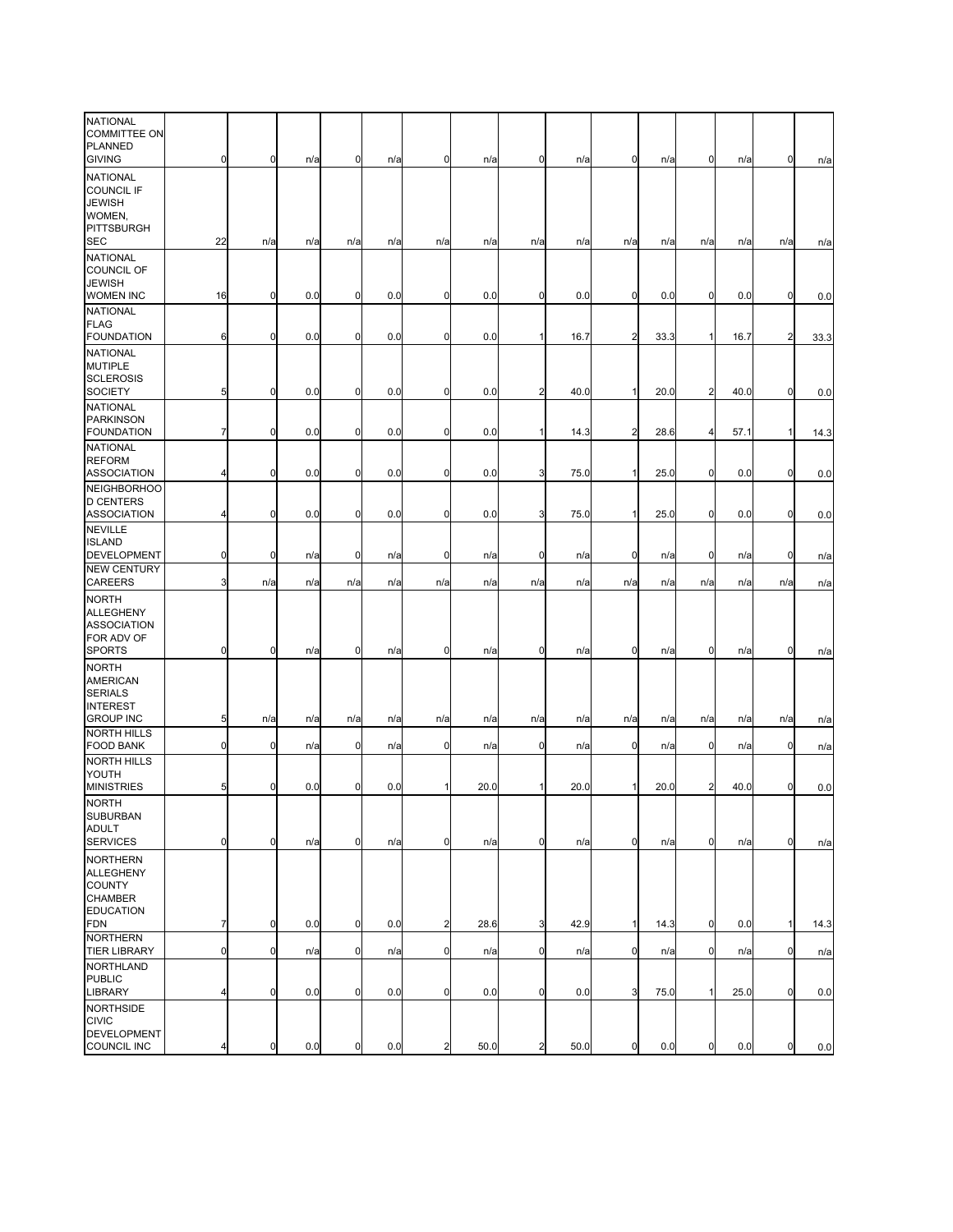| | | | | | | | | | | | | | | |
|---|---|---|---|---|---|---|---|---|---|---|---|---|---|---|
| NATIONAL COMMITTEE ON PLANNED GIVING | 0 | 0 | n/a | 0 | n/a | 0 | n/a | 0 | n/a | 0 | n/a | 0 | n/a | 0 | n/a |
| NATIONAL COUNCIL IF JEWISH WOMEN, PITTSBURGH SEC | 22 | n/a | n/a | n/a | n/a | n/a | n/a | n/a | n/a | n/a | n/a | n/a | n/a | n/a | n/a |
| NATIONAL COUNCIL OF JEWISH WOMEN INC | 16 | 0 | 0.0 | 0 | 0.0 | 0 | 0.0 | 0 | 0.0 | 0 | 0.0 | 0 | 0.0 | 0 | 0.0 |
| NATIONAL FLAG FOUNDATION | 6 | 0 | 0.0 | 0 | 0.0 | 0 | 0.0 | 1 | 16.7 | 2 | 33.3 | 1 | 16.7 | 2 | 33.3 |
| NATIONAL MUTIPLE SCLEROSIS SOCIETY | 5 | 0 | 0.0 | 0 | 0.0 | 0 | 0.0 | 2 | 40.0 | 1 | 20.0 | 2 | 40.0 | 0 | 0.0 |
| NATIONAL PARKINSON FOUNDATION | 7 | 0 | 0.0 | 0 | 0.0 | 0 | 0.0 | 1 | 14.3 | 2 | 28.6 | 4 | 57.1 | 1 | 14.3 |
| NATIONAL REFORM ASSOCIATION | 4 | 0 | 0.0 | 0 | 0.0 | 0 | 0.0 | 3 | 75.0 | 1 | 25.0 | 0 | 0.0 | 0 | 0.0 |
| NEIGHBORHOOD CENTERS ASSOCIATION | 4 | 0 | 0.0 | 0 | 0.0 | 0 | 0.0 | 3 | 75.0 | 1 | 25.0 | 0 | 0.0 | 0 | 0.0 |
| NEVILLE ISLAND DEVELOPMENT | 0 | 0 | n/a | 0 | n/a | 0 | n/a | 0 | n/a | 0 | n/a | 0 | n/a | 0 | n/a |
| NEW CENTURY CAREERS | 3 | n/a | n/a | n/a | n/a | n/a | n/a | n/a | n/a | n/a | n/a | n/a | n/a | n/a | n/a |
| NORTH ALLEGHENY ASSOCIATION FOR ADV OF SPORTS | 0 | 0 | n/a | 0 | n/a | 0 | n/a | 0 | n/a | 0 | n/a | 0 | n/a | 0 | n/a |
| NORTH AMERICAN SERIALS INTEREST GROUP INC | 5 | n/a | n/a | n/a | n/a | n/a | n/a | n/a | n/a | n/a | n/a | n/a | n/a | n/a | n/a |
| NORTH HILLS FOOD BANK | 0 | 0 | n/a | 0 | n/a | 0 | n/a | 0 | n/a | 0 | n/a | 0 | n/a | 0 | n/a |
| NORTH HILLS YOUTH MINISTRIES | 5 | 0 | 0.0 | 0 | 0.0 | 1 | 20.0 | 1 | 20.0 | 1 | 20.0 | 2 | 40.0 | 0 | 0.0 |
| NORTH SUBURBAN ADULT SERVICES | 0 | 0 | n/a | 0 | n/a | 0 | n/a | 0 | n/a | 0 | n/a | 0 | n/a | 0 | n/a |
| NORTHERN ALLEGHENY COUNTY CHAMBER EDUCATION FDN | 7 | 0 | 0.0 | 0 | 0.0 | 2 | 28.6 | 3 | 42.9 | 1 | 14.3 | 0 | 0.0 | 1 | 14.3 |
| NORTHERN TIER LIBRARY | 0 | 0 | n/a | 0 | n/a | 0 | n/a | 0 | n/a | 0 | n/a | 0 | n/a | 0 | n/a |
| NORTHLAND PUBLIC LIBRARY | 4 | 0 | 0.0 | 0 | 0.0 | 0 | 0.0 | 0 | 0.0 | 3 | 75.0 | 1 | 25.0 | 0 | 0.0 |
| NORTHSIDE CIVIC DEVELOPMENT COUNCIL INC | 4 | 0 | 0.0 | 0 | 0.0 | 2 | 50.0 | 2 | 50.0 | 0 | 0.0 | 0 | 0.0 | 0 | 0.0 |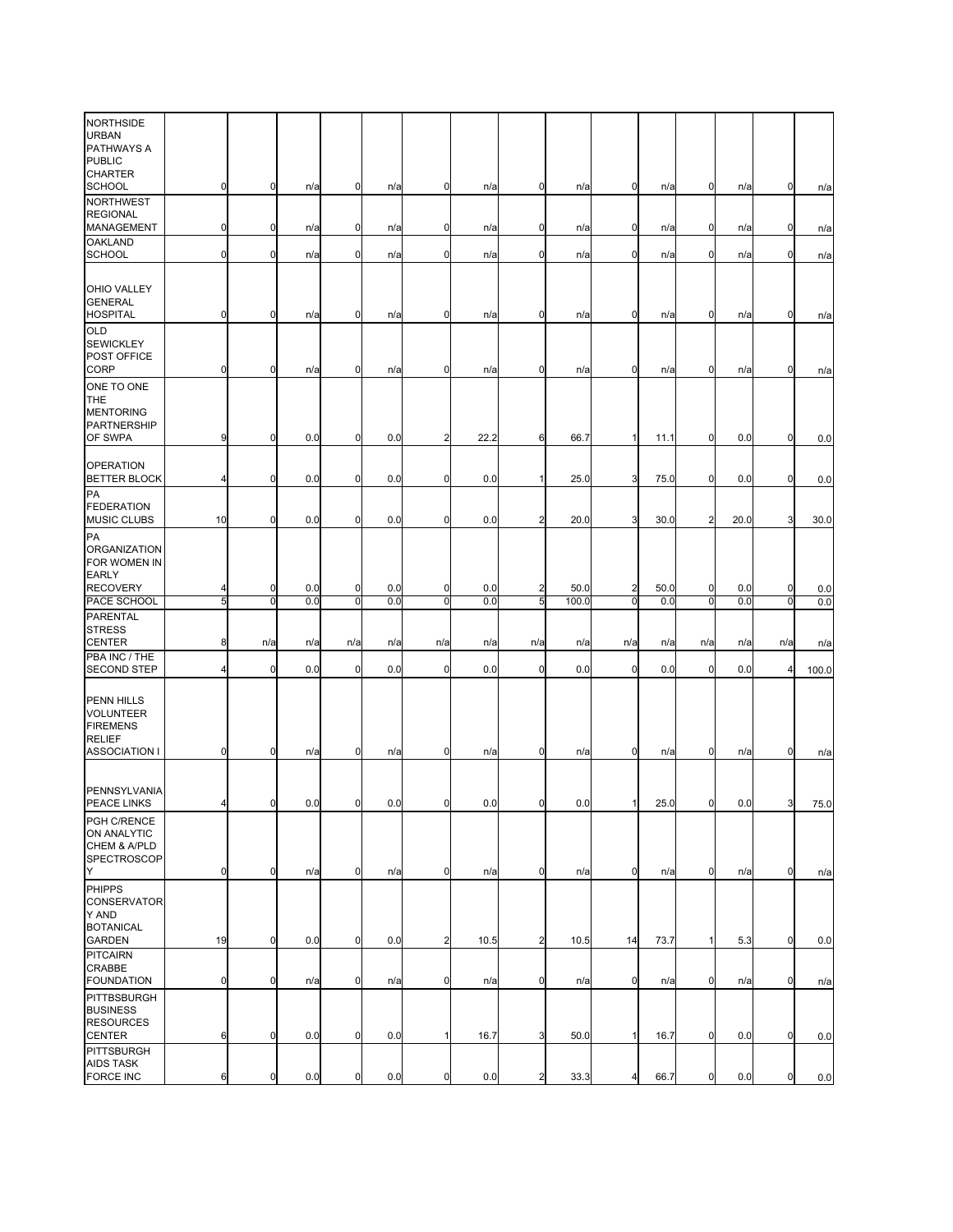| | | | | | | | | | | | | | | |
|---|---|---|---|---|---|---|---|---|---|---|---|---|---|---|
| NORTHSIDE URBAN PATHWAYS A PUBLIC CHARTER SCHOOL | 0 | 0 | n/a | 0 | n/a | 0 | n/a | 0 | n/a | 0 | n/a | 0 | n/a | 0 | n/a |
| NORTHWEST REGIONAL MANAGEMENT | 0 | 0 | n/a | 0 | n/a | 0 | n/a | 0 | n/a | 0 | n/a | 0 | n/a | 0 | n/a |
| OAKLAND SCHOOL | 0 | 0 | n/a | 0 | n/a | 0 | n/a | 0 | n/a | 0 | n/a | 0 | n/a | 0 | n/a |
| OHIO VALLEY GENERAL HOSPITAL | 0 | 0 | n/a | 0 | n/a | 0 | n/a | 0 | n/a | 0 | n/a | 0 | n/a | 0 | n/a |
| OLD SEWICKLEY POST OFFICE CORP | 0 | 0 | n/a | 0 | n/a | 0 | n/a | 0 | n/a | 0 | n/a | 0 | n/a | 0 | n/a |
| ONE TO ONE THE MENTORING PARTNERSHIP OF SWPA | 9 | 0 | 0.0 | 0 | 0.0 | 2 | 22.2 | 6 | 66.7 | 1 | 11.1 | 0 | 0.0 | 0 | 0.0 |
| OPERATION BETTER BLOCK | 4 | 0 | 0.0 | 0 | 0.0 | 0 | 0.0 | 1 | 25.0 | 3 | 75.0 | 0 | 0.0 | 0 | 0.0 |
| PA FEDERATION MUSIC CLUBS | 10 | 0 | 0.0 | 0 | 0.0 | 0 | 0.0 | 2 | 20.0 | 3 | 30.0 | 2 | 20.0 | 3 | 30.0 |
| PA ORGANIZATION FOR WOMEN IN EARLY RECOVERY | 4 | 0 | 0.0 | 0 | 0.0 | 0 | 0.0 | 2 | 50.0 | 2 | 50.0 | 0 | 0.0 | 0 | 0.0 |
| PACE SCHOOL | 5 | 0 | 0.0 | 0 | 0.0 | 0 | 0.0 | 5 | 100.0 | 0 | 0.0 | 0 | 0.0 | 0 | 0.0 |
| PARENTAL STRESS CENTER | 8 | n/a | n/a | n/a | n/a | n/a | n/a | n/a | n/a | n/a | n/a | n/a | n/a | n/a | n/a |
| PBA INC / THE SECOND STEP | 4 | 0 | 0.0 | 0 | 0.0 | 0 | 0.0 | 0 | 0.0 | 0 | 0.0 | 0 | 0.0 | 4 | 100.0 |
| PENN HILLS VOLUNTEER FIREMENS RELIEF ASSOCIATION I | 0 | 0 | n/a | 0 | n/a | 0 | n/a | 0 | n/a | 0 | n/a | 0 | n/a | 0 | n/a |
| PENNSYLVANIA PEACE LINKS | 4 | 0 | 0.0 | 0 | 0.0 | 0 | 0.0 | 0 | 0.0 | 1 | 25.0 | 0 | 0.0 | 3 | 75.0 |
| PGH C/RENCE ON ANALYTIC CHEM & A/PLD SPECTROSCOPY | 0 | 0 | n/a | 0 | n/a | 0 | n/a | 0 | n/a | 0 | n/a | 0 | n/a | 0 | n/a |
| PHIPPS CONSERVATORY AND BOTANICAL GARDEN | 19 | 0 | 0.0 | 0 | 0.0 | 2 | 10.5 | 2 | 10.5 | 14 | 73.7 | 1 | 5.3 | 0 | 0.0 |
| PITCAIRN CRABBE FOUNDATION | 0 | 0 | n/a | 0 | n/a | 0 | n/a | 0 | n/a | 0 | n/a | 0 | n/a | 0 | n/a |
| PITTBSBURGH BUSINESS RESOURCES CENTER | 6 | 0 | 0.0 | 0 | 0.0 | 1 | 16.7 | 3 | 50.0 | 1 | 16.7 | 0 | 0.0 | 0 | 0.0 |
| PITTSBURGH AIDS TASK FORCE INC | 6 | 0 | 0.0 | 0 | 0.0 | 0 | 0.0 | 2 | 33.3 | 4 | 66.7 | 0 | 0.0 | 0 | 0.0 |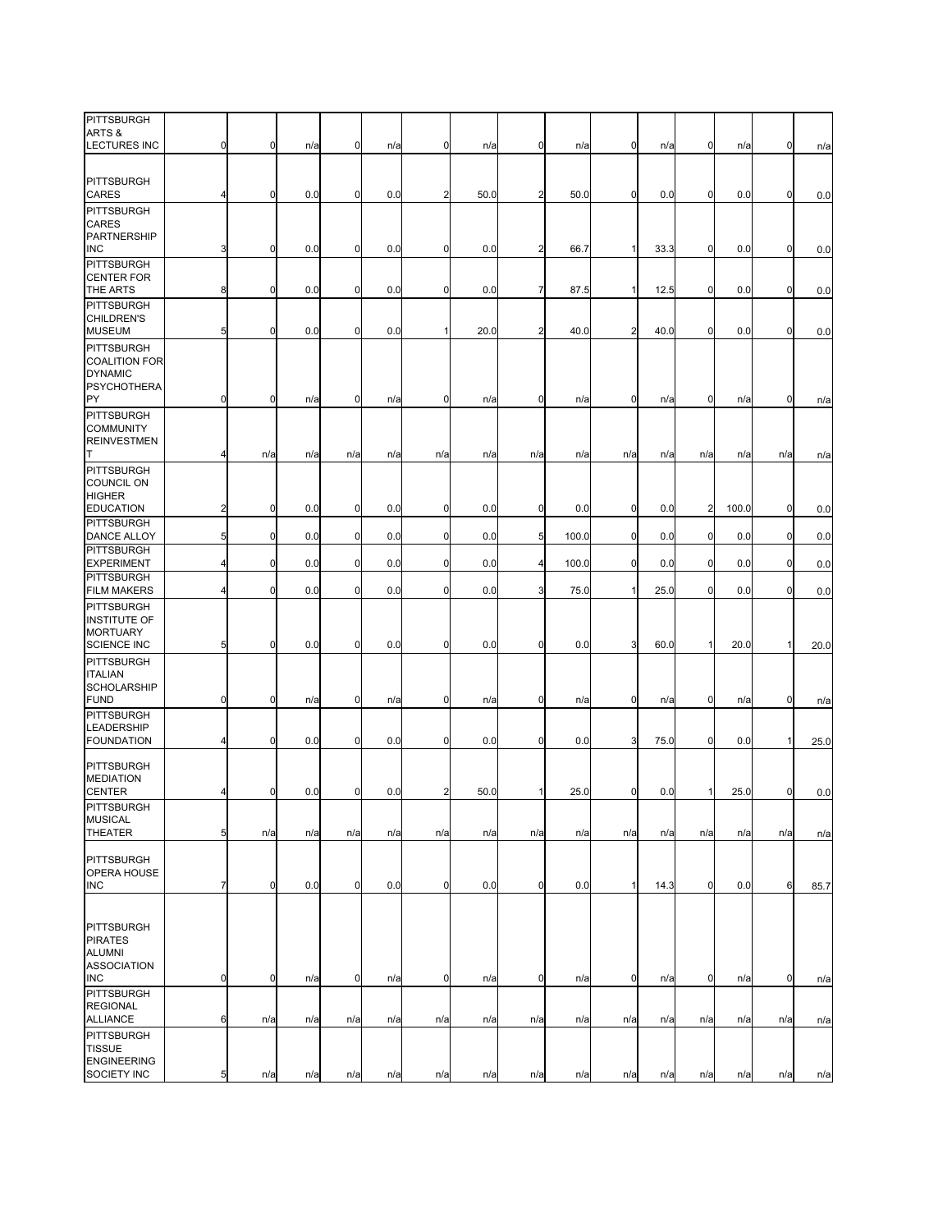| | | | | | | | | | | | | | | | |
|---|---|---|---|---|---|---|---|---|---|---|---|---|---|---|---|
| PITTSBURGH ARTS & LECTURES INC | 0 | 0 | n/a | 0 | n/a | 0 | n/a | 0 | n/a | 0 | n/a | 0 | n/a | 0 | n/a |
| PITTSBURGH CARES | 4 | 0 | 0.0 | 0 | 0.0 | 2 | 50.0 | 2 | 50.0 | 0 | 0.0 | 0 | 0.0 | 0 | 0.0 |
| PITTSBURGH CARES PARTNERSHIP INC | 3 | 0 | 0.0 | 0 | 0.0 | 0 | 0.0 | 2 | 66.7 | 1 | 33.3 | 0 | 0.0 | 0 | 0.0 |
| PITTSBURGH CENTER FOR THE ARTS | 8 | 0 | 0.0 | 0 | 0.0 | 0 | 0.0 | 7 | 87.5 | 1 | 12.5 | 0 | 0.0 | 0 | 0.0 |
| PITTSBURGH CHILDREN'S MUSEUM | 5 | 0 | 0.0 | 0 | 0.0 | 1 | 20.0 | 2 | 40.0 | 2 | 40.0 | 0 | 0.0 | 0 | 0.0 |
| PITTSBURGH COALITION FOR DYNAMIC PSYCHOTHERAPY | 0 | 0 | n/a | 0 | n/a | 0 | n/a | 0 | n/a | 0 | n/a | 0 | n/a | 0 | n/a |
| PITTSBURGH COMMUNITY REINVESTMENT | 4 | n/a | n/a | n/a | n/a | n/a | n/a | n/a | n/a | n/a | n/a | n/a | n/a | n/a | n/a |
| PITTSBURGH COUNCIL ON HIGHER EDUCATION | 2 | 0 | 0.0 | 0 | 0.0 | 0 | 0.0 | 0 | 0.0 | 0 | 0.0 | 2 | 100.0 | 0 | 0.0 |
| PITTSBURGH DANCE ALLOY | 5 | 0 | 0.0 | 0 | 0.0 | 0 | 0.0 | 5 | 100.0 | 0 | 0.0 | 0 | 0.0 | 0 | 0.0 |
| PITTSBURGH EXPERIMENT | 4 | 0 | 0.0 | 0 | 0.0 | 0 | 0.0 | 4 | 100.0 | 0 | 0.0 | 0 | 0.0 | 0 | 0.0 |
| PITTSBURGH FILM MAKERS | 4 | 0 | 0.0 | 0 | 0.0 | 0 | 0.0 | 3 | 75.0 | 1 | 25.0 | 0 | 0.0 | 0 | 0.0 |
| PITTSBURGH INSTITUTE OF MORTUARY SCIENCE INC | 5 | 0 | 0.0 | 0 | 0.0 | 0 | 0.0 | 0 | 0.0 | 3 | 60.0 | 1 | 20.0 | 1 | 20.0 |
| PITTSBURGH ITALIAN SCHOLARSHIP FUND | 0 | 0 | n/a | 0 | n/a | 0 | n/a | 0 | n/a | 0 | n/a | 0 | n/a | 0 | n/a |
| PITTSBURGH LEADERSHIP FOUNDATION | 4 | 0 | 0.0 | 0 | 0.0 | 0 | 0.0 | 0 | 0.0 | 3 | 75.0 | 0 | 0.0 | 1 | 25.0 |
| PITTSBURGH MEDIATION CENTER | 4 | 0 | 0.0 | 0 | 0.0 | 2 | 50.0 | 1 | 25.0 | 0 | 0.0 | 1 | 25.0 | 0 | 0.0 |
| PITTSBURGH MUSICAL THEATER | 5 | n/a | n/a | n/a | n/a | n/a | n/a | n/a | n/a | n/a | n/a | n/a | n/a | n/a | n/a |
| PITTSBURGH OPERA HOUSE INC | 7 | 0 | 0.0 | 0 | 0.0 | 0 | 0.0 | 0 | 0.0 | 1 | 14.3 | 0 | 0.0 | 6 | 85.7 |
| PITTSBURGH PIRATES ALUMNI ASSOCIATION INC | 0 | 0 | n/a | 0 | n/a | 0 | n/a | 0 | n/a | 0 | n/a | 0 | n/a | 0 | n/a |
| PITTSBURGH REGIONAL ALLIANCE | 6 | n/a | n/a | n/a | n/a | n/a | n/a | n/a | n/a | n/a | n/a | n/a | n/a | n/a | n/a |
| PITTSBURGH TISSUE ENGINEERING SOCIETY INC | 5 | n/a | n/a | n/a | n/a | n/a | n/a | n/a | n/a | n/a | n/a | n/a | n/a | n/a | n/a |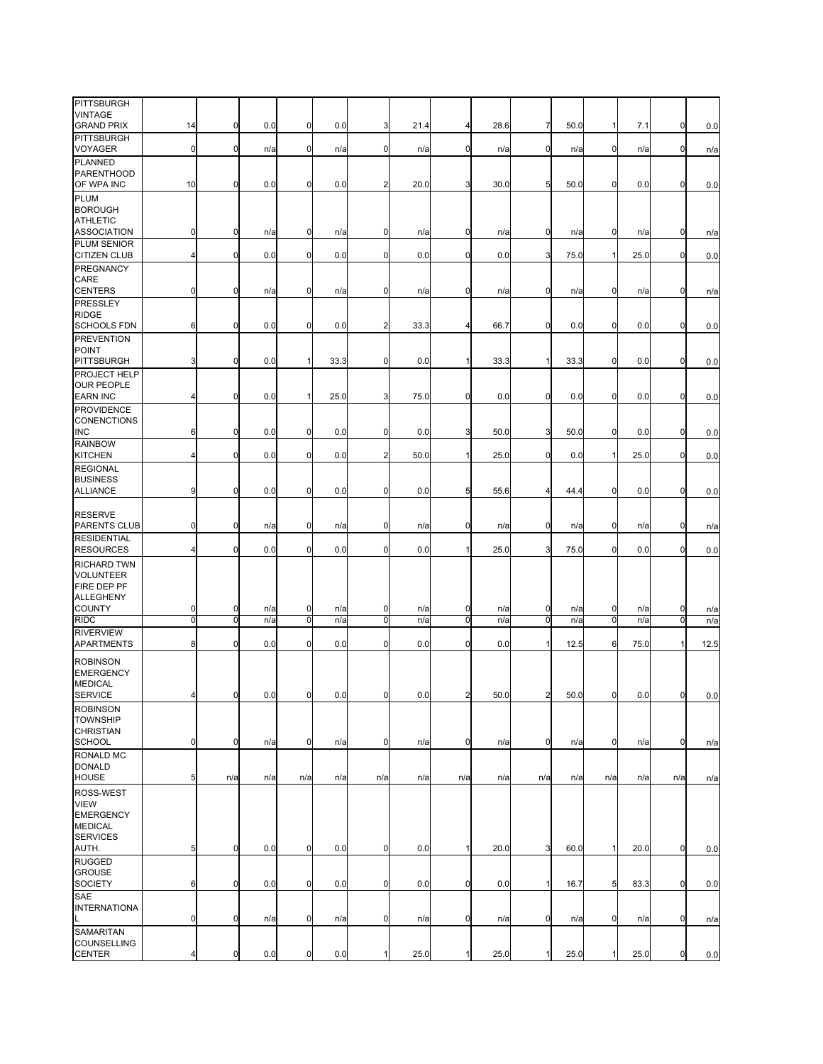| | | | | | | | | | | | | | | | |
|---|---|---|---|---|---|---|---|---|---|---|---|---|---|---|---|
| PITTSBURGH VINTAGE GRAND PRIX | 14 | 0 | 0.0 | 0 | 0.0 | 3 | 21.4 | 4 | 28.6 | 7 | 50.0 | 1 | 7.1 | 0 | 0.0 |
| PITTSBURGH VOYAGER | 0 | 0 | n/a | 0 | n/a | 0 | n/a | 0 | n/a | 0 | n/a | 0 | n/a | 0 | n/a |
| PLANNED PARENTHOOD OF WPA INC | 10 | 0 | 0.0 | 0 | 0.0 | 2 | 20.0 | 3 | 30.0 | 5 | 50.0 | 0 | 0.0 | 0 | 0.0 |
| PLUM BOROUGH ATHLETIC ASSOCIATION | 0 | 0 | n/a | 0 | n/a | 0 | n/a | 0 | n/a | 0 | n/a | 0 | n/a | 0 | n/a |
| PLUM SENIOR CITIZEN CLUB | 4 | 0 | 0.0 | 0 | 0.0 | 0 | 0.0 | 0 | 0.0 | 3 | 75.0 | 1 | 25.0 | 0 | 0.0 |
| PREGNANCY CARE CENTERS | 0 | 0 | n/a | 0 | n/a | 0 | n/a | 0 | n/a | 0 | n/a | 0 | n/a | 0 | n/a |
| PRESSLEY RIDGE SCHOOLS FDN | 6 | 0 | 0.0 | 0 | 0.0 | 2 | 33.3 | 4 | 66.7 | 0 | 0.0 | 0 | 0.0 | 0 | 0.0 |
| PREVENTION POINT PITTSBURGH | 3 | 0 | 0.0 | 1 | 33.3 | 0 | 0.0 | 1 | 33.3 | 1 | 33.3 | 0 | 0.0 | 0 | 0.0 |
| PROJECT HELP OUR PEOPLE EARN INC | 4 | 0 | 0.0 | 1 | 25.0 | 3 | 75.0 | 0 | 0.0 | 0 | 0.0 | 0 | 0.0 | 0 | 0.0 |
| PROVIDENCE CONENCTIONS INC | 6 | 0 | 0.0 | 0 | 0.0 | 0 | 0.0 | 3 | 50.0 | 3 | 50.0 | 0 | 0.0 | 0 | 0.0 |
| RAINBOW KITCHEN | 4 | 0 | 0.0 | 0 | 0.0 | 2 | 50.0 | 1 | 25.0 | 0 | 0.0 | 1 | 25.0 | 0 | 0.0 |
| REGIONAL BUSINESS ALLIANCE | 9 | 0 | 0.0 | 0 | 0.0 | 0 | 0.0 | 5 | 55.6 | 4 | 44.4 | 0 | 0.0 | 0 | 0.0 |
| RESERVE PARENTS CLUB | 0 | 0 | n/a | 0 | n/a | 0 | n/a | 0 | n/a | 0 | n/a | 0 | n/a | 0 | n/a |
| RESIDENTIAL RESOURCES | 4 | 0 | 0.0 | 0 | 0.0 | 0 | 0.0 | 1 | 25.0 | 3 | 75.0 | 0 | 0.0 | 0 | 0.0 |
| RICHARD TWN VOLUNTEER FIRE DEP PF ALLEGHENY COUNTY | 0 | 0 | n/a | 0 | n/a | 0 | n/a | 0 | n/a | 0 | n/a | 0 | n/a | 0 | n/a |
| RIDC | 0 | 0 | n/a | 0 | n/a | 0 | n/a | 0 | n/a | 0 | n/a | 0 | n/a | 0 | n/a |
| RIVERVIEW APARTMENTS | 8 | 0 | 0.0 | 0 | 0.0 | 0 | 0.0 | 0 | 0.0 | 1 | 12.5 | 6 | 75.0 | 1 | 12.5 |
| ROBINSON EMERGENCY MEDICAL SERVICE | 4 | 0 | 0.0 | 0 | 0.0 | 0 | 0.0 | 2 | 50.0 | 2 | 50.0 | 0 | 0.0 | 0 | 0.0 |
| ROBINSON TOWNSHIP CHRISTIAN SCHOOL | 0 | 0 | n/a | 0 | n/a | 0 | n/a | 0 | n/a | 0 | n/a | 0 | n/a | 0 | n/a |
| RONALD MC DONALD HOUSE | 5 | n/a | n/a | n/a | n/a | n/a | n/a | n/a | n/a | n/a | n/a | n/a | n/a | n/a | n/a |
| ROSS-WEST VIEW EMERGENCY MEDICAL SERVICES AUTH. | 5 | 0 | 0.0 | 0 | 0.0 | 0 | 0.0 | 1 | 20.0 | 3 | 60.0 | 1 | 20.0 | 0 | 0.0 |
| RUGGED GROUSE SOCIETY | 6 | 0 | 0.0 | 0 | 0.0 | 0 | 0.0 | 0 | 0.0 | 1 | 16.7 | 5 | 83.3 | 0 | 0.0 |
| SAE INTERNATIONAL | 0 | 0 | n/a | 0 | n/a | 0 | n/a | 0 | n/a | 0 | n/a | 0 | n/a | 0 | n/a |
| SAMARITAN COUNSELLING CENTER | 4 | 0 | 0.0 | 0 | 0.0 | 1 | 25.0 | 1 | 25.0 | 1 | 25.0 | 1 | 25.0 | 0 | 0.0 |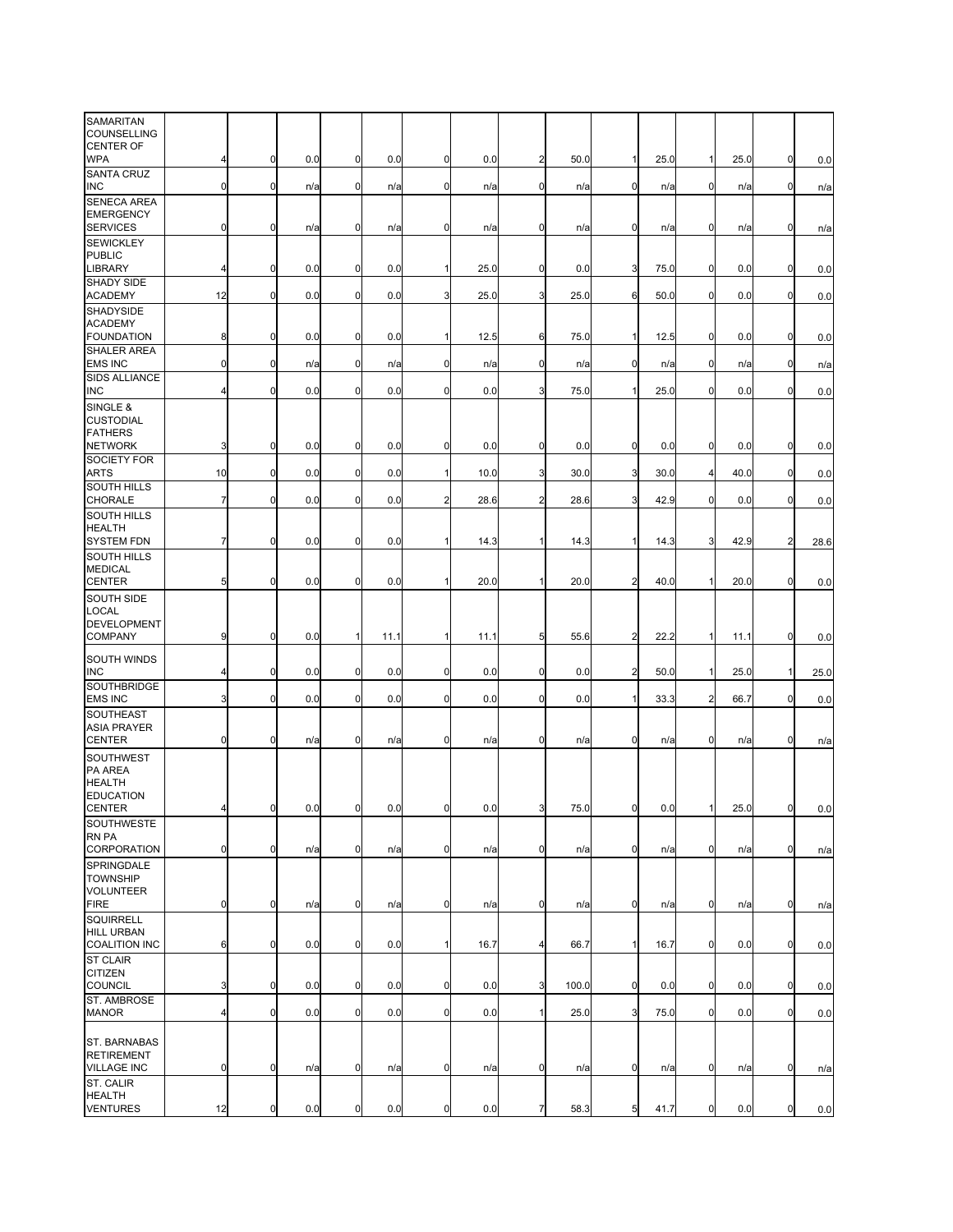| | | | | | | | | | | | | | | |
|---|---|---|---|---|---|---|---|---|---|---|---|---|---|---|
| SAMARITAN COUNSELLING CENTER OF WPA | 4 | 0 | 0.0 | 0 | 0.0 | 0 | 0.0 | 2 | 50.0 | 1 | 25.0 | 1 | 25.0 | 0 | 0.0 |
| SANTA CRUZ INC | 0 | 0 | n/a | 0 | n/a | 0 | n/a | 0 | n/a | 0 | n/a | 0 | n/a | 0 | n/a |
| SENECA AREA EMERGENCY SERVICES | 0 | 0 | n/a | 0 | n/a | 0 | n/a | 0 | n/a | 0 | n/a | 0 | n/a | 0 | n/a |
| SEWICKLEY PUBLIC LIBRARY | 4 | 0 | 0.0 | 0 | 0.0 | 1 | 25.0 | 0 | 0.0 | 3 | 75.0 | 0 | 0.0 | 0 | 0.0 |
| SHADY SIDE ACADEMY | 12 | 0 | 0.0 | 0 | 0.0 | 3 | 25.0 | 3 | 25.0 | 6 | 50.0 | 0 | 0.0 | 0 | 0.0 |
| SHADYSIDE ACADEMY FOUNDATION | 8 | 0 | 0.0 | 0 | 0.0 | 1 | 12.5 | 6 | 75.0 | 1 | 12.5 | 0 | 0.0 | 0 | 0.0 |
| SHALER AREA EMS INC | 0 | 0 | n/a | 0 | n/a | 0 | n/a | 0 | n/a | 0 | n/a | 0 | n/a | 0 | n/a |
| SIDS ALLIANCE INC | 4 | 0 | 0.0 | 0 | 0.0 | 0 | 0.0 | 3 | 75.0 | 1 | 25.0 | 0 | 0.0 | 0 | 0.0 |
| SINGLE & CUSTODIAL FATHERS NETWORK | 3 | 0 | 0.0 | 0 | 0.0 | 0 | 0.0 | 0 | 0.0 | 0 | 0.0 | 0 | 0.0 | 0 | 0.0 |
| SOCIETY FOR ARTS | 10 | 0 | 0.0 | 0 | 0.0 | 1 | 10.0 | 3 | 30.0 | 3 | 30.0 | 4 | 40.0 | 0 | 0.0 |
| SOUTH HILLS CHORALE | 7 | 0 | 0.0 | 0 | 0.0 | 2 | 28.6 | 2 | 28.6 | 3 | 42.9 | 0 | 0.0 | 0 | 0.0 |
| SOUTH HILLS HEALTH SYSTEM FDN | 7 | 0 | 0.0 | 0 | 0.0 | 1 | 14.3 | 1 | 14.3 | 1 | 14.3 | 3 | 42.9 | 2 | 28.6 |
| SOUTH HILLS MEDICAL CENTER | 5 | 0 | 0.0 | 0 | 0.0 | 1 | 20.0 | 1 | 20.0 | 2 | 40.0 | 1 | 20.0 | 0 | 0.0 |
| SOUTH SIDE LOCAL DEVELOPMENT COMPANY | 9 | 0 | 0.0 | 1 | 11.1 | 1 | 11.1 | 5 | 55.6 | 2 | 22.2 | 1 | 11.1 | 0 | 0.0 |
| SOUTH WINDS INC | 4 | 0 | 0.0 | 0 | 0.0 | 0 | 0.0 | 0 | 0.0 | 2 | 50.0 | 1 | 25.0 | 1 | 25.0 |
| SOUTHBRIDGE EMS INC | 3 | 0 | 0.0 | 0 | 0.0 | 0 | 0.0 | 0 | 0.0 | 1 | 33.3 | 2 | 66.7 | 0 | 0.0 |
| SOUTHEAST ASIA PRAYER CENTER | 0 | 0 | n/a | 0 | n/a | 0 | n/a | 0 | n/a | 0 | n/a | 0 | n/a | 0 | n/a |
| SOUTHWEST PA AREA HEALTH EDUCATION CENTER | 4 | 0 | 0.0 | 0 | 0.0 | 0 | 0.0 | 3 | 75.0 | 0 | 0.0 | 1 | 25.0 | 0 | 0.0 |
| SOUTHWESTERN PA CORPORATION | 0 | 0 | n/a | 0 | n/a | 0 | n/a | 0 | n/a | 0 | n/a | 0 | n/a | 0 | n/a |
| SPRINGDALE TOWNSHIP VOLUNTEER FIRE | 0 | 0 | n/a | 0 | n/a | 0 | n/a | 0 | n/a | 0 | n/a | 0 | n/a | 0 | n/a |
| SQUIRRELL HILL URBAN COALITION INC | 6 | 0 | 0.0 | 0 | 0.0 | 1 | 16.7 | 4 | 66.7 | 1 | 16.7 | 0 | 0.0 | 0 | 0.0 |
| ST CLAIR CITIZEN COUNCIL | 3 | 0 | 0.0 | 0 | 0.0 | 0 | 0.0 | 3 | 100.0 | 0 | 0.0 | 0 | 0.0 | 0 | 0.0 |
| ST. AMBROSE MANOR | 4 | 0 | 0.0 | 0 | 0.0 | 0 | 0.0 | 1 | 25.0 | 3 | 75.0 | 0 | 0.0 | 0 | 0.0 |
| ST. BARNABAS RETIREMENT VILLAGE INC | 0 | 0 | n/a | 0 | n/a | 0 | n/a | 0 | n/a | 0 | n/a | 0 | n/a | 0 | n/a |
| ST. CALIR HEALTH VENTURES | 12 | 0 | 0.0 | 0 | 0.0 | 0 | 0.0 | 7 | 58.3 | 5 | 41.7 | 0 | 0.0 | 0 | 0.0 |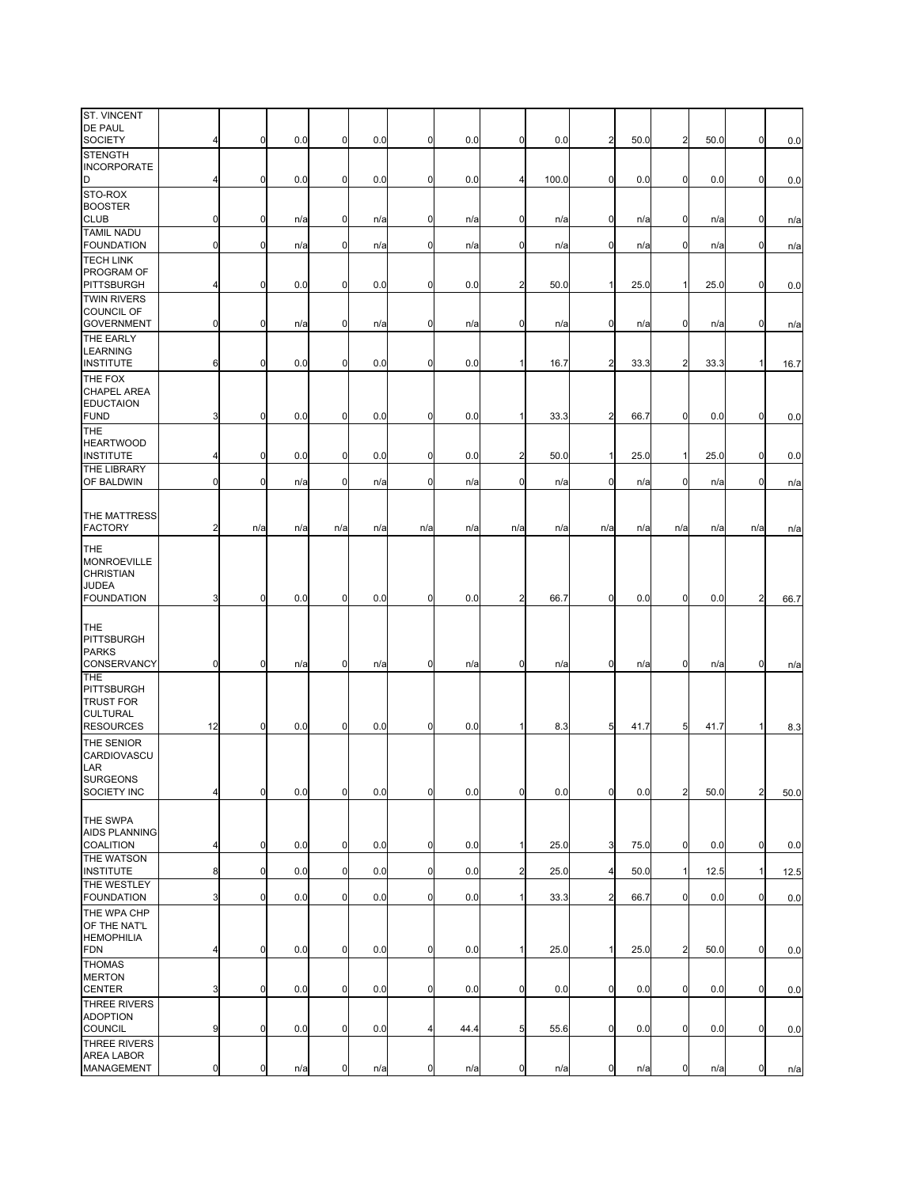| | | | | | | | | | | | | | | | |
|---|---|---|---|---|---|---|---|---|---|---|---|---|---|---|---|
| ST. VINCENT DE PAUL SOCIETY | 4 | 0 | 0.0 | 0 | 0.0 | 0 | 0.0 | 0 | 0.0 | 2 | 50.0 | 2 | 50.0 | 0 | 0.0 |
| STENGTH INCORPORATED | 4 | 0 | 0.0 | 0 | 0.0 | 0 | 0.0 | 4 | 100.0 | 0 | 0.0 | 0 | 0.0 | 0 | 0.0 |
| STO-ROX BOOSTER CLUB | 0 | 0 | n/a | 0 | n/a | 0 | n/a | 0 | n/a | 0 | n/a | 0 | n/a | 0 | n/a |
| TAMIL NADU FOUNDATION | 0 | 0 | n/a | 0 | n/a | 0 | n/a | 0 | n/a | 0 | n/a | 0 | n/a | 0 | n/a |
| TECH LINK PROGRAM OF PITTSBURGH | 4 | 0 | 0.0 | 0 | 0.0 | 0 | 0.0 | 2 | 50.0 | 1 | 25.0 | 1 | 25.0 | 0 | 0.0 |
| TWIN RIVERS COUNCIL OF GOVERNMENT | 0 | 0 | n/a | 0 | n/a | 0 | n/a | 0 | n/a | 0 | n/a | 0 | n/a | 0 | n/a |
| THE EARLY LEARNING INSTITUTE | 6 | 0 | 0.0 | 0 | 0.0 | 0 | 0.0 | 1 | 16.7 | 2 | 33.3 | 2 | 33.3 | 1 | 16.7 |
| THE FOX CHAPEL AREA EDUCTAION FUND | 3 | 0 | 0.0 | 0 | 0.0 | 0 | 0.0 | 1 | 33.3 | 2 | 66.7 | 0 | 0.0 | 0 | 0.0 |
| THE HEARTWOOD INSTITUTE | 4 | 0 | 0.0 | 0 | 0.0 | 0 | 0.0 | 2 | 50.0 | 1 | 25.0 | 1 | 25.0 | 0 | 0.0 |
| THE LIBRARY OF BALDWIN | 0 | 0 | n/a | 0 | n/a | 0 | n/a | 0 | n/a | 0 | n/a | 0 | n/a | 0 | n/a |
| THE MATTRESS FACTORY | 2 | n/a | n/a | n/a | n/a | n/a | n/a | n/a | n/a | n/a | n/a | n/a | n/a | n/a | n/a |
| THE MONROEVILLE CHRISTIAN JUDEA FOUNDATION | 3 | 0 | 0.0 | 0 | 0.0 | 0 | 0.0 | 2 | 66.7 | 0 | 0.0 | 0 | 0.0 | 2 | 66.7 |
| THE PITTSBURGH PARKS CONSERVANCY | 0 | 0 | n/a | 0 | n/a | 0 | n/a | 0 | n/a | 0 | n/a | 0 | n/a | 0 | n/a |
| THE PITTSBURGH TRUST FOR CULTURAL RESOURCES | 12 | 0 | 0.0 | 0 | 0.0 | 0 | 0.0 | 1 | 8.3 | 5 | 41.7 | 5 | 41.7 | 1 | 8.3 |
| THE SENIOR CARDIOVASCULAR SURGEONS SOCIETY INC | 4 | 0 | 0.0 | 0 | 0.0 | 0 | 0.0 | 0 | 0.0 | 0 | 0.0 | 2 | 50.0 | 2 | 50.0 |
| THE SWPA AIDS PLANNING COALITION | 4 | 0 | 0.0 | 0 | 0.0 | 0 | 0.0 | 1 | 25.0 | 3 | 75.0 | 0 | 0.0 | 0 | 0.0 |
| THE WATSON INSTITUTE | 8 | 0 | 0.0 | 0 | 0.0 | 0 | 0.0 | 2 | 25.0 | 4 | 50.0 | 1 | 12.5 | 1 | 12.5 |
| THE WESTLEY FOUNDATION | 3 | 0 | 0.0 | 0 | 0.0 | 0 | 0.0 | 1 | 33.3 | 2 | 66.7 | 0 | 0.0 | 0 | 0.0 |
| THE WPA CHP OF THE NAT'L HEMOPHILIA FDN | 4 | 0 | 0.0 | 0 | 0.0 | 0 | 0.0 | 1 | 25.0 | 1 | 25.0 | 2 | 50.0 | 0 | 0.0 |
| THOMAS MERTON CENTER | 3 | 0 | 0.0 | 0 | 0.0 | 0 | 0.0 | 0 | 0.0 | 0 | 0.0 | 0 | 0.0 | 0 | 0.0 |
| THREE RIVERS ADOPTION COUNCIL | 9 | 0 | 0.0 | 0 | 0.0 | 4 | 44.4 | 5 | 55.6 | 0 | 0.0 | 0 | 0.0 | 0 | 0.0 |
| THREE RIVERS AREA LABOR MANAGEMENT | 0 | 0 | n/a | 0 | n/a | 0 | n/a | 0 | n/a | 0 | n/a | 0 | n/a | 0 | n/a |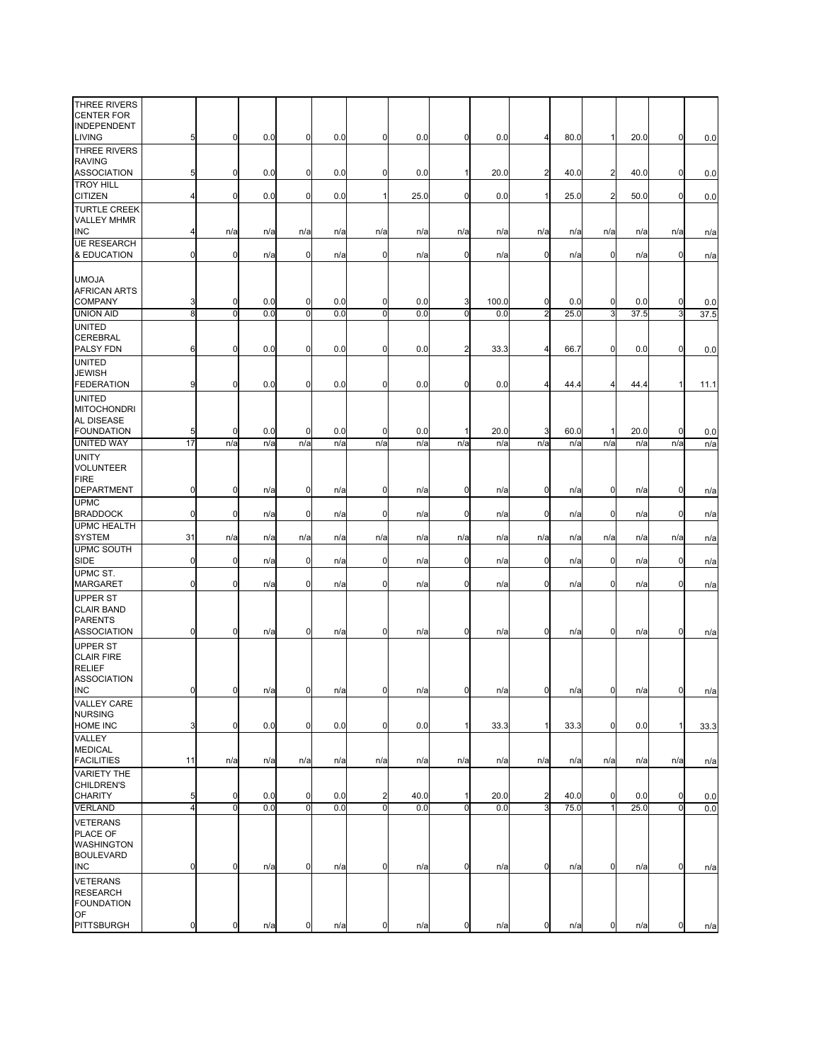| | | | | | | | | | | | | | | | |
|---|---|---|---|---|---|---|---|---|---|---|---|---|---|---|---|
| THREE RIVERS CENTER FOR INDEPENDENT LIVING | 5 | 0 | 0.0 | 0 | 0.0 | 0 | 0.0 | 0 | 0.0 | 4 | 80.0 | 1 | 20.0 | 0 | 0.0 |
| THREE RIVERS RAVING ASSOCIATION | 5 | 0 | 0.0 | 0 | 0.0 | 0 | 0.0 | 1 | 20.0 | 2 | 40.0 | 2 | 40.0 | 0 | 0.0 |
| TROY HILL CITIZEN | 4 | 0 | 0.0 | 0 | 0.0 | 1 | 25.0 | 0 | 0.0 | 1 | 25.0 | 2 | 50.0 | 0 | 0.0 |
| TURTLE CREEK VALLEY MHMR INC | 4 | n/a | n/a | n/a | n/a | n/a | n/a | n/a | n/a | n/a | n/a | n/a | n/a | n/a | n/a |
| UE RESEARCH & EDUCATION | 0 | 0 | n/a | 0 | n/a | 0 | n/a | 0 | n/a | 0 | n/a | 0 | n/a | 0 | n/a |
| UMOJA AFRICAN ARTS COMPANY | 3 | 0 | 0.0 | 0 | 0.0 | 0 | 0.0 | 3 | 100.0 | 0 | 0.0 | 0 | 0.0 | 0 | 0.0 |
| UNION AID | 8 | 0 | 0.0 | 0 | 0.0 | 0 | 0.0 | 0 | 0.0 | 2 | 25.0 | 3 | 37.5 | 3 | 37.5 |
| UNITED CEREBRAL PALSY FDN | 6 | 0 | 0.0 | 0 | 0.0 | 0 | 0.0 | 2 | 33.3 | 4 | 66.7 | 0 | 0.0 | 0 | 0.0 |
| UNITED JEWISH FEDERATION | 9 | 0 | 0.0 | 0 | 0.0 | 0 | 0.0 | 0 | 0.0 | 4 | 44.4 | 4 | 44.4 | 1 | 11.1 |
| UNITED MITOCHONDRIAL DISEASE FOUNDATION | 5 | 0 | 0.0 | 0 | 0.0 | 0 | 0.0 | 1 | 20.0 | 3 | 60.0 | 1 | 20.0 | 0 | 0.0 |
| UNITED WAY | 17 | n/a | n/a | n/a | n/a | n/a | n/a | n/a | n/a | n/a | n/a | n/a | n/a | n/a | n/a |
| UNITY VOLUNTEER FIRE DEPARTMENT | 0 | 0 | n/a | 0 | n/a | 0 | n/a | 0 | n/a | 0 | n/a | 0 | n/a | 0 | n/a |
| UPMC BRADDOCK | 0 | 0 | n/a | 0 | n/a | 0 | n/a | 0 | n/a | 0 | n/a | 0 | n/a | 0 | n/a |
| UPMC HEALTH SYSTEM | 31 | n/a | n/a | n/a | n/a | n/a | n/a | n/a | n/a | n/a | n/a | n/a | n/a | n/a | n/a |
| UPMC SOUTH SIDE | 0 | 0 | n/a | 0 | n/a | 0 | n/a | 0 | n/a | 0 | n/a | 0 | n/a | 0 | n/a |
| UPMC ST. MARGARET | 0 | 0 | n/a | 0 | n/a | 0 | n/a | 0 | n/a | 0 | n/a | 0 | n/a | 0 | n/a |
| UPPER ST CLAIR BAND PARENTS ASSOCIATION | 0 | 0 | n/a | 0 | n/a | 0 | n/a | 0 | n/a | 0 | n/a | 0 | n/a | 0 | n/a |
| UPPER ST CLAIR FIRE RELIEF ASSOCIATION INC | 0 | 0 | n/a | 0 | n/a | 0 | n/a | 0 | n/a | 0 | n/a | 0 | n/a | 0 | n/a |
| VALLEY CARE NURSING HOME INC | 3 | 0 | 0.0 | 0 | 0.0 | 0 | 0.0 | 1 | 33.3 | 1 | 33.3 | 0 | 0.0 | 1 | 33.3 |
| VALLEY MEDICAL FACILITIES | 11 | n/a | n/a | n/a | n/a | n/a | n/a | n/a | n/a | n/a | n/a | n/a | n/a | n/a | n/a |
| VARIETY THE CHILDREN'S CHARITY | 5 | 0 | 0.0 | 0 | 0.0 | 2 | 40.0 | 1 | 20.0 | 2 | 40.0 | 0 | 0.0 | 0 | 0.0 |
| VERLAND | 4 | 0 | 0.0 | 0 | 0.0 | 0 | 0.0 | 0 | 0.0 | 3 | 75.0 | 1 | 25.0 | 0 | 0.0 |
| VETERANS PLACE OF WASHINGTON BOULEVARD INC | 0 | 0 | n/a | 0 | n/a | 0 | n/a | 0 | n/a | 0 | n/a | 0 | n/a | 0 | n/a |
| VETERANS RESEARCH FOUNDATION OF PITTSBURGH | 0 | 0 | n/a | 0 | n/a | 0 | n/a | 0 | n/a | 0 | n/a | 0 | n/a | 0 | n/a |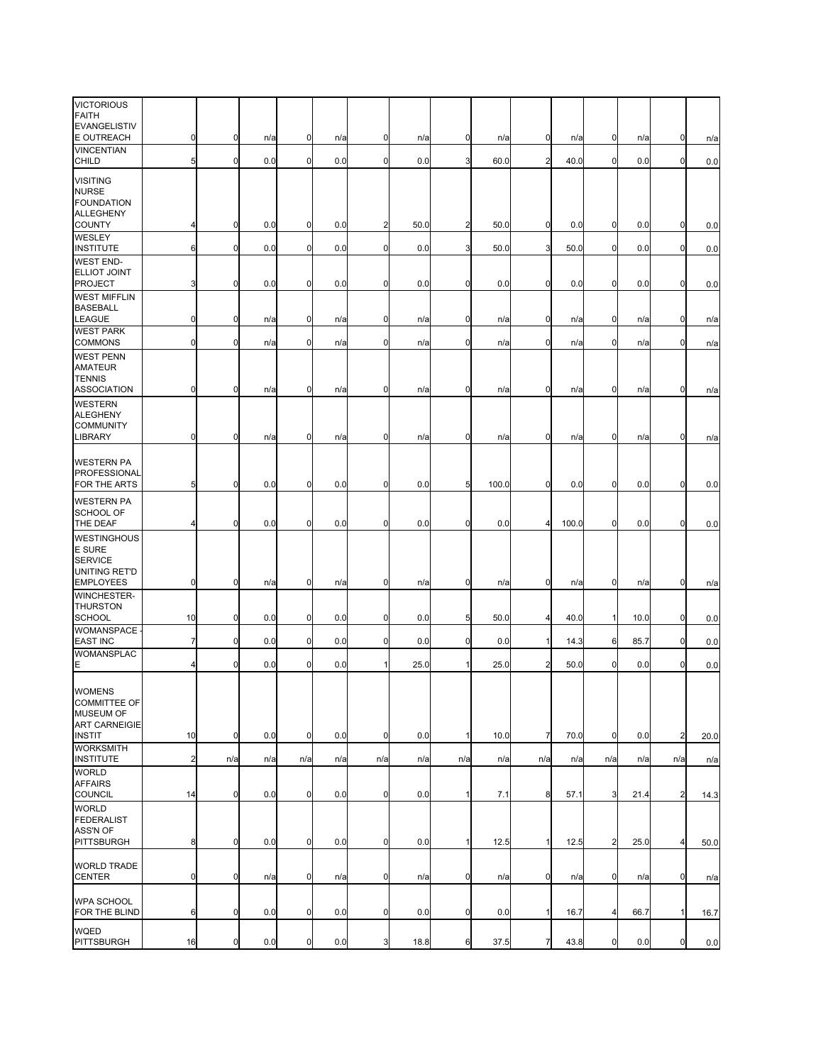| | | | | | | | | | | | | | | |
|---|---|---|---|---|---|---|---|---|---|---|---|---|---|---|
| VICTORIOUS FAITH EVANGELISTIVE OUTREACH | 0 | 0 | n/a | 0 | n/a | 0 | n/a | 0 | n/a | 0 | n/a | 0 | n/a | 0 | n/a |
| VINCENTIAN CHILD | 5 | 0 | 0.0 | 0 | 0.0 | 0 | 0.0 | 3 | 60.0 | 2 | 40.0 | 0 | 0.0 | 0 | 0.0 |
| VISITING NURSE FOUNDATION ALLEGHENY COUNTY | 4 | 0 | 0.0 | 0 | 0.0 | 2 | 50.0 | 2 | 50.0 | 0 | 0.0 | 0 | 0.0 | 0 | 0.0 |
| WESLEY INSTITUTE | 6 | 0 | 0.0 | 0 | 0.0 | 0 | 0.0 | 3 | 50.0 | 3 | 50.0 | 0 | 0.0 | 0 | 0.0 |
| WEST END-ELLIOT JOINT PROJECT | 3 | 0 | 0.0 | 0 | 0.0 | 0 | 0.0 | 0 | 0.0 | 0 | 0.0 | 0 | 0.0 | 0 | 0.0 |
| WEST MIFFLIN BASEBALL LEAGUE | 0 | 0 | n/a | 0 | n/a | 0 | n/a | 0 | n/a | 0 | n/a | 0 | n/a | 0 | n/a |
| WEST PARK COMMONS | 0 | 0 | n/a | 0 | n/a | 0 | n/a | 0 | n/a | 0 | n/a | 0 | n/a | 0 | n/a |
| WEST PENN AMATEUR TENNIS ASSOCIATION | 0 | 0 | n/a | 0 | n/a | 0 | n/a | 0 | n/a | 0 | n/a | 0 | n/a | 0 | n/a |
| WESTERN ALEGHENY COMMUNITY LIBRARY | 0 | 0 | n/a | 0 | n/a | 0 | n/a | 0 | n/a | 0 | n/a | 0 | n/a | 0 | n/a |
| WESTERN PA PROFESSIONAL FOR THE ARTS | 5 | 0 | 0.0 | 0 | 0.0 | 0 | 0.0 | 5 | 100.0 | 0 | 0.0 | 0 | 0.0 | 0 | 0.0 |
| WESTERN PA SCHOOL OF THE DEAF | 4 | 0 | 0.0 | 0 | 0.0 | 0 | 0.0 | 0 | 0.0 | 4 | 100.0 | 0 | 0.0 | 0 | 0.0 |
| WESTINGHOUSE SURE SERVICE UNITING RET'D EMPLOYEES | 0 | 0 | n/a | 0 | n/a | 0 | n/a | 0 | n/a | 0 | n/a | 0 | n/a | 0 | n/a |
| WINCHESTER-THURSTON SCHOOL | 10 | 0 | 0.0 | 0 | 0.0 | 0 | 0.0 | 5 | 50.0 | 4 | 40.0 | 1 | 10.0 | 0 | 0.0 |
| WOMANSPACE - EAST INC | 7 | 0 | 0.0 | 0 | 0.0 | 0 | 0.0 | 0 | 0.0 | 1 | 14.3 | 6 | 85.7 | 0 | 0.0 |
| WOMANSPLACE | 4 | 0 | 0.0 | 0 | 0.0 | 1 | 25.0 | 1 | 25.0 | 2 | 50.0 | 0 | 0.0 | 0 | 0.0 |
| WOMENS COMMITTEE OF MUSEUM OF ART CARNEIGIE INSTIT | 10 | 0 | 0.0 | 0 | 0.0 | 0 | 0.0 | 1 | 10.0 | 7 | 70.0 | 0 | 0.0 | 2 | 20.0 |
| WORKSMITH INSTITUTE | 2 | n/a | n/a | n/a | n/a | n/a | n/a | n/a | n/a | n/a | n/a | n/a | n/a | n/a | n/a |
| WORLD AFFAIRS COUNCIL | 14 | 0 | 0.0 | 0 | 0.0 | 0 | 0.0 | 1 | 7.1 | 8 | 57.1 | 3 | 21.4 | 2 | 14.3 |
| WORLD FEDERALIST ASS'N OF PITTSBURGH | 8 | 0 | 0.0 | 0 | 0.0 | 0 | 0.0 | 1 | 12.5 | 1 | 12.5 | 2 | 25.0 | 4 | 50.0 |
| WORLD TRADE CENTER | 0 | 0 | n/a | 0 | n/a | 0 | n/a | 0 | n/a | 0 | n/a | 0 | n/a | 0 | n/a |
| WPA SCHOOL FOR THE BLIND | 6 | 0 | 0.0 | 0 | 0.0 | 0 | 0.0 | 0 | 0.0 | 1 | 16.7 | 4 | 66.7 | 1 | 16.7 |
| WQED PITTSBURGH | 16 | 0 | 0.0 | 0 | 0.0 | 3 | 18.8 | 6 | 37.5 | 7 | 43.8 | 0 | 0.0 | 0 | 0.0 |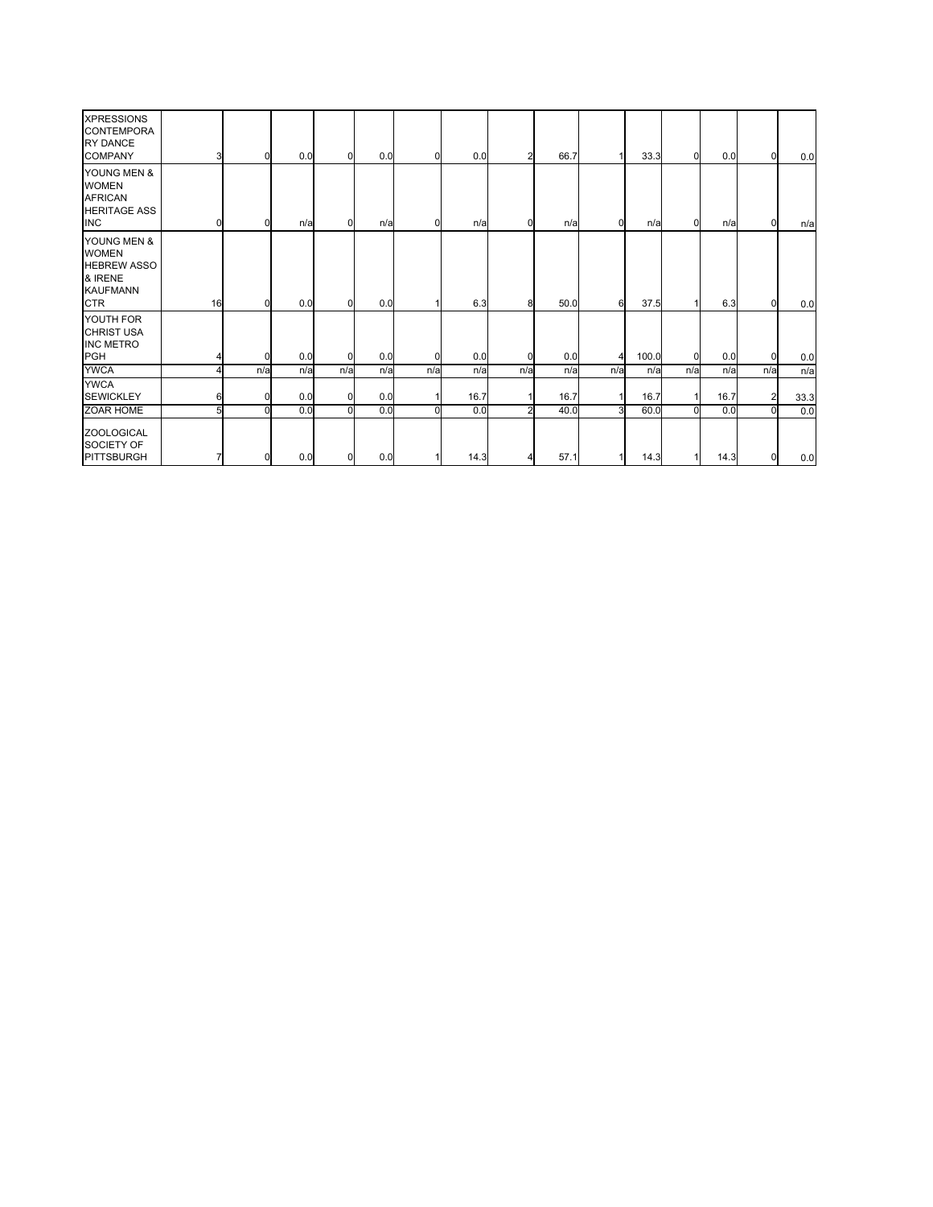| | | | | | | | | | | | | | | | |
|---|---|---|---|---|---|---|---|---|---|---|---|---|---|---|---|
| XPRESSIONS CONTEMPORARY DANCE COMPANY | 3 | 0 | 0.0 | 0 | 0.0 | 0 | 0.0 | 2 | 66.7 | 1 | 33.3 | 0 | 0.0 | 0 | 0.0 |
| YOUNG MEN & WOMEN AFRICAN HERITAGE ASS INC | 0 | 0 | n/a | 0 | n/a | 0 | n/a | 0 | n/a | 0 | n/a | 0 | n/a | 0 | n/a |
| YOUNG MEN & WOMEN HEBREW ASSO & IRENE KAUFMANN CTR | 16 | 0 | 0.0 | 0 | 0.0 | 1 | 6.3 | 8 | 50.0 | 6 | 37.5 | 1 | 6.3 | 0 | 0.0 |
| YOUTH FOR CHRIST USA INC METRO PGH | 4 | 0 | 0.0 | 0 | 0.0 | 0 | 0.0 | 0 | 0.0 | 4 | 100.0 | 0 | 0.0 | 0 | 0.0 |
| YWCA | 4 | n/a | n/a | n/a | n/a | n/a | n/a | n/a | n/a | n/a | n/a | n/a | n/a | n/a | n/a |
| YWCA SEWICKLEY | 6 | 0 | 0.0 | 0 | 0.0 | 1 | 16.7 | 1 | 16.7 | 1 | 16.7 | 1 | 16.7 | 2 | 33.3 |
| ZOAR HOME | 5 | 0 | 0.0 | 0 | 0.0 | 0 | 0.0 | 2 | 40.0 | 3 | 60.0 | 0 | 0.0 | 0 | 0.0 |
| ZOOLOGICAL SOCIETY OF PITTSBURGH | 7 | 0 | 0.0 | 0 | 0.0 | 1 | 14.3 | 4 | 57.1 | 1 | 14.3 | 1 | 14.3 | 0 | 0.0 |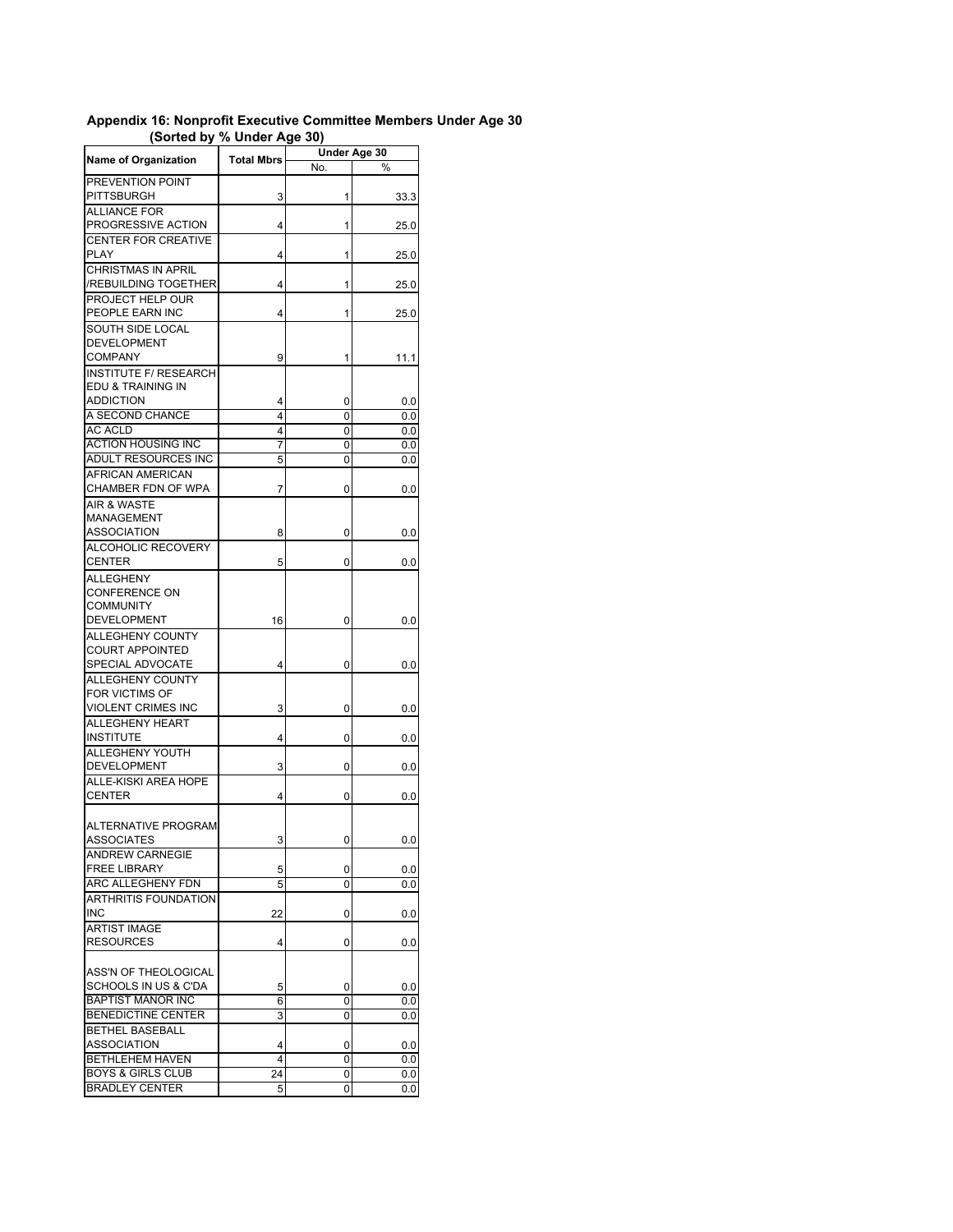**Appendix 16: Nonprofit Executive Committee Members Under Age 30**
**(Sorted by % Under Age 30)**

| Name of Organization | Total Mbrs | Under Age 30 | |
|---|---|---|---|
| | | No. | % |
| PREVENTION POINT PITTSBURGH | 3 | 1 | 33.3 |
| ALLIANCE FOR PROGRESSIVE ACTION | 4 | 1 | 25.0 |
| CENTER FOR CREATIVE PLAY | 4 | 1 | 25.0 |
| CHRISTMAS IN APRIL /REBUILDING TOGETHER | 4 | 1 | 25.0 |
| PROJECT HELP OUR PEOPLE EARN INC | 4 | 1 | 25.0 |
| SOUTH SIDE LOCAL DEVELOPMENT COMPANY | 9 | 1 | 11.1 |
| INSTITUTE F/ RESEARCH EDU & TRAINING IN ADDICTION | 4 | 0 | 0.0 |
| A SECOND CHANCE | 4 | 0 | 0.0 |
| AC ACLD | 4 | 0 | 0.0 |
| ACTION HOUSING INC | 7 | 0 | 0.0 |
| ADULT RESOURCES INC | 5 | 0 | 0.0 |
| AFRICAN AMERICAN CHAMBER FDN OF WPA | 7 | 0 | 0.0 |
| AIR & WASTE MANAGEMENT ASSOCIATION | 8 | 0 | 0.0 |
| ALCOHOLIC RECOVERY CENTER | 5 | 0 | 0.0 |
| ALLEGHENY CONFERENCE ON COMMUNITY DEVELOPMENT | 16 | 0 | 0.0 |
| ALLEGHENY COUNTY COURT APPOINTED SPECIAL ADVOCATE | 4 | 0 | 0.0 |
| ALLEGHENY COUNTY FOR VICTIMS OF VIOLENT CRIMES INC | 3 | 0 | 0.0 |
| ALLEGHENY HEART INSTITUTE | 4 | 0 | 0.0 |
| ALLEGHENY YOUTH DEVELOPMENT | 3 | 0 | 0.0 |
| ALLE-KISKI AREA HOPE CENTER | 4 | 0 | 0.0 |
| ALTERNATIVE PROGRAM ASSOCIATES | 3 | 0 | 0.0 |
| ANDREW CARNEGIE FREE LIBRARY | 5 | 0 | 0.0 |
| ARC ALLEGHENY FDN | 5 | 0 | 0.0 |
| ARTHRITIS FOUNDATION INC | 22 | 0 | 0.0 |
| ARTIST IMAGE RESOURCES | 4 | 0 | 0.0 |
| ASS'N OF THEOLOGICAL SCHOOLS IN US & C'DA | 5 | 0 | 0.0 |
| BAPTIST MANOR INC | 6 | 0 | 0.0 |
| BENEDICTINE CENTER | 3 | 0 | 0.0 |
| BETHEL BASEBALL ASSOCIATION | 4 | 0 | 0.0 |
| BETHLEHEM HAVEN | 4 | 0 | 0.0 |
| BOYS & GIRLS CLUB | 24 | 0 | 0.0 |
| BRADLEY CENTER | 5 | 0 | 0.0 |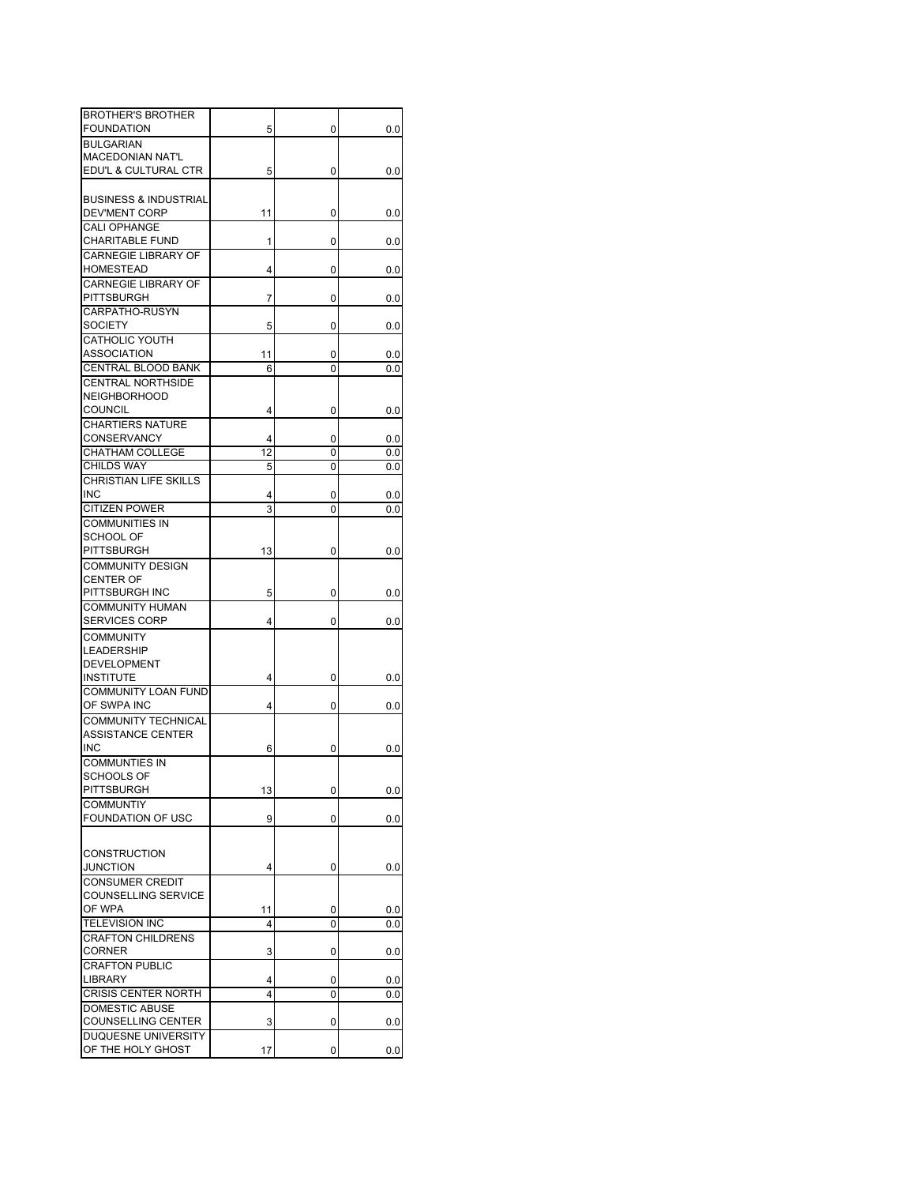| | | | |
|---|---|---|---|
| BROTHER'S BROTHER FOUNDATION | 5 | 0 | 0.0 |
| BULGARIAN MACEDONIAN NAT'L EDU'L & CULTURAL CTR | 5 | 0 | 0.0 |
| BUSINESS & INDUSTRIAL DEV'MENT CORP | 11 | 0 | 0.0 |
| CALI OPHANGE CHARITABLE FUND | 1 | 0 | 0.0 |
| CARNEGIE LIBRARY OF HOMESTEAD | 4 | 0 | 0.0 |
| CARNEGIE LIBRARY OF PITTSBURGH | 7 | 0 | 0.0 |
| CARPATHO-RUSYN SOCIETY | 5 | 0 | 0.0 |
| CATHOLIC YOUTH ASSOCIATION | 11 | 0 | 0.0 |
| CENTRAL BLOOD BANK | 6 | 0 | 0.0 |
| CENTRAL NORTHSIDE NEIGHBORHOOD COUNCIL | 4 | 0 | 0.0 |
| CHARTIERS NATURE CONSERVANCY | 4 | 0 | 0.0 |
| CHATHAM COLLEGE | 12 | 0 | 0.0 |
| CHILDS WAY | 5 | 0 | 0.0 |
| CHRISTIAN LIFE SKILLS INC | 4 | 0 | 0.0 |
| CITIZEN POWER | 3 | 0 | 0.0 |
| COMMUNITIES IN SCHOOL OF PITTSBURGH | 13 | 0 | 0.0 |
| COMMUNITY DESIGN CENTER OF PITTSBURGH INC | 5 | 0 | 0.0 |
| COMMUNITY HUMAN SERVICES CORP | 4 | 0 | 0.0 |
| COMMUNITY LEADERSHIP DEVELOPMENT INSTITUTE | 4 | 0 | 0.0 |
| COMMUNITY LOAN FUND OF SWPA INC | 4 | 0 | 0.0 |
| COMMUNITY TECHNICAL ASSISTANCE CENTER INC | 6 | 0 | 0.0 |
| COMMUNTIES IN SCHOOLS OF PITTSBURGH | 13 | 0 | 0.0 |
| COMMUNTIY FOUNDATION OF USC | 9 | 0 | 0.0 |
| CONSTRUCTION JUNCTION | 4 | 0 | 0.0 |
| CONSUMER CREDIT COUNSELLING SERVICE OF WPA | 11 | 0 | 0.0 |
| TELEVISION INC | 4 | 0 | 0.0 |
| CRAFTON CHILDRENS CORNER | 3 | 0 | 0.0 |
| CRAFTON PUBLIC LIBRARY | 4 | 0 | 0.0 |
| CRISIS CENTER NORTH | 4 | 0 | 0.0 |
| DOMESTIC ABUSE COUNSELLING CENTER | 3 | 0 | 0.0 |
| DUQUESNE UNIVERSITY OF THE HOLY GHOST | 17 | 0 | 0.0 |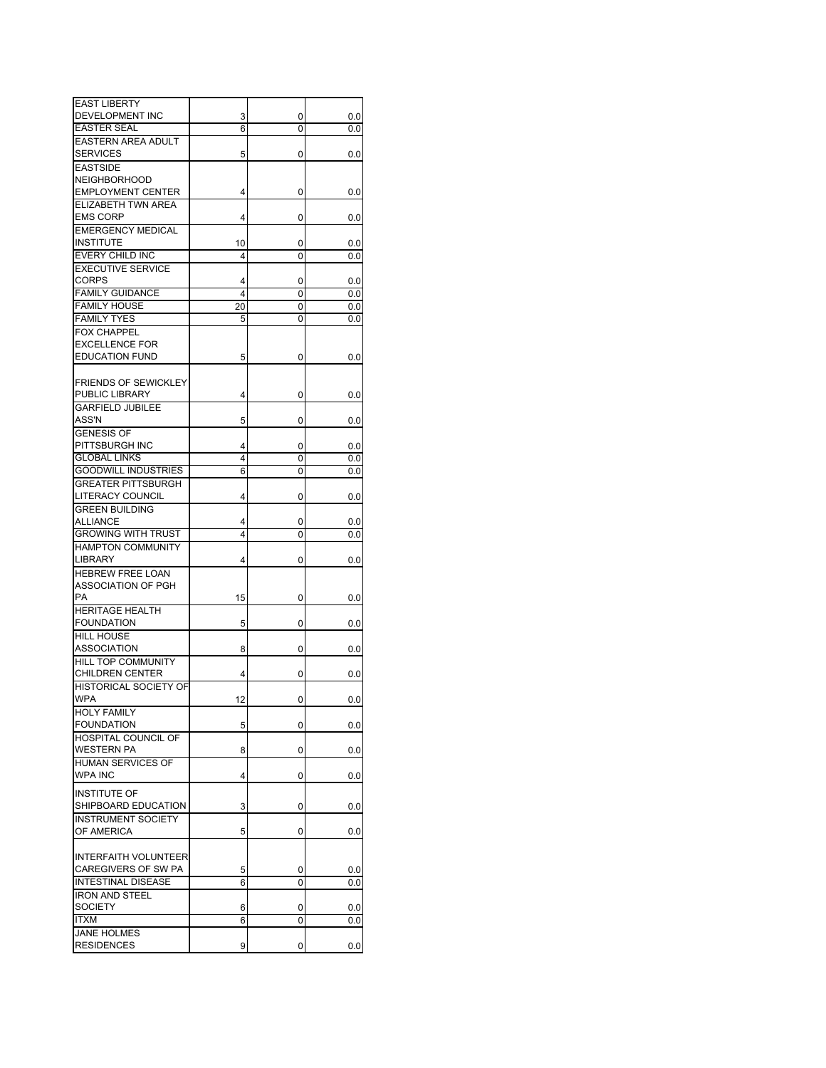| | | | |
|---|---|---|---|
| EAST LIBERTY DEVELOPMENT INC | 3 | 0 | 0.0 |
| EASTER SEAL | 6 | 0 | 0.0 |
| EASTERN AREA ADULT SERVICES | 5 | 0 | 0.0 |
| EASTSIDE NEIGHBORHOOD EMPLOYMENT CENTER | 4 | 0 | 0.0 |
| ELIZABETH TWN AREA EMS CORP | 4 | 0 | 0.0 |
| EMERGENCY MEDICAL INSTITUTE | 10 | 0 | 0.0 |
| EVERY CHILD INC | 4 | 0 | 0.0 |
| EXECUTIVE SERVICE CORPS | 4 | 0 | 0.0 |
| FAMILY GUIDANCE | 4 | 0 | 0.0 |
| FAMILY HOUSE | 20 | 0 | 0.0 |
| FAMILY TYES | 5 | 0 | 0.0 |
| FOX CHAPPEL EXCELLENCE FOR EDUCATION FUND | 5 | 0 | 0.0 |
| FRIENDS OF SEWICKLEY PUBLIC LIBRARY | 4 | 0 | 0.0 |
| GARFIELD JUBILEE ASS'N | 5 | 0 | 0.0 |
| GENESIS OF PITTSBURGH INC | 4 | 0 | 0.0 |
| GLOBAL LINKS | 4 | 0 | 0.0 |
| GOODWILL INDUSTRIES | 6 | 0 | 0.0 |
| GREATER PITTSBURGH LITERACY COUNCIL | 4 | 0 | 0.0 |
| GREEN BUILDING ALLIANCE | 4 | 0 | 0.0 |
| GROWING WITH TRUST | 4 | 0 | 0.0 |
| HAMPTON COMMUNITY LIBRARY | 4 | 0 | 0.0 |
| HEBREW FREE LOAN ASSOCIATION OF PGH PA | 15 | 0 | 0.0 |
| HERITAGE HEALTH FOUNDATION | 5 | 0 | 0.0 |
| HILL HOUSE ASSOCIATION | 8 | 0 | 0.0 |
| HILL TOP COMMUNITY CHILDREN CENTER | 4 | 0 | 0.0 |
| HISTORICAL SOCIETY OF WPA | 12 | 0 | 0.0 |
| HOLY FAMILY FOUNDATION | 5 | 0 | 0.0 |
| HOSPITAL COUNCIL OF WESTERN PA | 8 | 0 | 0.0 |
| HUMAN SERVICES OF WPA INC | 4 | 0 | 0.0 |
| INSTITUTE OF SHIPBOARD EDUCATION | 3 | 0 | 0.0 |
| INSTRUMENT SOCIETY OF AMERICA | 5 | 0 | 0.0 |
| INTERFAITH VOLUNTEER CAREGIVERS OF SW PA | 5 | 0 | 0.0 |
| INTESTINAL DISEASE | 6 | 0 | 0.0 |
| IRON AND STEEL SOCIETY | 6 | 0 | 0.0 |
| ITXM | 6 | 0 | 0.0 |
| JANE HOLMES RESIDENCES | 9 | 0 | 0.0 |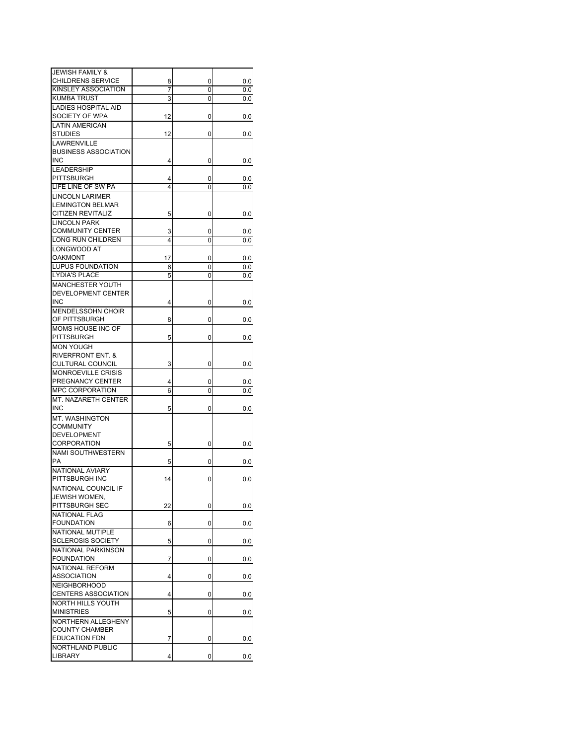| | | | |
|---|---|---|---|
| JEWISH FAMILY & CHILDRENS SERVICE | 8 | 0 | 0.0 |
| KINSLEY ASSOCIATION | 7 | 0 | 0.0 |
| KUMBA TRUST | 3 | 0 | 0.0 |
| LADIES HOSPITAL AID SOCIETY OF WPA | 12 | 0 | 0.0 |
| LATIN AMERICAN STUDIES | 12 | 0 | 0.0 |
| LAWRENVILLE BUSINESS ASSOCIATION INC | 4 | 0 | 0.0 |
| LEADERSHIP PITTSBURGH | 4 | 0 | 0.0 |
| LIFE LINE OF SW PA | 4 | 0 | 0.0 |
| LINCOLN LARIMER LEMINGTON BELMAR CITIZEN REVITALIZ | 5 | 0 | 0.0 |
| LINCOLN PARK COMMUNITY CENTER | 3 | 0 | 0.0 |
| LONG RUN CHILDREN | 4 | 0 | 0.0 |
| LONGWOOD AT OAKMONT | 17 | 0 | 0.0 |
| LUPUS FOUNDATION | 6 | 0 | 0.0 |
| LYDIA'S PLACE | 5 | 0 | 0.0 |
| MANCHESTER YOUTH DEVELOPMENT CENTER INC | 4 | 0 | 0.0 |
| MENDELSSOHN CHOIR OF PITTSBURGH | 8 | 0 | 0.0 |
| MOMS HOUSE INC OF PITTSBURGH | 5 | 0 | 0.0 |
| MON YOUGH RIVERFRONT ENT. & CULTURAL COUNCIL | 3 | 0 | 0.0 |
| MONROEVILLE CRISIS PREGNANCY CENTER | 4 | 0 | 0.0 |
| MPC CORPORATION | 6 | 0 | 0.0 |
| MT. NAZARETH CENTER INC | 5 | 0 | 0.0 |
| MT. WASHINGTON COMMUNITY DEVELOPMENT CORPORATION | 5 | 0 | 0.0 |
| NAMI SOUTHWESTERN PA | 5 | 0 | 0.0 |
| NATIONAL AVIARY PITTSBURGH INC | 14 | 0 | 0.0 |
| NATIONAL COUNCIL IF JEWISH WOMEN, PITTSBURGH SEC | 22 | 0 | 0.0 |
| NATIONAL FLAG FOUNDATION | 6 | 0 | 0.0 |
| NATIONAL MUTIPLE SCLEROSIS SOCIETY | 5 | 0 | 0.0 |
| NATIONAL PARKINSON FOUNDATION | 7 | 0 | 0.0 |
| NATIONAL REFORM ASSOCIATION | 4 | 0 | 0.0 |
| NEIGHBORHOOD CENTERS ASSOCIATION | 4 | 0 | 0.0 |
| NORTH HILLS YOUTH MINISTRIES | 5 | 0 | 0.0 |
| NORTHERN ALLEGHENY COUNTY CHAMBER EDUCATION FDN | 7 | 0 | 0.0 |
| NORTHLAND PUBLIC LIBRARY | 4 | 0 | 0.0 |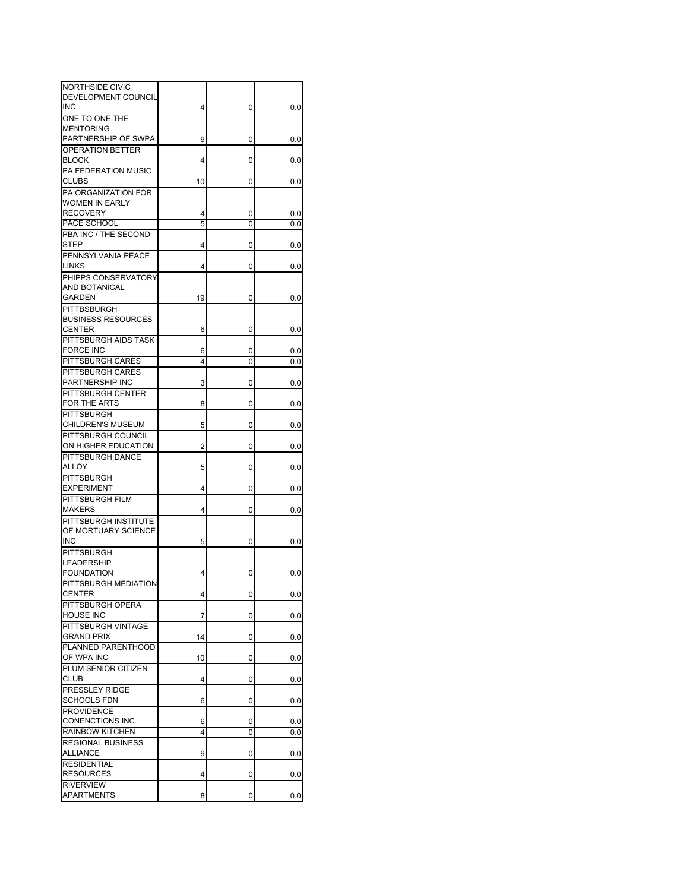| | | | |
|---|---|---|---|
| NORTHSIDE CIVIC DEVELOPMENT COUNCIL INC | 4 | 0 | 0.0 |
| ONE TO ONE THE MENTORING PARTNERSHIP OF SWPA | 9 | 0 | 0.0 |
| OPERATION BETTER BLOCK | 4 | 0 | 0.0 |
| PA FEDERATION MUSIC CLUBS | 10 | 0 | 0.0 |
| PA ORGANIZATION FOR WOMEN IN EARLY RECOVERY | 4 | 0 | 0.0 |
| PACE SCHOOL | 5 | 0 | 0.0 |
| PBA INC / THE SECOND STEP | 4 | 0 | 0.0 |
| PENNSYLVANIA PEACE LINKS | 4 | 0 | 0.0 |
| PHIPPS CONSERVATORY AND BOTANICAL GARDEN | 19 | 0 | 0.0 |
| PITTBSBURGH BUSINESS RESOURCES CENTER | 6 | 0 | 0.0 |
| PITTSBURGH AIDS TASK FORCE INC | 6 | 0 | 0.0 |
| PITTSBURGH CARES | 4 | 0 | 0.0 |
| PITTSBURGH CARES PARTNERSHIP INC | 3 | 0 | 0.0 |
| PITTSBURGH CENTER FOR THE ARTS | 8 | 0 | 0.0 |
| PITTSBURGH CHILDREN'S MUSEUM | 5 | 0 | 0.0 |
| PITTSBURGH COUNCIL ON HIGHER EDUCATION | 2 | 0 | 0.0 |
| PITTSBURGH DANCE ALLOY | 5 | 0 | 0.0 |
| PITTSBURGH EXPERIMENT | 4 | 0 | 0.0 |
| PITTSBURGH FILM MAKERS | 4 | 0 | 0.0 |
| PITTSBURGH INSTITUTE OF MORTUARY SCIENCE INC | 5 | 0 | 0.0 |
| PITTSBURGH LEADERSHIP FOUNDATION | 4 | 0 | 0.0 |
| PITTSBURGH MEDIATION CENTER | 4 | 0 | 0.0 |
| PITTSBURGH OPERA HOUSE INC | 7 | 0 | 0.0 |
| PITTSBURGH VINTAGE GRAND PRIX | 14 | 0 | 0.0 |
| PLANNED PARENTHOOD OF WPA INC | 10 | 0 | 0.0 |
| PLUM SENIOR CITIZEN CLUB | 4 | 0 | 0.0 |
| PRESSLEY RIDGE SCHOOLS FDN | 6 | 0 | 0.0 |
| PROVIDENCE CONENCTIONS INC | 6 | 0 | 0.0 |
| RAINBOW KITCHEN | 4 | 0 | 0.0 |
| REGIONAL BUSINESS ALLIANCE | 9 | 0 | 0.0 |
| RESIDENTIAL RESOURCES | 4 | 0 | 0.0 |
| RIVERVIEW APARTMENTS | 8 | 0 | 0.0 |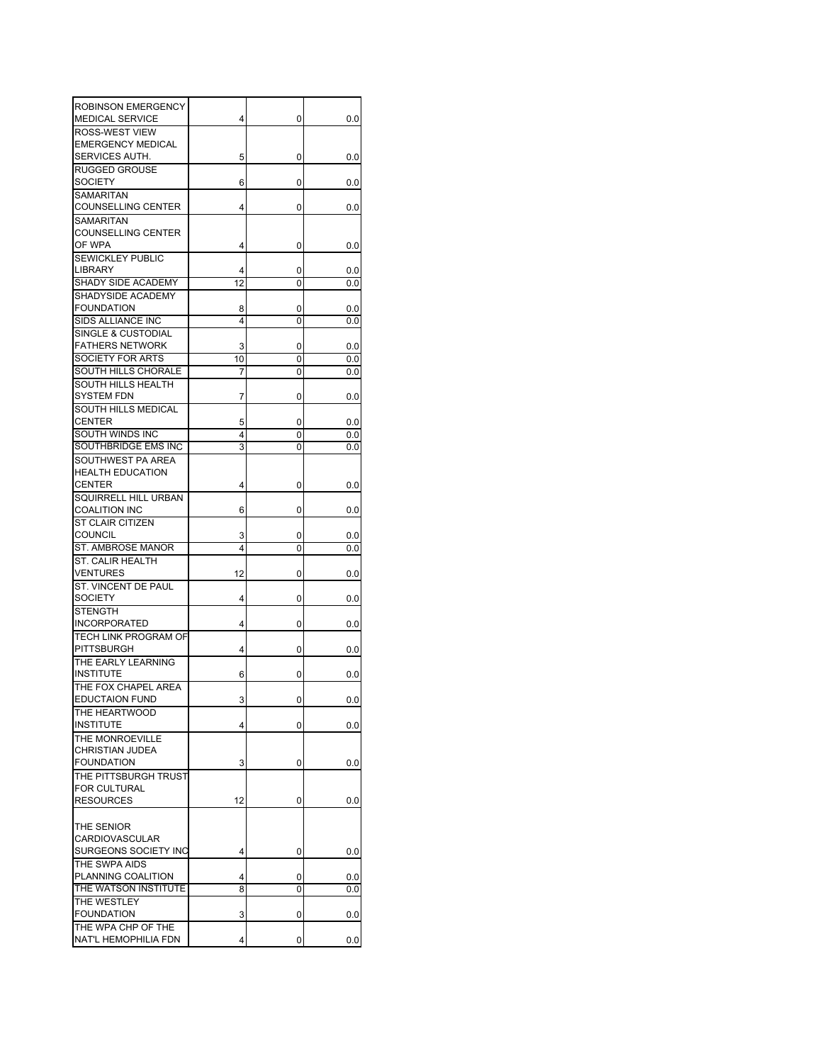| | | | |
|---|---|---|---|
| ROBINSON EMERGENCY MEDICAL SERVICE | 4 | 0 | 0.0 |
| ROSS-WEST VIEW EMERGENCY MEDICAL SERVICES AUTH. | 5 | 0 | 0.0 |
| RUGGED GROUSE SOCIETY | 6 | 0 | 0.0 |
| SAMARITAN COUNSELLING CENTER | 4 | 0 | 0.0 |
| SAMARITAN COUNSELLING CENTER OF WPA | 4 | 0 | 0.0 |
| SEWICKLEY PUBLIC LIBRARY | 4 | 0 | 0.0 |
| SHADY SIDE ACADEMY | 12 | 0 | 0.0 |
| SHADYSIDE ACADEMY FOUNDATION | 8 | 0 | 0.0 |
| SIDS ALLIANCE INC | 4 | 0 | 0.0 |
| SINGLE & CUSTODIAL FATHERS NETWORK | 3 | 0 | 0.0 |
| SOCIETY FOR ARTS | 10 | 0 | 0.0 |
| SOUTH HILLS CHORALE | 7 | 0 | 0.0 |
| SOUTH HILLS HEALTH SYSTEM FDN | 7 | 0 | 0.0 |
| SOUTH HILLS MEDICAL CENTER | 5 | 0 | 0.0 |
| SOUTH WINDS INC | 4 | 0 | 0.0 |
| SOUTHBRIDGE EMS INC | 3 | 0 | 0.0 |
| SOUTHWEST PA AREA HEALTH EDUCATION CENTER | 4 | 0 | 0.0 |
| SQUIRRELL HILL URBAN COALITION INC | 6 | 0 | 0.0 |
| ST CLAIR CITIZEN COUNCIL | 3 | 0 | 0.0 |
| ST. AMBROSE MANOR | 4 | 0 | 0.0 |
| ST. CALIR HEALTH VENTURES | 12 | 0 | 0.0 |
| ST. VINCENT DE PAUL SOCIETY | 4 | 0 | 0.0 |
| STENGTH INCORPORATED | 4 | 0 | 0.0 |
| TECH LINK PROGRAM OF PITTSBURGH | 4 | 0 | 0.0 |
| THE EARLY LEARNING INSTITUTE | 6 | 0 | 0.0 |
| THE FOX CHAPEL AREA EDUCTAION FUND | 3 | 0 | 0.0 |
| THE HEARTWOOD INSTITUTE | 4 | 0 | 0.0 |
| THE MONROEVILLE CHRISTIAN JUDEA FOUNDATION | 3 | 0 | 0.0 |
| THE PITTSBURGH TRUST FOR CULTURAL RESOURCES | 12 | 0 | 0.0 |
| THE SENIOR CARDIOVASCULAR SURGEONS SOCIETY INC | 4 | 0 | 0.0 |
| THE SWPA AIDS PLANNING COALITION | 4 | 0 | 0.0 |
| THE WATSON INSTITUTE | 8 | 0 | 0.0 |
| THE WESTLEY FOUNDATION | 3 | 0 | 0.0 |
| THE WPA CHP OF THE NAT'L HEMOPHILIA FDN | 4 | 0 | 0.0 |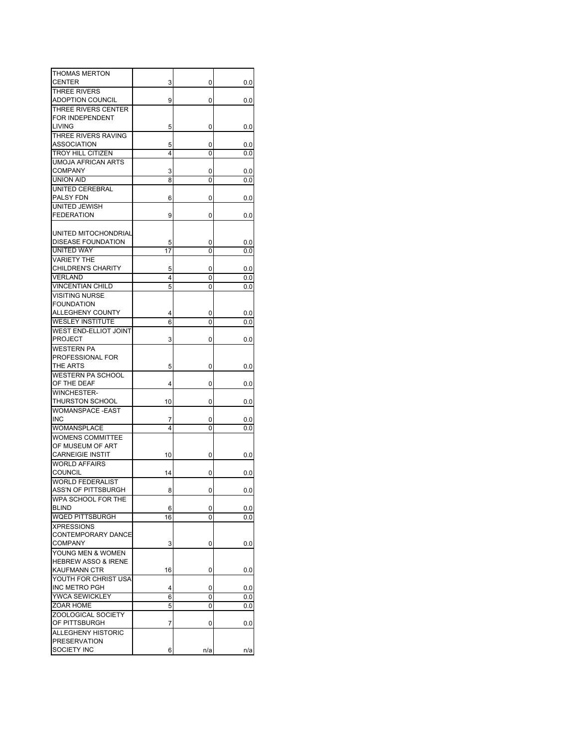| | | | |
|---|---|---|---|
| THOMAS MERTON CENTER | 3 | 0 | 0.0 |
| THREE RIVERS ADOPTION COUNCIL | 9 | 0 | 0.0 |
| THREE RIVERS CENTER FOR INDEPENDENT LIVING | 5 | 0 | 0.0 |
| THREE RIVERS RAVING ASSOCIATION | 5 | 0 | 0.0 |
| TROY HILL CITIZEN | 4 | 0 | 0.0 |
| UMOJA AFRICAN ARTS COMPANY | 3 | 0 | 0.0 |
| UNION AID | 8 | 0 | 0.0 |
| UNITED CEREBRAL PALSY FDN | 6 | 0 | 0.0 |
| UNITED JEWISH FEDERATION | 9 | 0 | 0.0 |
| UNITED MITOCHONDRIAL DISEASE FOUNDATION | 5 | 0 | 0.0 |
| UNITED WAY | 17 | 0 | 0.0 |
| VARIETY THE CHILDREN'S CHARITY | 5 | 0 | 0.0 |
| VERLAND | 4 | 0 | 0.0 |
| VINCENTIAN CHILD | 5 | 0 | 0.0 |
| VISITING NURSE FOUNDATION ALLEGHENY COUNTY | 4 | 0 | 0.0 |
| WESLEY INSTITUTE | 6 | 0 | 0.0 |
| WEST END-ELLIOT JOINT PROJECT | 3 | 0 | 0.0 |
| WESTERN PA PROFESSIONAL FOR THE ARTS | 5 | 0 | 0.0 |
| WESTERN PA SCHOOL OF THE DEAF | 4 | 0 | 0.0 |
| WINCHESTER-THURSTON SCHOOL | 10 | 0 | 0.0 |
| WOMANSPACE -EAST INC | 7 | 0 | 0.0 |
| WOMANSPLACE | 4 | 0 | 0.0 |
| WOMENS COMMITTEE OF MUSEUM OF ART CARNEIGIE INSTIT | 10 | 0 | 0.0 |
| WORLD AFFAIRS COUNCIL | 14 | 0 | 0.0 |
| WORLD FEDERALIST ASS'N OF PITTSBURGH | 8 | 0 | 0.0 |
| WPA SCHOOL FOR THE BLIND | 6 | 0 | 0.0 |
| WQED PITTSBURGH | 16 | 0 | 0.0 |
| XPRESSIONS CONTEMPORARY DANCE COMPANY | 3 | 0 | 0.0 |
| YOUNG MEN & WOMEN HEBREW ASSO & IRENE KAUFMANN CTR | 16 | 0 | 0.0 |
| YOUTH FOR CHRIST USA INC METRO PGH | 4 | 0 | 0.0 |
| YWCA SEWICKLEY | 6 | 0 | 0.0 |
| ZOAR HOME | 5 | 0 | 0.0 |
| ZOOLOGICAL SOCIETY OF PITTSBURGH | 7 | 0 | 0.0 |
| ALLEGHENY HISTORIC PRESERVATION SOCIETY INC | 6 | n/a | n/a |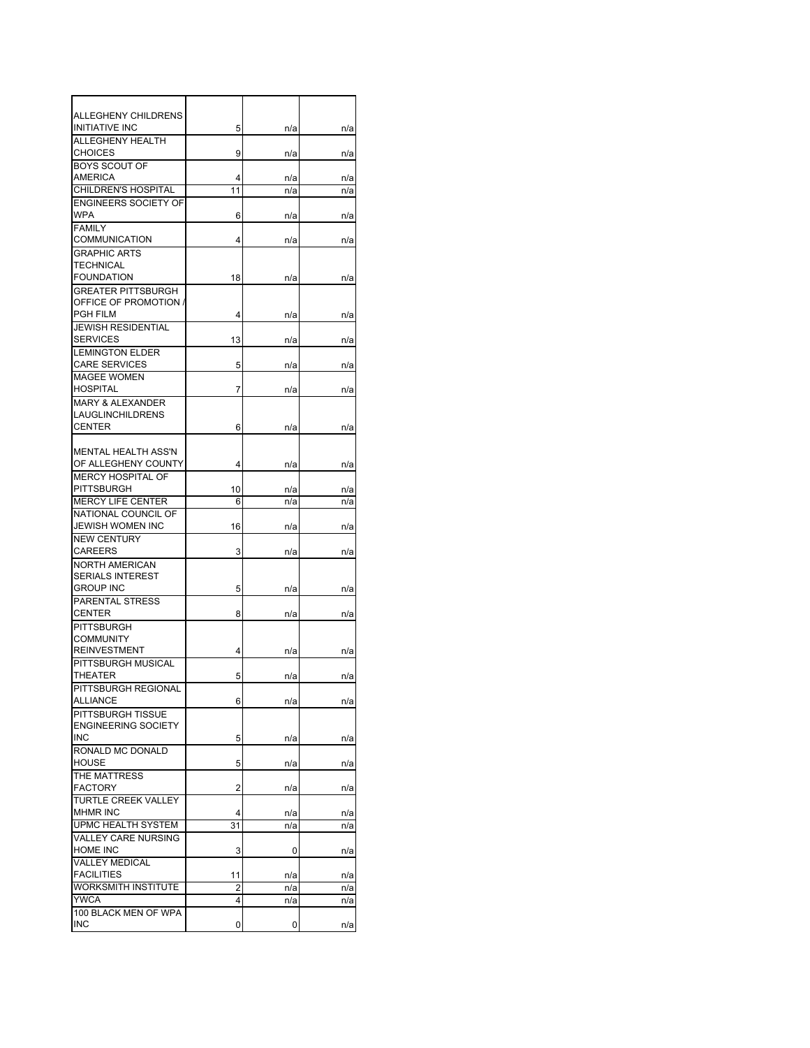| | | | |
|---|---|---|---|
| ALLEGHENY CHILDRENS INITIATIVE INC | 5 | n/a | n/a |
| ALLEGHENY HEALTH CHOICES | 9 | n/a | n/a |
| BOYS SCOUT OF AMERICA | 4 | n/a | n/a |
| CHILDREN'S HOSPITAL | 11 | n/a | n/a |
| ENGINEERS SOCIETY OF WPA | 6 | n/a | n/a |
| FAMILY COMMUNICATION | 4 | n/a | n/a |
| GRAPHIC ARTS TECHNICAL FOUNDATION | 18 | n/a | n/a |
| GREATER PITTSBURGH OFFICE OF PROMOTION / PGH FILM | 4 | n/a | n/a |
| JEWISH RESIDENTIAL SERVICES | 13 | n/a | n/a |
| LEMINGTON ELDER CARE SERVICES | 5 | n/a | n/a |
| MAGEE WOMEN HOSPITAL | 7 | n/a | n/a |
| MARY & ALEXANDER LAUGLINCHILDRENS CENTER | 6 | n/a | n/a |
| MENTAL HEALTH ASS'N OF ALLEGHENY COUNTY | 4 | n/a | n/a |
| MERCY HOSPITAL OF PITTSBURGH | 10 | n/a | n/a |
| MERCY LIFE CENTER | 6 | n/a | n/a |
| NATIONAL COUNCIL OF JEWISH WOMEN INC | 16 | n/a | n/a |
| NEW CENTURY CAREERS | 3 | n/a | n/a |
| NORTH AMERICAN SERIALS INTEREST GROUP INC | 5 | n/a | n/a |
| PARENTAL STRESS CENTER | 8 | n/a | n/a |
| PITTSBURGH COMMUNITY REINVESTMENT | 4 | n/a | n/a |
| PITTSBURGH MUSICAL THEATER | 5 | n/a | n/a |
| PITTSBURGH REGIONAL ALLIANCE | 6 | n/a | n/a |
| PITTSBURGH TISSUE ENGINEERING SOCIETY INC | 5 | n/a | n/a |
| RONALD MC DONALD HOUSE | 5 | n/a | n/a |
| THE MATTRESS FACTORY | 2 | n/a | n/a |
| TURTLE CREEK VALLEY MHMR INC | 4 | n/a | n/a |
| UPMC HEALTH SYSTEM | 31 | n/a | n/a |
| VALLEY CARE NURSING HOME INC | 3 | 0 | n/a |
| VALLEY MEDICAL FACILITIES | 11 | n/a | n/a |
| WORKSMITH INSTITUTE | 2 | n/a | n/a |
| YWCA | 4 | n/a | n/a |
| 100 BLACK MEN OF WPA INC | 0 | 0 | n/a |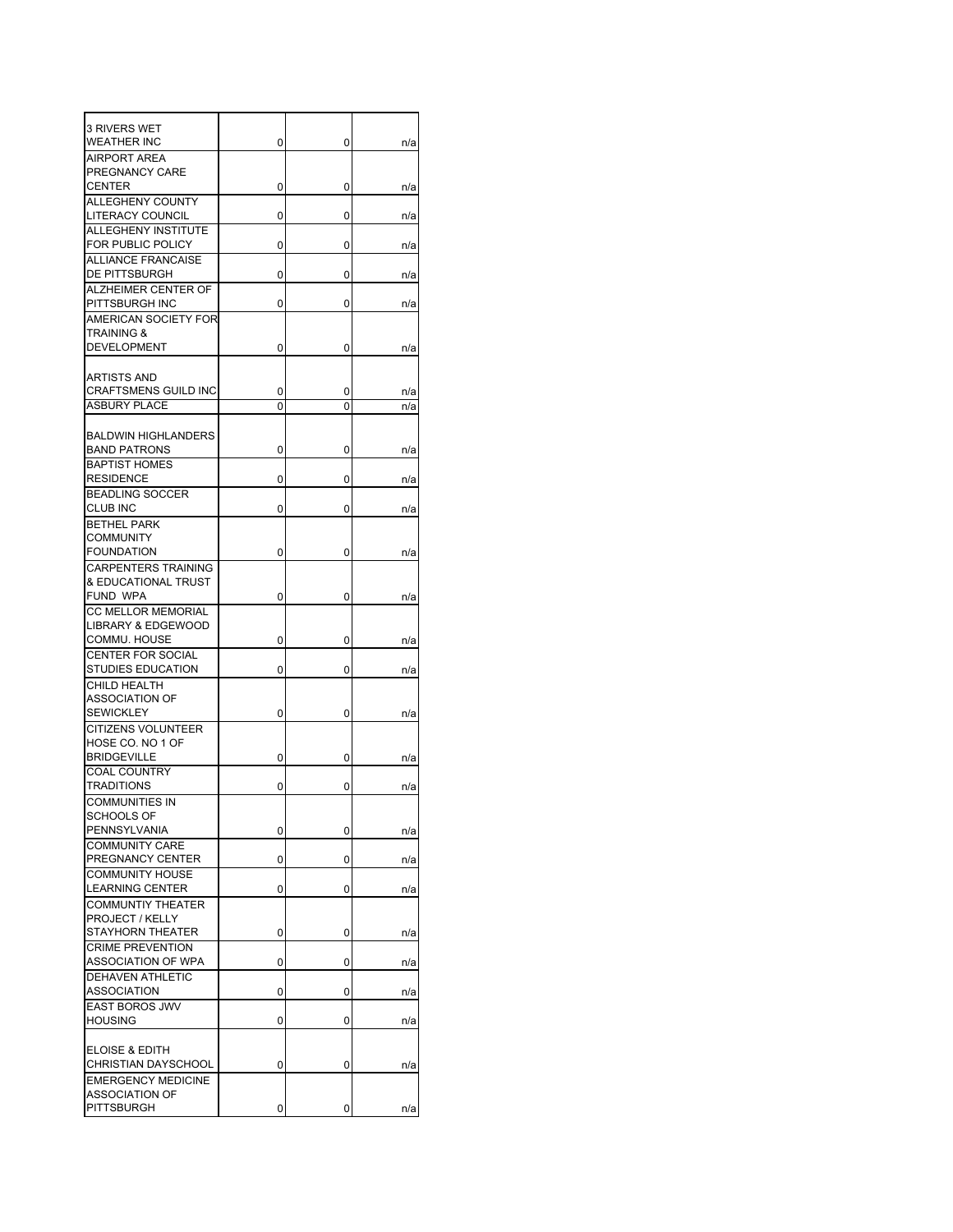| | | | |
|---|---|---|---|
| 3 RIVERS WET WEATHER INC | 0 | 0 | n/a |
| AIRPORT AREA PREGNANCY CARE CENTER | 0 | 0 | n/a |
| ALLEGHENY COUNTY LITERACY COUNCIL | 0 | 0 | n/a |
| ALLEGHENY INSTITUTE FOR PUBLIC POLICY | 0 | 0 | n/a |
| ALLIANCE FRANCAISE DE PITTSBURGH | 0 | 0 | n/a |
| ALZHEIMER CENTER OF PITTSBURGH INC | 0 | 0 | n/a |
| AMERICAN SOCIETY FOR TRAINING & DEVELOPMENT | 0 | 0 | n/a |
| ARTISTS AND CRAFTSMENS GUILD INC | 0 | 0 | n/a |
| ASBURY PLACE | 0 | 0 | n/a |
| BALDWIN HIGHLANDERS BAND PATRONS | 0 | 0 | n/a |
| BAPTIST HOMES RESIDENCE | 0 | 0 | n/a |
| BEADLING SOCCER CLUB INC | 0 | 0 | n/a |
| BETHEL PARK COMMUNITY FOUNDATION | 0 | 0 | n/a |
| CARPENTERS TRAINING & EDUCATIONAL TRUST FUND WPA | 0 | 0 | n/a |
| CC MELLOR MEMORIAL LIBRARY & EDGEWOOD COMMU. HOUSE | 0 | 0 | n/a |
| CENTER FOR SOCIAL STUDIES EDUCATION | 0 | 0 | n/a |
| CHILD HEALTH ASSOCIATION OF SEWICKLEY | 0 | 0 | n/a |
| CITIZENS VOLUNTEER HOSE CO. NO 1 OF BRIDGEVILLE | 0 | 0 | n/a |
| COAL COUNTRY TRADITIONS | 0 | 0 | n/a |
| COMMUNITIES IN SCHOOLS OF PENNSYLVANIA | 0 | 0 | n/a |
| COMMUNITY CARE PREGNANCY CENTER | 0 | 0 | n/a |
| COMMUNITY HOUSE LEARNING CENTER | 0 | 0 | n/a |
| COMMUNTIY THEATER PROJECT / KELLY STAYHORN THEATER | 0 | 0 | n/a |
| CRIME PREVENTION ASSOCIATION OF WPA | 0 | 0 | n/a |
| DEHAVEN ATHLETIC ASSOCIATION | 0 | 0 | n/a |
| EAST BOROS JWV HOUSING | 0 | 0 | n/a |
| ELOISE & EDITH CHRISTIAN DAYSCHOOL | 0 | 0 | n/a |
| EMERGENCY MEDICINE ASSOCIATION OF PITTSBURGH | 0 | 0 | n/a |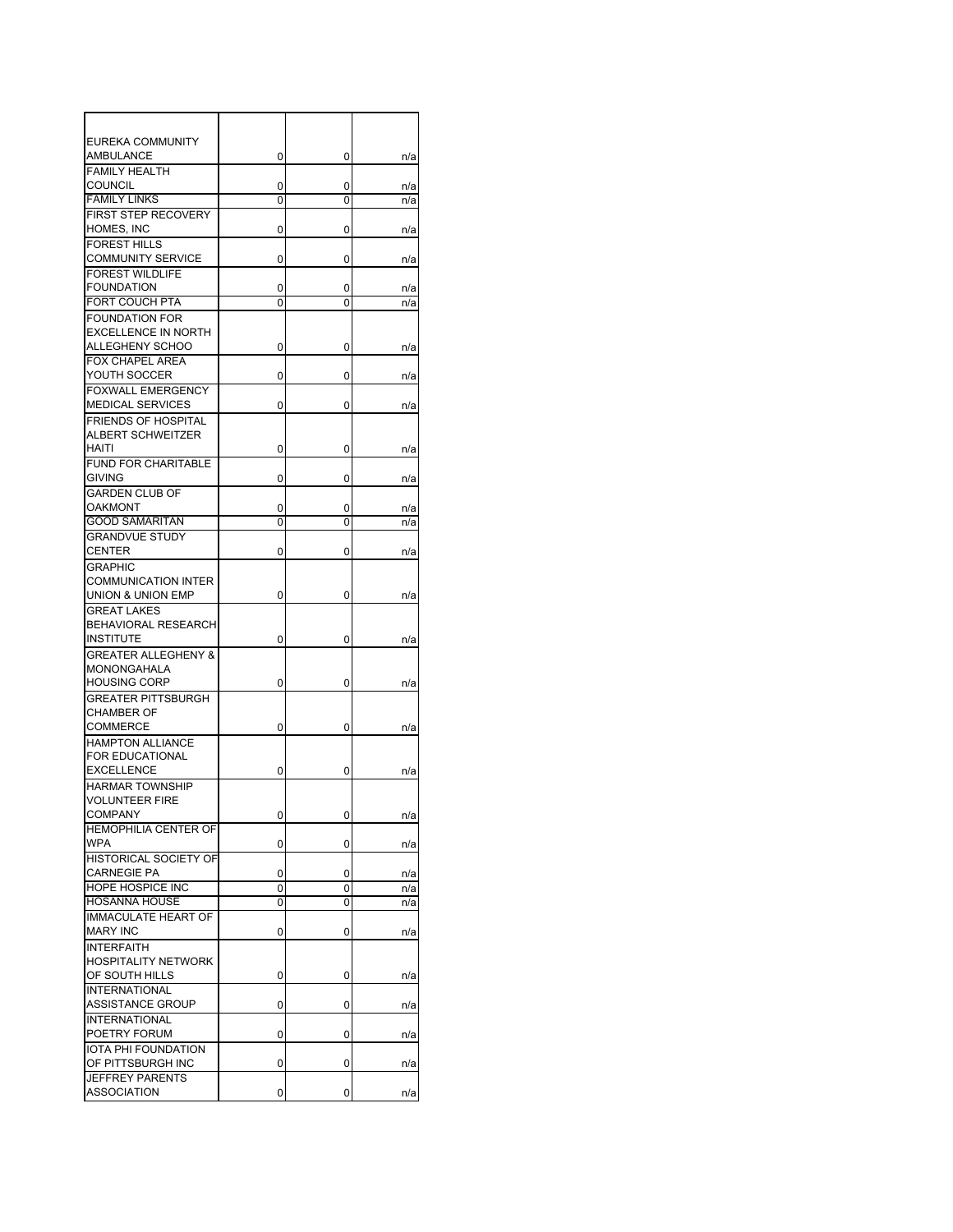| | | | |
|---|---|---|---|
| EUREKA COMMUNITY AMBULANCE | 0 | 0 | n/a |
| FAMILY HEALTH COUNCIL | 0 | 0 | n/a |
| FAMILY LINKS | 0 | 0 | n/a |
| FIRST STEP RECOVERY HOMES, INC | 0 | 0 | n/a |
| FOREST HILLS COMMUNITY SERVICE | 0 | 0 | n/a |
| FOREST WILDLIFE FOUNDATION | 0 | 0 | n/a |
| FORT COUCH PTA | 0 | 0 | n/a |
| FOUNDATION FOR EXCELLENCE IN NORTH ALLEGHENY SCHOO | 0 | 0 | n/a |
| FOX CHAPEL AREA YOUTH SOCCER | 0 | 0 | n/a |
| FOXWALL EMERGENCY MEDICAL SERVICES | 0 | 0 | n/a |
| FRIENDS OF HOSPITAL ALBERT SCHWEITZER HAITI | 0 | 0 | n/a |
| FUND FOR CHARITABLE GIVING | 0 | 0 | n/a |
| GARDEN CLUB OF OAKMONT | 0 | 0 | n/a |
| GOOD SAMARITAN | 0 | 0 | n/a |
| GRANDVUE STUDY CENTER | 0 | 0 | n/a |
| GRAPHIC COMMUNICATION INTER UNION & UNION EMP | 0 | 0 | n/a |
| GREAT LAKES BEHAVIORAL RESEARCH INSTITUTE | 0 | 0 | n/a |
| GREATER ALLEGHENY & MONONGAHALA HOUSING CORP | 0 | 0 | n/a |
| GREATER PITTSBURGH CHAMBER OF COMMERCE | 0 | 0 | n/a |
| HAMPTON ALLIANCE FOR EDUCATIONAL EXCELLENCE | 0 | 0 | n/a |
| HARMAR TOWNSHIP VOLUNTEER FIRE COMPANY | 0 | 0 | n/a |
| HEMOPHILIA CENTER OF WPA | 0 | 0 | n/a |
| HISTORICAL SOCIETY OF CARNEGIE PA | 0 | 0 | n/a |
| HOPE HOSPICE INC | 0 | 0 | n/a |
| HOSANNA HOUSE | 0 | 0 | n/a |
| IMMACULATE HEART OF MARY INC | 0 | 0 | n/a |
| INTERFAITH HOSPITALITY NETWORK OF SOUTH HILLS | 0 | 0 | n/a |
| INTERNATIONAL ASSISTANCE GROUP | 0 | 0 | n/a |
| INTERNATIONAL POETRY FORUM | 0 | 0 | n/a |
| IOTA PHI FOUNDATION OF PITTSBURGH INC | 0 | 0 | n/a |
| JEFFREY PARENTS ASSOCIATION | 0 | 0 | n/a |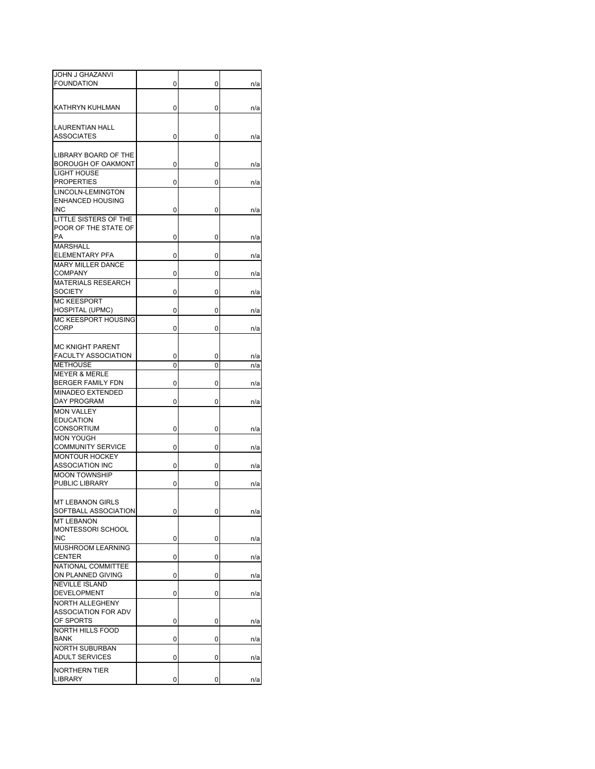| | | | |
|---|---|---|---|
| JOHN J GHAZANVI FOUNDATION | 0 | 0 | n/a |
| KATHRYN KUHLMAN | 0 | 0 | n/a |
| LAURENTIAN HALL ASSOCIATES | 0 | 0 | n/a |
| LIBRARY BOARD OF THE BOROUGH OF OAKMONT | 0 | 0 | n/a |
| LIGHT HOUSE PROPERTIES | 0 | 0 | n/a |
| LINCOLN-LEMINGTON ENHANCED HOUSING INC | 0 | 0 | n/a |
| LITTLE SISTERS OF THE POOR OF THE STATE OF PA | 0 | 0 | n/a |
| MARSHALL ELEMENTARY PFA | 0 | 0 | n/a |
| MARY MILLER DANCE COMPANY | 0 | 0 | n/a |
| MATERIALS RESEARCH SOCIETY | 0 | 0 | n/a |
| MC KEESPORT HOSPITAL (UPMC) | 0 | 0 | n/a |
| MC KEESPORT HOUSING CORP | 0 | 0 | n/a |
| MC KNIGHT PARENT FACULTY ASSOCIATION | 0 | 0 | n/a |
| METHOUSE | 0 | 0 | n/a |
| MEYER & MERLE BERGER FAMILY FDN | 0 | 0 | n/a |
| MINADEO EXTENDED DAY PROGRAM | 0 | 0 | n/a |
| MON VALLEY EDUCATION CONSORTIUM | 0 | 0 | n/a |
| MON YOUGH COMMUNITY SERVICE | 0 | 0 | n/a |
| MONTOUR HOCKEY ASSOCIATION INC | 0 | 0 | n/a |
| MOON TOWNSHIP PUBLIC LIBRARY | 0 | 0 | n/a |
| MT LEBANON GIRLS SOFTBALL ASSOCIATION | 0 | 0 | n/a |
| MT LEBANON MONTESSORI SCHOOL INC | 0 | 0 | n/a |
| MUSHROOM LEARNING CENTER | 0 | 0 | n/a |
| NATIONAL COMMITTEE ON PLANNED GIVING | 0 | 0 | n/a |
| NEVILLE ISLAND DEVELOPMENT | 0 | 0 | n/a |
| NORTH ALLEGHENY ASSOCIATION FOR ADV OF SPORTS | 0 | 0 | n/a |
| NORTH HILLS FOOD BANK | 0 | 0 | n/a |
| NORTH SUBURBAN ADULT SERVICES | 0 | 0 | n/a |
| NORTHERN TIER LIBRARY | 0 | 0 | n/a |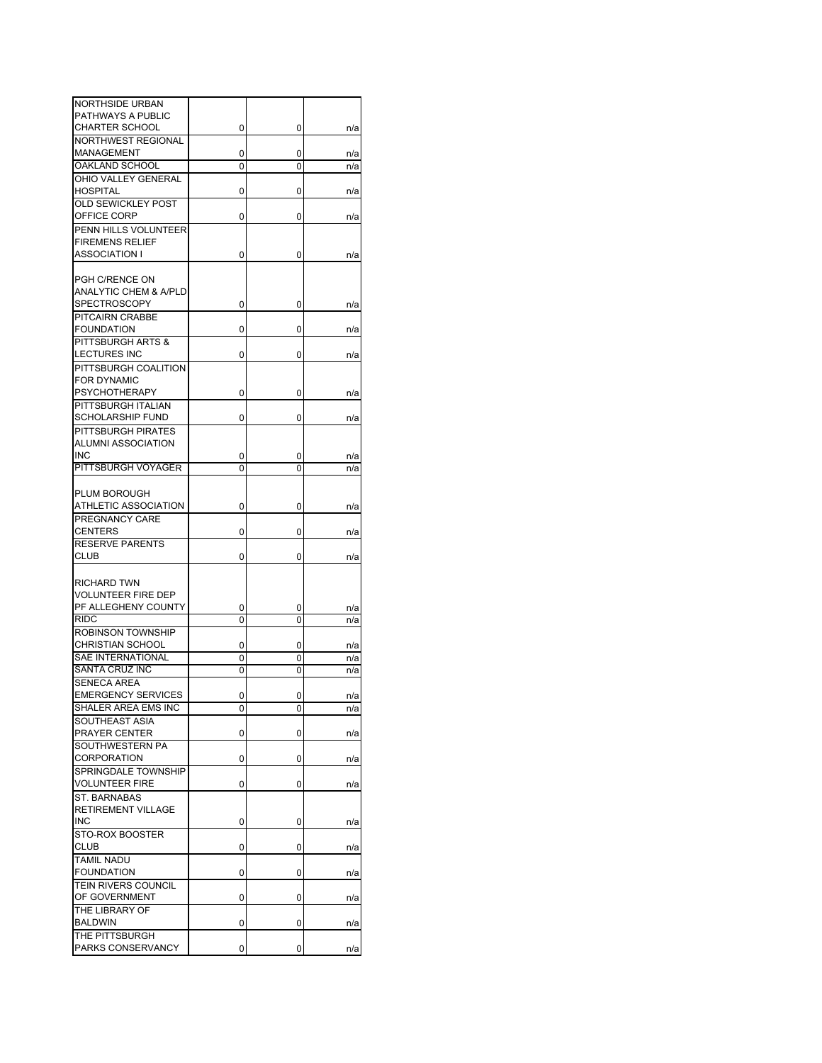| | | | |
|---|---|---|---|
| NORTHSIDE URBAN PATHWAYS A PUBLIC CHARTER SCHOOL | 0 | 0 | n/a |
| NORTHWEST REGIONAL MANAGEMENT | 0 | 0 | n/a |
| OAKLAND SCHOOL | 0 | 0 | n/a |
| OHIO VALLEY GENERAL HOSPITAL | 0 | 0 | n/a |
| OLD SEWICKLEY POST OFFICE CORP | 0 | 0 | n/a |
| PENN HILLS VOLUNTEER FIREMENS RELIEF ASSOCIATION I | 0 | 0 | n/a |
| PGH C/RENCE ON ANALYTIC CHEM & A/PLD SPECTROSCOPY | 0 | 0 | n/a |
| PITCAIRN CRABBE FOUNDATION | 0 | 0 | n/a |
| PITTSBURGH ARTS & LECTURES INC | 0 | 0 | n/a |
| PITTSBURGH COALITION FOR DYNAMIC PSYCHOTHERAPY | 0 | 0 | n/a |
| PITTSBURGH ITALIAN SCHOLARSHIP FUND | 0 | 0 | n/a |
| PITTSBURGH PIRATES ALUMNI ASSOCIATION INC | 0 | 0 | n/a |
| PITTSBURGH VOYAGER | 0 | 0 | n/a |
| PLUM BOROUGH ATHLETIC ASSOCIATION | 0 | 0 | n/a |
| PREGNANCY CARE CENTERS | 0 | 0 | n/a |
| RESERVE PARENTS CLUB | 0 | 0 | n/a |
| RICHARD TWN VOLUNTEER FIRE DEP PF ALLEGHENY COUNTY | 0 | 0 | n/a |
| RIDC | 0 | 0 | n/a |
| ROBINSON TOWNSHIP CHRISTIAN SCHOOL | 0 | 0 | n/a |
| SAE INTERNATIONAL | 0 | 0 | n/a |
| SANTA CRUZ INC | 0 | 0 | n/a |
| SENECA AREA EMERGENCY SERVICES | 0 | 0 | n/a |
| SHALER AREA EMS INC | 0 | 0 | n/a |
| SOUTHEAST ASIA PRAYER CENTER | 0 | 0 | n/a |
| SOUTHWESTERN PA CORPORATION | 0 | 0 | n/a |
| SPRINGDALE TOWNSHIP VOLUNTEER FIRE | 0 | 0 | n/a |
| ST. BARNABAS RETIREMENT VILLAGE INC | 0 | 0 | n/a |
| STO-ROX BOOSTER CLUB | 0 | 0 | n/a |
| TAMIL NADU FOUNDATION | 0 | 0 | n/a |
| TEIN RIVERS COUNCIL OF GOVERNMENT | 0 | 0 | n/a |
| THE LIBRARY OF BALDWIN | 0 | 0 | n/a |
| THE PITTSBURGH PARKS CONSERVANCY | 0 | 0 | n/a |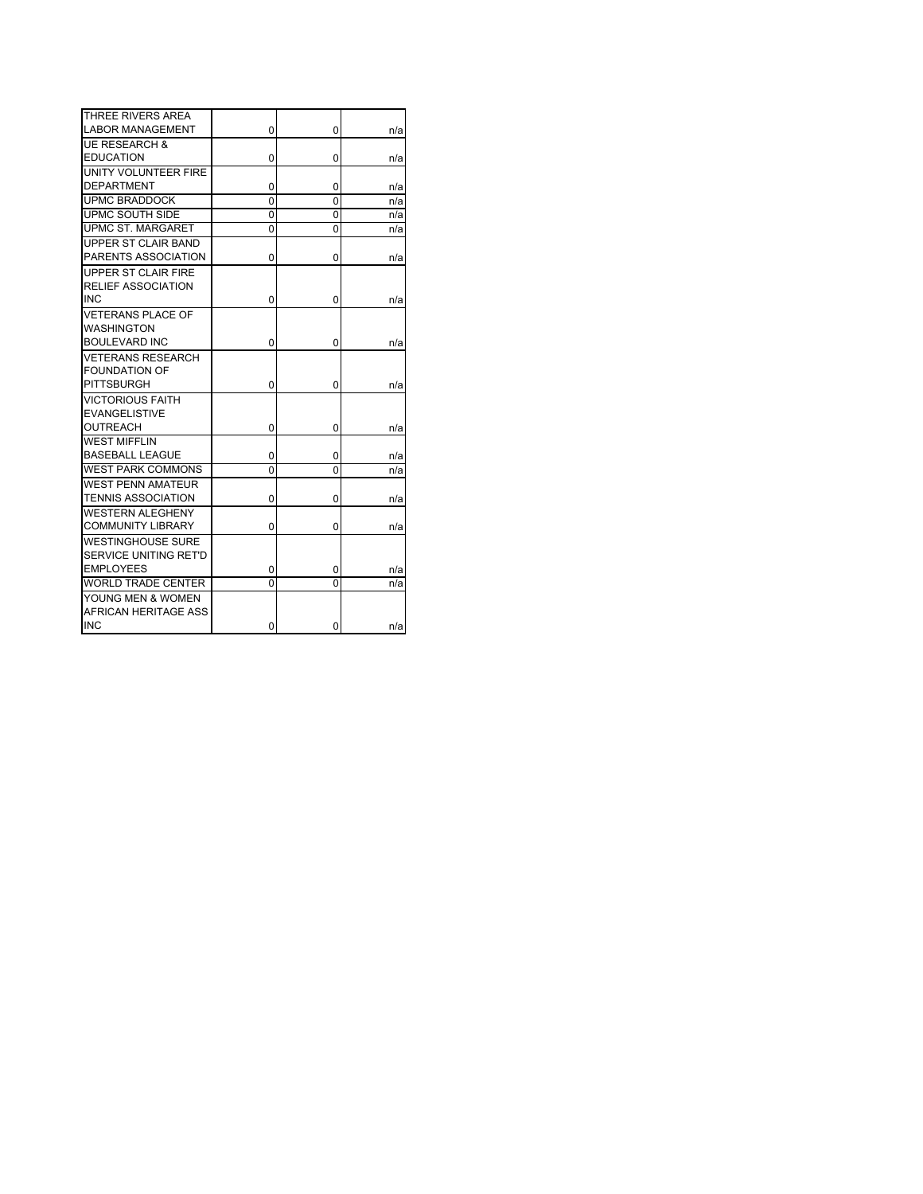| | | | |
|---|---|---|---|
| THREE RIVERS AREA LABOR MANAGEMENT | 0 | 0 | n/a |
| UE RESEARCH & EDUCATION | 0 | 0 | n/a |
| UNITY VOLUNTEER FIRE DEPARTMENT | 0 | 0 | n/a |
| UPMC BRADDOCK | 0 | 0 | n/a |
| UPMC SOUTH SIDE | 0 | 0 | n/a |
| UPMC ST. MARGARET | 0 | 0 | n/a |
| UPPER ST CLAIR BAND PARENTS ASSOCIATION | 0 | 0 | n/a |
| UPPER ST CLAIR FIRE RELIEF ASSOCIATION INC | 0 | 0 | n/a |
| VETERANS PLACE OF WASHINGTON BOULEVARD INC | 0 | 0 | n/a |
| VETERANS RESEARCH FOUNDATION OF PITTSBURGH | 0 | 0 | n/a |
| VICTORIOUS FAITH EVANGELISTIVE OUTREACH | 0 | 0 | n/a |
| WEST MIFFLIN BASEBALL LEAGUE | 0 | 0 | n/a |
| WEST PARK COMMONS | 0 | 0 | n/a |
| WEST PENN AMATEUR TENNIS ASSOCIATION | 0 | 0 | n/a |
| WESTERN ALEGHENY COMMUNITY LIBRARY | 0 | 0 | n/a |
| WESTINGHOUSE SURE SERVICE UNITING RET'D EMPLOYEES | 0 | 0 | n/a |
| WORLD TRADE CENTER | 0 | 0 | n/a |
| YOUNG MEN & WOMEN AFRICAN HERITAGE ASS INC | 0 | 0 | n/a |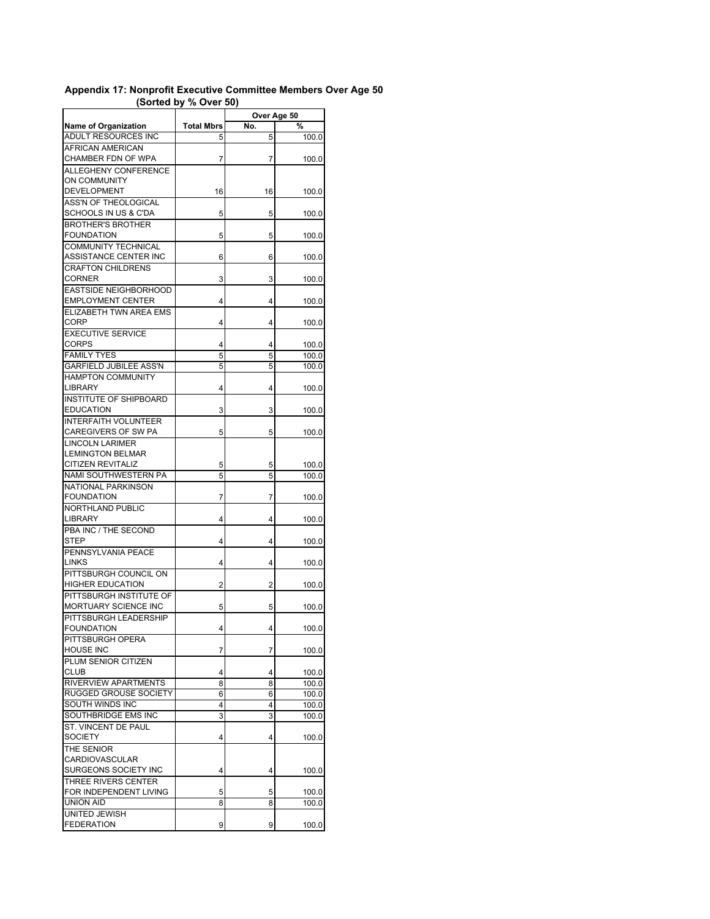**Appendix 17: Nonprofit Executive Committee Members Over Age 50 (Sorted by % Over 50)**

| Name of Organization | Total Mbrs | Over Age 50 No. | Over Age 50 % |
|---|---|---|---|
| ADULT RESOURCES INC | 5 | 5 | 100.0 |
| AFRICAN AMERICAN CHAMBER FDN OF WPA | 7 | 7 | 100.0 |
| ALLEGHENY CONFERENCE ON COMMUNITY DEVELOPMENT | 16 | 16 | 100.0 |
| ASS'N OF THEOLOGICAL SCHOOLS IN US & C'DA | 5 | 5 | 100.0 |
| BROTHER'S BROTHER FOUNDATION | 5 | 5 | 100.0 |
| COMMUNITY TECHNICAL ASSISTANCE CENTER INC | 6 | 6 | 100.0 |
| CRAFTON CHILDRENS CORNER | 3 | 3 | 100.0 |
| EASTSIDE NEIGHBORHOOD EMPLOYMENT CENTER | 4 | 4 | 100.0 |
| ELIZABETH TWN AREA EMS CORP | 4 | 4 | 100.0 |
| EXECUTIVE SERVICE CORPS | 4 | 4 | 100.0 |
| FAMILY TYES | 5 | 5 | 100.0 |
| GARFIELD JUBILEE ASS'N | 5 | 5 | 100.0 |
| HAMPTON COMMUNITY LIBRARY | 4 | 4 | 100.0 |
| INSTITUTE OF SHIPBOARD EDUCATION | 3 | 3 | 100.0 |
| INTERFAITH VOLUNTEER CAREGIVERS OF SW PA | 5 | 5 | 100.0 |
| LINCOLN LARIMER LEMINGTON BELMAR CITIZEN REVITALIZ | 5 | 5 | 100.0 |
| NAMI SOUTHWESTERN PA | 5 | 5 | 100.0 |
| NATIONAL PARKINSON FOUNDATION | 7 | 7 | 100.0 |
| NORTHLAND PUBLIC LIBRARY | 4 | 4 | 100.0 |
| PBA INC / THE SECOND STEP | 4 | 4 | 100.0 |
| PENNSYLVANIA PEACE LINKS | 4 | 4 | 100.0 |
| PITTSBURGH COUNCIL ON HIGHER EDUCATION | 2 | 2 | 100.0 |
| PITTSBURGH INSTITUTE OF MORTUARY SCIENCE INC | 5 | 5 | 100.0 |
| PITTSBURGH LEADERSHIP FOUNDATION | 4 | 4 | 100.0 |
| PITTSBURGH OPERA HOUSE INC | 7 | 7 | 100.0 |
| PLUM SENIOR CITIZEN CLUB | 4 | 4 | 100.0 |
| RIVERVIEW APARTMENTS | 8 | 8 | 100.0 |
| RUGGED GROUSE SOCIETY | 6 | 6 | 100.0 |
| SOUTH WINDS INC | 4 | 4 | 100.0 |
| SOUTHBRIDGE EMS INC | 3 | 3 | 100.0 |
| ST. VINCENT DE PAUL SOCIETY | 4 | 4 | 100.0 |
| THE SENIOR CARDIOVASCULAR SURGEONS SOCIETY INC | 4 | 4 | 100.0 |
| THREE RIVERS CENTER FOR INDEPENDENT LIVING | 5 | 5 | 100.0 |
| UNION AID | 8 | 8 | 100.0 |
| UNITED JEWISH FEDERATION | 9 | 9 | 100.0 |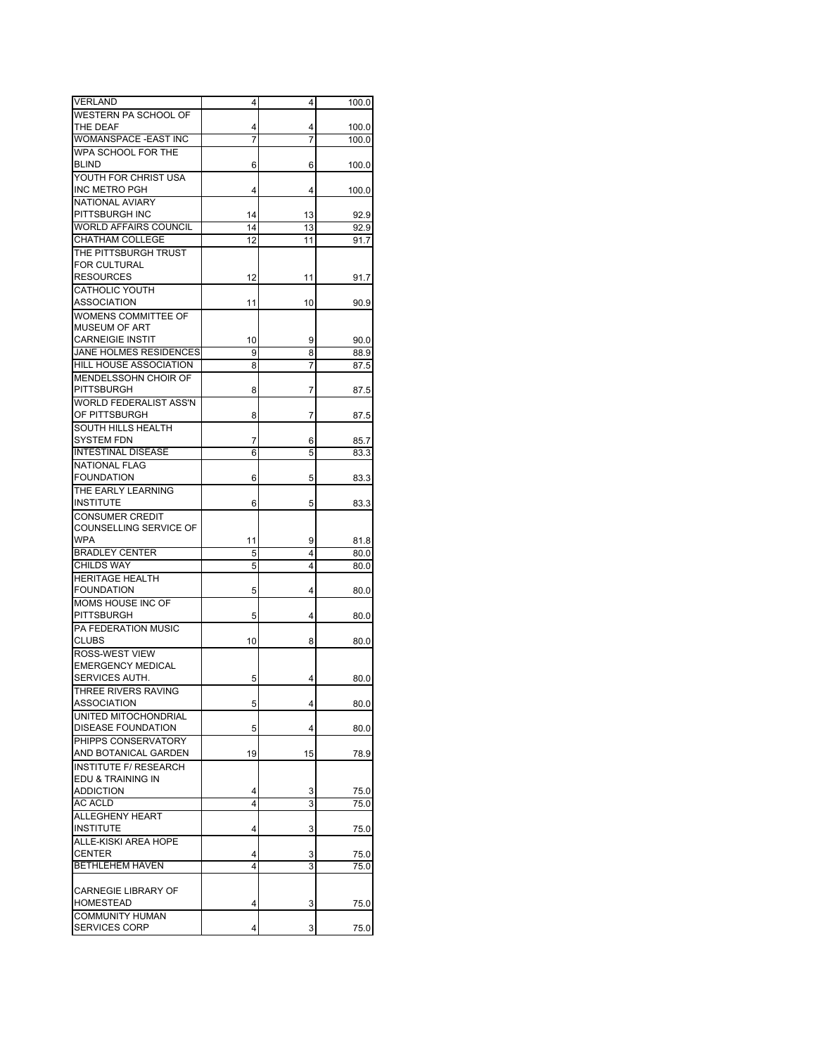| | | | |
|---|---|---|---|
| VERLAND | 4 | 4 | 100.0 |
| WESTERN PA SCHOOL OF THE DEAF | 4 | 4 | 100.0 |
| WOMANSPACE -EAST INC | 7 | 7 | 100.0 |
| WPA SCHOOL FOR THE BLIND | 6 | 6 | 100.0 |
| YOUTH FOR CHRIST USA INC METRO PGH | 4 | 4 | 100.0 |
| NATIONAL AVIARY PITTSBURGH INC | 14 | 13 | 92.9 |
| WORLD AFFAIRS COUNCIL | 14 | 13 | 92.9 |
| CHATHAM COLLEGE | 12 | 11 | 91.7 |
| THE PITTSBURGH TRUST FOR CULTURAL RESOURCES | 12 | 11 | 91.7 |
| CATHOLIC YOUTH ASSOCIATION | 11 | 10 | 90.9 |
| WOMENS COMMITTEE OF MUSEUM OF ART CARNEIGIE INSTIT | 10 | 9 | 90.0 |
| JANE HOLMES RESIDENCES | 9 | 8 | 88.9 |
| HILL HOUSE ASSOCIATION | 8 | 7 | 87.5 |
| MENDELSSOHN CHOIR OF PITTSBURGH | 8 | 7 | 87.5 |
| WORLD FEDERALIST ASS'N OF PITTSBURGH | 8 | 7 | 87.5 |
| SOUTH HILLS HEALTH SYSTEM FDN | 7 | 6 | 85.7 |
| INTESTINAL DISEASE | 6 | 5 | 83.3 |
| NATIONAL FLAG FOUNDATION | 6 | 5 | 83.3 |
| THE EARLY LEARNING INSTITUTE | 6 | 5 | 83.3 |
| CONSUMER CREDIT COUNSELLING SERVICE OF WPA | 11 | 9 | 81.8 |
| BRADLEY CENTER | 5 | 4 | 80.0 |
| CHILDS WAY | 5 | 4 | 80.0 |
| HERITAGE HEALTH FOUNDATION | 5 | 4 | 80.0 |
| MOMS HOUSE INC OF PITTSBURGH | 5 | 4 | 80.0 |
| PA FEDERATION MUSIC CLUBS | 10 | 8 | 80.0 |
| ROSS-WEST VIEW EMERGENCY MEDICAL SERVICES AUTH. | 5 | 4 | 80.0 |
| THREE RIVERS RAVING ASSOCIATION | 5 | 4 | 80.0 |
| UNITED MITOCHONDRIAL DISEASE FOUNDATION | 5 | 4 | 80.0 |
| PHIPPS CONSERVATORY AND BOTANICAL GARDEN | 19 | 15 | 78.9 |
| INSTITUTE F/ RESEARCH EDU & TRAINING IN ADDICTION | 4 | 3 | 75.0 |
| AC ACLD | 4 | 3 | 75.0 |
| ALLEGHENY HEART INSTITUTE | 4 | 3 | 75.0 |
| ALLE-KISKI AREA HOPE CENTER | 4 | 3 | 75.0 |
| BETHLEHEM HAVEN | 4 | 3 | 75.0 |
| CARNEGIE LIBRARY OF HOMESTEAD | 4 | 3 | 75.0 |
| COMMUNITY HUMAN SERVICES CORP | 4 | 3 | 75.0 |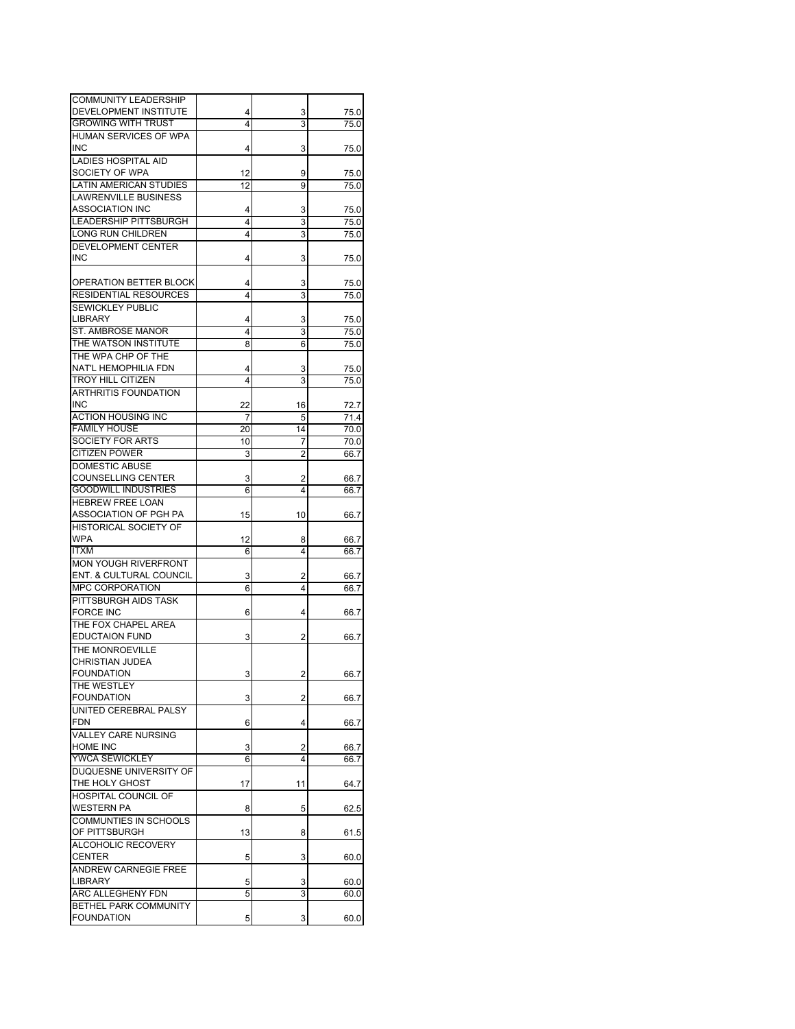| | | | |
|---|---|---|---|
| COMMUNITY LEADERSHIP DEVELOPMENT INSTITUTE | 4 | 3 | 75.0 |
| GROWING WITH TRUST | 4 | 3 | 75.0 |
| HUMAN SERVICES OF WPA INC | 4 | 3 | 75.0 |
| LADIES HOSPITAL AID SOCIETY OF WPA | 12 | 9 | 75.0 |
| LATIN AMERICAN STUDIES | 12 | 9 | 75.0 |
| LAWRENVILLE BUSINESS ASSOCIATION INC | 4 | 3 | 75.0 |
| LEADERSHIP PITTSBURGH | 4 | 3 | 75.0 |
| LONG RUN CHILDREN | 4 | 3 | 75.0 |
| DEVELOPMENT CENTER INC | 4 | 3 | 75.0 |
| OPERATION BETTER BLOCK | 4 | 3 | 75.0 |
| RESIDENTIAL RESOURCES | 4 | 3 | 75.0 |
| SEWICKLEY PUBLIC LIBRARY | 4 | 3 | 75.0 |
| ST. AMBROSE MANOR | 4 | 3 | 75.0 |
| THE WATSON INSTITUTE | 8 | 6 | 75.0 |
| THE WPA CHP OF THE NAT'L HEMOPHILIA FDN | 4 | 3 | 75.0 |
| TROY HILL CITIZEN | 4 | 3 | 75.0 |
| ARTHRITIS FOUNDATION INC | 22 | 16 | 72.7 |
| ACTION HOUSING INC | 7 | 5 | 71.4 |
| FAMILY HOUSE | 20 | 14 | 70.0 |
| SOCIETY FOR ARTS | 10 | 7 | 70.0 |
| CITIZEN POWER | 3 | 2 | 66.7 |
| DOMESTIC ABUSE COUNSELLING CENTER | 3 | 2 | 66.7 |
| GOODWILL INDUSTRIES | 6 | 4 | 66.7 |
| HEBREW FREE LOAN ASSOCIATION OF PGH PA | 15 | 10 | 66.7 |
| HISTORICAL SOCIETY OF WPA | 12 | 8 | 66.7 |
| ITXM | 6 | 4 | 66.7 |
| MON YOUGH RIVERFRONT ENT. & CULTURAL COUNCIL | 3 | 2 | 66.7 |
| MPC CORPORATION | 6 | 4 | 66.7 |
| PITTSBURGH AIDS TASK FORCE INC | 6 | 4 | 66.7 |
| THE FOX CHAPEL AREA EDUCTAION FUND | 3 | 2 | 66.7 |
| THE MONROEVILLE CHRISTIAN JUDEA FOUNDATION | 3 | 2 | 66.7 |
| THE WESTLEY FOUNDATION | 3 | 2 | 66.7 |
| UNITED CEREBRAL PALSY FDN | 6 | 4 | 66.7 |
| VALLEY CARE NURSING HOME INC | 3 | 2 | 66.7 |
| YWCA SEWICKLEY | 6 | 4 | 66.7 |
| DUQUESNE UNIVERSITY OF THE HOLY GHOST | 17 | 11 | 64.7 |
| HOSPITAL COUNCIL OF WESTERN PA | 8 | 5 | 62.5 |
| COMMUNTIES IN SCHOOLS OF PITTSBURGH | 13 | 8 | 61.5 |
| ALCOHOLIC RECOVERY CENTER | 5 | 3 | 60.0 |
| ANDREW CARNEGIE FREE LIBRARY | 5 | 3 | 60.0 |
| ARC ALLEGHENY FDN | 5 | 3 | 60.0 |
| BETHEL PARK COMMUNITY FOUNDATION | 5 | 3 | 60.0 |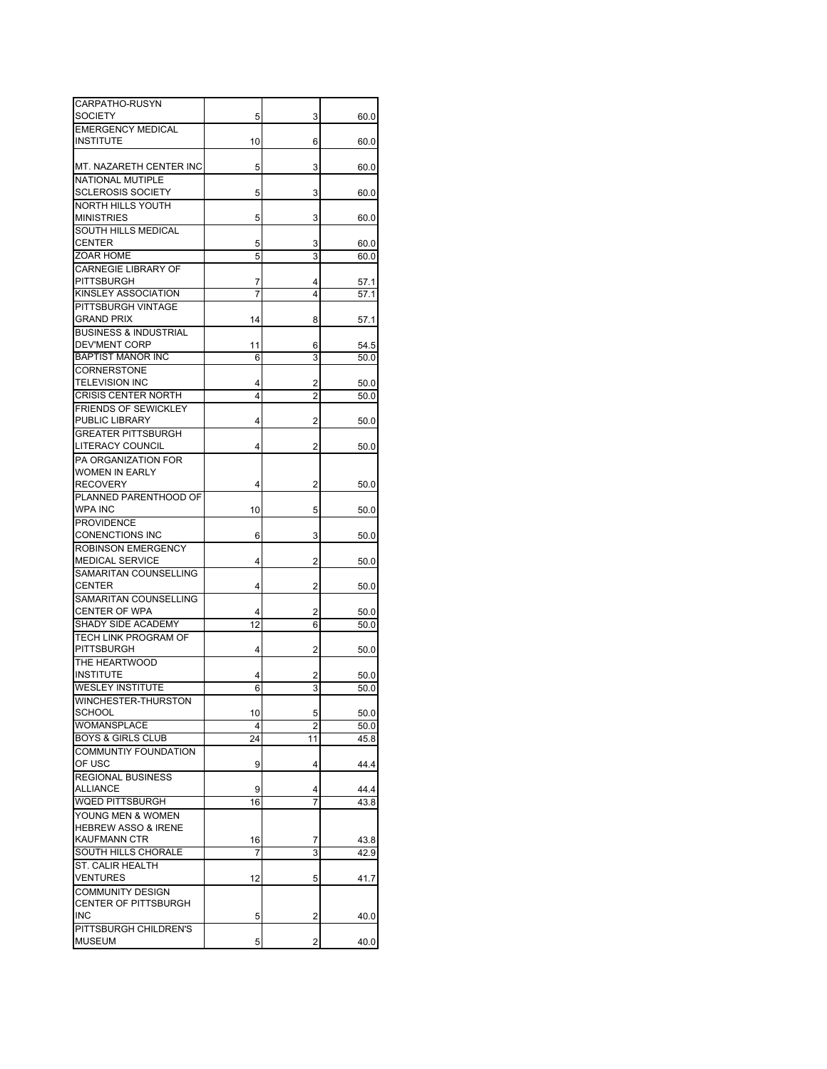| | | | |
|---|---|---|---|
| CARPATHO-RUSYN SOCIETY | 5 | 3 | 60.0 |
| EMERGENCY MEDICAL INSTITUTE | 10 | 6 | 60.0 |
| MT. NAZARETH CENTER INC | 5 | 3 | 60.0 |
| NATIONAL MUTIPLE SCLEROSIS SOCIETY | 5 | 3 | 60.0 |
| NORTH HILLS YOUTH MINISTRIES | 5 | 3 | 60.0 |
| SOUTH HILLS MEDICAL CENTER | 5 | 3 | 60.0 |
| ZOAR HOME | 5 | 3 | 60.0 |
| CARNEGIE LIBRARY OF PITTSBURGH | 7 | 4 | 57.1 |
| KINSLEY ASSOCIATION | 7 | 4 | 57.1 |
| PITTSBURGH VINTAGE GRAND PRIX | 14 | 8 | 57.1 |
| BUSINESS & INDUSTRIAL DEV'MENT CORP | 11 | 6 | 54.5 |
| BAPTIST MANOR INC | 6 | 3 | 50.0 |
| CORNERSTONE TELEVISION INC | 4 | 2 | 50.0 |
| CRISIS CENTER NORTH | 4 | 2 | 50.0 |
| FRIENDS OF SEWICKLEY PUBLIC LIBRARY | 4 | 2 | 50.0 |
| GREATER PITTSBURGH LITERACY COUNCIL | 4 | 2 | 50.0 |
| PA ORGANIZATION FOR WOMEN IN EARLY RECOVERY | 4 | 2 | 50.0 |
| PLANNED PARENTHOOD OF WPA INC | 10 | 5 | 50.0 |
| PROVIDENCE CONENCTIONS INC | 6 | 3 | 50.0 |
| ROBINSON EMERGENCY MEDICAL SERVICE | 4 | 2 | 50.0 |
| SAMARITAN COUNSELLING CENTER | 4 | 2 | 50.0 |
| SAMARITAN COUNSELLING CENTER OF WPA | 4 | 2 | 50.0 |
| SHADY SIDE ACADEMY | 12 | 6 | 50.0 |
| TECH LINK PROGRAM OF PITTSBURGH | 4 | 2 | 50.0 |
| THE HEARTWOOD INSTITUTE | 4 | 2 | 50.0 |
| WESLEY INSTITUTE | 6 | 3 | 50.0 |
| WINCHESTER-THURSTON SCHOOL | 10 | 5 | 50.0 |
| WOMANSPLACE | 4 | 2 | 50.0 |
| BOYS & GIRLS CLUB | 24 | 11 | 45.8 |
| COMMUNTIY FOUNDATION OF USC | 9 | 4 | 44.4 |
| REGIONAL BUSINESS ALLIANCE | 9 | 4 | 44.4 |
| WQED PITTSBURGH | 16 | 7 | 43.8 |
| YOUNG MEN & WOMEN HEBREW ASSO & IRENE KAUFMANN CTR | 16 | 7 | 43.8 |
| SOUTH HILLS CHORALE | 7 | 3 | 42.9 |
| ST. CALIR HEALTH VENTURES | 12 | 5 | 41.7 |
| COMMUNITY DESIGN CENTER OF PITTSBURGH INC | 5 | 2 | 40.0 |
| PITTSBURGH CHILDREN'S MUSEUM | 5 | 2 | 40.0 |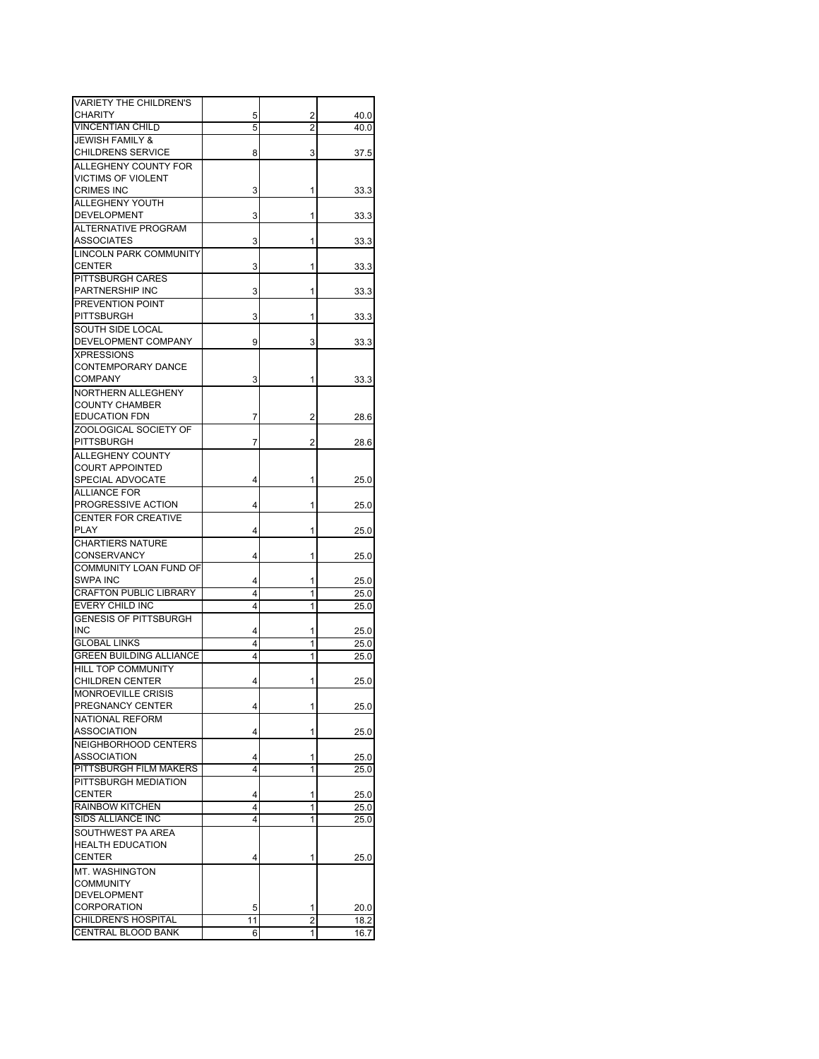| | | | |
|---|---|---|---|
| VARIETY THE CHILDREN'S CHARITY | 5 | 2 | 40.0 |
| VINCENTIAN CHILD | 5 | 2 | 40.0 |
| JEWISH FAMILY & CHILDRENS SERVICE | 8 | 3 | 37.5 |
| ALLEGHENY COUNTY FOR VICTIMS OF VIOLENT CRIMES INC | 3 | 1 | 33.3 |
| ALLEGHENY YOUTH DEVELOPMENT | 3 | 1 | 33.3 |
| ALTERNATIVE PROGRAM ASSOCIATES | 3 | 1 | 33.3 |
| LINCOLN PARK COMMUNITY CENTER | 3 | 1 | 33.3 |
| PITTSBURGH CARES PARTNERSHIP INC | 3 | 1 | 33.3 |
| PREVENTION POINT PITTSBURGH | 3 | 1 | 33.3 |
| SOUTH SIDE LOCAL DEVELOPMENT COMPANY | 9 | 3 | 33.3 |
| XPRESSIONS CONTEMPORARY DANCE COMPANY | 3 | 1 | 33.3 |
| NORTHERN ALLEGHENY COUNTY CHAMBER EDUCATION FDN | 7 | 2 | 28.6 |
| ZOOLOGICAL SOCIETY OF PITTSBURGH | 7 | 2 | 28.6 |
| ALLEGHENY COUNTY COURT APPOINTED SPECIAL ADVOCATE | 4 | 1 | 25.0 |
| ALLIANCE FOR PROGRESSIVE ACTION | 4 | 1 | 25.0 |
| CENTER FOR CREATIVE PLAY | 4 | 1 | 25.0 |
| CHARTIERS NATURE CONSERVANCY | 4 | 1 | 25.0 |
| COMMUNITY LOAN FUND OF SWPA INC | 4 | 1 | 25.0 |
| CRAFTON PUBLIC LIBRARY | 4 | 1 | 25.0 |
| EVERY CHILD INC | 4 | 1 | 25.0 |
| GENESIS OF PITTSBURGH INC | 4 | 1 | 25.0 |
| GLOBAL LINKS | 4 | 1 | 25.0 |
| GREEN BUILDING ALLIANCE | 4 | 1 | 25.0 |
| HILL TOP COMMUNITY CHILDREN CENTER | 4 | 1 | 25.0 |
| MONROEVILLE CRISIS PREGNANCY CENTER | 4 | 1 | 25.0 |
| NATIONAL REFORM ASSOCIATION | 4 | 1 | 25.0 |
| NEIGHBORHOOD CENTERS ASSOCIATION | 4 | 1 | 25.0 |
| PITTSBURGH FILM MAKERS | 4 | 1 | 25.0 |
| PITTSBURGH MEDIATION CENTER | 4 | 1 | 25.0 |
| RAINBOW KITCHEN | 4 | 1 | 25.0 |
| SIDS ALLIANCE INC | 4 | 1 | 25.0 |
| SOUTHWEST PA AREA HEALTH EDUCATION CENTER | 4 | 1 | 25.0 |
| MT. WASHINGTON COMMUNITY DEVELOPMENT CORPORATION | 5 | 1 | 20.0 |
| CHILDREN'S HOSPITAL | 11 | 2 | 18.2 |
| CENTRAL BLOOD BANK | 6 | 1 | 16.7 |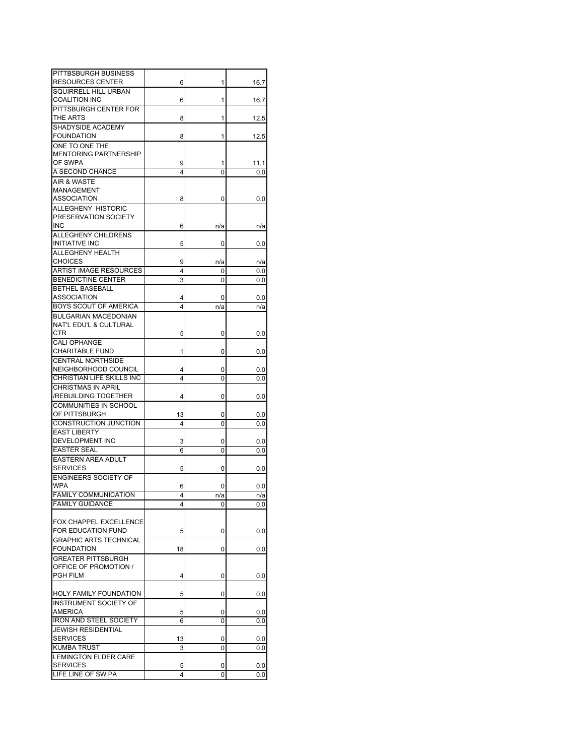| | | | |
|---|---|---|---|
| PITTBSBURGH BUSINESS RESOURCES CENTER | 6 | 1 | 16.7 |
| SQUIRRELL HILL URBAN COALITION INC | 6 | 1 | 16.7 |
| PITTSBURGH CENTER FOR THE ARTS | 8 | 1 | 12.5 |
| SHADYSIDE ACADEMY FOUNDATION | 8 | 1 | 12.5 |
| ONE TO ONE THE MENTORING PARTNERSHIP OF SWPA | 9 | 1 | 11.1 |
| A SECOND CHANCE | 4 | 0 | 0.0 |
| AIR & WASTE MANAGEMENT ASSOCIATION | 8 | 0 | 0.0 |
| ALLEGHENY HISTORIC PRESERVATION SOCIETY INC | 6 | n/a | n/a |
| ALLEGHENY CHILDRENS INITIATIVE INC | 5 | 0 | 0.0 |
| ALLEGHENY HEALTH CHOICES | 9 | n/a | n/a |
| ARTIST IMAGE RESOURCES | 4 | 0 | 0.0 |
| BENEDICTINE CENTER | 3 | 0 | 0.0 |
| BETHEL BASEBALL ASSOCIATION | 4 | 0 | 0.0 |
| BOYS SCOUT OF AMERICA | 4 | n/a | n/a |
| BULGARIAN MACEDONIAN NAT'L EDU'L & CULTURAL CTR | 5 | 0 | 0.0 |
| CALI OPHANGE CHARITABLE FUND | 1 | 0 | 0.0 |
| CENTRAL NORTHSIDE NEIGHBORHOOD COUNCIL | 4 | 0 | 0.0 |
| CHRISTIAN LIFE SKILLS INC | 4 | 0 | 0.0 |
| CHRISTMAS IN APRIL /REBUILDING TOGETHER | 4 | 0 | 0.0 |
| COMMUNITIES IN SCHOOL OF PITTSBURGH | 13 | 0 | 0.0 |
| CONSTRUCTION JUNCTION | 4 | 0 | 0.0 |
| EAST LIBERTY DEVELOPMENT INC | 3 | 0 | 0.0 |
| EASTER SEAL | 6 | 0 | 0.0 |
| EASTERN AREA ADULT SERVICES | 5 | 0 | 0.0 |
| ENGINEERS SOCIETY OF WPA | 6 | 0 | 0.0 |
| FAMILY COMMUNICATION | 4 | n/a | n/a |
| FAMILY GUIDANCE | 4 | 0 | 0.0 |
| FOX CHAPPEL EXCELLENCE FOR EDUCATION FUND | 5 | 0 | 0.0 |
| GRAPHIC ARTS TECHNICAL FOUNDATION | 18 | 0 | 0.0 |
| GREATER PITTSBURGH OFFICE OF PROMOTION / PGH FILM | 4 | 0 | 0.0 |
| HOLY FAMILY FOUNDATION | 5 | 0 | 0.0 |
| INSTRUMENT SOCIETY OF AMERICA | 5 | 0 | 0.0 |
| IRON AND STEEL SOCIETY | 6 | 0 | 0.0 |
| JEWISH RESIDENTIAL SERVICES | 13 | 0 | 0.0 |
| KUMBA TRUST | 3 | 0 | 0.0 |
| LEMINGTON ELDER CARE SERVICES | 5 | 0 | 0.0 |
| LIFE LINE OF SW PA | 4 | 0 | 0.0 |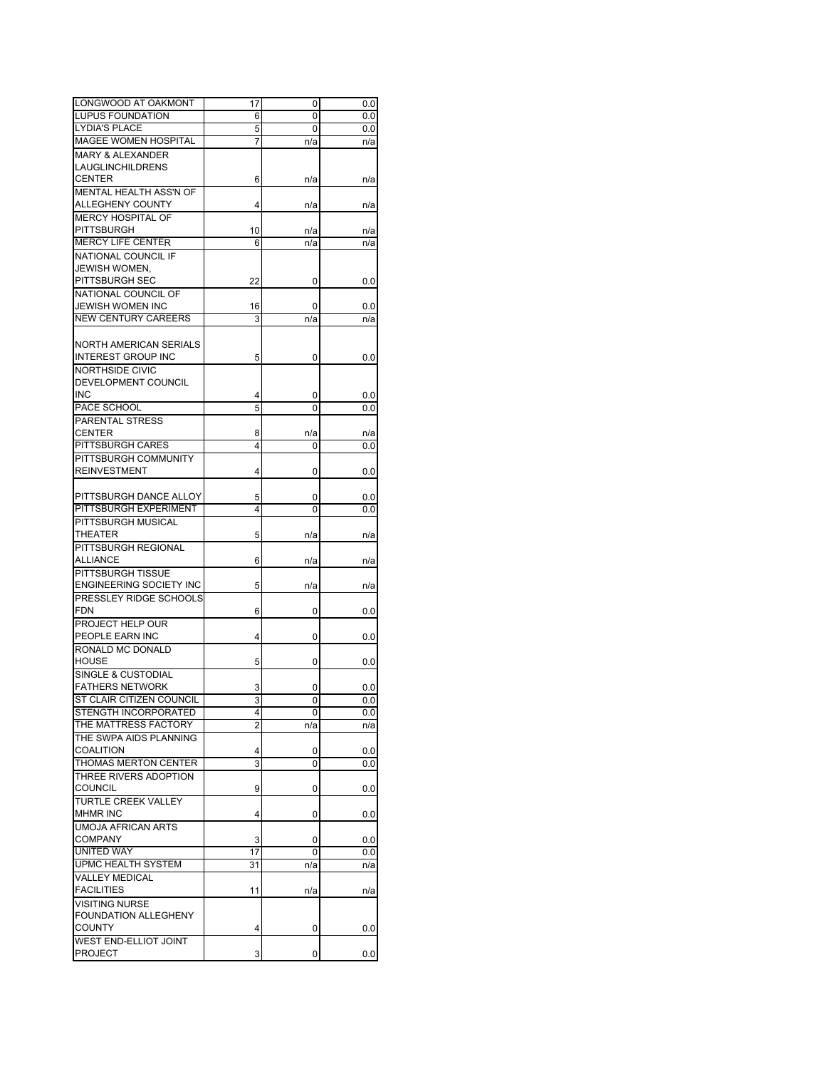| | | | |
|---|---|---|---|
| LONGWOOD AT OAKMONT | 17 | 0 | 0.0 |
| LUPUS FOUNDATION | 6 | 0 | 0.0 |
| LYDIA'S PLACE | 5 | 0 | 0.0 |
| MAGEE WOMEN HOSPITAL | 7 | n/a | n/a |
| MARY & ALEXANDER LAUGLINCHILDRENS CENTER | 6 | n/a | n/a |
| MENTAL HEALTH ASS'N OF ALLEGHENY COUNTY | 4 | n/a | n/a |
| MERCY HOSPITAL OF PITTSBURGH | 10 | n/a | n/a |
| MERCY LIFE CENTER | 6 | n/a | n/a |
| NATIONAL COUNCIL IF JEWISH WOMEN, PITTSBURGH SEC | 22 | 0 | 0.0 |
| NATIONAL COUNCIL OF JEWISH WOMEN INC | 16 | 0 | 0.0 |
| NEW CENTURY CAREERS | 3 | n/a | n/a |
| NORTH AMERICAN SERIALS INTEREST GROUP INC | 5 | 0 | 0.0 |
| NORTHSIDE CIVIC DEVELOPMENT COUNCIL INC | 4 | 0 | 0.0 |
| PACE SCHOOL | 5 | 0 | 0.0 |
| PARENTAL STRESS CENTER | 8 | n/a | n/a |
| PITTSBURGH CARES | 4 | 0 | 0.0 |
| PITTSBURGH COMMUNITY REINVESTMENT | 4 | 0 | 0.0 |
| PITTSBURGH DANCE ALLOY | 5 | 0 | 0.0 |
| PITTSBURGH EXPERIMENT | 4 | 0 | 0.0 |
| PITTSBURGH MUSICAL THEATER | 5 | n/a | n/a |
| PITTSBURGH REGIONAL ALLIANCE | 6 | n/a | n/a |
| PITTSBURGH TISSUE ENGINEERING SOCIETY INC | 5 | n/a | n/a |
| PRESSLEY RIDGE SCHOOLS FDN | 6 | 0 | 0.0 |
| PROJECT HELP OUR PEOPLE EARN INC | 4 | 0 | 0.0 |
| RONALD MC DONALD HOUSE | 5 | 0 | 0.0 |
| SINGLE & CUSTODIAL FATHERS NETWORK | 3 | 0 | 0.0 |
| ST CLAIR CITIZEN COUNCIL | 3 | 0 | 0.0 |
| STENGTH INCORPORATED | 4 | 0 | 0.0 |
| THE MATTRESS FACTORY | 2 | n/a | n/a |
| THE SWPA AIDS PLANNING COALITION | 4 | 0 | 0.0 |
| THOMAS MERTON CENTER | 3 | 0 | 0.0 |
| THREE RIVERS ADOPTION COUNCIL | 9 | 0 | 0.0 |
| TURTLE CREEK VALLEY MHMR INC | 4 | 0 | 0.0 |
| UMOJA AFRICAN ARTS COMPANY | 3 | 0 | 0.0 |
| UNITED WAY | 17 | 0 | 0.0 |
| UPMC HEALTH SYSTEM | 31 | n/a | n/a |
| VALLEY MEDICAL FACILITIES | 11 | n/a | n/a |
| VISITING NURSE FOUNDATION ALLEGHENY COUNTY | 4 | 0 | 0.0 |
| WEST END-ELLIOT JOINT PROJECT | 3 | 0 | 0.0 |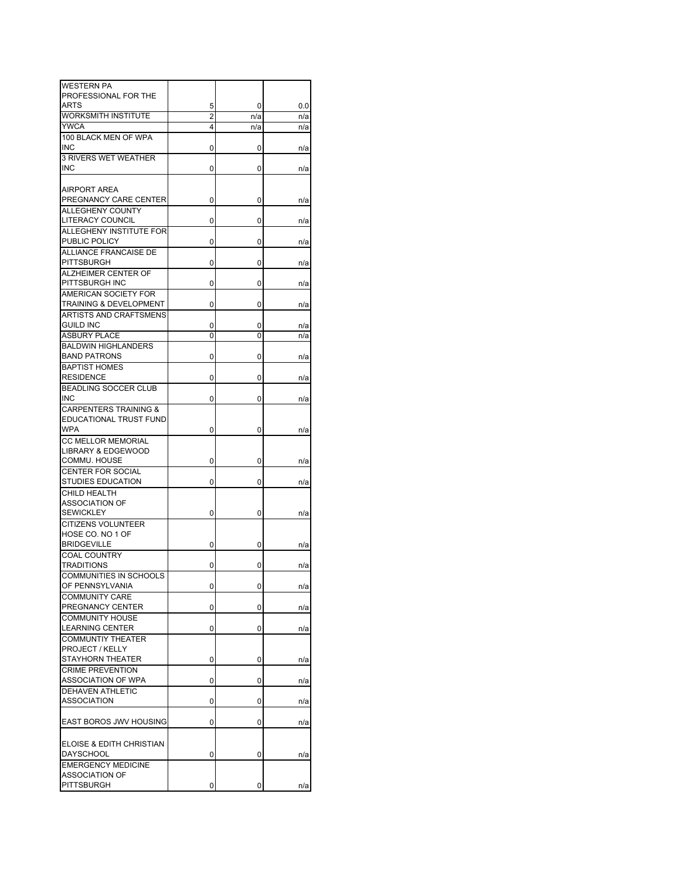| | | | |
|---|---|---|---|
| WESTERN PA PROFESSIONAL FOR THE ARTS | 5 | 0 | 0.0 |
| WORKSMITH INSTITUTE | 2 | n/a | n/a |
| YWCA | 4 | n/a | n/a |
| 100 BLACK MEN OF WPA INC | 0 | 0 | n/a |
| 3 RIVERS WET WEATHER INC | 0 | 0 | n/a |
| AIRPORT AREA PREGNANCY CARE CENTER | 0 | 0 | n/a |
| ALLEGHENY COUNTY LITERACY COUNCIL | 0 | 0 | n/a |
| ALLEGHENY INSTITUTE FOR PUBLIC POLICY | 0 | 0 | n/a |
| ALLIANCE FRANCAISE DE PITTSBURGH | 0 | 0 | n/a |
| ALZHEIMER CENTER OF PITTSBURGH INC | 0 | 0 | n/a |
| AMERICAN SOCIETY FOR TRAINING & DEVELOPMENT | 0 | 0 | n/a |
| ARTISTS AND CRAFTSMENS GUILD INC | 0 | 0 | n/a |
| ASBURY PLACE | 0 | 0 | n/a |
| BALDWIN HIGHLANDERS BAND PATRONS | 0 | 0 | n/a |
| BAPTIST HOMES RESIDENCE | 0 | 0 | n/a |
| BEADLING SOCCER CLUB INC | 0 | 0 | n/a |
| CARPENTERS TRAINING & EDUCATIONAL TRUST FUND WPA | 0 | 0 | n/a |
| CC MELLOR MEMORIAL LIBRARY & EDGEWOOD COMMU. HOUSE | 0 | 0 | n/a |
| CENTER FOR SOCIAL STUDIES EDUCATION | 0 | 0 | n/a |
| CHILD HEALTH ASSOCIATION OF SEWICKLEY | 0 | 0 | n/a |
| CITIZENS VOLUNTEER HOSE CO. NO 1 OF BRIDGEVILLE | 0 | 0 | n/a |
| COAL COUNTRY TRADITIONS | 0 | 0 | n/a |
| COMMUNITIES IN SCHOOLS OF PENNSYLVANIA | 0 | 0 | n/a |
| COMMUNITY CARE PREGNANCY CENTER | 0 | 0 | n/a |
| COMMUNITY HOUSE LEARNING CENTER | 0 | 0 | n/a |
| COMMUNTIY THEATER PROJECT / KELLY STAYHORN THEATER | 0 | 0 | n/a |
| CRIME PREVENTION ASSOCIATION OF WPA | 0 | 0 | n/a |
| DEHAVEN ATHLETIC ASSOCIATION | 0 | 0 | n/a |
| EAST BOROS JWV HOUSING | 0 | 0 | n/a |
| ELOISE & EDITH CHRISTIAN DAYSCHOOL | 0 | 0 | n/a |
| EMERGENCY MEDICINE ASSOCIATION OF PITTSBURGH | 0 | 0 | n/a |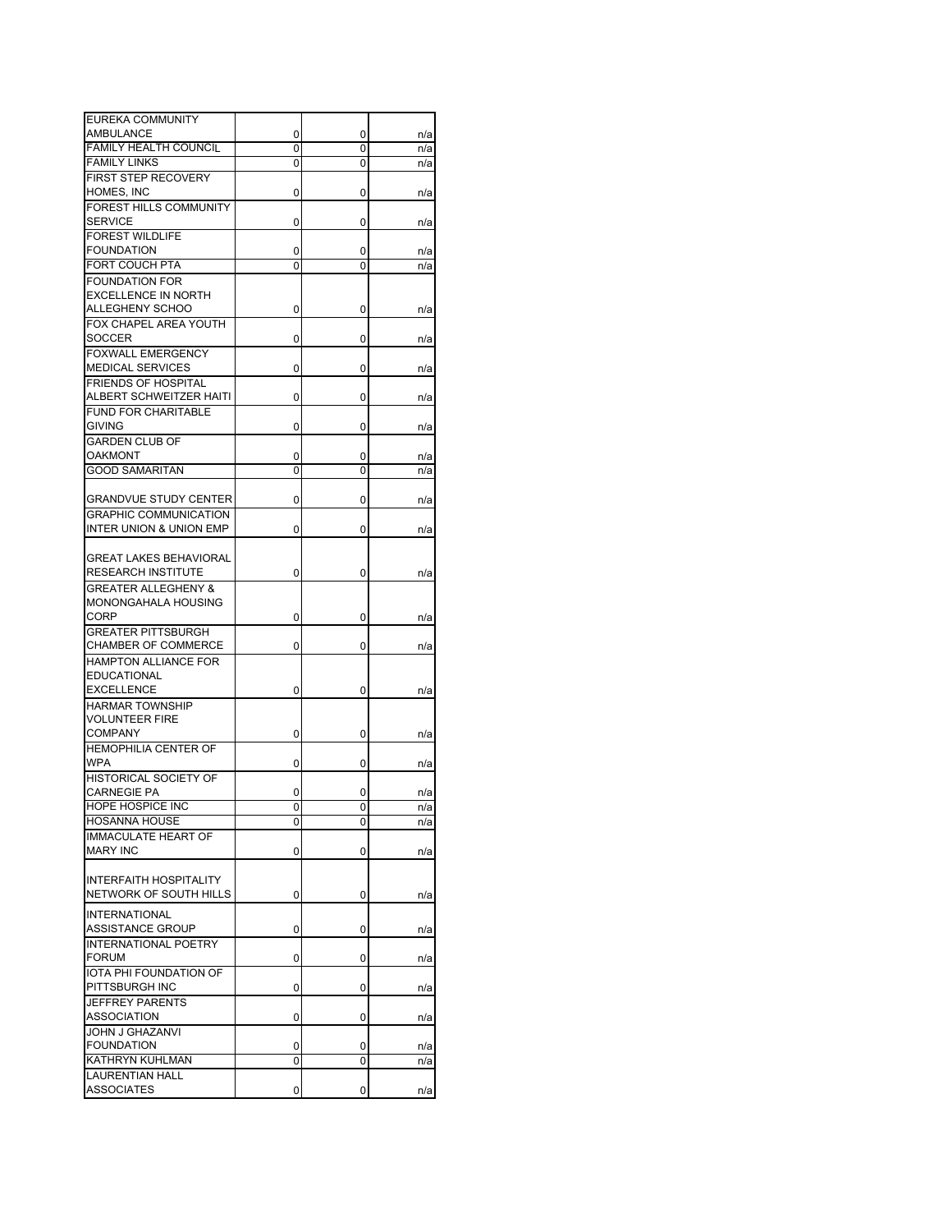| | | | |
|---|---|---|---|
| EUREKA COMMUNITY AMBULANCE | 0 | 0 | n/a |
| FAMILY HEALTH COUNCIL | 0 | 0 | n/a |
| FAMILY LINKS | 0 | 0 | n/a |
| FIRST STEP RECOVERY HOMES, INC | 0 | 0 | n/a |
| FOREST HILLS COMMUNITY SERVICE | 0 | 0 | n/a |
| FOREST WILDLIFE FOUNDATION | 0 | 0 | n/a |
| FORT COUCH PTA | 0 | 0 | n/a |
| FOUNDATION FOR EXCELLENCE IN NORTH ALLEGHENY SCHOO | 0 | 0 | n/a |
| FOX CHAPEL AREA YOUTH SOCCER | 0 | 0 | n/a |
| FOXWALL EMERGENCY MEDICAL SERVICES | 0 | 0 | n/a |
| FRIENDS OF HOSPITAL ALBERT SCHWEITZER HAITI | 0 | 0 | n/a |
| FUND FOR CHARITABLE GIVING | 0 | 0 | n/a |
| GARDEN CLUB OF OAKMONT | 0 | 0 | n/a |
| GOOD SAMARITAN | 0 | 0 | n/a |
| GRANDVUE STUDY CENTER | 0 | 0 | n/a |
| GRAPHIC COMMUNICATION INTER UNION & UNION EMP | 0 | 0 | n/a |
| GREAT LAKES BEHAVIORAL RESEARCH INSTITUTE | 0 | 0 | n/a |
| GREATER ALLEGHENY & MONONGAHALA HOUSING CORP | 0 | 0 | n/a |
| GREATER PITTSBURGH CHAMBER OF COMMERCE | 0 | 0 | n/a |
| HAMPTON ALLIANCE FOR EDUCATIONAL EXCELLENCE | 0 | 0 | n/a |
| HARMAR TOWNSHIP VOLUNTEER FIRE COMPANY | 0 | 0 | n/a |
| HEMOPHILIA CENTER OF WPA | 0 | 0 | n/a |
| HISTORICAL SOCIETY OF CARNEGIE PA | 0 | 0 | n/a |
| HOPE HOSPICE INC | 0 | 0 | n/a |
| HOSANNA HOUSE | 0 | 0 | n/a |
| IMMACULATE HEART OF MARY INC | 0 | 0 | n/a |
| INTERFAITH HOSPITALITY NETWORK OF SOUTH HILLS | 0 | 0 | n/a |
| INTERNATIONAL ASSISTANCE GROUP | 0 | 0 | n/a |
| INTERNATIONAL POETRY FORUM | 0 | 0 | n/a |
| IOTA PHI FOUNDATION OF PITTSBURGH INC | 0 | 0 | n/a |
| JEFFREY PARENTS ASSOCIATION | 0 | 0 | n/a |
| JOHN J GHAZANVI FOUNDATION | 0 | 0 | n/a |
| KATHRYN KUHLMAN | 0 | 0 | n/a |
| LAURENTIAN HALL ASSOCIATES | 0 | 0 | n/a |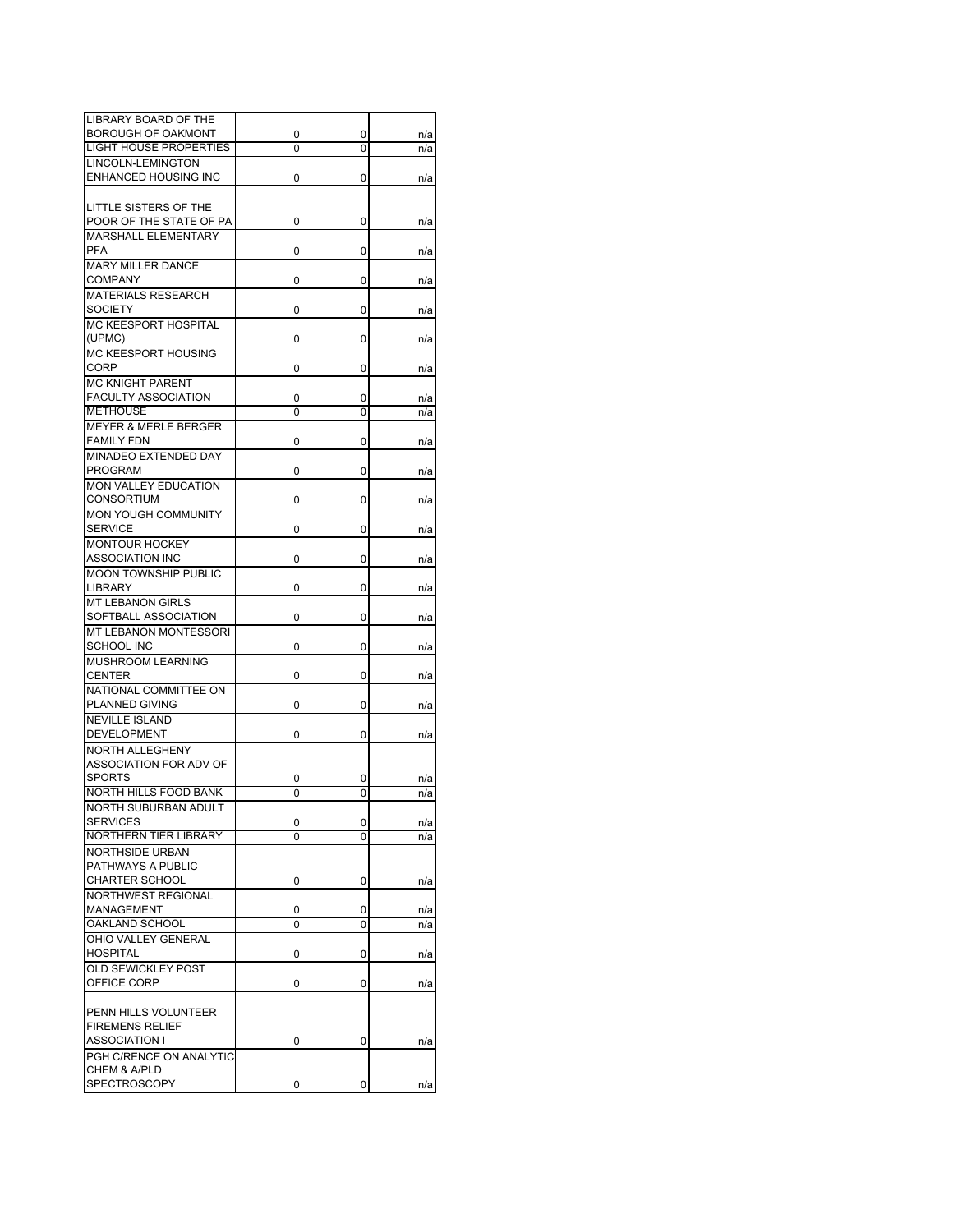| | | | |
|---|---|---|---|
| LIBRARY BOARD OF THE BOROUGH OF OAKMONT | 0 | 0 | n/a |
| LIGHT HOUSE PROPERTIES | 0 | 0 | n/a |
| LINCOLN-LEMINGTON ENHANCED HOUSING INC | 0 | 0 | n/a |
| LITTLE SISTERS OF THE POOR OF THE STATE OF PA | 0 | 0 | n/a |
| MARSHALL ELEMENTARY PFA | 0 | 0 | n/a |
| MARY MILLER DANCE COMPANY | 0 | 0 | n/a |
| MATERIALS RESEARCH SOCIETY | 0 | 0 | n/a |
| MC KEESPORT HOSPITAL (UPMC) | 0 | 0 | n/a |
| MC KEESPORT HOUSING CORP | 0 | 0 | n/a |
| MC KNIGHT PARENT FACULTY ASSOCIATION | 0 | 0 | n/a |
| METHOUSE | 0 | 0 | n/a |
| MEYER & MERLE BERGER FAMILY FDN | 0 | 0 | n/a |
| MINADEO EXTENDED DAY PROGRAM | 0 | 0 | n/a |
| MON VALLEY EDUCATION CONSORTIUM | 0 | 0 | n/a |
| MON YOUGH COMMUNITY SERVICE | 0 | 0 | n/a |
| MONTOUR HOCKEY ASSOCIATION INC | 0 | 0 | n/a |
| MOON TOWNSHIP PUBLIC LIBRARY | 0 | 0 | n/a |
| MT LEBANON GIRLS SOFTBALL ASSOCIATION | 0 | 0 | n/a |
| MT LEBANON MONTESSORI SCHOOL INC | 0 | 0 | n/a |
| MUSHROOM LEARNING CENTER | 0 | 0 | n/a |
| NATIONAL COMMITTEE ON PLANNED GIVING | 0 | 0 | n/a |
| NEVILLE ISLAND DEVELOPMENT | 0 | 0 | n/a |
| NORTH ALLEGHENY ASSOCIATION FOR ADV OF SPORTS | 0 | 0 | n/a |
| NORTH HILLS FOOD BANK | 0 | 0 | n/a |
| NORTH SUBURBAN ADULT SERVICES | 0 | 0 | n/a |
| NORTHERN TIER LIBRARY | 0 | 0 | n/a |
| NORTHSIDE URBAN PATHWAYS A PUBLIC CHARTER SCHOOL | 0 | 0 | n/a |
| NORTHWEST REGIONAL MANAGEMENT | 0 | 0 | n/a |
| OAKLAND SCHOOL | 0 | 0 | n/a |
| OHIO VALLEY GENERAL HOSPITAL | 0 | 0 | n/a |
| OLD SEWICKLEY POST OFFICE CORP | 0 | 0 | n/a |
| PENN HILLS VOLUNTEER FIREMENS RELIEF ASSOCIATION I | 0 | 0 | n/a |
| PGH C/RENCE ON ANALYTIC CHEM & A/PLD SPECTROSCOPY | 0 | 0 | n/a |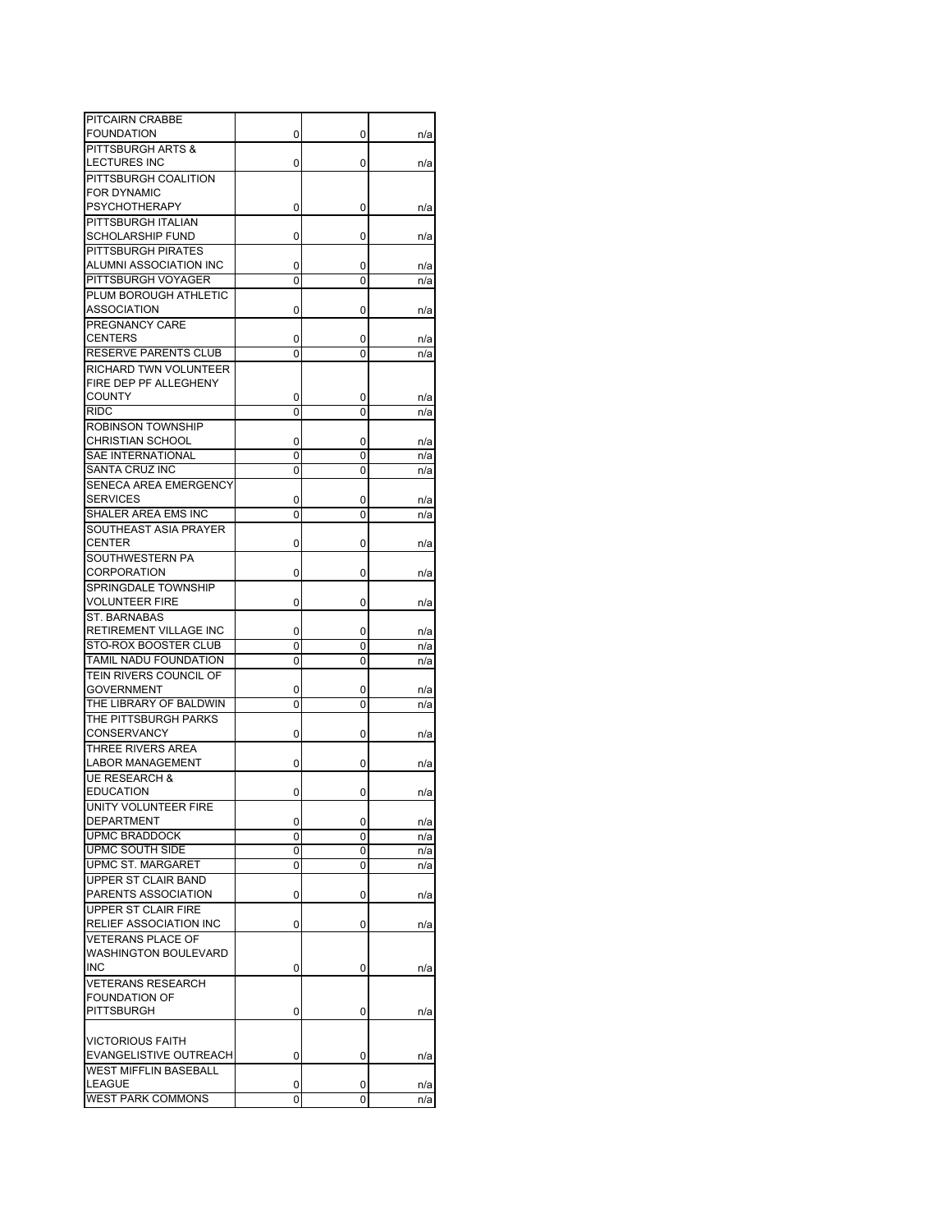| | | | |
|---|---|---|---|
| PITCAIRN CRABBE FOUNDATION | 0 | 0 | n/a |
| PITTSBURGH ARTS & LECTURES INC | 0 | 0 | n/a |
| PITTSBURGH COALITION FOR DYNAMIC PSYCHOTHERAPY | 0 | 0 | n/a |
| PITTSBURGH ITALIAN SCHOLARSHIP FUND | 0 | 0 | n/a |
| PITTSBURGH PIRATES ALUMNI ASSOCIATION INC | 0 | 0 | n/a |
| PITTSBURGH VOYAGER | 0 | 0 | n/a |
| PLUM BOROUGH ATHLETIC ASSOCIATION | 0 | 0 | n/a |
| PREGNANCY CARE CENTERS | 0 | 0 | n/a |
| RESERVE PARENTS CLUB | 0 | 0 | n/a |
| RICHARD TWN VOLUNTEER FIRE DEP PF ALLEGHENY COUNTY | 0 | 0 | n/a |
| RIDC | 0 | 0 | n/a |
| ROBINSON TOWNSHIP CHRISTIAN SCHOOL | 0 | 0 | n/a |
| SAE INTERNATIONAL | 0 | 0 | n/a |
| SANTA CRUZ INC | 0 | 0 | n/a |
| SENECA AREA EMERGENCY SERVICES | 0 | 0 | n/a |
| SHALER AREA EMS INC | 0 | 0 | n/a |
| SOUTHEAST ASIA PRAYER CENTER | 0 | 0 | n/a |
| SOUTHWESTERN PA CORPORATION | 0 | 0 | n/a |
| SPRINGDALE TOWNSHIP VOLUNTEER FIRE | 0 | 0 | n/a |
| ST. BARNABAS RETIREMENT VILLAGE INC | 0 | 0 | n/a |
| STO-ROX BOOSTER CLUB | 0 | 0 | n/a |
| TAMIL NADU FOUNDATION | 0 | 0 | n/a |
| TEIN RIVERS COUNCIL OF GOVERNMENT | 0 | 0 | n/a |
| THE LIBRARY OF BALDWIN | 0 | 0 | n/a |
| THE PITTSBURGH PARKS CONSERVANCY | 0 | 0 | n/a |
| THREE RIVERS AREA LABOR MANAGEMENT | 0 | 0 | n/a |
| UE RESEARCH & EDUCATION | 0 | 0 | n/a |
| UNITY VOLUNTEER FIRE DEPARTMENT | 0 | 0 | n/a |
| UPMC BRADDOCK | 0 | 0 | n/a |
| UPMC SOUTH SIDE | 0 | 0 | n/a |
| UPMC ST. MARGARET | 0 | 0 | n/a |
| UPPER ST CLAIR BAND PARENTS ASSOCIATION | 0 | 0 | n/a |
| UPPER ST CLAIR FIRE RELIEF ASSOCIATION INC | 0 | 0 | n/a |
| VETERANS PLACE OF WASHINGTON BOULEVARD INC | 0 | 0 | n/a |
| VETERANS RESEARCH FOUNDATION OF PITTSBURGH | 0 | 0 | n/a |
| VICTORIOUS FAITH EVANGELISTIVE OUTREACH | 0 | 0 | n/a |
| WEST MIFFLIN BASEBALL LEAGUE | 0 | 0 | n/a |
| WEST PARK COMMONS | 0 | 0 | n/a |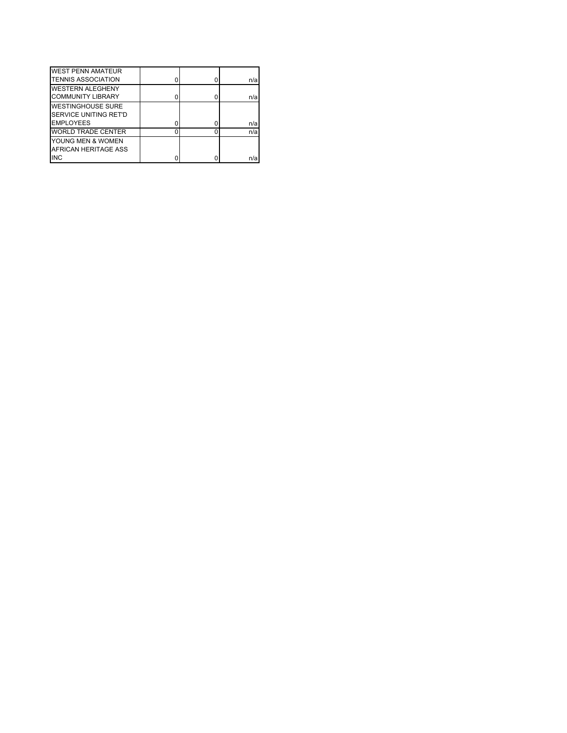| | | | |
|---|---|---|---|
| WEST PENN AMATEUR TENNIS ASSOCIATION | 0 | 0 | n/a |
| WESTERN ALEGHENY COMMUNITY LIBRARY | 0 | 0 | n/a |
| WESTINGHOUSE SURE SERVICE UNITING RET'D EMPLOYEES | 0 | 0 | n/a |
| WORLD TRADE CENTER | 0 | 0 | n/a |
| YOUNG MEN & WOMEN AFRICAN HERITAGE ASS INC | 0 | 0 | n/a |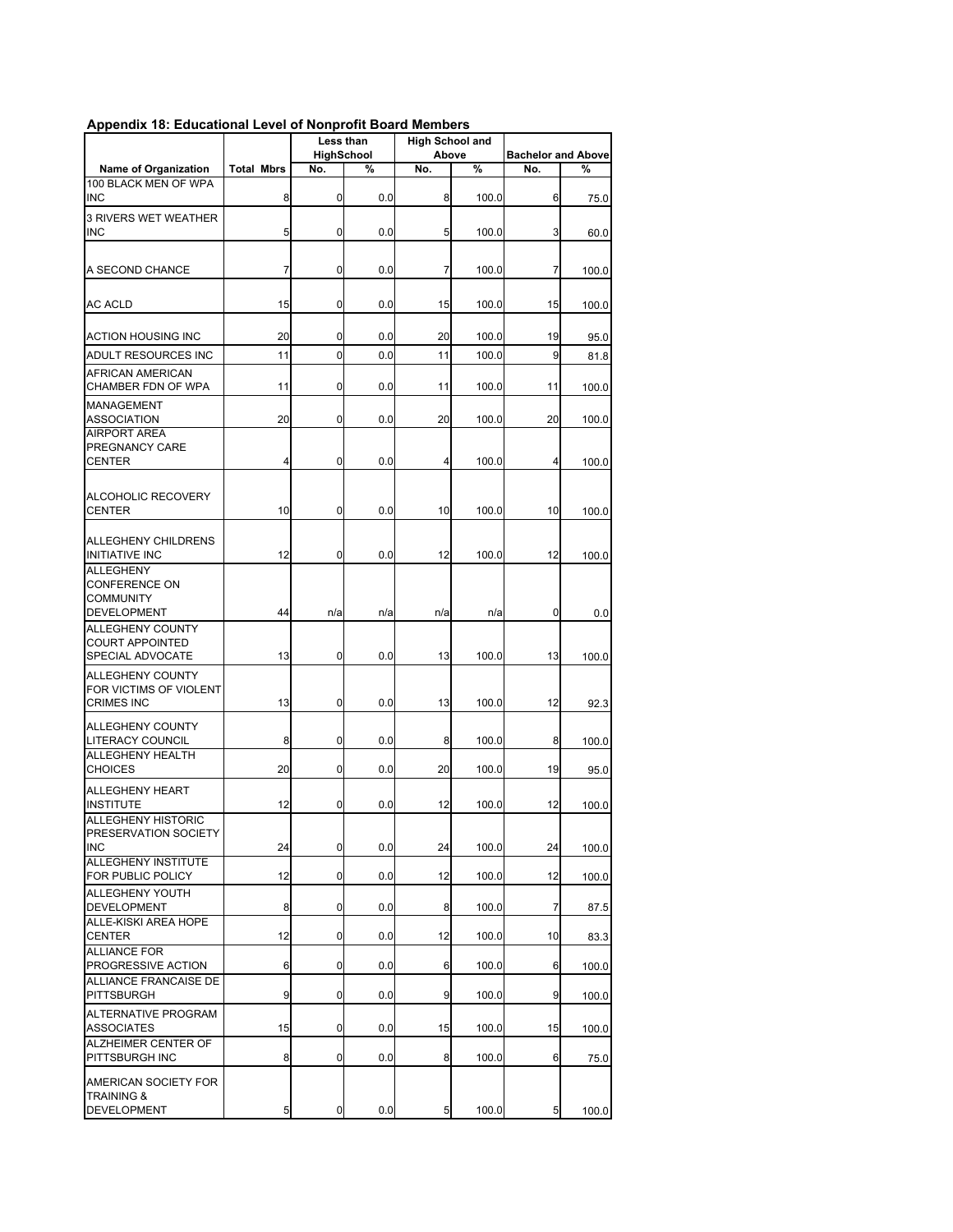**Appendix 18: Educational Level of Nonprofit Board Members**

| | | Less than HighSchool | | High School and Above | | Bachelor and Above | |
|---|---|---|---|---|---|---|---|
| Name of Organization | Total Mbrs | No. | % | No. | % | No. | % |
| 100 BLACK MEN OF WPA INC | 8 | 0 | 0.0 | 8 | 100.0 | 6 | 75.0 |
| 3 RIVERS WET WEATHER INC | 5 | 0 | 0.0 | 5 | 100.0 | 3 | 60.0 |
| A SECOND CHANCE | 7 | 0 | 0.0 | 7 | 100.0 | 7 | 100.0 |
| AC ACLD | 15 | 0 | 0.0 | 15 | 100.0 | 15 | 100.0 |
| ACTION HOUSING INC | 20 | 0 | 0.0 | 20 | 100.0 | 19 | 95.0 |
| ADULT RESOURCES INC | 11 | 0 | 0.0 | 11 | 100.0 | 9 | 81.8 |
| AFRICAN AMERICAN CHAMBER FDN OF WPA | 11 | 0 | 0.0 | 11 | 100.0 | 11 | 100.0 |
| MANAGEMENT ASSOCIATION | 20 | 0 | 0.0 | 20 | 100.0 | 20 | 100.0 |
| AIRPORT AREA PREGNANCY CARE CENTER | 4 | 0 | 0.0 | 4 | 100.0 | 4 | 100.0 |
| ALCOHOLIC RECOVERY CENTER | 10 | 0 | 0.0 | 10 | 100.0 | 10 | 100.0 |
| ALLEGHENY CHILDRENS INITIATIVE INC | 12 | 0 | 0.0 | 12 | 100.0 | 12 | 100.0 |
| ALLEGHENY CONFERENCE ON COMMUNITY DEVELOPMENT | 44 | n/a | n/a | n/a | n/a | 0 | 0.0 |
| ALLEGHENY COUNTY COURT APPOINTED SPECIAL ADVOCATE | 13 | 0 | 0.0 | 13 | 100.0 | 13 | 100.0 |
| ALLEGHENY COUNTY FOR VICTIMS OF VIOLENT CRIMES INC | 13 | 0 | 0.0 | 13 | 100.0 | 12 | 92.3 |
| ALLEGHENY COUNTY LITERACY COUNCIL | 8 | 0 | 0.0 | 8 | 100.0 | 8 | 100.0 |
| ALLEGHENY HEALTH CHOICES | 20 | 0 | 0.0 | 20 | 100.0 | 19 | 95.0 |
| ALLEGHENY HEART INSTITUTE | 12 | 0 | 0.0 | 12 | 100.0 | 12 | 100.0 |
| ALLEGHENY HISTORIC PRESERVATION SOCIETY INC | 24 | 0 | 0.0 | 24 | 100.0 | 24 | 100.0 |
| ALLEGHENY INSTITUTE FOR PUBLIC POLICY | 12 | 0 | 0.0 | 12 | 100.0 | 12 | 100.0 |
| ALLEGHENY YOUTH DEVELOPMENT | 8 | 0 | 0.0 | 8 | 100.0 | 7 | 87.5 |
| ALLE-KISKI AREA HOPE CENTER | 12 | 0 | 0.0 | 12 | 100.0 | 10 | 83.3 |
| ALLIANCE FOR PROGRESSIVE ACTION | 6 | 0 | 0.0 | 6 | 100.0 | 6 | 100.0 |
| ALLIANCE FRANCAISE DE PITTSBURGH | 9 | 0 | 0.0 | 9 | 100.0 | 9 | 100.0 |
| ALTERNATIVE PROGRAM ASSOCIATES | 15 | 0 | 0.0 | 15 | 100.0 | 15 | 100.0 |
| ALZHEIMER CENTER OF PITTSBURGH INC | 8 | 0 | 0.0 | 8 | 100.0 | 6 | 75.0 |
| AMERICAN SOCIETY FOR TRAINING & DEVELOPMENT | 5 | 0 | 0.0 | 5 | 100.0 | 5 | 100.0 |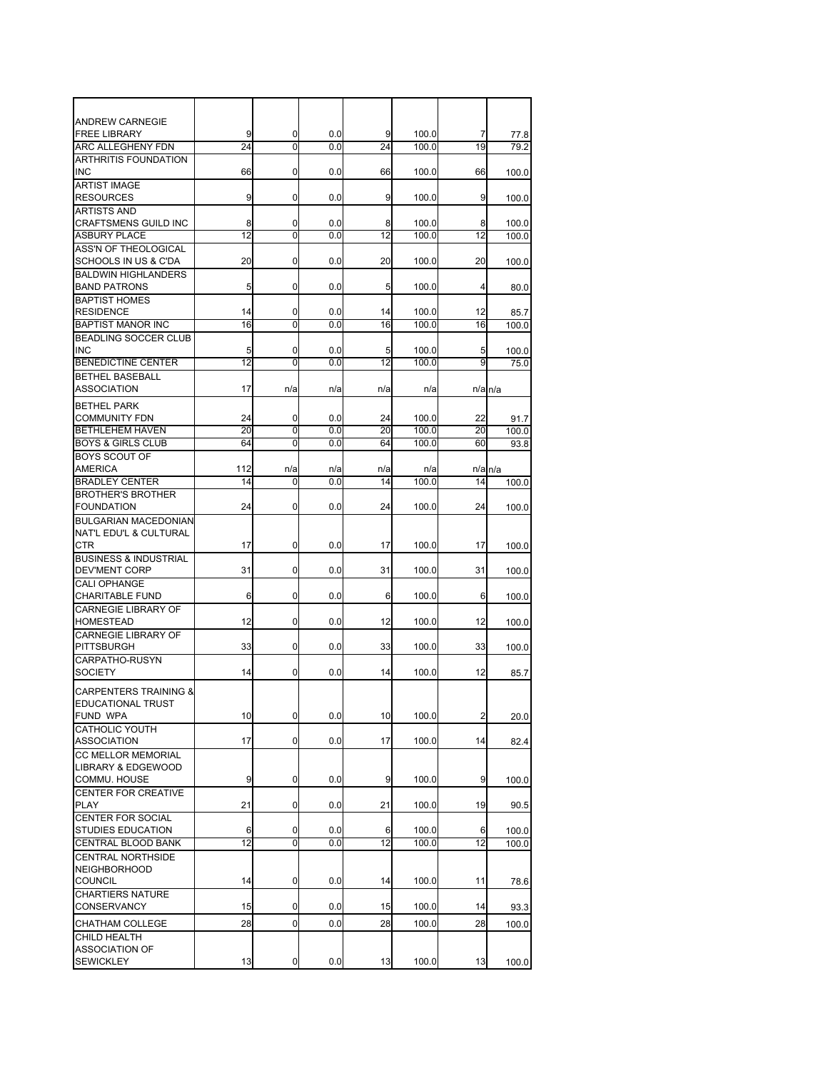| | | | | | | | |
|---|---|---|---|---|---|---|---|
| ANDREW CARNEGIE FREE LIBRARY | 9 | 0 | 0.0 | 9 | 100.0 | 7 | 77.8 |
| ARC ALLEGHENY FDN | 24 | 0 | 0.0 | 24 | 100.0 | 19 | 79.2 |
| ARTHRITIS FOUNDATION INC | 66 | 0 | 0.0 | 66 | 100.0 | 66 | 100.0 |
| ARTIST IMAGE RESOURCES | 9 | 0 | 0.0 | 9 | 100.0 | 9 | 100.0 |
| ARTISTS AND CRAFTSMENS GUILD INC | 8 | 0 | 0.0 | 8 | 100.0 | 8 | 100.0 |
| ASBURY PLACE | 12 | 0 | 0.0 | 12 | 100.0 | 12 | 100.0 |
| ASS'N OF THEOLOGICAL SCHOOLS IN US & C'DA | 20 | 0 | 0.0 | 20 | 100.0 | 20 | 100.0 |
| BALDWIN HIGHLANDERS BAND PATRONS | 5 | 0 | 0.0 | 5 | 100.0 | 4 | 80.0 |
| BAPTIST HOMES RESIDENCE | 14 | 0 | 0.0 | 14 | 100.0 | 12 | 85.7 |
| BAPTIST MANOR INC | 16 | 0 | 0.0 | 16 | 100.0 | 16 | 100.0 |
| BEADLING SOCCER CLUB INC | 5 | 0 | 0.0 | 5 | 100.0 | 5 | 100.0 |
| BENEDICTINE CENTER | 12 | 0 | 0.0 | 12 | 100.0 | 9 | 75.0 |
| BETHEL BASEBALL ASSOCIATION | 17 | n/a | n/a | n/a | n/a | n/a | n/a |
| BETHEL PARK COMMUNITY FDN | 24 | 0 | 0.0 | 24 | 100.0 | 22 | 91.7 |
| BETHLEHEM HAVEN | 20 | 0 | 0.0 | 20 | 100.0 | 20 | 100.0 |
| BOYS & GIRLS CLUB | 64 | 0 | 0.0 | 64 | 100.0 | 60 | 93.8 |
| BOYS SCOUT OF AMERICA | 112 | n/a | n/a | n/a | n/a | n/a | n/a |
| BRADLEY CENTER | 14 | 0 | 0.0 | 14 | 100.0 | 14 | 100.0 |
| BROTHER'S BROTHER FOUNDATION | 24 | 0 | 0.0 | 24 | 100.0 | 24 | 100.0 |
| BULGARIAN MACEDONIAN NAT'L EDU'L & CULTURAL CTR | 17 | 0 | 0.0 | 17 | 100.0 | 17 | 100.0 |
| BUSINESS & INDUSTRIAL DEV'MENT CORP | 31 | 0 | 0.0 | 31 | 100.0 | 31 | 100.0 |
| CALI OPHANGE CHARITABLE FUND | 6 | 0 | 0.0 | 6 | 100.0 | 6 | 100.0 |
| CARNEGIE LIBRARY OF HOMESTEAD | 12 | 0 | 0.0 | 12 | 100.0 | 12 | 100.0 |
| CARNEGIE LIBRARY OF PITTSBURGH | 33 | 0 | 0.0 | 33 | 100.0 | 33 | 100.0 |
| CARPATHO-RUSYN SOCIETY | 14 | 0 | 0.0 | 14 | 100.0 | 12 | 85.7 |
| CARPENTERS TRAINING & EDUCATIONAL TRUST FUND WPA | 10 | 0 | 0.0 | 10 | 100.0 | 2 | 20.0 |
| CATHOLIC YOUTH ASSOCIATION | 17 | 0 | 0.0 | 17 | 100.0 | 14 | 82.4 |
| CC MELLOR MEMORIAL LIBRARY & EDGEWOOD COMMU. HOUSE | 9 | 0 | 0.0 | 9 | 100.0 | 9 | 100.0 |
| CENTER FOR CREATIVE PLAY | 21 | 0 | 0.0 | 21 | 100.0 | 19 | 90.5 |
| CENTER FOR SOCIAL STUDIES EDUCATION | 6 | 0 | 0.0 | 6 | 100.0 | 6 | 100.0 |
| CENTRAL BLOOD BANK | 12 | 0 | 0.0 | 12 | 100.0 | 12 | 100.0 |
| CENTRAL NORTHSIDE NEIGHBORHOOD COUNCIL | 14 | 0 | 0.0 | 14 | 100.0 | 11 | 78.6 |
| CHARTIERS NATURE CONSERVANCY | 15 | 0 | 0.0 | 15 | 100.0 | 14 | 93.3 |
| CHATHAM COLLEGE | 28 | 0 | 0.0 | 28 | 100.0 | 28 | 100.0 |
| CHILD HEALTH ASSOCIATION OF SEWICKLEY | 13 | 0 | 0.0 | 13 | 100.0 | 13 | 100.0 |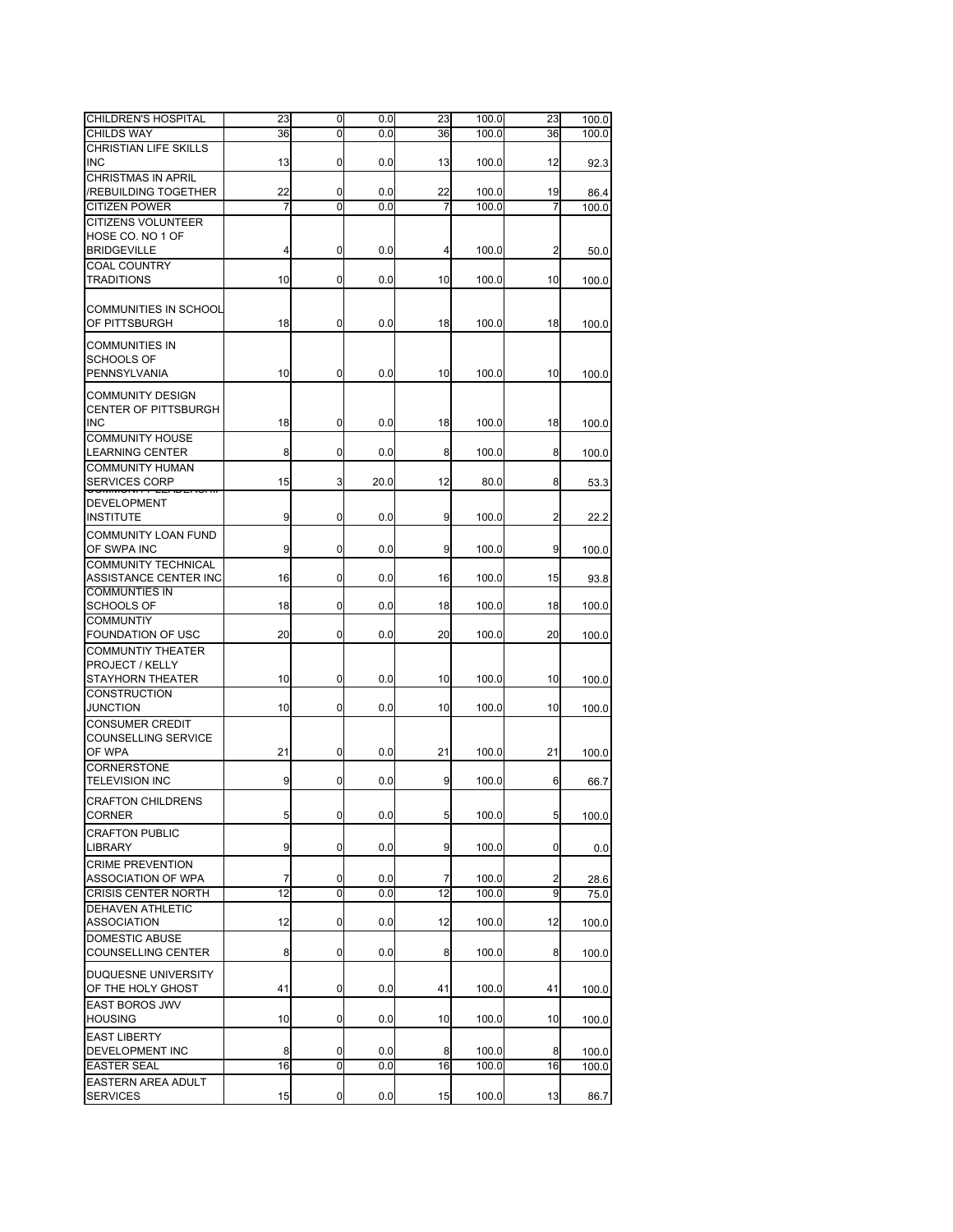| | | | | | | | |
|---|---|---|---|---|---|---|---|
| CHILDREN'S HOSPITAL | 23 | 0 | 0.0 | 23 | 100.0 | 23 | 100.0 |
| CHILDS WAY | 36 | 0 | 0.0 | 36 | 100.0 | 36 | 100.0 |
| CHRISTIAN LIFE SKILLS INC | 13 | 0 | 0.0 | 13 | 100.0 | 12 | 92.3 |
| CHRISTMAS IN APRIL /REBUILDING TOGETHER | 22 | 0 | 0.0 | 22 | 100.0 | 19 | 86.4 |
| CITIZEN POWER | 7 | 0 | 0.0 | 7 | 100.0 | 7 | 100.0 |
| CITIZENS VOLUNTEER HOSE CO. NO 1 OF BRIDGEVILLE | 4 | 0 | 0.0 | 4 | 100.0 | 2 | 50.0 |
| COAL COUNTRY TRADITIONS | 10 | 0 | 0.0 | 10 | 100.0 | 10 | 100.0 |
| COMMUNITIES IN SCHOOL OF PITTSBURGH | 18 | 0 | 0.0 | 18 | 100.0 | 18 | 100.0 |
| COMMUNITIES IN SCHOOLS OF PENNSYLVANIA | 10 | 0 | 0.0 | 10 | 100.0 | 10 | 100.0 |
| COMMUNITY DESIGN CENTER OF PITTSBURGH INC | 18 | 0 | 0.0 | 18 | 100.0 | 18 | 100.0 |
| COMMUNITY HOUSE LEARNING CENTER | 8 | 0 | 0.0 | 8 | 100.0 | 8 | 100.0 |
| COMMUNITY HUMAN SERVICES CORP | 15 | 3 | 20.0 | 12 | 80.0 | 8 | 53.3 |
| COMMUNITY LEADERSHIP DEVELOPMENT INSTITUTE | 9 | 0 | 0.0 | 9 | 100.0 | 2 | 22.2 |
| COMMUNITY LOAN FUND OF SWPA INC | 9 | 0 | 0.0 | 9 | 100.0 | 9 | 100.0 |
| COMMUNITY TECHNICAL ASSISTANCE CENTER INC | 16 | 0 | 0.0 | 16 | 100.0 | 15 | 93.8 |
| COMMUNTIES IN SCHOOLS OF | 18 | 0 | 0.0 | 18 | 100.0 | 18 | 100.0 |
| COMMUNTIY FOUNDATION OF USC | 20 | 0 | 0.0 | 20 | 100.0 | 20 | 100.0 |
| COMMUNTIY THEATER PROJECT / KELLY STAYHORN THEATER | 10 | 0 | 0.0 | 10 | 100.0 | 10 | 100.0 |
| CONSTRUCTION JUNCTION | 10 | 0 | 0.0 | 10 | 100.0 | 10 | 100.0 |
| CONSUMER CREDIT COUNSELLING SERVICE OF WPA | 21 | 0 | 0.0 | 21 | 100.0 | 21 | 100.0 |
| CORNERSTONE TELEVISION INC | 9 | 0 | 0.0 | 9 | 100.0 | 6 | 66.7 |
| CRAFTON CHILDRENS CORNER | 5 | 0 | 0.0 | 5 | 100.0 | 5 | 100.0 |
| CRAFTON PUBLIC LIBRARY | 9 | 0 | 0.0 | 9 | 100.0 | 0 | 0.0 |
| CRIME PREVENTION ASSOCIATION OF WPA | 7 | 0 | 0.0 | 7 | 100.0 | 2 | 28.6 |
| CRISIS CENTER NORTH | 12 | 0 | 0.0 | 12 | 100.0 | 9 | 75.0 |
| DEHAVEN ATHLETIC ASSOCIATION | 12 | 0 | 0.0 | 12 | 100.0 | 12 | 100.0 |
| DOMESTIC ABUSE COUNSELLING CENTER | 8 | 0 | 0.0 | 8 | 100.0 | 8 | 100.0 |
| DUQUESNE UNIVERSITY OF THE HOLY GHOST | 41 | 0 | 0.0 | 41 | 100.0 | 41 | 100.0 |
| EAST BOROS JWV HOUSING | 10 | 0 | 0.0 | 10 | 100.0 | 10 | 100.0 |
| EAST LIBERTY DEVELOPMENT INC | 8 | 0 | 0.0 | 8 | 100.0 | 8 | 100.0 |
| EASTER SEAL | 16 | 0 | 0.0 | 16 | 100.0 | 16 | 100.0 |
| EASTERN AREA ADULT SERVICES | 15 | 0 | 0.0 | 15 | 100.0 | 13 | 86.7 |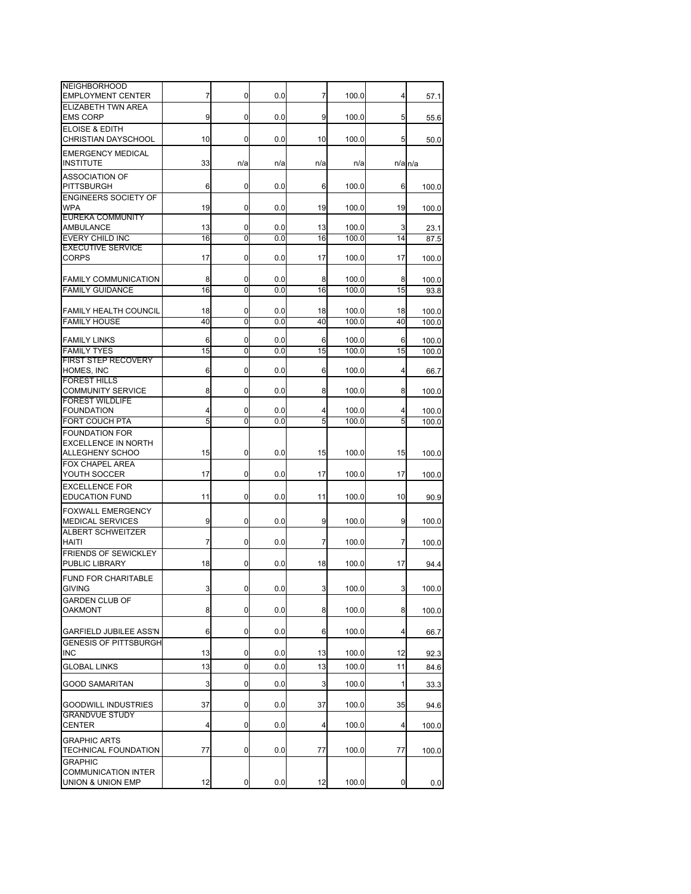| | | | | | | | |
|---|---|---|---|---|---|---|---|
| NEIGHBORHOOD EMPLOYMENT CENTER | 7 | 0 | 0.0 | 7 | 100.0 | 4 | 57.1 |
| ELIZABETH TWN AREA EMS CORP | 9 | 0 | 0.0 | 9 | 100.0 | 5 | 55.6 |
| ELOISE & EDITH CHRISTIAN DAYSCHOOL | 10 | 0 | 0.0 | 10 | 100.0 | 5 | 50.0 |
| EMERGENCY MEDICAL INSTITUTE | 33 | n/a | n/a | n/a | n/a | n/a | n/a |
| ASSOCIATION OF PITTSBURGH | 6 | 0 | 0.0 | 6 | 100.0 | 6 | 100.0 |
| ENGINEERS SOCIETY OF WPA | 19 | 0 | 0.0 | 19 | 100.0 | 19 | 100.0 |
| EUREKA COMMUNITY AMBULANCE | 13 | 0 | 0.0 | 13 | 100.0 | 3 | 23.1 |
| EVERY CHILD INC | 16 | 0 | 0.0 | 16 | 100.0 | 14 | 87.5 |
| EXECUTIVE SERVICE CORPS | 17 | 0 | 0.0 | 17 | 100.0 | 17 | 100.0 |
| FAMILY COMMUNICATION | 8 | 0 | 0.0 | 8 | 100.0 | 8 | 100.0 |
| FAMILY GUIDANCE | 16 | 0 | 0.0 | 16 | 100.0 | 15 | 93.8 |
| FAMILY HEALTH COUNCIL | 18 | 0 | 0.0 | 18 | 100.0 | 18 | 100.0 |
| FAMILY HOUSE | 40 | 0 | 0.0 | 40 | 100.0 | 40 | 100.0 |
| FAMILY LINKS | 6 | 0 | 0.0 | 6 | 100.0 | 6 | 100.0 |
| FAMILY TYES | 15 | 0 | 0.0 | 15 | 100.0 | 15 | 100.0 |
| FIRST STEP RECOVERY HOMES, INC | 6 | 0 | 0.0 | 6 | 100.0 | 4 | 66.7 |
| FOREST HILLS COMMUNITY SERVICE | 8 | 0 | 0.0 | 8 | 100.0 | 8 | 100.0 |
| FOREST WILDLIFE FOUNDATION | 4 | 0 | 0.0 | 4 | 100.0 | 4 | 100.0 |
| FORT COUCH PTA | 5 | 0 | 0.0 | 5 | 100.0 | 5 | 100.0 |
| FOUNDATION FOR EXCELLENCE IN NORTH ALLEGHENY SCHOO | 15 | 0 | 0.0 | 15 | 100.0 | 15 | 100.0 |
| FOX CHAPEL AREA YOUTH SOCCER | 17 | 0 | 0.0 | 17 | 100.0 | 17 | 100.0 |
| EXCELLENCE FOR EDUCATION FUND | 11 | 0 | 0.0 | 11 | 100.0 | 10 | 90.9 |
| FOXWALL EMERGENCY MEDICAL SERVICES | 9 | 0 | 0.0 | 9 | 100.0 | 9 | 100.0 |
| ALBERT SCHWEITZER HAITI | 7 | 0 | 0.0 | 7 | 100.0 | 7 | 100.0 |
| FRIENDS OF SEWICKLEY PUBLIC LIBRARY | 18 | 0 | 0.0 | 18 | 100.0 | 17 | 94.4 |
| FUND FOR CHARITABLE GIVING | 3 | 0 | 0.0 | 3 | 100.0 | 3 | 100.0 |
| GARDEN CLUB OF OAKMONT | 8 | 0 | 0.0 | 8 | 100.0 | 8 | 100.0 |
| GARFIELD JUBILEE ASS'N | 6 | 0 | 0.0 | 6 | 100.0 | 4 | 66.7 |
| GENESIS OF PITTSBURGH INC | 13 | 0 | 0.0 | 13 | 100.0 | 12 | 92.3 |
| GLOBAL LINKS | 13 | 0 | 0.0 | 13 | 100.0 | 11 | 84.6 |
| GOOD SAMARITAN | 3 | 0 | 0.0 | 3 | 100.0 | 1 | 33.3 |
| GOODWILL INDUSTRIES | 37 | 0 | 0.0 | 37 | 100.0 | 35 | 94.6 |
| GRANDVUE STUDY CENTER | 4 | 0 | 0.0 | 4 | 100.0 | 4 | 100.0 |
| GRAPHIC ARTS TECHNICAL FOUNDATION | 77 | 0 | 0.0 | 77 | 100.0 | 77 | 100.0 |
| GRAPHIC COMMUNICATION INTER UNION & UNION EMP | 12 | 0 | 0.0 | 12 | 100.0 | 0 | 0.0 |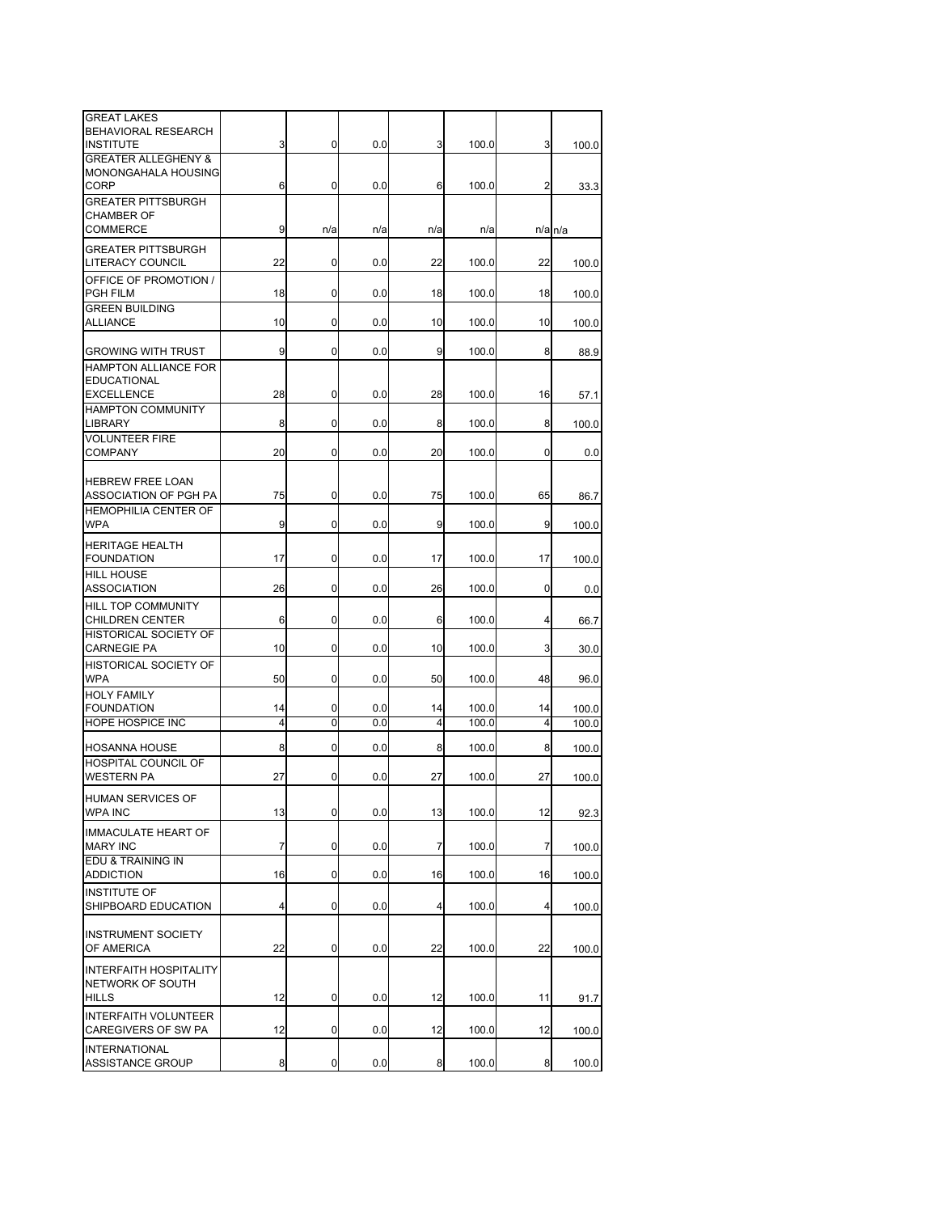| | | | | | | | |
|---|---|---|---|---|---|---|---|
| GREAT LAKES BEHAVIORAL RESEARCH INSTITUTE | 3 | 0 | 0.0 | 3 | 100.0 | 3 | 100.0 |
| GREATER ALLEGHENY & MONONGAHALA HOUSING CORP | 6 | 0 | 0.0 | 6 | 100.0 | 2 | 33.3 |
| GREATER PITTSBURGH CHAMBER OF COMMERCE | 9 | n/a | n/a | n/a | n/a | n/a | n/a |
| GREATER PITTSBURGH LITERACY COUNCIL | 22 | 0 | 0.0 | 22 | 100.0 | 22 | 100.0 |
| OFFICE OF PROMOTION / PGH FILM | 18 | 0 | 0.0 | 18 | 100.0 | 18 | 100.0 |
| GREEN BUILDING ALLIANCE | 10 | 0 | 0.0 | 10 | 100.0 | 10 | 100.0 |
| GROWING WITH TRUST | 9 | 0 | 0.0 | 9 | 100.0 | 8 | 88.9 |
| HAMPTON ALLIANCE FOR EDUCATIONAL EXCELLENCE | 28 | 0 | 0.0 | 28 | 100.0 | 16 | 57.1 |
| HAMPTON COMMUNITY LIBRARY | 8 | 0 | 0.0 | 8 | 100.0 | 8 | 100.0 |
| VOLUNTEER FIRE COMPANY | 20 | 0 | 0.0 | 20 | 100.0 | 0 | 0.0 |
| HEBREW FREE LOAN ASSOCIATION OF PGH PA | 75 | 0 | 0.0 | 75 | 100.0 | 65 | 86.7 |
| HEMOPHILIA CENTER OF WPA | 9 | 0 | 0.0 | 9 | 100.0 | 9 | 100.0 |
| HERITAGE HEALTH FOUNDATION | 17 | 0 | 0.0 | 17 | 100.0 | 17 | 100.0 |
| HILL HOUSE ASSOCIATION | 26 | 0 | 0.0 | 26 | 100.0 | 0 | 0.0 |
| HILL TOP COMMUNITY CHILDREN CENTER | 6 | 0 | 0.0 | 6 | 100.0 | 4 | 66.7 |
| HISTORICAL SOCIETY OF CARNEGIE PA | 10 | 0 | 0.0 | 10 | 100.0 | 3 | 30.0 |
| HISTORICAL SOCIETY OF WPA | 50 | 0 | 0.0 | 50 | 100.0 | 48 | 96.0 |
| HOLY FAMILY FOUNDATION | 14 | 0 | 0.0 | 14 | 100.0 | 14 | 100.0 |
| HOPE HOSPICE INC | 4 | 0 | 0.0 | 4 | 100.0 | 4 | 100.0 |
| HOSANNA HOUSE | 8 | 0 | 0.0 | 8 | 100.0 | 8 | 100.0 |
| HOSPITAL COUNCIL OF WESTERN PA | 27 | 0 | 0.0 | 27 | 100.0 | 27 | 100.0 |
| HUMAN SERVICES OF WPA INC | 13 | 0 | 0.0 | 13 | 100.0 | 12 | 92.3 |
| IMMACULATE HEART OF MARY INC | 7 | 0 | 0.0 | 7 | 100.0 | 7 | 100.0 |
| EDU & TRAINING IN ADDICTION | 16 | 0 | 0.0 | 16 | 100.0 | 16 | 100.0 |
| INSTITUTE OF SHIPBOARD EDUCATION | 4 | 0 | 0.0 | 4 | 100.0 | 4 | 100.0 |
| INSTRUMENT SOCIETY OF AMERICA | 22 | 0 | 0.0 | 22 | 100.0 | 22 | 100.0 |
| INTERFAITH HOSPITALITY NETWORK OF SOUTH HILLS | 12 | 0 | 0.0 | 12 | 100.0 | 11 | 91.7 |
| INTERFAITH VOLUNTEER CAREGIVERS OF SW PA | 12 | 0 | 0.0 | 12 | 100.0 | 12 | 100.0 |
| INTERNATIONAL ASSISTANCE GROUP | 8 | 0 | 0.0 | 8 | 100.0 | 8 | 100.0 |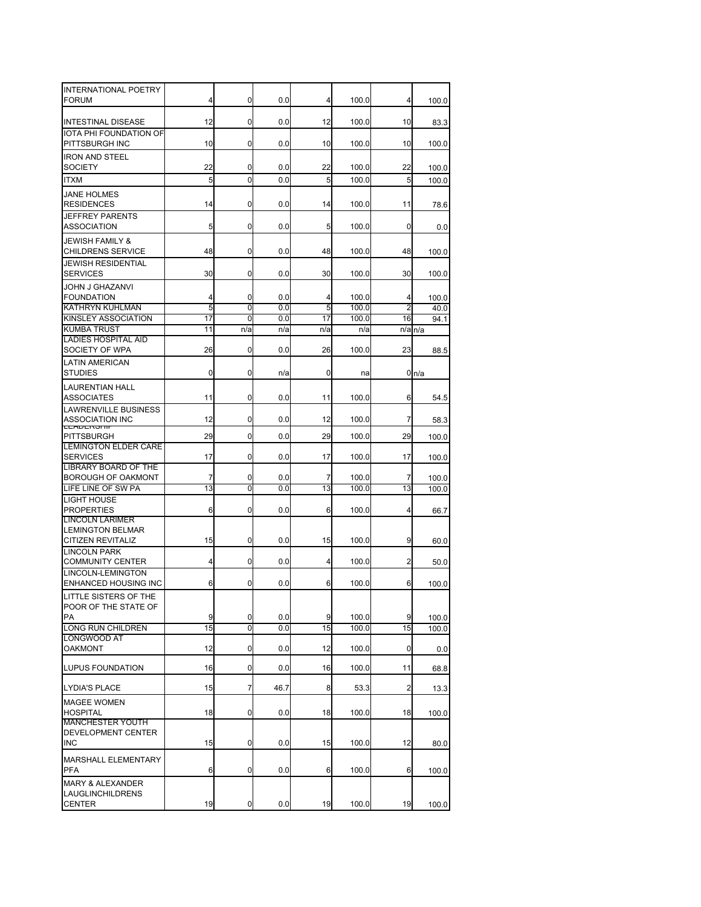| | | | | | | | |
|---|---|---|---|---|---|---|---|
| INTERNATIONAL POETRY FORUM | 4 | 0 | 0.0 | 4 | 100.0 | 4 | 100.0 |
| INTESTINAL DISEASE | 12 | 0 | 0.0 | 12 | 100.0 | 10 | 83.3 |
| IOTA PHI FOUNDATION OF PITTSBURGH INC | 10 | 0 | 0.0 | 10 | 100.0 | 10 | 100.0 |
| IRON AND STEEL SOCIETY | 22 | 0 | 0.0 | 22 | 100.0 | 22 | 100.0 |
| ITXM | 5 | 0 | 0.0 | 5 | 100.0 | 5 | 100.0 |
| JANE HOLMES RESIDENCES | 14 | 0 | 0.0 | 14 | 100.0 | 11 | 78.6 |
| JEFFREY PARENTS ASSOCIATION | 5 | 0 | 0.0 | 5 | 100.0 | 0 | 0.0 |
| JEWISH FAMILY & CHILDRENS SERVICE | 48 | 0 | 0.0 | 48 | 100.0 | 48 | 100.0 |
| JEWISH RESIDENTIAL SERVICES | 30 | 0 | 0.0 | 30 | 100.0 | 30 | 100.0 |
| JOHN J GHAZANVI FOUNDATION | 4 | 0 | 0.0 | 4 | 100.0 | 4 | 100.0 |
| KATHRYN KUHLMAN | 5 | 0 | 0.0 | 5 | 100.0 | 2 | 40.0 |
| KINSLEY ASSOCIATION | 17 | 0 | 0.0 | 17 | 100.0 | 16 | 94.1 |
| KUMBA TRUST | 11 | n/a | n/a | n/a | n/a | n/a | n/a |
| LADIES HOSPITAL AID SOCIETY OF WPA | 26 | 0 | 0.0 | 26 | 100.0 | 23 | 88.5 |
| LATIN AMERICAN STUDIES | 0 | 0 | n/a | 0 | na | 0 | n/a |
| LAURENTIAN HALL ASSOCIATES | 11 | 0 | 0.0 | 11 | 100.0 | 6 | 54.5 |
| LAWRENVILLE BUSINESS ASSOCIATION INC | 12 | 0 | 0.0 | 12 | 100.0 | 7 | 58.3 |
| LEADERSHIP PITTSBURGH | 29 | 0 | 0.0 | 29 | 100.0 | 29 | 100.0 |
| LEMINGTON ELDER CARE SERVICES | 17 | 0 | 0.0 | 17 | 100.0 | 17 | 100.0 |
| LIBRARY BOARD OF THE BOROUGH OF OAKMONT | 7 | 0 | 0.0 | 7 | 100.0 | 7 | 100.0 |
| LIFE LINE OF SW PA | 13 | 0 | 0.0 | 13 | 100.0 | 13 | 100.0 |
| LIGHT HOUSE PROPERTIES | 6 | 0 | 0.0 | 6 | 100.0 | 4 | 66.7 |
| LINCOLN LARIMER LEMINGTON BELMAR CITIZEN REVITALIZ | 15 | 0 | 0.0 | 15 | 100.0 | 9 | 60.0 |
| LINCOLN PARK COMMUNITY CENTER | 4 | 0 | 0.0 | 4 | 100.0 | 2 | 50.0 |
| LINCOLN-LEMINGTON ENHANCED HOUSING INC | 6 | 0 | 0.0 | 6 | 100.0 | 6 | 100.0 |
| LITTLE SISTERS OF THE POOR OF THE STATE OF PA | 9 | 0 | 0.0 | 9 | 100.0 | 9 | 100.0 |
| LONG RUN CHILDREN | 15 | 0 | 0.0 | 15 | 100.0 | 15 | 100.0 |
| LONGWOOD AT OAKMONT | 12 | 0 | 0.0 | 12 | 100.0 | 0 | 0.0 |
| LUPUS FOUNDATION | 16 | 0 | 0.0 | 16 | 100.0 | 11 | 68.8 |
| LYDIA'S PLACE | 15 | 7 | 46.7 | 8 | 53.3 | 2 | 13.3 |
| MAGEE WOMEN HOSPITAL | 18 | 0 | 0.0 | 18 | 100.0 | 18 | 100.0 |
| MANCHESTER YOUTH DEVELOPMENT CENTER INC | 15 | 0 | 0.0 | 15 | 100.0 | 12 | 80.0 |
| MARSHALL ELEMENTARY PFA | 6 | 0 | 0.0 | 6 | 100.0 | 6 | 100.0 |
| MARY & ALEXANDER LAUGLINCHILDRENS CENTER | 19 | 0 | 0.0 | 19 | 100.0 | 19 | 100.0 |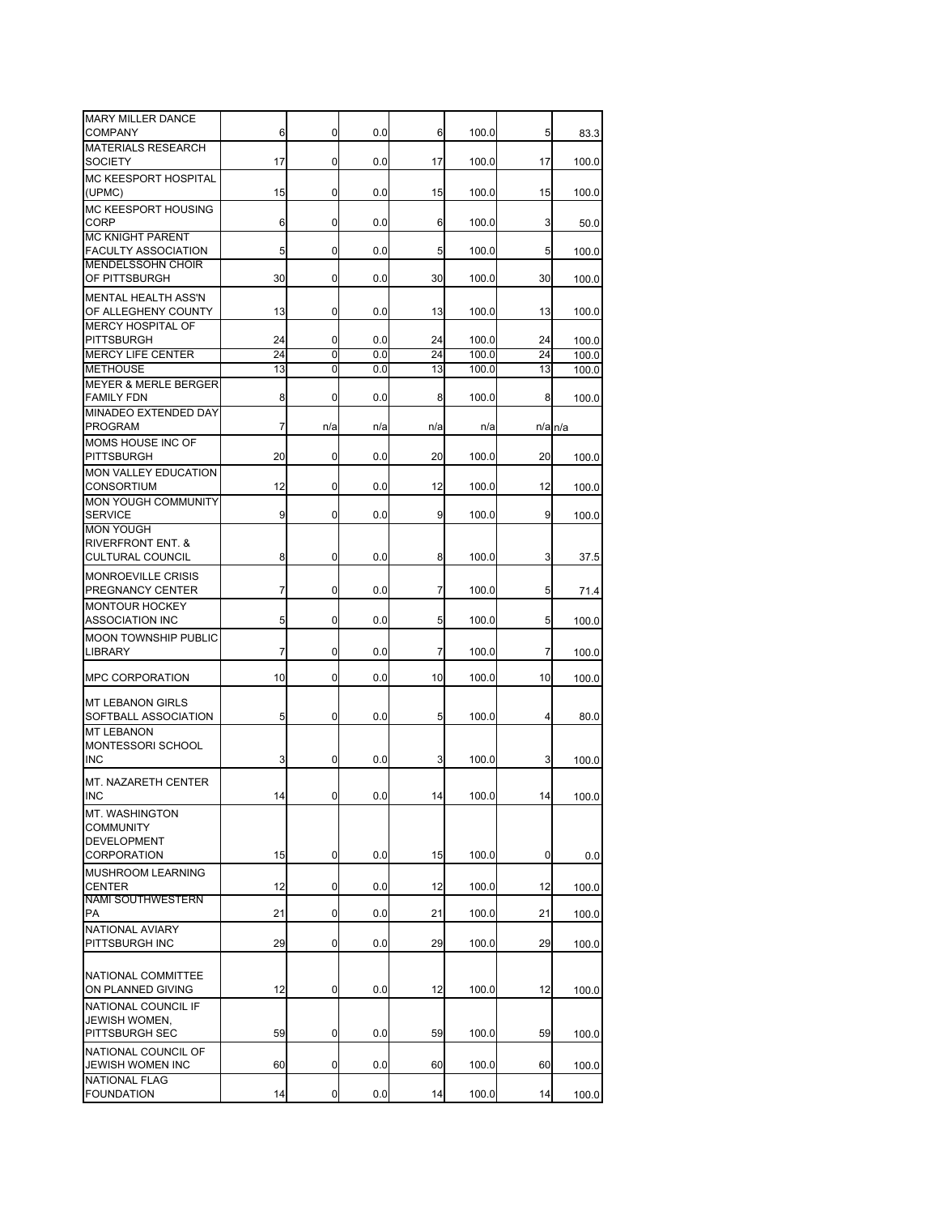| | | | | | | | |
|---|---|---|---|---|---|---|---|
| MARY MILLER DANCE COMPANY | 6 | 0 | 0.0 | 6 | 100.0 | 5 | 83.3 |
| MATERIALS RESEARCH SOCIETY | 17 | 0 | 0.0 | 17 | 100.0 | 17 | 100.0 |
| MC KEESPORT HOSPITAL (UPMC) | 15 | 0 | 0.0 | 15 | 100.0 | 15 | 100.0 |
| MC KEESPORT HOUSING CORP | 6 | 0 | 0.0 | 6 | 100.0 | 3 | 50.0 |
| MC KNIGHT PARENT FACULTY ASSOCIATION | 5 | 0 | 0.0 | 5 | 100.0 | 5 | 100.0 |
| MENDELSSOHN CHOIR OF PITTSBURGH | 30 | 0 | 0.0 | 30 | 100.0 | 30 | 100.0 |
| MENTAL HEALTH ASS'N OF ALLEGHENY COUNTY | 13 | 0 | 0.0 | 13 | 100.0 | 13 | 100.0 |
| MERCY HOSPITAL OF PITTSBURGH | 24 | 0 | 0.0 | 24 | 100.0 | 24 | 100.0 |
| MERCY LIFE CENTER | 24 | 0 | 0.0 | 24 | 100.0 | 24 | 100.0 |
| METHOUSE | 13 | 0 | 0.0 | 13 | 100.0 | 13 | 100.0 |
| MEYER & MERLE BERGER FAMILY FDN | 8 | 0 | 0.0 | 8 | 100.0 | 8 | 100.0 |
| MINADEO EXTENDED DAY PROGRAM | 7 | n/a | n/a | n/a | n/a | n/a | n/a |
| MOMS HOUSE INC OF PITTSBURGH | 20 | 0 | 0.0 | 20 | 100.0 | 20 | 100.0 |
| MON VALLEY EDUCATION CONSORTIUM | 12 | 0 | 0.0 | 12 | 100.0 | 12 | 100.0 |
| MON YOUGH COMMUNITY SERVICE | 9 | 0 | 0.0 | 9 | 100.0 | 9 | 100.0 |
| MON YOUGH RIVERFRONT ENT. & CULTURAL COUNCIL | 8 | 0 | 0.0 | 8 | 100.0 | 3 | 37.5 |
| MONROEVILLE CRISIS PREGNANCY CENTER | 7 | 0 | 0.0 | 7 | 100.0 | 5 | 71.4 |
| MONTOUR HOCKEY ASSOCIATION INC | 5 | 0 | 0.0 | 5 | 100.0 | 5 | 100.0 |
| MOON TOWNSHIP PUBLIC LIBRARY | 7 | 0 | 0.0 | 7 | 100.0 | 7 | 100.0 |
| MPC CORPORATION | 10 | 0 | 0.0 | 10 | 100.0 | 10 | 100.0 |
| MT LEBANON GIRLS SOFTBALL ASSOCIATION | 5 | 0 | 0.0 | 5 | 100.0 | 4 | 80.0 |
| MT LEBANON MONTESSORI SCHOOL INC | 3 | 0 | 0.0 | 3 | 100.0 | 3 | 100.0 |
| MT. NAZARETH CENTER INC | 14 | 0 | 0.0 | 14 | 100.0 | 14 | 100.0 |
| MT. WASHINGTON COMMUNITY DEVELOPMENT CORPORATION | 15 | 0 | 0.0 | 15 | 100.0 | 0 | 0.0 |
| MUSHROOM LEARNING CENTER | 12 | 0 | 0.0 | 12 | 100.0 | 12 | 100.0 |
| NAMI SOUTHWESTERN PA | 21 | 0 | 0.0 | 21 | 100.0 | 21 | 100.0 |
| NATIONAL AVIARY PITTSBURGH INC | 29 | 0 | 0.0 | 29 | 100.0 | 29 | 100.0 |
| NATIONAL COMMITTEE ON PLANNED GIVING | 12 | 0 | 0.0 | 12 | 100.0 | 12 | 100.0 |
| NATIONAL COUNCIL IF JEWISH WOMEN, PITTSBURGH SEC | 59 | 0 | 0.0 | 59 | 100.0 | 59 | 100.0 |
| NATIONAL COUNCIL OF JEWISH WOMEN INC | 60 | 0 | 0.0 | 60 | 100.0 | 60 | 100.0 |
| NATIONAL FLAG FOUNDATION | 14 | 0 | 0.0 | 14 | 100.0 | 14 | 100.0 |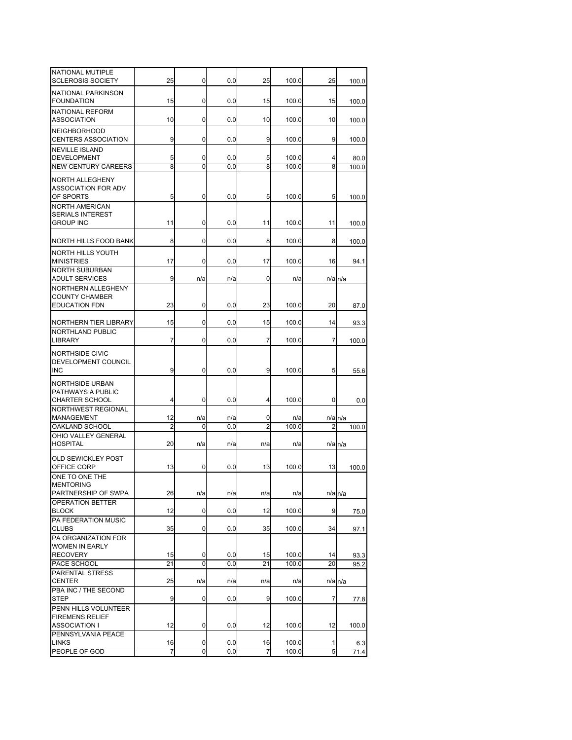| | | | | | | | |
|---|---|---|---|---|---|---|---|
| NATIONAL MUTIPLE SCLEROSIS SOCIETY | 25 | 0 | 0.0 | 25 | 100.0 | 25 | 100.0 |
| NATIONAL PARKINSON FOUNDATION | 15 | 0 | 0.0 | 15 | 100.0 | 15 | 100.0 |
| NATIONAL REFORM ASSOCIATION | 10 | 0 | 0.0 | 10 | 100.0 | 10 | 100.0 |
| NEIGHBORHOOD CENTERS ASSOCIATION | 9 | 0 | 0.0 | 9 | 100.0 | 9 | 100.0 |
| NEVILLE ISLAND DEVELOPMENT | 5 | 0 | 0.0 | 5 | 100.0 | 4 | 80.0 |
| NEW CENTURY CAREERS | 8 | 0 | 0.0 | 8 | 100.0 | 8 | 100.0 |
| NORTH ALLEGHENY ASSOCIATION FOR ADV OF SPORTS | 5 | 0 | 0.0 | 5 | 100.0 | 5 | 100.0 |
| NORTH AMERICAN SERIALS INTEREST GROUP INC | 11 | 0 | 0.0 | 11 | 100.0 | 11 | 100.0 |
| NORTH HILLS FOOD BANK | 8 | 0 | 0.0 | 8 | 100.0 | 8 | 100.0 |
| NORTH HILLS YOUTH MINISTRIES | 17 | 0 | 0.0 | 17 | 100.0 | 16 | 94.1 |
| NORTH SUBURBAN ADULT SERVICES | 9 | n/a | n/a | 0 | n/a | n/a | n/a |
| NORTHERN ALLEGHENY COUNTY CHAMBER EDUCATION FDN | 23 | 0 | 0.0 | 23 | 100.0 | 20 | 87.0 |
| NORTHERN TIER LIBRARY | 15 | 0 | 0.0 | 15 | 100.0 | 14 | 93.3 |
| NORTHLAND PUBLIC LIBRARY | 7 | 0 | 0.0 | 7 | 100.0 | 7 | 100.0 |
| NORTHSIDE CIVIC DEVELOPMENT COUNCIL INC | 9 | 0 | 0.0 | 9 | 100.0 | 5 | 55.6 |
| NORTHSIDE URBAN PATHWAYS A PUBLIC CHARTER SCHOOL | 4 | 0 | 0.0 | 4 | 100.0 | 0 | 0.0 |
| NORTHWEST REGIONAL MANAGEMENT | 12 | n/a | n/a | 0 | n/a | n/a | n/a |
| OAKLAND SCHOOL | 2 | 0 | 0.0 | 2 | 100.0 | 2 | 100.0 |
| OHIO VALLEY GENERAL HOSPITAL | 20 | n/a | n/a | n/a | n/a | n/a | n/a |
| OLD SEWICKLEY POST OFFICE CORP | 13 | 0 | 0.0 | 13 | 100.0 | 13 | 100.0 |
| ONE TO ONE THE MENTORING PARTNERSHIP OF SWPA | 26 | n/a | n/a | n/a | n/a | n/a | n/a |
| OPERATION BETTER BLOCK | 12 | 0 | 0.0 | 12 | 100.0 | 9 | 75.0 |
| PA FEDERATION MUSIC CLUBS | 35 | 0 | 0.0 | 35 | 100.0 | 34 | 97.1 |
| PA ORGANIZATION FOR WOMEN IN EARLY RECOVERY | 15 | 0 | 0.0 | 15 | 100.0 | 14 | 93.3 |
| PACE SCHOOL | 21 | 0 | 0.0 | 21 | 100.0 | 20 | 95.2 |
| PARENTAL STRESS CENTER | 25 | n/a | n/a | n/a | n/a | n/a | n/a |
| PBA INC / THE SECOND STEP | 9 | 0 | 0.0 | 9 | 100.0 | 7 | 77.8 |
| PENN HILLS VOLUNTEER FIREMENS RELIEF ASSOCIATION I | 12 | 0 | 0.0 | 12 | 100.0 | 12 | 100.0 |
| PENNSYLVANIA PEACE LINKS | 16 | 0 | 0.0 | 16 | 100.0 | 1 | 6.3 |
| PEOPLE OF GOD | 7 | 0 | 0.0 | 7 | 100.0 | 5 | 71.4 |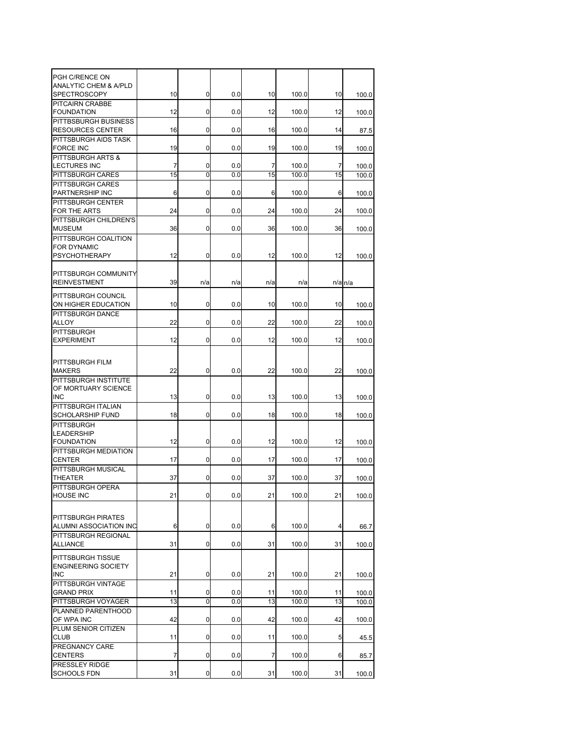| | | | | | | | |
|---|---|---|---|---|---|---|---|
| PGH C/RENCE ON ANALYTIC CHEM & A/PLD SPECTROSCOPY | 10 | 0 | 0.0 | 10 | 100.0 | 10 | 100.0 |
| PITCAIRN CRABBE FOUNDATION | 12 | 0 | 0.0 | 12 | 100.0 | 12 | 100.0 |
| PITTBSBURGH BUSINESS RESOURCES CENTER | 16 | 0 | 0.0 | 16 | 100.0 | 14 | 87.5 |
| PITTSBURGH AIDS TASK FORCE INC | 19 | 0 | 0.0 | 19 | 100.0 | 19 | 100.0 |
| PITTSBURGH ARTS & LECTURES INC | 7 | 0 | 0.0 | 7 | 100.0 | 7 | 100.0 |
| PITTSBURGH CARES | 15 | 0 | 0.0 | 15 | 100.0 | 15 | 100.0 |
| PITTSBURGH CARES PARTNERSHIP INC | 6 | 0 | 0.0 | 6 | 100.0 | 6 | 100.0 |
| PITTSBURGH CENTER FOR THE ARTS | 24 | 0 | 0.0 | 24 | 100.0 | 24 | 100.0 |
| PITTSBURGH CHILDREN'S MUSEUM | 36 | 0 | 0.0 | 36 | 100.0 | 36 | 100.0 |
| PITTSBURGH COALITION FOR DYNAMIC PSYCHOTHERAPY | 12 | 0 | 0.0 | 12 | 100.0 | 12 | 100.0 |
| PITTSBURGH COMMUNITY REINVESTMENT | 39 | n/a | n/a | n/a | n/a | n/a | n/a |
| PITTSBURGH COUNCIL ON HIGHER EDUCATION | 10 | 0 | 0.0 | 10 | 100.0 | 10 | 100.0 |
| PITTSBURGH DANCE ALLOY | 22 | 0 | 0.0 | 22 | 100.0 | 22 | 100.0 |
| PITTSBURGH EXPERIMENT | 12 | 0 | 0.0 | 12 | 100.0 | 12 | 100.0 |
| PITTSBURGH FILM MAKERS | 22 | 0 | 0.0 | 22 | 100.0 | 22 | 100.0 |
| PITTSBURGH INSTITUTE OF MORTUARY SCIENCE INC | 13 | 0 | 0.0 | 13 | 100.0 | 13 | 100.0 |
| PITTSBURGH ITALIAN SCHOLARSHIP FUND | 18 | 0 | 0.0 | 18 | 100.0 | 18 | 100.0 |
| PITTSBURGH LEADERSHIP FOUNDATION | 12 | 0 | 0.0 | 12 | 100.0 | 12 | 100.0 |
| PITTSBURGH MEDIATION CENTER | 17 | 0 | 0.0 | 17 | 100.0 | 17 | 100.0 |
| PITTSBURGH MUSICAL THEATER | 37 | 0 | 0.0 | 37 | 100.0 | 37 | 100.0 |
| PITTSBURGH OPERA HOUSE INC | 21 | 0 | 0.0 | 21 | 100.0 | 21 | 100.0 |
| PITTSBURGH PIRATES ALUMNI ASSOCIATION INC | 6 | 0 | 0.0 | 6 | 100.0 | 4 | 66.7 |
| PITTSBURGH REGIONAL ALLIANCE | 31 | 0 | 0.0 | 31 | 100.0 | 31 | 100.0 |
| PITTSBURGH TISSUE ENGINEERING SOCIETY INC | 21 | 0 | 0.0 | 21 | 100.0 | 21 | 100.0 |
| PITTSBURGH VINTAGE GRAND PRIX | 11 | 0 | 0.0 | 11 | 100.0 | 11 | 100.0 |
| PITTSBURGH VOYAGER | 13 | 0 | 0.0 | 13 | 100.0 | 13 | 100.0 |
| PLANNED PARENTHOOD OF WPA INC | 42 | 0 | 0.0 | 42 | 100.0 | 42 | 100.0 |
| PLUM SENIOR CITIZEN CLUB | 11 | 0 | 0.0 | 11 | 100.0 | 5 | 45.5 |
| PREGNANCY CARE CENTERS | 7 | 0 | 0.0 | 7 | 100.0 | 6 | 85.7 |
| PRESSLEY RIDGE SCHOOLS FDN | 31 | 0 | 0.0 | 31 | 100.0 | 31 | 100.0 |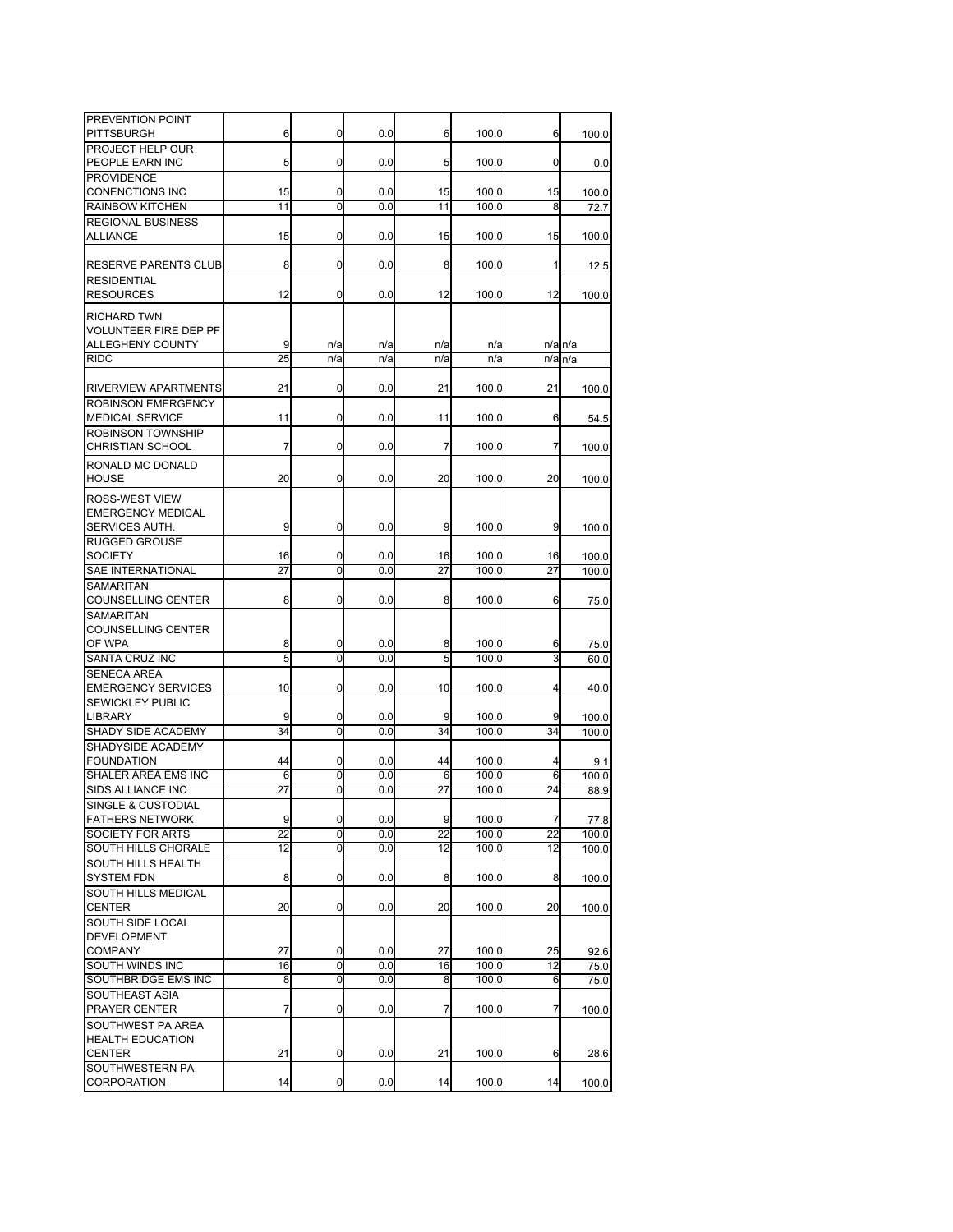| | | | | | | | |
|---|---|---|---|---|---|---|---|
| PREVENTION POINT PITTSBURGH | 6 | 0 | 0.0 | 6 | 100.0 | 6 | 100.0 |
| PROJECT HELP OUR PEOPLE EARN INC | 5 | 0 | 0.0 | 5 | 100.0 | 0 | 0.0 |
| PROVIDENCE CONENCTIONS INC | 15 | 0 | 0.0 | 15 | 100.0 | 15 | 100.0 |
| RAINBOW KITCHEN | 11 | 0 | 0.0 | 11 | 100.0 | 8 | 72.7 |
| REGIONAL BUSINESS ALLIANCE | 15 | 0 | 0.0 | 15 | 100.0 | 15 | 100.0 |
| RESERVE PARENTS CLUB | 8 | 0 | 0.0 | 8 | 100.0 | 1 | 12.5 |
| RESIDENTIAL RESOURCES | 12 | 0 | 0.0 | 12 | 100.0 | 12 | 100.0 |
| RICHARD TWN VOLUNTEER FIRE DEP PF ALLEGHENY COUNTY | 9 | n/a | n/a | n/a | n/a | n/a | n/a |
| RIDC | 25 | n/a | n/a | n/a | n/a | n/a | n/a |
| RIVERVIEW APARTMENTS | 21 | 0 | 0.0 | 21 | 100.0 | 21 | 100.0 |
| ROBINSON EMERGENCY MEDICAL SERVICE | 11 | 0 | 0.0 | 11 | 100.0 | 6 | 54.5 |
| ROBINSON TOWNSHIP CHRISTIAN SCHOOL | 7 | 0 | 0.0 | 7 | 100.0 | 7 | 100.0 |
| RONALD MC DONALD HOUSE | 20 | 0 | 0.0 | 20 | 100.0 | 20 | 100.0 |
| ROSS-WEST VIEW EMERGENCY MEDICAL SERVICES AUTH. | 9 | 0 | 0.0 | 9 | 100.0 | 9 | 100.0 |
| RUGGED GROUSE SOCIETY | 16 | 0 | 0.0 | 16 | 100.0 | 16 | 100.0 |
| SAE INTERNATIONAL | 27 | 0 | 0.0 | 27 | 100.0 | 27 | 100.0 |
| SAMARITAN COUNSELLING CENTER | 8 | 0 | 0.0 | 8 | 100.0 | 6 | 75.0 |
| SAMARITAN COUNSELLING CENTER OF WPA | 8 | 0 | 0.0 | 8 | 100.0 | 6 | 75.0 |
| SANTA CRUZ INC | 5 | 0 | 0.0 | 5 | 100.0 | 3 | 60.0 |
| SENECA AREA EMERGENCY SERVICES | 10 | 0 | 0.0 | 10 | 100.0 | 4 | 40.0 |
| SEWICKLEY PUBLIC LIBRARY | 9 | 0 | 0.0 | 9 | 100.0 | 9 | 100.0 |
| SHADY SIDE ACADEMY | 34 | 0 | 0.0 | 34 | 100.0 | 34 | 100.0 |
| SHADYSIDE ACADEMY FOUNDATION | 44 | 0 | 0.0 | 44 | 100.0 | 4 | 9.1 |
| SHALER AREA EMS INC | 6 | 0 | 0.0 | 6 | 100.0 | 6 | 100.0 |
| SIDS ALLIANCE INC | 27 | 0 | 0.0 | 27 | 100.0 | 24 | 88.9 |
| SINGLE & CUSTODIAL FATHERS NETWORK | 9 | 0 | 0.0 | 9 | 100.0 | 7 | 77.8 |
| SOCIETY FOR ARTS | 22 | 0 | 0.0 | 22 | 100.0 | 22 | 100.0 |
| SOUTH HILLS CHORALE | 12 | 0 | 0.0 | 12 | 100.0 | 12 | 100.0 |
| SOUTH HILLS HEALTH SYSTEM FDN | 8 | 0 | 0.0 | 8 | 100.0 | 8 | 100.0 |
| SOUTH HILLS MEDICAL CENTER | 20 | 0 | 0.0 | 20 | 100.0 | 20 | 100.0 |
| SOUTH SIDE LOCAL DEVELOPMENT COMPANY | 27 | 0 | 0.0 | 27 | 100.0 | 25 | 92.6 |
| SOUTH WINDS INC | 16 | 0 | 0.0 | 16 | 100.0 | 12 | 75.0 |
| SOUTHBRIDGE EMS INC | 8 | 0 | 0.0 | 8 | 100.0 | 6 | 75.0 |
| SOUTHEAST ASIA PRAYER CENTER | 7 | 0 | 0.0 | 7 | 100.0 | 7 | 100.0 |
| SOUTHWEST PA AREA HEALTH EDUCATION CENTER | 21 | 0 | 0.0 | 21 | 100.0 | 6 | 28.6 |
| SOUTHWESTERN PA CORPORATION | 14 | 0 | 0.0 | 14 | 100.0 | 14 | 100.0 |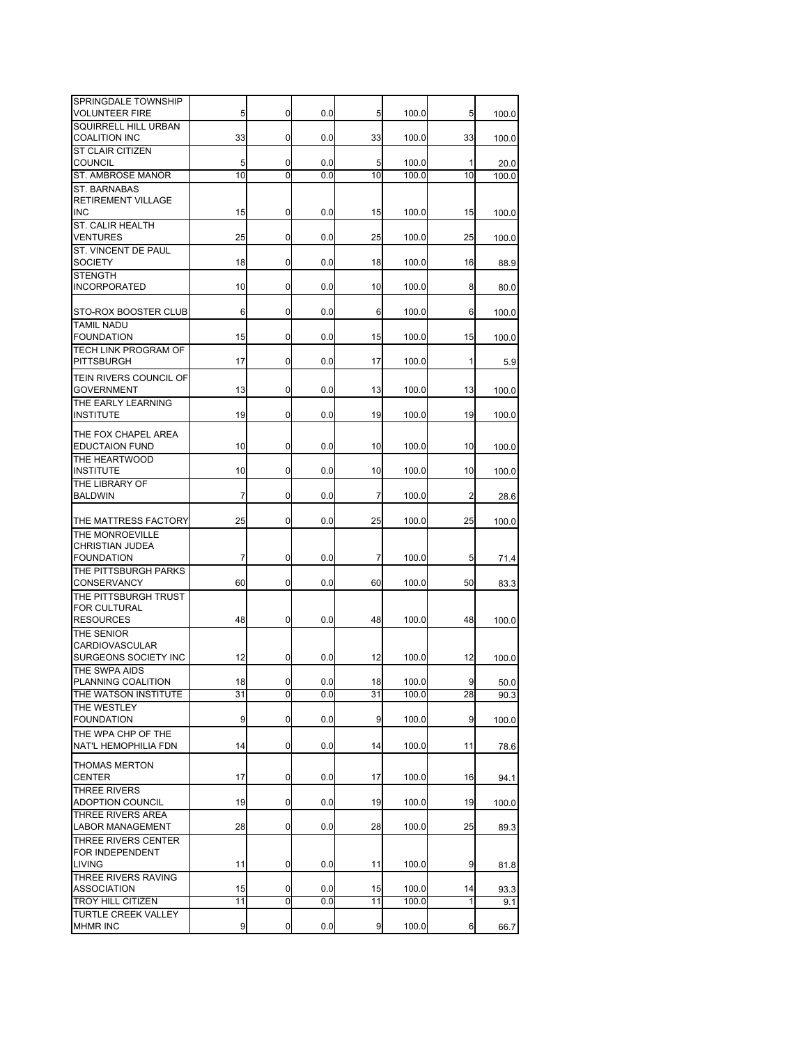| | | | | | | | |
|---|---|---|---|---|---|---|---|
| SPRINGDALE TOWNSHIP VOLUNTEER FIRE | 5 | 0 | 0.0 | 5 | 100.0 | 5 | 100.0 |
| SQUIRRELL HILL URBAN COALITION INC | 33 | 0 | 0.0 | 33 | 100.0 | 33 | 100.0 |
| ST CLAIR CITIZEN COUNCIL | 5 | 0 | 0.0 | 5 | 100.0 | 1 | 20.0 |
| ST. AMBROSE MANOR | 10 | 0 | 0.0 | 10 | 100.0 | 10 | 100.0 |
| ST. BARNABAS RETIREMENT VILLAGE INC | 15 | 0 | 0.0 | 15 | 100.0 | 15 | 100.0 |
| ST. CALIR HEALTH VENTURES | 25 | 0 | 0.0 | 25 | 100.0 | 25 | 100.0 |
| ST. VINCENT DE PAUL SOCIETY | 18 | 0 | 0.0 | 18 | 100.0 | 16 | 88.9 |
| STENGTH INCORPORATED | 10 | 0 | 0.0 | 10 | 100.0 | 8 | 80.0 |
| STO-ROX BOOSTER CLUB | 6 | 0 | 0.0 | 6 | 100.0 | 6 | 100.0 |
| TAMIL NADU FOUNDATION | 15 | 0 | 0.0 | 15 | 100.0 | 15 | 100.0 |
| TECH LINK PROGRAM OF PITTSBURGH | 17 | 0 | 0.0 | 17 | 100.0 | 1 | 5.9 |
| TEIN RIVERS COUNCIL OF GOVERNMENT | 13 | 0 | 0.0 | 13 | 100.0 | 13 | 100.0 |
| THE EARLY LEARNING INSTITUTE | 19 | 0 | 0.0 | 19 | 100.0 | 19 | 100.0 |
| THE FOX CHAPEL AREA EDUCTAION FUND | 10 | 0 | 0.0 | 10 | 100.0 | 10 | 100.0 |
| THE HEARTWOOD INSTITUTE | 10 | 0 | 0.0 | 10 | 100.0 | 10 | 100.0 |
| THE LIBRARY OF BALDWIN | 7 | 0 | 0.0 | 7 | 100.0 | 2 | 28.6 |
| THE MATTRESS FACTORY | 25 | 0 | 0.0 | 25 | 100.0 | 25 | 100.0 |
| THE MONROEVILLE CHRISTIAN JUDEA FOUNDATION | 7 | 0 | 0.0 | 7 | 100.0 | 5 | 71.4 |
| THE PITTSBURGH PARKS CONSERVANCY | 60 | 0 | 0.0 | 60 | 100.0 | 50 | 83.3 |
| THE PITTSBURGH TRUST FOR CULTURAL RESOURCES | 48 | 0 | 0.0 | 48 | 100.0 | 48 | 100.0 |
| THE SENIOR CARDIOVASCULAR SURGEONS SOCIETY INC | 12 | 0 | 0.0 | 12 | 100.0 | 12 | 100.0 |
| THE SWPA AIDS PLANNING COALITION | 18 | 0 | 0.0 | 18 | 100.0 | 9 | 50.0 |
| THE WATSON INSTITUTE | 31 | 0 | 0.0 | 31 | 100.0 | 28 | 90.3 |
| THE WESTLEY FOUNDATION | 9 | 0 | 0.0 | 9 | 100.0 | 9 | 100.0 |
| THE WPA CHP OF THE NAT'L HEMOPHILIA FDN | 14 | 0 | 0.0 | 14 | 100.0 | 11 | 78.6 |
| THOMAS MERTON CENTER | 17 | 0 | 0.0 | 17 | 100.0 | 16 | 94.1 |
| THREE RIVERS ADOPTION COUNCIL | 19 | 0 | 0.0 | 19 | 100.0 | 19 | 100.0 |
| THREE RIVERS AREA LABOR MANAGEMENT | 28 | 0 | 0.0 | 28 | 100.0 | 25 | 89.3 |
| THREE RIVERS CENTER FOR INDEPENDENT LIVING | 11 | 0 | 0.0 | 11 | 100.0 | 9 | 81.8 |
| THREE RIVERS RAVING ASSOCIATION | 15 | 0 | 0.0 | 15 | 100.0 | 14 | 93.3 |
| TROY HILL CITIZEN | 11 | 0 | 0.0 | 11 | 100.0 | 1 | 9.1 |
| TURTLE CREEK VALLEY MHMR INC | 9 | 0 | 0.0 | 9 | 100.0 | 6 | 66.7 |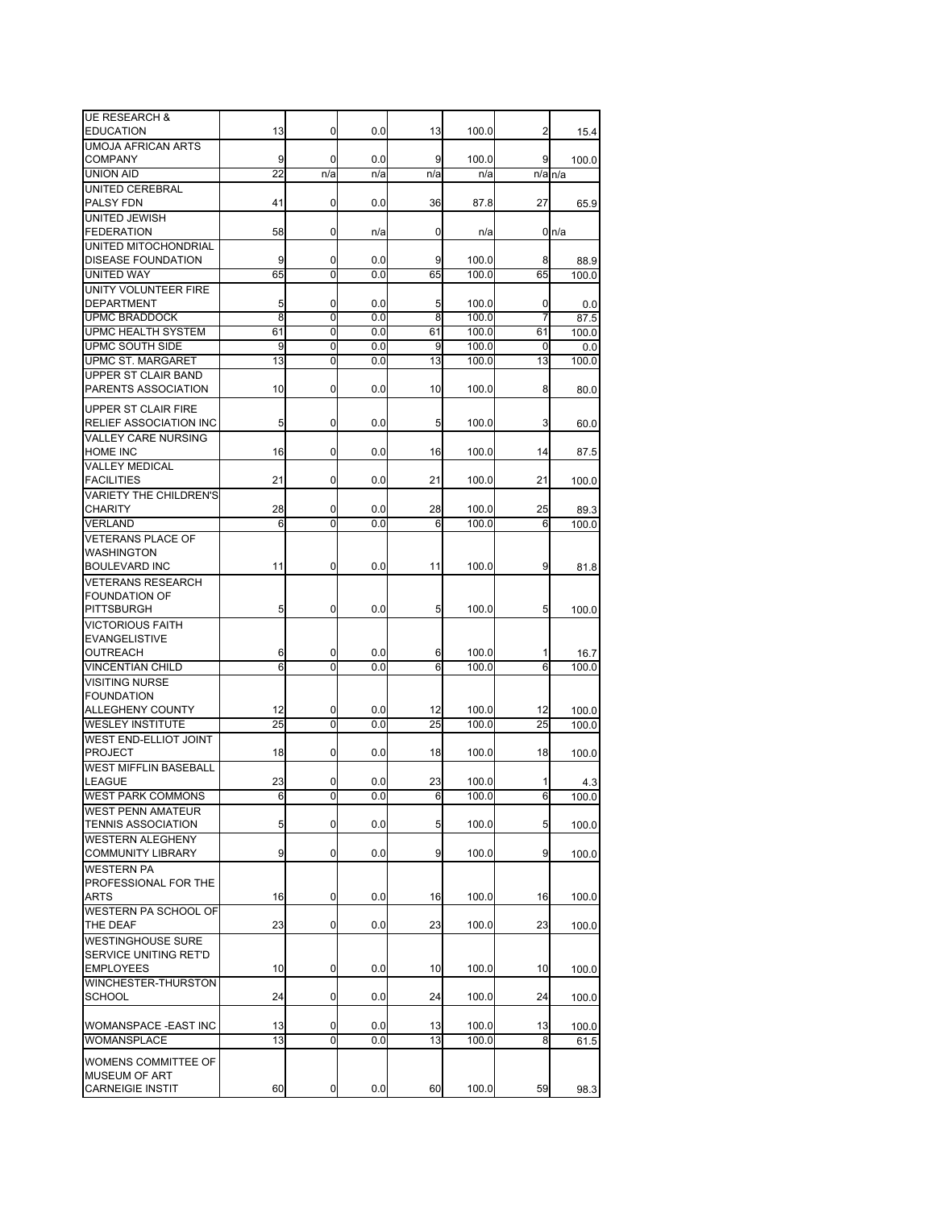| | | | | | | | |
|---|---|---|---|---|---|---|---|
| UE RESEARCH & EDUCATION | 13 | 0 | 0.0 | 13 | 100.0 | 2 | 15.4 |
| UMOJA AFRICAN ARTS COMPANY | 9 | 0 | 0.0 | 9 | 100.0 | 9 | 100.0 |
| UNION AID | 22 | n/a | n/a | n/a | n/a | n/a | n/a |
| UNITED CEREBRAL PALSY FDN | 41 | 0 | 0.0 | 36 | 87.8 | 27 | 65.9 |
| UNITED JEWISH FEDERATION | 58 | 0 | n/a | 0 | n/a | 0 | n/a |
| UNITED MITOCHONDRIAL DISEASE FOUNDATION | 9 | 0 | 0.0 | 9 | 100.0 | 8 | 88.9 |
| UNITED WAY | 65 | 0 | 0.0 | 65 | 100.0 | 65 | 100.0 |
| UNITY VOLUNTEER FIRE DEPARTMENT | 5 | 0 | 0.0 | 5 | 100.0 | 0 | 0.0 |
| UPMC BRADDOCK | 8 | 0 | 0.0 | 8 | 100.0 | 7 | 87.5 |
| UPMC HEALTH SYSTEM | 61 | 0 | 0.0 | 61 | 100.0 | 61 | 100.0 |
| UPMC SOUTH SIDE | 9 | 0 | 0.0 | 9 | 100.0 | 0 | 0.0 |
| UPMC ST. MARGARET | 13 | 0 | 0.0 | 13 | 100.0 | 13 | 100.0 |
| UPPER ST CLAIR BAND PARENTS ASSOCIATION | 10 | 0 | 0.0 | 10 | 100.0 | 8 | 80.0 |
| UPPER ST CLAIR FIRE RELIEF ASSOCIATION INC | 5 | 0 | 0.0 | 5 | 100.0 | 3 | 60.0 |
| VALLEY CARE NURSING HOME INC | 16 | 0 | 0.0 | 16 | 100.0 | 14 | 87.5 |
| VALLEY MEDICAL FACILITIES | 21 | 0 | 0.0 | 21 | 100.0 | 21 | 100.0 |
| VARIETY THE CHILDREN'S CHARITY | 28 | 0 | 0.0 | 28 | 100.0 | 25 | 89.3 |
| VERLAND | 6 | 0 | 0.0 | 6 | 100.0 | 6 | 100.0 |
| VETERANS PLACE OF WASHINGTON BOULEVARD INC | 11 | 0 | 0.0 | 11 | 100.0 | 9 | 81.8 |
| VETERANS RESEARCH FOUNDATION OF PITTSBURGH | 5 | 0 | 0.0 | 5 | 100.0 | 5 | 100.0 |
| VICTORIOUS FAITH EVANGELISTIVE OUTREACH | 6 | 0 | 0.0 | 6 | 100.0 | 1 | 16.7 |
| VINCENTIAN CHILD | 6 | 0 | 0.0 | 6 | 100.0 | 6 | 100.0 |
| VISITING NURSE FOUNDATION ALLEGHENY COUNTY | 12 | 0 | 0.0 | 12 | 100.0 | 12 | 100.0 |
| WESLEY INSTITUTE | 25 | 0 | 0.0 | 25 | 100.0 | 25 | 100.0 |
| WEST END-ELLIOT JOINT PROJECT | 18 | 0 | 0.0 | 18 | 100.0 | 18 | 100.0 |
| WEST MIFFLIN BASEBALL LEAGUE | 23 | 0 | 0.0 | 23 | 100.0 | 1 | 4.3 |
| WEST PARK COMMONS | 6 | 0 | 0.0 | 6 | 100.0 | 6 | 100.0 |
| WEST PENN AMATEUR TENNIS ASSOCIATION | 5 | 0 | 0.0 | 5 | 100.0 | 5 | 100.0 |
| WESTERN ALEGHENY COMMUNITY LIBRARY | 9 | 0 | 0.0 | 9 | 100.0 | 9 | 100.0 |
| WESTERN PA PROFESSIONAL FOR THE ARTS | 16 | 0 | 0.0 | 16 | 100.0 | 16 | 100.0 |
| WESTERN PA SCHOOL OF THE DEAF | 23 | 0 | 0.0 | 23 | 100.0 | 23 | 100.0 |
| WESTINGHOUSE SURE SERVICE UNITING RET'D EMPLOYEES | 10 | 0 | 0.0 | 10 | 100.0 | 10 | 100.0 |
| WINCHESTER-THURSTON SCHOOL | 24 | 0 | 0.0 | 24 | 100.0 | 24 | 100.0 |
| WOMANSPACE -EAST INC | 13 | 0 | 0.0 | 13 | 100.0 | 13 | 100.0 |
| WOMANSPLACE | 13 | 0 | 0.0 | 13 | 100.0 | 8 | 61.5 |
| WOMENS COMMITTEE OF MUSEUM OF ART CARNEIGIE INSTIT | 60 | 0 | 0.0 | 60 | 100.0 | 59 | 98.3 |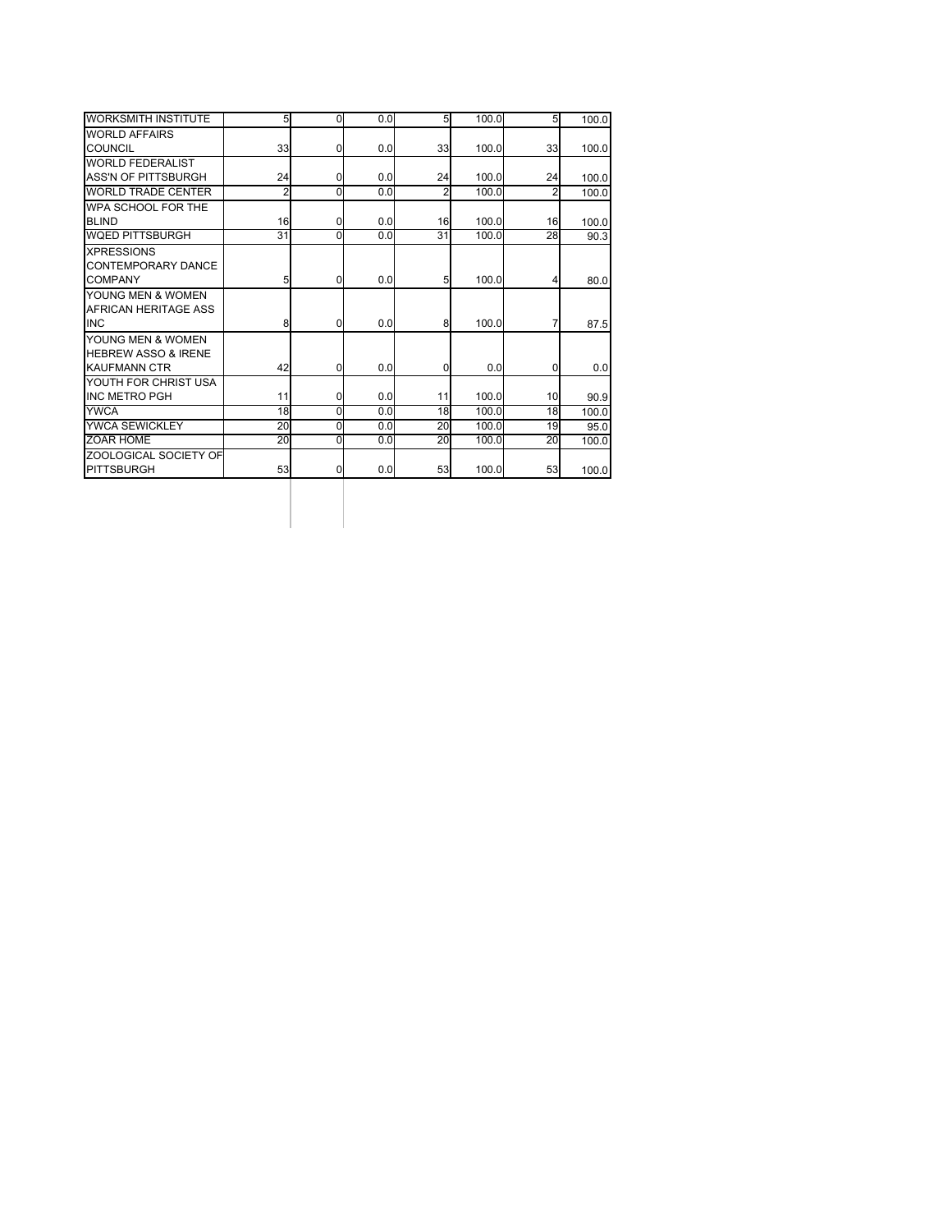| | | | | | | | |
|---|---|---|---|---|---|---|---|
| WORKSMITH INSTITUTE | 5 | 0 | 0.0 | 5 | 100.0 | 5 | 100.0 |
| WORLD AFFAIRS COUNCIL | 33 | 0 | 0.0 | 33 | 100.0 | 33 | 100.0 |
| WORLD FEDERALIST ASS'N OF PITTSBURGH | 24 | 0 | 0.0 | 24 | 100.0 | 24 | 100.0 |
| WORLD TRADE CENTER | 2 | 0 | 0.0 | 2 | 100.0 | 2 | 100.0 |
| WPA SCHOOL FOR THE BLIND | 16 | 0 | 0.0 | 16 | 100.0 | 16 | 100.0 |
| WQED PITTSBURGH | 31 | 0 | 0.0 | 31 | 100.0 | 28 | 90.3 |
| XPRESSIONS CONTEMPORARY DANCE COMPANY | 5 | 0 | 0.0 | 5 | 100.0 | 4 | 80.0 |
| YOUNG MEN & WOMEN AFRICAN HERITAGE ASS INC | 8 | 0 | 0.0 | 8 | 100.0 | 7 | 87.5 |
| YOUNG MEN & WOMEN HEBREW ASSO & IRENE KAUFMANN CTR | 42 | 0 | 0.0 | 0 | 0.0 | 0 | 0.0 |
| YOUTH FOR CHRIST USA INC METRO PGH | 11 | 0 | 0.0 | 11 | 100.0 | 10 | 90.9 |
| YWCA | 18 | 0 | 0.0 | 18 | 100.0 | 18 | 100.0 |
| YWCA SEWICKLEY | 20 | 0 | 0.0 | 20 | 100.0 | 19 | 95.0 |
| ZOAR HOME | 20 | 0 | 0.0 | 20 | 100.0 | 20 | 100.0 |
| ZOOLOGICAL SOCIETY OF PITTSBURGH | 53 | 0 | 0.0 | 53 | 100.0 | 53 | 100.0 |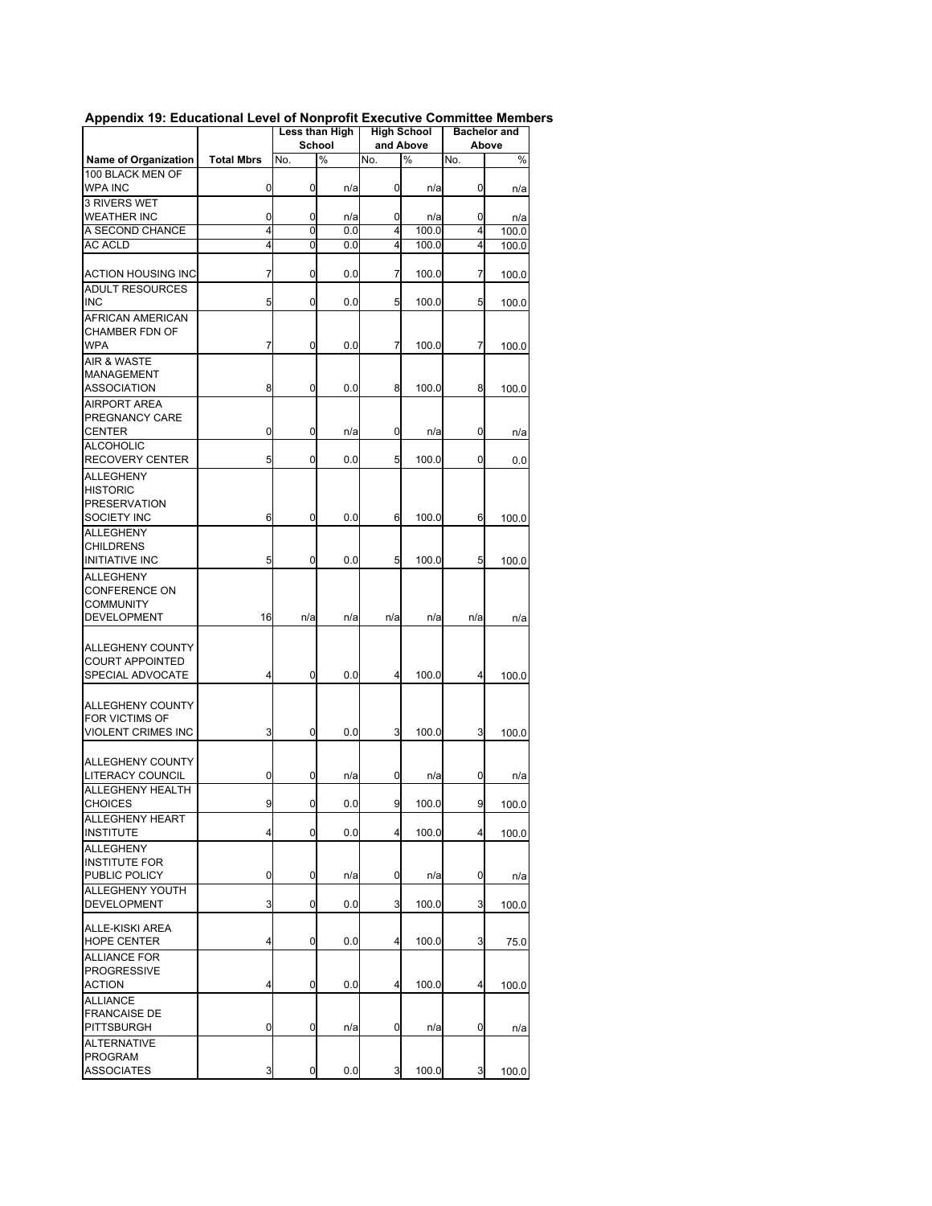## Appendix 19: Educational Level of Nonprofit Executive Committee Members

| Name of Organization | Total Mbrs | Less than High School | | High School and Above | | Bachelor and Above | |
|---|---|---|---|---|---|---|---|
| | | No. | % | No. | % | No. | % |
| 100 BLACK MEN OF WPA INC | 0 | 0 | n/a | 0 | n/a | 0 | n/a |
| 3 RIVERS WET WEATHER INC | 0 | 0 | n/a | 0 | n/a | 0 | n/a |
| A SECOND CHANCE | 4 | 0 | 0.0 | 4 | 100.0 | 4 | 100.0 |
| AC ACLD | 4 | 0 | 0.0 | 4 | 100.0 | 4 | 100.0 |
| ACTION HOUSING INC | 7 | 0 | 0.0 | 7 | 100.0 | 7 | 100.0 |
| ADULT RESOURCES INC | 5 | 0 | 0.0 | 5 | 100.0 | 5 | 100.0 |
| AFRICAN AMERICAN CHAMBER FDN OF WPA | 7 | 0 | 0.0 | 7 | 100.0 | 7 | 100.0 |
| AIR & WASTE MANAGEMENT ASSOCIATION | 8 | 0 | 0.0 | 8 | 100.0 | 8 | 100.0 |
| AIRPORT AREA PREGNANCY CARE CENTER | 0 | 0 | n/a | 0 | n/a | 0 | n/a |
| ALCOHOLIC RECOVERY CENTER | 5 | 0 | 0.0 | 5 | 100.0 | 0 | 0.0 |
| ALLEGHENY HISTORIC PRESERVATION SOCIETY INC | 6 | 0 | 0.0 | 6 | 100.0 | 6 | 100.0 |
| ALLEGHENY CHILDRENS INITIATIVE INC | 5 | 0 | 0.0 | 5 | 100.0 | 5 | 100.0 |
| ALLEGHENY CONFERENCE ON COMMUNITY DEVELOPMENT | 16 | n/a | n/a | n/a | n/a | n/a | n/a |
| ALLEGHENY COUNTY COURT APPOINTED SPECIAL ADVOCATE | 4 | 0 | 0.0 | 4 | 100.0 | 4 | 100.0 |
| ALLEGHENY COUNTY FOR VICTIMS OF VIOLENT CRIMES INC | 3 | 0 | 0.0 | 3 | 100.0 | 3 | 100.0 |
| ALLEGHENY COUNTY LITERACY COUNCIL | 0 | 0 | n/a | 0 | n/a | 0 | n/a |
| ALLEGHENY HEALTH CHOICES | 9 | 0 | 0.0 | 9 | 100.0 | 9 | 100.0 |
| ALLEGHENY HEART INSTITUTE | 4 | 0 | 0.0 | 4 | 100.0 | 4 | 100.0 |
| ALLEGHENY INSTITUTE FOR PUBLIC POLICY | 0 | 0 | n/a | 0 | n/a | 0 | n/a |
| ALLEGHENY YOUTH DEVELOPMENT | 3 | 0 | 0.0 | 3 | 100.0 | 3 | 100.0 |
| ALLE-KISKI AREA HOPE CENTER | 4 | 0 | 0.0 | 4 | 100.0 | 3 | 75.0 |
| ALLIANCE FOR PROGRESSIVE ACTION | 4 | 0 | 0.0 | 4 | 100.0 | 4 | 100.0 |
| ALLIANCE FRANCAISE DE PITTSBURGH | 0 | 0 | n/a | 0 | n/a | 0 | n/a |
| ALTERNATIVE PROGRAM ASSOCIATES | 3 | 0 | 0.0 | 3 | 100.0 | 3 | 100.0 |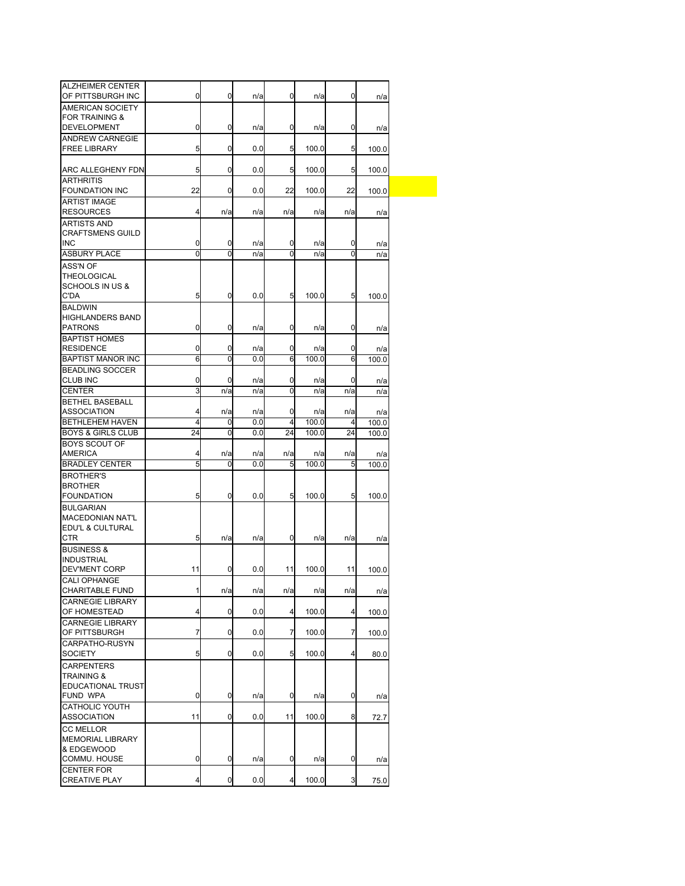| | | | | | | | |
|---|---|---|---|---|---|---|---|
| ALZHEIMER CENTER OF PITTSBURGH INC | 0 | 0 | n/a | 0 | n/a | 0 | n/a |
| AMERICAN SOCIETY FOR TRAINING & DEVELOPMENT | 0 | 0 | n/a | 0 | n/a | 0 | n/a |
| ANDREW CARNEGIE FREE LIBRARY | 5 | 0 | 0.0 | 5 | 100.0 | 5 | 100.0 |
| ARC ALLEGHENY FDN | 5 | 0 | 0.0 | 5 | 100.0 | 5 | 100.0 |
| ARTHRITIS FOUNDATION INC | 22 | 0 | 0.0 | 22 | 100.0 | 22 | 100.0 |
| ARTIST IMAGE RESOURCES | 4 | n/a | n/a | n/a | n/a | n/a | n/a |
| ARTISTS AND CRAFTSMENS GUILD INC | 0 | 0 | n/a | 0 | n/a | 0 | n/a |
| ASBURY PLACE | 0 | 0 | n/a | 0 | n/a | 0 | n/a |
| ASS'N OF THEOLOGICAL SCHOOLS IN US & C'DA | 5 | 0 | 0.0 | 5 | 100.0 | 5 | 100.0 |
| BALDWIN HIGHLANDERS BAND PATRONS | 0 | 0 | n/a | 0 | n/a | 0 | n/a |
| BAPTIST HOMES RESIDENCE | 0 | 0 | n/a | 0 | n/a | 0 | n/a |
| BAPTIST MANOR INC | 6 | 0 | 0.0 | 6 | 100.0 | 6 | 100.0 |
| BEADLING SOCCER CLUB INC | 0 | 0 | n/a | 0 | n/a | 0 | n/a |
| CENTER | 3 | n/a | n/a | 0 | n/a | n/a | n/a |
| BETHEL BASEBALL ASSOCIATION | 4 | n/a | n/a | 0 | n/a | n/a | n/a |
| BETHLEHEM HAVEN | 4 | 0 | 0.0 | 4 | 100.0 | 4 | 100.0 |
| BOYS & GIRLS CLUB | 24 | 0 | 0.0 | 24 | 100.0 | 24 | 100.0 |
| BOYS SCOUT OF AMERICA | 4 | n/a | n/a | n/a | n/a | n/a | n/a |
| BRADLEY CENTER | 5 | 0 | 0.0 | 5 | 100.0 | 5 | 100.0 |
| BROTHER'S BROTHER FOUNDATION | 5 | 0 | 0.0 | 5 | 100.0 | 5 | 100.0 |
| BULGARIAN MACEDONIAN NAT'L EDU'L & CULTURAL CTR | 5 | n/a | n/a | 0 | n/a | n/a | n/a |
| BUSINESS & INDUSTRIAL DEV'MENT CORP | 11 | 0 | 0.0 | 11 | 100.0 | 11 | 100.0 |
| CALI OPHANGE CHARITABLE FUND | 1 | n/a | n/a | n/a | n/a | n/a | n/a |
| CARNEGIE LIBRARY OF HOMESTEAD | 4 | 0 | 0.0 | 4 | 100.0 | 4 | 100.0 |
| CARNEGIE LIBRARY OF PITTSBURGH | 7 | 0 | 0.0 | 7 | 100.0 | 7 | 100.0 |
| CARPATHO-RUSYN SOCIETY | 5 | 0 | 0.0 | 5 | 100.0 | 4 | 80.0 |
| CARPENTERS TRAINING & EDUCATIONAL TRUST FUND WPA | 0 | 0 | n/a | 0 | n/a | 0 | n/a |
| CATHOLIC YOUTH ASSOCIATION | 11 | 0 | 0.0 | 11 | 100.0 | 8 | 72.7 |
| CC MELLOR MEMORIAL LIBRARY & EDGEWOOD COMMU. HOUSE | 0 | 0 | n/a | 0 | n/a | 0 | n/a |
| CENTER FOR CREATIVE PLAY | 4 | 0 | 0.0 | 4 | 100.0 | 3 | 75.0 |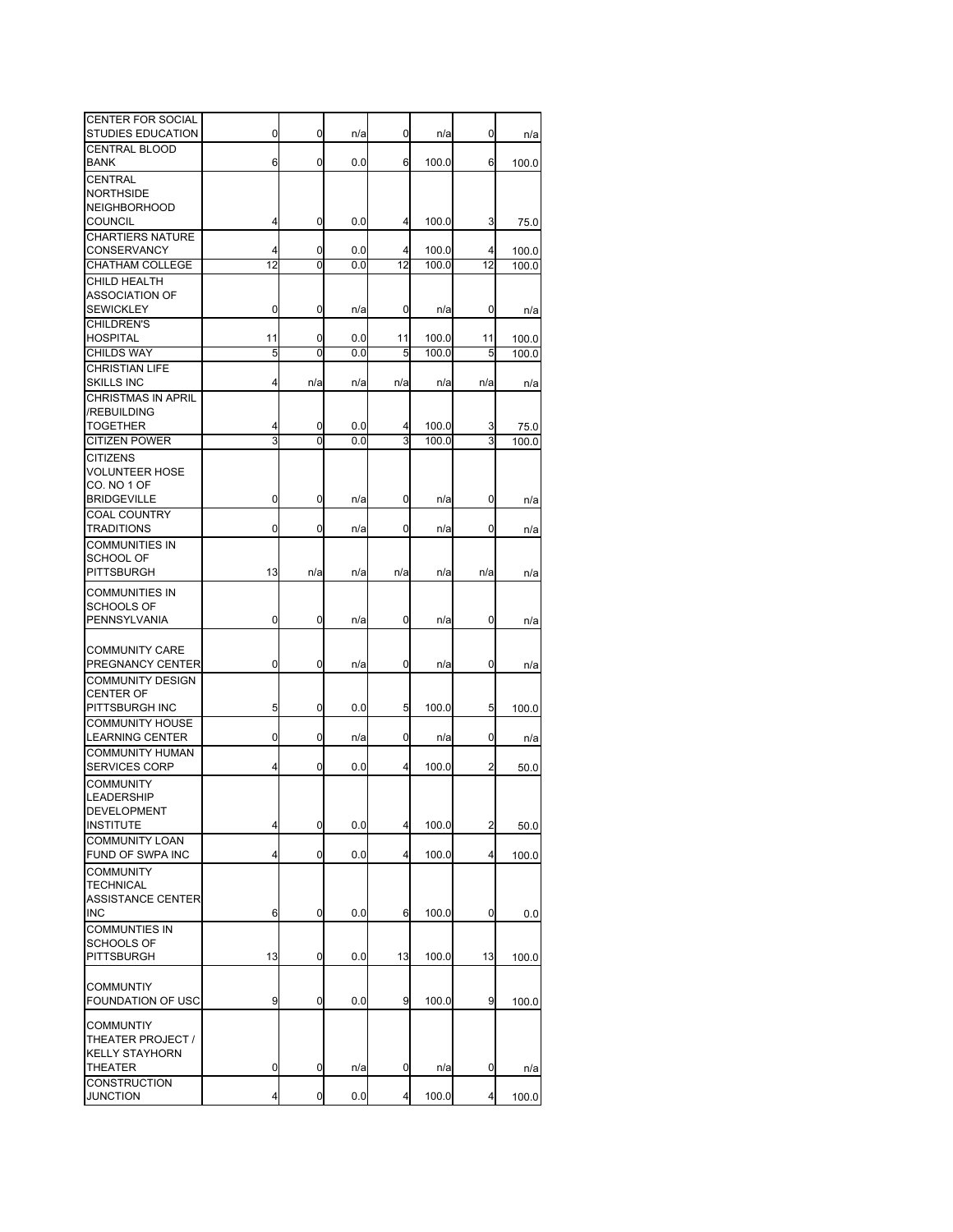| | | | | | | | |
|---|---|---|---|---|---|---|---|
| CENTER FOR SOCIAL STUDIES EDUCATION | 0 | 0 | n/a | 0 | n/a | 0 | n/a |
| CENTRAL BLOOD BANK | 6 | 0 | 0.0 | 6 | 100.0 | 6 | 100.0 |
| CENTRAL NORTHSIDE NEIGHBORHOOD COUNCIL | 4 | 0 | 0.0 | 4 | 100.0 | 3 | 75.0 |
| CHARTIERS NATURE CONSERVANCY | 4 | 0 | 0.0 | 4 | 100.0 | 4 | 100.0 |
| CHATHAM COLLEGE | 12 | 0 | 0.0 | 12 | 100.0 | 12 | 100.0 |
| CHILD HEALTH ASSOCIATION OF SEWICKLEY | 0 | 0 | n/a | 0 | n/a | 0 | n/a |
| CHILDREN'S HOSPITAL | 11 | 0 | 0.0 | 11 | 100.0 | 11 | 100.0 |
| CHILDS WAY | 5 | 0 | 0.0 | 5 | 100.0 | 5 | 100.0 |
| CHRISTIAN LIFE SKILLS INC | 4 | n/a | n/a | n/a | n/a | n/a | n/a |
| CHRISTMAS IN APRIL /REBUILDING TOGETHER | 4 | 0 | 0.0 | 4 | 100.0 | 3 | 75.0 |
| CITIZEN POWER | 3 | 0 | 0.0 | 3 | 100.0 | 3 | 100.0 |
| CITIZENS VOLUNTEER HOSE CO. NO 1 OF BRIDGEVILLE | 0 | 0 | n/a | 0 | n/a | 0 | n/a |
| COAL COUNTRY TRADITIONS | 0 | 0 | n/a | 0 | n/a | 0 | n/a |
| COMMUNITIES IN SCHOOL OF PITTSBURGH | 13 | n/a | n/a | n/a | n/a | n/a | n/a |
| COMMUNITIES IN SCHOOLS OF PENNSYLVANIA | 0 | 0 | n/a | 0 | n/a | 0 | n/a |
| COMMUNITY CARE PREGNANCY CENTER | 0 | 0 | n/a | 0 | n/a | 0 | n/a |
| COMMUNITY DESIGN CENTER OF PITTSBURGH INC | 5 | 0 | 0.0 | 5 | 100.0 | 5 | 100.0 |
| COMMUNITY HOUSE LEARNING CENTER | 0 | 0 | n/a | 0 | n/a | 0 | n/a |
| COMMUNITY HUMAN SERVICES CORP | 4 | 0 | 0.0 | 4 | 100.0 | 2 | 50.0 |
| COMMUNITY LEADERSHIP DEVELOPMENT INSTITUTE | 4 | 0 | 0.0 | 4 | 100.0 | 2 | 50.0 |
| COMMUNITY LOAN FUND OF SWPA INC | 4 | 0 | 0.0 | 4 | 100.0 | 4 | 100.0 |
| COMMUNITY TECHNICAL ASSISTANCE CENTER INC | 6 | 0 | 0.0 | 6 | 100.0 | 0 | 0.0 |
| COMMUNTIES IN SCHOOLS OF PITTSBURGH | 13 | 0 | 0.0 | 13 | 100.0 | 13 | 100.0 |
| COMMUNTIY FOUNDATION OF USC | 9 | 0 | 0.0 | 9 | 100.0 | 9 | 100.0 |
| COMMUNTIY THEATER PROJECT / KELLY STAYHORN THEATER | 0 | 0 | n/a | 0 | n/a | 0 | n/a |
| CONSTRUCTION JUNCTION | 4 | 0 | 0.0 | 4 | 100.0 | 4 | 100.0 |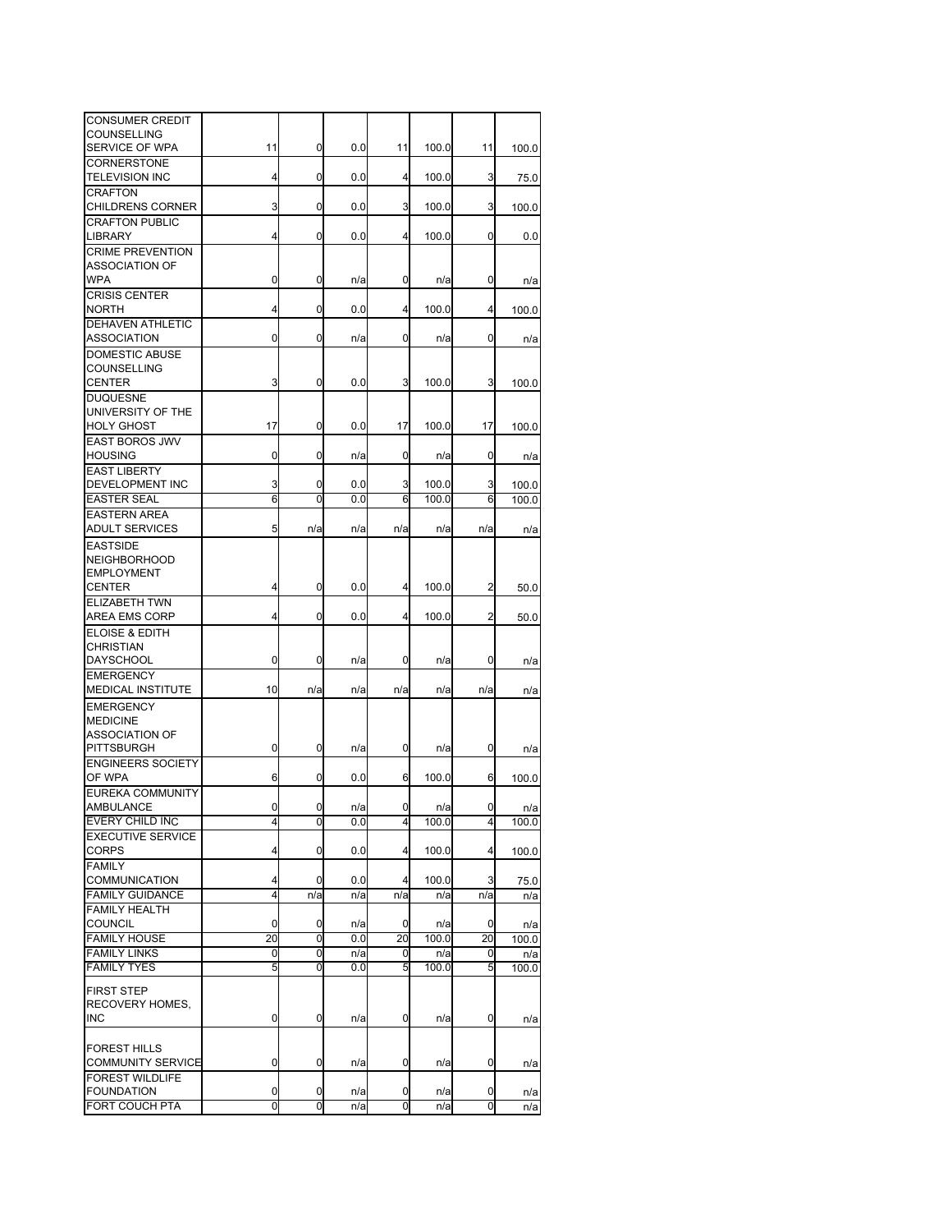| | | | | | | | |
|---|---|---|---|---|---|---|---|
| CONSUMER CREDIT COUNSELLING SERVICE OF WPA | 11 | 0 | 0.0 | 11 | 100.0 | 11 | 100.0 |
| CORNERSTONE TELEVISION INC | 4 | 0 | 0.0 | 4 | 100.0 | 3 | 75.0 |
| CRAFTON CHILDRENS CORNER | 3 | 0 | 0.0 | 3 | 100.0 | 3 | 100.0 |
| CRAFTON PUBLIC LIBRARY | 4 | 0 | 0.0 | 4 | 100.0 | 0 | 0.0 |
| CRIME PREVENTION ASSOCIATION OF WPA | 0 | 0 | n/a | 0 | n/a | 0 | n/a |
| CRISIS CENTER NORTH | 4 | 0 | 0.0 | 4 | 100.0 | 4 | 100.0 |
| DEHAVEN ATHLETIC ASSOCIATION | 0 | 0 | n/a | 0 | n/a | 0 | n/a |
| DOMESTIC ABUSE COUNSELLING CENTER | 3 | 0 | 0.0 | 3 | 100.0 | 3 | 100.0 |
| DUQUESNE UNIVERSITY OF THE HOLY GHOST | 17 | 0 | 0.0 | 17 | 100.0 | 17 | 100.0 |
| EAST BOROS JWV HOUSING | 0 | 0 | n/a | 0 | n/a | 0 | n/a |
| EAST LIBERTY DEVELOPMENT INC | 3 | 0 | 0.0 | 3 | 100.0 | 3 | 100.0 |
| EASTER SEAL | 6 | 0 | 0.0 | 6 | 100.0 | 6 | 100.0 |
| EASTERN AREA ADULT SERVICES | 5 | n/a | n/a | n/a | n/a | n/a | n/a |
| EASTSIDE NEIGHBORHOOD EMPLOYMENT CENTER | 4 | 0 | 0.0 | 4 | 100.0 | 2 | 50.0 |
| ELIZABETH TWN AREA EMS CORP | 4 | 0 | 0.0 | 4 | 100.0 | 2 | 50.0 |
| ELOISE & EDITH CHRISTIAN DAYSCHOOL | 0 | 0 | n/a | 0 | n/a | 0 | n/a |
| EMERGENCY MEDICAL INSTITUTE | 10 | n/a | n/a | n/a | n/a | n/a | n/a |
| EMERGENCY MEDICINE ASSOCIATION OF PITTSBURGH | 0 | 0 | n/a | 0 | n/a | 0 | n/a |
| ENGINEERS SOCIETY OF WPA | 6 | 0 | 0.0 | 6 | 100.0 | 6 | 100.0 |
| EUREKA COMMUNITY AMBULANCE | 0 | 0 | n/a | 0 | n/a | 0 | n/a |
| EVERY CHILD INC | 4 | 0 | 0.0 | 4 | 100.0 | 4 | 100.0 |
| EXECUTIVE SERVICE CORPS | 4 | 0 | 0.0 | 4 | 100.0 | 4 | 100.0 |
| FAMILY COMMUNICATION | 4 | 0 | 0.0 | 4 | 100.0 | 3 | 75.0 |
| FAMILY GUIDANCE | 4 | n/a | n/a | n/a | n/a | n/a | n/a |
| FAMILY HEALTH COUNCIL | 0 | 0 | n/a | 0 | n/a | 0 | n/a |
| FAMILY HOUSE | 20 | 0 | 0.0 | 20 | 100.0 | 20 | 100.0 |
| FAMILY LINKS | 0 | 0 | n/a | 0 | n/a | 0 | n/a |
| FAMILY TYES | 5 | 0 | 0.0 | 5 | 100.0 | 5 | 100.0 |
| FIRST STEP RECOVERY HOMES, INC | 0 | 0 | n/a | 0 | n/a | 0 | n/a |
| FOREST HILLS COMMUNITY SERVICE | 0 | 0 | n/a | 0 | n/a | 0 | n/a |
| FOREST WILDLIFE FOUNDATION | 0 | 0 | n/a | 0 | n/a | 0 | n/a |
| FORT COUCH PTA | 0 | 0 | n/a | 0 | n/a | 0 | n/a |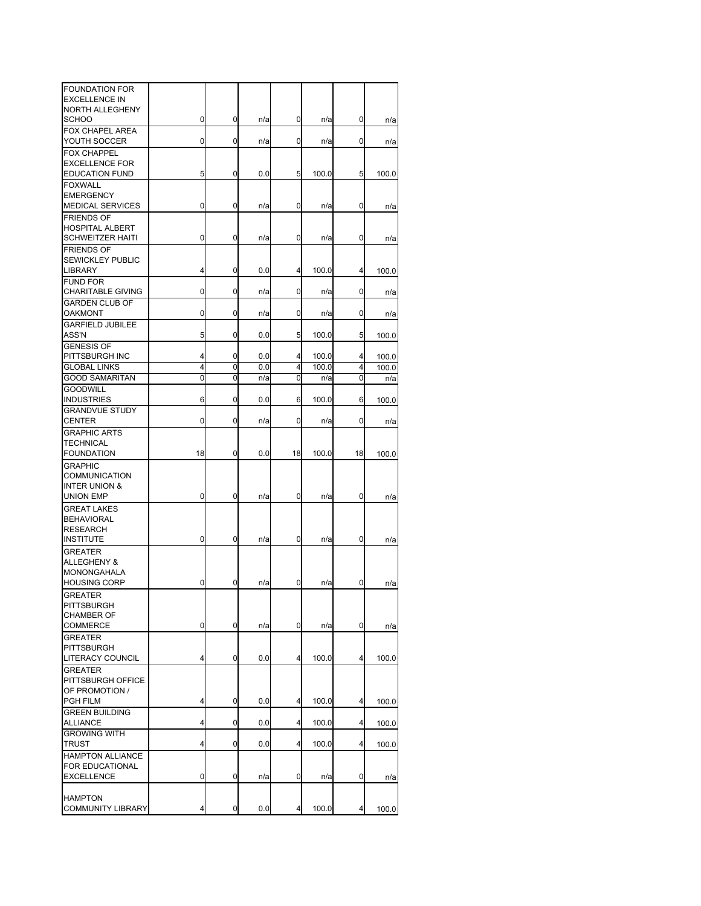| | | | | | | | |
|---|---|---|---|---|---|---|---|
| FOUNDATION FOR EXCELLENCE IN NORTH ALLEGHENY SCHOO | 0 | 0 | n/a | 0 | n/a | 0 | n/a |
| FOX CHAPEL AREA YOUTH SOCCER | 0 | 0 | n/a | 0 | n/a | 0 | n/a |
| FOX CHAPPEL EXCELLENCE FOR EDUCATION FUND | 5 | 0 | 0.0 | 5 | 100.0 | 5 | 100.0 |
| FOXWALL EMERGENCY MEDICAL SERVICES | 0 | 0 | n/a | 0 | n/a | 0 | n/a |
| FRIENDS OF HOSPITAL ALBERT SCHWEITZER HAITI | 0 | 0 | n/a | 0 | n/a | 0 | n/a |
| FRIENDS OF SEWICKLEY PUBLIC LIBRARY | 4 | 0 | 0.0 | 4 | 100.0 | 4 | 100.0 |
| FUND FOR CHARITABLE GIVING | 0 | 0 | n/a | 0 | n/a | 0 | n/a |
| GARDEN CLUB OF OAKMONT | 0 | 0 | n/a | 0 | n/a | 0 | n/a |
| GARFIELD JUBILEE ASS'N | 5 | 0 | 0.0 | 5 | 100.0 | 5 | 100.0 |
| GENESIS OF PITTSBURGH INC | 4 | 0 | 0.0 | 4 | 100.0 | 4 | 100.0 |
| GLOBAL LINKS | 4 | 0 | 0.0 | 4 | 100.0 | 4 | 100.0 |
| GOOD SAMARITAN | 0 | 0 | n/a | 0 | n/a | 0 | n/a |
| GOODWILL INDUSTRIES | 6 | 0 | 0.0 | 6 | 100.0 | 6 | 100.0 |
| GRANDVUE STUDY CENTER | 0 | 0 | n/a | 0 | n/a | 0 | n/a |
| GRAPHIC ARTS TECHNICAL FOUNDATION | 18 | 0 | 0.0 | 18 | 100.0 | 18 | 100.0 |
| GRAPHIC COMMUNICATION INTER UNION & UNION EMP | 0 | 0 | n/a | 0 | n/a | 0 | n/a |
| GREAT LAKES BEHAVIORAL RESEARCH INSTITUTE | 0 | 0 | n/a | 0 | n/a | 0 | n/a |
| GREATER ALLEGHENY & MONONGAHALA HOUSING CORP | 0 | 0 | n/a | 0 | n/a | 0 | n/a |
| GREATER PITTSBURGH CHAMBER OF COMMERCE | 0 | 0 | n/a | 0 | n/a | 0 | n/a |
| GREATER PITTSBURGH LITERACY COUNCIL | 4 | 0 | 0.0 | 4 | 100.0 | 4 | 100.0 |
| GREATER PITTSBURGH OFFICE OF PROMOTION / PGH FILM | 4 | 0 | 0.0 | 4 | 100.0 | 4 | 100.0 |
| GREEN BUILDING ALLIANCE | 4 | 0 | 0.0 | 4 | 100.0 | 4 | 100.0 |
| GROWING WITH TRUST | 4 | 0 | 0.0 | 4 | 100.0 | 4 | 100.0 |
| HAMPTON ALLIANCE FOR EDUCATIONAL EXCELLENCE | 0 | 0 | n/a | 0 | n/a | 0 | n/a |
| HAMPTON COMMUNITY LIBRARY | 4 | 0 | 0.0 | 4 | 100.0 | 4 | 100.0 |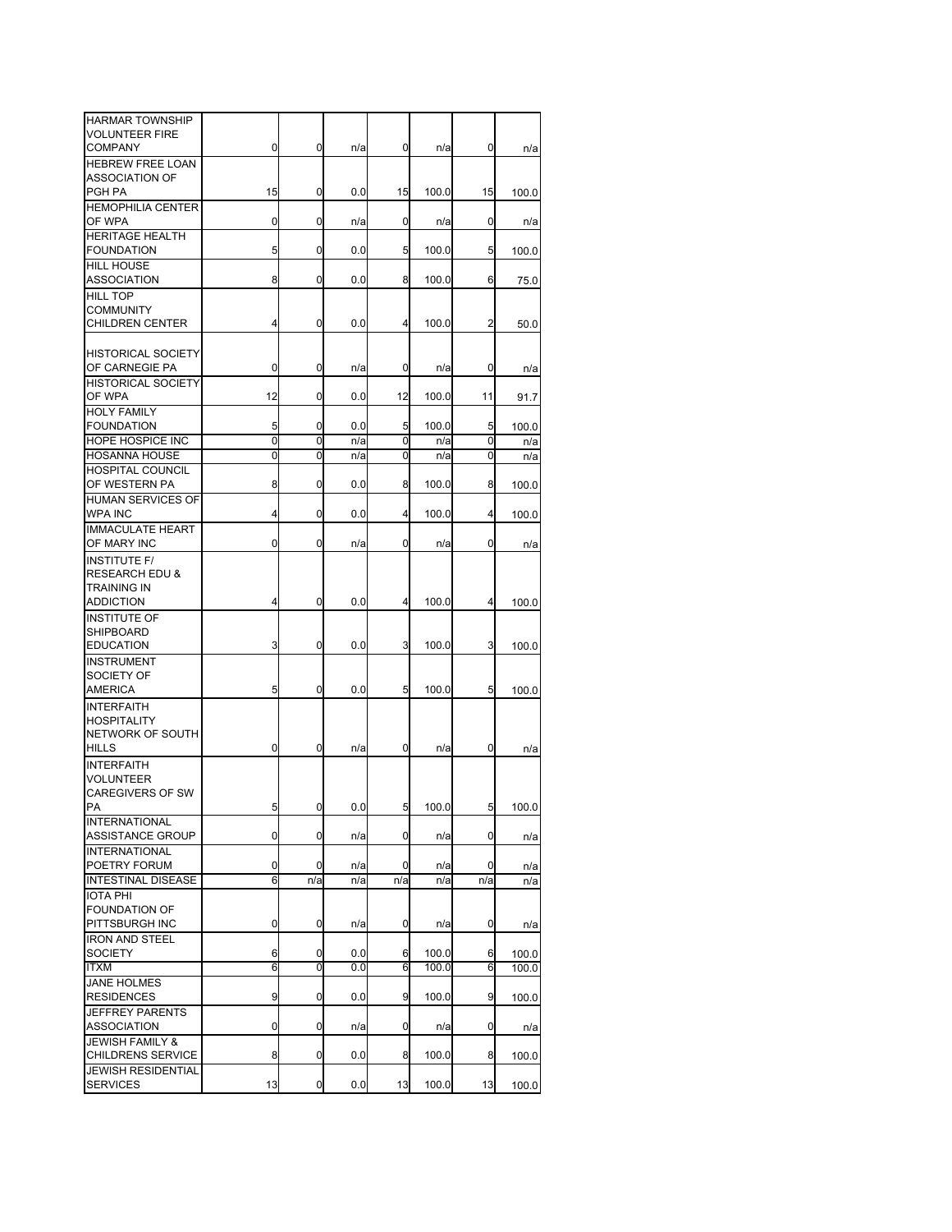| | | | | | | | |
|---|---|---|---|---|---|---|---|
| HARMAR TOWNSHIP VOLUNTEER FIRE COMPANY | 0 | 0 | n/a | 0 | n/a | 0 | n/a |
| HEBREW FREE LOAN ASSOCIATION OF PGH PA | 15 | 0 | 0.0 | 15 | 100.0 | 15 | 100.0 |
| HEMOPHILIA CENTER OF WPA | 0 | 0 | n/a | 0 | n/a | 0 | n/a |
| HERITAGE HEALTH FOUNDATION | 5 | 0 | 0.0 | 5 | 100.0 | 5 | 100.0 |
| HILL HOUSE ASSOCIATION | 8 | 0 | 0.0 | 8 | 100.0 | 6 | 75.0 |
| HILL TOP COMMUNITY CHILDREN CENTER | 4 | 0 | 0.0 | 4 | 100.0 | 2 | 50.0 |
| HISTORICAL SOCIETY OF CARNEGIE PA | 0 | 0 | n/a | 0 | n/a | 0 | n/a |
| HISTORICAL SOCIETY OF WPA | 12 | 0 | 0.0 | 12 | 100.0 | 11 | 91.7 |
| HOLY FAMILY FOUNDATION | 5 | 0 | 0.0 | 5 | 100.0 | 5 | 100.0 |
| HOPE HOSPICE INC | 0 | 0 | n/a | 0 | n/a | 0 | n/a |
| HOSANNA HOUSE | 0 | 0 | n/a | 0 | n/a | 0 | n/a |
| HOSPITAL COUNCIL OF WESTERN PA | 8 | 0 | 0.0 | 8 | 100.0 | 8 | 100.0 |
| HUMAN SERVICES OF WPA INC | 4 | 0 | 0.0 | 4 | 100.0 | 4 | 100.0 |
| IMMACULATE HEART OF MARY INC | 0 | 0 | n/a | 0 | n/a | 0 | n/a |
| INSTITUTE F/ RESEARCH EDU & TRAINING IN ADDICTION | 4 | 0 | 0.0 | 4 | 100.0 | 4 | 100.0 |
| INSTITUTE OF SHIPBOARD EDUCATION | 3 | 0 | 0.0 | 3 | 100.0 | 3 | 100.0 |
| INSTRUMENT SOCIETY OF AMERICA | 5 | 0 | 0.0 | 5 | 100.0 | 5 | 100.0 |
| INTERFAITH HOSPITALITY NETWORK OF SOUTH HILLS | 0 | 0 | n/a | 0 | n/a | 0 | n/a |
| INTERFAITH VOLUNTEER CAREGIVERS OF SW PA | 5 | 0 | 0.0 | 5 | 100.0 | 5 | 100.0 |
| INTERNATIONAL ASSISTANCE GROUP | 0 | 0 | n/a | 0 | n/a | 0 | n/a |
| INTERNATIONAL POETRY FORUM | 0 | 0 | n/a | 0 | n/a | 0 | n/a |
| INTESTINAL DISEASE | 6 | n/a | n/a | n/a | n/a | n/a | n/a |
| IOTA PHI FOUNDATION OF PITTSBURGH INC | 0 | 0 | n/a | 0 | n/a | 0 | n/a |
| IRON AND STEEL SOCIETY | 6 | 0 | 0.0 | 6 | 100.0 | 6 | 100.0 |
| ITXM | 6 | 0 | 0.0 | 6 | 100.0 | 6 | 100.0 |
| JANE HOLMES RESIDENCES | 9 | 0 | 0.0 | 9 | 100.0 | 9 | 100.0 |
| JEFFREY PARENTS ASSOCIATION | 0 | 0 | n/a | 0 | n/a | 0 | n/a |
| JEWISH FAMILY & CHILDRENS SERVICE | 8 | 0 | 0.0 | 8 | 100.0 | 8 | 100.0 |
| JEWISH RESIDENTIAL SERVICES | 13 | 0 | 0.0 | 13 | 100.0 | 13 | 100.0 |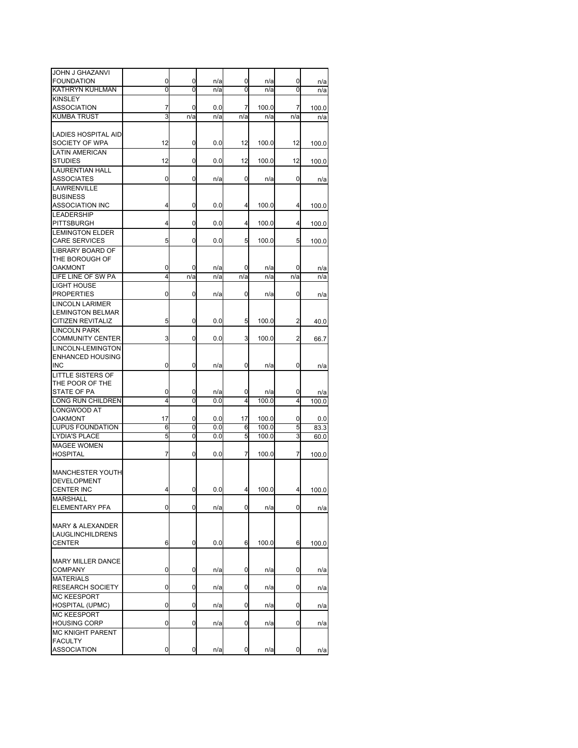| | | | | | | | |
|---|---|---|---|---|---|---|---|
| JOHN J GHAZANVI FOUNDATION | 0 | 0 | n/a | 0 | n/a | 0 | n/a |
| KATHRYN KUHLMAN | 0 | 0 | n/a | 0 | n/a | 0 | n/a |
| KINSLEY ASSOCIATION | 7 | 0 | 0.0 | 7 | 100.0 | 7 | 100.0 |
| KUMBA TRUST | 3 | n/a | n/a | n/a | n/a | n/a | n/a |
| LADIES HOSPITAL AID SOCIETY OF WPA | 12 | 0 | 0.0 | 12 | 100.0 | 12 | 100.0 |
| LATIN AMERICAN STUDIES | 12 | 0 | 0.0 | 12 | 100.0 | 12 | 100.0 |
| LAURENTIAN HALL ASSOCIATES | 0 | 0 | n/a | 0 | n/a | 0 | n/a |
| LAWRENVILLE BUSINESS ASSOCIATION INC | 4 | 0 | 0.0 | 4 | 100.0 | 4 | 100.0 |
| LEADERSHIP PITTSBURGH | 4 | 0 | 0.0 | 4 | 100.0 | 4 | 100.0 |
| LEMINGTON ELDER CARE SERVICES | 5 | 0 | 0.0 | 5 | 100.0 | 5 | 100.0 |
| LIBRARY BOARD OF THE BOROUGH OF OAKMONT | 0 | 0 | n/a | 0 | n/a | 0 | n/a |
| LIFE LINE OF SW PA | 4 | n/a | n/a | n/a | n/a | n/a | n/a |
| LIGHT HOUSE PROPERTIES | 0 | 0 | n/a | 0 | n/a | 0 | n/a |
| LINCOLN LARIMER LEMINGTON BELMAR CITIZEN REVITALIZ | 5 | 0 | 0.0 | 5 | 100.0 | 2 | 40.0 |
| LINCOLN PARK COMMUNITY CENTER | 3 | 0 | 0.0 | 3 | 100.0 | 2 | 66.7 |
| LINCOLN-LEMINGTON ENHANCED HOUSING INC | 0 | 0 | n/a | 0 | n/a | 0 | n/a |
| LITTLE SISTERS OF THE POOR OF THE STATE OF PA | 0 | 0 | n/a | 0 | n/a | 0 | n/a |
| LONG RUN CHILDREN | 4 | 0 | 0.0 | 4 | 100.0 | 4 | 100.0 |
| LONGWOOD AT OAKMONT | 17 | 0 | 0.0 | 17 | 100.0 | 0 | 0.0 |
| LUPUS FOUNDATION | 6 | 0 | 0.0 | 6 | 100.0 | 5 | 83.3 |
| LYDIA'S PLACE | 5 | 0 | 0.0 | 5 | 100.0 | 3 | 60.0 |
| MAGEE WOMEN HOSPITAL | 7 | 0 | 0.0 | 7 | 100.0 | 7 | 100.0 |
| MANCHESTER YOUTH DEVELOPMENT CENTER INC | 4 | 0 | 0.0 | 4 | 100.0 | 4 | 100.0 |
| MARSHALL ELEMENTARY PFA | 0 | 0 | n/a | 0 | n/a | 0 | n/a |
| MARY & ALEXANDER LAUGLINCHILDRENS CENTER | 6 | 0 | 0.0 | 6 | 100.0 | 6 | 100.0 |
| MARY MILLER DANCE COMPANY | 0 | 0 | n/a | 0 | n/a | 0 | n/a |
| MATERIALS RESEARCH SOCIETY | 0 | 0 | n/a | 0 | n/a | 0 | n/a |
| MC KEESPORT HOSPITAL (UPMC) | 0 | 0 | n/a | 0 | n/a | 0 | n/a |
| MC KEESPORT HOUSING CORP | 0 | 0 | n/a | 0 | n/a | 0 | n/a |
| MC KNIGHT PARENT FACULTY ASSOCIATION | 0 | 0 | n/a | 0 | n/a | 0 | n/a |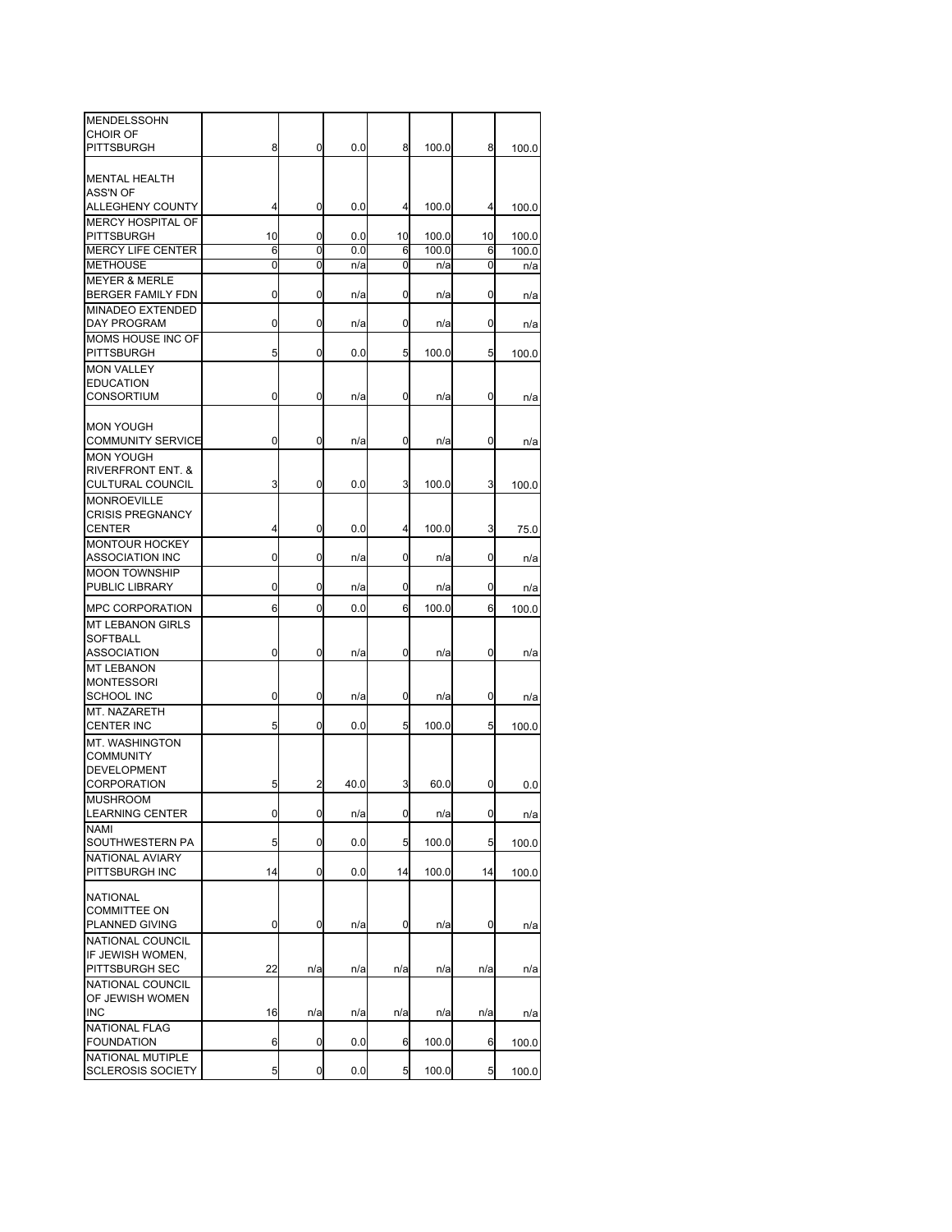| | | | | | | | |
|---|---|---|---|---|---|---|---|
| MENDELSSOHN CHOIR OF PITTSBURGH | 8 | 0 | 0.0 | 8 | 100.0 | 8 | 100.0 |
| MENTAL HEALTH ASS'N OF ALLEGHENY COUNTY | 4 | 0 | 0.0 | 4 | 100.0 | 4 | 100.0 |
| MERCY HOSPITAL OF PITTSBURGH | 10 | 0 | 0.0 | 10 | 100.0 | 10 | 100.0 |
| MERCY LIFE CENTER | 6 | 0 | 0.0 | 6 | 100.0 | 6 | 100.0 |
| METHOUSE | 0 | 0 | n/a | 0 | n/a | 0 | n/a |
| MEYER & MERLE BERGER FAMILY FDN | 0 | 0 | n/a | 0 | n/a | 0 | n/a |
| MINADEO EXTENDED DAY PROGRAM | 0 | 0 | n/a | 0 | n/a | 0 | n/a |
| MOMS HOUSE INC OF PITTSBURGH | 5 | 0 | 0.0 | 5 | 100.0 | 5 | 100.0 |
| MON VALLEY EDUCATION CONSORTIUM | 0 | 0 | n/a | 0 | n/a | 0 | n/a |
| MON YOUGH COMMUNITY SERVICE | 0 | 0 | n/a | 0 | n/a | 0 | n/a |
| MON YOUGH RIVERFRONT ENT. & CULTURAL COUNCIL | 3 | 0 | 0.0 | 3 | 100.0 | 3 | 100.0 |
| MONROEVILLE CRISIS PREGNANCY CENTER | 4 | 0 | 0.0 | 4 | 100.0 | 3 | 75.0 |
| MONTOUR HOCKEY ASSOCIATION INC | 0 | 0 | n/a | 0 | n/a | 0 | n/a |
| MOON TOWNSHIP PUBLIC LIBRARY | 0 | 0 | n/a | 0 | n/a | 0 | n/a |
| MPC CORPORATION | 6 | 0 | 0.0 | 6 | 100.0 | 6 | 100.0 |
| MT LEBANON GIRLS SOFTBALL ASSOCIATION | 0 | 0 | n/a | 0 | n/a | 0 | n/a |
| MT LEBANON MONTESSORI SCHOOL INC | 0 | 0 | n/a | 0 | n/a | 0 | n/a |
| MT. NAZARETH CENTER INC | 5 | 0 | 0.0 | 5 | 100.0 | 5 | 100.0 |
| MT. WASHINGTON COMMUNITY DEVELOPMENT CORPORATION | 5 | 2 | 40.0 | 3 | 60.0 | 0 | 0.0 |
| MUSHROOM LEARNING CENTER | 0 | 0 | n/a | 0 | n/a | 0 | n/a |
| NAMI SOUTHWESTERN PA | 5 | 0 | 0.0 | 5 | 100.0 | 5 | 100.0 |
| NATIONAL AVIARY PITTSBURGH INC | 14 | 0 | 0.0 | 14 | 100.0 | 14 | 100.0 |
| NATIONAL COMMITTEE ON PLANNED GIVING | 0 | 0 | n/a | 0 | n/a | 0 | n/a |
| NATIONAL COUNCIL IF JEWISH WOMEN, PITTSBURGH SEC | 22 | n/a | n/a | n/a | n/a | n/a | n/a |
| NATIONAL COUNCIL OF JEWISH WOMEN INC | 16 | n/a | n/a | n/a | n/a | n/a | n/a |
| NATIONAL FLAG FOUNDATION | 6 | 0 | 0.0 | 6 | 100.0 | 6 | 100.0 |
| NATIONAL MUTIPLE SCLEROSIS SOCIETY | 5 | 0 | 0.0 | 5 | 100.0 | 5 | 100.0 |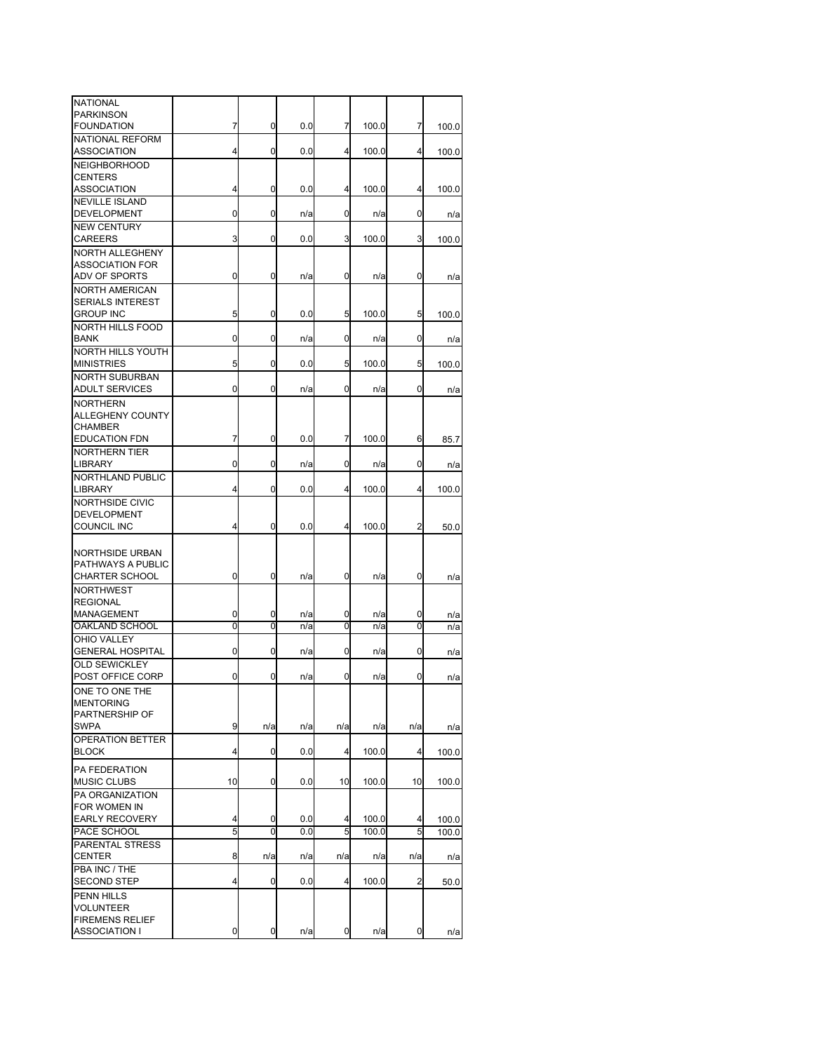| | | | | | | | |
|---|---|---|---|---|---|---|---|
| NATIONAL PARKINSON FOUNDATION | 7 | 0 | 0.0 | 7 | 100.0 | 7 | 100.0 |
| NATIONAL REFORM ASSOCIATION | 4 | 0 | 0.0 | 4 | 100.0 | 4 | 100.0 |
| NEIGHBORHOOD CENTERS ASSOCIATION | 4 | 0 | 0.0 | 4 | 100.0 | 4 | 100.0 |
| NEVILLE ISLAND DEVELOPMENT | 0 | 0 | n/a | 0 | n/a | 0 | n/a |
| NEW CENTURY CAREERS | 3 | 0 | 0.0 | 3 | 100.0 | 3 | 100.0 |
| NORTH ALLEGHENY ASSOCIATION FOR ADV OF SPORTS | 0 | 0 | n/a | 0 | n/a | 0 | n/a |
| NORTH AMERICAN SERIALS INTEREST GROUP INC | 5 | 0 | 0.0 | 5 | 100.0 | 5 | 100.0 |
| NORTH HILLS FOOD BANK | 0 | 0 | n/a | 0 | n/a | 0 | n/a |
| NORTH HILLS YOUTH MINISTRIES | 5 | 0 | 0.0 | 5 | 100.0 | 5 | 100.0 |
| NORTH SUBURBAN ADULT SERVICES | 0 | 0 | n/a | 0 | n/a | 0 | n/a |
| NORTHERN ALLEGHENY COUNTY CHAMBER EDUCATION FDN | 7 | 0 | 0.0 | 7 | 100.0 | 6 | 85.7 |
| NORTHERN TIER LIBRARY | 0 | 0 | n/a | 0 | n/a | 0 | n/a |
| NORTHLAND PUBLIC LIBRARY | 4 | 0 | 0.0 | 4 | 100.0 | 4 | 100.0 |
| NORTHSIDE CIVIC DEVELOPMENT COUNCIL INC | 4 | 0 | 0.0 | 4 | 100.0 | 2 | 50.0 |
| NORTHSIDE URBAN PATHWAYS A PUBLIC CHARTER SCHOOL | 0 | 0 | n/a | 0 | n/a | 0 | n/a |
| NORTHWEST REGIONAL MANAGEMENT | 0 | 0 | n/a | 0 | n/a | 0 | n/a |
| OAKLAND SCHOOL | 0 | 0 | n/a | 0 | n/a | 0 | n/a |
| OHIO VALLEY GENERAL HOSPITAL | 0 | 0 | n/a | 0 | n/a | 0 | n/a |
| OLD SEWICKLEY POST OFFICE CORP | 0 | 0 | n/a | 0 | n/a | 0 | n/a |
| ONE TO ONE THE MENTORING PARTNERSHIP OF SWPA | 9 | n/a | n/a | n/a | n/a | n/a | n/a |
| OPERATION BETTER BLOCK | 4 | 0 | 0.0 | 4 | 100.0 | 4 | 100.0 |
| PA FEDERATION MUSIC CLUBS | 10 | 0 | 0.0 | 10 | 100.0 | 10 | 100.0 |
| PA ORGANIZATION FOR WOMEN IN EARLY RECOVERY | 4 | 0 | 0.0 | 4 | 100.0 | 4 | 100.0 |
| PACE SCHOOL | 5 | 0 | 0.0 | 5 | 100.0 | 5 | 100.0 |
| PARENTAL STRESS CENTER | 8 | n/a | n/a | n/a | n/a | n/a | n/a |
| PBA INC / THE SECOND STEP | 4 | 0 | 0.0 | 4 | 100.0 | 2 | 50.0 |
| PENN HILLS VOLUNTEER FIREMENS RELIEF ASSOCIATION I | 0 | 0 | n/a | 0 | n/a | 0 | n/a |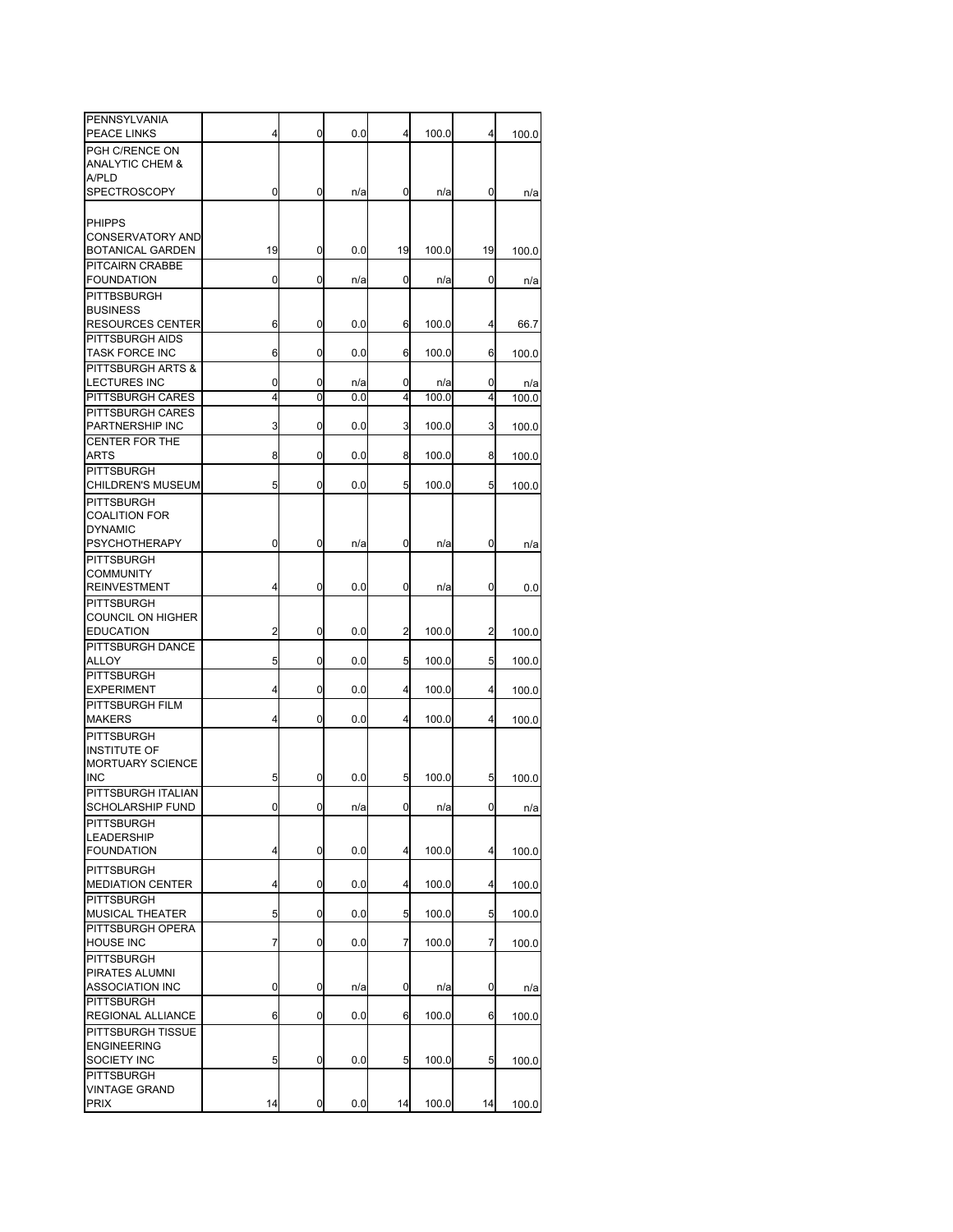| | | | | | | | |
|---|---|---|---|---|---|---|---|
| PENNSYLVANIA PEACE LINKS | 4 | 0 | 0.0 | 4 | 100.0 | 4 | 100.0 |
| PGH C/RENCE ON ANALYTIC CHEM & A/PLD SPECTROSCOPY | 0 | 0 | n/a | 0 | n/a | 0 | n/a |
| PHIPPS CONSERVATORY AND BOTANICAL GARDEN | 19 | 0 | 0.0 | 19 | 100.0 | 19 | 100.0 |
| PITCAIRN CRABBE FOUNDATION | 0 | 0 | n/a | 0 | n/a | 0 | n/a |
| PITTBSBURGH BUSINESS RESOURCES CENTER | 6 | 0 | 0.0 | 6 | 100.0 | 4 | 66.7 |
| PITTSBURGH AIDS TASK FORCE INC | 6 | 0 | 0.0 | 6 | 100.0 | 6 | 100.0 |
| PITTSBURGH ARTS & LECTURES INC | 0 | 0 | n/a | 0 | n/a | 0 | n/a |
| PITTSBURGH CARES | 4 | 0 | 0.0 | 4 | 100.0 | 4 | 100.0 |
| PITTSBURGH CARES PARTNERSHIP INC | 3 | 0 | 0.0 | 3 | 100.0 | 3 | 100.0 |
| CENTER FOR THE ARTS | 8 | 0 | 0.0 | 8 | 100.0 | 8 | 100.0 |
| PITTSBURGH CHILDREN'S MUSEUM | 5 | 0 | 0.0 | 5 | 100.0 | 5 | 100.0 |
| PITTSBURGH COALITION FOR DYNAMIC PSYCHOTHERAPY | 0 | 0 | n/a | 0 | n/a | 0 | n/a |
| PITTSBURGH COMMUNITY REINVESTMENT | 4 | 0 | 0.0 | 0 | n/a | 0 | 0.0 |
| PITTSBURGH COUNCIL ON HIGHER EDUCATION | 2 | 0 | 0.0 | 2 | 100.0 | 2 | 100.0 |
| PITTSBURGH DANCE ALLOY | 5 | 0 | 0.0 | 5 | 100.0 | 5 | 100.0 |
| PITTSBURGH EXPERIMENT | 4 | 0 | 0.0 | 4 | 100.0 | 4 | 100.0 |
| PITTSBURGH FILM MAKERS | 4 | 0 | 0.0 | 4 | 100.0 | 4 | 100.0 |
| PITTSBURGH INSTITUTE OF MORTUARY SCIENCE INC | 5 | 0 | 0.0 | 5 | 100.0 | 5 | 100.0 |
| PITTSBURGH ITALIAN SCHOLARSHIP FUND | 0 | 0 | n/a | 0 | n/a | 0 | n/a |
| PITTSBURGH LEADERSHIP FOUNDATION | 4 | 0 | 0.0 | 4 | 100.0 | 4 | 100.0 |
| PITTSBURGH MEDIATION CENTER | 4 | 0 | 0.0 | 4 | 100.0 | 4 | 100.0 |
| PITTSBURGH MUSICAL THEATER | 5 | 0 | 0.0 | 5 | 100.0 | 5 | 100.0 |
| PITTSBURGH OPERA HOUSE INC | 7 | 0 | 0.0 | 7 | 100.0 | 7 | 100.0 |
| PITTSBURGH PIRATES ALUMNI ASSOCIATION INC | 0 | 0 | n/a | 0 | n/a | 0 | n/a |
| PITTSBURGH REGIONAL ALLIANCE | 6 | 0 | 0.0 | 6 | 100.0 | 6 | 100.0 |
| PITTSBURGH TISSUE ENGINEERING SOCIETY INC | 5 | 0 | 0.0 | 5 | 100.0 | 5 | 100.0 |
| PITTSBURGH VINTAGE GRAND PRIX | 14 | 0 | 0.0 | 14 | 100.0 | 14 | 100.0 |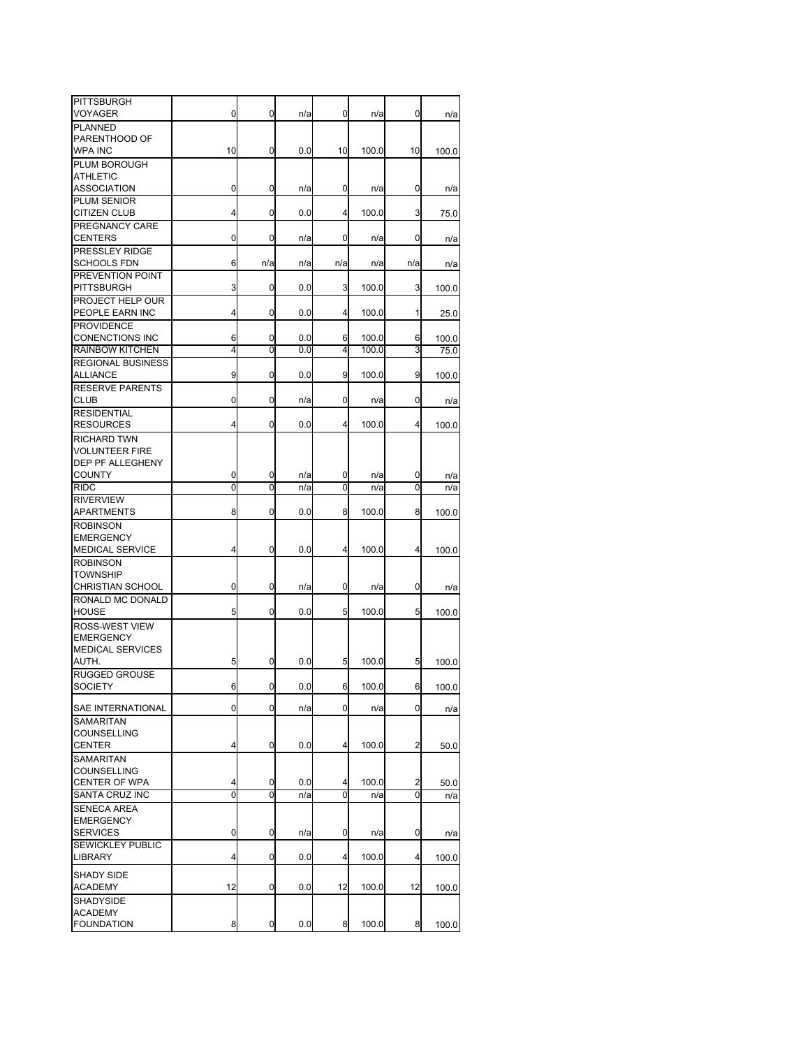| | | | | | | | |
|---|---|---|---|---|---|---|---|
| PITTSBURGH VOYAGER | 0 | 0 | n/a | 0 | n/a | 0 | n/a |
| PLANNED PARENTHOOD OF WPA INC | 10 | 0 | 0.0 | 10 | 100.0 | 10 | 100.0 |
| PLUM BOROUGH ATHLETIC ASSOCIATION | 0 | 0 | n/a | 0 | n/a | 0 | n/a |
| PLUM SENIOR CITIZEN CLUB | 4 | 0 | 0.0 | 4 | 100.0 | 3 | 75.0 |
| PREGNANCY CARE CENTERS | 0 | 0 | n/a | 0 | n/a | 0 | n/a |
| PRESSLEY RIDGE SCHOOLS FDN | 6 | n/a | n/a | n/a | n/a | n/a | n/a |
| PREVENTION POINT PITTSBURGH | 3 | 0 | 0.0 | 3 | 100.0 | 3 | 100.0 |
| PROJECT HELP OUR PEOPLE EARN INC | 4 | 0 | 0.0 | 4 | 100.0 | 1 | 25.0 |
| PROVIDENCE CONENCTIONS INC | 6 | 0 | 0.0 | 6 | 100.0 | 6 | 100.0 |
| RAINBOW KITCHEN | 4 | 0 | 0.0 | 4 | 100.0 | 3 | 75.0 |
| REGIONAL BUSINESS ALLIANCE | 9 | 0 | 0.0 | 9 | 100.0 | 9 | 100.0 |
| RESERVE PARENTS CLUB | 0 | 0 | n/a | 0 | n/a | 0 | n/a |
| RESIDENTIAL RESOURCES | 4 | 0 | 0.0 | 4 | 100.0 | 4 | 100.0 |
| RICHARD TWN VOLUNTEER FIRE DEP PF ALLEGHENY COUNTY | 0 | 0 | n/a | 0 | n/a | 0 | n/a |
| RIDC | 0 | 0 | n/a | 0 | n/a | 0 | n/a |
| RIVERVIEW APARTMENTS | 8 | 0 | 0.0 | 8 | 100.0 | 8 | 100.0 |
| ROBINSON EMERGENCY MEDICAL SERVICE | 4 | 0 | 0.0 | 4 | 100.0 | 4 | 100.0 |
| ROBINSON TOWNSHIP CHRISTIAN SCHOOL | 0 | 0 | n/a | 0 | n/a | 0 | n/a |
| RONALD MC DONALD HOUSE | 5 | 0 | 0.0 | 5 | 100.0 | 5 | 100.0 |
| ROSS-WEST VIEW EMERGENCY MEDICAL SERVICES AUTH. | 5 | 0 | 0.0 | 5 | 100.0 | 5 | 100.0 |
| RUGGED GROUSE SOCIETY | 6 | 0 | 0.0 | 6 | 100.0 | 6 | 100.0 |
| SAE INTERNATIONAL | 0 | 0 | n/a | 0 | n/a | 0 | n/a |
| SAMARITAN COUNSELLING CENTER | 4 | 0 | 0.0 | 4 | 100.0 | 2 | 50.0 |
| SAMARITAN COUNSELLING CENTER OF WPA | 4 | 0 | 0.0 | 4 | 100.0 | 2 | 50.0 |
| SANTA CRUZ INC | 0 | 0 | n/a | 0 | n/a | 0 | n/a |
| SENECA AREA EMERGENCY SERVICES | 0 | 0 | n/a | 0 | n/a | 0 | n/a |
| SEWICKLEY PUBLIC LIBRARY | 4 | 0 | 0.0 | 4 | 100.0 | 4 | 100.0 |
| SHADY SIDE ACADEMY | 12 | 0 | 0.0 | 12 | 100.0 | 12 | 100.0 |
| SHADYSIDE ACADEMY FOUNDATION | 8 | 0 | 0.0 | 8 | 100.0 | 8 | 100.0 |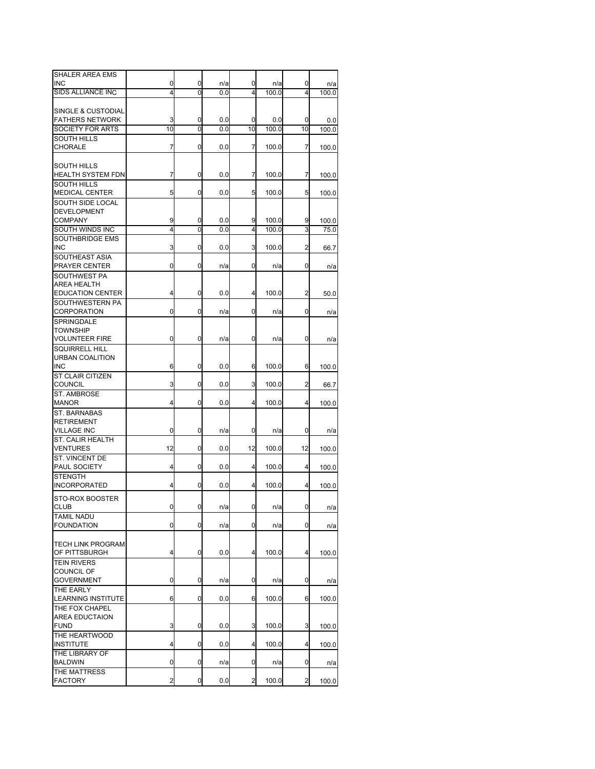| | | | | | | | |
|---|---|---|---|---|---|---|---|
| SHALER AREA EMS INC | 0 | 0 | n/a | 0 | n/a | 0 | n/a |
| SIDS ALLIANCE INC | 4 | 0 | 0.0 | 4 | 100.0 | 4 | 100.0 |
| SINGLE & CUSTODIAL FATHERS NETWORK | 3 | 0 | 0.0 | 0 | 0.0 | 0 | 0.0 |
| SOCIETY FOR ARTS | 10 | 0 | 0.0 | 10 | 100.0 | 10 | 100.0 |
| SOUTH HILLS CHORALE | 7 | 0 | 0.0 | 7 | 100.0 | 7 | 100.0 |
| SOUTH HILLS HEALTH SYSTEM FDN | 7 | 0 | 0.0 | 7 | 100.0 | 7 | 100.0 |
| SOUTH HILLS MEDICAL CENTER | 5 | 0 | 0.0 | 5 | 100.0 | 5 | 100.0 |
| SOUTH SIDE LOCAL DEVELOPMENT COMPANY | 9 | 0 | 0.0 | 9 | 100.0 | 9 | 100.0 |
| SOUTH WINDS INC | 4 | 0 | 0.0 | 4 | 100.0 | 3 | 75.0 |
| SOUTHBRIDGE EMS INC | 3 | 0 | 0.0 | 3 | 100.0 | 2 | 66.7 |
| SOUTHEAST ASIA PRAYER CENTER | 0 | 0 | n/a | 0 | n/a | 0 | n/a |
| SOUTHWEST PA AREA HEALTH EDUCATION CENTER | 4 | 0 | 0.0 | 4 | 100.0 | 2 | 50.0 |
| SOUTHWESTERN PA CORPORATION | 0 | 0 | n/a | 0 | n/a | 0 | n/a |
| SPRINGDALE TOWNSHIP VOLUNTEER FIRE | 0 | 0 | n/a | 0 | n/a | 0 | n/a |
| SQUIRRELL HILL URBAN COALITION INC | 6 | 0 | 0.0 | 6 | 100.0 | 6 | 100.0 |
| ST CLAIR CITIZEN COUNCIL | 3 | 0 | 0.0 | 3 | 100.0 | 2 | 66.7 |
| ST. AMBROSE MANOR | 4 | 0 | 0.0 | 4 | 100.0 | 4 | 100.0 |
| ST. BARNABAS RETIREMENT VILLAGE INC | 0 | 0 | n/a | 0 | n/a | 0 | n/a |
| ST. CALIR HEALTH VENTURES | 12 | 0 | 0.0 | 12 | 100.0 | 12 | 100.0 |
| ST. VINCENT DE PAUL SOCIETY | 4 | 0 | 0.0 | 4 | 100.0 | 4 | 100.0 |
| STENGTH INCORPORATED | 4 | 0 | 0.0 | 4 | 100.0 | 4 | 100.0 |
| STO-ROX BOOSTER CLUB | 0 | 0 | n/a | 0 | n/a | 0 | n/a |
| TAMIL NADU FOUNDATION | 0 | 0 | n/a | 0 | n/a | 0 | n/a |
| TECH LINK PROGRAM OF PITTSBURGH | 4 | 0 | 0.0 | 4 | 100.0 | 4 | 100.0 |
| TEIN RIVERS COUNCIL OF GOVERNMENT | 0 | 0 | n/a | 0 | n/a | 0 | n/a |
| THE EARLY LEARNING INSTITUTE | 6 | 0 | 0.0 | 6 | 100.0 | 6 | 100.0 |
| THE FOX CHAPEL AREA EDUCTAION FUND | 3 | 0 | 0.0 | 3 | 100.0 | 3 | 100.0 |
| THE HEARTWOOD INSTITUTE | 4 | 0 | 0.0 | 4 | 100.0 | 4 | 100.0 |
| THE LIBRARY OF BALDWIN | 0 | 0 | n/a | 0 | n/a | 0 | n/a |
| THE MATTRESS FACTORY | 2 | 0 | 0.0 | 2 | 100.0 | 2 | 100.0 |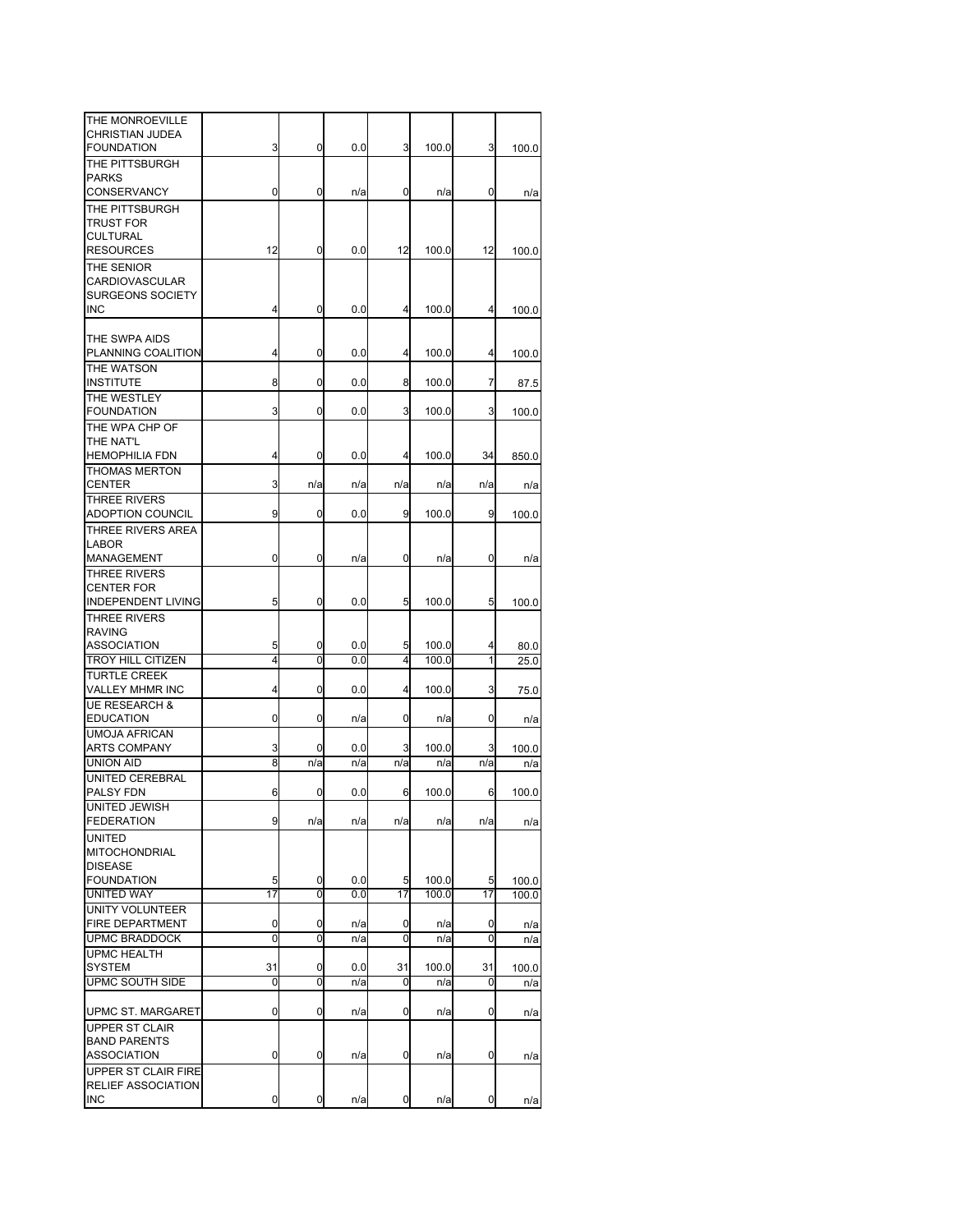| | | | | | | | |
|---|---|---|---|---|---|---|---|
| THE MONROEVILLE CHRISTIAN JUDEA FOUNDATION | 3 | 0 | 0.0 | 3 | 100.0 | 3 | 100.0 |
| THE PITTSBURGH PARKS CONSERVANCY | 0 | 0 | n/a | 0 | n/a | 0 | n/a |
| THE PITTSBURGH TRUST FOR CULTURAL RESOURCES | 12 | 0 | 0.0 | 12 | 100.0 | 12 | 100.0 |
| THE SENIOR CARDIOVASCULAR SURGEONS SOCIETY INC | 4 | 0 | 0.0 | 4 | 100.0 | 4 | 100.0 |
| THE SWPA AIDS PLANNING COALITION | 4 | 0 | 0.0 | 4 | 100.0 | 4 | 100.0 |
| THE WATSON INSTITUTE | 8 | 0 | 0.0 | 8 | 100.0 | 7 | 87.5 |
| THE WESTLEY FOUNDATION | 3 | 0 | 0.0 | 3 | 100.0 | 3 | 100.0 |
| THE WPA CHP OF THE NAT'L HEMOPHILIA FDN | 4 | 0 | 0.0 | 4 | 100.0 | 34 | 850.0 |
| THOMAS MERTON CENTER | 3 | n/a | n/a | n/a | n/a | n/a | n/a |
| THREE RIVERS ADOPTION COUNCIL | 9 | 0 | 0.0 | 9 | 100.0 | 9 | 100.0 |
| THREE RIVERS AREA LABOR MANAGEMENT | 0 | 0 | n/a | 0 | n/a | 0 | n/a |
| THREE RIVERS CENTER FOR INDEPENDENT LIVING | 5 | 0 | 0.0 | 5 | 100.0 | 5 | 100.0 |
| THREE RIVERS RAVING ASSOCIATION | 5 | 0 | 0.0 | 5 | 100.0 | 4 | 80.0 |
| TROY HILL CITIZEN | 4 | 0 | 0.0 | 4 | 100.0 | 1 | 25.0 |
| TURTLE CREEK VALLEY MHMR INC | 4 | 0 | 0.0 | 4 | 100.0 | 3 | 75.0 |
| UE RESEARCH & EDUCATION | 0 | 0 | n/a | 0 | n/a | 0 | n/a |
| UMOJA AFRICAN ARTS COMPANY | 3 | 0 | 0.0 | 3 | 100.0 | 3 | 100.0 |
| UNION AID | 8 | n/a | n/a | n/a | n/a | n/a | n/a |
| UNITED CEREBRAL PALSY FDN | 6 | 0 | 0.0 | 6 | 100.0 | 6 | 100.0 |
| UNITED JEWISH FEDERATION | 9 | n/a | n/a | n/a | n/a | n/a | n/a |
| UNITED MITOCHONDRIAL DISEASE FOUNDATION | 5 | 0 | 0.0 | 5 | 100.0 | 5 | 100.0 |
| UNITED WAY | 17 | 0 | 0.0 | 17 | 100.0 | 17 | 100.0 |
| UNITY VOLUNTEER FIRE DEPARTMENT | 0 | 0 | n/a | 0 | n/a | 0 | n/a |
| UPMC BRADDOCK | 0 | 0 | n/a | 0 | n/a | 0 | n/a |
| UPMC HEALTH SYSTEM | 31 | 0 | 0.0 | 31 | 100.0 | 31 | 100.0 |
| UPMC SOUTH SIDE | 0 | 0 | n/a | 0 | n/a | 0 | n/a |
| UPMC ST. MARGARET | 0 | 0 | n/a | 0 | n/a | 0 | n/a |
| UPPER ST CLAIR BAND PARENTS ASSOCIATION | 0 | 0 | n/a | 0 | n/a | 0 | n/a |
| UPPER ST CLAIR FIRE RELIEF ASSOCIATION INC | 0 | 0 | n/a | 0 | n/a | 0 | n/a |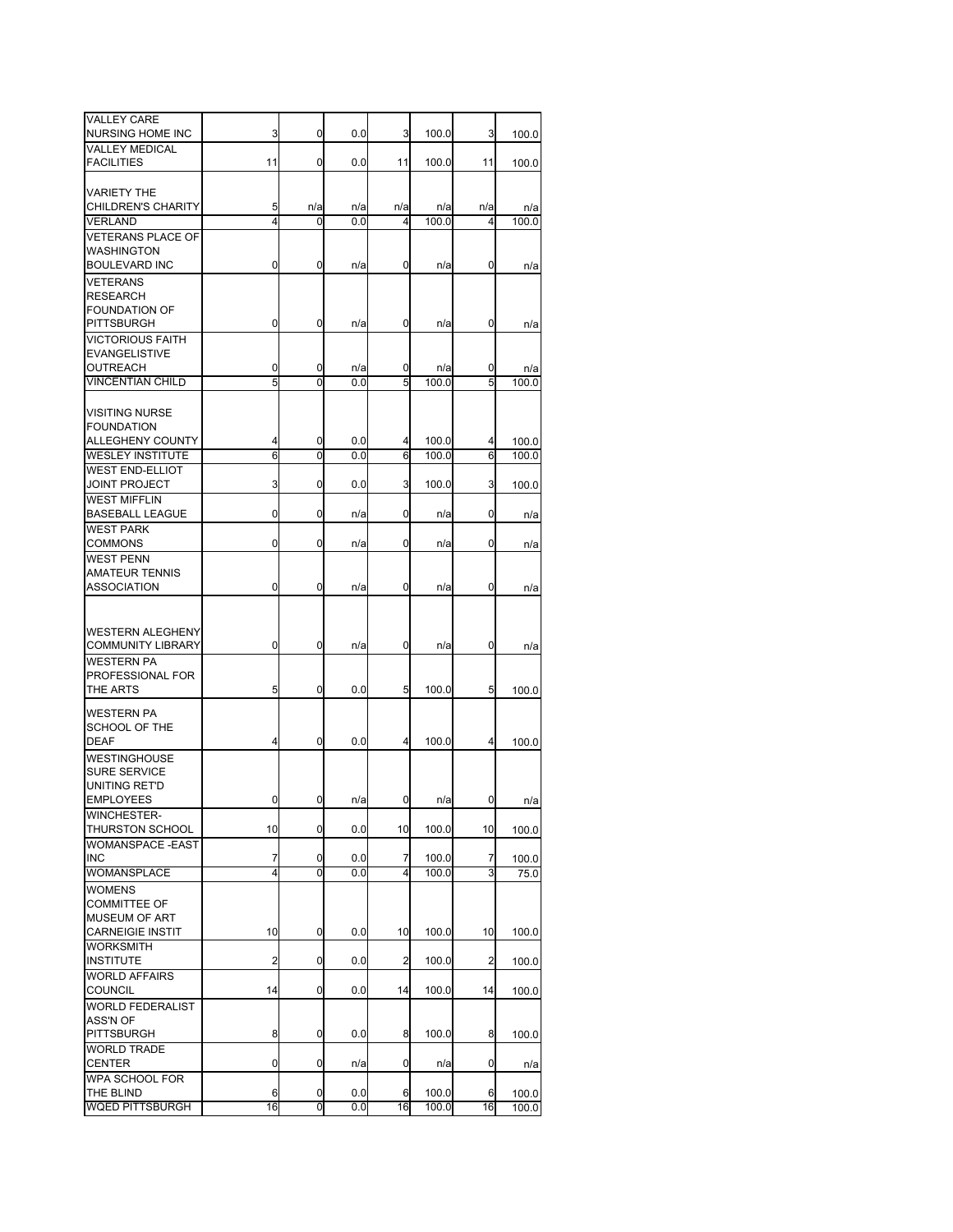| | | | | | | | |
|---|---|---|---|---|---|---|---|
| VALLEY CARE NURSING HOME INC | 3 | 0 | 0.0 | 3 | 100.0 | 3 | 100.0 |
| VALLEY MEDICAL FACILITIES | 11 | 0 | 0.0 | 11 | 100.0 | 11 | 100.0 |
| VARIETY THE CHILDREN'S CHARITY | 5 | n/a | n/a | n/a | n/a | n/a | n/a |
| VERLAND | 4 | 0 | 0.0 | 4 | 100.0 | 4 | 100.0 |
| VETERANS PLACE OF WASHINGTON BOULEVARD INC | 0 | 0 | n/a | 0 | n/a | 0 | n/a |
| VETERANS RESEARCH FOUNDATION OF PITTSBURGH | 0 | 0 | n/a | 0 | n/a | 0 | n/a |
| VICTORIOUS FAITH EVANGELISTIVE OUTREACH | 0 | 0 | n/a | 0 | n/a | 0 | n/a |
| VINCENTIAN CHILD | 5 | 0 | 0.0 | 5 | 100.0 | 5 | 100.0 |
| VISITING NURSE FOUNDATION ALLEGHENY COUNTY | 4 | 0 | 0.0 | 4 | 100.0 | 4 | 100.0 |
| WESLEY INSTITUTE | 6 | 0 | 0.0 | 6 | 100.0 | 6 | 100.0 |
| WEST END-ELLIOT JOINT PROJECT | 3 | 0 | 0.0 | 3 | 100.0 | 3 | 100.0 |
| WEST MIFFLIN BASEBALL LEAGUE | 0 | 0 | n/a | 0 | n/a | 0 | n/a |
| WEST PARK COMMONS | 0 | 0 | n/a | 0 | n/a | 0 | n/a |
| WEST PENN AMATEUR TENNIS ASSOCIATION | 0 | 0 | n/a | 0 | n/a | 0 | n/a |
| WESTERN ALEGHENY COMMUNITY LIBRARY | 0 | 0 | n/a | 0 | n/a | 0 | n/a |
| WESTERN PA PROFESSIONAL FOR THE ARTS | 5 | 0 | 0.0 | 5 | 100.0 | 5 | 100.0 |
| WESTERN PA SCHOOL OF THE DEAF | 4 | 0 | 0.0 | 4 | 100.0 | 4 | 100.0 |
| WESTINGHOUSE SURE SERVICE UNITING RET'D EMPLOYEES | 0 | 0 | n/a | 0 | n/a | 0 | n/a |
| WINCHESTER-THURSTON SCHOOL | 10 | 0 | 0.0 | 10 | 100.0 | 10 | 100.0 |
| WOMANSPACE -EAST INC | 7 | 0 | 0.0 | 7 | 100.0 | 7 | 100.0 |
| WOMANSPLACE | 4 | 0 | 0.0 | 4 | 100.0 | 3 | 75.0 |
| WOMENS COMMITTEE OF MUSEUM OF ART CARNEIGIE INSTIT | 10 | 0 | 0.0 | 10 | 100.0 | 10 | 100.0 |
| WORKSMITH INSTITUTE | 2 | 0 | 0.0 | 2 | 100.0 | 2 | 100.0 |
| WORLD AFFAIRS COUNCIL | 14 | 0 | 0.0 | 14 | 100.0 | 14 | 100.0 |
| WORLD FEDERALIST ASS'N OF PITTSBURGH | 8 | 0 | 0.0 | 8 | 100.0 | 8 | 100.0 |
| WORLD TRADE CENTER | 0 | 0 | n/a | 0 | n/a | 0 | n/a |
| WPA SCHOOL FOR THE BLIND | 6 | 0 | 0.0 | 6 | 100.0 | 6 | 100.0 |
| WQED PITTSBURGH | 16 | 0 | 0.0 | 16 | 100.0 | 16 | 100.0 |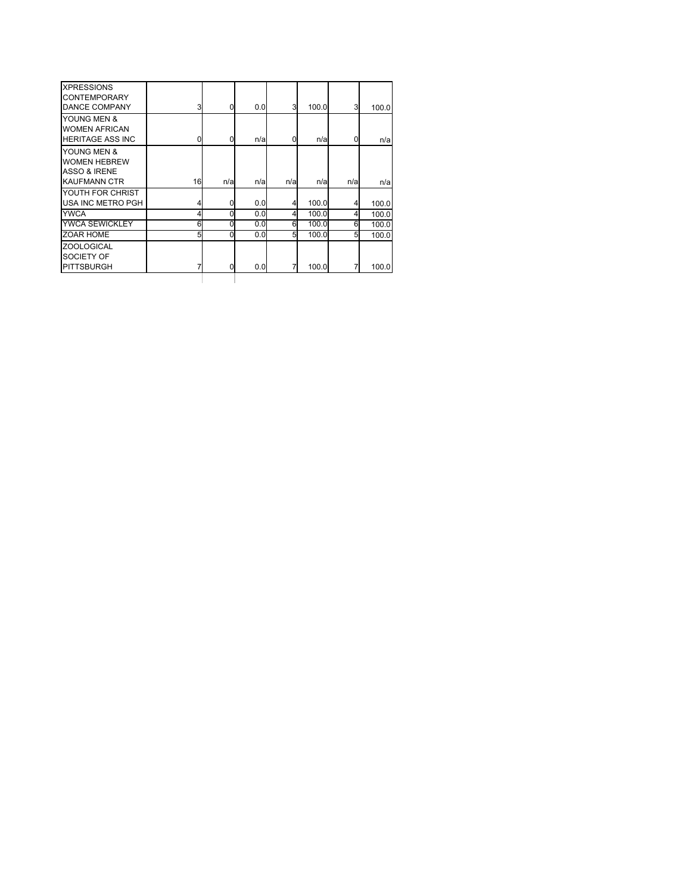| | | | | | | | |
|---|---|---|---|---|---|---|---|
| XPRESSIONS CONTEMPORARY DANCE COMPANY | 3 | 0 | 0.0 | 3 | 100.0 | 3 | 100.0 |
| YOUNG MEN & WOMEN AFRICAN HERITAGE ASS INC | 0 | 0 | n/a | 0 | n/a | 0 | n/a |
| YOUNG MEN & WOMEN HEBREW ASSO & IRENE KAUFMANN CTR | 16 | n/a | n/a | n/a | n/a | n/a | n/a |
| YOUTH FOR CHRIST USA INC METRO PGH | 4 | 0 | 0.0 | 4 | 100.0 | 4 | 100.0 |
| YWCA | 4 | 0 | 0.0 | 4 | 100.0 | 4 | 100.0 |
| YWCA SEWICKLEY | 6 | 0 | 0.0 | 6 | 100.0 | 6 | 100.0 |
| ZOAR HOME | 5 | 0 | 0.0 | 5 | 100.0 | 5 | 100.0 |
| ZOOLOGICAL SOCIETY OF PITTSBURGH | 7 | 0 | 0.0 | 7 | 100.0 | 7 | 100.0 |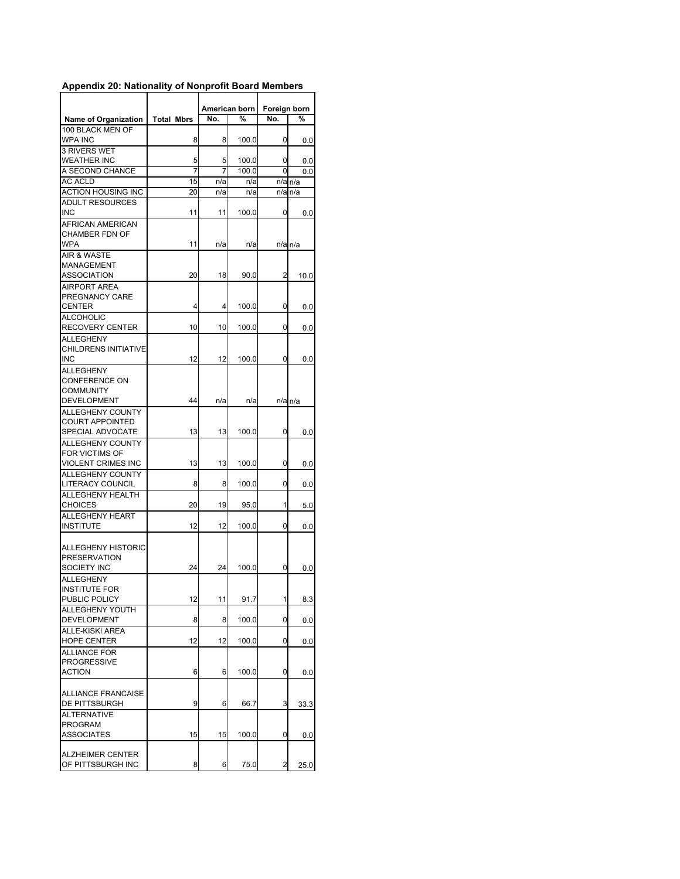**Appendix 20: Nationality of Nonprofit Board Members**

| Name of Organization | Total Mbrs | American born | | Foreign born | |
|---|---|---|---|---|---|
| | | No. | % | No. | % |
| 100 BLACK MEN OF WPA INC | 8 | 8 | 100.0 | 0 | 0.0 |
| 3 RIVERS WET WEATHER INC | 5 | 5 | 100.0 | 0 | 0.0 |
| A SECOND CHANCE | 7 | 7 | 100.0 | 0 | 0.0 |
| AC ACLD | 15 | n/a | n/a | n/a | n/a |
| ACTION HOUSING INC | 20 | n/a | n/a | n/a | n/a |
| ADULT RESOURCES INC | 11 | 11 | 100.0 | 0 | 0.0 |
| AFRICAN AMERICAN CHAMBER FDN OF WPA | 11 | n/a | n/a | n/a | n/a |
| AIR & WASTE MANAGEMENT ASSOCIATION | 20 | 18 | 90.0 | 2 | 10.0 |
| AIRPORT AREA PREGNANCY CARE CENTER | 4 | 4 | 100.0 | 0 | 0.0 |
| ALCOHOLIC RECOVERY CENTER | 10 | 10 | 100.0 | 0 | 0.0 |
| ALLEGHENY CHILDRENS INITIATIVE INC | 12 | 12 | 100.0 | 0 | 0.0 |
| ALLEGHENY CONFERENCE ON COMMUNITY DEVELOPMENT | 44 | n/a | n/a | n/a | n/a |
| ALLEGHENY COUNTY COURT APPOINTED SPECIAL ADVOCATE | 13 | 13 | 100.0 | 0 | 0.0 |
| ALLEGHENY COUNTY FOR VICTIMS OF VIOLENT CRIMES INC | 13 | 13 | 100.0 | 0 | 0.0 |
| ALLEGHENY COUNTY LITERACY COUNCIL | 8 | 8 | 100.0 | 0 | 0.0 |
| ALLEGHENY HEALTH CHOICES | 20 | 19 | 95.0 | 1 | 5.0 |
| ALLEGHENY HEART INSTITUTE | 12 | 12 | 100.0 | 0 | 0.0 |
| ALLEGHENY HISTORIC PRESERVATION SOCIETY INC | 24 | 24 | 100.0 | 0 | 0.0 |
| ALLEGHENY INSTITUTE FOR PUBLIC POLICY | 12 | 11 | 91.7 | 1 | 8.3 |
| ALLEGHENY YOUTH DEVELOPMENT | 8 | 8 | 100.0 | 0 | 0.0 |
| ALLE-KISKI AREA HOPE CENTER | 12 | 12 | 100.0 | 0 | 0.0 |
| ALLIANCE FOR PROGRESSIVE ACTION | 6 | 6 | 100.0 | 0 | 0.0 |
| ALLIANCE FRANCAISE DE PITTSBURGH | 9 | 6 | 66.7 | 3 | 33.3 |
| ALTERNATIVE PROGRAM ASSOCIATES | 15 | 15 | 100.0 | 0 | 0.0 |
| ALZHEIMER CENTER OF PITTSBURGH INC | 8 | 6 | 75.0 | 2 | 25.0 |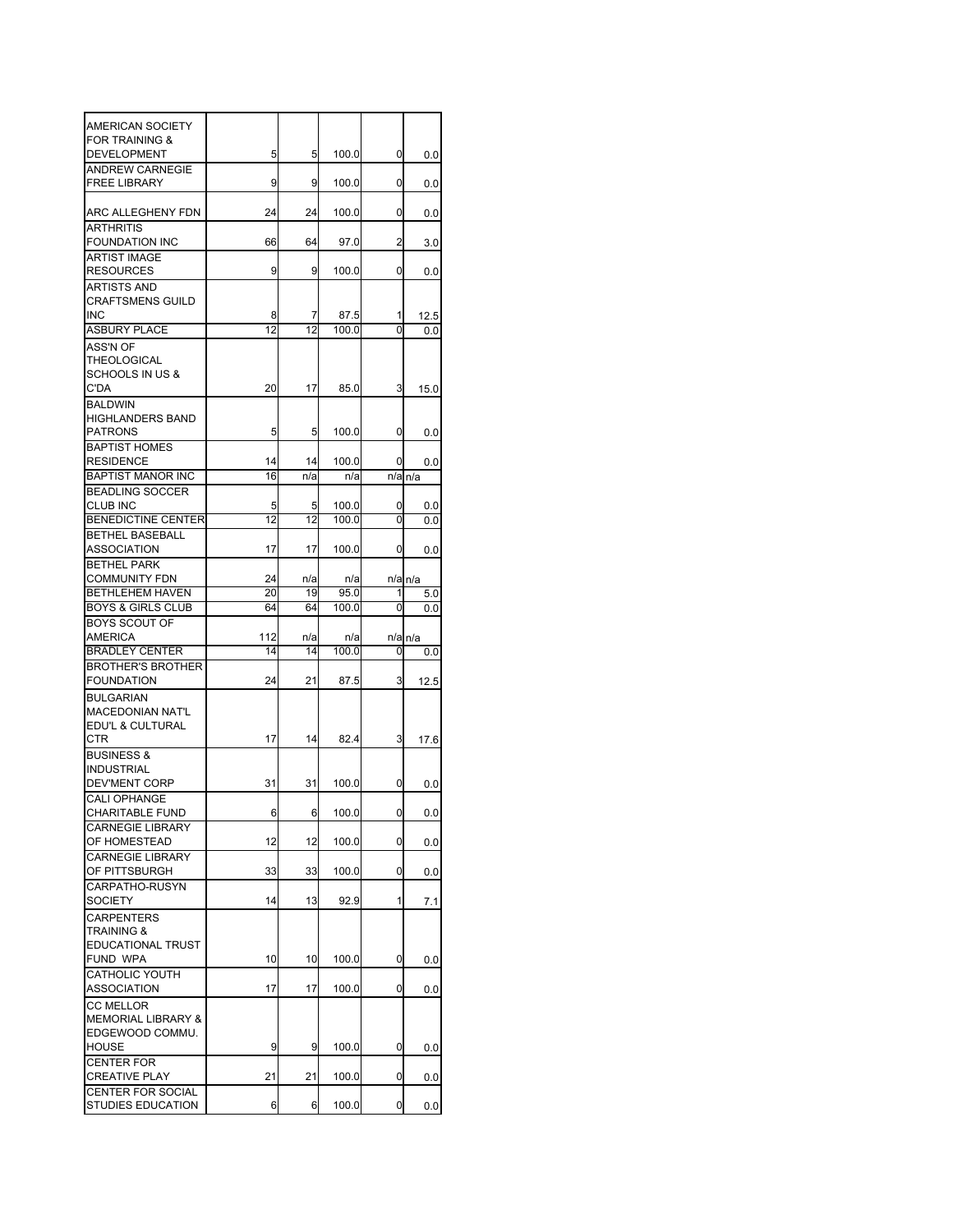| | | | | | |
|---|---|---|---|---|---|
| AMERICAN SOCIETY FOR TRAINING & DEVELOPMENT | 5 | 5 | 100.0 | 0 | 0.0 |
| ANDREW CARNEGIE FREE LIBRARY | 9 | 9 | 100.0 | 0 | 0.0 |
| ARC ALLEGHENY FDN | 24 | 24 | 100.0 | 0 | 0.0 |
| ARTHRITIS FOUNDATION INC | 66 | 64 | 97.0 | 2 | 3.0 |
| ARTIST IMAGE RESOURCES | 9 | 9 | 100.0 | 0 | 0.0 |
| ARTISTS AND CRAFTSMENS GUILD INC | 8 | 7 | 87.5 | 1 | 12.5 |
| ASBURY PLACE | 12 | 12 | 100.0 | 0 | 0.0 |
| ASS'N OF THEOLOGICAL SCHOOLS IN US & C'DA | 20 | 17 | 85.0 | 3 | 15.0 |
| BALDWIN HIGHLANDERS BAND PATRONS | 5 | 5 | 100.0 | 0 | 0.0 |
| BAPTIST HOMES RESIDENCE | 14 | 14 | 100.0 | 0 | 0.0 |
| BAPTIST MANOR INC | 16 | n/a | n/a | n/a | n/a |
| BEADLING SOCCER CLUB INC | 5 | 5 | 100.0 | 0 | 0.0 |
| BENEDICTINE CENTER | 12 | 12 | 100.0 | 0 | 0.0 |
| BETHEL BASEBALL ASSOCIATION | 17 | 17 | 100.0 | 0 | 0.0 |
| BETHEL PARK COMMUNITY FDN | 24 | n/a | n/a | n/a | n/a |
| BETHLEHEM HAVEN | 20 | 19 | 95.0 | 1 | 5.0 |
| BOYS & GIRLS CLUB | 64 | 64 | 100.0 | 0 | 0.0 |
| BOYS SCOUT OF AMERICA | 112 | n/a | n/a | n/a | n/a |
| BRADLEY CENTER | 14 | 14 | 100.0 | 0 | 0.0 |
| BROTHER'S BROTHER FOUNDATION | 24 | 21 | 87.5 | 3 | 12.5 |
| BULGARIAN MACEDONIAN NAT'L EDU'L & CULTURAL CTR | 17 | 14 | 82.4 | 3 | 17.6 |
| BUSINESS & INDUSTRIAL DEV'MENT CORP | 31 | 31 | 100.0 | 0 | 0.0 |
| CALI OPHANGE CHARITABLE FUND | 6 | 6 | 100.0 | 0 | 0.0 |
| CARNEGIE LIBRARY OF HOMESTEAD | 12 | 12 | 100.0 | 0 | 0.0 |
| CARNEGIE LIBRARY OF PITTSBURGH | 33 | 33 | 100.0 | 0 | 0.0 |
| CARPATHO-RUSYN SOCIETY | 14 | 13 | 92.9 | 1 | 7.1 |
| CARPENTERS TRAINING & EDUCATIONAL TRUST FUND WPA | 10 | 10 | 100.0 | 0 | 0.0 |
| CATHOLIC YOUTH ASSOCIATION | 17 | 17 | 100.0 | 0 | 0.0 |
| CC MELLOR MEMORIAL LIBRARY & EDGEWOOD COMMU. HOUSE | 9 | 9 | 100.0 | 0 | 0.0 |
| CENTER FOR CREATIVE PLAY | 21 | 21 | 100.0 | 0 | 0.0 |
| CENTER FOR SOCIAL STUDIES EDUCATION | 6 | 6 | 100.0 | 0 | 0.0 |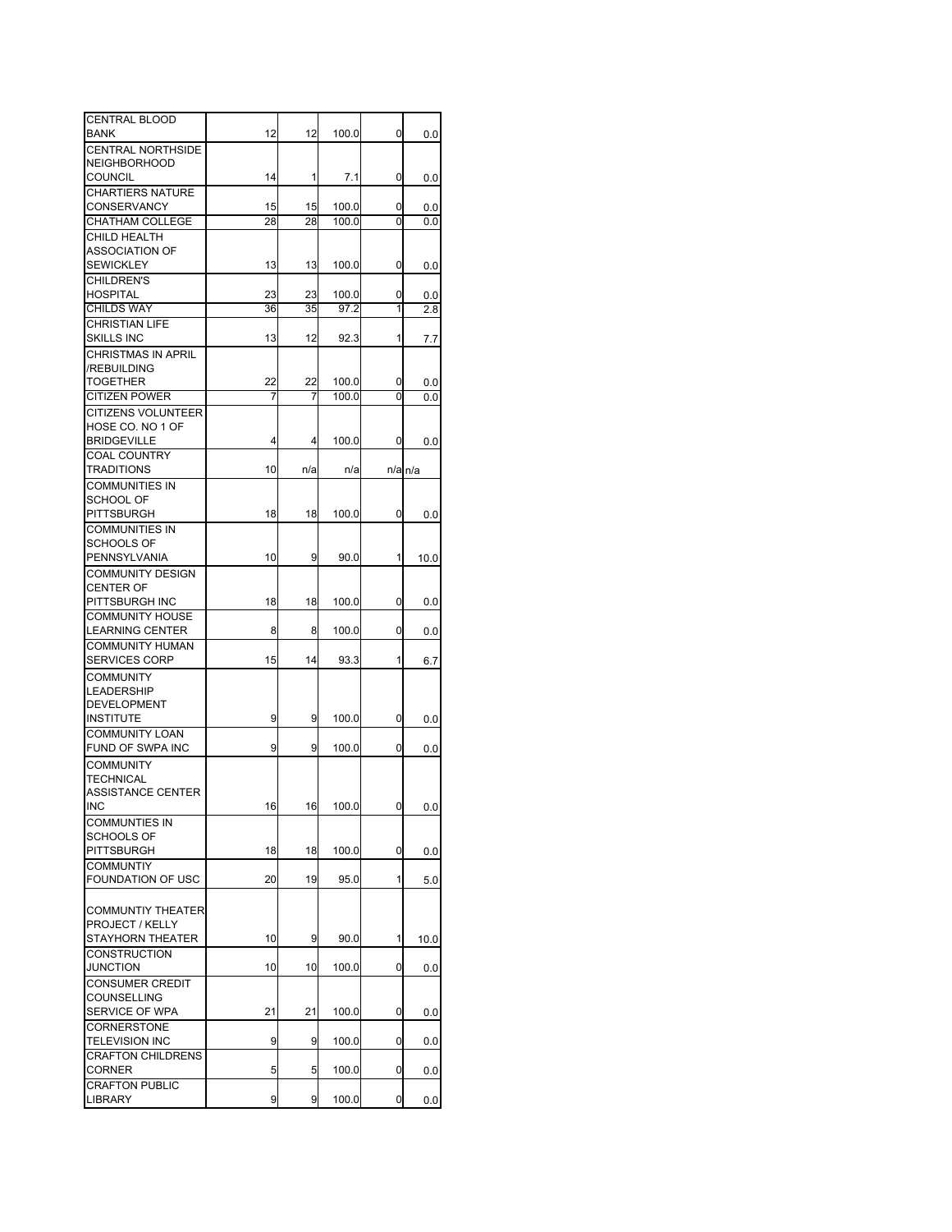| | | | | | |
|---|---|---|---|---|---|
| CENTRAL BLOOD BANK | 12 | 12 | 100.0 | 0 | 0.0 |
| CENTRAL NORTHSIDE NEIGHBORHOOD COUNCIL | 14 | 1 | 7.1 | 0 | 0.0 |
| CHARTIERS NATURE CONSERVANCY | 15 | 15 | 100.0 | 0 | 0.0 |
| CHATHAM COLLEGE | 28 | 28 | 100.0 | 0 | 0.0 |
| CHILD HEALTH ASSOCIATION OF SEWICKLEY | 13 | 13 | 100.0 | 0 | 0.0 |
| CHILDREN'S HOSPITAL | 23 | 23 | 100.0 | 0 | 0.0 |
| CHILDS WAY | 36 | 35 | 97.2 | 1 | 2.8 |
| CHRISTIAN LIFE SKILLS INC | 13 | 12 | 92.3 | 1 | 7.7 |
| CHRISTMAS IN APRIL /REBUILDING TOGETHER | 22 | 22 | 100.0 | 0 | 0.0 |
| CITIZEN POWER | 7 | 7 | 100.0 | 0 | 0.0 |
| CITIZENS VOLUNTEER HOSE CO. NO 1 OF BRIDGEVILLE | 4 | 4 | 100.0 | 0 | 0.0 |
| COAL COUNTRY TRADITIONS | 10 | n/a | n/a | n/a | n/a |
| COMMUNITIES IN SCHOOL OF PITTSBURGH | 18 | 18 | 100.0 | 0 | 0.0 |
| COMMUNITIES IN SCHOOLS OF PENNSYLVANIA | 10 | 9 | 90.0 | 1 | 10.0 |
| COMMUNITY DESIGN CENTER OF PITTSBURGH INC | 18 | 18 | 100.0 | 0 | 0.0 |
| COMMUNITY HOUSE LEARNING CENTER | 8 | 8 | 100.0 | 0 | 0.0 |
| COMMUNITY HUMAN SERVICES CORP | 15 | 14 | 93.3 | 1 | 6.7 |
| COMMUNITY LEADERSHIP DEVELOPMENT INSTITUTE | 9 | 9 | 100.0 | 0 | 0.0 |
| COMMUNITY LOAN FUND OF SWPA INC | 9 | 9 | 100.0 | 0 | 0.0 |
| COMMUNITY TECHNICAL ASSISTANCE CENTER INC | 16 | 16 | 100.0 | 0 | 0.0 |
| COMMUNTIES IN SCHOOLS OF PITTSBURGH | 18 | 18 | 100.0 | 0 | 0.0 |
| COMMUNTIY FOUNDATION OF USC | 20 | 19 | 95.0 | 1 | 5.0 |
| COMMUNTIY THEATER PROJECT / KELLY STAYHORN THEATER | 10 | 9 | 90.0 | 1 | 10.0 |
| CONSTRUCTION JUNCTION | 10 | 10 | 100.0 | 0 | 0.0 |
| CONSUMER CREDIT COUNSELLING SERVICE OF WPA | 21 | 21 | 100.0 | 0 | 0.0 |
| CORNERSTONE TELEVISION INC | 9 | 9 | 100.0 | 0 | 0.0 |
| CRAFTON CHILDRENS CORNER | 5 | 5 | 100.0 | 0 | 0.0 |
| CRAFTON PUBLIC LIBRARY | 9 | 9 | 100.0 | 0 | 0.0 |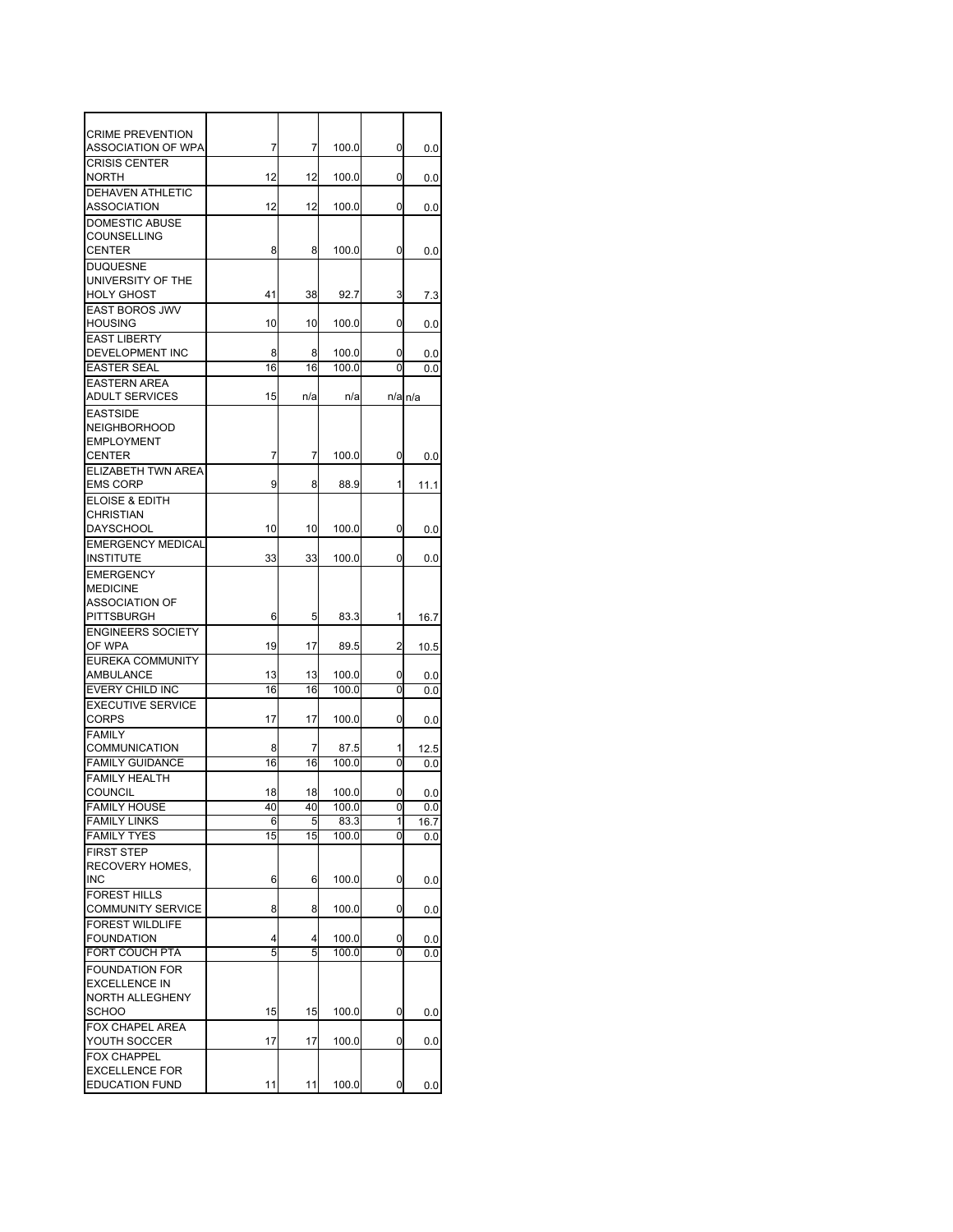| | | | | | |
|---|---|---|---|---|---|
| CRIME PREVENTION ASSOCIATION OF WPA | 7 | 7 | 100.0 | 0 | 0.0 |
| CRISIS CENTER NORTH | 12 | 12 | 100.0 | 0 | 0.0 |
| DEHAVEN ATHLETIC ASSOCIATION | 12 | 12 | 100.0 | 0 | 0.0 |
| DOMESTIC ABUSE COUNSELLING CENTER | 8 | 8 | 100.0 | 0 | 0.0 |
| DUQUESNE UNIVERSITY OF THE HOLY GHOST | 41 | 38 | 92.7 | 3 | 7.3 |
| EAST BOROS JWV HOUSING | 10 | 10 | 100.0 | 0 | 0.0 |
| EAST LIBERTY DEVELOPMENT INC | 8 | 8 | 100.0 | 0 | 0.0 |
| EASTER SEAL | 16 | 16 | 100.0 | 0 | 0.0 |
| EASTERN AREA ADULT SERVICES | 15 | n/a | n/a | n/a | n/a |
| EASTSIDE NEIGHBORHOOD EMPLOYMENT CENTER | 7 | 7 | 100.0 | 0 | 0.0 |
| ELIZABETH TWN AREA EMS CORP | 9 | 8 | 88.9 | 1 | 11.1 |
| ELOISE & EDITH CHRISTIAN DAYSCHOOL | 10 | 10 | 100.0 | 0 | 0.0 |
| EMERGENCY MEDICAL INSTITUTE | 33 | 33 | 100.0 | 0 | 0.0 |
| EMERGENCY MEDICINE ASSOCIATION OF PITTSBURGH | 6 | 5 | 83.3 | 1 | 16.7 |
| ENGINEERS SOCIETY OF WPA | 19 | 17 | 89.5 | 2 | 10.5 |
| EUREKA COMMUNITY AMBULANCE | 13 | 13 | 100.0 | 0 | 0.0 |
| EVERY CHILD INC | 16 | 16 | 100.0 | 0 | 0.0 |
| EXECUTIVE SERVICE CORPS | 17 | 17 | 100.0 | 0 | 0.0 |
| FAMILY COMMUNICATION | 8 | 7 | 87.5 | 1 | 12.5 |
| FAMILY GUIDANCE | 16 | 16 | 100.0 | 0 | 0.0 |
| FAMILY HEALTH COUNCIL | 18 | 18 | 100.0 | 0 | 0.0 |
| FAMILY HOUSE | 40 | 40 | 100.0 | 0 | 0.0 |
| FAMILY LINKS | 6 | 5 | 83.3 | 1 | 16.7 |
| FAMILY TYES | 15 | 15 | 100.0 | 0 | 0.0 |
| FIRST STEP RECOVERY HOMES, INC | 6 | 6 | 100.0 | 0 | 0.0 |
| FOREST HILLS COMMUNITY SERVICE | 8 | 8 | 100.0 | 0 | 0.0 |
| FOREST WILDLIFE FOUNDATION | 4 | 4 | 100.0 | 0 | 0.0 |
| FORT COUCH PTA | 5 | 5 | 100.0 | 0 | 0.0 |
| FOUNDATION FOR EXCELLENCE IN NORTH ALLEGHENY SCHOO | 15 | 15 | 100.0 | 0 | 0.0 |
| FOX CHAPEL AREA YOUTH SOCCER | 17 | 17 | 100.0 | 0 | 0.0 |
| FOX CHAPPEL EXCELLENCE FOR EDUCATION FUND | 11 | 11 | 100.0 | 0 | 0.0 |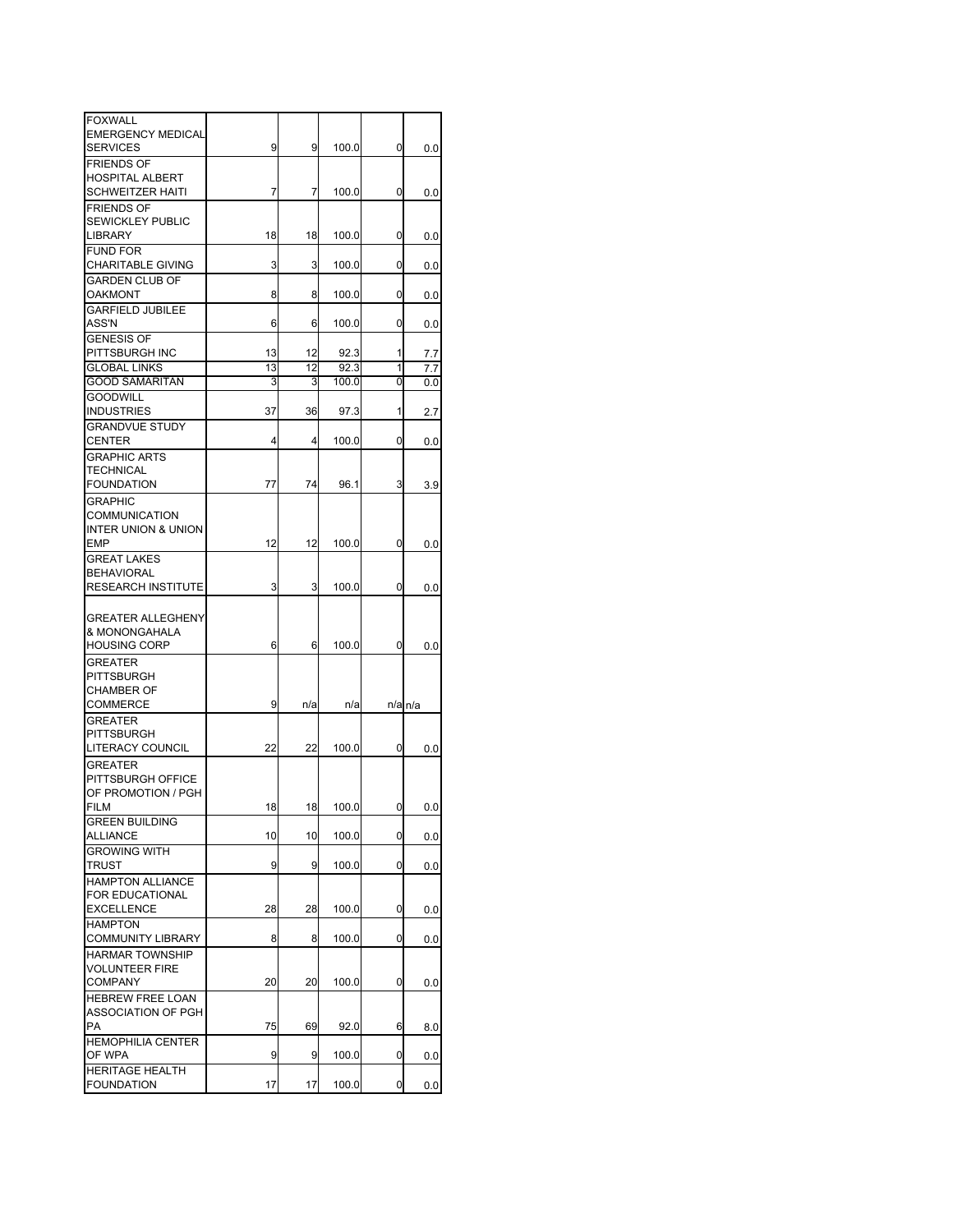| | | | | | |
|---|---|---|---|---|---|
| FOXWALL EMERGENCY MEDICAL SERVICES | 9 | 9 | 100.0 | 0 | 0.0 |
| FRIENDS OF HOSPITAL ALBERT SCHWEITZER HAITI | 7 | 7 | 100.0 | 0 | 0.0 |
| FRIENDS OF SEWICKLEY PUBLIC LIBRARY | 18 | 18 | 100.0 | 0 | 0.0 |
| FUND FOR CHARITABLE GIVING | 3 | 3 | 100.0 | 0 | 0.0 |
| GARDEN CLUB OF OAKMONT | 8 | 8 | 100.0 | 0 | 0.0 |
| GARFIELD JUBILEE ASS'N | 6 | 6 | 100.0 | 0 | 0.0 |
| GENESIS OF PITTSBURGH INC | 13 | 12 | 92.3 | 1 | 7.7 |
| GLOBAL LINKS | 13 | 12 | 92.3 | 1 | 7.7 |
| GOOD SAMARITAN | 3 | 3 | 100.0 | 0 | 0.0 |
| GOODWILL INDUSTRIES | 37 | 36 | 97.3 | 1 | 2.7 |
| GRANDVUE STUDY CENTER | 4 | 4 | 100.0 | 0 | 0.0 |
| GRAPHIC ARTS TECHNICAL FOUNDATION | 77 | 74 | 96.1 | 3 | 3.9 |
| GRAPHIC COMMUNICATION INTER UNION & UNION EMP | 12 | 12 | 100.0 | 0 | 0.0 |
| GREAT LAKES BEHAVIORAL RESEARCH INSTITUTE | 3 | 3 | 100.0 | 0 | 0.0 |
| GREATER ALLEGHENY & MONONGAHALA HOUSING CORP | 6 | 6 | 100.0 | 0 | 0.0 |
| GREATER PITTSBURGH CHAMBER OF COMMERCE | 9 | n/a | n/a | n/a | n/a |
| GREATER PITTSBURGH LITERACY COUNCIL | 22 | 22 | 100.0 | 0 | 0.0 |
| GREATER PITTSBURGH OFFICE OF PROMOTION / PGH FILM | 18 | 18 | 100.0 | 0 | 0.0 |
| GREEN BUILDING ALLIANCE | 10 | 10 | 100.0 | 0 | 0.0 |
| GROWING WITH TRUST | 9 | 9 | 100.0 | 0 | 0.0 |
| HAMPTON ALLIANCE FOR EDUCATIONAL EXCELLENCE | 28 | 28 | 100.0 | 0 | 0.0 |
| HAMPTON COMMUNITY LIBRARY | 8 | 8 | 100.0 | 0 | 0.0 |
| HARMAR TOWNSHIP VOLUNTEER FIRE COMPANY | 20 | 20 | 100.0 | 0 | 0.0 |
| HEBREW FREE LOAN ASSOCIATION OF PGH PA | 75 | 69 | 92.0 | 6 | 8.0 |
| HEMOPHILIA CENTER OF WPA | 9 | 9 | 100.0 | 0 | 0.0 |
| HERITAGE HEALTH FOUNDATION | 17 | 17 | 100.0 | 0 | 0.0 |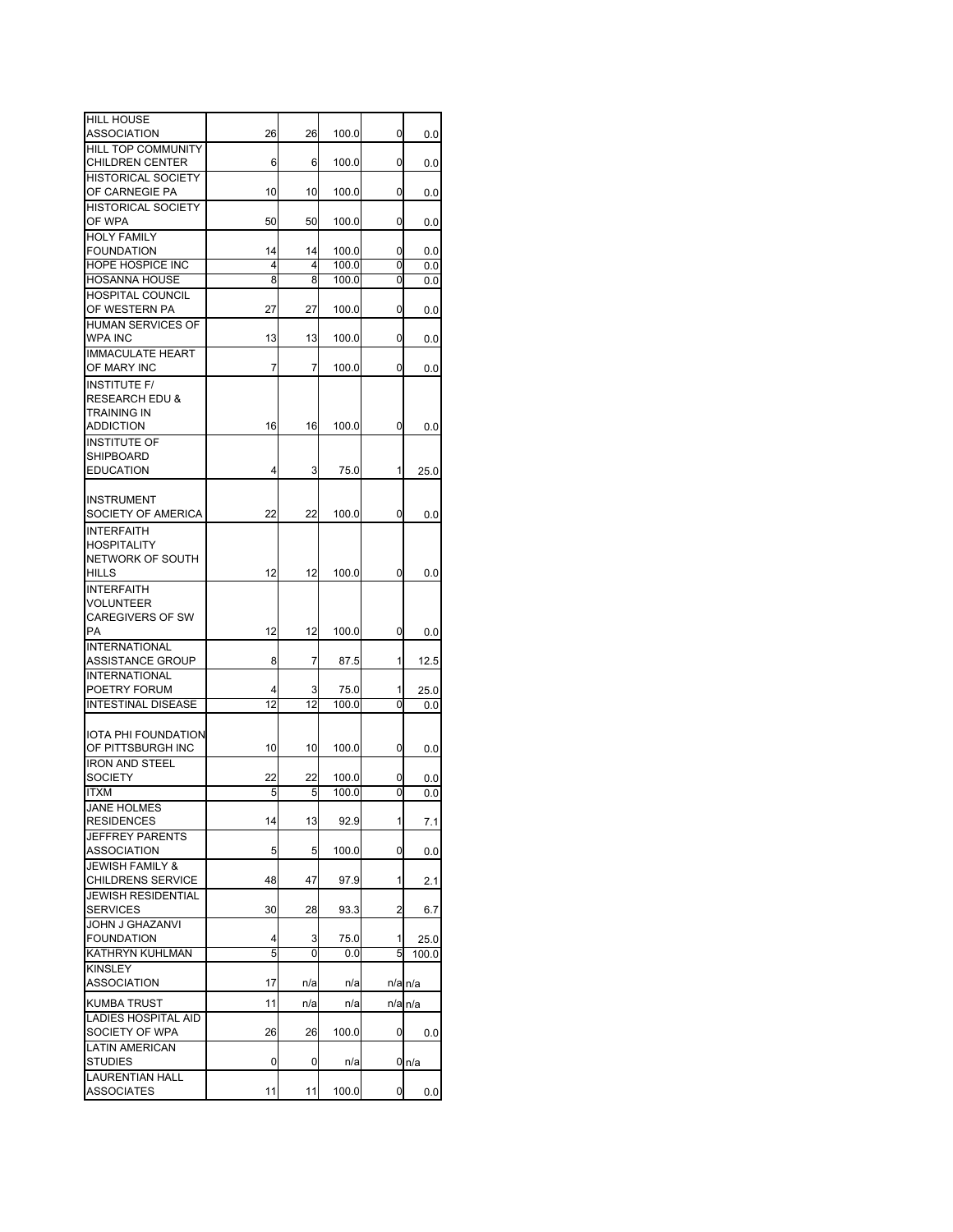| | | | | | |
|---|---|---|---|---|---|
| HILL HOUSE ASSOCIATION | 26 | 26 | 100.0 | 0 | 0.0 |
| HILL TOP COMMUNITY CHILDREN CENTER | 6 | 6 | 100.0 | 0 | 0.0 |
| HISTORICAL SOCIETY OF CARNEGIE PA | 10 | 10 | 100.0 | 0 | 0.0 |
| HISTORICAL SOCIETY OF WPA | 50 | 50 | 100.0 | 0 | 0.0 |
| HOLY FAMILY FOUNDATION | 14 | 14 | 100.0 | 0 | 0.0 |
| HOPE HOSPICE INC | 4 | 4 | 100.0 | 0 | 0.0 |
| HOSANNA HOUSE | 8 | 8 | 100.0 | 0 | 0.0 |
| HOSPITAL COUNCIL OF WESTERN PA | 27 | 27 | 100.0 | 0 | 0.0 |
| HUMAN SERVICES OF WPA INC | 13 | 13 | 100.0 | 0 | 0.0 |
| IMMACULATE HEART OF MARY INC | 7 | 7 | 100.0 | 0 | 0.0 |
| INSTITUTE F/ RESEARCH EDU & TRAINING IN ADDICTION | 16 | 16 | 100.0 | 0 | 0.0 |
| INSTITUTE OF SHIPBOARD EDUCATION | 4 | 3 | 75.0 | 1 | 25.0 |
| INSTRUMENT SOCIETY OF AMERICA | 22 | 22 | 100.0 | 0 | 0.0 |
| INTERFAITH HOSPITALITY NETWORK OF SOUTH HILLS | 12 | 12 | 100.0 | 0 | 0.0 |
| INTERFAITH VOLUNTEER CAREGIVERS OF SW PA | 12 | 12 | 100.0 | 0 | 0.0 |
| INTERNATIONAL ASSISTANCE GROUP | 8 | 7 | 87.5 | 1 | 12.5 |
| INTERNATIONAL POETRY FORUM | 4 | 3 | 75.0 | 1 | 25.0 |
| INTESTINAL DISEASE | 12 | 12 | 100.0 | 0 | 0.0 |
| IOTA PHI FOUNDATION OF PITTSBURGH INC | 10 | 10 | 100.0 | 0 | 0.0 |
| IRON AND STEEL SOCIETY | 22 | 22 | 100.0 | 0 | 0.0 |
| ITXM | 5 | 5 | 100.0 | 0 | 0.0 |
| JANE HOLMES RESIDENCES | 14 | 13 | 92.9 | 1 | 7.1 |
| JEFFREY PARENTS ASSOCIATION | 5 | 5 | 100.0 | 0 | 0.0 |
| JEWISH FAMILY & CHILDRENS SERVICE | 48 | 47 | 97.9 | 1 | 2.1 |
| JEWISH RESIDENTIAL SERVICES | 30 | 28 | 93.3 | 2 | 6.7 |
| JOHN J GHAZANVI FOUNDATION | 4 | 3 | 75.0 | 1 | 25.0 |
| KATHRYN KUHLMAN | 5 | 0 | 0.0 | 5 | 100.0 |
| KINSLEY ASSOCIATION | 17 | n/a | n/a | n/a | n/a |
| KUMBA TRUST | 11 | n/a | n/a | n/a | n/a |
| LADIES HOSPITAL AID SOCIETY OF WPA | 26 | 26 | 100.0 | 0 | 0.0 |
| LATIN AMERICAN STUDIES | 0 | 0 | n/a | 0 | n/a |
| LAURENTIAN HALL ASSOCIATES | 11 | 11 | 100.0 | 0 | 0.0 |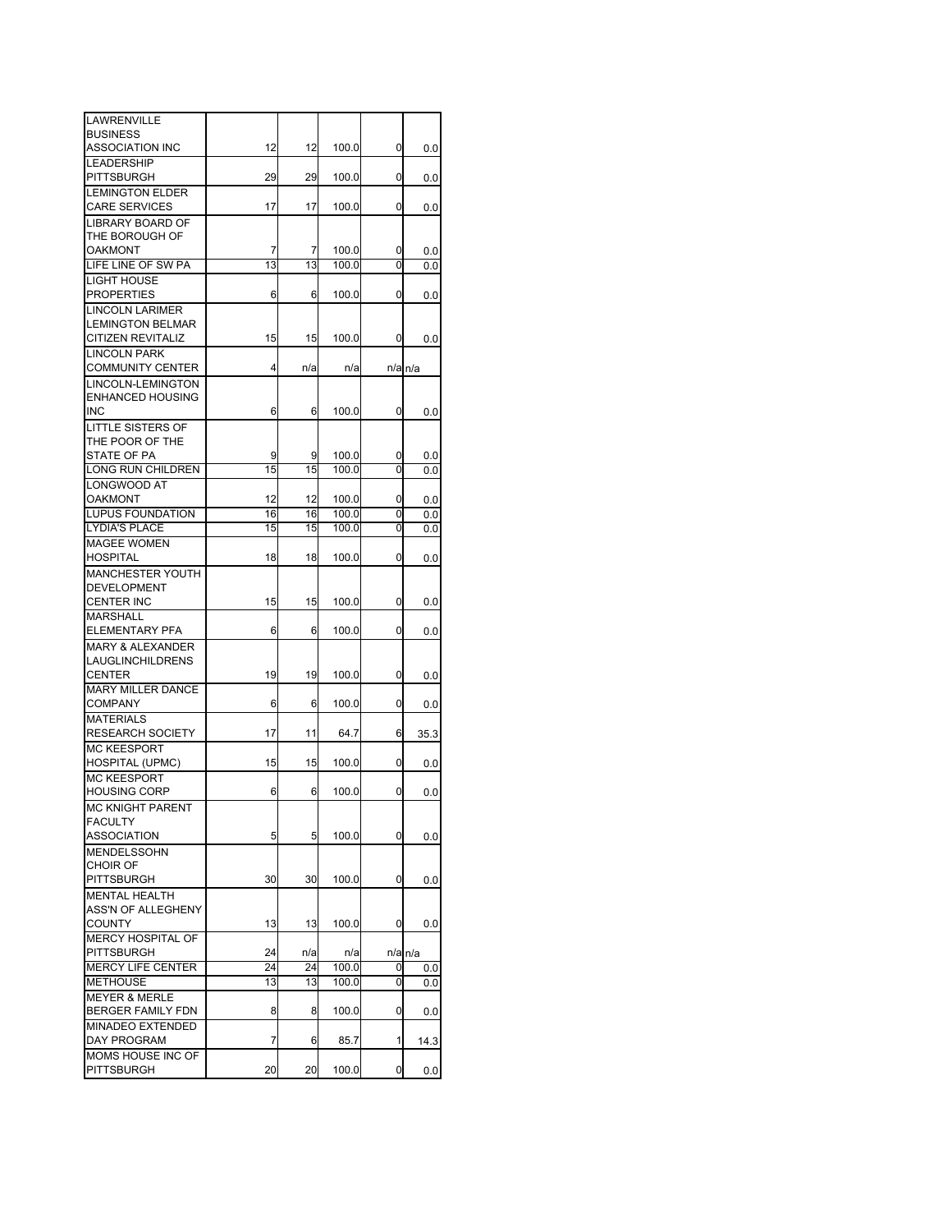| | | | | | |
|---|---|---|---|---|---|
| LAWRENVILLE BUSINESS ASSOCIATION INC | 12 | 12 | 100.0 | 0 | 0.0 |
| LEADERSHIP PITTSBURGH | 29 | 29 | 100.0 | 0 | 0.0 |
| LEMINGTON ELDER CARE SERVICES | 17 | 17 | 100.0 | 0 | 0.0 |
| LIBRARY BOARD OF THE BOROUGH OF OAKMONT | 7 | 7 | 100.0 | 0 | 0.0 |
| LIFE LINE OF SW PA | 13 | 13 | 100.0 | 0 | 0.0 |
| LIGHT HOUSE PROPERTIES | 6 | 6 | 100.0 | 0 | 0.0 |
| LINCOLN LARIMER LEMINGTON BELMAR CITIZEN REVITALIZ | 15 | 15 | 100.0 | 0 | 0.0 |
| LINCOLN PARK COMMUNITY CENTER | 4 | n/a | n/a | n/a | n/a |
| LINCOLN-LEMINGTON ENHANCED HOUSING INC | 6 | 6 | 100.0 | 0 | 0.0 |
| LITTLE SISTERS OF THE POOR OF THE STATE OF PA | 9 | 9 | 100.0 | 0 | 0.0 |
| LONG RUN CHILDREN | 15 | 15 | 100.0 | 0 | 0.0 |
| LONGWOOD AT OAKMONT | 12 | 12 | 100.0 | 0 | 0.0 |
| LUPUS FOUNDATION | 16 | 16 | 100.0 | 0 | 0.0 |
| LYDIA'S PLACE | 15 | 15 | 100.0 | 0 | 0.0 |
| MAGEE WOMEN HOSPITAL | 18 | 18 | 100.0 | 0 | 0.0 |
| MANCHESTER YOUTH DEVELOPMENT CENTER INC | 15 | 15 | 100.0 | 0 | 0.0 |
| MARSHALL ELEMENTARY PFA | 6 | 6 | 100.0 | 0 | 0.0 |
| MARY & ALEXANDER LAUGLINCHILDRENS CENTER | 19 | 19 | 100.0 | 0 | 0.0 |
| MARY MILLER DANCE COMPANY | 6 | 6 | 100.0 | 0 | 0.0 |
| MATERIALS RESEARCH SOCIETY | 17 | 11 | 64.7 | 6 | 35.3 |
| MC KEESPORT HOSPITAL (UPMC) | 15 | 15 | 100.0 | 0 | 0.0 |
| MC KEESPORT HOUSING CORP | 6 | 6 | 100.0 | 0 | 0.0 |
| MC KNIGHT PARENT FACULTY ASSOCIATION | 5 | 5 | 100.0 | 0 | 0.0 |
| MENDELSSOHN CHOIR OF PITTSBURGH | 30 | 30 | 100.0 | 0 | 0.0 |
| MENTAL HEALTH ASS'N OF ALLEGHENY COUNTY | 13 | 13 | 100.0 | 0 | 0.0 |
| MERCY HOSPITAL OF PITTSBURGH | 24 | n/a | n/a | n/a | n/a |
| MERCY LIFE CENTER | 24 | 24 | 100.0 | 0 | 0.0 |
| METHOUSE | 13 | 13 | 100.0 | 0 | 0.0 |
| MEYER & MERLE BERGER FAMILY FDN | 8 | 8 | 100.0 | 0 | 0.0 |
| MINADEO EXTENDED DAY PROGRAM | 7 | 6 | 85.7 | 1 | 14.3 |
| MOMS HOUSE INC OF PITTSBURGH | 20 | 20 | 100.0 | 0 | 0.0 |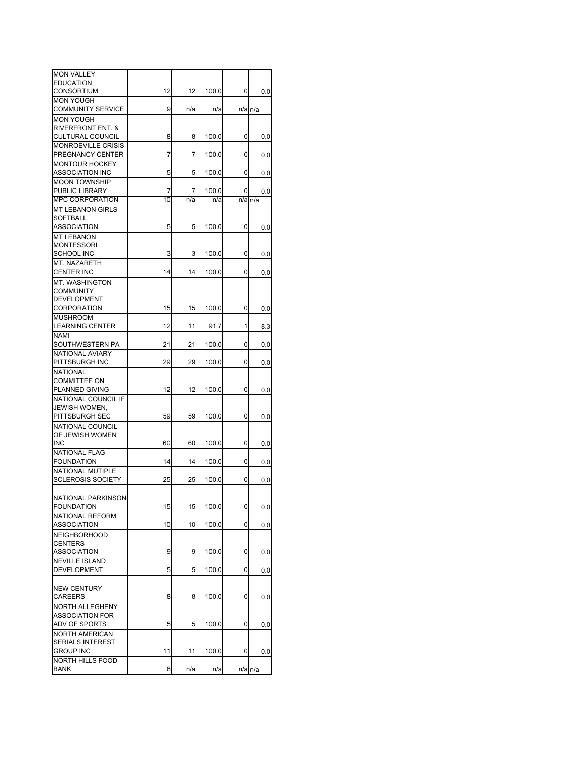| | | | | | |
|---|---|---|---|---|---|
| MON VALLEY EDUCATION CONSORTIUM | 12 | 12 | 100.0 | 0 | 0.0 |
| MON YOUGH COMMUNITY SERVICE | 9 | n/a | n/a | n/a | n/a |
| MON YOUGH RIVERFRONT ENT. & CULTURAL COUNCIL | 8 | 8 | 100.0 | 0 | 0.0 |
| MONROEVILLE CRISIS PREGNANCY CENTER | 7 | 7 | 100.0 | 0 | 0.0 |
| MONTOUR HOCKEY ASSOCIATION INC | 5 | 5 | 100.0 | 0 | 0.0 |
| MOON TOWNSHIP PUBLIC LIBRARY | 7 | 7 | 100.0 | 0 | 0.0 |
| MPC CORPORATION | 10 | n/a | n/a | n/a | n/a |
| MT LEBANON GIRLS SOFTBALL ASSOCIATION | 5 | 5 | 100.0 | 0 | 0.0 |
| MT LEBANON MONTESSORI SCHOOL INC | 3 | 3 | 100.0 | 0 | 0.0 |
| MT. NAZARETH CENTER INC | 14 | 14 | 100.0 | 0 | 0.0 |
| MT. WASHINGTON COMMUNITY DEVELOPMENT CORPORATION | 15 | 15 | 100.0 | 0 | 0.0 |
| MUSHROOM LEARNING CENTER | 12 | 11 | 91.7 | 1 | 8.3 |
| NAMI SOUTHWESTERN PA | 21 | 21 | 100.0 | 0 | 0.0 |
| NATIONAL AVIARY PITTSBURGH INC | 29 | 29 | 100.0 | 0 | 0.0 |
| NATIONAL COMMITTEE ON PLANNED GIVING | 12 | 12 | 100.0 | 0 | 0.0 |
| NATIONAL COUNCIL IF JEWISH WOMEN, PITTSBURGH SEC | 59 | 59 | 100.0 | 0 | 0.0 |
| NATIONAL COUNCIL OF JEWISH WOMEN INC | 60 | 60 | 100.0 | 0 | 0.0 |
| NATIONAL FLAG FOUNDATION | 14 | 14 | 100.0 | 0 | 0.0 |
| NATIONAL MUTIPLE SCLEROSIS SOCIETY | 25 | 25 | 100.0 | 0 | 0.0 |
| NATIONAL PARKINSON FOUNDATION | 15 | 15 | 100.0 | 0 | 0.0 |
| NATIONAL REFORM ASSOCIATION | 10 | 10 | 100.0 | 0 | 0.0 |
| NEIGHBORHOOD CENTERS ASSOCIATION | 9 | 9 | 100.0 | 0 | 0.0 |
| NEVILLE ISLAND DEVELOPMENT | 5 | 5 | 100.0 | 0 | 0.0 |
| NEW CENTURY CAREERS | 8 | 8 | 100.0 | 0 | 0.0 |
| NORTH ALLEGHENY ASSOCIATION FOR ADV OF SPORTS | 5 | 5 | 100.0 | 0 | 0.0 |
| NORTH AMERICAN SERIALS INTEREST GROUP INC | 11 | 11 | 100.0 | 0 | 0.0 |
| NORTH HILLS FOOD BANK | 8 | n/a | n/a | n/a | n/a |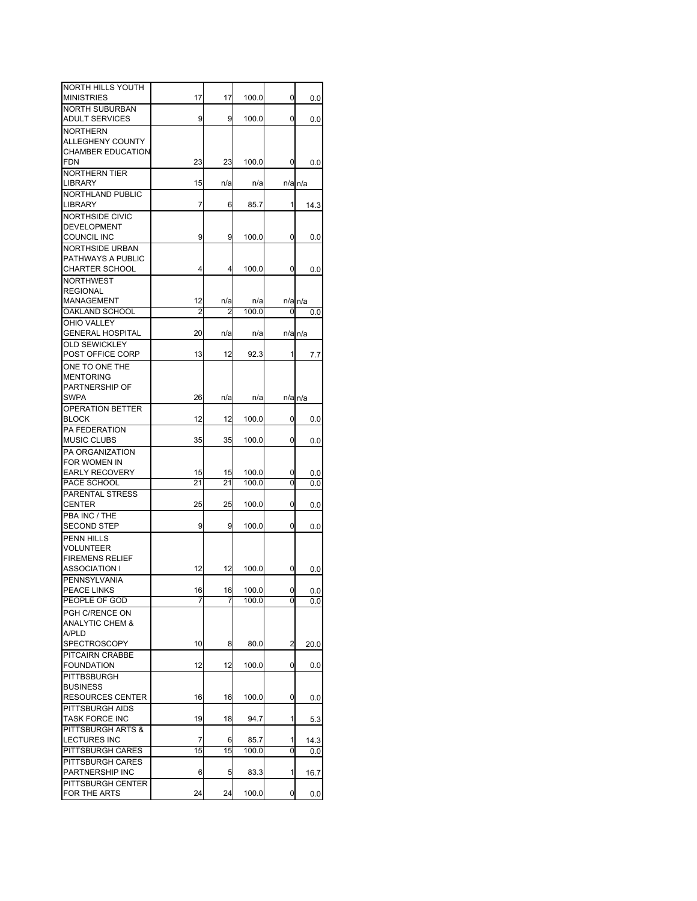| | | | | | |
|---|---|---|---|---|---|
| NORTH HILLS YOUTH MINISTRIES | 17 | 17 | 100.0 | 0 | 0.0 |
| NORTH SUBURBAN ADULT SERVICES | 9 | 9 | 100.0 | 0 | 0.0 |
| NORTHERN ALLEGHENY COUNTY CHAMBER EDUCATION FDN | 23 | 23 | 100.0 | 0 | 0.0 |
| NORTHERN TIER LIBRARY | 15 | n/a | n/a | n/a | n/a |
| NORTHLAND PUBLIC LIBRARY | 7 | 6 | 85.7 | 1 | 14.3 |
| NORTHSIDE CIVIC DEVELOPMENT COUNCIL INC | 9 | 9 | 100.0 | 0 | 0.0 |
| NORTHSIDE URBAN PATHWAYS A PUBLIC CHARTER SCHOOL | 4 | 4 | 100.0 | 0 | 0.0 |
| NORTHWEST REGIONAL MANAGEMENT | 12 | n/a | n/a | n/a | n/a |
| OAKLAND SCHOOL | 2 | 2 | 100.0 | 0 | 0.0 |
| OHIO VALLEY GENERAL HOSPITAL | 20 | n/a | n/a | n/a | n/a |
| OLD SEWICKLEY POST OFFICE CORP | 13 | 12 | 92.3 | 1 | 7.7 |
| ONE TO ONE THE MENTORING PARTNERSHIP OF SWPA | 26 | n/a | n/a | n/a | n/a |
| OPERATION BETTER BLOCK | 12 | 12 | 100.0 | 0 | 0.0 |
| PA FEDERATION MUSIC CLUBS | 35 | 35 | 100.0 | 0 | 0.0 |
| PA ORGANIZATION FOR WOMEN IN EARLY RECOVERY | 15 | 15 | 100.0 | 0 | 0.0 |
| PACE SCHOOL | 21 | 21 | 100.0 | 0 | 0.0 |
| PARENTAL STRESS CENTER | 25 | 25 | 100.0 | 0 | 0.0 |
| PBA INC / THE SECOND STEP | 9 | 9 | 100.0 | 0 | 0.0 |
| PENN HILLS VOLUNTEER FIREMENS RELIEF ASSOCIATION I | 12 | 12 | 100.0 | 0 | 0.0 |
| PENNSYLVANIA PEACE LINKS | 16 | 16 | 100.0 | 0 | 0.0 |
| PEOPLE OF GOD | 7 | 7 | 100.0 | 0 | 0.0 |
| PGH C/RENCE ON ANALYTIC CHEM & A/PLD SPECTROSCOPY | 10 | 8 | 80.0 | 2 | 20.0 |
| PITCAIRN CRABBE FOUNDATION | 12 | 12 | 100.0 | 0 | 0.0 |
| PITTBSBURGH BUSINESS RESOURCES CENTER | 16 | 16 | 100.0 | 0 | 0.0 |
| PITTSBURGH AIDS TASK FORCE INC | 19 | 18 | 94.7 | 1 | 5.3 |
| PITTSBURGH ARTS & LECTURES INC | 7 | 6 | 85.7 | 1 | 14.3 |
| PITTSBURGH CARES | 15 | 15 | 100.0 | 0 | 0.0 |
| PITTSBURGH CARES PARTNERSHIP INC | 6 | 5 | 83.3 | 1 | 16.7 |
| PITTSBURGH CENTER FOR THE ARTS | 24 | 24 | 100.0 | 0 | 0.0 |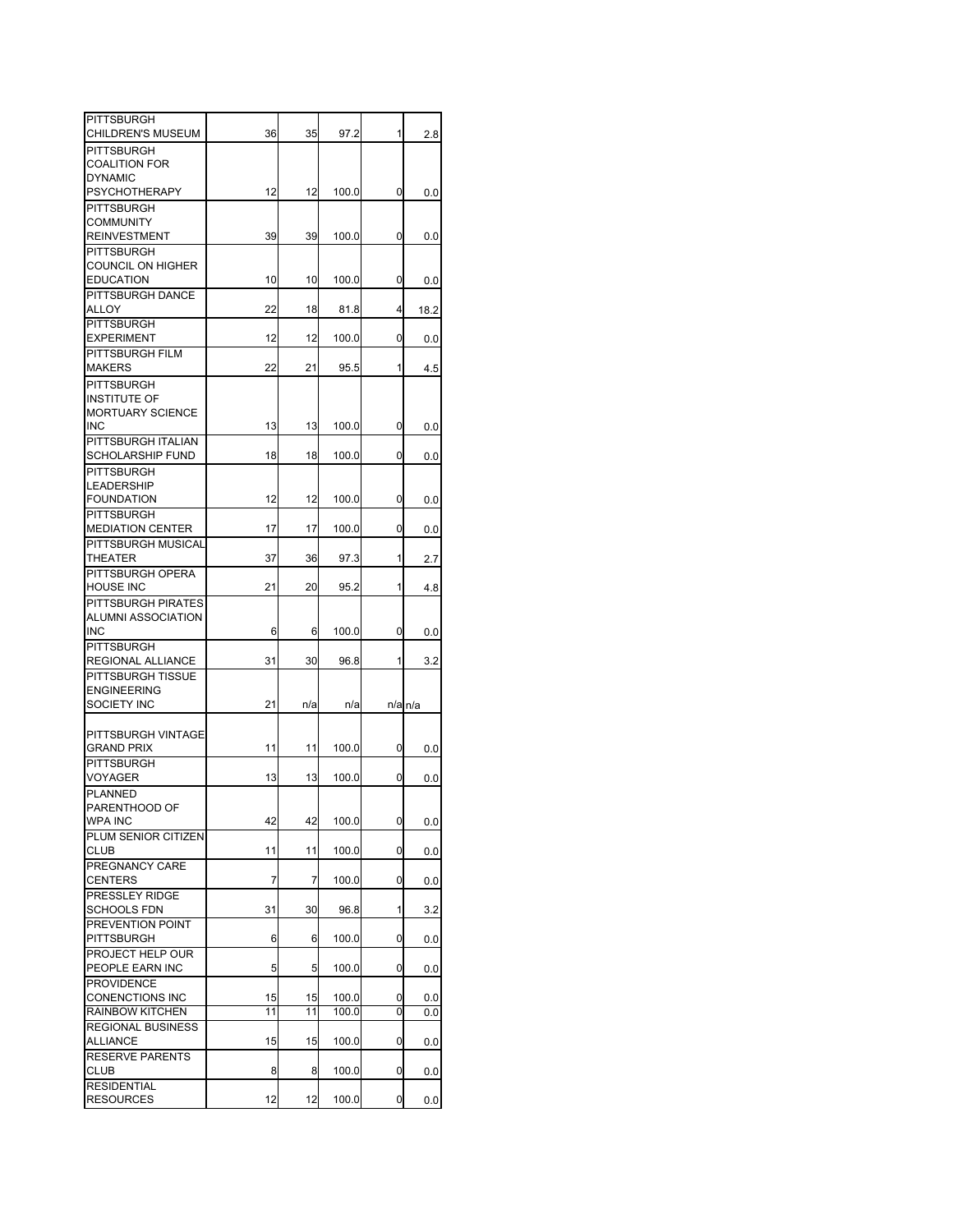| | | | | | |
|---|---|---|---|---|---|
| PITTSBURGH CHILDREN'S MUSEUM | 36 | 35 | 97.2 | 1 | 2.8 |
| PITTSBURGH COALITION FOR DYNAMIC PSYCHOTHERAPY | 12 | 12 | 100.0 | 0 | 0.0 |
| PITTSBURGH COMMUNITY REINVESTMENT | 39 | 39 | 100.0 | 0 | 0.0 |
| PITTSBURGH COUNCIL ON HIGHER EDUCATION | 10 | 10 | 100.0 | 0 | 0.0 |
| PITTSBURGH DANCE ALLOY | 22 | 18 | 81.8 | 4 | 18.2 |
| PITTSBURGH EXPERIMENT | 12 | 12 | 100.0 | 0 | 0.0 |
| PITTSBURGH FILM MAKERS | 22 | 21 | 95.5 | 1 | 4.5 |
| PITTSBURGH INSTITUTE OF MORTUARY SCIENCE INC | 13 | 13 | 100.0 | 0 | 0.0 |
| PITTSBURGH ITALIAN SCHOLARSHIP FUND | 18 | 18 | 100.0 | 0 | 0.0 |
| PITTSBURGH LEADERSHIP FOUNDATION | 12 | 12 | 100.0 | 0 | 0.0 |
| PITTSBURGH MEDIATION CENTER | 17 | 17 | 100.0 | 0 | 0.0 |
| PITTSBURGH MUSICAL THEATER | 37 | 36 | 97.3 | 1 | 2.7 |
| PITTSBURGH OPERA HOUSE INC | 21 | 20 | 95.2 | 1 | 4.8 |
| PITTSBURGH PIRATES ALUMNI ASSOCIATION INC | 6 | 6 | 100.0 | 0 | 0.0 |
| PITTSBURGH REGIONAL ALLIANCE | 31 | 30 | 96.8 | 1 | 3.2 |
| PITTSBURGH TISSUE ENGINEERING SOCIETY INC | 21 | n/a | n/a | n/a | n/a |
| PITTSBURGH VINTAGE GRAND PRIX | 11 | 11 | 100.0 | 0 | 0.0 |
| PITTSBURGH VOYAGER | 13 | 13 | 100.0 | 0 | 0.0 |
| PLANNED PARENTHOOD OF WPA INC | 42 | 42 | 100.0 | 0 | 0.0 |
| PLUM SENIOR CITIZEN CLUB | 11 | 11 | 100.0 | 0 | 0.0 |
| PREGNANCY CARE CENTERS | 7 | 7 | 100.0 | 0 | 0.0 |
| PRESSLEY RIDGE SCHOOLS FDN | 31 | 30 | 96.8 | 1 | 3.2 |
| PREVENTION POINT PITTSBURGH | 6 | 6 | 100.0 | 0 | 0.0 |
| PROJECT HELP OUR PEOPLE EARN INC | 5 | 5 | 100.0 | 0 | 0.0 |
| PROVIDENCE CONENCTIONS INC | 15 | 15 | 100.0 | 0 | 0.0 |
| RAINBOW KITCHEN | 11 | 11 | 100.0 | 0 | 0.0 |
| REGIONAL BUSINESS ALLIANCE | 15 | 15 | 100.0 | 0 | 0.0 |
| RESERVE PARENTS CLUB | 8 | 8 | 100.0 | 0 | 0.0 |
| RESIDENTIAL RESOURCES | 12 | 12 | 100.0 | 0 | 0.0 |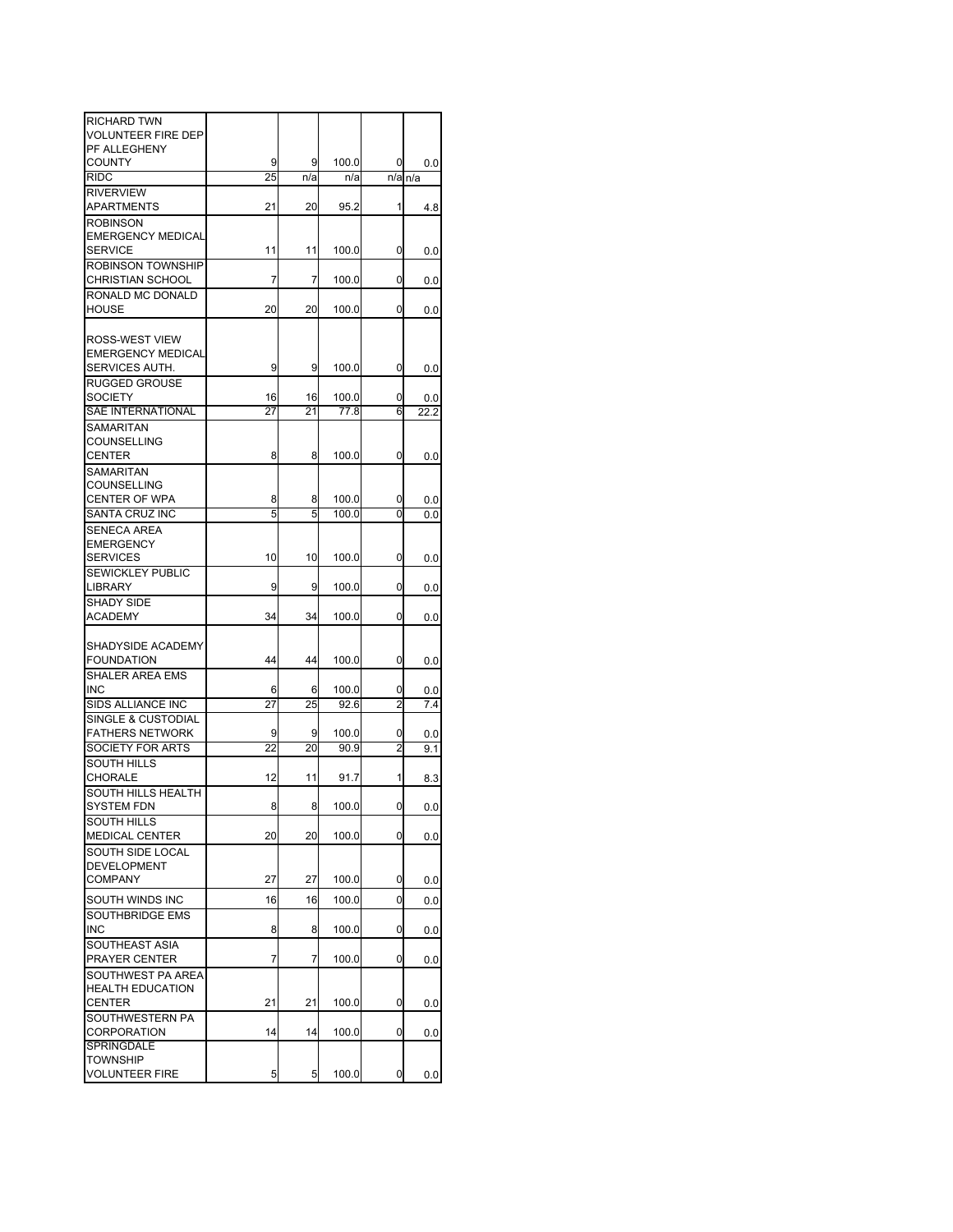| | | | | | |
|---|---|---|---|---|---|
| RICHARD TWN VOLUNTEER FIRE DEP PF ALLEGHENY COUNTY | 9 | 9 | 100.0 | 0 | 0.0 |
| RIDC | 25 | n/a | n/a | n/a | n/a |
| RIVERVIEW APARTMENTS | 21 | 20 | 95.2 | 1 | 4.8 |
| ROBINSON EMERGENCY MEDICAL SERVICE | 11 | 11 | 100.0 | 0 | 0.0 |
| ROBINSON TOWNSHIP CHRISTIAN SCHOOL | 7 | 7 | 100.0 | 0 | 0.0 |
| RONALD MC DONALD HOUSE | 20 | 20 | 100.0 | 0 | 0.0 |
| ROSS-WEST VIEW EMERGENCY MEDICAL SERVICES AUTH. | 9 | 9 | 100.0 | 0 | 0.0 |
| RUGGED GROUSE SOCIETY | 16 | 16 | 100.0 | 0 | 0.0 |
| SAE INTERNATIONAL | 27 | 21 | 77.8 | 6 | 22.2 |
| SAMARITAN COUNSELLING CENTER | 8 | 8 | 100.0 | 0 | 0.0 |
| SAMARITAN COUNSELLING CENTER OF WPA | 8 | 8 | 100.0 | 0 | 0.0 |
| SANTA CRUZ INC | 5 | 5 | 100.0 | 0 | 0.0 |
| SENECA AREA EMERGENCY SERVICES | 10 | 10 | 100.0 | 0 | 0.0 |
| SEWICKLEY PUBLIC LIBRARY | 9 | 9 | 100.0 | 0 | 0.0 |
| SHADY SIDE ACADEMY | 34 | 34 | 100.0 | 0 | 0.0 |
| SHADYSIDE ACADEMY FOUNDATION | 44 | 44 | 100.0 | 0 | 0.0 |
| SHALER AREA EMS INC | 6 | 6 | 100.0 | 0 | 0.0 |
| SIDS ALLIANCE INC | 27 | 25 | 92.6 | 2 | 7.4 |
| SINGLE & CUSTODIAL FATHERS NETWORK | 9 | 9 | 100.0 | 0 | 0.0 |
| SOCIETY FOR ARTS | 22 | 20 | 90.9 | 2 | 9.1 |
| SOUTH HILLS CHORALE | 12 | 11 | 91.7 | 1 | 8.3 |
| SOUTH HILLS HEALTH SYSTEM FDN | 8 | 8 | 100.0 | 0 | 0.0 |
| SOUTH HILLS MEDICAL CENTER | 20 | 20 | 100.0 | 0 | 0.0 |
| SOUTH SIDE LOCAL DEVELOPMENT COMPANY | 27 | 27 | 100.0 | 0 | 0.0 |
| SOUTH WINDS INC | 16 | 16 | 100.0 | 0 | 0.0 |
| SOUTHBRIDGE EMS INC | 8 | 8 | 100.0 | 0 | 0.0 |
| SOUTHEAST ASIA PRAYER CENTER | 7 | 7 | 100.0 | 0 | 0.0 |
| SOUTHWEST PA AREA HEALTH EDUCATION CENTER | 21 | 21 | 100.0 | 0 | 0.0 |
| SOUTHWESTERN PA CORPORATION | 14 | 14 | 100.0 | 0 | 0.0 |
| SPRINGDALE TOWNSHIP VOLUNTEER FIRE | 5 | 5 | 100.0 | 0 | 0.0 |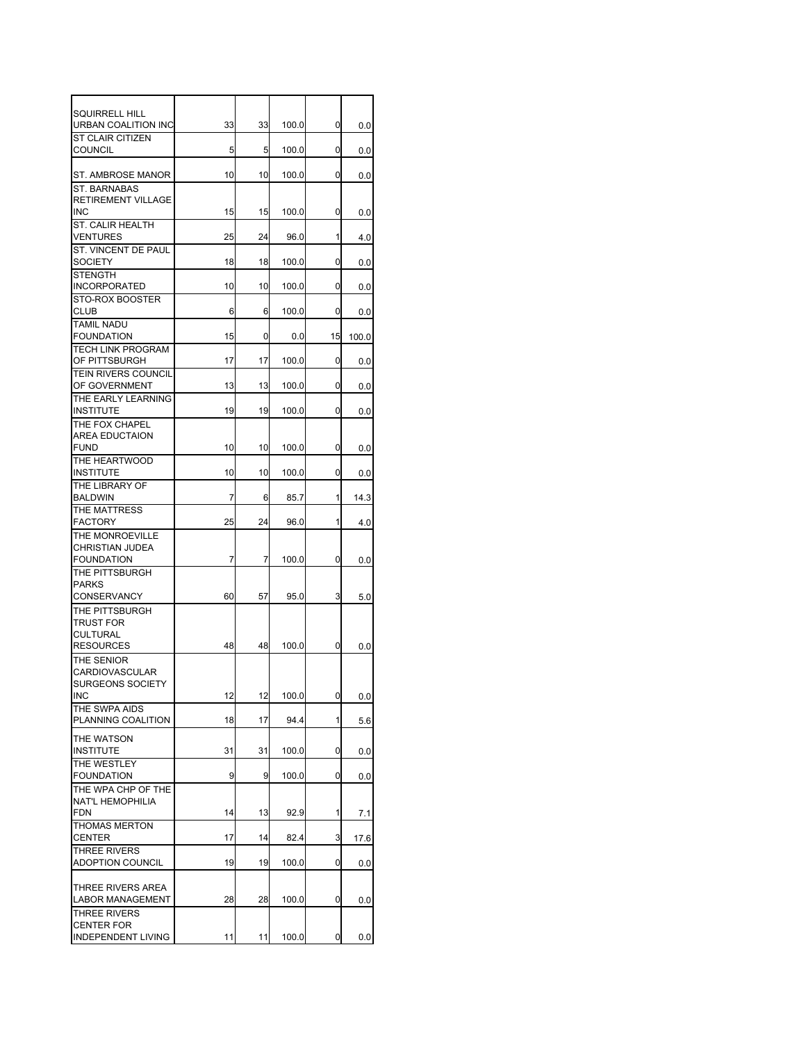| | | | | | |
|---|---|---|---|---|---|
| SQUIRRELL HILL URBAN COALITION INC | 33 | 33 | 100.0 | 0 | 0.0 |
| ST CLAIR CITIZEN COUNCIL | 5 | 5 | 100.0 | 0 | 0.0 |
| ST. AMBROSE MANOR | 10 | 10 | 100.0 | 0 | 0.0 |
| ST. BARNABAS RETIREMENT VILLAGE INC | 15 | 15 | 100.0 | 0 | 0.0 |
| ST. CALIR HEALTH VENTURES | 25 | 24 | 96.0 | 1 | 4.0 |
| ST. VINCENT DE PAUL SOCIETY | 18 | 18 | 100.0 | 0 | 0.0 |
| STENGTH INCORPORATED | 10 | 10 | 100.0 | 0 | 0.0 |
| STO-ROX BOOSTER CLUB | 6 | 6 | 100.0 | 0 | 0.0 |
| TAMIL NADU FOUNDATION | 15 | 0 | 0.0 | 15 | 100.0 |
| TECH LINK PROGRAM OF PITTSBURGH | 17 | 17 | 100.0 | 0 | 0.0 |
| TEIN RIVERS COUNCIL OF GOVERNMENT | 13 | 13 | 100.0 | 0 | 0.0 |
| THE EARLY LEARNING INSTITUTE | 19 | 19 | 100.0 | 0 | 0.0 |
| THE FOX CHAPEL AREA EDUCTAION FUND | 10 | 10 | 100.0 | 0 | 0.0 |
| THE HEARTWOOD INSTITUTE | 10 | 10 | 100.0 | 0 | 0.0 |
| THE LIBRARY OF BALDWIN | 7 | 6 | 85.7 | 1 | 14.3 |
| THE MATTRESS FACTORY | 25 | 24 | 96.0 | 1 | 4.0 |
| THE MONROEVILLE CHRISTIAN JUDEA FOUNDATION | 7 | 7 | 100.0 | 0 | 0.0 |
| THE PITTSBURGH PARKS CONSERVANCY | 60 | 57 | 95.0 | 3 | 5.0 |
| THE PITTSBURGH TRUST FOR CULTURAL RESOURCES | 48 | 48 | 100.0 | 0 | 0.0 |
| THE SENIOR CARDIOVASCULAR SURGEONS SOCIETY INC | 12 | 12 | 100.0 | 0 | 0.0 |
| THE SWPA AIDS PLANNING COALITION | 18 | 17 | 94.4 | 1 | 5.6 |
| THE WATSON INSTITUTE | 31 | 31 | 100.0 | 0 | 0.0 |
| THE WESTLEY FOUNDATION | 9 | 9 | 100.0 | 0 | 0.0 |
| THE WPA CHP OF THE NAT'L HEMOPHILIA FDN | 14 | 13 | 92.9 | 1 | 7.1 |
| THOMAS MERTON CENTER | 17 | 14 | 82.4 | 3 | 17.6 |
| THREE RIVERS ADOPTION COUNCIL | 19 | 19 | 100.0 | 0 | 0.0 |
| THREE RIVERS AREA LABOR MANAGEMENT | 28 | 28 | 100.0 | 0 | 0.0 |
| THREE RIVERS CENTER FOR INDEPENDENT LIVING | 11 | 11 | 100.0 | 0 | 0.0 |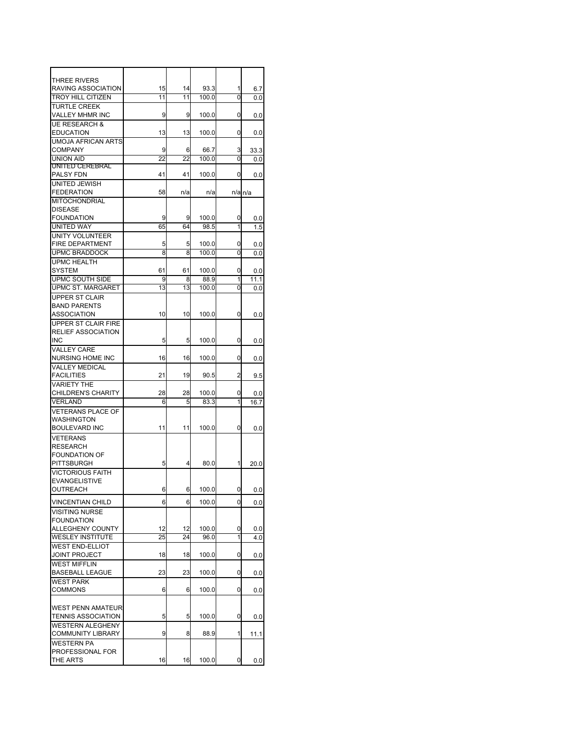| | | | | | |
|---|---|---|---|---|---|
| THREE RIVERS RAVING ASSOCIATION | 15 | 14 | 93.3 | 1 | 6.7 |
| TROY HILL CITIZEN | 11 | 11 | 100.0 | 0 | 0.0 |
| TURTLE CREEK VALLEY MHMR INC | 9 | 9 | 100.0 | 0 | 0.0 |
| UE RESEARCH & EDUCATION | 13 | 13 | 100.0 | 0 | 0.0 |
| UMOJA AFRICAN ARTS COMPANY | 9 | 6 | 66.7 | 3 | 33.3 |
| UNION AID | 22 | 22 | 100.0 | 0 | 0.0 |
| UNITED CEREBRAL PALSY FDN | 41 | 41 | 100.0 | 0 | 0.0 |
| UNITED JEWISH FEDERATION | 58 | n/a | n/a | n/a | n/a |
| MITOCHONDRIAL DISEASE FOUNDATION | 9 | 9 | 100.0 | 0 | 0.0 |
| UNITED WAY | 65 | 64 | 98.5 | 1 | 1.5 |
| UNITY VOLUNTEER FIRE DEPARTMENT | 5 | 5 | 100.0 | 0 | 0.0 |
| UPMC BRADDOCK | 8 | 8 | 100.0 | 0 | 0.0 |
| UPMC HEALTH SYSTEM | 61 | 61 | 100.0 | 0 | 0.0 |
| UPMC SOUTH SIDE | 9 | 8 | 88.9 | 1 | 11.1 |
| UPMC ST. MARGARET | 13 | 13 | 100.0 | 0 | 0.0 |
| UPPER ST CLAIR BAND PARENTS ASSOCIATION | 10 | 10 | 100.0 | 0 | 0.0 |
| UPPER ST CLAIR FIRE RELIEF ASSOCIATION INC | 5 | 5 | 100.0 | 0 | 0.0 |
| VALLEY CARE NURSING HOME INC | 16 | 16 | 100.0 | 0 | 0.0 |
| VALLEY MEDICAL FACILITIES | 21 | 19 | 90.5 | 2 | 9.5 |
| VARIETY THE CHILDREN'S CHARITY | 28 | 28 | 100.0 | 0 | 0.0 |
| VERLAND | 6 | 5 | 83.3 | 1 | 16.7 |
| VETERANS PLACE OF WASHINGTON BOULEVARD INC | 11 | 11 | 100.0 | 0 | 0.0 |
| VETERANS RESEARCH FOUNDATION OF PITTSBURGH | 5 | 4 | 80.0 | 1 | 20.0 |
| VICTORIOUS FAITH EVANGELISTIVE OUTREACH | 6 | 6 | 100.0 | 0 | 0.0 |
| VINCENTIAN CHILD | 6 | 6 | 100.0 | 0 | 0.0 |
| VISITING NURSE FOUNDATION ALLEGHENY COUNTY | 12 | 12 | 100.0 | 0 | 0.0 |
| WESLEY INSTITUTE | 25 | 24 | 96.0 | 1 | 4.0 |
| WEST END-ELLIOT JOINT PROJECT | 18 | 18 | 100.0 | 0 | 0.0 |
| WEST MIFFLIN BASEBALL LEAGUE | 23 | 23 | 100.0 | 0 | 0.0 |
| WEST PARK COMMONS | 6 | 6 | 100.0 | 0 | 0.0 |
| WEST PENN AMATEUR TENNIS ASSOCIATION | 5 | 5 | 100.0 | 0 | 0.0 |
| WESTERN ALEGHENY COMMUNITY LIBRARY | 9 | 8 | 88.9 | 1 | 11.1 |
| WESTERN PA PROFESSIONAL FOR THE ARTS | 16 | 16 | 100.0 | 0 | 0.0 |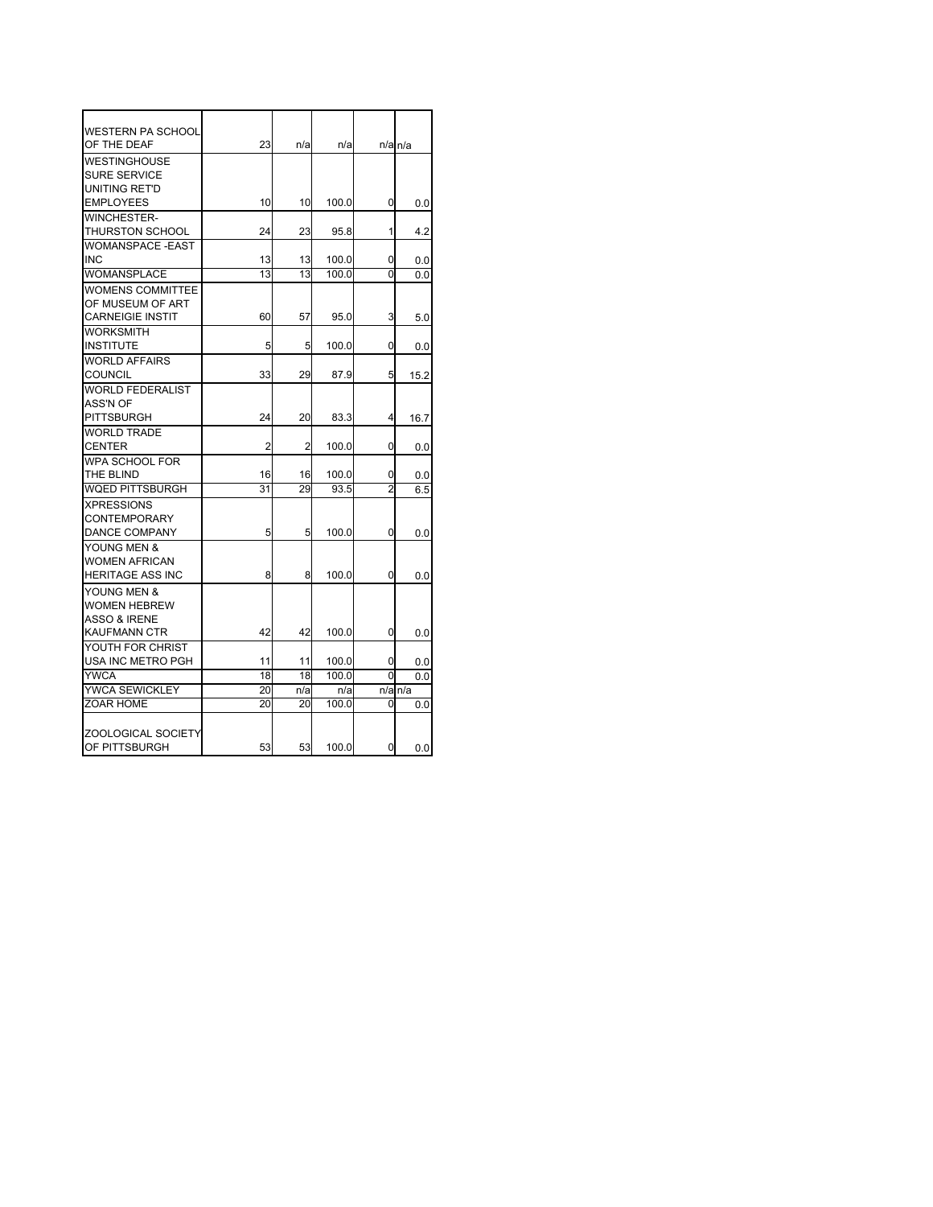| | | | | | |
|---|---|---|---|---|---|
| WESTERN PA SCHOOL OF THE DEAF | 23 | n/a | n/a | n/a | n/a |
| WESTINGHOUSE SURE SERVICE UNITING RET'D EMPLOYEES | 10 | 10 | 100.0 | 0 | 0.0 |
| WINCHESTER-THURSTON SCHOOL | 24 | 23 | 95.8 | 1 | 4.2 |
| WOMANSPACE -EAST INC | 13 | 13 | 100.0 | 0 | 0.0 |
| WOMANSPLACE | 13 | 13 | 100.0 | 0 | 0.0 |
| WOMENS COMMITTEE OF MUSEUM OF ART CARNEIGIE INSTIT | 60 | 57 | 95.0 | 3 | 5.0 |
| WORKSMITH INSTITUTE | 5 | 5 | 100.0 | 0 | 0.0 |
| WORLD AFFAIRS COUNCIL | 33 | 29 | 87.9 | 5 | 15.2 |
| WORLD FEDERALIST ASS'N OF PITTSBURGH | 24 | 20 | 83.3 | 4 | 16.7 |
| WORLD TRADE CENTER | 2 | 2 | 100.0 | 0 | 0.0 |
| WPA SCHOOL FOR THE BLIND | 16 | 16 | 100.0 | 0 | 0.0 |
| WQED PITTSBURGH | 31 | 29 | 93.5 | 2 | 6.5 |
| XPRESSIONS CONTEMPORARY DANCE COMPANY | 5 | 5 | 100.0 | 0 | 0.0 |
| YOUNG MEN & WOMEN AFRICAN HERITAGE ASS INC | 8 | 8 | 100.0 | 0 | 0.0 |
| YOUNG MEN & WOMEN HEBREW ASSO & IRENE KAUFMANN CTR | 42 | 42 | 100.0 | 0 | 0.0 |
| YOUTH FOR CHRIST USA INC METRO PGH | 11 | 11 | 100.0 | 0 | 0.0 |
| YWCA | 18 | 18 | 100.0 | 0 | 0.0 |
| YWCA SEWICKLEY | 20 | n/a | n/a | n/a | n/a |
| ZOAR HOME | 20 | 20 | 100.0 | 0 | 0.0 |
| ZOOLOGICAL SOCIETY OF PITTSBURGH | 53 | 53 | 100.0 | 0 | 0.0 |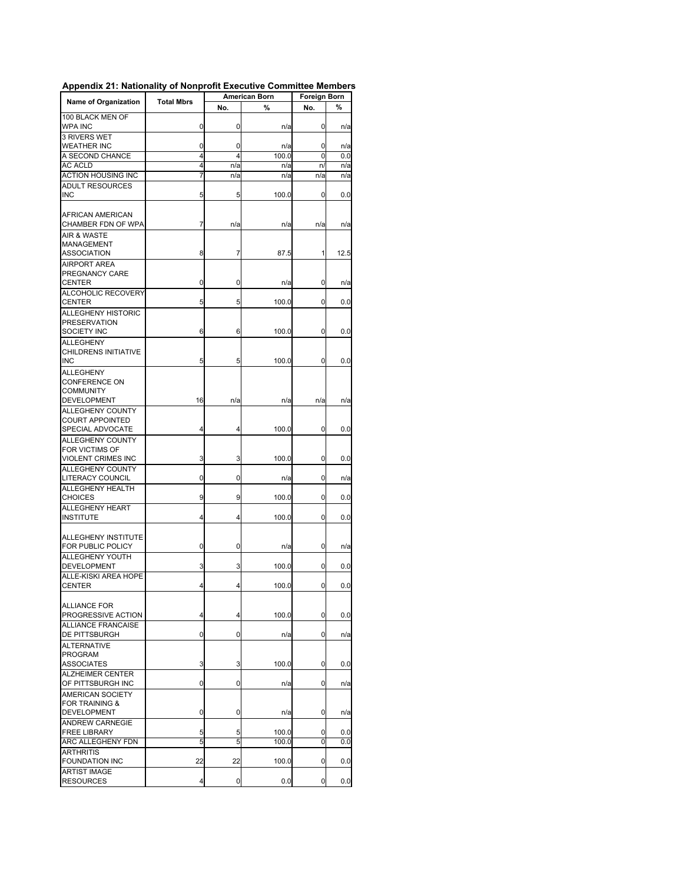**Appendix 21: Nationality of Nonprofit Executive Committee Members**

| Name of Organization | Total Mbrs | American Born | | Foreign Born | |
|---|---|---|---|---|---|
| | | No. | % | No. | % |
| 100 BLACK MEN OF WPA INC | 0 | 0 | n/a | 0 | n/a |
| 3 RIVERS WET WEATHER INC | 0 | 0 | n/a | 0 | n/a |
| A SECOND CHANCE | 4 | 4 | 100.0 | 0 | 0.0 |
| AC ACLD | 4 | n/a | n/a | n/ | n/a |
| ACTION HOUSING INC | 7 | n/a | n/a | n/a | n/a |
| ADULT RESOURCES INC | 5 | 5 | 100.0 | 0 | 0.0 |
| AFRICAN AMERICAN CHAMBER FDN OF WPA | 7 | n/a | n/a | n/a | n/a |
| AIR & WASTE MANAGEMENT ASSOCIATION | 8 | 7 | 87.5 | 1 | 12.5 |
| AIRPORT AREA PREGNANCY CARE CENTER | 0 | 0 | n/a | 0 | n/a |
| ALCOHOLIC RECOVERY CENTER | 5 | 5 | 100.0 | 0 | 0.0 |
| ALLEGHENY HISTORIC PRESERVATION SOCIETY INC | 6 | 6 | 100.0 | 0 | 0.0 |
| ALLEGHENY CHILDRENS INITIATIVE INC | 5 | 5 | 100.0 | 0 | 0.0 |
| ALLEGHENY CONFERENCE ON COMMUNITY DEVELOPMENT | 16 | n/a | n/a | n/a | n/a |
| ALLEGHENY COUNTY COURT APPOINTED SPECIAL ADVOCATE | 4 | 4 | 100.0 | 0 | 0.0 |
| ALLEGHENY COUNTY FOR VICTIMS OF VIOLENT CRIMES INC | 3 | 3 | 100.0 | 0 | 0.0 |
| ALLEGHENY COUNTY LITERACY COUNCIL | 0 | 0 | n/a | 0 | n/a |
| ALLEGHENY HEALTH CHOICES | 9 | 9 | 100.0 | 0 | 0.0 |
| ALLEGHENY HEART INSTITUTE | 4 | 4 | 100.0 | 0 | 0.0 |
| ALLEGHENY INSTITUTE FOR PUBLIC POLICY | 0 | 0 | n/a | 0 | n/a |
| ALLEGHENY YOUTH DEVELOPMENT | 3 | 3 | 100.0 | 0 | 0.0 |
| ALLE-KISKI AREA HOPE CENTER | 4 | 4 | 100.0 | 0 | 0.0 |
| ALLIANCE FOR PROGRESSIVE ACTION | 4 | 4 | 100.0 | 0 | 0.0 |
| ALLIANCE FRANCAISE DE PITTSBURGH | 0 | 0 | n/a | 0 | n/a |
| ALTERNATIVE PROGRAM ASSOCIATES | 3 | 3 | 100.0 | 0 | 0.0 |
| ALZHEIMER CENTER OF PITTSBURGH INC | 0 | 0 | n/a | 0 | n/a |
| AMERICAN SOCIETY FOR TRAINING & DEVELOPMENT | 0 | 0 | n/a | 0 | n/a |
| ANDREW CARNEGIE FREE LIBRARY | 5 | 5 | 100.0 | 0 | 0.0 |
| ARC ALLEGHENY FDN | 5 | 5 | 100.0 | 0 | 0.0 |
| ARTHRITIS FOUNDATION INC | 22 | 22 | 100.0 | 0 | 0.0 |
| ARTIST IMAGE RESOURCES | 4 | 0 | 0.0 | 0 | 0.0 |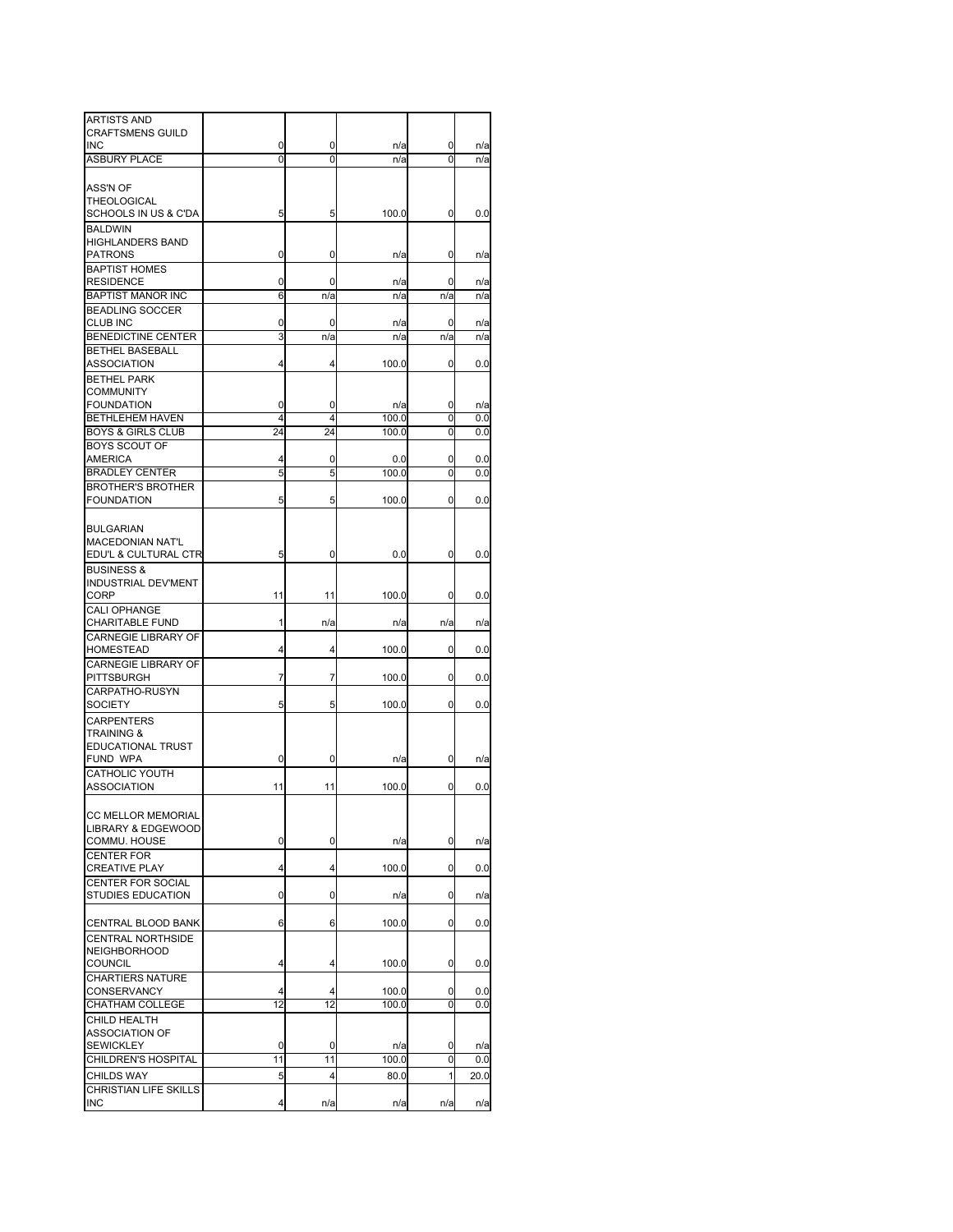| | | | | | |
|---|---|---|---|---|---|
| ARTISTS AND CRAFTSMENS GUILD INC | 0 | 0 | n/a | 0 | n/a |
| ASBURY PLACE | 0 | 0 | n/a | 0 | n/a |
| ASS'N OF THEOLOGICAL SCHOOLS IN US & C'DA | 5 | 5 | 100.0 | 0 | 0.0 |
| BALDWIN HIGHLANDERS BAND PATRONS | 0 | 0 | n/a | 0 | n/a |
| BAPTIST HOMES RESIDENCE | 0 | 0 | n/a | 0 | n/a |
| BAPTIST MANOR INC | 6 | n/a | n/a | n/a | n/a |
| BEADLING SOCCER CLUB INC | 0 | 0 | n/a | 0 | n/a |
| BENEDICTINE CENTER | 3 | n/a | n/a | n/a | n/a |
| BETHEL BASEBALL ASSOCIATION | 4 | 4 | 100.0 | 0 | 0.0 |
| BETHEL PARK COMMUNITY FOUNDATION | 0 | 0 | n/a | 0 | n/a |
| BETHLEHEM HAVEN | 4 | 4 | 100.0 | 0 | 0.0 |
| BOYS & GIRLS CLUB | 24 | 24 | 100.0 | 0 | 0.0 |
| BOYS SCOUT OF AMERICA | 4 | 0 | 0.0 | 0 | 0.0 |
| BRADLEY CENTER | 5 | 5 | 100.0 | 0 | 0.0 |
| BROTHER'S BROTHER FOUNDATION | 5 | 5 | 100.0 | 0 | 0.0 |
| BULGARIAN MACEDONIAN NAT'L EDU'L & CULTURAL CTR | 5 | 0 | 0.0 | 0 | 0.0 |
| BUSINESS & INDUSTRIAL DEV'MENT CORP | 11 | 11 | 100.0 | 0 | 0.0 |
| CALI OPHANGE CHARITABLE FUND | 1 | n/a | n/a | n/a | n/a |
| CARNEGIE LIBRARY OF HOMESTEAD | 4 | 4 | 100.0 | 0 | 0.0 |
| CARNEGIE LIBRARY OF PITTSBURGH | 7 | 7 | 100.0 | 0 | 0.0 |
| CARPATHO-RUSYN SOCIETY | 5 | 5 | 100.0 | 0 | 0.0 |
| CARPENTERS TRAINING & EDUCATIONAL TRUST FUND WPA | 0 | 0 | n/a | 0 | n/a |
| CATHOLIC YOUTH ASSOCIATION | 11 | 11 | 100.0 | 0 | 0.0 |
| CC MELLOR MEMORIAL LIBRARY & EDGEWOOD COMMU. HOUSE | 0 | 0 | n/a | 0 | n/a |
| CENTER FOR CREATIVE PLAY | 4 | 4 | 100.0 | 0 | 0.0 |
| CENTER FOR SOCIAL STUDIES EDUCATION | 0 | 0 | n/a | 0 | n/a |
| CENTRAL BLOOD BANK | 6 | 6 | 100.0 | 0 | 0.0 |
| CENTRAL NORTHSIDE NEIGHBORHOOD COUNCIL | 4 | 4 | 100.0 | 0 | 0.0 |
| CHARTIERS NATURE CONSERVANCY | 4 | 4 | 100.0 | 0 | 0.0 |
| CHATHAM COLLEGE | 12 | 12 | 100.0 | 0 | 0.0 |
| CHILD HEALTH ASSOCIATION OF SEWICKLEY | 0 | 0 | n/a | 0 | n/a |
| CHILDREN'S HOSPITAL | 11 | 11 | 100.0 | 0 | 0.0 |
| CHILDS WAY | 5 | 4 | 80.0 | 1 | 20.0 |
| CHRISTIAN LIFE SKILLS INC | 4 | n/a | n/a | n/a | n/a |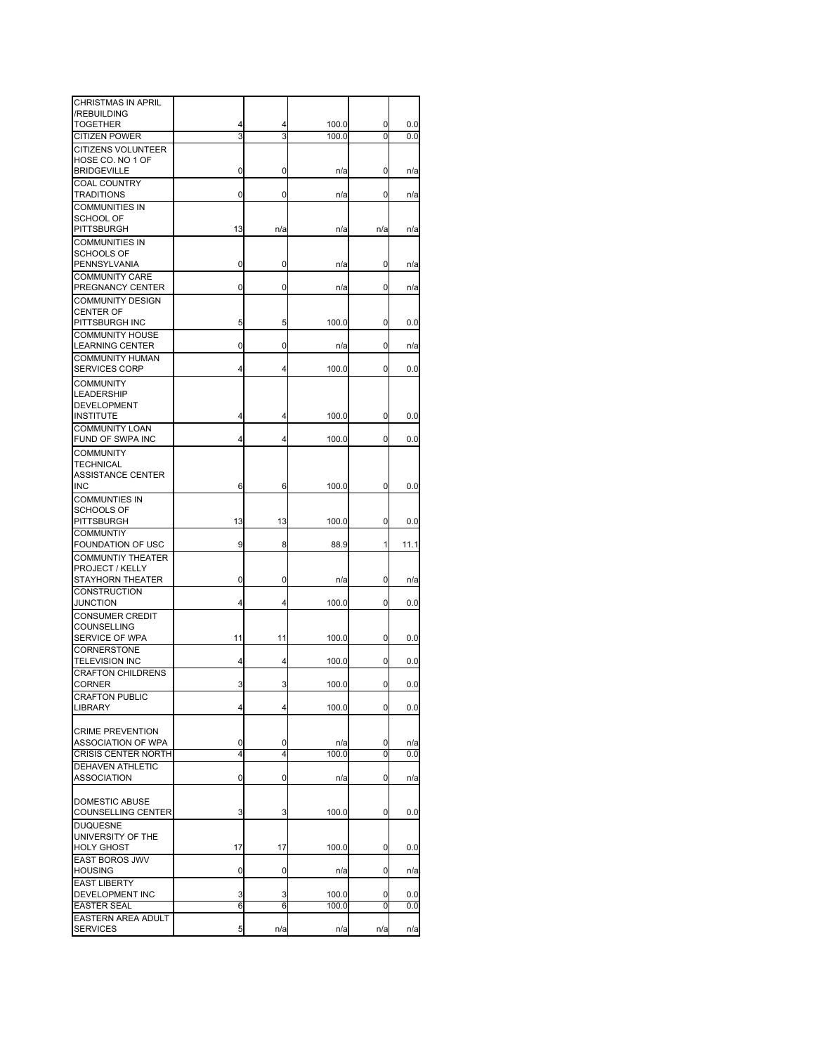| | | | | | |
|---|---|---|---|---|---|
| CHRISTMAS IN APRIL /REBUILDING TOGETHER | 4 | 4 | 100.0 | 0 | 0.0 |
| CITIZEN POWER | 3 | 3 | 100.0 | 0 | 0.0 |
| CITIZENS VOLUNTEER HOSE CO. NO 1 OF BRIDGEVILLE | 0 | 0 | n/a | 0 | n/a |
| COAL COUNTRY TRADITIONS | 0 | 0 | n/a | 0 | n/a |
| COMMUNITIES IN SCHOOL OF PITTSBURGH | 13 | n/a | n/a | n/a | n/a |
| COMMUNITIES IN SCHOOLS OF PENNSYLVANIA | 0 | 0 | n/a | 0 | n/a |
| COMMUNITY CARE PREGNANCY CENTER | 0 | 0 | n/a | 0 | n/a |
| COMMUNITY DESIGN CENTER OF PITTSBURGH INC | 5 | 5 | 100.0 | 0 | 0.0 |
| COMMUNITY HOUSE LEARNING CENTER | 0 | 0 | n/a | 0 | n/a |
| COMMUNITY HUMAN SERVICES CORP | 4 | 4 | 100.0 | 0 | 0.0 |
| COMMUNITY LEADERSHIP DEVELOPMENT INSTITUTE | 4 | 4 | 100.0 | 0 | 0.0 |
| COMMUNITY LOAN FUND OF SWPA INC | 4 | 4 | 100.0 | 0 | 0.0 |
| COMMUNITY TECHNICAL ASSISTANCE CENTER INC | 6 | 6 | 100.0 | 0 | 0.0 |
| COMMUNTIES IN SCHOOLS OF PITTSBURGH | 13 | 13 | 100.0 | 0 | 0.0 |
| COMMUNTIY FOUNDATION OF USC | 9 | 8 | 88.9 | 1 | 11.1 |
| COMMUNTIY THEATER PROJECT / KELLY STAYHORN THEATER | 0 | 0 | n/a | 0 | n/a |
| CONSTRUCTION JUNCTION | 4 | 4 | 100.0 | 0 | 0.0 |
| CONSUMER CREDIT COUNSELLING SERVICE OF WPA | 11 | 11 | 100.0 | 0 | 0.0 |
| CORNERSTONE TELEVISION INC | 4 | 4 | 100.0 | 0 | 0.0 |
| CRAFTON CHILDRENS CORNER | 3 | 3 | 100.0 | 0 | 0.0 |
| CRAFTON PUBLIC LIBRARY | 4 | 4 | 100.0 | 0 | 0.0 |
| CRIME PREVENTION ASSOCIATION OF WPA | 0 | 0 | n/a | 0 | n/a |
| CRISIS CENTER NORTH | 4 | 4 | 100.0 | 0 | 0.0 |
| DEHAVEN ATHLETIC ASSOCIATION | 0 | 0 | n/a | 0 | n/a |
| DOMESTIC ABUSE COUNSELLING CENTER | 3 | 3 | 100.0 | 0 | 0.0 |
| DUQUESNE UNIVERSITY OF THE HOLY GHOST | 17 | 17 | 100.0 | 0 | 0.0 |
| EAST BOROS JWV HOUSING | 0 | 0 | n/a | 0 | n/a |
| EAST LIBERTY DEVELOPMENT INC | 3 | 3 | 100.0 | 0 | 0.0 |
| EASTER SEAL | 6 | 6 | 100.0 | 0 | 0.0 |
| EASTERN AREA ADULT SERVICES | 5 | n/a | n/a | n/a | n/a |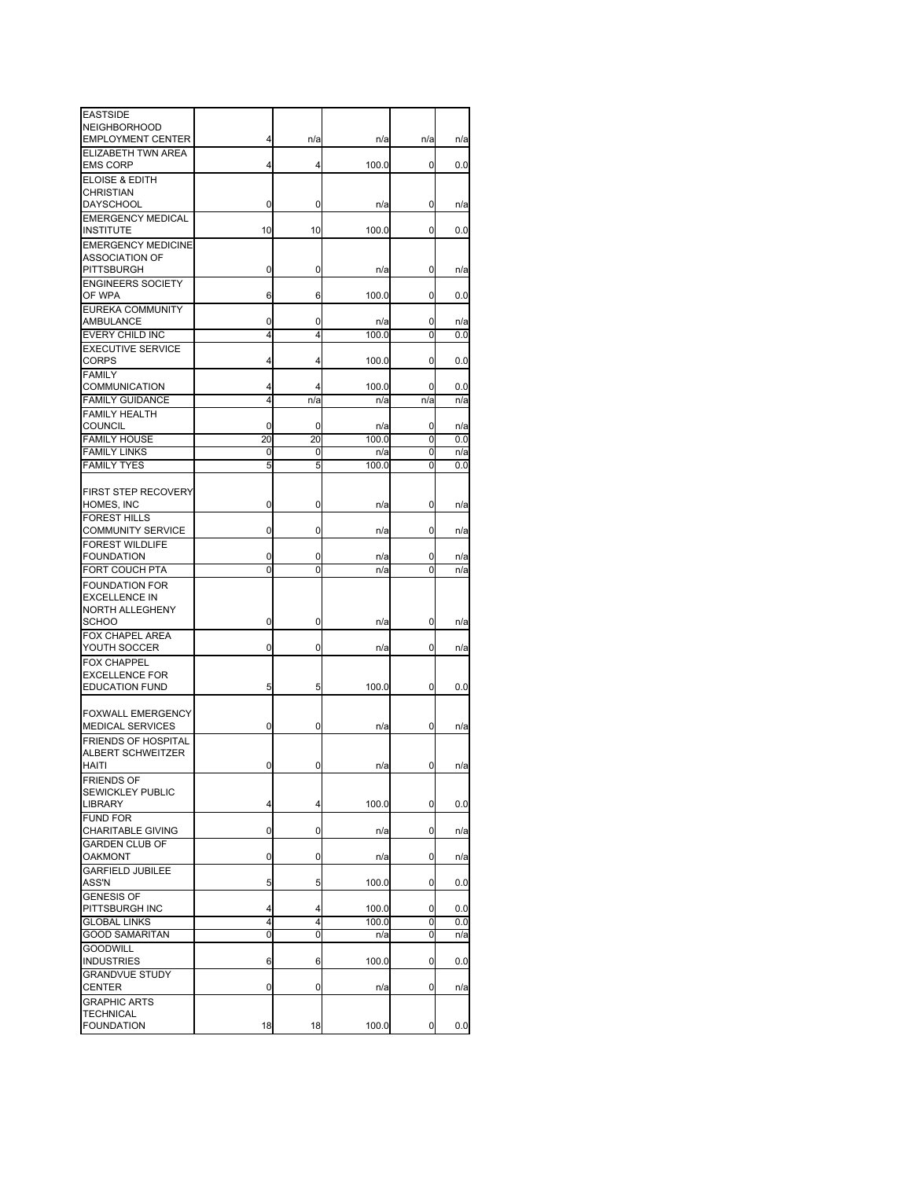| | | | | | |
|---|---|---|---|---|---|
| EASTSIDE NEIGHBORHOOD EMPLOYMENT CENTER | 4 | n/a | n/a | n/a | n/a |
| ELIZABETH TWN AREA EMS CORP | 4 | 4 | 100.0 | 0 | 0.0 |
| ELOISE & EDITH CHRISTIAN DAYSCHOOL | 0 | 0 | n/a | 0 | n/a |
| EMERGENCY MEDICAL INSTITUTE | 10 | 10 | 100.0 | 0 | 0.0 |
| EMERGENCY MEDICINE ASSOCIATION OF PITTSBURGH | 0 | 0 | n/a | 0 | n/a |
| ENGINEERS SOCIETY OF WPA | 6 | 6 | 100.0 | 0 | 0.0 |
| EUREKA COMMUNITY AMBULANCE | 0 | 0 | n/a | 0 | n/a |
| EVERY CHILD INC | 4 | 4 | 100.0 | 0 | 0.0 |
| EXECUTIVE SERVICE CORPS | 4 | 4 | 100.0 | 0 | 0.0 |
| FAMILY COMMUNICATION | 4 | 4 | 100.0 | 0 | 0.0 |
| FAMILY GUIDANCE | 4 | n/a | n/a | n/a | n/a |
| FAMILY HEALTH COUNCIL | 0 | 0 | n/a | 0 | n/a |
| FAMILY HOUSE | 20 | 20 | 100.0 | 0 | 0.0 |
| FAMILY LINKS | 0 | 0 | n/a | 0 | n/a |
| FAMILY TYES | 5 | 5 | 100.0 | 0 | 0.0 |
| FIRST STEP RECOVERY HOMES, INC | 0 | 0 | n/a | 0 | n/a |
| FOREST HILLS COMMUNITY SERVICE | 0 | 0 | n/a | 0 | n/a |
| FOREST WILDLIFE FOUNDATION | 0 | 0 | n/a | 0 | n/a |
| FORT COUCH PTA | 0 | 0 | n/a | 0 | n/a |
| FOUNDATION FOR EXCELLENCE IN NORTH ALLEGHENY SCHOO | 0 | 0 | n/a | 0 | n/a |
| FOX CHAPEL AREA YOUTH SOCCER | 0 | 0 | n/a | 0 | n/a |
| FOX CHAPPEL EXCELLENCE FOR EDUCATION FUND | 5 | 5 | 100.0 | 0 | 0.0 |
| FOXWALL EMERGENCY MEDICAL SERVICES | 0 | 0 | n/a | 0 | n/a |
| FRIENDS OF HOSPITAL ALBERT SCHWEITZER HAITI | 0 | 0 | n/a | 0 | n/a |
| FRIENDS OF SEWICKLEY PUBLIC LIBRARY | 4 | 4 | 100.0 | 0 | 0.0 |
| FUND FOR CHARITABLE GIVING | 0 | 0 | n/a | 0 | n/a |
| GARDEN CLUB OF OAKMONT | 0 | 0 | n/a | 0 | n/a |
| GARFIELD JUBILEE ASS'N | 5 | 5 | 100.0 | 0 | 0.0 |
| GENESIS OF PITTSBURGH INC | 4 | 4 | 100.0 | 0 | 0.0 |
| GLOBAL LINKS | 4 | 4 | 100.0 | 0 | 0.0 |
| GOOD SAMARITAN | 0 | 0 | n/a | 0 | n/a |
| GOODWILL INDUSTRIES | 6 | 6 | 100.0 | 0 | 0.0 |
| GRANDVUE STUDY CENTER | 0 | 0 | n/a | 0 | n/a |
| GRAPHIC ARTS TECHNICAL FOUNDATION | 18 | 18 | 100.0 | 0 | 0.0 |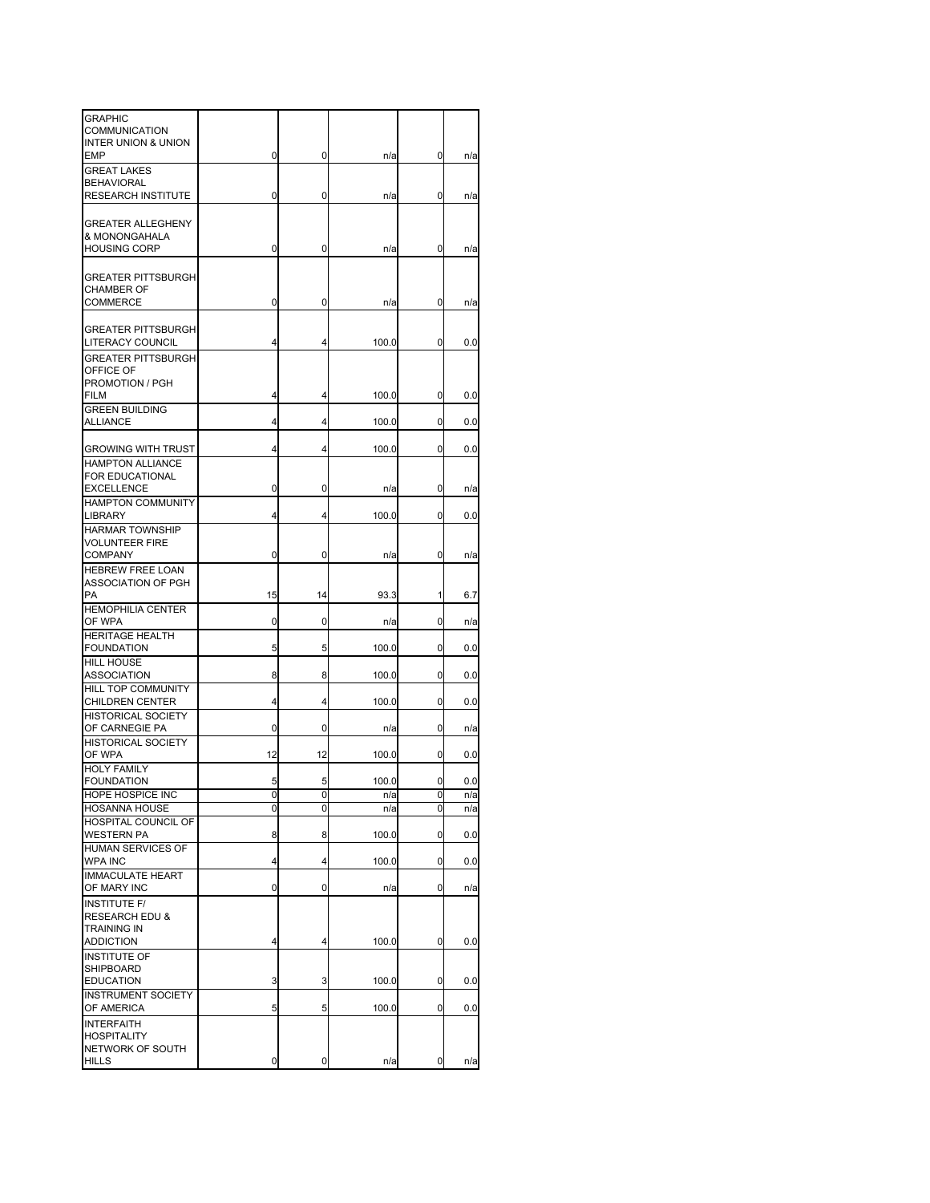| | | | | | |
|---|---|---|---|---|---|
| GRAPHIC COMMUNICATION INTER UNION & UNION EMP | 0 | 0 | n/a | 0 | n/a |
| GREAT LAKES BEHAVIORAL RESEARCH INSTITUTE | 0 | 0 | n/a | 0 | n/a |
| GREATER ALLEGHENY & MONONGAHALA HOUSING CORP | 0 | 0 | n/a | 0 | n/a |
| GREATER PITTSBURGH CHAMBER OF COMMERCE | 0 | 0 | n/a | 0 | n/a |
| GREATER PITTSBURGH LITERACY COUNCIL | 4 | 4 | 100.0 | 0 | 0.0 |
| GREATER PITTSBURGH OFFICE OF PROMOTION / PGH FILM | 4 | 4 | 100.0 | 0 | 0.0 |
| GREEN BUILDING ALLIANCE | 4 | 4 | 100.0 | 0 | 0.0 |
| GROWING WITH TRUST | 4 | 4 | 100.0 | 0 | 0.0 |
| HAMPTON ALLIANCE FOR EDUCATIONAL EXCELLENCE | 0 | 0 | n/a | 0 | n/a |
| HAMPTON COMMUNITY LIBRARY | 4 | 4 | 100.0 | 0 | 0.0 |
| HARMAR TOWNSHIP VOLUNTEER FIRE COMPANY | 0 | 0 | n/a | 0 | n/a |
| HEBREW FREE LOAN ASSOCIATION OF PGH PA | 15 | 14 | 93.3 | 1 | 6.7 |
| HEMOPHILIA CENTER OF WPA | 0 | 0 | n/a | 0 | n/a |
| HERITAGE HEALTH FOUNDATION | 5 | 5 | 100.0 | 0 | 0.0 |
| HILL HOUSE ASSOCIATION | 8 | 8 | 100.0 | 0 | 0.0 |
| HILL TOP COMMUNITY CHILDREN CENTER | 4 | 4 | 100.0 | 0 | 0.0 |
| HISTORICAL SOCIETY OF CARNEGIE PA | 0 | 0 | n/a | 0 | n/a |
| HISTORICAL SOCIETY OF WPA | 12 | 12 | 100.0 | 0 | 0.0 |
| HOLY FAMILY FOUNDATION | 5 | 5 | 100.0 | 0 | 0.0 |
| HOPE HOSPICE INC | 0 | 0 | n/a | 0 | n/a |
| HOSANNA HOUSE | 0 | 0 | n/a | 0 | n/a |
| HOSPITAL COUNCIL OF WESTERN PA | 8 | 8 | 100.0 | 0 | 0.0 |
| HUMAN SERVICES OF WPA INC | 4 | 4 | 100.0 | 0 | 0.0 |
| IMMACULATE HEART OF MARY INC | 0 | 0 | n/a | 0 | n/a |
| INSTITUTE F/ RESEARCH EDU & TRAINING IN ADDICTION | 4 | 4 | 100.0 | 0 | 0.0 |
| INSTITUTE OF SHIPBOARD EDUCATION | 3 | 3 | 100.0 | 0 | 0.0 |
| INSTRUMENT SOCIETY OF AMERICA | 5 | 5 | 100.0 | 0 | 0.0 |
| INTERFAITH HOSPITALITY NETWORK OF SOUTH HILLS | 0 | 0 | n/a | 0 | n/a |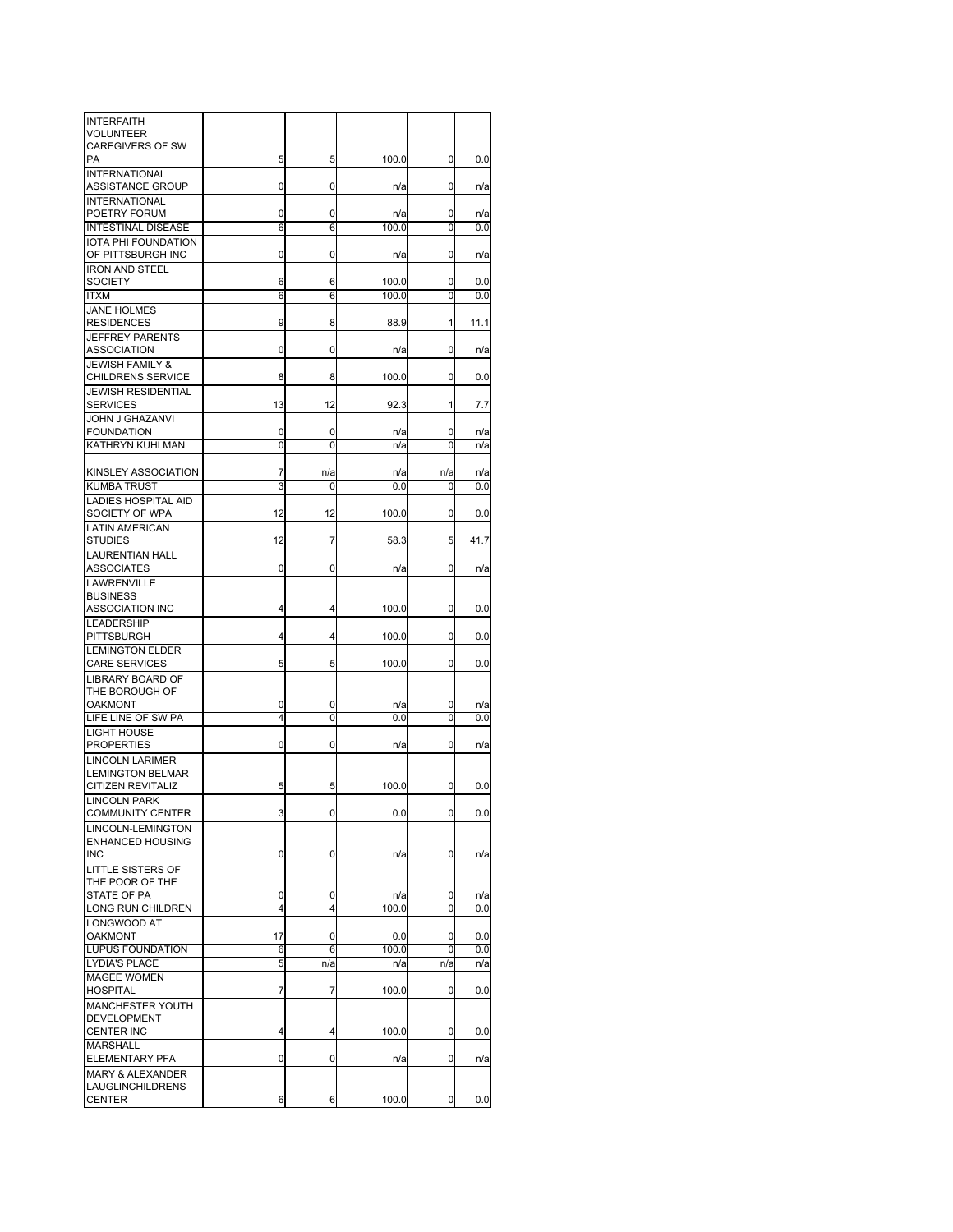| | | | | | |
|---|---|---|---|---|---|
| INTERFAITH VOLUNTEER CAREGIVERS OF SW PA | 5 | 5 | 100.0 | 0 | 0.0 |
| INTERNATIONAL ASSISTANCE GROUP | 0 | 0 | n/a | 0 | n/a |
| INTERNATIONAL POETRY FORUM | 0 | 0 | n/a | 0 | n/a |
| INTESTINAL DISEASE | 6 | 6 | 100.0 | 0 | 0.0 |
| IOTA PHI FOUNDATION OF PITTSBURGH INC | 0 | 0 | n/a | 0 | n/a |
| IRON AND STEEL SOCIETY | 6 | 6 | 100.0 | 0 | 0.0 |
| ITXM | 6 | 6 | 100.0 | 0 | 0.0 |
| JANE HOLMES RESIDENCES | 9 | 8 | 88.9 | 1 | 11.1 |
| JEFFREY PARENTS ASSOCIATION | 0 | 0 | n/a | 0 | n/a |
| JEWISH FAMILY & CHILDRENS SERVICE | 8 | 8 | 100.0 | 0 | 0.0 |
| JEWISH RESIDENTIAL SERVICES | 13 | 12 | 92.3 | 1 | 7.7 |
| JOHN J GHAZANVI FOUNDATION | 0 | 0 | n/a | 0 | n/a |
| KATHRYN KUHLMAN | 0 | 0 | n/a | 0 | n/a |
| KINSLEY ASSOCIATION | 7 | n/a | n/a | n/a | n/a |
| KUMBA TRUST | 3 | 0 | 0.0 | 0 | 0.0 |
| LADIES HOSPITAL AID SOCIETY OF WPA | 12 | 12 | 100.0 | 0 | 0.0 |
| LATIN AMERICAN STUDIES | 12 | 7 | 58.3 | 5 | 41.7 |
| LAURENTIAN HALL ASSOCIATES | 0 | 0 | n/a | 0 | n/a |
| LAWRENVILLE BUSINESS ASSOCIATION INC | 4 | 4 | 100.0 | 0 | 0.0 |
| LEADERSHIP PITTSBURGH | 4 | 4 | 100.0 | 0 | 0.0 |
| LEMINGTON ELDER CARE SERVICES | 5 | 5 | 100.0 | 0 | 0.0 |
| LIBRARY BOARD OF THE BOROUGH OF OAKMONT | 0 | 0 | n/a | 0 | n/a |
| LIFE LINE OF SW PA | 4 | 0 | 0.0 | 0 | 0.0 |
| LIGHT HOUSE PROPERTIES | 0 | 0 | n/a | 0 | n/a |
| LINCOLN LARIMER LEMINGTON BELMAR CITIZEN REVITALIZ | 5 | 5 | 100.0 | 0 | 0.0 |
| LINCOLN PARK COMMUNITY CENTER | 3 | 0 | 0.0 | 0 | 0.0 |
| LINCOLN-LEMINGTON ENHANCED HOUSING INC | 0 | 0 | n/a | 0 | n/a |
| LITTLE SISTERS OF THE POOR OF THE STATE OF PA | 0 | 0 | n/a | 0 | n/a |
| LONG RUN CHILDREN | 4 | 4 | 100.0 | 0 | 0.0 |
| LONGWOOD AT OAKMONT | 17 | 0 | 0.0 | 0 | 0.0 |
| LUPUS FOUNDATION | 6 | 6 | 100.0 | 0 | 0.0 |
| LYDIA'S PLACE | 5 | n/a | n/a | n/a | n/a |
| MAGEE WOMEN HOSPITAL | 7 | 7 | 100.0 | 0 | 0.0 |
| MANCHESTER YOUTH DEVELOPMENT CENTER INC | 4 | 4 | 100.0 | 0 | 0.0 |
| MARSHALL ELEMENTARY PFA | 0 | 0 | n/a | 0 | n/a |
| MARY & ALEXANDER LAUGLINCHILDRENS CENTER | 6 | 6 | 100.0 | 0 | 0.0 |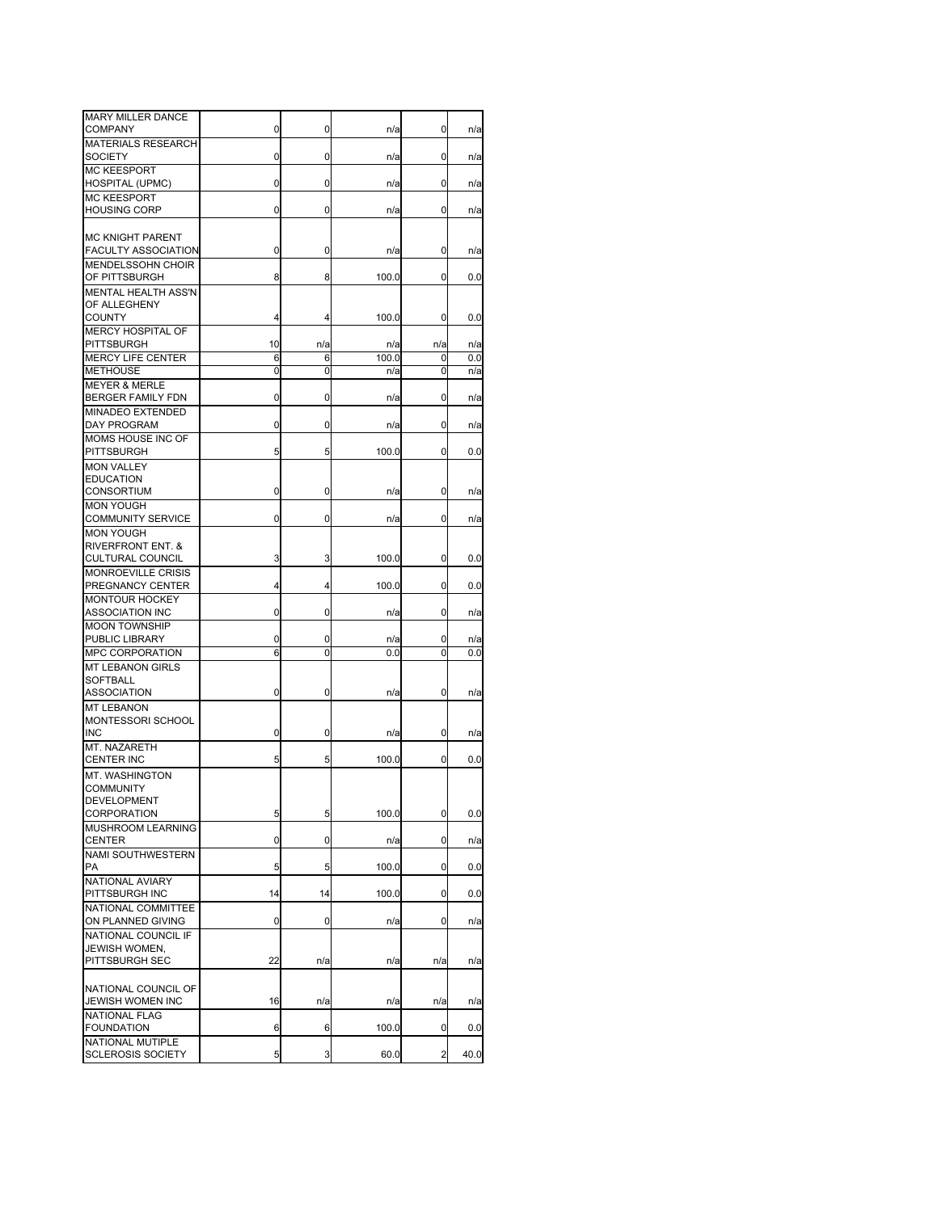| | | | | | |
|---|---|---|---|---|---|
| MARY MILLER DANCE COMPANY | 0 | 0 | n/a | 0 | n/a |
| MATERIALS RESEARCH SOCIETY | 0 | 0 | n/a | 0 | n/a |
| MC KEESPORT HOSPITAL (UPMC) | 0 | 0 | n/a | 0 | n/a |
| MC KEESPORT HOUSING CORP | 0 | 0 | n/a | 0 | n/a |
| MC KNIGHT PARENT FACULTY ASSOCIATION | 0 | 0 | n/a | 0 | n/a |
| MENDELSSOHN CHOIR OF PITTSBURGH | 8 | 8 | 100.0 | 0 | 0.0 |
| MENTAL HEALTH ASS'N OF ALLEGHENY COUNTY | 4 | 4 | 100.0 | 0 | 0.0 |
| MERCY HOSPITAL OF PITTSBURGH | 10 | n/a | n/a | n/a | n/a |
| MERCY LIFE CENTER | 6 | 6 | 100.0 | 0 | 0.0 |
| METHOUSE | 0 | 0 | n/a | 0 | n/a |
| MEYER & MERLE BERGER FAMILY FDN | 0 | 0 | n/a | 0 | n/a |
| MINADEO EXTENDED DAY PROGRAM | 0 | 0 | n/a | 0 | n/a |
| MOMS HOUSE INC OF PITTSBURGH | 5 | 5 | 100.0 | 0 | 0.0 |
| MON VALLEY EDUCATION CONSORTIUM | 0 | 0 | n/a | 0 | n/a |
| MON YOUGH COMMUNITY SERVICE | 0 | 0 | n/a | 0 | n/a |
| MON YOUGH RIVERFRONT ENT. & CULTURAL COUNCIL | 3 | 3 | 100.0 | 0 | 0.0 |
| MONROEVILLE CRISIS PREGNANCY CENTER | 4 | 4 | 100.0 | 0 | 0.0 |
| MONTOUR HOCKEY ASSOCIATION INC | 0 | 0 | n/a | 0 | n/a |
| MOON TOWNSHIP PUBLIC LIBRARY | 0 | 0 | n/a | 0 | n/a |
| MPC CORPORATION | 6 | 0 | 0.0 | 0 | 0.0 |
| MT LEBANON GIRLS SOFTBALL ASSOCIATION | 0 | 0 | n/a | 0 | n/a |
| MT LEBANON MONTESSORI SCHOOL INC | 0 | 0 | n/a | 0 | n/a |
| MT. NAZARETH CENTER INC | 5 | 5 | 100.0 | 0 | 0.0 |
| MT. WASHINGTON COMMUNITY DEVELOPMENT CORPORATION | 5 | 5 | 100.0 | 0 | 0.0 |
| MUSHROOM LEARNING CENTER | 0 | 0 | n/a | 0 | n/a |
| NAMI SOUTHWESTERN PA | 5 | 5 | 100.0 | 0 | 0.0 |
| NATIONAL AVIARY PITTSBURGH INC | 14 | 14 | 100.0 | 0 | 0.0 |
| NATIONAL COMMITTEE ON PLANNED GIVING | 0 | 0 | n/a | 0 | n/a |
| NATIONAL COUNCIL IF JEWISH WOMEN, PITTSBURGH SEC | 22 | n/a | n/a | n/a | n/a |
| NATIONAL COUNCIL OF JEWISH WOMEN INC | 16 | n/a | n/a | n/a | n/a |
| NATIONAL FLAG FOUNDATION | 6 | 6 | 100.0 | 0 | 0.0 |
| NATIONAL MUTIPLE SCLEROSIS SOCIETY | 5 | 3 | 60.0 | 2 | 40.0 |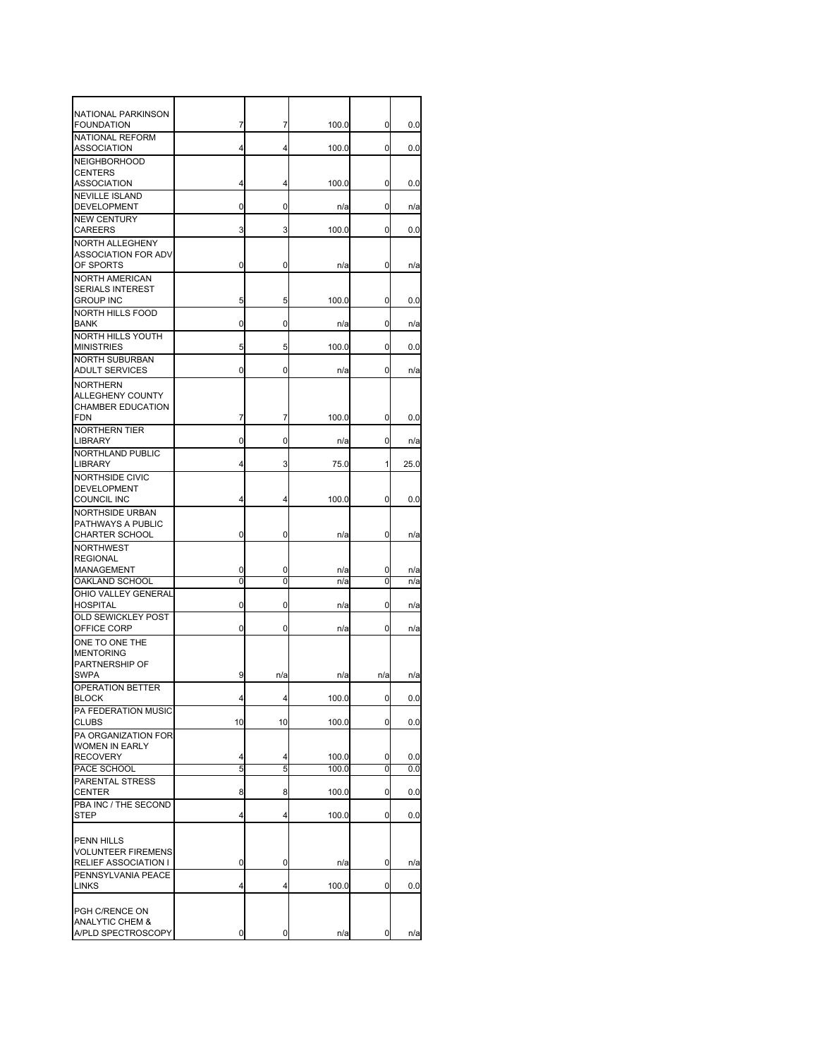| | | | | | |
|---|---|---|---|---|---|
| NATIONAL PARKINSON FOUNDATION | 7 | 7 | 100.0 | 0 | 0.0 |
| NATIONAL REFORM ASSOCIATION | 4 | 4 | 100.0 | 0 | 0.0 |
| NEIGHBORHOOD CENTERS ASSOCIATION | 4 | 4 | 100.0 | 0 | 0.0 |
| NEVILLE ISLAND DEVELOPMENT | 0 | 0 | n/a | 0 | n/a |
| NEW CENTURY CAREERS | 3 | 3 | 100.0 | 0 | 0.0 |
| NORTH ALLEGHENY ASSOCIATION FOR ADV OF SPORTS | 0 | 0 | n/a | 0 | n/a |
| NORTH AMERICAN SERIALS INTEREST GROUP INC | 5 | 5 | 100.0 | 0 | 0.0 |
| NORTH HILLS FOOD BANK | 0 | 0 | n/a | 0 | n/a |
| NORTH HILLS YOUTH MINISTRIES | 5 | 5 | 100.0 | 0 | 0.0 |
| NORTH SUBURBAN ADULT SERVICES | 0 | 0 | n/a | 0 | n/a |
| NORTHERN ALLEGHENY COUNTY CHAMBER EDUCATION FDN | 7 | 7 | 100.0 | 0 | 0.0 |
| NORTHERN TIER LIBRARY | 0 | 0 | n/a | 0 | n/a |
| NORTHLAND PUBLIC LIBRARY | 4 | 3 | 75.0 | 1 | 25.0 |
| NORTHSIDE CIVIC DEVELOPMENT COUNCIL INC | 4 | 4 | 100.0 | 0 | 0.0 |
| NORTHSIDE URBAN PATHWAYS A PUBLIC CHARTER SCHOOL | 0 | 0 | n/a | 0 | n/a |
| NORTHWEST REGIONAL MANAGEMENT | 0 | 0 | n/a | 0 | n/a |
| OAKLAND SCHOOL | 0 | 0 | n/a | 0 | n/a |
| OHIO VALLEY GENERAL HOSPITAL | 0 | 0 | n/a | 0 | n/a |
| OLD SEWICKLEY POST OFFICE CORP | 0 | 0 | n/a | 0 | n/a |
| ONE TO ONE THE MENTORING PARTNERSHIP OF SWPA | 9 | n/a | n/a | n/a | n/a |
| OPERATION BETTER BLOCK | 4 | 4 | 100.0 | 0 | 0.0 |
| PA FEDERATION MUSIC CLUBS | 10 | 10 | 100.0 | 0 | 0.0 |
| PA ORGANIZATION FOR WOMEN IN EARLY RECOVERY | 4 | 4 | 100.0 | 0 | 0.0 |
| PACE SCHOOL | 5 | 5 | 100.0 | 0 | 0.0 |
| PARENTAL STRESS CENTER | 8 | 8 | 100.0 | 0 | 0.0 |
| PBA INC / THE SECOND STEP | 4 | 4 | 100.0 | 0 | 0.0 |
| PENN HILLS VOLUNTEER FIREMENS RELIEF ASSOCIATION I | 0 | 0 | n/a | 0 | n/a |
| PENNSYLVANIA PEACE LINKS | 4 | 4 | 100.0 | 0 | 0.0 |
| PGH C/RENCE ON ANALYTIC CHEM & A/PLD SPECTROSCOPY | 0 | 0 | n/a | 0 | n/a |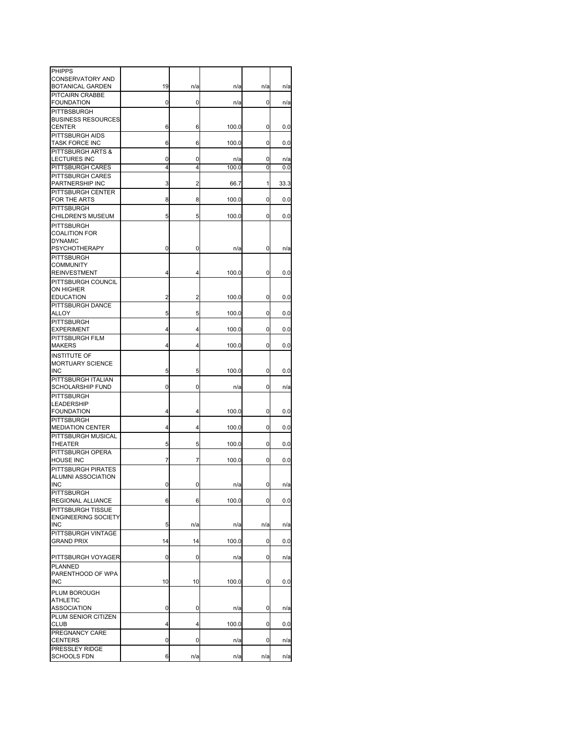| | | | | | |
|---|---|---|---|---|---|
| PHIPPS CONSERVATORY AND BOTANICAL GARDEN | 19 | n/a | n/a | n/a | n/a |
| PITCAIRN CRABBE FOUNDATION | 0 | 0 | n/a | 0 | n/a |
| PITTBSBURGH BUSINESS RESOURCES CENTER | 6 | 6 | 100.0 | 0 | 0.0 |
| PITTSBURGH AIDS TASK FORCE INC | 6 | 6 | 100.0 | 0 | 0.0 |
| PITTSBURGH ARTS & LECTURES INC | 0 | 0 | n/a | 0 | n/a |
| PITTSBURGH CARES | 4 | 4 | 100.0 | 0 | 0.0 |
| PITTSBURGH CARES PARTNERSHIP INC | 3 | 2 | 66.7 | 1 | 33.3 |
| PITTSBURGH CENTER FOR THE ARTS | 8 | 8 | 100.0 | 0 | 0.0 |
| PITTSBURGH CHILDREN'S MUSEUM | 5 | 5 | 100.0 | 0 | 0.0 |
| PITTSBURGH COALITION FOR DYNAMIC PSYCHOTHERAPY | 0 | 0 | n/a | 0 | n/a |
| PITTSBURGH COMMUNITY REINVESTMENT | 4 | 4 | 100.0 | 0 | 0.0 |
| PITTSBURGH COUNCIL ON HIGHER EDUCATION | 2 | 2 | 100.0 | 0 | 0.0 |
| PITTSBURGH DANCE ALLOY | 5 | 5 | 100.0 | 0 | 0.0 |
| PITTSBURGH EXPERIMENT | 4 | 4 | 100.0 | 0 | 0.0 |
| PITTSBURGH FILM MAKERS | 4 | 4 | 100.0 | 0 | 0.0 |
| INSTITUTE OF MORTUARY SCIENCE INC | 5 | 5 | 100.0 | 0 | 0.0 |
| PITTSBURGH ITALIAN SCHOLARSHIP FUND | 0 | 0 | n/a | 0 | n/a |
| PITTSBURGH LEADERSHIP FOUNDATION | 4 | 4 | 100.0 | 0 | 0.0 |
| PITTSBURGH MEDIATION CENTER | 4 | 4 | 100.0 | 0 | 0.0 |
| PITTSBURGH MUSICAL THEATER | 5 | 5 | 100.0 | 0 | 0.0 |
| PITTSBURGH OPERA HOUSE INC | 7 | 7 | 100.0 | 0 | 0.0 |
| PITTSBURGH PIRATES ALUMNI ASSOCIATION INC | 0 | 0 | n/a | 0 | n/a |
| PITTSBURGH REGIONAL ALLIANCE | 6 | 6 | 100.0 | 0 | 0.0 |
| PITTSBURGH TISSUE ENGINEERING SOCIETY INC | 5 | n/a | n/a | n/a | n/a |
| PITTSBURGH VINTAGE GRAND PRIX | 14 | 14 | 100.0 | 0 | 0.0 |
| PITTSBURGH VOYAGER | 0 | 0 | n/a | 0 | n/a |
| PLANNED PARENTHOOD OF WPA INC | 10 | 10 | 100.0 | 0 | 0.0 |
| PLUM BOROUGH ATHLETIC ASSOCIATION | 0 | 0 | n/a | 0 | n/a |
| PLUM SENIOR CITIZEN CLUB | 4 | 4 | 100.0 | 0 | 0.0 |
| PREGNANCY CARE CENTERS | 0 | 0 | n/a | 0 | n/a |
| PRESSLEY RIDGE SCHOOLS FDN | 6 | n/a | n/a | n/a | n/a |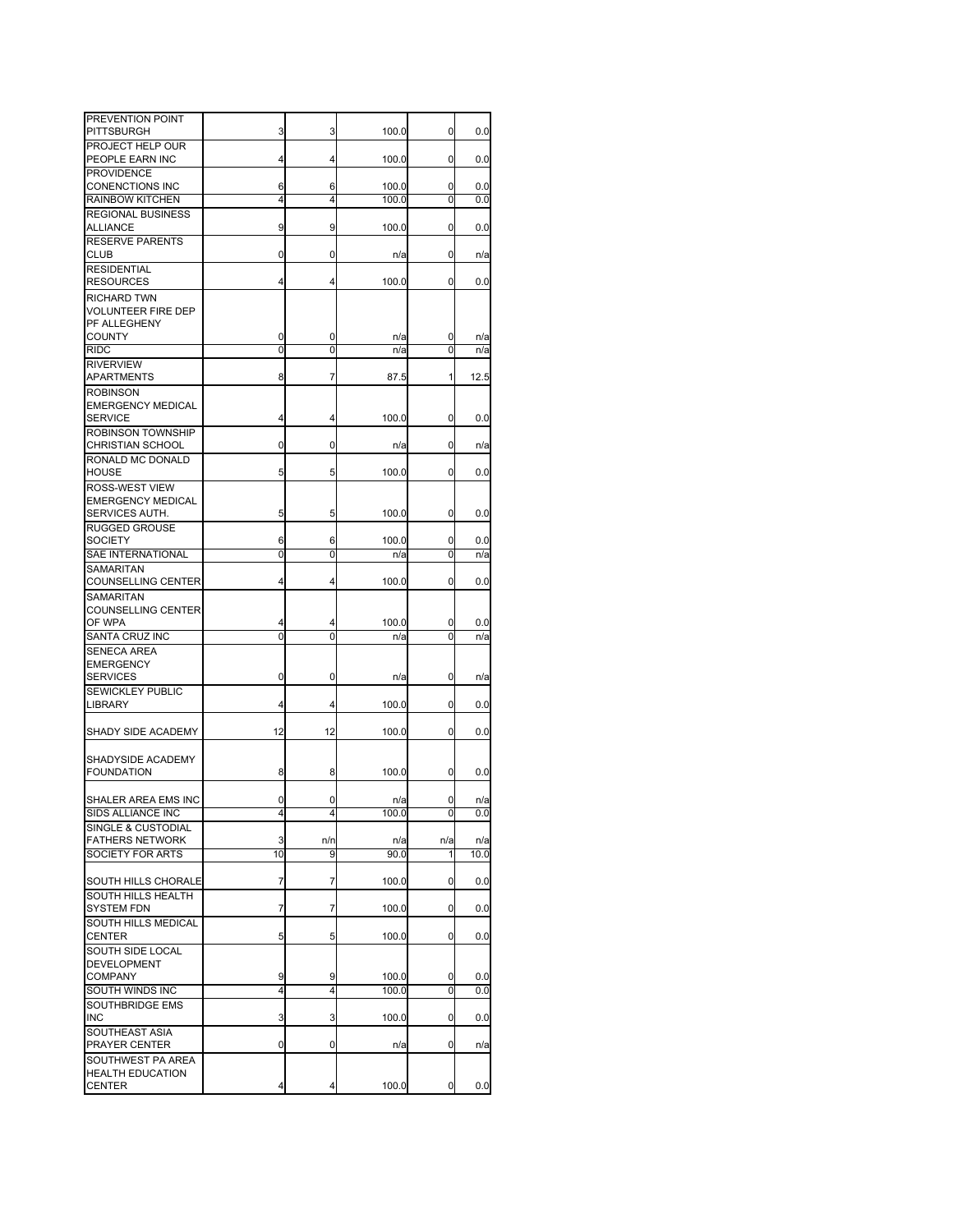| | | | | | |
|---|---|---|---|---|---|
| PREVENTION POINT PITTSBURGH | 3 | 3 | 100.0 | 0 | 0.0 |
| PROJECT HELP OUR PEOPLE EARN INC | 4 | 4 | 100.0 | 0 | 0.0 |
| PROVIDENCE CONENCTIONS INC | 6 | 6 | 100.0 | 0 | 0.0 |
| RAINBOW KITCHEN | 4 | 4 | 100.0 | 0 | 0.0 |
| REGIONAL BUSINESS ALLIANCE | 9 | 9 | 100.0 | 0 | 0.0 |
| RESERVE PARENTS CLUB | 0 | 0 | n/a | 0 | n/a |
| RESIDENTIAL RESOURCES | 4 | 4 | 100.0 | 0 | 0.0 |
| RICHARD TWN VOLUNTEER FIRE DEP PF ALLEGHENY COUNTY | 0 | 0 | n/a | 0 | n/a |
| RIDC | 0 | 0 | n/a | 0 | n/a |
| RIVERVIEW APARTMENTS | 8 | 7 | 87.5 | 1 | 12.5 |
| ROBINSON EMERGENCY MEDICAL SERVICE | 4 | 4 | 100.0 | 0 | 0.0 |
| ROBINSON TOWNSHIP CHRISTIAN SCHOOL | 0 | 0 | n/a | 0 | n/a |
| RONALD MC DONALD HOUSE | 5 | 5 | 100.0 | 0 | 0.0 |
| ROSS-WEST VIEW EMERGENCY MEDICAL SERVICES AUTH. | 5 | 5 | 100.0 | 0 | 0.0 |
| RUGGED GROUSE SOCIETY | 6 | 6 | 100.0 | 0 | 0.0 |
| SAE INTERNATIONAL | 0 | 0 | n/a | 0 | n/a |
| SAMARITAN COUNSELLING CENTER | 4 | 4 | 100.0 | 0 | 0.0 |
| SAMARITAN COUNSELLING CENTER OF WPA | 4 | 4 | 100.0 | 0 | 0.0 |
| SANTA CRUZ INC | 0 | 0 | n/a | 0 | n/a |
| SENECA AREA EMERGENCY SERVICES | 0 | 0 | n/a | 0 | n/a |
| SEWICKLEY PUBLIC LIBRARY | 4 | 4 | 100.0 | 0 | 0.0 |
| SHADY SIDE ACADEMY | 12 | 12 | 100.0 | 0 | 0.0 |
| SHADYSIDE ACADEMY FOUNDATION | 8 | 8 | 100.0 | 0 | 0.0 |
| SHALER AREA EMS INC | 0 | 0 | n/a | 0 | n/a |
| SIDS ALLIANCE INC | 4 | 4 | 100.0 | 0 | 0.0 |
| SINGLE & CUSTODIAL FATHERS NETWORK | 3 | n/n | n/a | n/a | n/a |
| SOCIETY FOR ARTS | 10 | 9 | 90.0 | 1 | 10.0 |
| SOUTH HILLS CHORALE | 7 | 7 | 100.0 | 0 | 0.0 |
| SOUTH HILLS HEALTH SYSTEM FDN | 7 | 7 | 100.0 | 0 | 0.0 |
| SOUTH HILLS MEDICAL CENTER | 5 | 5 | 100.0 | 0 | 0.0 |
| SOUTH SIDE LOCAL DEVELOPMENT COMPANY | 9 | 9 | 100.0 | 0 | 0.0 |
| SOUTH WINDS INC | 4 | 4 | 100.0 | 0 | 0.0 |
| SOUTHBRIDGE EMS INC | 3 | 3 | 100.0 | 0 | 0.0 |
| SOUTHEAST ASIA PRAYER CENTER | 0 | 0 | n/a | 0 | n/a |
| SOUTHWEST PA AREA HEALTH EDUCATION CENTER | 4 | 4 | 100.0 | 0 | 0.0 |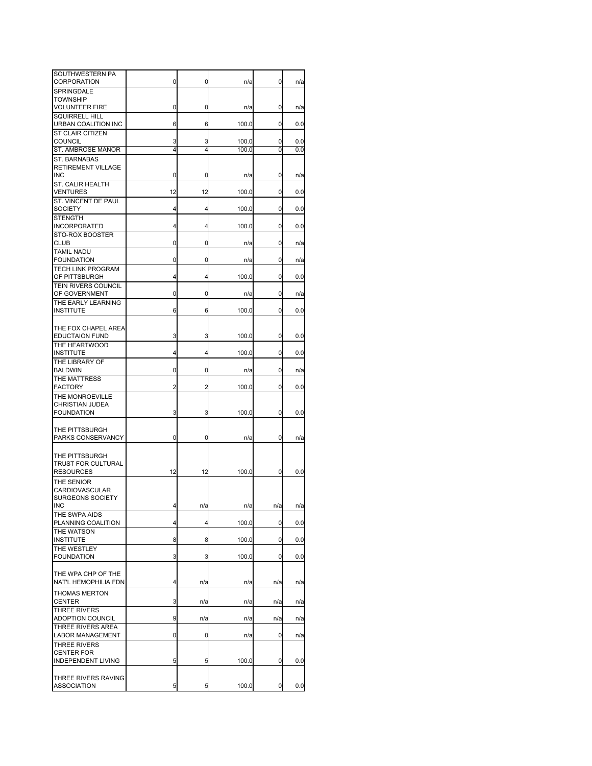| | | | | | |
|---|---|---|---|---|---|
| SOUTHWESTERN PA CORPORATION | 0 | 0 | n/a | 0 | n/a |
| SPRINGDALE TOWNSHIP VOLUNTEER FIRE | 0 | 0 | n/a | 0 | n/a |
| SQUIRRELL HILL URBAN COALITION INC | 6 | 6 | 100.0 | 0 | 0.0 |
| ST CLAIR CITIZEN COUNCIL | 3 | 3 | 100.0 | 0 | 0.0 |
| ST. AMBROSE MANOR | 4 | 4 | 100.0 | 0 | 0.0 |
| ST. BARNABAS RETIREMENT VILLAGE INC | 0 | 0 | n/a | 0 | n/a |
| ST. CALIR HEALTH VENTURES | 12 | 12 | 100.0 | 0 | 0.0 |
| ST. VINCENT DE PAUL SOCIETY | 4 | 4 | 100.0 | 0 | 0.0 |
| STENGTH INCORPORATED | 4 | 4 | 100.0 | 0 | 0.0 |
| STO-ROX BOOSTER CLUB | 0 | 0 | n/a | 0 | n/a |
| TAMIL NADU FOUNDATION | 0 | 0 | n/a | 0 | n/a |
| TECH LINK PROGRAM OF PITTSBURGH | 4 | 4 | 100.0 | 0 | 0.0 |
| TEIN RIVERS COUNCIL OF GOVERNMENT | 0 | 0 | n/a | 0 | n/a |
| THE EARLY LEARNING INSTITUTE | 6 | 6 | 100.0 | 0 | 0.0 |
| THE FOX CHAPEL AREA EDUCTAION FUND | 3 | 3 | 100.0 | 0 | 0.0 |
| THE HEARTWOOD INSTITUTE | 4 | 4 | 100.0 | 0 | 0.0 |
| THE LIBRARY OF BALDWIN | 0 | 0 | n/a | 0 | n/a |
| THE MATTRESS FACTORY | 2 | 2 | 100.0 | 0 | 0.0 |
| THE MONROEVILLE CHRISTIAN JUDEA FOUNDATION | 3 | 3 | 100.0 | 0 | 0.0 |
| THE PITTSBURGH PARKS CONSERVANCY | 0 | 0 | n/a | 0 | n/a |
| THE PITTSBURGH TRUST FOR CULTURAL RESOURCES | 12 | 12 | 100.0 | 0 | 0.0 |
| THE SENIOR CARDIOVASCULAR SURGEONS SOCIETY INC | 4 | n/a | n/a | n/a | n/a |
| THE SWPA AIDS PLANNING COALITION | 4 | 4 | 100.0 | 0 | 0.0 |
| THE WATSON INSTITUTE | 8 | 8 | 100.0 | 0 | 0.0 |
| THE WESTLEY FOUNDATION | 3 | 3 | 100.0 | 0 | 0.0 |
| THE WPA CHP OF THE NAT'L HEMOPHILIA FDN | 4 | n/a | n/a | n/a | n/a |
| THOMAS MERTON CENTER | 3 | n/a | n/a | n/a | n/a |
| THREE RIVERS ADOPTION COUNCIL | 9 | n/a | n/a | n/a | n/a |
| THREE RIVERS AREA LABOR MANAGEMENT | 0 | 0 | n/a | 0 | n/a |
| THREE RIVERS CENTER FOR INDEPENDENT LIVING | 5 | 5 | 100.0 | 0 | 0.0 |
| THREE RIVERS RAVING ASSOCIATION | 5 | 5 | 100.0 | 0 | 0.0 |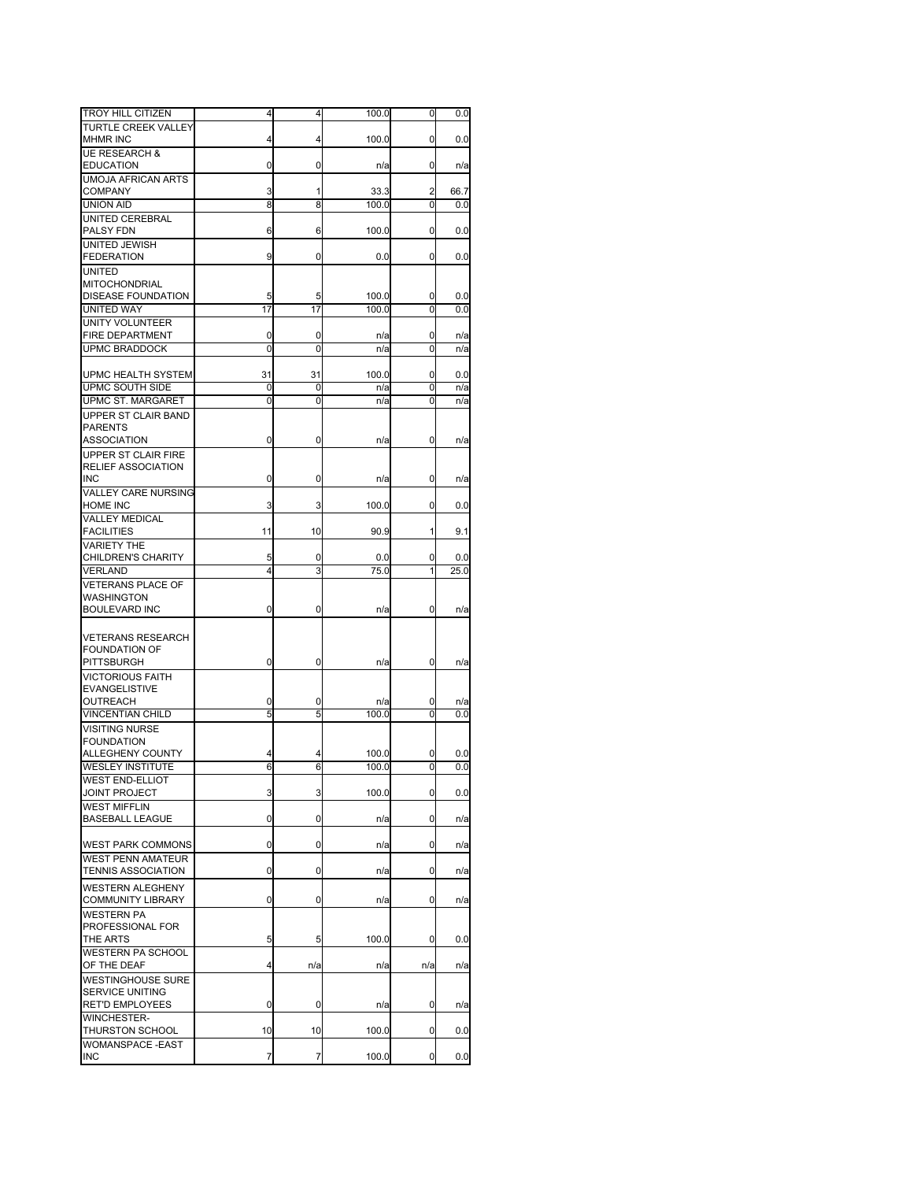| | | | | | |
|---|---|---|---|---|---|
| TROY HILL CITIZEN | 4 | 4 | 100.0 | 0 | 0.0 |
| TURTLE CREEK VALLEY MHMR INC | 4 | 4 | 100.0 | 0 | 0.0 |
| UE RESEARCH & EDUCATION | 0 | 0 | n/a | 0 | n/a |
| UMOJA AFRICAN ARTS COMPANY | 3 | 1 | 33.3 | 2 | 66.7 |
| UNION AID | 8 | 8 | 100.0 | 0 | 0.0 |
| UNITED CEREBRAL PALSY FDN | 6 | 6 | 100.0 | 0 | 0.0 |
| UNITED JEWISH FEDERATION | 9 | 0 | 0.0 | 0 | 0.0 |
| UNITED MITOCHONDRIAL DISEASE FOUNDATION | 5 | 5 | 100.0 | 0 | 0.0 |
| UNITED WAY | 17 | 17 | 100.0 | 0 | 0.0 |
| UNITY VOLUNTEER FIRE DEPARTMENT | 0 | 0 | n/a | 0 | n/a |
| UPMC BRADDOCK | 0 | 0 | n/a | 0 | n/a |
| UPMC HEALTH SYSTEM | 31 | 31 | 100.0 | 0 | 0.0 |
| UPMC SOUTH SIDE | 0 | 0 | n/a | 0 | n/a |
| UPMC ST. MARGARET | 0 | 0 | n/a | 0 | n/a |
| UPPER ST CLAIR BAND PARENTS ASSOCIATION | 0 | 0 | n/a | 0 | n/a |
| UPPER ST CLAIR FIRE RELIEF ASSOCIATION INC | 0 | 0 | n/a | 0 | n/a |
| VALLEY CARE NURSING HOME INC | 3 | 3 | 100.0 | 0 | 0.0 |
| VALLEY MEDICAL FACILITIES | 11 | 10 | 90.9 | 1 | 9.1 |
| VARIETY THE CHILDREN'S CHARITY | 5 | 0 | 0.0 | 0 | 0.0 |
| VERLAND | 4 | 3 | 75.0 | 1 | 25.0 |
| VETERANS PLACE OF WASHINGTON BOULEVARD INC | 0 | 0 | n/a | 0 | n/a |
| VETERANS RESEARCH FOUNDATION OF PITTSBURGH | 0 | 0 | n/a | 0 | n/a |
| VICTORIOUS FAITH EVANGELISTIVE OUTREACH | 0 | 0 | n/a | 0 | n/a |
| VINCENTIAN CHILD | 5 | 5 | 100.0 | 0 | 0.0 |
| VISITING NURSE FOUNDATION ALLEGHENY COUNTY | 4 | 4 | 100.0 | 0 | 0.0 |
| WESLEY INSTITUTE | 6 | 6 | 100.0 | 0 | 0.0 |
| WEST END-ELLIOT JOINT PROJECT | 3 | 3 | 100.0 | 0 | 0.0 |
| WEST MIFFLIN BASEBALL LEAGUE | 0 | 0 | n/a | 0 | n/a |
| WEST PARK COMMONS | 0 | 0 | n/a | 0 | n/a |
| WEST PENN AMATEUR TENNIS ASSOCIATION | 0 | 0 | n/a | 0 | n/a |
| WESTERN ALEGHENY COMMUNITY LIBRARY | 0 | 0 | n/a | 0 | n/a |
| WESTERN PA PROFESSIONAL FOR THE ARTS | 5 | 5 | 100.0 | 0 | 0.0 |
| WESTERN PA SCHOOL OF THE DEAF | 4 | n/a | n/a | n/a | n/a |
| WESTINGHOUSE SURE SERVICE UNITING RET'D EMPLOYEES | 0 | 0 | n/a | 0 | n/a |
| WINCHESTER-THURSTON SCHOOL | 10 | 10 | 100.0 | 0 | 0.0 |
| WOMANSPACE -EAST INC | 7 | 7 | 100.0 | 0 | 0.0 |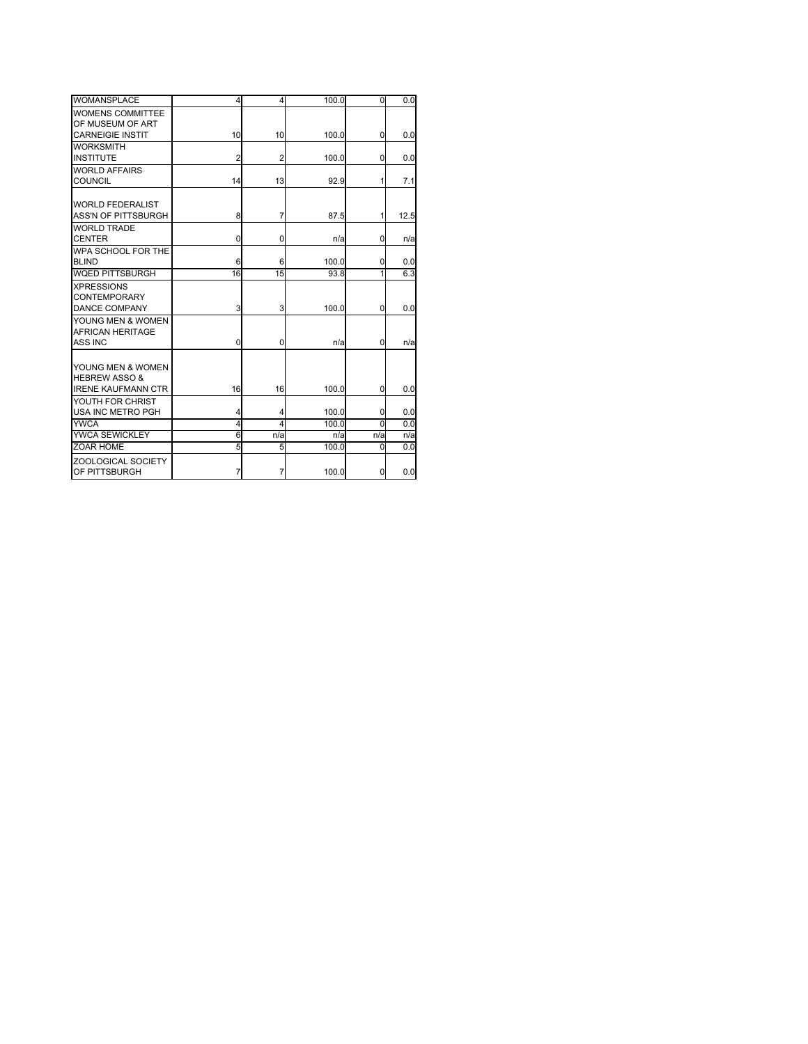| | | | | | |
|---|---|---|---|---|---|
| WOMANSPLACE | 4 | 4 | 100.0 | 0 | 0.0 |
| WOMENS COMMITTEE OF MUSEUM OF ART CARNEIGIE INSTIT | 10 | 10 | 100.0 | 0 | 0.0 |
| WORKSMITH INSTITUTE | 2 | 2 | 100.0 | 0 | 0.0 |
| WORLD AFFAIRS COUNCIL | 14 | 13 | 92.9 | 1 | 7.1 |
| WORLD FEDERALIST ASS'N OF PITTSBURGH | 8 | 7 | 87.5 | 1 | 12.5 |
| WORLD TRADE CENTER | 0 | 0 | n/a | 0 | n/a |
| WPA SCHOOL FOR THE BLIND | 6 | 6 | 100.0 | 0 | 0.0 |
| WQED PITTSBURGH | 16 | 15 | 93.8 | 1 | 6.3 |
| XPRESSIONS CONTEMPORARY DANCE COMPANY | 3 | 3 | 100.0 | 0 | 0.0 |
| YOUNG MEN & WOMEN AFRICAN HERITAGE ASS INC | 0 | 0 | n/a | 0 | n/a |
| YOUNG MEN & WOMEN HEBREW ASSO & IRENE KAUFMANN CTR | 16 | 16 | 100.0 | 0 | 0.0 |
| YOUTH FOR CHRIST USA INC METRO PGH | 4 | 4 | 100.0 | 0 | 0.0 |
| YWCA | 4 | 4 | 100.0 | 0 | 0.0 |
| YWCA SEWICKLEY | 6 | n/a | n/a | n/a | n/a |
| ZOAR HOME | 5 | 5 | 100.0 | 0 | 0.0 |
| ZOOLOGICAL SOCIETY OF PITTSBURGH | 7 | 7 | 100.0 | 0 | 0.0 |